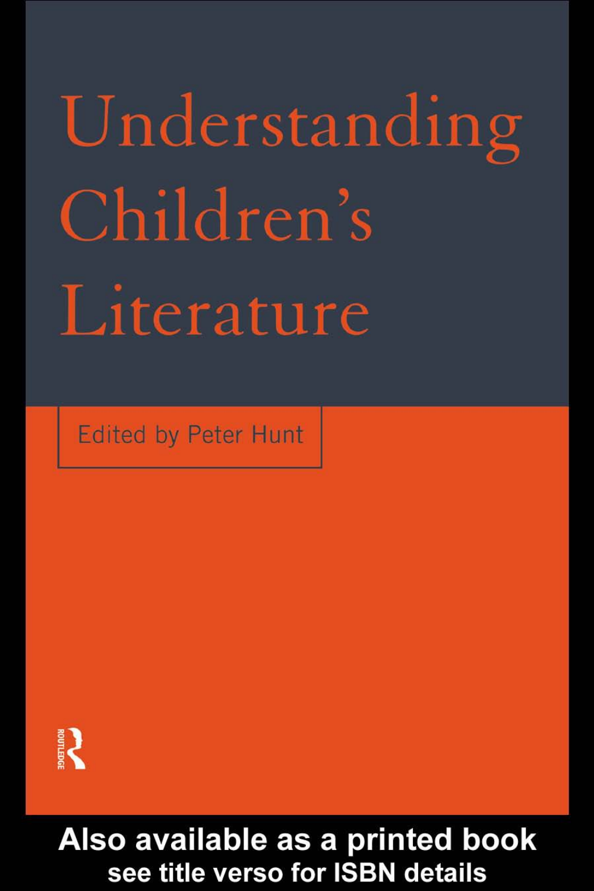# Understanding Children's Literature

Edited by Peter Hunt

ROUTLEDGE

Also available as a printed book
see title verso for ISBN details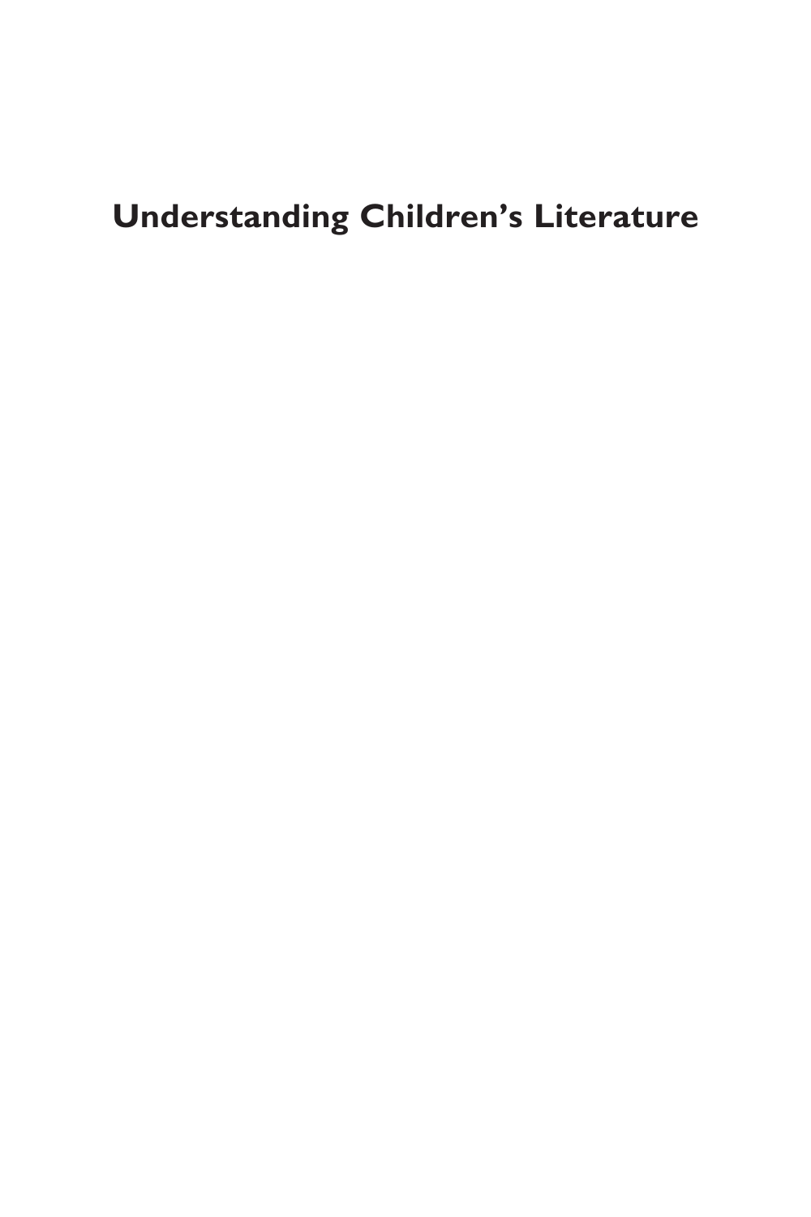# Understanding Children's Literature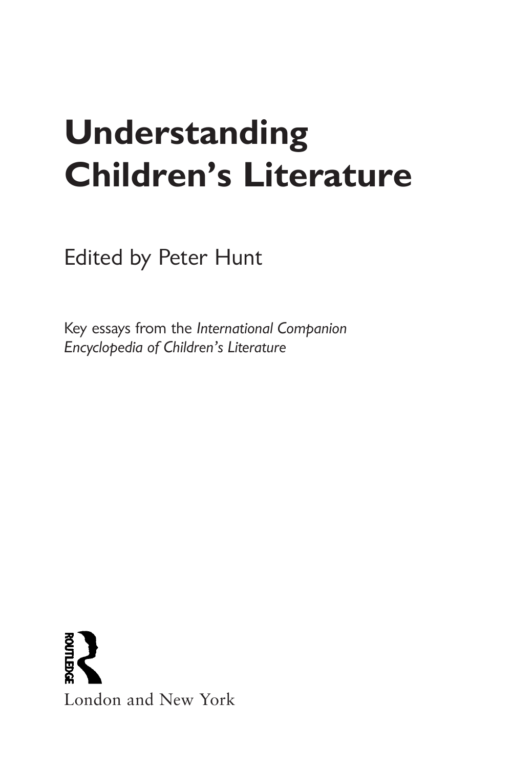# Understanding Children's Literature

Edited by Peter Hunt

Key essays from the *International Companion Encyclopedia of Children's Literature*

London and New York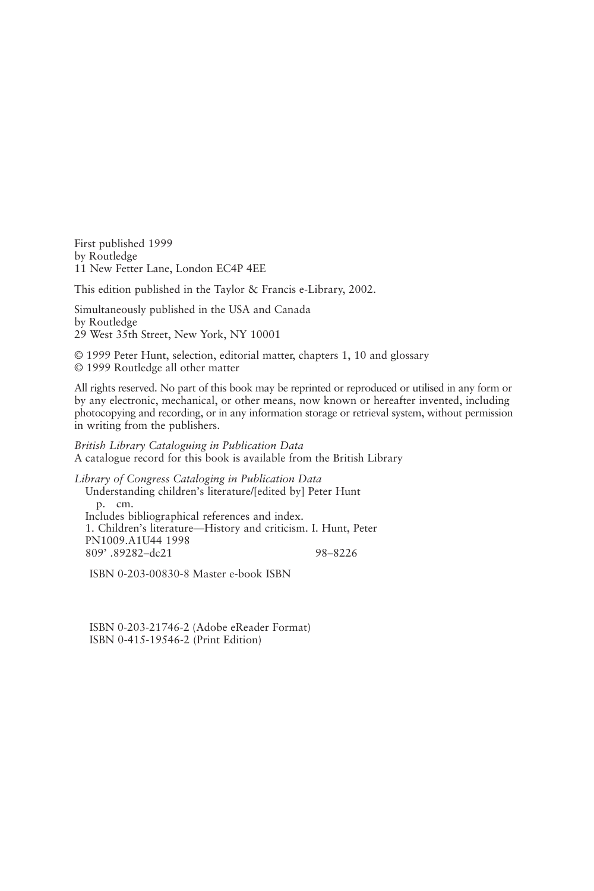First published 1999
by Routledge
11 New Fetter Lane, London EC4P 4EE

This edition published in the Taylor & Francis e-Library, 2002.

Simultaneously published in the USA and Canada
by Routledge
29 West 35th Street, New York, NY 10001

© 1999 Peter Hunt, selection, editorial matter, chapters 1, 10 and glossary
© 1999 Routledge all other matter

All rights reserved. No part of this book may be reprinted or reproduced or utilised in any form or by any electronic, mechanical, or other means, now known or hereafter invented, including photocopying and recording, or in any information storage or retrieval system, without permission in writing from the publishers.

*British Library Cataloguing in Publication Data*
A catalogue record for this book is available from the British Library

*Library of Congress Cataloging in Publication Data*
Understanding children's literature/[edited by] Peter Hunt
p. cm.
Includes bibliographical references and index.
1. Children's literature—History and criticism. I. Hunt, Peter
PN1009.A1U44 1998
809' .89282–dc21 98–8226

ISBN 0-203-00830-8 Master e-book ISBN

ISBN 0-203-21746-2 (Adobe eReader Format)
ISBN 0-415-19546-2 (Print Edition)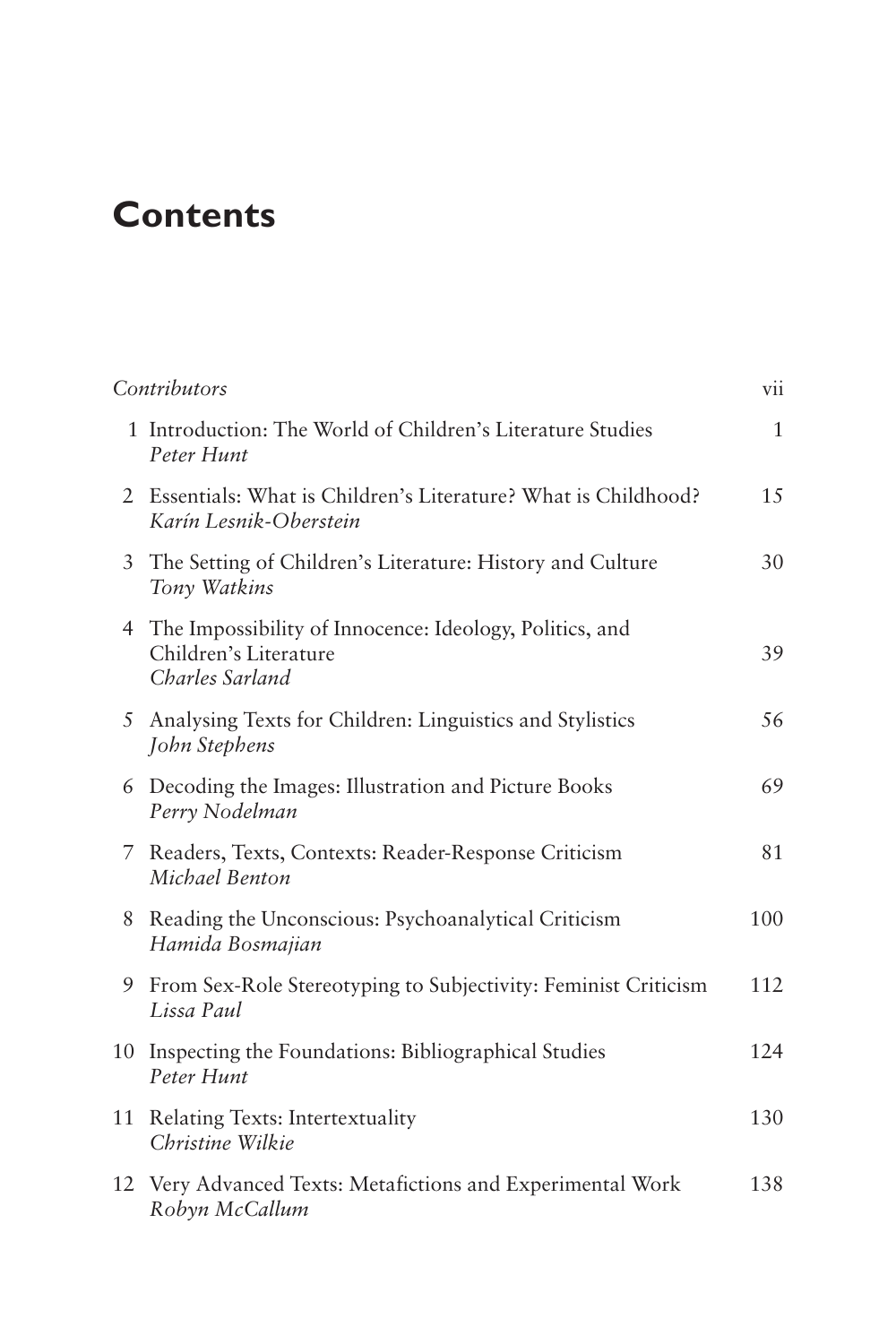# Contents

| | | |
|---|---|---|
| | *Contributors* | vii |
| 1 | Introduction: The World of Children's Literature Studies<br>*Peter Hunt* | 1 |
| 2 | Essentials: What is Children's Literature? What is Childhood?<br>*Karín Lesnik-Oberstein* | 15 |
| 3 | The Setting of Children's Literature: History and Culture<br>*Tony Watkins* | 30 |
| 4 | The Impossibility of Innocence: Ideology, Politics, and Children's Literature<br>*Charles Sarland* | 39 |
| 5 | Analysing Texts for Children: Linguistics and Stylistics<br>*John Stephens* | 56 |
| 6 | Decoding the Images: Illustration and Picture Books<br>*Perry Nodelman* | 69 |
| 7 | Readers, Texts, Contexts: Reader-Response Criticism<br>*Michael Benton* | 81 |
| 8 | Reading the Unconscious: Psychoanalytical Criticism<br>*Hamida Bosmajian* | 100 |
| 9 | From Sex-Role Stereotyping to Subjectivity: Feminist Criticism<br>*Lissa Paul* | 112 |
| 10 | Inspecting the Foundations: Bibliographical Studies<br>*Peter Hunt* | 124 |
| 11 | Relating Texts: Intertextuality<br>*Christine Wilkie* | 130 |
| 12 | Very Advanced Texts: Metafictions and Experimental Work<br>*Robyn McCallum* | 138 |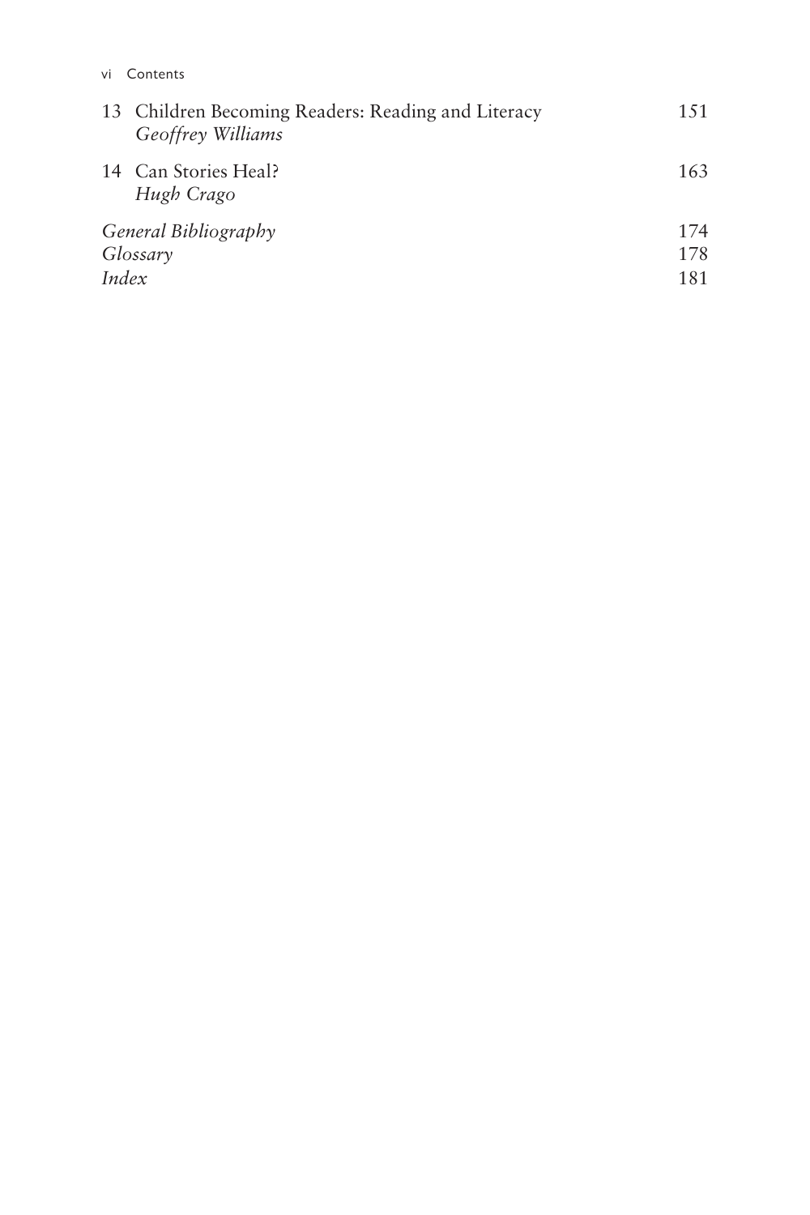13 Children Becoming Readers: Reading and Literacy — 151
*Geoffrey Williams*

14 Can Stories Heal? — 163
*Hugh Crago*

*General Bibliography* — 174

*Glossary* — 178

*Index* — 181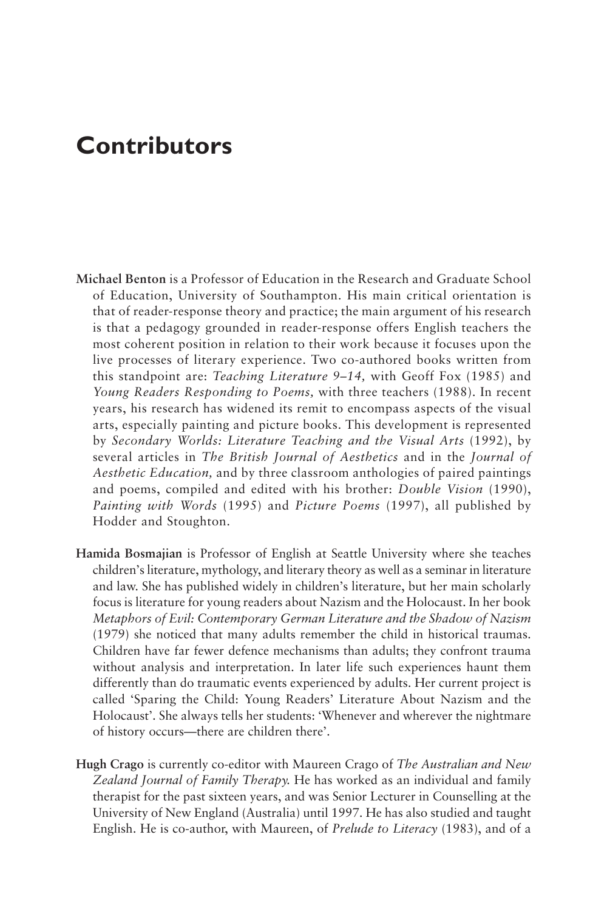# Contributors

**Michael Benton** is a Professor of Education in the Research and Graduate School of Education, University of Southampton. His main critical orientation is that of reader-response theory and practice; the main argument of his research is that a pedagogy grounded in reader-response offers English teachers the most coherent position in relation to their work because it focuses upon the live processes of literary experience. Two co-authored books written from this standpoint are: *Teaching Literature 9–14,* with Geoff Fox (1985) and *Young Readers Responding to Poems,* with three teachers (1988). In recent years, his research has widened its remit to encompass aspects of the visual arts, especially painting and picture books. This development is represented by *Secondary Worlds: Literature Teaching and the Visual Arts* (1992), by several articles in *The British Journal of Aesthetics* and in the *Journal of Aesthetic Education,* and by three classroom anthologies of paired paintings and poems, compiled and edited with his brother: *Double Vision* (1990), *Painting with Words* (1995) and *Picture Poems* (1997), all published by Hodder and Stoughton.

**Hamida Bosmajian** is Professor of English at Seattle University where she teaches children's literature, mythology, and literary theory as well as a seminar in literature and law. She has published widely in children's literature, but her main scholarly focus is literature for young readers about Nazism and the Holocaust. In her book *Metaphors of Evil: Contemporary German Literature and the Shadow of Nazism* (1979) she noticed that many adults remember the child in historical traumas. Children have far fewer defence mechanisms than adults; they confront trauma without analysis and interpretation. In later life such experiences haunt them differently than do traumatic events experienced by adults. Her current project is called 'Sparing the Child: Young Readers' Literature About Nazism and the Holocaust'. She always tells her students: 'Whenever and wherever the nightmare of history occurs—there are children there'.

**Hugh Crago** is currently co-editor with Maureen Crago of *The Australian and New Zealand Journal of Family Therapy.* He has worked as an individual and family therapist for the past sixteen years, and was Senior Lecturer in Counselling at the University of New England (Australia) until 1997. He has also studied and taught English. He is co-author, with Maureen, of *Prelude to Literacy* (1983), and of a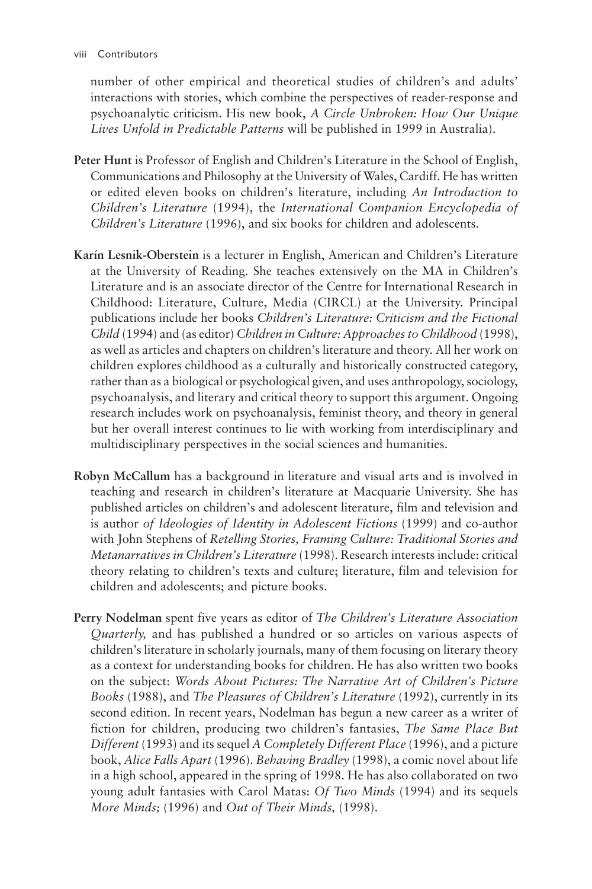number of other empirical and theoretical studies of children's and adults' interactions with stories, which combine the perspectives of reader-response and psychoanalytic criticism. His new book, *A Circle Unbroken: How Our Unique Lives Unfold in Predictable Patterns* will be published in 1999 in Australia).

**Peter Hunt** is Professor of English and Children's Literature in the School of English, Communications and Philosophy at the University of Wales, Cardiff. He has written or edited eleven books on children's literature, including *An Introduction to Children's Literature* (1994), the *International Companion Encyclopedia of Children's Literature* (1996), and six books for children and adolescents.

**Karín Lesnik-Oberstein** is a lecturer in English, American and Children's Literature at the University of Reading. She teaches extensively on the MA in Children's Literature and is an associate director of the Centre for International Research in Childhood: Literature, Culture, Media (CIRCL) at the University. Principal publications include her books *Children's Literature: Criticism and the Fictional Child* (1994) and (as editor) *Children in Culture: Approaches to Childhood* (1998), as well as articles and chapters on children's literature and theory. All her work on children explores childhood as a culturally and historically constructed category, rather than as a biological or psychological given, and uses anthropology, sociology, psychoanalysis, and literary and critical theory to support this argument. Ongoing research includes work on psychoanalysis, feminist theory, and theory in general but her overall interest continues to lie with working from interdisciplinary and multidisciplinary perspectives in the social sciences and humanities.

**Robyn McCallum** has a background in literature and visual arts and is involved in teaching and research in children's literature at Macquarie University. She has published articles on children's and adolescent literature, film and television and is author *of Ideologies of Identity in Adolescent Fictions* (1999) and co-author with John Stephens of *Retelling Stories, Framing Culture: Traditional Stories and Metanarratives in Children's Literature* (1998). Research interests include: critical theory relating to children's texts and culture; literature, film and television for children and adolescents; and picture books.

**Perry Nodelman** spent five years as editor of *The Children's Literature Association Quarterly,* and has published a hundred or so articles on various aspects of children's literature in scholarly journals, many of them focusing on literary theory as a context for understanding books for children. He has also written two books on the subject: *Words About Pictures: The Narrative Art of Children's Picture Books* (1988), and *The Pleasures of Children's Literature* (1992), currently in its second edition. In recent years, Nodelman has begun a new career as a writer of fiction for children, producing two children's fantasies, *The Same Place But Different* (1993) and its sequel *A Completely Different Place* (1996), and a picture book, *Alice Falls Apart* (1996). *Behaving Bradley* (1998), a comic novel about life in a high school, appeared in the spring of 1998. He has also collaborated on two young adult fantasies with Carol Matas: *Of Two Minds* (1994) and its sequels *More Minds;* (1996) and *Out of Their Minds,* (1998).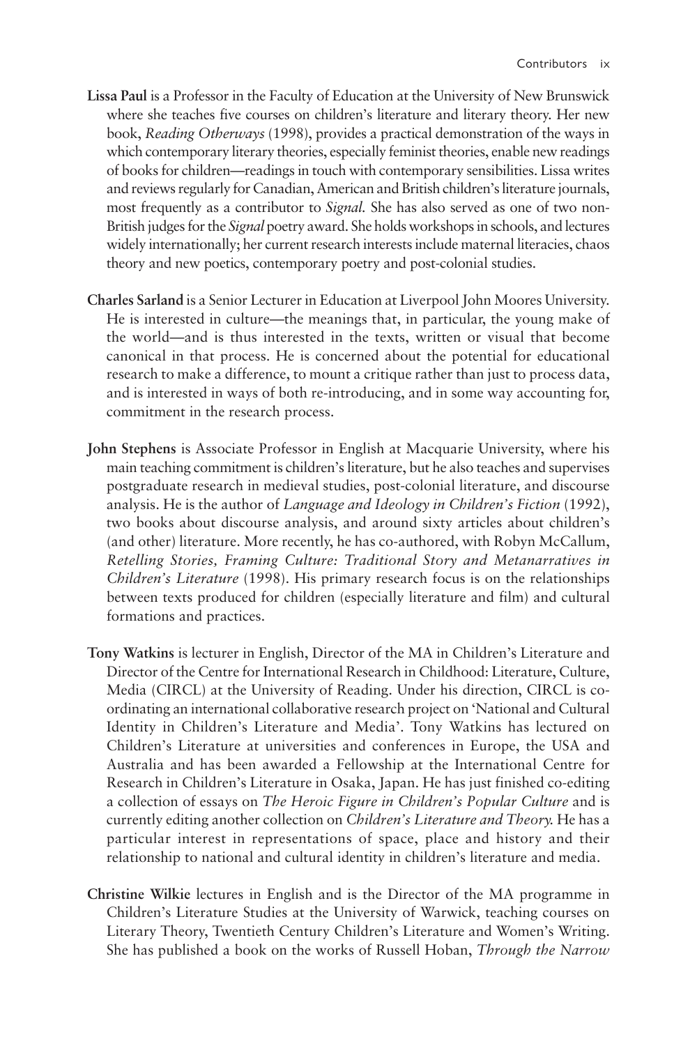**Lissa Paul** is a Professor in the Faculty of Education at the University of New Brunswick where she teaches five courses on children's literature and literary theory. Her new book, *Reading Otherways* (1998), provides a practical demonstration of the ways in which contemporary literary theories, especially feminist theories, enable new readings of books for children—readings in touch with contemporary sensibilities. Lissa writes and reviews regularly for Canadian, American and British children's literature journals, most frequently as a contributor to *Signal.* She has also served as one of two non-British judges for the *Signal* poetry award. She holds workshops in schools, and lectures widely internationally; her current research interests include maternal literacies, chaos theory and new poetics, contemporary poetry and post-colonial studies.

**Charles Sarland** is a Senior Lecturer in Education at Liverpool John Moores University. He is interested in culture—the meanings that, in particular, the young make of the world—and is thus interested in the texts, written or visual that become canonical in that process. He is concerned about the potential for educational research to make a difference, to mount a critique rather than just to process data, and is interested in ways of both re-introducing, and in some way accounting for, commitment in the research process.

**John Stephens** is Associate Professor in English at Macquarie University, where his main teaching commitment is children's literature, but he also teaches and supervises postgraduate research in medieval studies, post-colonial literature, and discourse analysis. He is the author of *Language and Ideology in Children's Fiction* (1992), two books about discourse analysis, and around sixty articles about children's (and other) literature. More recently, he has co-authored, with Robyn McCallum, *Retelling Stories, Framing Culture: Traditional Story and Metanarratives in Children's Literature* (1998). His primary research focus is on the relationships between texts produced for children (especially literature and film) and cultural formations and practices.

**Tony Watkins** is lecturer in English, Director of the MA in Children's Literature and Director of the Centre for International Research in Childhood: Literature, Culture, Media (CIRCL) at the University of Reading. Under his direction, CIRCL is co-ordinating an international collaborative research project on 'National and Cultural Identity in Children's Literature and Media'. Tony Watkins has lectured on Children's Literature at universities and conferences in Europe, the USA and Australia and has been awarded a Fellowship at the International Centre for Research in Children's Literature in Osaka, Japan. He has just finished co-editing a collection of essays on *The Heroic Figure in Children's Popular Culture* and is currently editing another collection on *Children's Literature and Theory.* He has a particular interest in representations of space, place and history and their relationship to national and cultural identity in children's literature and media.

**Christine Wilkie** lectures in English and is the Director of the MA programme in Children's Literature Studies at the University of Warwick, teaching courses on Literary Theory, Twentieth Century Children's Literature and Women's Writing. She has published a book on the works of Russell Hoban, *Through the Narrow*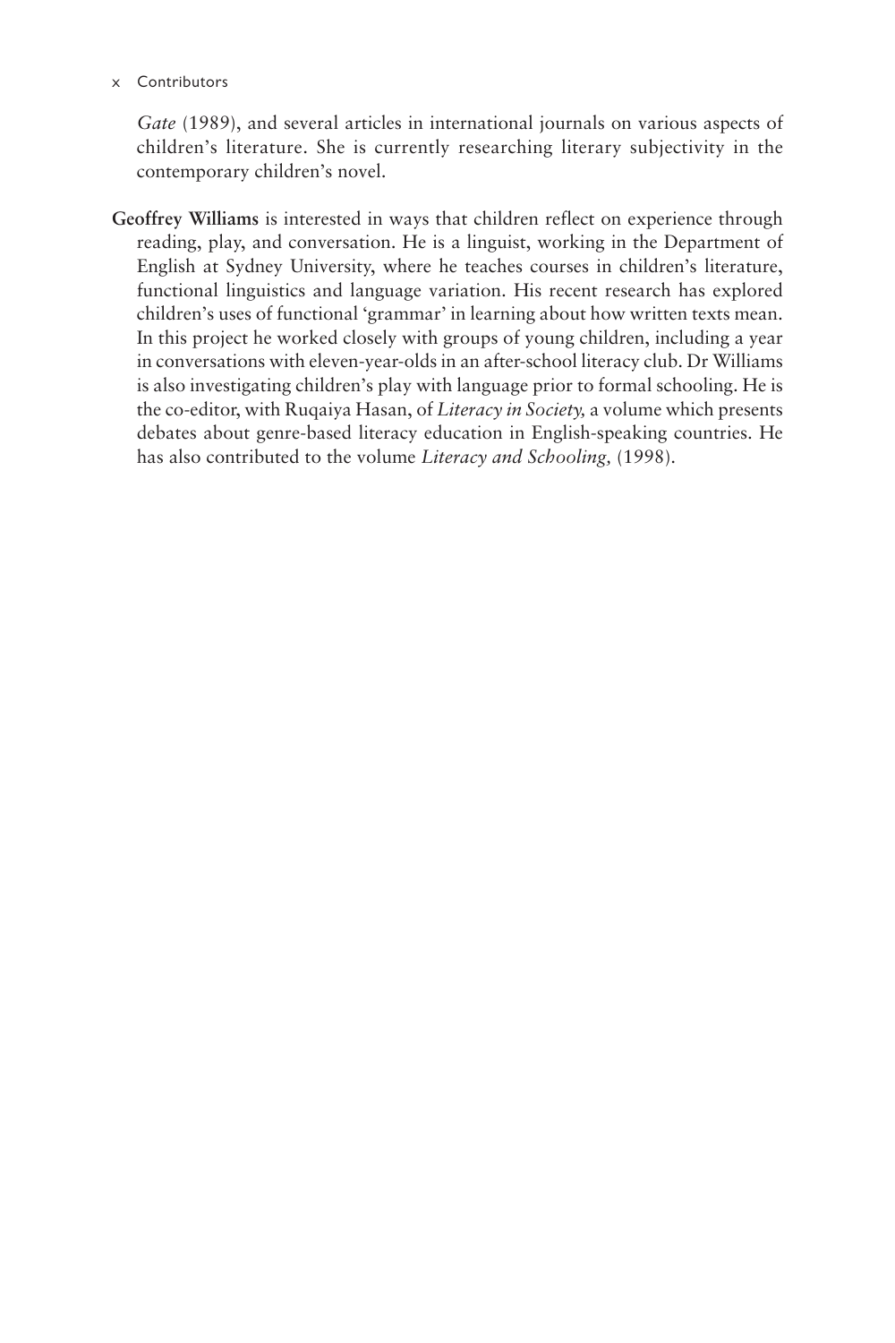*Gate* (1989), and several articles in international journals on various aspects of children's literature. She is currently researching literary subjectivity in the contemporary children's novel.

**Geoffrey Williams** is interested in ways that children reflect on experience through reading, play, and conversation. He is a linguist, working in the Department of English at Sydney University, where he teaches courses in children's literature, functional linguistics and language variation. His recent research has explored children's uses of functional 'grammar' in learning about how written texts mean. In this project he worked closely with groups of young children, including a year in conversations with eleven-year-olds in an after-school literacy club. Dr Williams is also investigating children's play with language prior to formal schooling. He is the co-editor, with Ruqaiya Hasan, of *Literacy in Society,* a volume which presents debates about genre-based literacy education in English-speaking countries. He has also contributed to the volume *Literacy and Schooling,* (1998).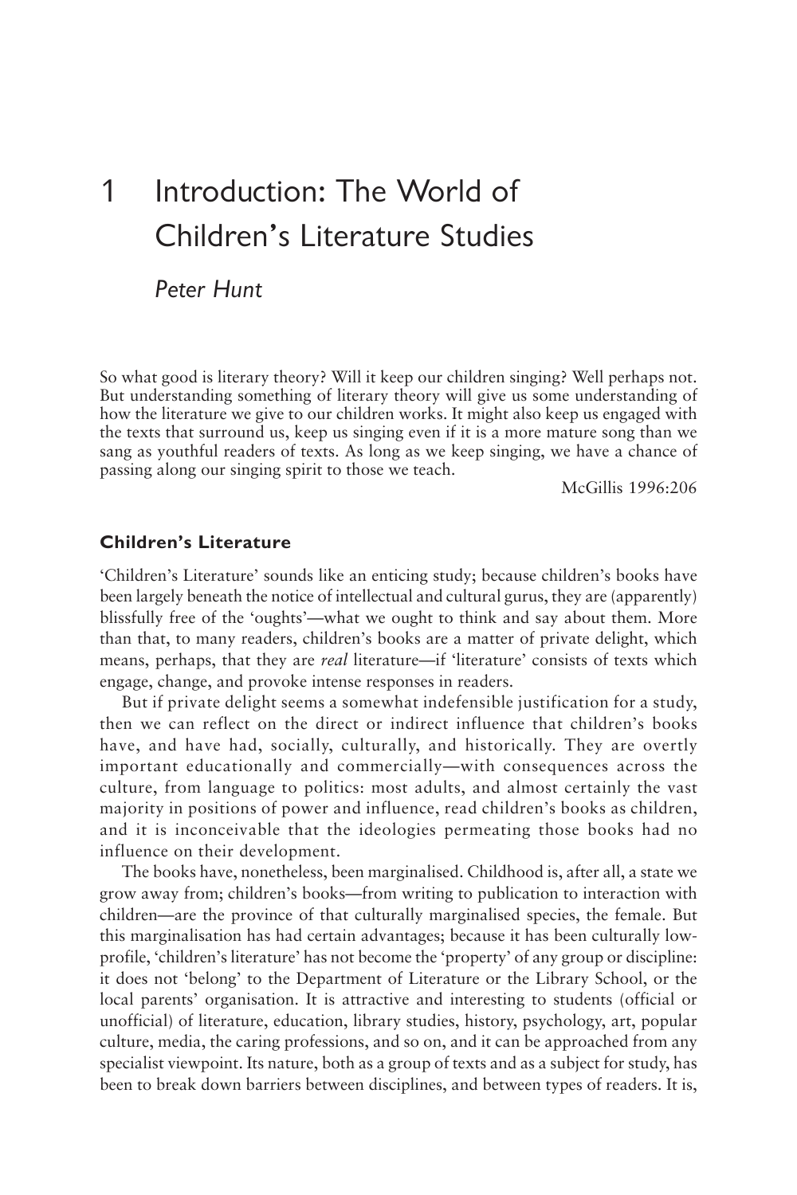# 1 Introduction: The World of Children's Literature Studies

*Peter Hunt*

So what good is literary theory? Will it keep our children singing? Well perhaps not. But understanding something of literary theory will give us some understanding of how the literature we give to our children works. It might also keep us engaged with the texts that surround us, keep us singing even if it is a more mature song than we sang as youthful readers of texts. As long as we keep singing, we have a chance of passing along our singing spirit to those we teach.

McGillis 1996:206

## Children's Literature

'Children's Literature' sounds like an enticing study; because children's books have been largely beneath the notice of intellectual and cultural gurus, they are (apparently) blissfully free of the 'oughts'—what we ought to think and say about them. More than that, to many readers, children's books are a matter of private delight, which means, perhaps, that they are *real* literature—if 'literature' consists of texts which engage, change, and provoke intense responses in readers.

But if private delight seems a somewhat indefensible justification for a study, then we can reflect on the direct or indirect influence that children's books have, and have had, socially, culturally, and historically. They are overtly important educationally and commercially—with consequences across the culture, from language to politics: most adults, and almost certainly the vast majority in positions of power and influence, read children's books as children, and it is inconceivable that the ideologies permeating those books had no influence on their development.

The books have, nonetheless, been marginalised. Childhood is, after all, a state we grow away from; children's books—from writing to publication to interaction with children—are the province of that culturally marginalised species, the female. But this marginalisation has had certain advantages; because it has been culturally low-profile, 'children's literature' has not become the 'property' of any group or discipline: it does not 'belong' to the Department of Literature or the Library School, or the local parents' organisation. It is attractive and interesting to students (official or unofficial) of literature, education, library studies, history, psychology, art, popular culture, media, the caring professions, and so on, and it can be approached from any specialist viewpoint. Its nature, both as a group of texts and as a subject for study, has been to break down barriers between disciplines, and between types of readers. It is,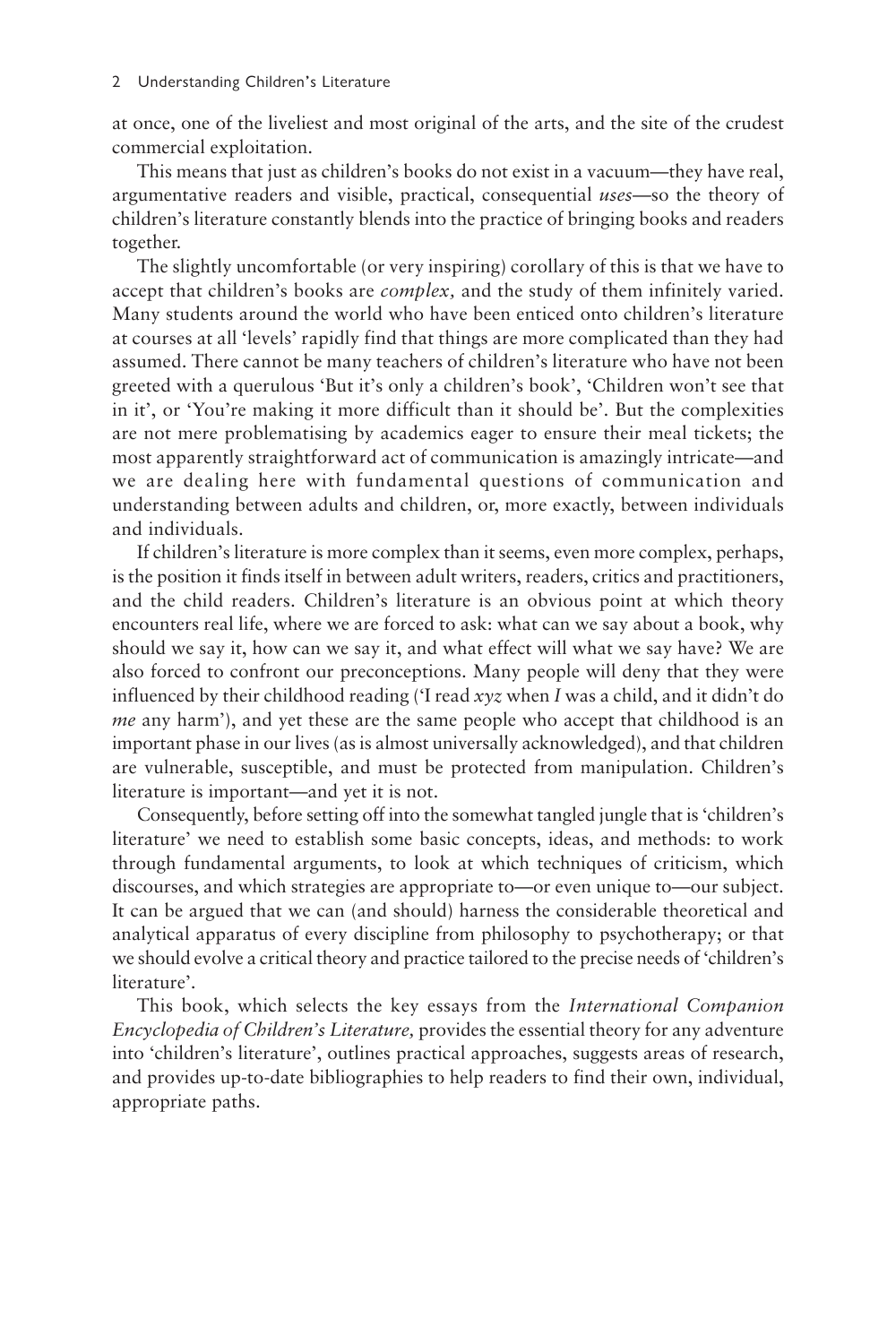at once, one of the liveliest and most original of the arts, and the site of the crudest commercial exploitation.

This means that just as children's books do not exist in a vacuum—they have real, argumentative readers and visible, practical, consequential *uses*—so the theory of children's literature constantly blends into the practice of bringing books and readers together.

The slightly uncomfortable (or very inspiring) corollary of this is that we have to accept that children's books are *complex,* and the study of them infinitely varied. Many students around the world who have been enticed onto children's literature at courses at all 'levels' rapidly find that things are more complicated than they had assumed. There cannot be many teachers of children's literature who have not been greeted with a querulous 'But it's only a children's book', 'Children won't see that in it', or 'You're making it more difficult than it should be'. But the complexities are not mere problematising by academics eager to ensure their meal tickets; the most apparently straightforward act of communication is amazingly intricate—and we are dealing here with fundamental questions of communication and understanding between adults and children, or, more exactly, between individuals and individuals.

If children's literature is more complex than it seems, even more complex, perhaps, is the position it finds itself in between adult writers, readers, critics and practitioners, and the child readers. Children's literature is an obvious point at which theory encounters real life, where we are forced to ask: what can we say about a book, why should we say it, how can we say it, and what effect will what we say have? We are also forced to confront our preconceptions. Many people will deny that they were influenced by their childhood reading ('I read *xyz* when *I* was a child, and it didn't do *me* any harm'), and yet these are the same people who accept that childhood is an important phase in our lives (as is almost universally acknowledged), and that children are vulnerable, susceptible, and must be protected from manipulation. Children's literature is important—and yet it is not.

Consequently, before setting off into the somewhat tangled jungle that is 'children's literature' we need to establish some basic concepts, ideas, and methods: to work through fundamental arguments, to look at which techniques of criticism, which discourses, and which strategies are appropriate to—or even unique to—our subject. It can be argued that we can (and should) harness the considerable theoretical and analytical apparatus of every discipline from philosophy to psychotherapy; or that we should evolve a critical theory and practice tailored to the precise needs of 'children's literature'.

This book, which selects the key essays from the *International Companion Encyclopedia of Children's Literature,* provides the essential theory for any adventure into 'children's literature', outlines practical approaches, suggests areas of research, and provides up-to-date bibliographies to help readers to find their own, individual, appropriate paths.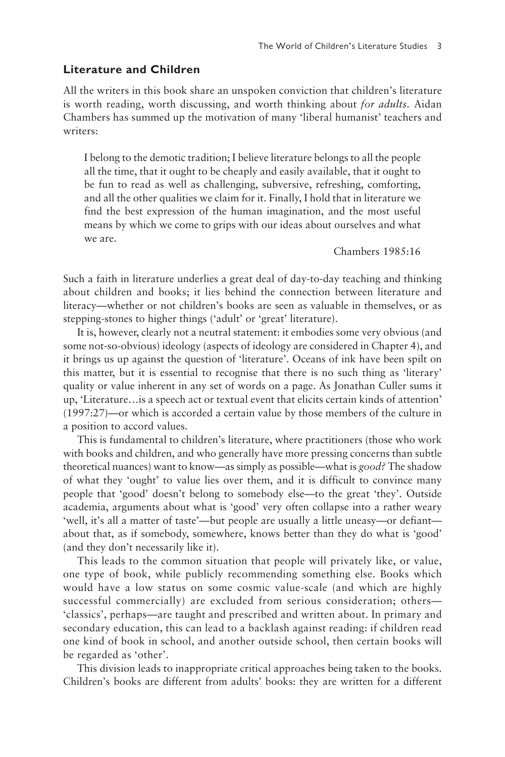## Literature and Children

All the writers in this book share an unspoken conviction that children's literature is worth reading, worth discussing, and worth thinking about *for adults*. Aidan Chambers has summed up the motivation of many 'liberal humanist' teachers and writers:

> I belong to the demotic tradition; I believe literature belongs to all the people all the time, that it ought to be cheaply and easily available, that it ought to be fun to read as well as challenging, subversive, refreshing, comforting, and all the other qualities we claim for it. Finally, I hold that in literature we find the best expression of the human imagination, and the most useful means by which we come to grips with our ideas about ourselves and what we are.
>
> Chambers 1985:16

Such a faith in literature underlies a great deal of day-to-day teaching and thinking about children and books; it lies behind the connection between literature and literacy—whether or not children's books are seen as valuable in themselves, or as stepping-stones to higher things ('adult' or 'great' literature).

It is, however, clearly not a neutral statement: it embodies some very obvious (and some not-so-obvious) ideology (aspects of ideology are considered in Chapter 4), and it brings us up against the question of 'literature'. Oceans of ink have been spilt on this matter, but it is essential to recognise that there is no such thing as 'literary' quality or value inherent in any set of words on a page. As Jonathan Culler sums it up, 'Literature…is a speech act or textual event that elicits certain kinds of attention' (1997:27)—or which is accorded a certain value by those members of the culture in a position to accord values.

This is fundamental to children's literature, where practitioners (those who work with books and children, and who generally have more pressing concerns than subtle theoretical nuances) want to know—as simply as possible—what is *good?* The shadow of what they 'ought' to value lies over them, and it is difficult to convince many people that 'good' doesn't belong to somebody else—to the great 'they'. Outside academia, arguments about what is 'good' very often collapse into a rather weary 'well, it's all a matter of taste'—but people are usually a little uneasy—or defiant—about that, as if somebody, somewhere, knows better than they do what is 'good' (and they don't necessarily like it).

This leads to the common situation that people will privately like, or value, one type of book, while publicly recommending something else. Books which would have a low status on some cosmic value-scale (and which are highly successful commercially) are excluded from serious consideration; others—'classics', perhaps—are taught and prescribed and written about. In primary and secondary education, this can lead to a backlash against reading: if children read one kind of book in school, and another outside school, then certain books will be regarded as 'other'.

This division leads to inappropriate critical approaches being taken to the books. Children's books are different from adults' books: they are written for a different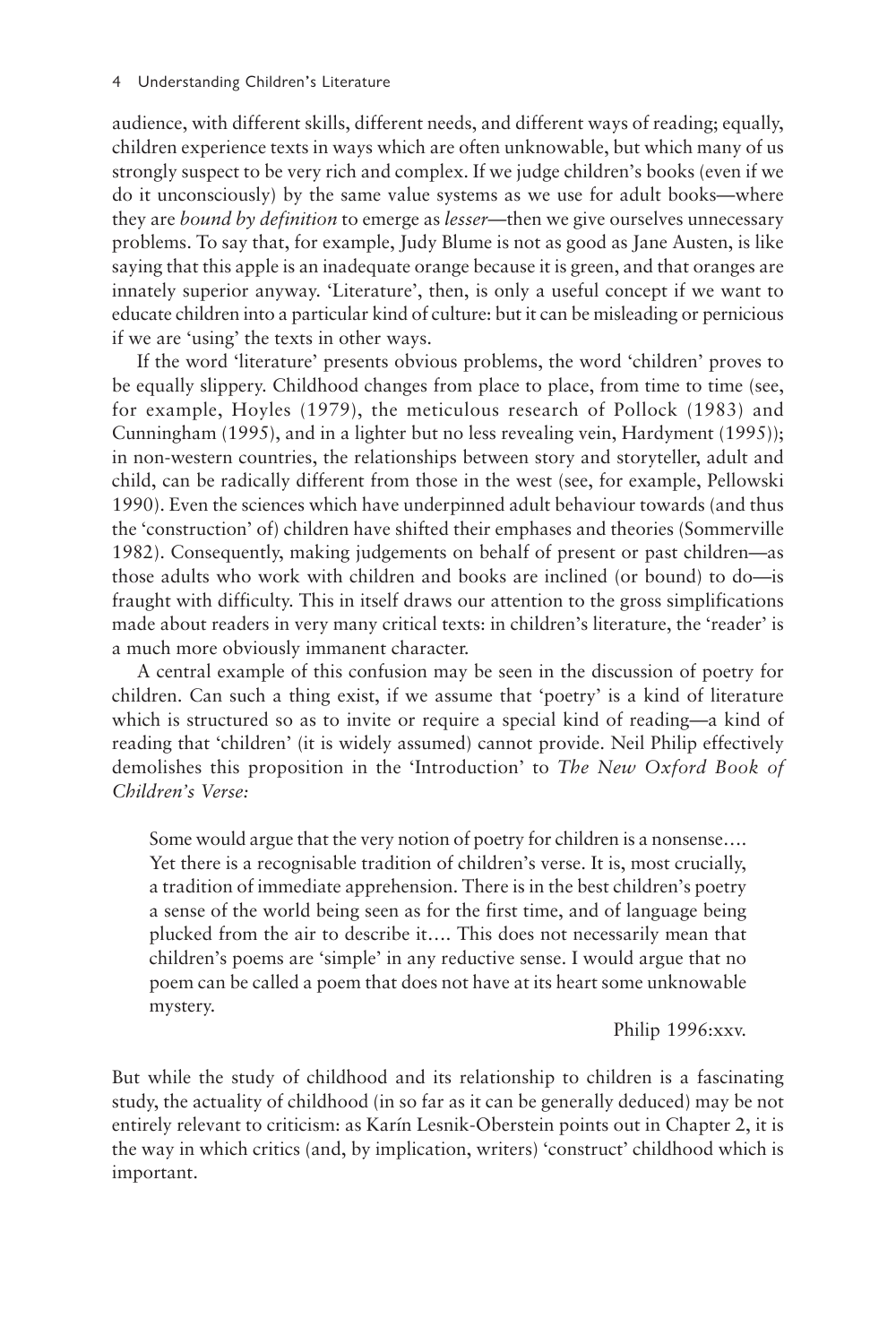audience, with different skills, different needs, and different ways of reading; equally, children experience texts in ways which are often unknowable, but which many of us strongly suspect to be very rich and complex. If we judge children's books (even if we do it unconsciously) by the same value systems as we use for adult books—where they are *bound by definition* to emerge as *lesser*—then we give ourselves unnecessary problems. To say that, for example, Judy Blume is not as good as Jane Austen, is like saying that this apple is an inadequate orange because it is green, and that oranges are innately superior anyway. 'Literature', then, is only a useful concept if we want to educate children into a particular kind of culture: but it can be misleading or pernicious if we are 'using' the texts in other ways.

If the word 'literature' presents obvious problems, the word 'children' proves to be equally slippery. Childhood changes from place to place, from time to time (see, for example, Hoyles (1979), the meticulous research of Pollock (1983) and Cunningham (1995), and in a lighter but no less revealing vein, Hardyment (1995)); in non-western countries, the relationships between story and storyteller, adult and child, can be radically different from those in the west (see, for example, Pellowski 1990). Even the sciences which have underpinned adult behaviour towards (and thus the 'construction' of) children have shifted their emphases and theories (Sommerville 1982). Consequently, making judgements on behalf of present or past children—as those adults who work with children and books are inclined (or bound) to do—is fraught with difficulty. This in itself draws our attention to the gross simplifications made about readers in very many critical texts: in children's literature, the 'reader' is a much more obviously immanent character.

A central example of this confusion may be seen in the discussion of poetry for children. Can such a thing exist, if we assume that 'poetry' is a kind of literature which is structured so as to invite or require a special kind of reading—a kind of reading that 'children' (it is widely assumed) cannot provide. Neil Philip effectively demolishes this proposition in the 'Introduction' to *The New Oxford Book of Children's Verse:*

> Some would argue that the very notion of poetry for children is a nonsense…. Yet there is a recognisable tradition of children's verse. It is, most crucially, a tradition of immediate apprehension. There is in the best children's poetry a sense of the world being seen as for the first time, and of language being plucked from the air to describe it…. This does not necessarily mean that children's poems are 'simple' in any reductive sense. I would argue that no poem can be called a poem that does not have at its heart some unknowable mystery.
>
> Philip 1996:xxv.

But while the study of childhood and its relationship to children is a fascinating study, the actuality of childhood (in so far as it can be generally deduced) may be not entirely relevant to criticism: as Karín Lesnik-Oberstein points out in Chapter 2, it is the way in which critics (and, by implication, writers) 'construct' childhood which is important.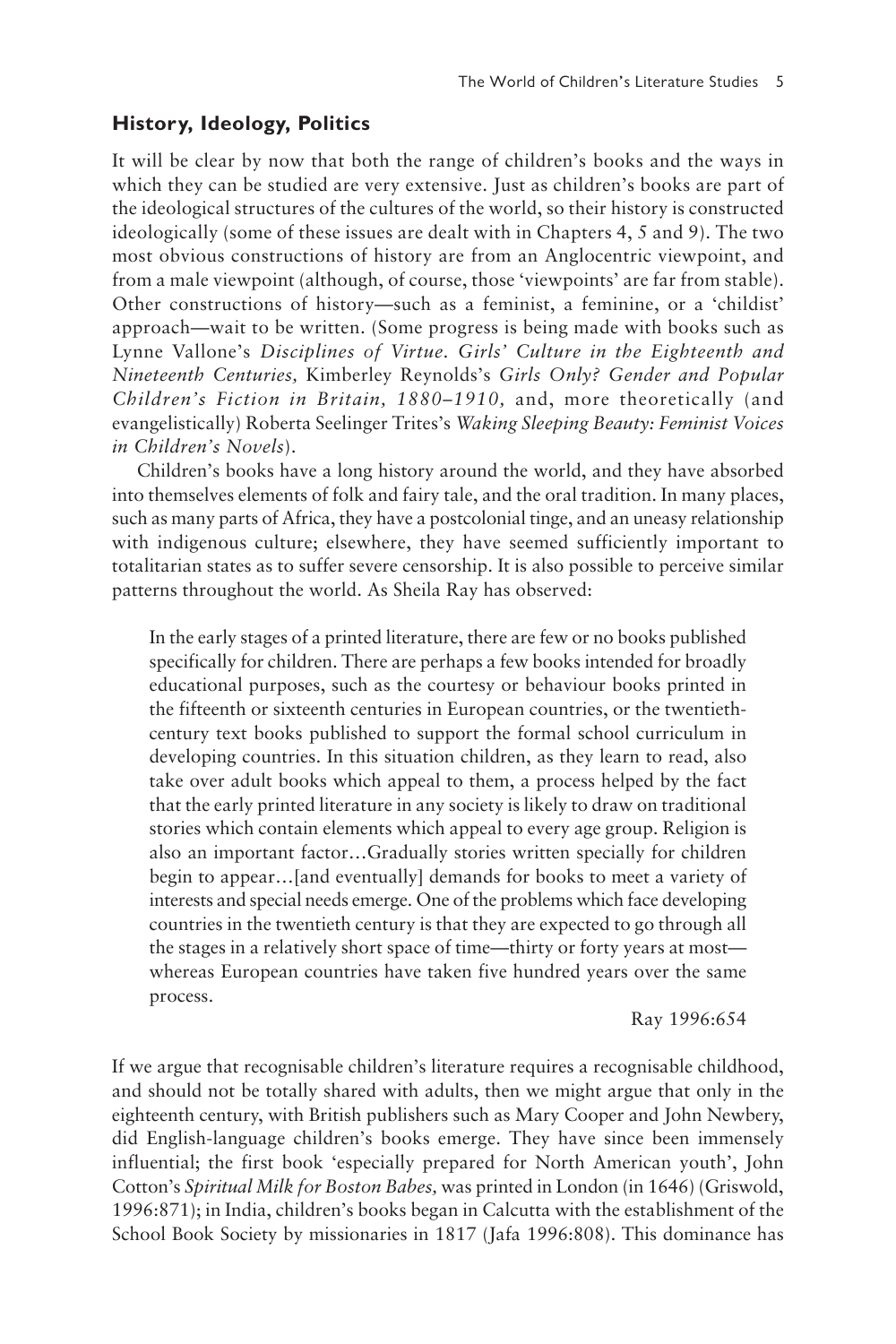## History, Ideology, Politics

It will be clear by now that both the range of children's books and the ways in which they can be studied are very extensive. Just as children's books are part of the ideological structures of the cultures of the world, so their history is constructed ideologically (some of these issues are dealt with in Chapters 4, 5 and 9). The two most obvious constructions of history are from an Anglocentric viewpoint, and from a male viewpoint (although, of course, those 'viewpoints' are far from stable). Other constructions of history—such as a feminist, a feminine, or a 'childist' approach—wait to be written. (Some progress is being made with books such as Lynne Vallone's *Disciplines of Virtue. Girls' Culture in the Eighteenth and Nineteenth Centuries,* Kimberley Reynolds's *Girls Only? Gender and Popular Children's Fiction in Britain, 1880–1910,* and, more theoretically (and evangelistically) Roberta Seelinger Trites's *Waking Sleeping Beauty: Feminist Voices in Children's Novels*).

Children's books have a long history around the world, and they have absorbed into themselves elements of folk and fairy tale, and the oral tradition. In many places, such as many parts of Africa, they have a postcolonial tinge, and an uneasy relationship with indigenous culture; elsewhere, they have seemed sufficiently important to totalitarian states as to suffer severe censorship. It is also possible to perceive similar patterns throughout the world. As Sheila Ray has observed:

> In the early stages of a printed literature, there are few or no books published specifically for children. There are perhaps a few books intended for broadly educational purposes, such as the courtesy or behaviour books printed in the fifteenth or sixteenth centuries in European countries, or the twentieth-century text books published to support the formal school curriculum in developing countries. In this situation children, as they learn to read, also take over adult books which appeal to them, a process helped by the fact that the early printed literature in any society is likely to draw on traditional stories which contain elements which appeal to every age group. Religion is also an important factor…Gradually stories written specially for children begin to appear…[and eventually] demands for books to meet a variety of interests and special needs emerge. One of the problems which face developing countries in the twentieth century is that they are expected to go through all the stages in a relatively short space of time—thirty or forty years at most—whereas European countries have taken five hundred years over the same process.
>
> Ray 1996:654

If we argue that recognisable children's literature requires a recognisable childhood, and should not be totally shared with adults, then we might argue that only in the eighteenth century, with British publishers such as Mary Cooper and John Newbery, did English-language children's books emerge. They have since been immensely influential; the first book 'especially prepared for North American youth', John Cotton's *Spiritual Milk for Boston Babes,* was printed in London (in 1646) (Griswold, 1996:871); in India, children's books began in Calcutta with the establishment of the School Book Society by missionaries in 1817 (Jafa 1996:808). This dominance has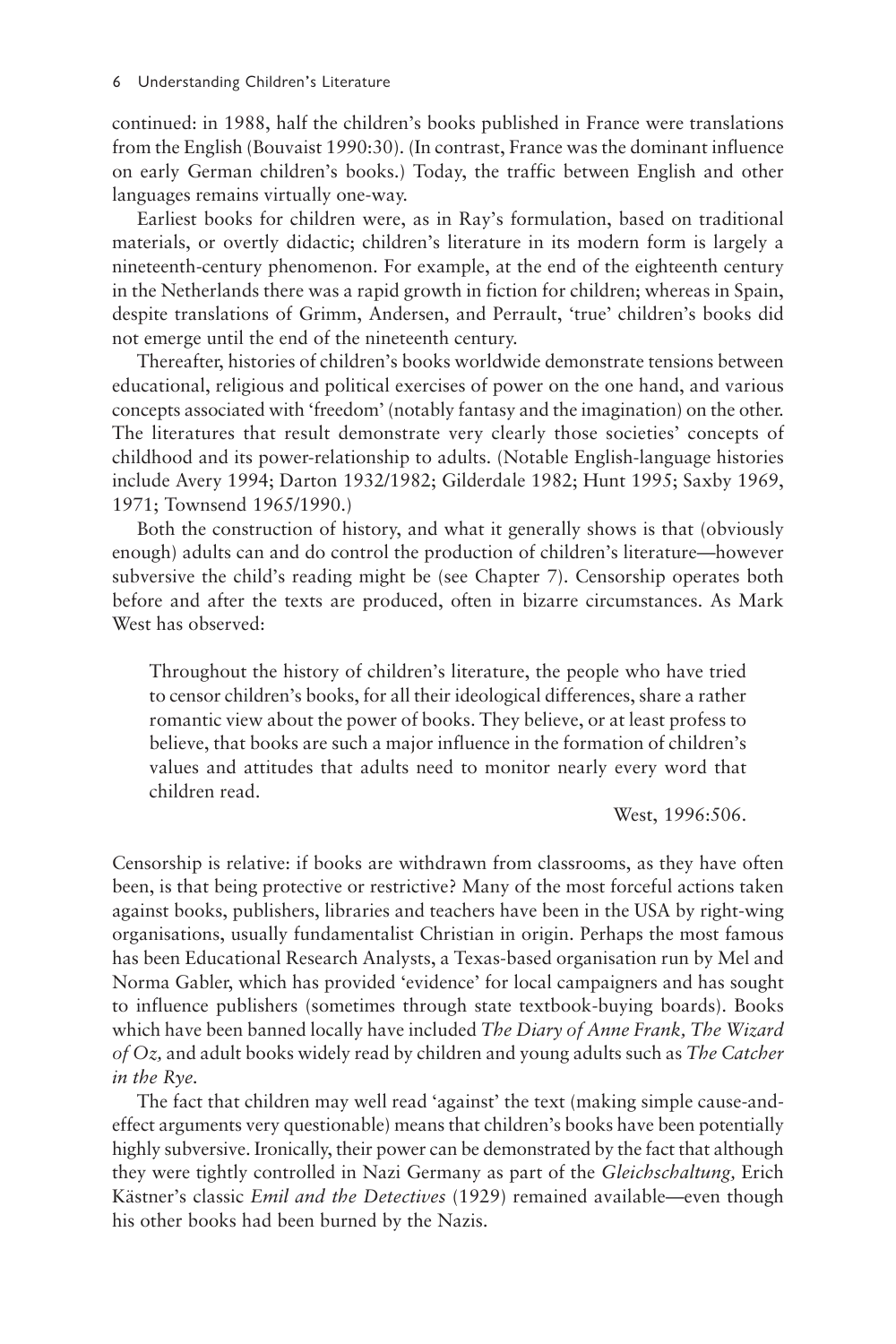continued: in 1988, half the children's books published in France were translations from the English (Bouvaist 1990:30). (In contrast, France was the dominant influence on early German children's books.) Today, the traffic between English and other languages remains virtually one-way.

Earliest books for children were, as in Ray's formulation, based on traditional materials, or overtly didactic; children's literature in its modern form is largely a nineteenth-century phenomenon. For example, at the end of the eighteenth century in the Netherlands there was a rapid growth in fiction for children; whereas in Spain, despite translations of Grimm, Andersen, and Perrault, 'true' children's books did not emerge until the end of the nineteenth century.

Thereafter, histories of children's books worldwide demonstrate tensions between educational, religious and political exercises of power on the one hand, and various concepts associated with 'freedom' (notably fantasy and the imagination) on the other. The literatures that result demonstrate very clearly those societies' concepts of childhood and its power-relationship to adults. (Notable English-language histories include Avery 1994; Darton 1932/1982; Gilderdale 1982; Hunt 1995; Saxby 1969, 1971; Townsend 1965/1990.)

Both the construction of history, and what it generally shows is that (obviously enough) adults can and do control the production of children's literature—however subversive the child's reading might be (see Chapter 7). Censorship operates both before and after the texts are produced, often in bizarre circumstances. As Mark West has observed:

> Throughout the history of children's literature, the people who have tried to censor children's books, for all their ideological differences, share a rather romantic view about the power of books. They believe, or at least profess to believe, that books are such a major influence in the formation of children's values and attitudes that adults need to monitor nearly every word that children read.
>
> West, 1996:506.

Censorship is relative: if books are withdrawn from classrooms, as they have often been, is that being protective or restrictive? Many of the most forceful actions taken against books, publishers, libraries and teachers have been in the USA by right-wing organisations, usually fundamentalist Christian in origin. Perhaps the most famous has been Educational Research Analysts, a Texas-based organisation run by Mel and Norma Gabler, which has provided 'evidence' for local campaigners and has sought to influence publishers (sometimes through state textbook-buying boards). Books which have been banned locally have included *The Diary of Anne Frank, The Wizard of Oz,* and adult books widely read by children and young adults such as *The Catcher in the Rye.*

The fact that children may well read 'against' the text (making simple cause-and-effect arguments very questionable) means that children's books have been potentially highly subversive. Ironically, their power can be demonstrated by the fact that although they were tightly controlled in Nazi Germany as part of the *Gleichschaltung,* Erich Kästner's classic *Emil and the Detectives* (1929) remained available—even though his other books had been burned by the Nazis.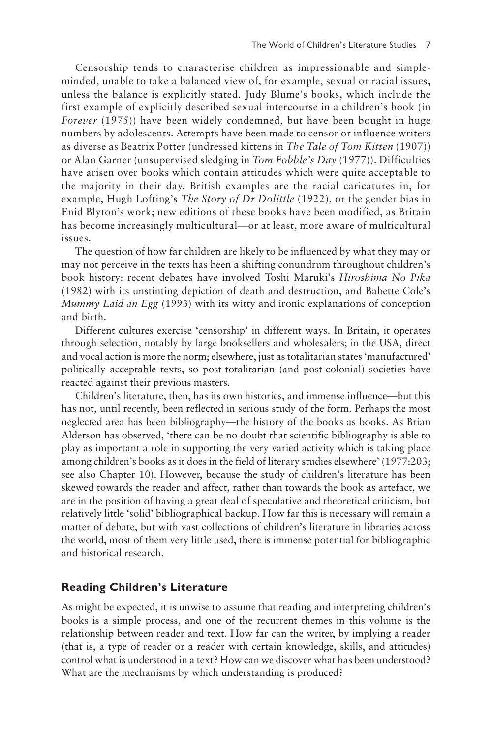Censorship tends to characterise children as impressionable and simple-minded, unable to take a balanced view of, for example, sexual or racial issues, unless the balance is explicitly stated. Judy Blume's books, which include the first example of explicitly described sexual intercourse in a children's book (in *Forever* (1975)) have been widely condemned, but have been bought in huge numbers by adolescents. Attempts have been made to censor or influence writers as diverse as Beatrix Potter (undressed kittens in *The Tale of Tom Kitten* (1907)) or Alan Garner (unsupervised sledging in *Tom Fobble's Day* (1977)). Difficulties have arisen over books which contain attitudes which were quite acceptable to the majority in their day. British examples are the racial caricatures in, for example, Hugh Lofting's *The Story of Dr Dolittle* (1922), or the gender bias in Enid Blyton's work; new editions of these books have been modified, as Britain has become increasingly multicultural—or at least, more aware of multicultural issues.

The question of how far children are likely to be influenced by what they may or may not perceive in the texts has been a shifting conundrum throughout children's book history: recent debates have involved Toshi Maruki's *Hiroshima No Pika* (1982) with its unstinting depiction of death and destruction, and Babette Cole's *Mummy Laid an Egg* (1993) with its witty and ironic explanations of conception and birth.

Different cultures exercise 'censorship' in different ways. In Britain, it operates through selection, notably by large booksellers and wholesalers; in the USA, direct and vocal action is more the norm; elsewhere, just as totalitarian states 'manufactured' politically acceptable texts, so post-totalitarian (and post-colonial) societies have reacted against their previous masters.

Children's literature, then, has its own histories, and immense influence—but this has not, until recently, been reflected in serious study of the form. Perhaps the most neglected area has been bibliography—the history of the books as books. As Brian Alderson has observed, 'there can be no doubt that scientific bibliography is able to play as important a role in supporting the very varied activity which is taking place among children's books as it does in the field of literary studies elsewhere' (1977:203; see also Chapter 10). However, because the study of children's literature has been skewed towards the reader and affect, rather than towards the book as artefact, we are in the position of having a great deal of speculative and theoretical criticism, but relatively little 'solid' bibliographical backup. How far this is necessary will remain a matter of debate, but with vast collections of children's literature in libraries across the world, most of them very little used, there is immense potential for bibliographic and historical research.

### Reading Children's Literature

As might be expected, it is unwise to assume that reading and interpreting children's books is a simple process, and one of the recurrent themes in this volume is the relationship between reader and text. How far can the writer, by implying a reader (that is, a type of reader or a reader with certain knowledge, skills, and attitudes) control what is understood in a text? How can we discover what has been understood? What are the mechanisms by which understanding is produced?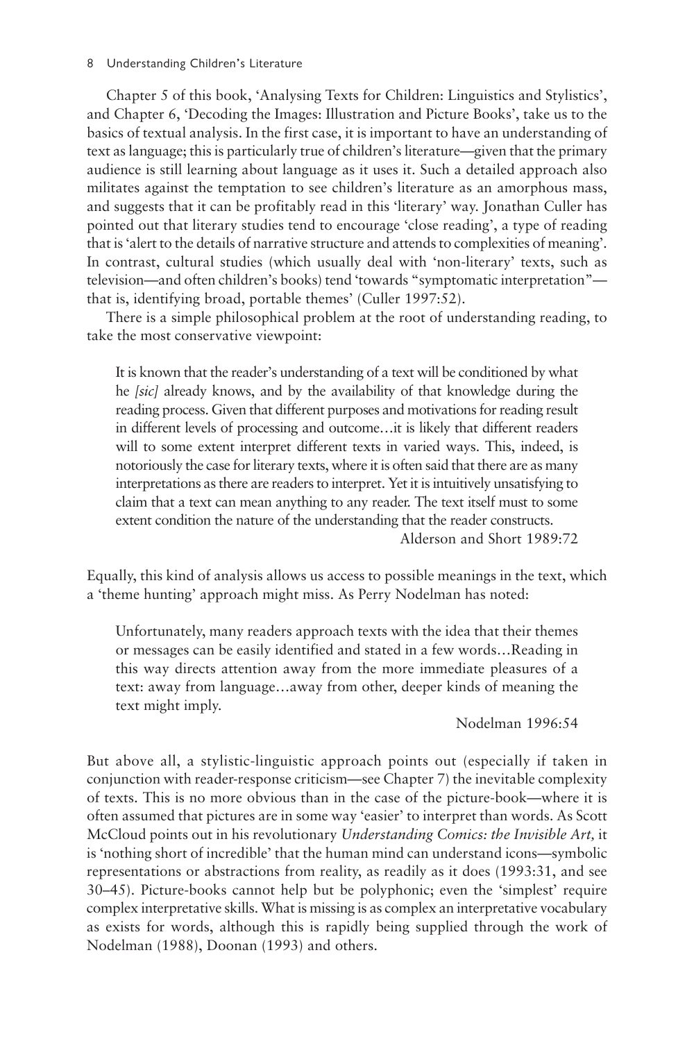Chapter 5 of this book, 'Analysing Texts for Children: Linguistics and Stylistics', and Chapter 6, 'Decoding the Images: Illustration and Picture Books', take us to the basics of textual analysis. In the first case, it is important to have an understanding of text as language; this is particularly true of children's literature—given that the primary audience is still learning about language as it uses it. Such a detailed approach also militates against the temptation to see children's literature as an amorphous mass, and suggests that it can be profitably read in this 'literary' way. Jonathan Culler has pointed out that literary studies tend to encourage 'close reading', a type of reading that is 'alert to the details of narrative structure and attends to complexities of meaning'. In contrast, cultural studies (which usually deal with 'non-literary' texts, such as television—and often children's books) tend 'towards "symptomatic interpretation"—that is, identifying broad, portable themes' (Culler 1997:52).

There is a simple philosophical problem at the root of understanding reading, to take the most conservative viewpoint:

> It is known that the reader's understanding of a text will be conditioned by what he *[sic]* already knows, and by the availability of that knowledge during the reading process. Given that different purposes and motivations for reading result in different levels of processing and outcome…it is likely that different readers will to some extent interpret different texts in varied ways. This, indeed, is notoriously the case for literary texts, where it is often said that there are as many interpretations as there are readers to interpret. Yet it is intuitively unsatisfying to claim that a text can mean anything to any reader. The text itself must to some extent condition the nature of the understanding that the reader constructs.
>
> Alderson and Short 1989:72

Equally, this kind of analysis allows us access to possible meanings in the text, which a 'theme hunting' approach might miss. As Perry Nodelman has noted:

> Unfortunately, many readers approach texts with the idea that their themes or messages can be easily identified and stated in a few words…Reading in this way directs attention away from the more immediate pleasures of a text: away from language…away from other, deeper kinds of meaning the text might imply.
>
> Nodelman 1996:54

But above all, a stylistic-linguistic approach points out (especially if taken in conjunction with reader-response criticism—see Chapter 7) the inevitable complexity of texts. This is no more obvious than in the case of the picture-book—where it is often assumed that pictures are in some way 'easier' to interpret than words. As Scott McCloud points out in his revolutionary *Understanding Comics: the Invisible Art,* it is 'nothing short of incredible' that the human mind can understand icons—symbolic representations or abstractions from reality, as readily as it does (1993:31, and see 30–45). Picture-books cannot help but be polyphonic; even the 'simplest' require complex interpretative skills. What is missing is as complex an interpretative vocabulary as exists for words, although this is rapidly being supplied through the work of Nodelman (1988), Doonan (1993) and others.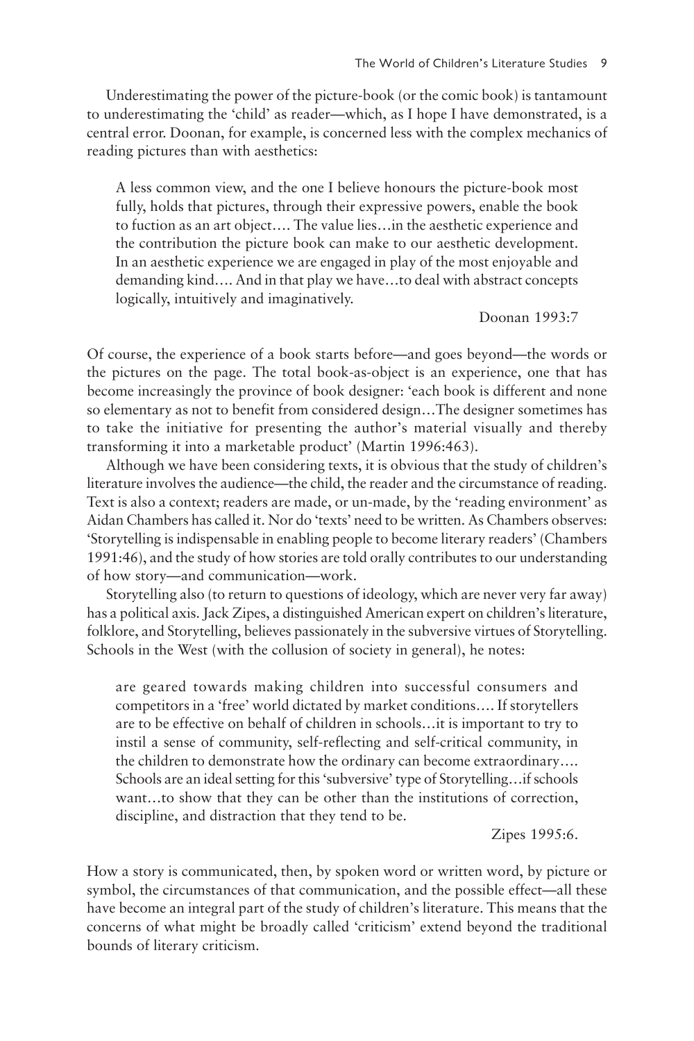Underestimating the power of the picture-book (or the comic book) is tantamount to underestimating the 'child' as reader—which, as I hope I have demonstrated, is a central error. Doonan, for example, is concerned less with the complex mechanics of reading pictures than with aesthetics:

> A less common view, and the one I believe honours the picture-book most fully, holds that pictures, through their expressive powers, enable the book to fuction as an art object…. The value lies…in the aesthetic experience and the contribution the picture book can make to our aesthetic development. In an aesthetic experience we are engaged in play of the most enjoyable and demanding kind…. And in that play we have…to deal with abstract concepts logically, intuitively and imaginatively.
>
> Doonan 1993:7

Of course, the experience of a book starts before—and goes beyond—the words or the pictures on the page. The total book-as-object is an experience, one that has become increasingly the province of book designer: 'each book is different and none so elementary as not to benefit from considered design…The designer sometimes has to take the initiative for presenting the author's material visually and thereby transforming it into a marketable product' (Martin 1996:463).

Although we have been considering texts, it is obvious that the study of children's literature involves the audience—the child, the reader and the circumstance of reading. Text is also a context; readers are made, or un-made, by the 'reading environment' as Aidan Chambers has called it. Nor do 'texts' need to be written. As Chambers observes: 'Storytelling is indispensable in enabling people to become literary readers' (Chambers 1991:46), and the study of how stories are told orally contributes to our understanding of how story—and communication—work.

Storytelling also (to return to questions of ideology, which are never very far away) has a political axis. Jack Zipes, a distinguished American expert on children's literature, folklore, and Storytelling, believes passionately in the subversive virtues of Storytelling. Schools in the West (with the collusion of society in general), he notes:

> are geared towards making children into successful consumers and competitors in a 'free' world dictated by market conditions…. If storytellers are to be effective on behalf of children in schools…it is important to try to instil a sense of community, self-reflecting and self-critical community, in the children to demonstrate how the ordinary can become extraordinary…. Schools are an ideal setting for this 'subversive' type of Storytelling…if schools want…to show that they can be other than the institutions of correction, discipline, and distraction that they tend to be.
>
> Zipes 1995:6.

How a story is communicated, then, by spoken word or written word, by picture or symbol, the circumstances of that communication, and the possible effect—all these have become an integral part of the study of children's literature. This means that the concerns of what might be broadly called 'criticism' extend beyond the traditional bounds of literary criticism.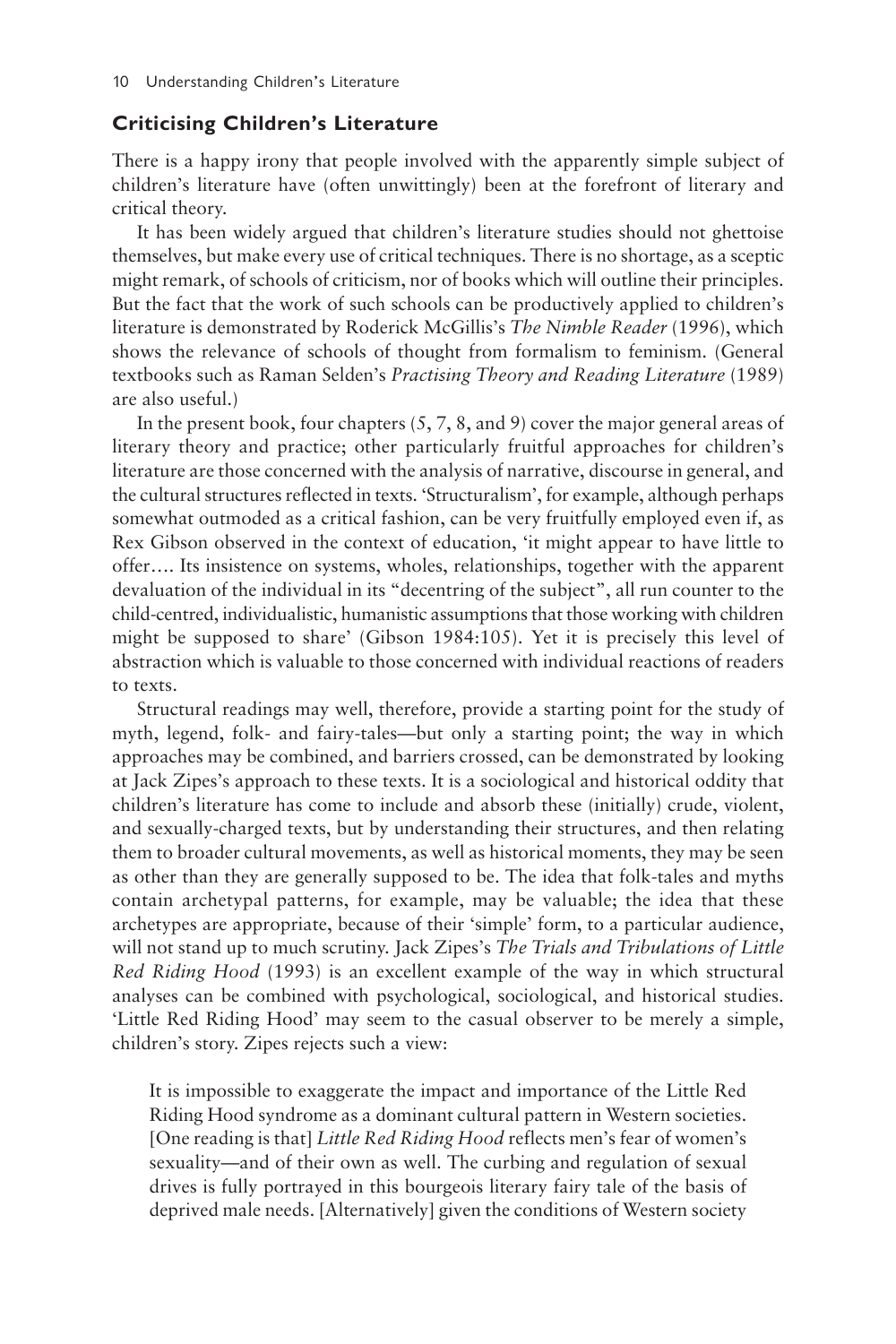## Criticising Children's Literature

There is a happy irony that people involved with the apparently simple subject of children's literature have (often unwittingly) been at the forefront of literary and critical theory.

It has been widely argued that children's literature studies should not ghettoise themselves, but make every use of critical techniques. There is no shortage, as a sceptic might remark, of schools of criticism, nor of books which will outline their principles. But the fact that the work of such schools can be productively applied to children's literature is demonstrated by Roderick McGillis's *The Nimble Reader* (1996), which shows the relevance of schools of thought from formalism to feminism. (General textbooks such as Raman Selden's *Practising Theory and Reading Literature* (1989) are also useful.)

In the present book, four chapters (5, 7, 8, and 9) cover the major general areas of literary theory and practice; other particularly fruitful approaches for children's literature are those concerned with the analysis of narrative, discourse in general, and the cultural structures reflected in texts. 'Structuralism', for example, although perhaps somewhat outmoded as a critical fashion, can be very fruitfully employed even if, as Rex Gibson observed in the context of education, 'it might appear to have little to offer…. Its insistence on systems, wholes, relationships, together with the apparent devaluation of the individual in its "decentring of the subject", all run counter to the child-centred, individualistic, humanistic assumptions that those working with children might be supposed to share' (Gibson 1984:105). Yet it is precisely this level of abstraction which is valuable to those concerned with individual reactions of readers to texts.

Structural readings may well, therefore, provide a starting point for the study of myth, legend, folk- and fairy-tales—but only a starting point; the way in which approaches may be combined, and barriers crossed, can be demonstrated by looking at Jack Zipes's approach to these texts. It is a sociological and historical oddity that children's literature has come to include and absorb these (initially) crude, violent, and sexually-charged texts, but by understanding their structures, and then relating them to broader cultural movements, as well as historical moments, they may be seen as other than they are generally supposed to be. The idea that folk-tales and myths contain archetypal patterns, for example, may be valuable; the idea that these archetypes are appropriate, because of their 'simple' form, to a particular audience, will not stand up to much scrutiny. Jack Zipes's *The Trials and Tribulations of Little Red Riding Hood* (1993) is an excellent example of the way in which structural analyses can be combined with psychological, sociological, and historical studies. 'Little Red Riding Hood' may seem to the casual observer to be merely a simple, children's story. Zipes rejects such a view:

> It is impossible to exaggerate the impact and importance of the Little Red Riding Hood syndrome as a dominant cultural pattern in Western societies. [One reading is that] *Little Red Riding Hood* reflects men's fear of women's sexuality—and of their own as well. The curbing and regulation of sexual drives is fully portrayed in this bourgeois literary fairy tale of the basis of deprived male needs. [Alternatively] given the conditions of Western society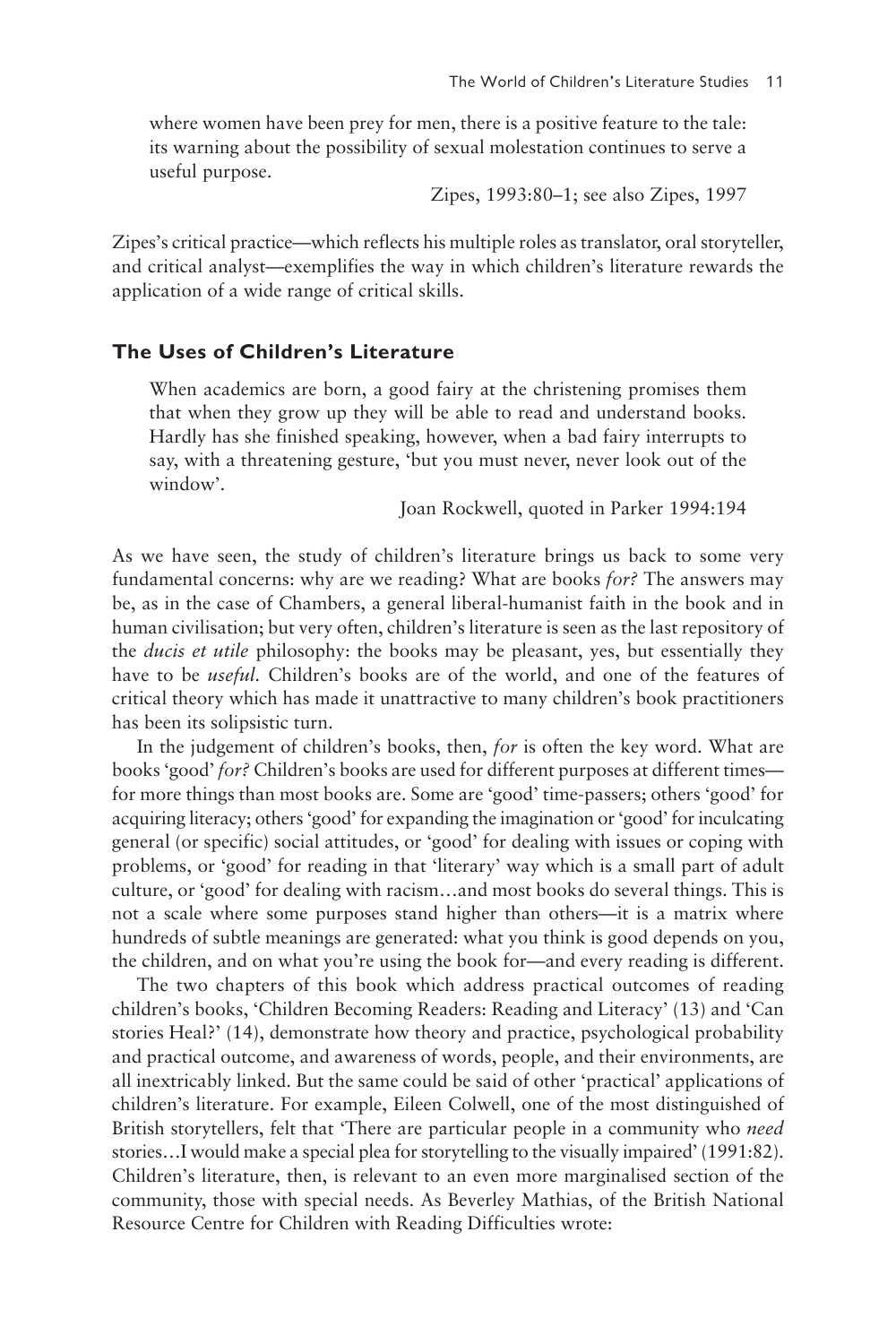> where women have been prey for men, there is a positive feature to the tale: its warning about the possibility of sexual molestation continues to serve a useful purpose.
>
> Zipes, 1993:80–1; see also Zipes, 1997

Zipes's critical practice—which reflects his multiple roles as translator, oral storyteller, and critical analyst—exemplifies the way in which children's literature rewards the application of a wide range of critical skills.

### The Uses of Children's Literature

> When academics are born, a good fairy at the christening promises them that when they grow up they will be able to read and understand books. Hardly has she finished speaking, however, when a bad fairy interrupts to say, with a threatening gesture, 'but you must never, never look out of the window'.
>
> Joan Rockwell, quoted in Parker 1994:194

As we have seen, the study of children's literature brings us back to some very fundamental concerns: why are we reading? What are books *for*? The answers may be, as in the case of Chambers, a general liberal-humanist faith in the book and in human civilisation; but very often, children's literature is seen as the last repository of the *ducis et utile* philosophy: the books may be pleasant, yes, but essentially they have to be *useful*. Children's books are of the world, and one of the features of critical theory which has made it unattractive to many children's book practitioners has been its solipsistic turn.

In the judgement of children's books, then, *for* is often the key word. What are books 'good' *for*? Children's books are used for different purposes at different times—for more things than most books are. Some are 'good' time-passers; others 'good' for acquiring literacy; others 'good' for expanding the imagination or 'good' for inculcating general (or specific) social attitudes, or 'good' for dealing with issues or coping with problems, or 'good' for reading in that 'literary' way which is a small part of adult culture, or 'good' for dealing with racism…and most books do several things. This is not a scale where some purposes stand higher than others—it is a matrix where hundreds of subtle meanings are generated: what you think is good depends on you, the children, and on what you're using the book for—and every reading is different.

The two chapters of this book which address practical outcomes of reading children's books, 'Children Becoming Readers: Reading and Literacy' (13) and 'Can stories Heal?' (14), demonstrate how theory and practice, psychological probability and practical outcome, and awareness of words, people, and their environments, are all inextricably linked. But the same could be said of other 'practical' applications of children's literature. For example, Eileen Colwell, one of the most distinguished of British storytellers, felt that 'There are particular people in a community who *need* stories…I would make a special plea for storytelling to the visually impaired' (1991:82). Children's literature, then, is relevant to an even more marginalised section of the community, those with special needs. As Beverley Mathias, of the British National Resource Centre for Children with Reading Difficulties wrote: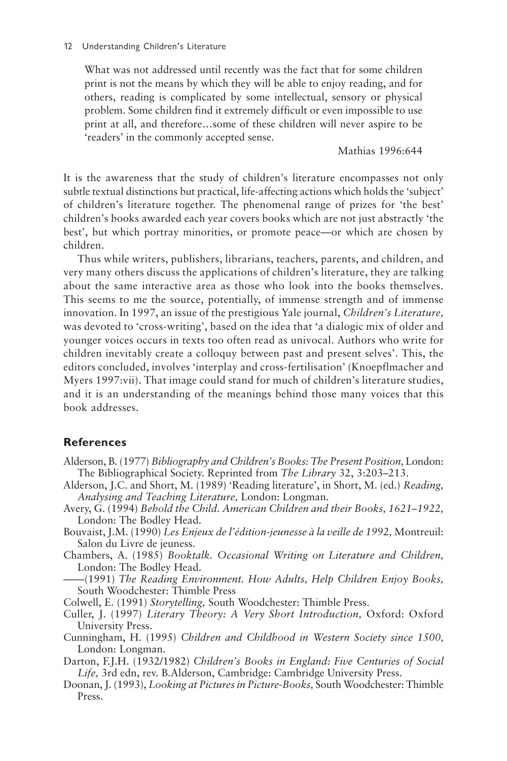> What was not addressed until recently was the fact that for some children print is not the means by which they will be able to enjoy reading, and for others, reading is complicated by some intellectual, sensory or physical problem. Some children find it extremely difficult or even impossible to use print at all, and therefore…some of these children will never aspire to be 'readers' in the commonly accepted sense.
>
> Mathias 1996:644

It is the awareness that the study of children's literature encompasses not only subtle textual distinctions but practical, life-affecting actions which holds the 'subject' of children's literature together. The phenomenal range of prizes for 'the best' children's books awarded each year covers books which are not just abstractly 'the best', but which portray minorities, or promote peace—or which are chosen by children.

Thus while writers, publishers, librarians, teachers, parents, and children, and very many others discuss the applications of children's literature, they are talking about the same interactive area as those who look into the books themselves. This seems to me the source, potentially, of immense strength and of immense innovation. In 1997, an issue of the prestigious Yale journal, *Children's Literature,* was devoted to 'cross-writing', based on the idea that 'a dialogic mix of older and younger voices occurs in texts too often read as univocal. Authors who write for children inevitably create a colloquy between past and present selves'. This, the editors concluded, involves 'interplay and cross-fertilisation' (Knoepflmacher and Myers 1997:vii). That image could stand for much of children's literature studies, and it is an understanding of the meanings behind those many voices that this book addresses.

## References

Alderson, B. (1977) *Bibliography and Children's Books: The Present Position,* London: The Bibliographical Society. Reprinted from *The Library* 32, 3:203–213.

Alderson, J.C. and Short, M. (1989) 'Reading literature', in Short, M. (ed.) *Reading, Analysing and Teaching Literature,* London: Longman.

Avery, G. (1994) *Behold the Child. American Children and their Books, 1621–1922,* London: The Bodley Head.

Bouvaist, J.M. (1990) *Les Enjeux de l'édition-jeunesse à la veille de 1992,* Montreuil: Salon du Livre de jeuness.

Chambers, A. (1985) *Booktalk. Occasional Writing on Literature and Children,* London: The Bodley Head.

——(1991) *The Reading Environment. How Adults, Help Children Enjoy Books,* South Woodchester: Thimble Press

Colwell, E. (1991) *Storytelling,* South Woodchester: Thimble Press.

Culler, J. (1997) *Literary Theory: A Very Short Introduction,* Oxford: Oxford University Press.

Cunningham, H. (1995) *Children and Childhood in Western Society since 1500,* London: Longman.

Darton, F.J.H. (1932/1982) *Children's Books in England: Five Centuries of Social Life,* 3rd edn, rev. B.Alderson, Cambridge: Cambridge University Press.

Doonan, J. (1993), *Looking at Pictures in Picture-Books,* South Woodchester: Thimble Press.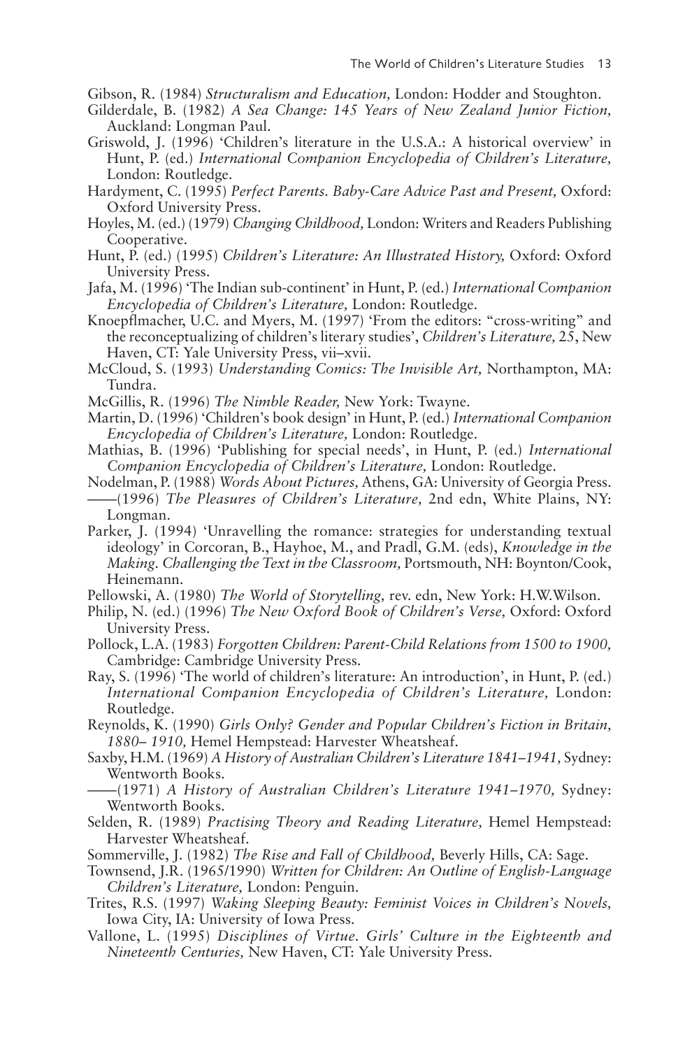Gibson, R. (1984) *Structuralism and Education,* London: Hodder and Stoughton.

Gilderdale, B. (1982) *A Sea Change: 145 Years of New Zealand Junior Fiction,* Auckland: Longman Paul.

Griswold, J. (1996) 'Children's literature in the U.S.A.: A historical overview' in Hunt, P. (ed.) *International Companion Encyclopedia of Children's Literature,* London: Routledge.

Hardyment, C. (1995) *Perfect Parents. Baby-Care Advice Past and Present,* Oxford: Oxford University Press.

Hoyles, M. (ed.) (1979) *Changing Childhood,* London: Writers and Readers Publishing Cooperative.

Hunt, P. (ed.) (1995) *Children's Literature: An Illustrated History,* Oxford: Oxford University Press.

Jafa, M. (1996) 'The Indian sub-continent' in Hunt, P. (ed.) *International Companion Encyclopedia of Children's Literature,* London: Routledge.

Knoepflmacher, U.C. and Myers, M. (1997) 'From the editors: "cross-writing" and the reconceptualizing of children's literary studies', *Children's Literature,* 25, New Haven, CT: Yale University Press, vii–xvii.

McCloud, S. (1993) *Understanding Comics: The Invisible Art,* Northampton, MA: Tundra.

McGillis, R. (1996) *The Nimble Reader,* New York: Twayne.

Martin, D. (1996) 'Children's book design' in Hunt, P. (ed.) *International Companion Encyclopedia of Children's Literature,* London: Routledge.

Mathias, B. (1996) 'Publishing for special needs', in Hunt, P. (ed.) *International Companion Encyclopedia of Children's Literature,* London: Routledge.

Nodelman, P. (1988) *Words About Pictures,* Athens, GA: University of Georgia Press.

——(1996) *The Pleasures of Children's Literature,* 2nd edn, White Plains, NY: Longman.

Parker, J. (1994) 'Unravelling the romance: strategies for understanding textual ideology' in Corcoran, B., Hayhoe, M., and Pradl, G.M. (eds), *Knowledge in the Making. Challenging the Text in the Classroom,* Portsmouth, NH: Boynton/Cook, Heinemann.

Pellowski, A. (1980) *The World of Storytelling,* rev. edn, New York: H.W.Wilson.

Philip, N. (ed.) (1996) *The New Oxford Book of Children's Verse,* Oxford: Oxford University Press.

Pollock, L.A. (1983) *Forgotten Children: Parent-Child Relations from 1500 to 1900,* Cambridge: Cambridge University Press.

Ray, S. (1996) 'The world of children's literature: An introduction', in Hunt, P. (ed.) *International Companion Encyclopedia of Children's Literature,* London: Routledge.

Reynolds, K. (1990) *Girls Only? Gender and Popular Children's Fiction in Britain, 1880– 1910,* Hemel Hempstead: Harvester Wheatsheaf.

Saxby, H.M. (1969) *A History of Australian Children's Literature 1841–1941,* Sydney: Wentworth Books.

——(1971) *A History of Australian Children's Literature 1941–1970,* Sydney: Wentworth Books.

Selden, R. (1989) *Practising Theory and Reading Literature,* Hemel Hempstead: Harvester Wheatsheaf.

Sommerville, J. (1982) *The Rise and Fall of Childhood,* Beverly Hills, CA: Sage.

Townsend, J.R. (1965/1990) *Written for Children: An Outline of English-Language Children's Literature,* London: Penguin.

Trites, R.S. (1997) *Waking Sleeping Beauty: Feminist Voices in Children's Novels,* Iowa City, IA: University of Iowa Press.

Vallone, L. (1995) *Disciplines of Virtue. Girls' Culture in the Eighteenth and Nineteenth Centuries,* New Haven, CT: Yale University Press.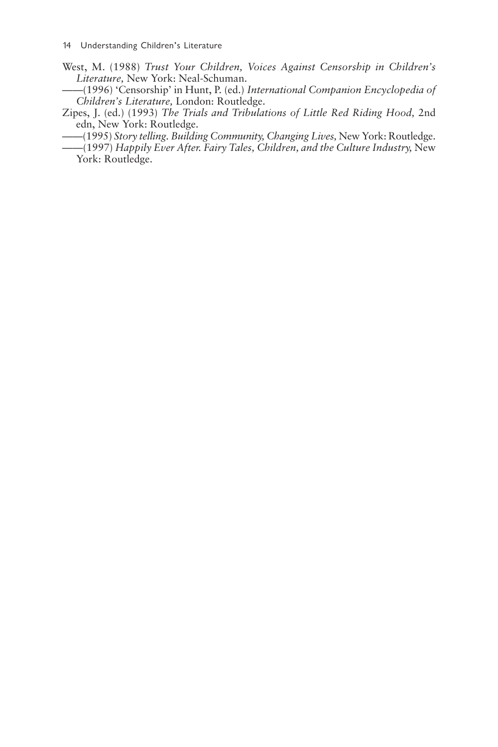West, M. (1988) *Trust Your Children, Voices Against Censorship in Children's Literature,* New York: Neal-Schuman.

——(1996) 'Censorship' in Hunt, P. (ed.) *International Companion Encyclopedia of Children's Literature,* London: Routledge.

Zipes, J. (ed.) (1993) *The Trials and Tribulations of Little Red Riding Hood,* 2nd edn, New York: Routledge.

——(1995) *Story telling. Building Community, Changing Lives,* New York: Routledge.

——(1997) *Happily Ever After. Fairy Tales, Children, and the Culture Industry,* New York: Routledge.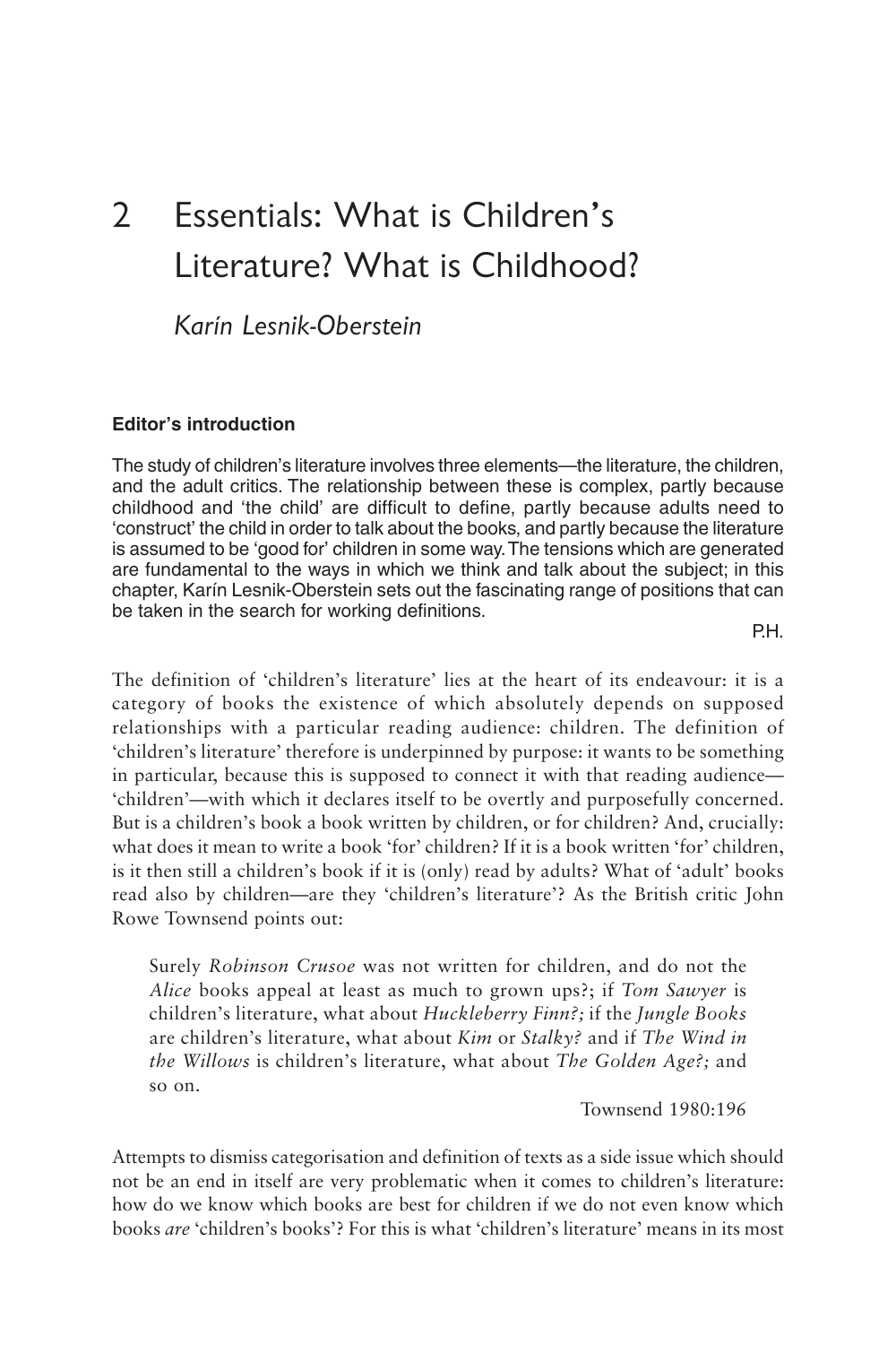# 2 Essentials: What is Children's Literature? What is Childhood?

*Karín Lesnik-Oberstein*

**Editor's introduction**

The study of children's literature involves three elements—the literature, the children, and the adult critics. The relationship between these is complex, partly because childhood and 'the child' are difficult to define, partly because adults need to 'construct' the child in order to talk about the books, and partly because the literature is assumed to be 'good for' children in some way. The tensions which are generated are fundamental to the ways in which we think and talk about the subject; in this chapter, Karín Lesnik-Oberstein sets out the fascinating range of positions that can be taken in the search for working definitions.

P.H.

The definition of 'children's literature' lies at the heart of its endeavour: it is a category of books the existence of which absolutely depends on supposed relationships with a particular reading audience: children. The definition of 'children's literature' therefore is underpinned by purpose: it wants to be something in particular, because this is supposed to connect it with that reading audience—'children'—with which it declares itself to be overtly and purposefully concerned. But is a children's book a book written by children, or for children? And, crucially: what does it mean to write a book 'for' children? If it is a book written 'for' children, is it then still a children's book if it is (only) read by adults? What of 'adult' books read also by children—are they 'children's literature'? As the British critic John Rowe Townsend points out:

> Surely *Robinson Crusoe* was not written for children, and do not the *Alice* books appeal at least as much to grown ups?; if *Tom Sawyer* is children's literature, what about *Huckleberry Finn?;* if the *Jungle Books* are children's literature, what about *Kim* or *Stalky?* and if *The Wind in the Willows* is children's literature, what about *The Golden Age?;* and so on.
>
> Townsend 1980:196

Attempts to dismiss categorisation and definition of texts as a side issue which should not be an end in itself are very problematic when it comes to children's literature: how do we know which books are best for children if we do not even know which books *are* 'children's books'? For this is what 'children's literature' means in its most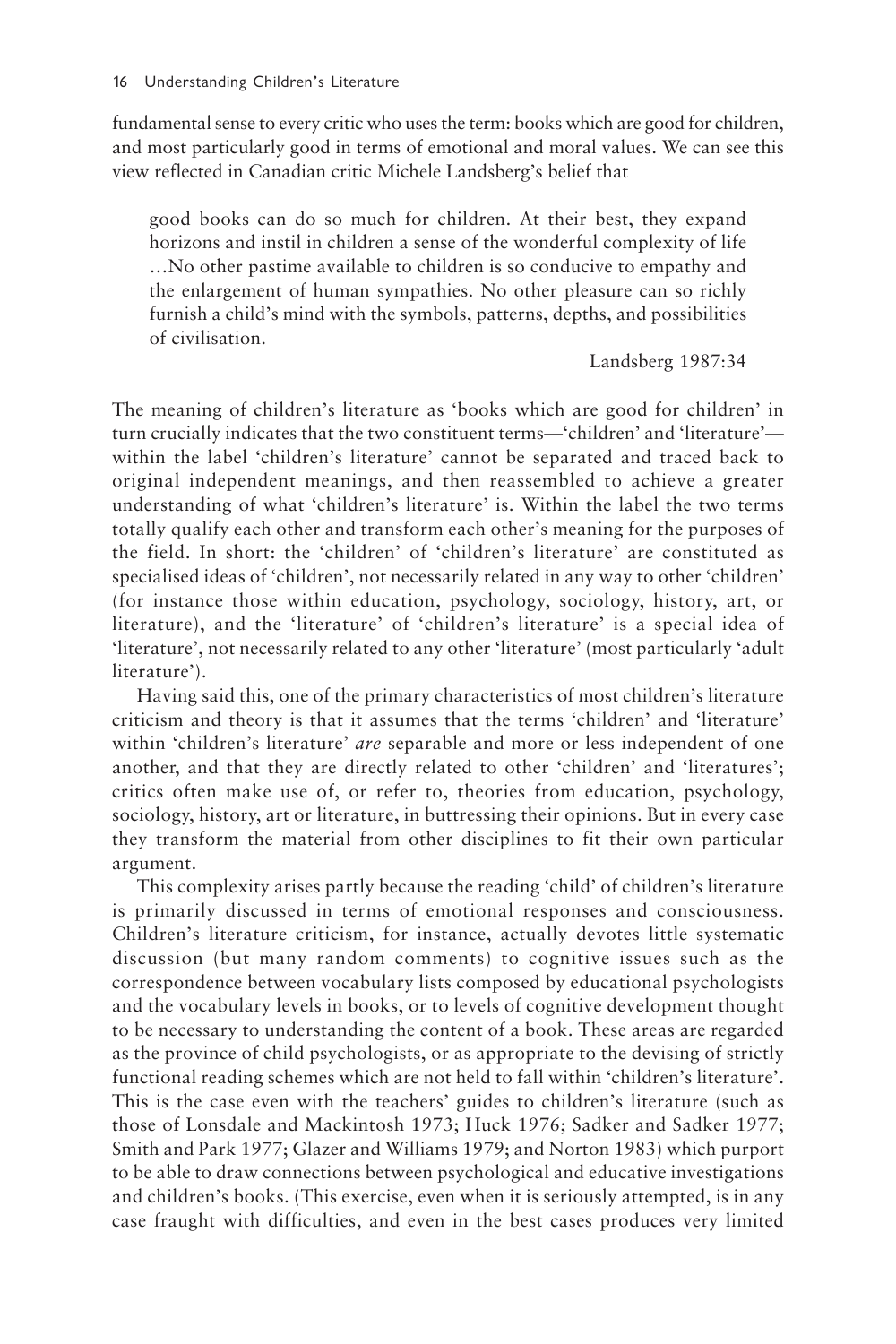fundamental sense to every critic who uses the term: books which are good for children, and most particularly good in terms of emotional and moral values. We can see this view reflected in Canadian critic Michele Landsberg's belief that

> good books can do so much for children. At their best, they expand horizons and instil in children a sense of the wonderful complexity of life …No other pastime available to children is so conducive to empathy and the enlargement of human sympathies. No other pleasure can so richly furnish a child's mind with the symbols, patterns, depths, and possibilities of civilisation.
>
> Landsberg 1987:34

The meaning of children's literature as 'books which are good for children' in turn crucially indicates that the two constituent terms—'children' and 'literature'—within the label 'children's literature' cannot be separated and traced back to original independent meanings, and then reassembled to achieve a greater understanding of what 'children's literature' is. Within the label the two terms totally qualify each other and transform each other's meaning for the purposes of the field. In short: the 'children' of 'children's literature' are constituted as specialised ideas of 'children', not necessarily related in any way to other 'children' (for instance those within education, psychology, sociology, history, art, or literature), and the 'literature' of 'children's literature' is a special idea of 'literature', not necessarily related to any other 'literature' (most particularly 'adult literature').

Having said this, one of the primary characteristics of most children's literature criticism and theory is that it assumes that the terms 'children' and 'literature' within 'children's literature' *are* separable and more or less independent of one another, and that they are directly related to other 'children' and 'literatures'; critics often make use of, or refer to, theories from education, psychology, sociology, history, art or literature, in buttressing their opinions. But in every case they transform the material from other disciplines to fit their own particular argument.

This complexity arises partly because the reading 'child' of children's literature is primarily discussed in terms of emotional responses and consciousness. Children's literature criticism, for instance, actually devotes little systematic discussion (but many random comments) to cognitive issues such as the correspondence between vocabulary lists composed by educational psychologists and the vocabulary levels in books, or to levels of cognitive development thought to be necessary to understanding the content of a book. These areas are regarded as the province of child psychologists, or as appropriate to the devising of strictly functional reading schemes which are not held to fall within 'children's literature'. This is the case even with the teachers' guides to children's literature (such as those of Lonsdale and Mackintosh 1973; Huck 1976; Sadker and Sadker 1977; Smith and Park 1977; Glazer and Williams 1979; and Norton 1983) which purport to be able to draw connections between psychological and educative investigations and children's books. (This exercise, even when it is seriously attempted, is in any case fraught with difficulties, and even in the best cases produces very limited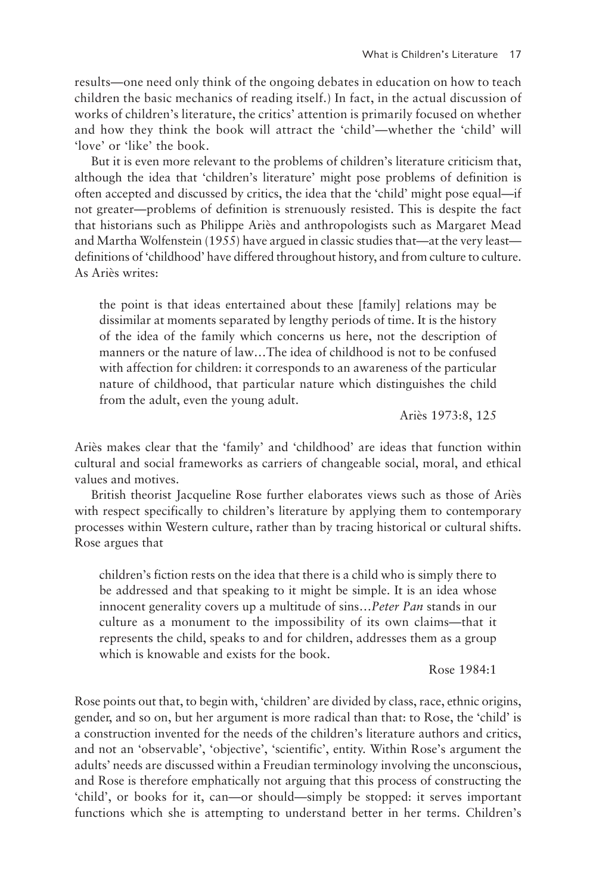results—one need only think of the ongoing debates in education on how to teach children the basic mechanics of reading itself.) In fact, in the actual discussion of works of children's literature, the critics' attention is primarily focused on whether and how they think the book will attract the 'child'—whether the 'child' will 'love' or 'like' the book.

But it is even more relevant to the problems of children's literature criticism that, although the idea that 'children's literature' might pose problems of definition is often accepted and discussed by critics, the idea that the 'child' might pose equal—if not greater—problems of definition is strenuously resisted. This is despite the fact that historians such as Philippe Ariès and anthropologists such as Margaret Mead and Martha Wolfenstein (1955) have argued in classic studies that—at the very least—definitions of 'childhood' have differed throughout history, and from culture to culture. As Ariès writes:

> the point is that ideas entertained about these [family] relations may be dissimilar at moments separated by lengthy periods of time. It is the history of the idea of the family which concerns us here, not the description of manners or the nature of law…The idea of childhood is not to be confused with affection for children: it corresponds to an awareness of the particular nature of childhood, that particular nature which distinguishes the child from the adult, even the young adult.
>
> Ariès 1973:8, 125

Ariès makes clear that the 'family' and 'childhood' are ideas that function within cultural and social frameworks as carriers of changeable social, moral, and ethical values and motives.

British theorist Jacqueline Rose further elaborates views such as those of Ariès with respect specifically to children's literature by applying them to contemporary processes within Western culture, rather than by tracing historical or cultural shifts. Rose argues that

> children's fiction rests on the idea that there is a child who is simply there to be addressed and that speaking to it might be simple. It is an idea whose innocent generality covers up a multitude of sins…*Peter Pan* stands in our culture as a monument to the impossibility of its own claims—that it represents the child, speaks to and for children, addresses them as a group which is knowable and exists for the book.
>
> Rose 1984:1

Rose points out that, to begin with, 'children' are divided by class, race, ethnic origins, gender, and so on, but her argument is more radical than that: to Rose, the 'child' is a construction invented for the needs of the children's literature authors and critics, and not an 'observable', 'objective', 'scientific', entity. Within Rose's argument the adults' needs are discussed within a Freudian terminology involving the unconscious, and Rose is therefore emphatically not arguing that this process of constructing the 'child', or books for it, can—or should—simply be stopped: it serves important functions which she is attempting to understand better in her terms. Children's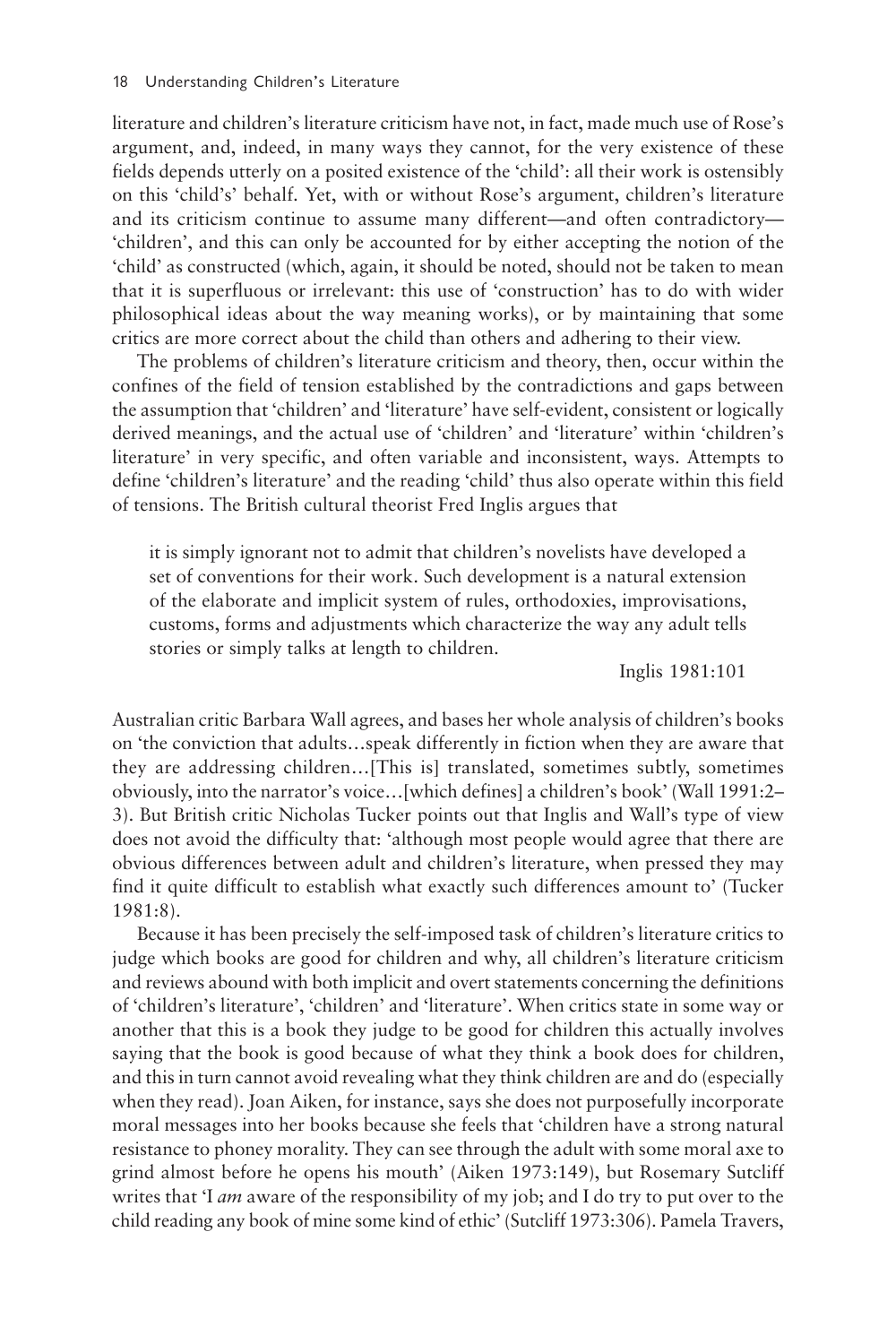literature and children's literature criticism have not, in fact, made much use of Rose's argument, and, indeed, in many ways they cannot, for the very existence of these fields depends utterly on a posited existence of the 'child': all their work is ostensibly on this 'child's' behalf. Yet, with or without Rose's argument, children's literature and its criticism continue to assume many different—and often contradictory—'children', and this can only be accounted for by either accepting the notion of the 'child' as constructed (which, again, it should be noted, should not be taken to mean that it is superfluous or irrelevant: this use of 'construction' has to do with wider philosophical ideas about the way meaning works), or by maintaining that some critics are more correct about the child than others and adhering to their view.

The problems of children's literature criticism and theory, then, occur within the confines of the field of tension established by the contradictions and gaps between the assumption that 'children' and 'literature' have self-evident, consistent or logically derived meanings, and the actual use of 'children' and 'literature' within 'children's literature' in very specific, and often variable and inconsistent, ways. Attempts to define 'children's literature' and the reading 'child' thus also operate within this field of tensions. The British cultural theorist Fred Inglis argues that

> it is simply ignorant not to admit that children's novelists have developed a set of conventions for their work. Such development is a natural extension of the elaborate and implicit system of rules, orthodoxies, improvisations, customs, forms and adjustments which characterize the way any adult tells stories or simply talks at length to children.
>
> Inglis 1981:101

Australian critic Barbara Wall agrees, and bases her whole analysis of children's books on 'the conviction that adults…speak differently in fiction when they are aware that they are addressing children…[This is] translated, sometimes subtly, sometimes obviously, into the narrator's voice…[which defines] a children's book' (Wall 1991:2–3). But British critic Nicholas Tucker points out that Inglis and Wall's type of view does not avoid the difficulty that: 'although most people would agree that there are obvious differences between adult and children's literature, when pressed they may find it quite difficult to establish what exactly such differences amount to' (Tucker 1981:8).

Because it has been precisely the self-imposed task of children's literature critics to judge which books are good for children and why, all children's literature criticism and reviews abound with both implicit and overt statements concerning the definitions of 'children's literature', 'children' and 'literature'. When critics state in some way or another that this is a book they judge to be good for children this actually involves saying that the book is good because of what they think a book does for children, and this in turn cannot avoid revealing what they think children are and do (especially when they read). Joan Aiken, for instance, says she does not purposefully incorporate moral messages into her books because she feels that 'children have a strong natural resistance to phoney morality. They can see through the adult with some moral axe to grind almost before he opens his mouth' (Aiken 1973:149), but Rosemary Sutcliff writes that 'I *am* aware of the responsibility of my job; and I do try to put over to the child reading any book of mine some kind of ethic' (Sutcliff 1973:306). Pamela Travers,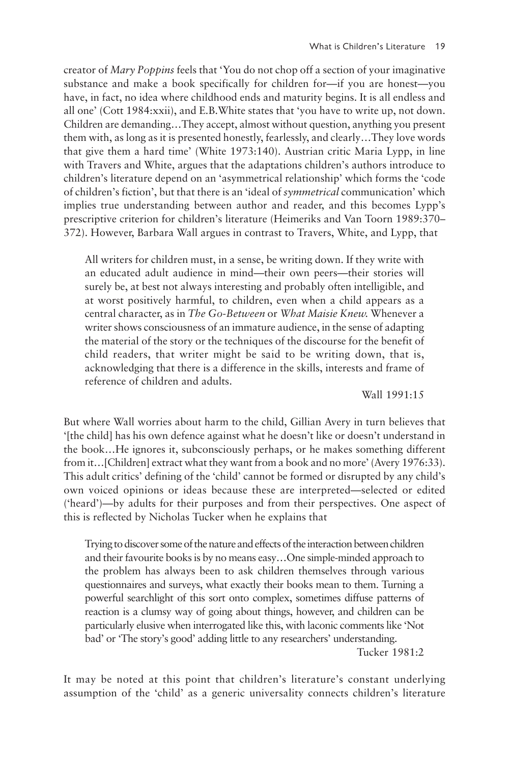creator of *Mary Poppins* feels that 'You do not chop off a section of your imaginative substance and make a book specifically for children for—if you are honest—you have, in fact, no idea where childhood ends and maturity begins. It is all endless and all one' (Cott 1984:xxii), and E.B.White states that 'you have to write up, not down. Children are demanding…They accept, almost without question, anything you present them with, as long as it is presented honestly, fearlessly, and clearly…They love words that give them a hard time' (White 1973:140). Austrian critic Maria Lypp, in line with Travers and White, argues that the adaptations children's authors introduce to children's literature depend on an 'asymmetrical relationship' which forms the 'code of children's fiction', but that there is an 'ideal of *symmetrical* communication' which implies true understanding between author and reader, and this becomes Lypp's prescriptive criterion for children's literature (Heimeriks and Van Toorn 1989:370–372). However, Barbara Wall argues in contrast to Travers, White, and Lypp, that

> All writers for children must, in a sense, be writing down. If they write with an educated adult audience in mind—their own peers—their stories will surely be, at best not always interesting and probably often intelligible, and at worst positively harmful, to children, even when a child appears as a central character, as in *The Go-Between* or *What Maisie Knew.* Whenever a writer shows consciousness of an immature audience, in the sense of adapting the material of the story or the techniques of the discourse for the benefit of child readers, that writer might be said to be writing down, that is, acknowledging that there is a difference in the skills, interests and frame of reference of children and adults.
>
> Wall 1991:15

But where Wall worries about harm to the child, Gillian Avery in turn believes that '[the child] has his own defence against what he doesn't like or doesn't understand in the book…He ignores it, subconsciously perhaps, or he makes something different from it…[Children] extract what they want from a book and no more' (Avery 1976:33). This adult critics' defining of the 'child' cannot be formed or disrupted by any child's own voiced opinions or ideas because these are interpreted—selected or edited ('heard')—by adults for their purposes and from their perspectives. One aspect of this is reflected by Nicholas Tucker when he explains that

> Trying to discover some of the nature and effects of the interaction between children and their favourite books is by no means easy…One simple-minded approach to the problem has always been to ask children themselves through various questionnaires and surveys, what exactly their books mean to them. Turning a powerful searchlight of this sort onto complex, sometimes diffuse patterns of reaction is a clumsy way of going about things, however, and children can be particularly elusive when interrogated like this, with laconic comments like 'Not bad' or 'The story's good' adding little to any researchers' understanding.
>
> Tucker 1981:2

It may be noted at this point that children's literature's constant underlying assumption of the 'child' as a generic universality connects children's literature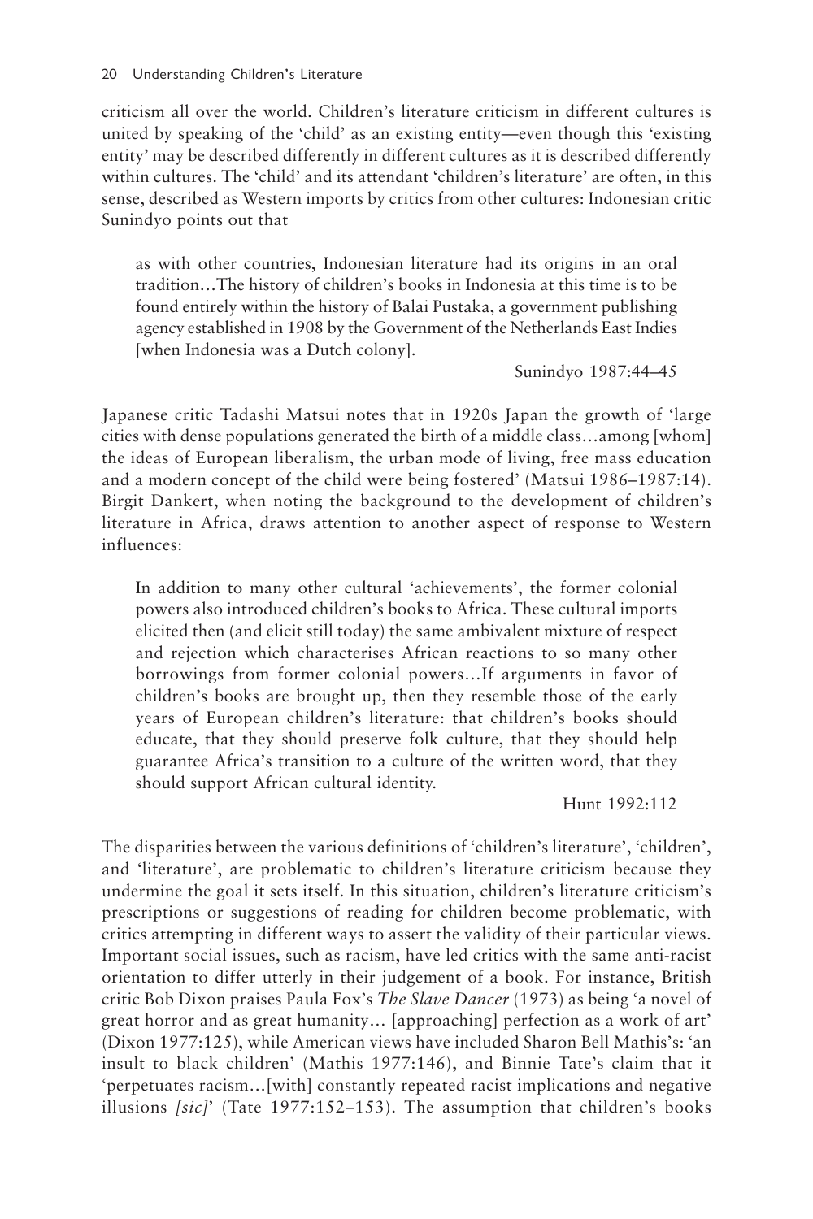criticism all over the world. Children's literature criticism in different cultures is united by speaking of the 'child' as an existing entity—even though this 'existing entity' may be described differently in different cultures as it is described differently within cultures. The 'child' and its attendant 'children's literature' are often, in this sense, described as Western imports by critics from other cultures: Indonesian critic Sunindyo points out that

> as with other countries, Indonesian literature had its origins in an oral tradition…The history of children's books in Indonesia at this time is to be found entirely within the history of Balai Pustaka, a government publishing agency established in 1908 by the Government of the Netherlands East Indies [when Indonesia was a Dutch colony].
>
> Sunindyo 1987:44–45

Japanese critic Tadashi Matsui notes that in 1920s Japan the growth of 'large cities with dense populations generated the birth of a middle class…among [whom] the ideas of European liberalism, the urban mode of living, free mass education and a modern concept of the child were being fostered' (Matsui 1986–1987:14). Birgit Dankert, when noting the background to the development of children's literature in Africa, draws attention to another aspect of response to Western influences:

> In addition to many other cultural 'achievements', the former colonial powers also introduced children's books to Africa. These cultural imports elicited then (and elicit still today) the same ambivalent mixture of respect and rejection which characterises African reactions to so many other borrowings from former colonial powers…If arguments in favor of children's books are brought up, then they resemble those of the early years of European children's literature: that children's books should educate, that they should preserve folk culture, that they should help guarantee Africa's transition to a culture of the written word, that they should support African cultural identity.
>
> Hunt 1992:112

The disparities between the various definitions of 'children's literature', 'children', and 'literature', are problematic to children's literature criticism because they undermine the goal it sets itself. In this situation, children's literature criticism's prescriptions or suggestions of reading for children become problematic, with critics attempting in different ways to assert the validity of their particular views. Important social issues, such as racism, have led critics with the same anti-racist orientation to differ utterly in their judgement of a book. For instance, British critic Bob Dixon praises Paula Fox's *The Slave Dancer* (1973) as being 'a novel of great horror and as great humanity… [approaching] perfection as a work of art' (Dixon 1977:125), while American views have included Sharon Bell Mathis's: 'an insult to black children' (Mathis 1977:146), and Binnie Tate's claim that it 'perpetuates racism…[with] constantly repeated racist implications and negative illusions *[sic]*' (Tate 1977:152–153). The assumption that children's books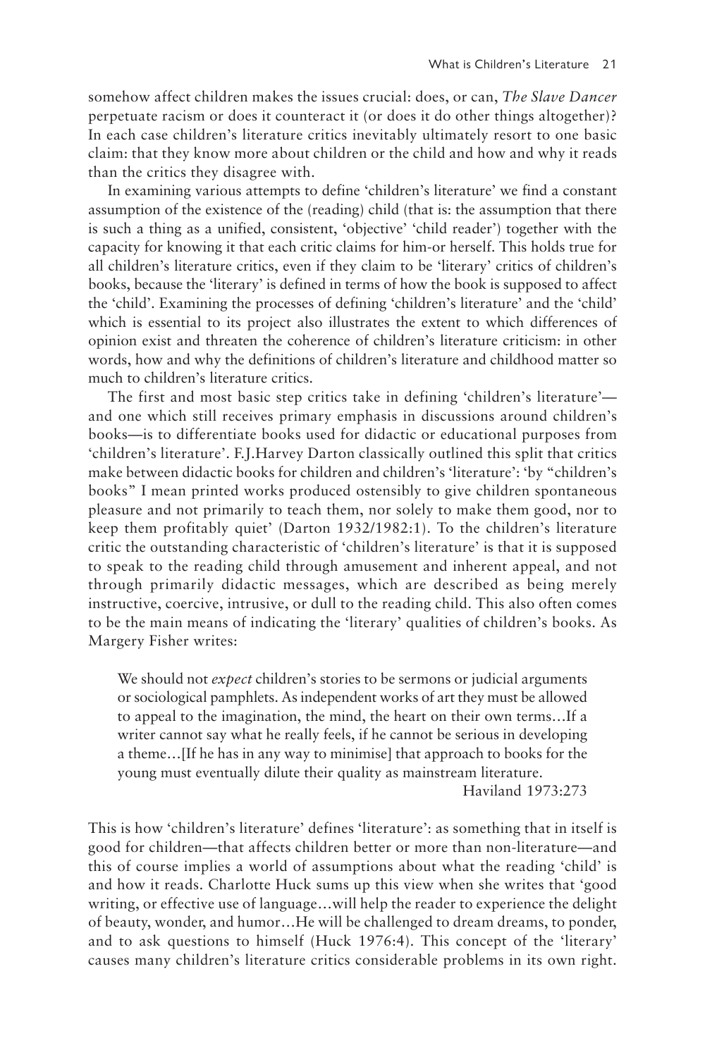somehow affect children makes the issues crucial: does, or can, *The Slave Dancer* perpetuate racism or does it counteract it (or does it do other things altogether)? In each case children's literature critics inevitably ultimately resort to one basic claim: that they know more about children or the child and how and why it reads than the critics they disagree with.

In examining various attempts to define 'children's literature' we find a constant assumption of the existence of the (reading) child (that is: the assumption that there is such a thing as a unified, consistent, 'objective' 'child reader') together with the capacity for knowing it that each critic claims for him-or herself. This holds true for all children's literature critics, even if they claim to be 'literary' critics of children's books, because the 'literary' is defined in terms of how the book is supposed to affect the 'child'. Examining the processes of defining 'children's literature' and the 'child' which is essential to its project also illustrates the extent to which differences of opinion exist and threaten the coherence of children's literature criticism: in other words, how and why the definitions of children's literature and childhood matter so much to children's literature critics.

The first and most basic step critics take in defining 'children's literature'—and one which still receives primary emphasis in discussions around children's books—is to differentiate books used for didactic or educational purposes from 'children's literature'. F.J.Harvey Darton classically outlined this split that critics make between didactic books for children and children's 'literature': 'by "children's books" I mean printed works produced ostensibly to give children spontaneous pleasure and not primarily to teach them, nor solely to make them good, nor to keep them profitably quiet' (Darton 1932/1982:1). To the children's literature critic the outstanding characteristic of 'children's literature' is that it is supposed to speak to the reading child through amusement and inherent appeal, and not through primarily didactic messages, which are described as being merely instructive, coercive, intrusive, or dull to the reading child. This also often comes to be the main means of indicating the 'literary' qualities of children's books. As Margery Fisher writes:

> We should not *expect* children's stories to be sermons or judicial arguments or sociological pamphlets. As independent works of art they must be allowed to appeal to the imagination, the mind, the heart on their own terms…If a writer cannot say what he really feels, if he cannot be serious in developing a theme…[If he has in any way to minimise] that approach to books for the young must eventually dilute their quality as mainstream literature.
>
> Haviland 1973:273

This is how 'children's literature' defines 'literature': as something that in itself is good for children—that affects children better or more than non-literature—and this of course implies a world of assumptions about what the reading 'child' is and how it reads. Charlotte Huck sums up this view when she writes that 'good writing, or effective use of language…will help the reader to experience the delight of beauty, wonder, and humor…He will be challenged to dream dreams, to ponder, and to ask questions to himself (Huck 1976:4). This concept of the 'literary' causes many children's literature critics considerable problems in its own right.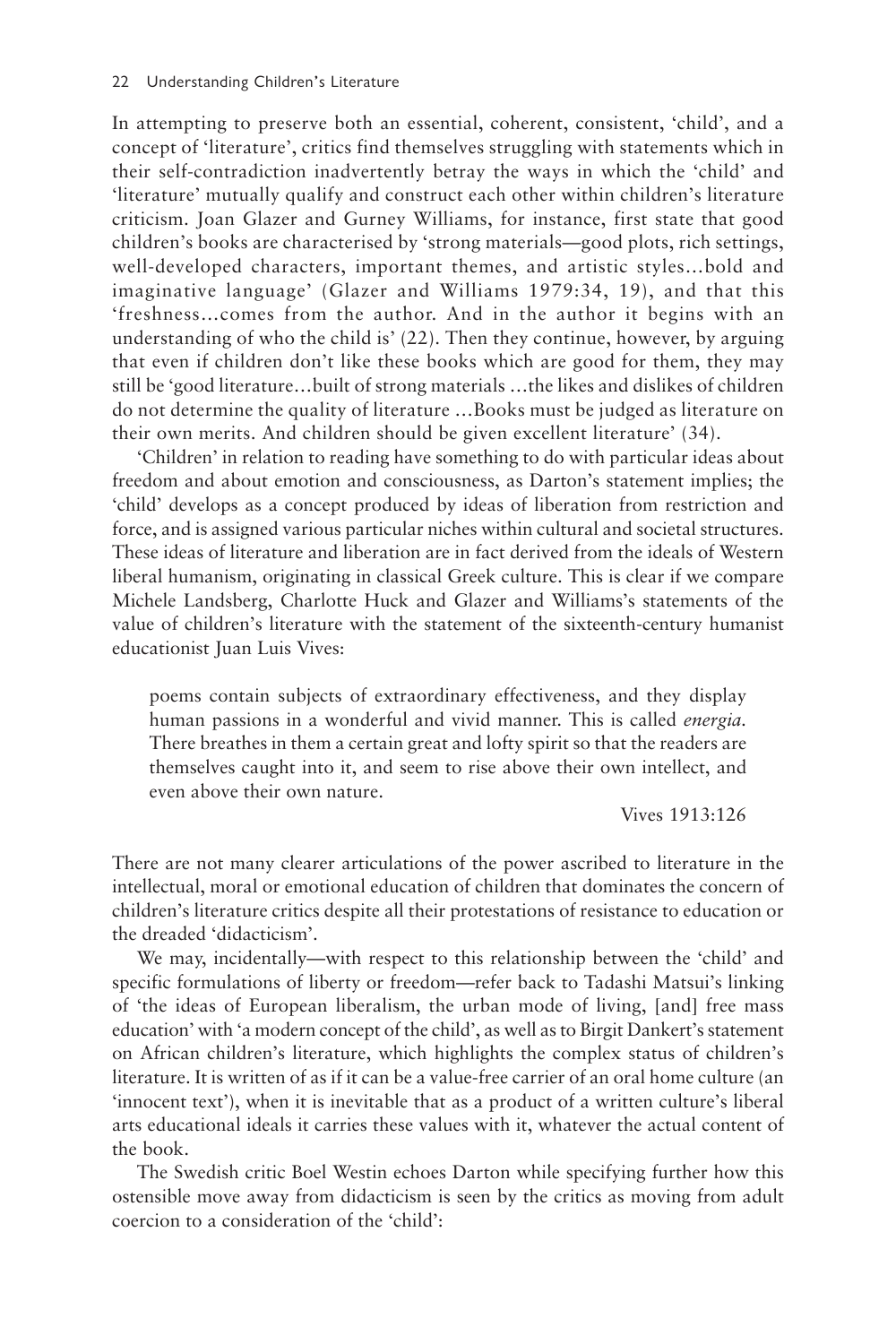In attempting to preserve both an essential, coherent, consistent, 'child', and a concept of 'literature', critics find themselves struggling with statements which in their self-contradiction inadvertently betray the ways in which the 'child' and 'literature' mutually qualify and construct each other within children's literature criticism. Joan Glazer and Gurney Williams, for instance, first state that good children's books are characterised by 'strong materials—good plots, rich settings, well-developed characters, important themes, and artistic styles…bold and imaginative language' (Glazer and Williams 1979:34, 19), and that this 'freshness…comes from the author. And in the author it begins with an understanding of who the child is' (22). Then they continue, however, by arguing that even if children don't like these books which are good for them, they may still be 'good literature…built of strong materials …the likes and dislikes of children do not determine the quality of literature …Books must be judged as literature on their own merits. And children should be given excellent literature' (34).

'Children' in relation to reading have something to do with particular ideas about freedom and about emotion and consciousness, as Darton's statement implies; the 'child' develops as a concept produced by ideas of liberation from restriction and force, and is assigned various particular niches within cultural and societal structures. These ideas of literature and liberation are in fact derived from the ideals of Western liberal humanism, originating in classical Greek culture. This is clear if we compare Michele Landsberg, Charlotte Huck and Glazer and Williams's statements of the value of children's literature with the statement of the sixteenth-century humanist educationist Juan Luis Vives:

> poems contain subjects of extraordinary effectiveness, and they display human passions in a wonderful and vivid manner. This is called *energia*. There breathes in them a certain great and lofty spirit so that the readers are themselves caught into it, and seem to rise above their own intellect, and even above their own nature.
>
> Vives 1913:126

There are not many clearer articulations of the power ascribed to literature in the intellectual, moral or emotional education of children that dominates the concern of children's literature critics despite all their protestations of resistance to education or the dreaded 'didacticism'.

We may, incidentally—with respect to this relationship between the 'child' and specific formulations of liberty or freedom—refer back to Tadashi Matsui's linking of 'the ideas of European liberalism, the urban mode of living, [and] free mass education' with 'a modern concept of the child', as well as to Birgit Dankert's statement on African children's literature, which highlights the complex status of children's literature. It is written of as if it can be a value-free carrier of an oral home culture (an 'innocent text'), when it is inevitable that as a product of a written culture's liberal arts educational ideals it carries these values with it, whatever the actual content of the book.

The Swedish critic Boel Westin echoes Darton while specifying further how this ostensible move away from didacticism is seen by the critics as moving from adult coercion to a consideration of the 'child':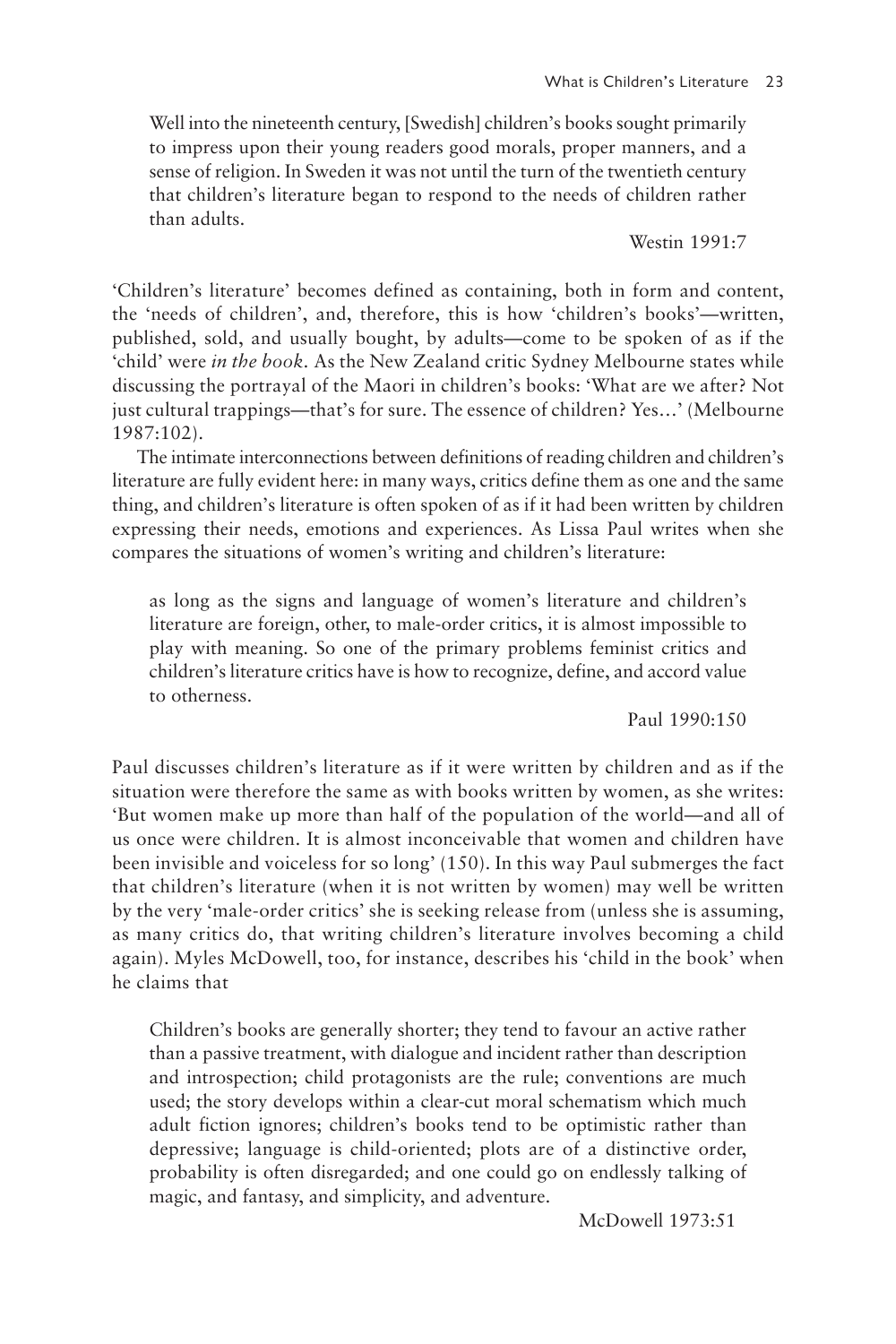> Well into the nineteenth century, [Swedish] children's books sought primarily to impress upon their young readers good morals, proper manners, and a sense of religion. In Sweden it was not until the turn of the twentieth century that children's literature began to respond to the needs of children rather than adults.
>
> Westin 1991:7

'Children's literature' becomes defined as containing, both in form and content, the 'needs of children', and, therefore, this is how 'children's books'—written, published, sold, and usually bought, by adults—come to be spoken of as if the 'child' were *in the book*. As the New Zealand critic Sydney Melbourne states while discussing the portrayal of the Maori in children's books: 'What are we after? Not just cultural trappings—that's for sure. The essence of children? Yes…' (Melbourne 1987:102).

The intimate interconnections between definitions of reading children and children's literature are fully evident here: in many ways, critics define them as one and the same thing, and children's literature is often spoken of as if it had been written by children expressing their needs, emotions and experiences. As Lissa Paul writes when she compares the situations of women's writing and children's literature:

> as long as the signs and language of women's literature and children's literature are foreign, other, to male-order critics, it is almost impossible to play with meaning. So one of the primary problems feminist critics and children's literature critics have is how to recognize, define, and accord value to otherness.
>
> Paul 1990:150

Paul discusses children's literature as if it were written by children and as if the situation were therefore the same as with books written by women, as she writes: 'But women make up more than half of the population of the world—and all of us once were children. It is almost inconceivable that women and children have been invisible and voiceless for so long' (150). In this way Paul submerges the fact that children's literature (when it is not written by women) may well be written by the very 'male-order critics' she is seeking release from (unless she is assuming, as many critics do, that writing children's literature involves becoming a child again). Myles McDowell, too, for instance, describes his 'child in the book' when he claims that

> Children's books are generally shorter; they tend to favour an active rather than a passive treatment, with dialogue and incident rather than description and introspection; child protagonists are the rule; conventions are much used; the story develops within a clear-cut moral schematism which much adult fiction ignores; children's books tend to be optimistic rather than depressive; language is child-oriented; plots are of a distinctive order, probability is often disregarded; and one could go on endlessly talking of magic, and fantasy, and simplicity, and adventure.
>
> McDowell 1973:51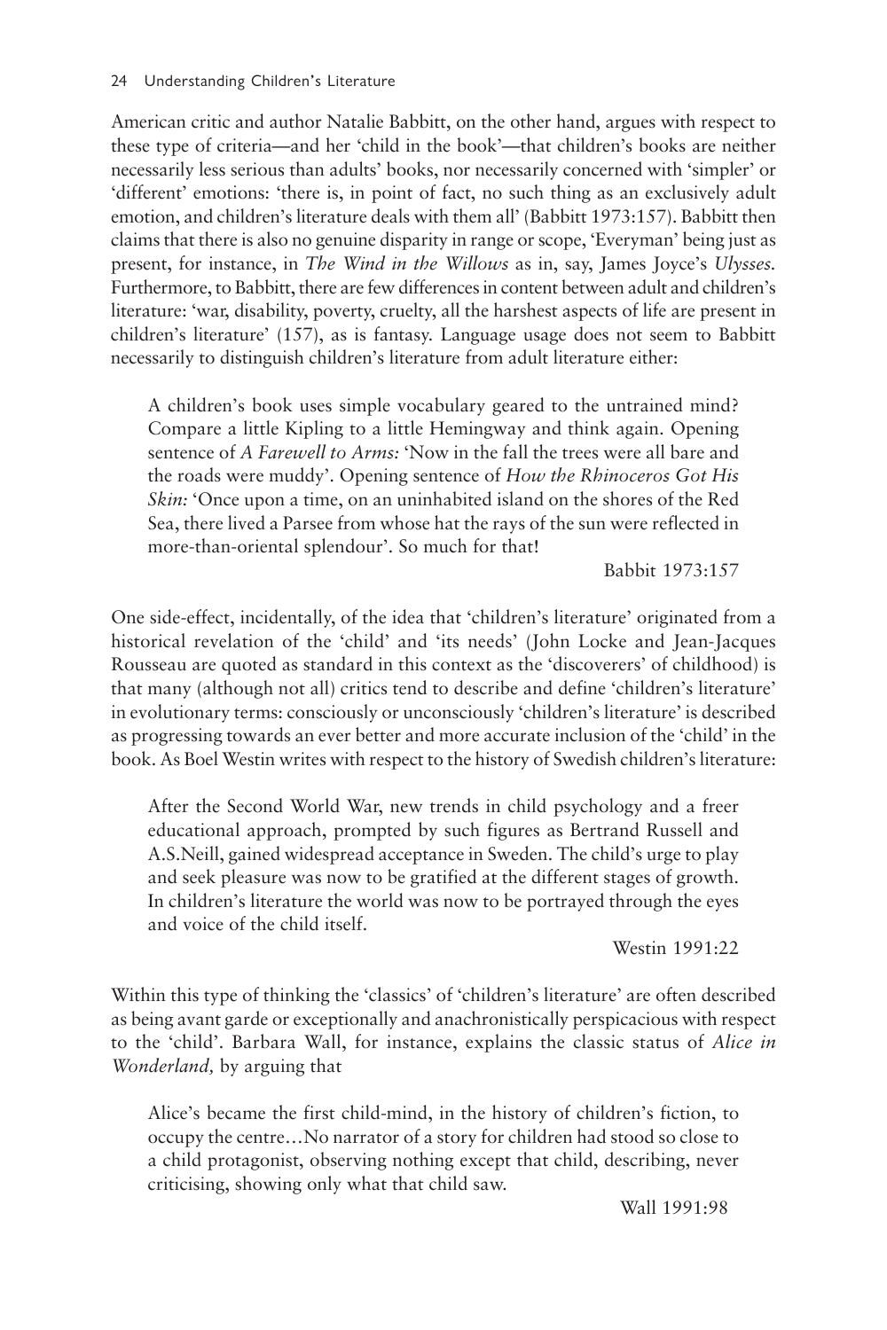American critic and author Natalie Babbitt, on the other hand, argues with respect to these type of criteria—and her 'child in the book'—that children's books are neither necessarily less serious than adults' books, nor necessarily concerned with 'simpler' or 'different' emotions: 'there is, in point of fact, no such thing as an exclusively adult emotion, and children's literature deals with them all' (Babbitt 1973:157). Babbitt then claims that there is also no genuine disparity in range or scope, 'Everyman' being just as present, for instance, in *The Wind in the Willows* as in, say, James Joyce's *Ulysses*. Furthermore, to Babbitt, there are few differences in content between adult and children's literature: 'war, disability, poverty, cruelty, all the harshest aspects of life are present in children's literature' (157), as is fantasy. Language usage does not seem to Babbitt necessarily to distinguish children's literature from adult literature either:

> A children's book uses simple vocabulary geared to the untrained mind? Compare a little Kipling to a little Hemingway and think again. Opening sentence of *A Farewell to Arms:* 'Now in the fall the trees were all bare and the roads were muddy'. Opening sentence of *How the Rhinoceros Got His Skin:* 'Once upon a time, on an uninhabited island on the shores of the Red Sea, there lived a Parsee from whose hat the rays of the sun were reflected in more-than-oriental splendour'. So much for that!
>
> Babbit 1973:157

One side-effect, incidentally, of the idea that 'children's literature' originated from a historical revelation of the 'child' and 'its needs' (John Locke and Jean-Jacques Rousseau are quoted as standard in this context as the 'discoverers' of childhood) is that many (although not all) critics tend to describe and define 'children's literature' in evolutionary terms: consciously or unconsciously 'children's literature' is described as progressing towards an ever better and more accurate inclusion of the 'child' in the book. As Boel Westin writes with respect to the history of Swedish children's literature:

> After the Second World War, new trends in child psychology and a freer educational approach, prompted by such figures as Bertrand Russell and A.S.Neill, gained widespread acceptance in Sweden. The child's urge to play and seek pleasure was now to be gratified at the different stages of growth. In children's literature the world was now to be portrayed through the eyes and voice of the child itself.
>
> Westin 1991:22

Within this type of thinking the 'classics' of 'children's literature' are often described as being avant garde or exceptionally and anachronistically perspicacious with respect to the 'child'. Barbara Wall, for instance, explains the classic status of *Alice in Wonderland,* by arguing that

> Alice's became the first child-mind, in the history of children's fiction, to occupy the centre…No narrator of a story for children had stood so close to a child protagonist, observing nothing except that child, describing, never criticising, showing only what that child saw.
>
> Wall 1991:98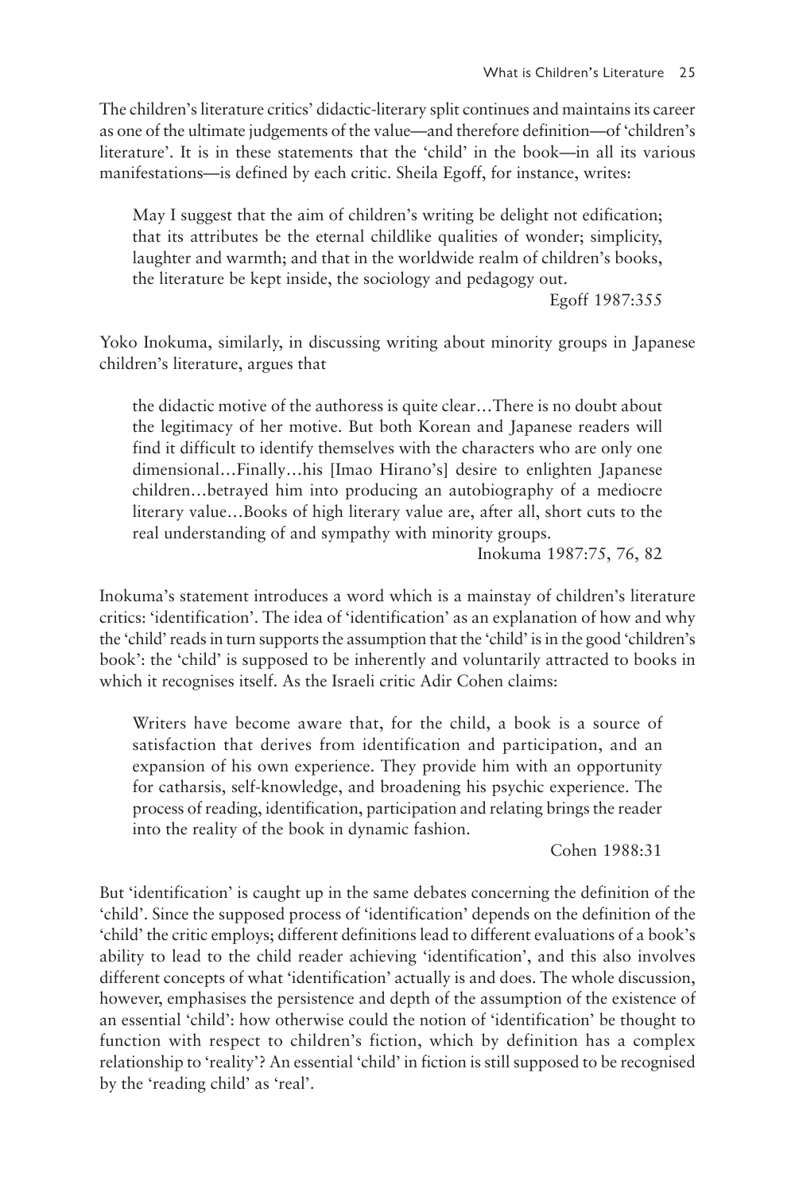The children's literature critics' didactic-literary split continues and maintains its career as one of the ultimate judgements of the value—and therefore definition—of 'children's literature'. It is in these statements that the 'child' in the book—in all its various manifestations—is defined by each critic. Sheila Egoff, for instance, writes:

> May I suggest that the aim of children's writing be delight not edification; that its attributes be the eternal childlike qualities of wonder; simplicity, laughter and warmth; and that in the worldwide realm of children's books, the literature be kept inside, the sociology and pedagogy out.
>
> Egoff 1987:355

Yoko Inokuma, similarly, in discussing writing about minority groups in Japanese children's literature, argues that

> the didactic motive of the authoress is quite clear…There is no doubt about the legitimacy of her motive. But both Korean and Japanese readers will find it difficult to identify themselves with the characters who are only one dimensional…Finally…his [Imao Hirano's] desire to enlighten Japanese children…betrayed him into producing an autobiography of a mediocre literary value…Books of high literary value are, after all, short cuts to the real understanding of and sympathy with minority groups.
>
> Inokuma 1987:75, 76, 82

Inokuma's statement introduces a word which is a mainstay of children's literature critics: 'identification'. The idea of 'identification' as an explanation of how and why the 'child' reads in turn supports the assumption that the 'child' is in the good 'children's book': the 'child' is supposed to be inherently and voluntarily attracted to books in which it recognises itself. As the Israeli critic Adir Cohen claims:

> Writers have become aware that, for the child, a book is a source of satisfaction that derives from identification and participation, and an expansion of his own experience. They provide him with an opportunity for catharsis, self-knowledge, and broadening his psychic experience. The process of reading, identification, participation and relating brings the reader into the reality of the book in dynamic fashion.
>
> Cohen 1988:31

But 'identification' is caught up in the same debates concerning the definition of the 'child'. Since the supposed process of 'identification' depends on the definition of the 'child' the critic employs; different definitions lead to different evaluations of a book's ability to lead to the child reader achieving 'identification', and this also involves different concepts of what 'identification' actually is and does. The whole discussion, however, emphasises the persistence and depth of the assumption of the existence of an essential 'child': how otherwise could the notion of 'identification' be thought to function with respect to children's fiction, which by definition has a complex relationship to 'reality'? An essential 'child' in fiction is still supposed to be recognised by the 'reading child' as 'real'.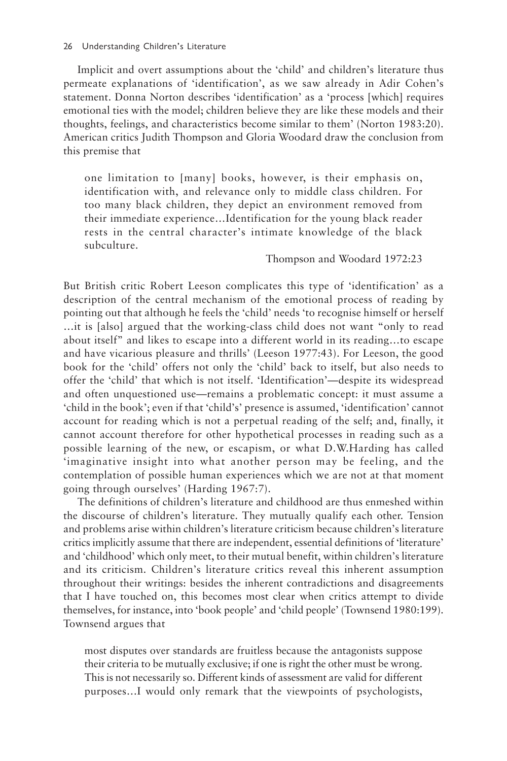Implicit and overt assumptions about the 'child' and children's literature thus permeate explanations of 'identification', as we saw already in Adir Cohen's statement. Donna Norton describes 'identification' as a 'process [which] requires emotional ties with the model; children believe they are like these models and their thoughts, feelings, and characteristics become similar to them' (Norton 1983:20). American critics Judith Thompson and Gloria Woodard draw the conclusion from this premise that

> one limitation to [many] books, however, is their emphasis on, identification with, and relevance only to middle class children. For too many black children, they depict an environment removed from their immediate experience…Identification for the young black reader rests in the central character's intimate knowledge of the black subculture.
>
> Thompson and Woodard 1972:23

But British critic Robert Leeson complicates this type of 'identification' as a description of the central mechanism of the emotional process of reading by pointing out that although he feels the 'child' needs 'to recognise himself or herself …it is [also] argued that the working-class child does not want "only to read about itself" and likes to escape into a different world in its reading…to escape and have vicarious pleasure and thrills' (Leeson 1977:43). For Leeson, the good book for the 'child' offers not only the 'child' back to itself, but also needs to offer the 'child' that which is not itself. 'Identification'—despite its widespread and often unquestioned use—remains a problematic concept: it must assume a 'child in the book'; even if that 'child's' presence is assumed, 'identification' cannot account for reading which is not a perpetual reading of the self; and, finally, it cannot account therefore for other hypothetical processes in reading such as a possible learning of the new, or escapism, or what D.W.Harding has called 'imaginative insight into what another person may be feeling, and the contemplation of possible human experiences which we are not at that moment going through ourselves' (Harding 1967:7).

The definitions of children's literature and childhood are thus enmeshed within the discourse of children's literature. They mutually qualify each other. Tension and problems arise within children's literature criticism because children's literature critics implicitly assume that there are independent, essential definitions of 'literature' and 'childhood' which only meet, to their mutual benefit, within children's literature and its criticism. Children's literature critics reveal this inherent assumption throughout their writings: besides the inherent contradictions and disagreements that I have touched on, this becomes most clear when critics attempt to divide themselves, for instance, into 'book people' and 'child people' (Townsend 1980:199). Townsend argues that

> most disputes over standards are fruitless because the antagonists suppose their criteria to be mutually exclusive; if one is right the other must be wrong. This is not necessarily so. Different kinds of assessment are valid for different purposes…I would only remark that the viewpoints of psychologists,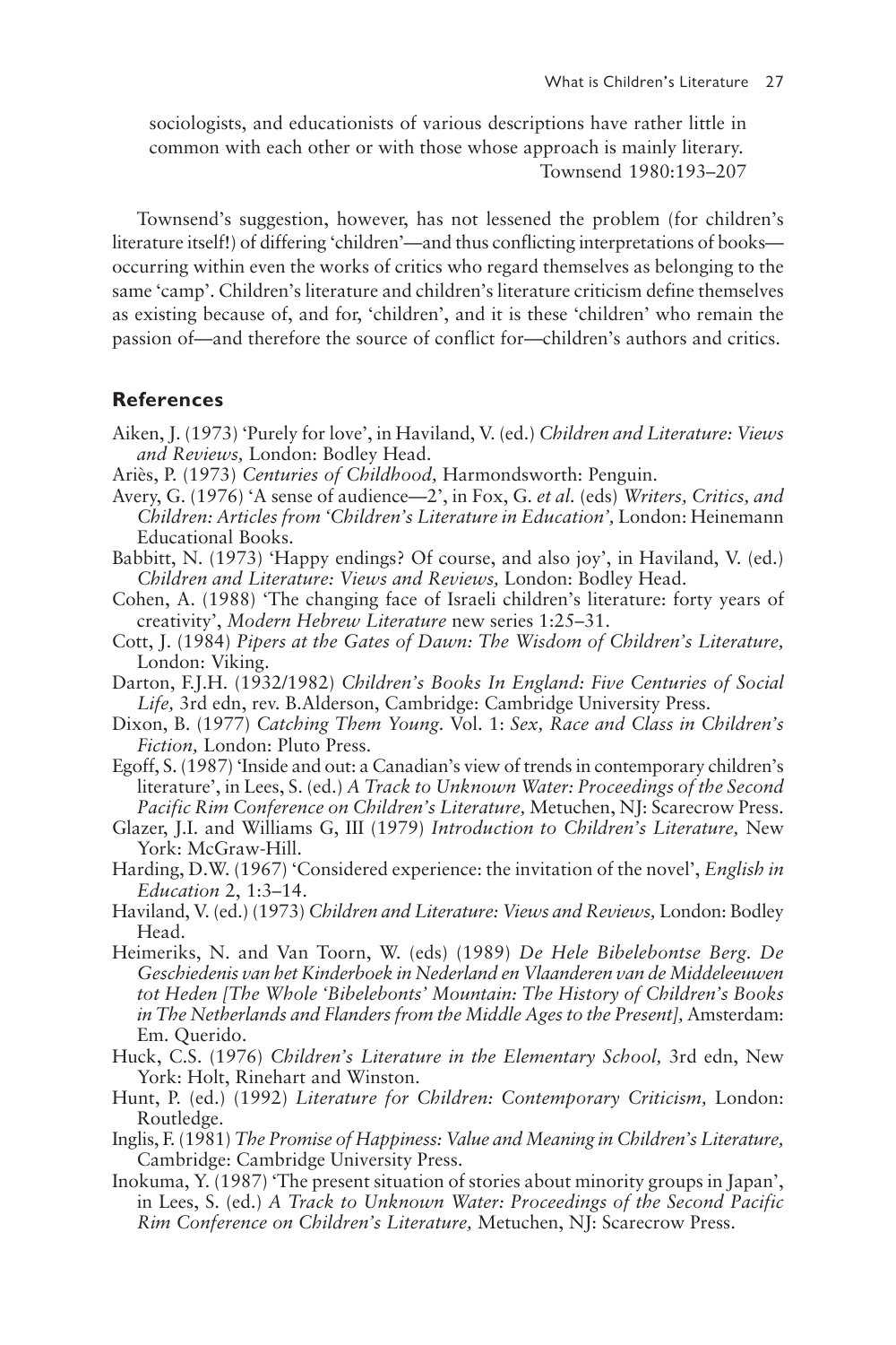sociologists, and educationists of various descriptions have rather little in common with each other or with those whose approach is mainly literary.

Townsend 1980:193–207

Townsend's suggestion, however, has not lessened the problem (for children's literature itself!) of differing 'children'—and thus conflicting interpretations of books—occurring within even the works of critics who regard themselves as belonging to the same 'camp'. Children's literature and children's literature criticism define themselves as existing because of, and for, 'children', and it is these 'children' who remain the passion of—and therefore the source of conflict for—children's authors and critics.

## References

Aiken, J. (1973) 'Purely for love', in Haviland, V. (ed.) *Children and Literature: Views and Reviews,* London: Bodley Head.

Ariès, P. (1973) *Centuries of Childhood,* Harmondsworth: Penguin.

Avery, G. (1976) 'A sense of audience—2', in Fox, G. *et al.* (eds) *Writers, Critics, and Children: Articles from 'Children's Literature in Education',* London: Heinemann Educational Books.

Babbitt, N. (1973) 'Happy endings? Of course, and also joy', in Haviland, V. (ed.) *Children and Literature: Views and Reviews,* London: Bodley Head.

Cohen, A. (1988) 'The changing face of Israeli children's literature: forty years of creativity', *Modern Hebrew Literature* new series 1:25–31.

Cott, J. (1984) *Pipers at the Gates of Dawn: The Wisdom of Children's Literature,* London: Viking.

Darton, F.J.H. (1932/1982) *Children's Books In England: Five Centuries of Social Life,* 3rd edn, rev. B.Alderson, Cambridge: Cambridge University Press.

Dixon, B. (1977) *Catching Them Young.* Vol. 1: *Sex, Race and Class in Children's Fiction,* London: Pluto Press.

Egoff, S. (1987) 'Inside and out: a Canadian's view of trends in contemporary children's literature', in Lees, S. (ed.) *A Track to Unknown Water: Proceedings of the Second Pacific Rim Conference on Children's Literature,* Metuchen, NJ: Scarecrow Press.

Glazer, J.I. and Williams G, III (1979) *Introduction to Children's Literature,* New York: McGraw-Hill.

Harding, D.W. (1967) 'Considered experience: the invitation of the novel', *English in Education* 2, 1:3–14.

Haviland, V. (ed.) (1973) *Children and Literature: Views and Reviews,* London: Bodley Head.

Heimeriks, N. and Van Toorn, W. (eds) (1989) *De Hele Bibelebontse Berg. De Geschiedenis van het Kinderboek in Nederland en Vlaanderen van de Middeleeuwen tot Heden [The Whole 'Bibelebonts' Mountain: The History of Children's Books in The Netherlands and Flanders from the Middle Ages to the Present],* Amsterdam: Em. Querido.

Huck, C.S. (1976) *Children's Literature in the Elementary School,* 3rd edn, New York: Holt, Rinehart and Winston.

Hunt, P. (ed.) (1992) *Literature for Children: Contemporary Criticism,* London: Routledge.

Inglis, F. (1981) *The Promise of Happiness: Value and Meaning in Children's Literature,* Cambridge: Cambridge University Press.

Inokuma, Y. (1987) 'The present situation of stories about minority groups in Japan', in Lees, S. (ed.) *A Track to Unknown Water: Proceedings of the Second Pacific Rim Conference on Children's Literature,* Metuchen, NJ: Scarecrow Press.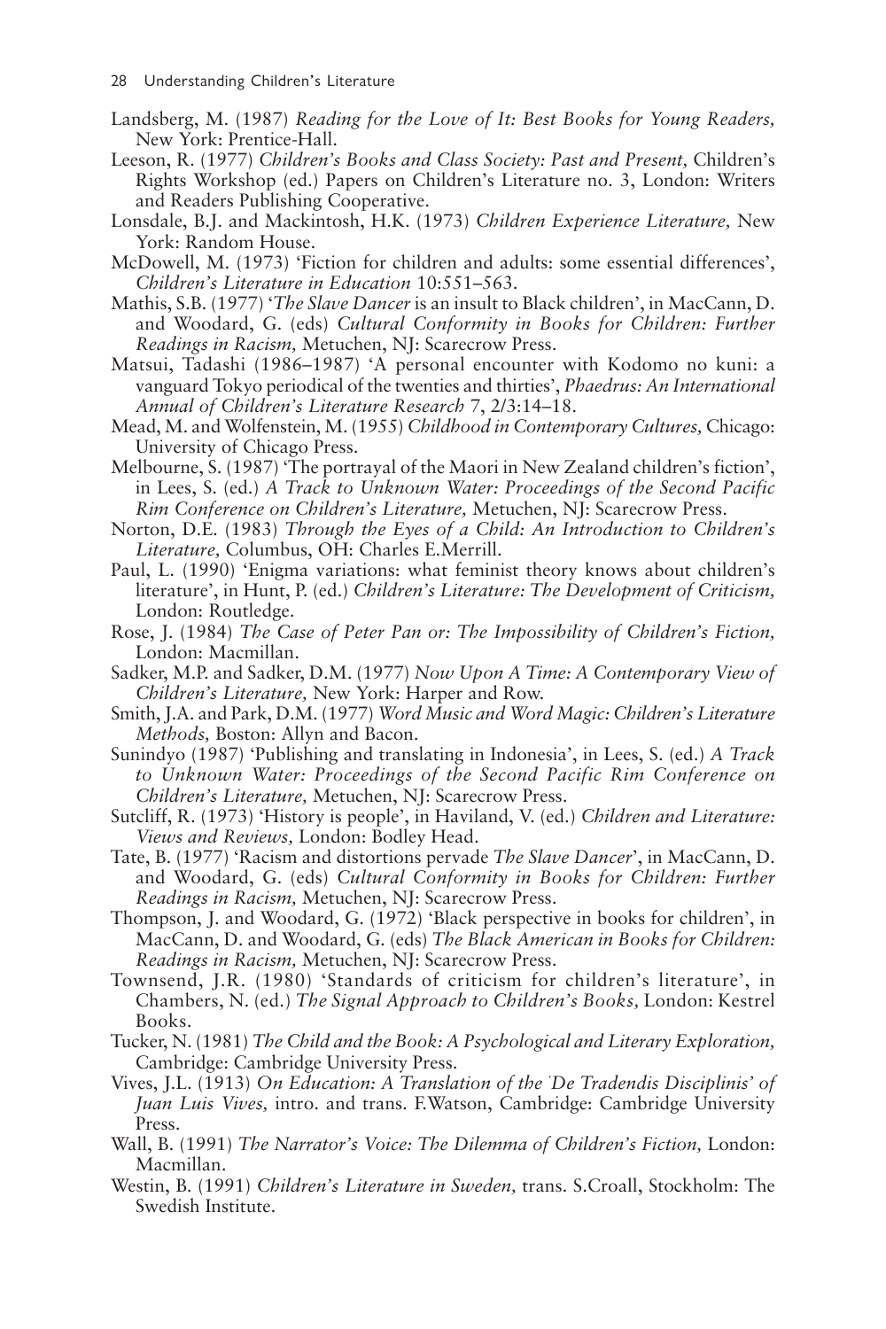Landsberg, M. (1987) *Reading for the Love of It: Best Books for Young Readers,* New York: Prentice-Hall.

Leeson, R. (1977) *Children's Books and Class Society: Past and Present,* Children's Rights Workshop (ed.) Papers on Children's Literature no. 3, London: Writers and Readers Publishing Cooperative.

Lonsdale, B.J. and Mackintosh, H.K. (1973) *Children Experience Literature,* New York: Random House.

McDowell, M. (1973) 'Fiction for children and adults: some essential differences', *Children's Literature in Education* 10:551–563.

Mathis, S.B. (1977) '*The Slave Dancer* is an insult to Black children', in MacCann, D. and Woodard, G. (eds) *Cultural Conformity in Books for Children: Further Readings in Racism,* Metuchen, NJ: Scarecrow Press.

Matsui, Tadashi (1986–1987) 'A personal encounter with Kodomo no kuni: a vanguard Tokyo periodical of the twenties and thirties', *Phaedrus: An International Annual of Children's Literature Research* 7, 2/3:14–18.

Mead, M. and Wolfenstein, M. (1955) *Childhood in Contemporary Cultures,* Chicago: University of Chicago Press.

Melbourne, S. (1987) 'The portrayal of the Maori in New Zealand children's fiction', in Lees, S. (ed.) *A Track to Unknown Water: Proceedings of the Second Pacific Rim Conference on Children's Literature,* Metuchen, NJ: Scarecrow Press.

Norton, D.E. (1983) *Through the Eyes of a Child: An Introduction to Children's Literature,* Columbus, OH: Charles E.Merrill.

Paul, L. (1990) 'Enigma variations: what feminist theory knows about children's literature', in Hunt, P. (ed.) *Children's Literature: The Development of Criticism,* London: Routledge.

Rose, J. (1984) *The Case of Peter Pan or: The Impossibility of Children's Fiction,* London: Macmillan.

Sadker, M.P. and Sadker, D.M. (1977) *Now Upon A Time: A Contemporary View of Children's Literature,* New York: Harper and Row.

Smith, J.A. and Park, D.M. (1977) *Word Music and Word Magic: Children's Literature Methods,* Boston: Allyn and Bacon.

Sunindyo (1987) 'Publishing and translating in Indonesia', in Lees, S. (ed.) *A Track to Unknown Water: Proceedings of the Second Pacific Rim Conference on Children's Literature,* Metuchen, NJ: Scarecrow Press.

Sutcliff, R. (1973) 'History is people', in Haviland, V. (ed.) *Children and Literature: Views and Reviews,* London: Bodley Head.

Tate, B. (1977) 'Racism and distortions pervade *The Slave Dancer*', in MacCann, D. and Woodard, G. (eds) *Cultural Conformity in Books for Children: Further Readings in Racism,* Metuchen, NJ: Scarecrow Press.

Thompson, J. and Woodard, G. (1972) 'Black perspective in books for children', in MacCann, D. and Woodard, G. (eds) *The Black American in Books for Children: Readings in Racism,* Metuchen, NJ: Scarecrow Press.

Townsend, J.R. (1980) 'Standards of criticism for children's literature', in Chambers, N. (ed.) *The Signal Approach to Children's Books,* London: Kestrel Books.

Tucker, N. (1981) *The Child and the Book: A Psychological and Literary Exploration,* Cambridge: Cambridge University Press.

Vives, J.L. (1913) *On Education: A Translation of the 'De Tradendis Disciplinis' of Juan Luis Vives,* intro. and trans. F.Watson, Cambridge: Cambridge University Press.

Wall, B. (1991) *The Narrator's Voice: The Dilemma of Children's Fiction,* London: Macmillan.

Westin, B. (1991) *Children's Literature in Sweden,* trans. S.Croall, Stockholm: The Swedish Institute.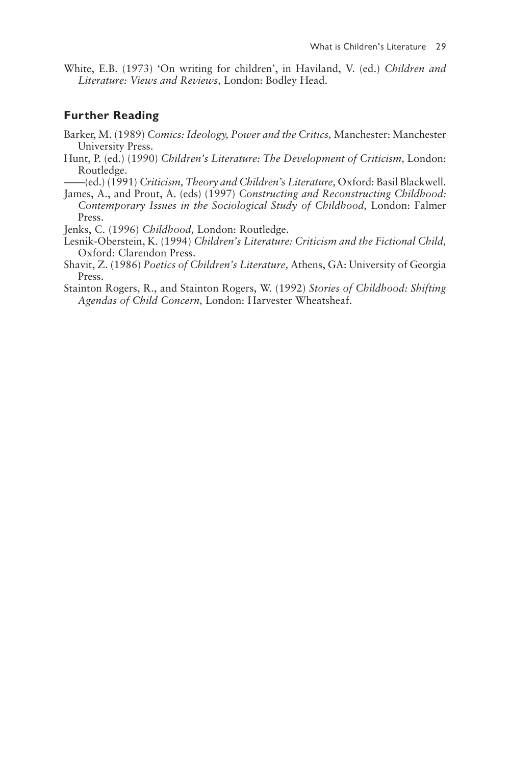White, E.B. (1973) 'On writing for children', in Haviland, V. (ed.) *Children and Literature: Views and Reviews,* London: Bodley Head.

## Further Reading

Barker, M. (1989) *Comics: Ideology, Power and the Critics,* Manchester: Manchester University Press.

Hunt, P. (ed.) (1990) *Children's Literature: The Development of Criticism,* London: Routledge.

——(ed.) (1991) *Criticism, Theory and Children's Literature,* Oxford: Basil Blackwell.

James, A., and Prout, A. (eds) (1997) *Constructing and Reconstructing Childhood: Contemporary Issues in the Sociological Study of Childhood,* London: Falmer Press.

Jenks, C. (1996) *Childhood,* London: Routledge.

Lesnik-Oberstein, K. (1994) *Children's Literature: Criticism and the Fictional Child,* Oxford: Clarendon Press.

Shavit, Z. (1986) *Poetics of Children's Literature,* Athens, GA: University of Georgia Press.

Stainton Rogers, R., and Stainton Rogers, W. (1992) *Stories of Childhood: Shifting Agendas of Child Concern,* London: Harvester Wheatsheaf.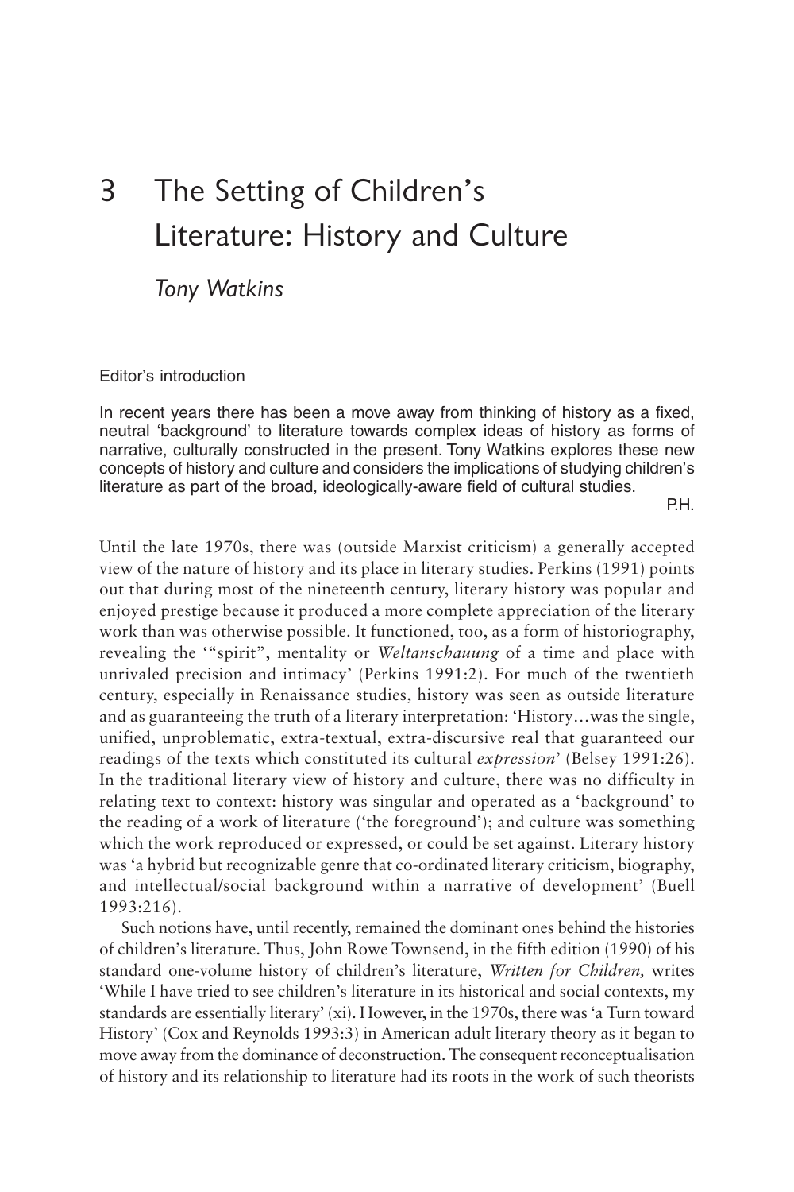# 3 The Setting of Children's Literature: History and Culture

*Tony Watkins*

Editor's introduction

In recent years there has been a move away from thinking of history as a fixed, neutral 'background' to literature towards complex ideas of history as forms of narrative, culturally constructed in the present. Tony Watkins explores these new concepts of history and culture and considers the implications of studying children's literature as part of the broad, ideologically-aware field of cultural studies.

P.H.

Until the late 1970s, there was (outside Marxist criticism) a generally accepted view of the nature of history and its place in literary studies. Perkins (1991) points out that during most of the nineteenth century, literary history was popular and enjoyed prestige because it produced a more complete appreciation of the literary work than was otherwise possible. It functioned, too, as a form of historiography, revealing the '"spirit", mentality or *Weltanschauung* of a time and place with unrivaled precision and intimacy' (Perkins 1991:2). For much of the twentieth century, especially in Renaissance studies, history was seen as outside literature and as guaranteeing the truth of a literary interpretation: 'History…was the single, unified, unproblematic, extra-textual, extra-discursive real that guaranteed our readings of the texts which constituted its cultural *expression*' (Belsey 1991:26). In the traditional literary view of history and culture, there was no difficulty in relating text to context: history was singular and operated as a 'background' to the reading of a work of literature ('the foreground'); and culture was something which the work reproduced or expressed, or could be set against. Literary history was 'a hybrid but recognizable genre that co-ordinated literary criticism, biography, and intellectual/social background within a narrative of development' (Buell 1993:216).

Such notions have, until recently, remained the dominant ones behind the histories of children's literature. Thus, John Rowe Townsend, in the fifth edition (1990) of his standard one-volume history of children's literature, *Written for Children,* writes 'While I have tried to see children's literature in its historical and social contexts, my standards are essentially literary' (xi). However, in the 1970s, there was 'a Turn toward History' (Cox and Reynolds 1993:3) in American adult literary theory as it began to move away from the dominance of deconstruction. The consequent reconceptualisation of history and its relationship to literature had its roots in the work of such theorists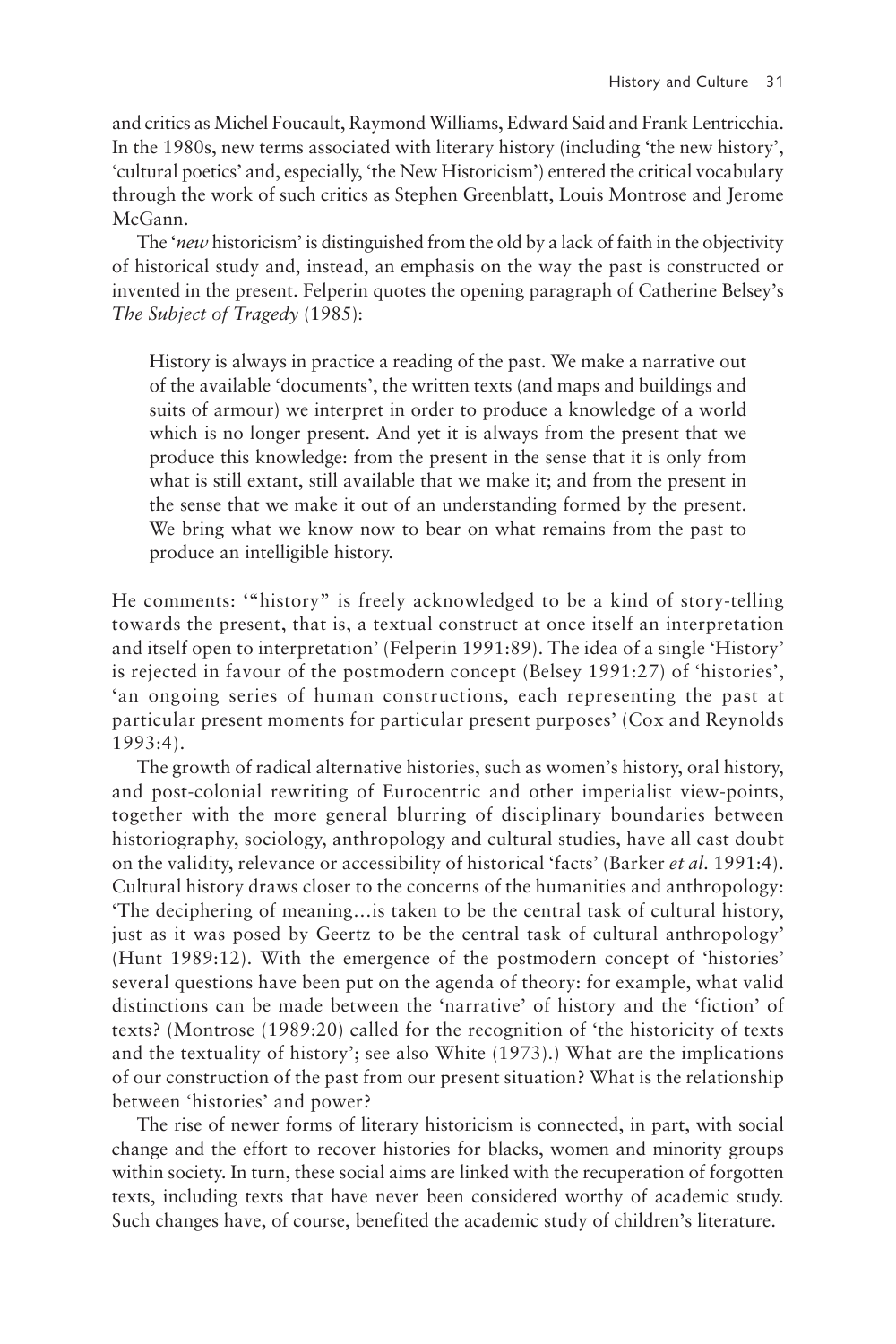and critics as Michel Foucault, Raymond Williams, Edward Said and Frank Lentricchia. In the 1980s, new terms associated with literary history (including 'the new history', 'cultural poetics' and, especially, 'the New Historicism') entered the critical vocabulary through the work of such critics as Stephen Greenblatt, Louis Montrose and Jerome McGann.

The '*new* historicism' is distinguished from the old by a lack of faith in the objectivity of historical study and, instead, an emphasis on the way the past is constructed or invented in the present. Felperin quotes the opening paragraph of Catherine Belsey's *The Subject of Tragedy* (1985):

> History is always in practice a reading of the past. We make a narrative out of the available 'documents', the written texts (and maps and buildings and suits of armour) we interpret in order to produce a knowledge of a world which is no longer present. And yet it is always from the present that we produce this knowledge: from the present in the sense that it is only from what is still extant, still available that we make it; and from the present in the sense that we make it out of an understanding formed by the present. We bring what we know now to bear on what remains from the past to produce an intelligible history.

He comments: '"history" is freely acknowledged to be a kind of story-telling towards the present, that is, a textual construct at once itself an interpretation and itself open to interpretation' (Felperin 1991:89). The idea of a single 'History' is rejected in favour of the postmodern concept (Belsey 1991:27) of 'histories', 'an ongoing series of human constructions, each representing the past at particular present moments for particular present purposes' (Cox and Reynolds 1993:4).

The growth of radical alternative histories, such as women's history, oral history, and post-colonial rewriting of Eurocentric and other imperialist view-points, together with the more general blurring of disciplinary boundaries between historiography, sociology, anthropology and cultural studies, have all cast doubt on the validity, relevance or accessibility of historical 'facts' (Barker *et al.* 1991:4). Cultural history draws closer to the concerns of the humanities and anthropology: 'The deciphering of meaning…is taken to be the central task of cultural history, just as it was posed by Geertz to be the central task of cultural anthropology' (Hunt 1989:12). With the emergence of the postmodern concept of 'histories' several questions have been put on the agenda of theory: for example, what valid distinctions can be made between the 'narrative' of history and the 'fiction' of texts? (Montrose (1989:20) called for the recognition of 'the historicity of texts and the textuality of history'; see also White (1973).) What are the implications of our construction of the past from our present situation? What is the relationship between 'histories' and power?

The rise of newer forms of literary historicism is connected, in part, with social change and the effort to recover histories for blacks, women and minority groups within society. In turn, these social aims are linked with the recuperation of forgotten texts, including texts that have never been considered worthy of academic study. Such changes have, of course, benefited the academic study of children's literature.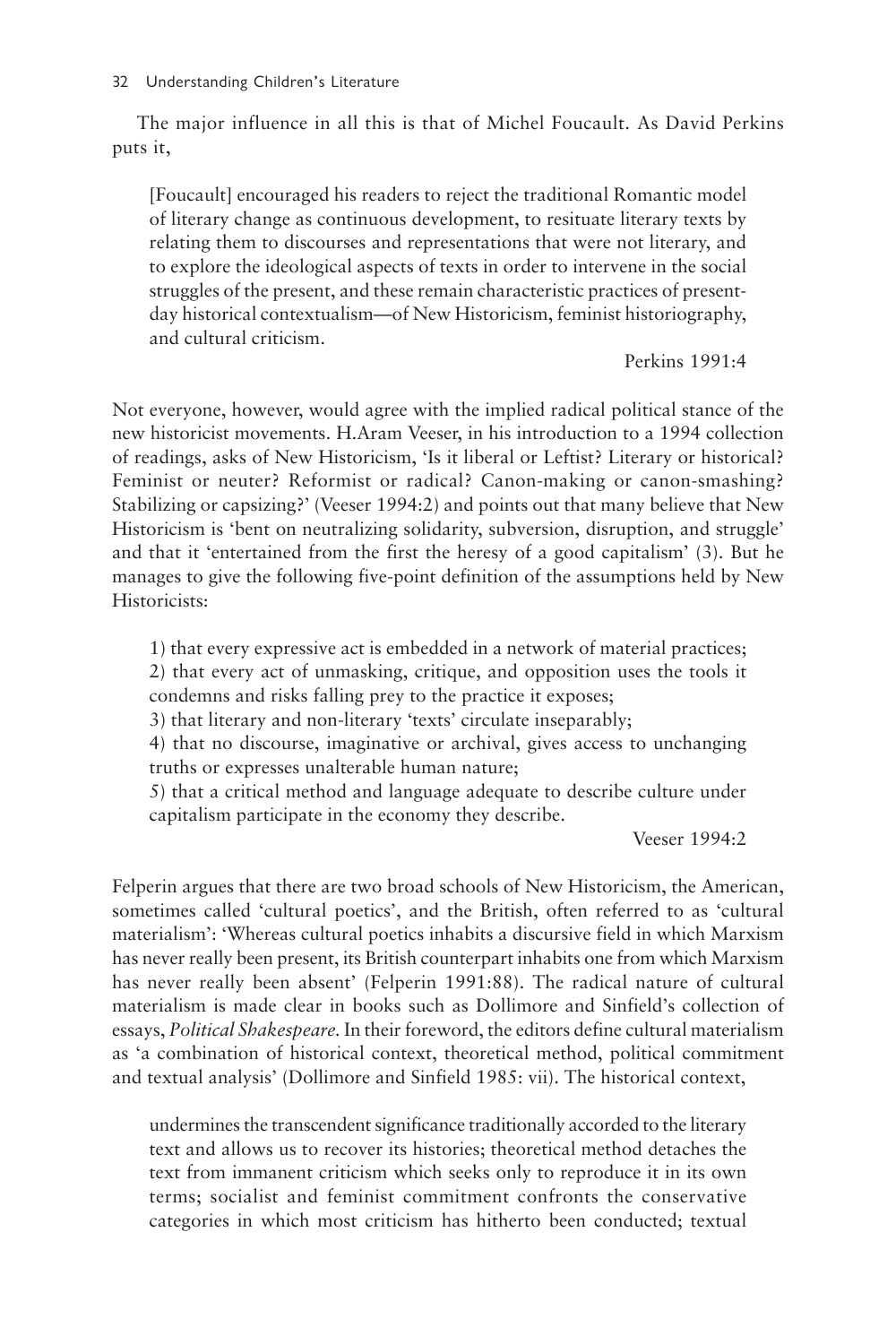The major influence in all this is that of Michel Foucault. As David Perkins puts it,

> [Foucault] encouraged his readers to reject the traditional Romantic model of literary change as continuous development, to resituate literary texts by relating them to discourses and representations that were not literary, and to explore the ideological aspects of texts in order to intervene in the social struggles of the present, and these remain characteristic practices of present-day historical contextualism—of New Historicism, feminist historiography, and cultural criticism.
>
> Perkins 1991:4

Not everyone, however, would agree with the implied radical political stance of the new historicist movements. H.Aram Veeser, in his introduction to a 1994 collection of readings, asks of New Historicism, 'Is it liberal or Leftist? Literary or historical? Feminist or neuter? Reformist or radical? Canon-making or canon-smashing? Stabilizing or capsizing?' (Veeser 1994:2) and points out that many believe that New Historicism is 'bent on neutralizing solidarity, subversion, disruption, and struggle' and that it 'entertained from the first the heresy of a good capitalism' (3). But he manages to give the following five-point definition of the assumptions held by New Historicists:

> 1) that every expressive act is embedded in a network of material practices;
> 2) that every act of unmasking, critique, and opposition uses the tools it condemns and risks falling prey to the practice it exposes;
> 3) that literary and non-literary 'texts' circulate inseparably;
> 4) that no discourse, imaginative or archival, gives access to unchanging truths or expresses unalterable human nature;
> 5) that a critical method and language adequate to describe culture under capitalism participate in the economy they describe.
>
> Veeser 1994:2

Felperin argues that there are two broad schools of New Historicism, the American, sometimes called 'cultural poetics', and the British, often referred to as 'cultural materialism': 'Whereas cultural poetics inhabits a discursive field in which Marxism has never really been present, its British counterpart inhabits one from which Marxism has never really been absent' (Felperin 1991:88). The radical nature of cultural materialism is made clear in books such as Dollimore and Sinfield's collection of essays, *Political Shakespeare*. In their foreword, the editors define cultural materialism as 'a combination of historical context, theoretical method, political commitment and textual analysis' (Dollimore and Sinfield 1985: vii). The historical context,

> undermines the transcendent significance traditionally accorded to the literary text and allows us to recover its histories; theoretical method detaches the text from immanent criticism which seeks only to reproduce it in its own terms; socialist and feminist commitment confronts the conservative categories in which most criticism has hitherto been conducted; textual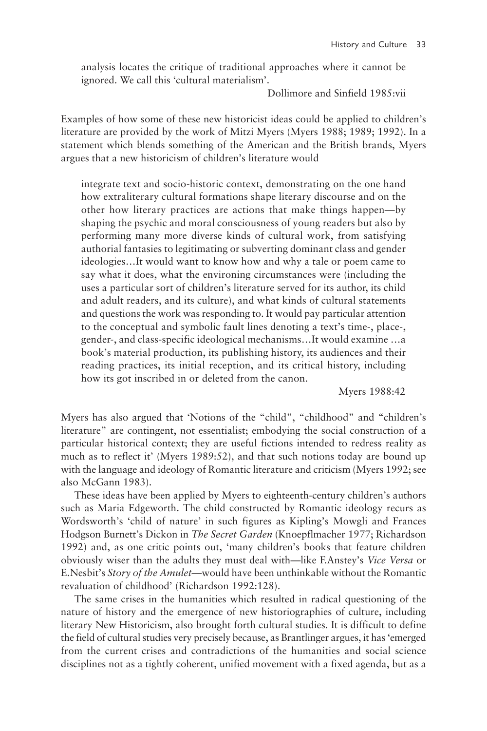analysis locates the critique of traditional approaches where it cannot be ignored. We call this 'cultural materialism'.

Dollimore and Sinfield 1985:vii

Examples of how some of these new historicist ideas could be applied to children's literature are provided by the work of Mitzi Myers (Myers 1988; 1989; 1992). In a statement which blends something of the American and the British brands, Myers argues that a new historicism of children's literature would

> integrate text and socio-historic context, demonstrating on the one hand how extraliterary cultural formations shape literary discourse and on the other how literary practices are actions that make things happen—by shaping the psychic and moral consciousness of young readers but also by performing many more diverse kinds of cultural work, from satisfying authorial fantasies to legitimating or subverting dominant class and gender ideologies…It would want to know how and why a tale or poem came to say what it does, what the environing circumstances were (including the uses a particular sort of children's literature served for its author, its child and adult readers, and its culture), and what kinds of cultural statements and questions the work was responding to. It would pay particular attention to the conceptual and symbolic fault lines denoting a text's time-, place-, gender-, and class-specific ideological mechanisms…It would examine …a book's material production, its publishing history, its audiences and their reading practices, its initial reception, and its critical history, including how its got inscribed in or deleted from the canon.
>
> Myers 1988:42

Myers has also argued that 'Notions of the "child", "childhood" and "children's literature" are contingent, not essentialist; embodying the social construction of a particular historical context; they are useful fictions intended to redress reality as much as to reflect it' (Myers 1989:52), and that such notions today are bound up with the language and ideology of Romantic literature and criticism (Myers 1992; see also McGann 1983).

These ideas have been applied by Myers to eighteenth-century children's authors such as Maria Edgeworth. The child constructed by Romantic ideology recurs as Wordsworth's 'child of nature' in such figures as Kipling's Mowgli and Frances Hodgson Burnett's Dickon in *The Secret Garden* (Knoepflmacher 1977; Richardson 1992) and, as one critic points out, 'many children's books that feature children obviously wiser than the adults they must deal with—like F.Anstey's *Vice Versa* or E.Nesbit's *Story of the Amulet*—would have been unthinkable without the Romantic revaluation of childhood' (Richardson 1992:128).

The same crises in the humanities which resulted in radical questioning of the nature of history and the emergence of new historiographies of culture, including literary New Historicism, also brought forth cultural studies. It is difficult to define the field of cultural studies very precisely because, as Brantlinger argues, it has 'emerged from the current crises and contradictions of the humanities and social science disciplines not as a tightly coherent, unified movement with a fixed agenda, but as a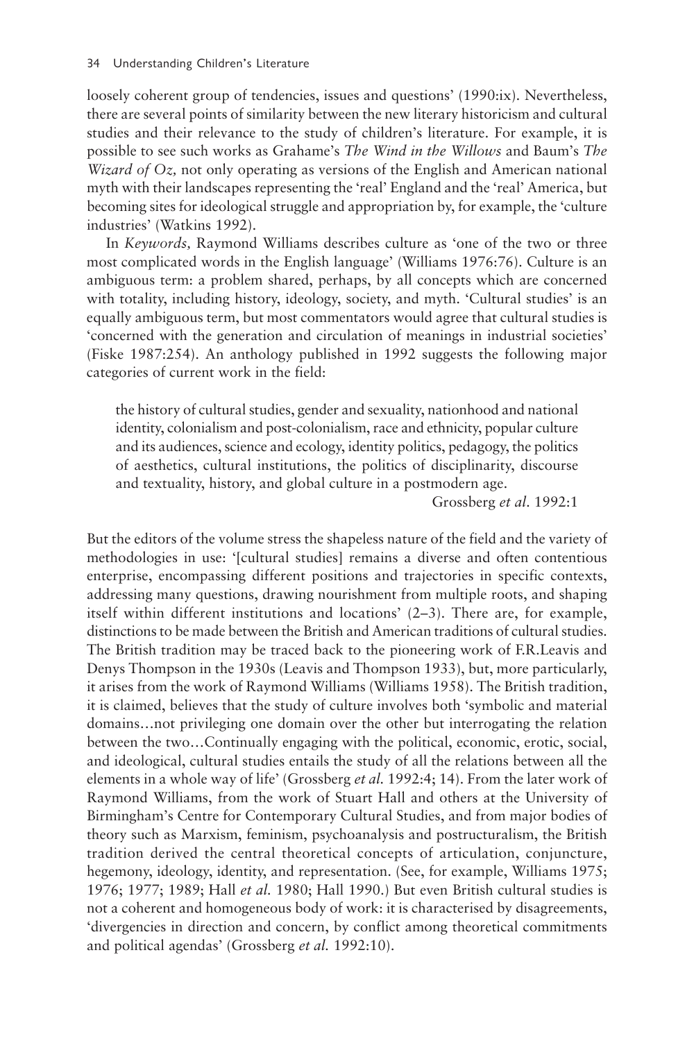loosely coherent group of tendencies, issues and questions' (1990:ix). Nevertheless, there are several points of similarity between the new literary historicism and cultural studies and their relevance to the study of children's literature. For example, it is possible to see such works as Grahame's *The Wind in the Willows* and Baum's *The Wizard of Oz,* not only operating as versions of the English and American national myth with their landscapes representing the 'real' England and the 'real' America, but becoming sites for ideological struggle and appropriation by, for example, the 'culture industries' (Watkins 1992).

In *Keywords,* Raymond Williams describes culture as 'one of the two or three most complicated words in the English language' (Williams 1976:76). Culture is an ambiguous term: a problem shared, perhaps, by all concepts which are concerned with totality, including history, ideology, society, and myth. 'Cultural studies' is an equally ambiguous term, but most commentators would agree that cultural studies is 'concerned with the generation and circulation of meanings in industrial societies' (Fiske 1987:254). An anthology published in 1992 suggests the following major categories of current work in the field:

> the history of cultural studies, gender and sexuality, nationhood and national identity, colonialism and post-colonialism, race and ethnicity, popular culture and its audiences, science and ecology, identity politics, pedagogy, the politics of aesthetics, cultural institutions, the politics of disciplinarity, discourse and textuality, history, and global culture in a postmodern age.
>
> Grossberg *et al.* 1992:1

But the editors of the volume stress the shapeless nature of the field and the variety of methodologies in use: '[cultural studies] remains a diverse and often contentious enterprise, encompassing different positions and trajectories in specific contexts, addressing many questions, drawing nourishment from multiple roots, and shaping itself within different institutions and locations' (2–3). There are, for example, distinctions to be made between the British and American traditions of cultural studies. The British tradition may be traced back to the pioneering work of F.R.Leavis and Denys Thompson in the 1930s (Leavis and Thompson 1933), but, more particularly, it arises from the work of Raymond Williams (Williams 1958). The British tradition, it is claimed, believes that the study of culture involves both 'symbolic and material domains…not privileging one domain over the other but interrogating the relation between the two…Continually engaging with the political, economic, erotic, social, and ideological, cultural studies entails the study of all the relations between all the elements in a whole way of life' (Grossberg *et al.* 1992:4; 14). From the later work of Raymond Williams, from the work of Stuart Hall and others at the University of Birmingham's Centre for Contemporary Cultural Studies, and from major bodies of theory such as Marxism, feminism, psychoanalysis and postructuralism, the British tradition derived the central theoretical concepts of articulation, conjuncture, hegemony, ideology, identity, and representation. (See, for example, Williams 1975; 1976; 1977; 1989; Hall *et al.* 1980; Hall 1990.) But even British cultural studies is not a coherent and homogeneous body of work: it is characterised by disagreements, 'divergencies in direction and concern, by conflict among theoretical commitments and political agendas' (Grossberg *et al.* 1992:10).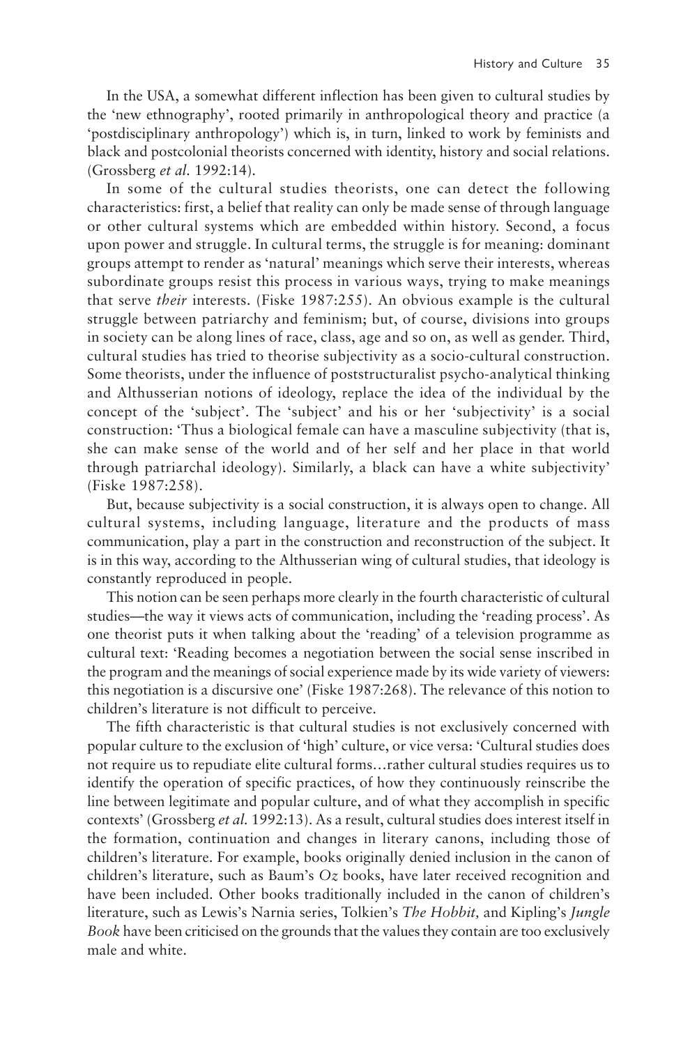In the USA, a somewhat different inflection has been given to cultural studies by the 'new ethnography', rooted primarily in anthropological theory and practice (a 'postdisciplinary anthropology') which is, in turn, linked to work by feminists and black and postcolonial theorists concerned with identity, history and social relations. (Grossberg *et al.* 1992:14).

In some of the cultural studies theorists, one can detect the following characteristics: first, a belief that reality can only be made sense of through language or other cultural systems which are embedded within history. Second, a focus upon power and struggle. In cultural terms, the struggle is for meaning: dominant groups attempt to render as 'natural' meanings which serve their interests, whereas subordinate groups resist this process in various ways, trying to make meanings that serve *their* interests. (Fiske 1987:255). An obvious example is the cultural struggle between patriarchy and feminism; but, of course, divisions into groups in society can be along lines of race, class, age and so on, as well as gender. Third, cultural studies has tried to theorise subjectivity as a socio-cultural construction. Some theorists, under the influence of poststructuralist psycho-analytical thinking and Althusserian notions of ideology, replace the idea of the individual by the concept of the 'subject'. The 'subject' and his or her 'subjectivity' is a social construction: 'Thus a biological female can have a masculine subjectivity (that is, she can make sense of the world and of her self and her place in that world through patriarchal ideology). Similarly, a black can have a white subjectivity' (Fiske 1987:258).

But, because subjectivity is a social construction, it is always open to change. All cultural systems, including language, literature and the products of mass communication, play a part in the construction and reconstruction of the subject. It is in this way, according to the Althusserian wing of cultural studies, that ideology is constantly reproduced in people.

This notion can be seen perhaps more clearly in the fourth characteristic of cultural studies—the way it views acts of communication, including the 'reading process'. As one theorist puts it when talking about the 'reading' of a television programme as cultural text: 'Reading becomes a negotiation between the social sense inscribed in the program and the meanings of social experience made by its wide variety of viewers: this negotiation is a discursive one' (Fiske 1987:268). The relevance of this notion to children's literature is not difficult to perceive.

The fifth characteristic is that cultural studies is not exclusively concerned with popular culture to the exclusion of 'high' culture, or vice versa: 'Cultural studies does not require us to repudiate elite cultural forms…rather cultural studies requires us to identify the operation of specific practices, of how they continuously reinscribe the line between legitimate and popular culture, and of what they accomplish in specific contexts' (Grossberg *et al.* 1992:13). As a result, cultural studies does interest itself in the formation, continuation and changes in literary canons, including those of children's literature. For example, books originally denied inclusion in the canon of children's literature, such as Baum's *Oz* books, have later received recognition and have been included. Other books traditionally included in the canon of children's literature, such as Lewis's Narnia series, Tolkien's *The Hobbit,* and Kipling's *Jungle Book* have been criticised on the grounds that the values they contain are too exclusively male and white.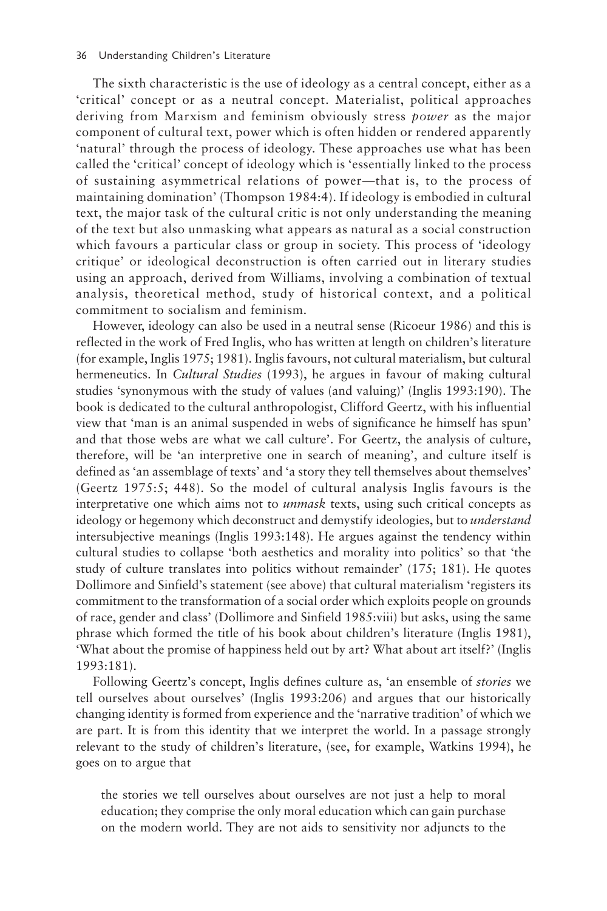The sixth characteristic is the use of ideology as a central concept, either as a 'critical' concept or as a neutral concept. Materialist, political approaches deriving from Marxism and feminism obviously stress *power* as the major component of cultural text, power which is often hidden or rendered apparently 'natural' through the process of ideology. These approaches use what has been called the 'critical' concept of ideology which is 'essentially linked to the process of sustaining asymmetrical relations of power—that is, to the process of maintaining domination' (Thompson 1984:4). If ideology is embodied in cultural text, the major task of the cultural critic is not only understanding the meaning of the text but also unmasking what appears as natural as a social construction which favours a particular class or group in society. This process of 'ideology critique' or ideological deconstruction is often carried out in literary studies using an approach, derived from Williams, involving a combination of textual analysis, theoretical method, study of historical context, and a political commitment to socialism and feminism.

However, ideology can also be used in a neutral sense (Ricoeur 1986) and this is reflected in the work of Fred Inglis, who has written at length on children's literature (for example, Inglis 1975; 1981). Inglis favours, not cultural materialism, but cultural hermeneutics. In *Cultural Studies* (1993), he argues in favour of making cultural studies 'synonymous with the study of values (and valuing)' (Inglis 1993:190). The book is dedicated to the cultural anthropologist, Clifford Geertz, with his influential view that 'man is an animal suspended in webs of significance he himself has spun' and that those webs are what we call culture'. For Geertz, the analysis of culture, therefore, will be 'an interpretive one in search of meaning', and culture itself is defined as 'an assemblage of texts' and 'a story they tell themselves about themselves' (Geertz 1975:5; 448). So the model of cultural analysis Inglis favours is the interpretative one which aims not to *unmask* texts, using such critical concepts as ideology or hegemony which deconstruct and demystify ideologies, but to *understand* intersubjective meanings (Inglis 1993:148). He argues against the tendency within cultural studies to collapse 'both aesthetics and morality into politics' so that 'the study of culture translates into politics without remainder' (175; 181). He quotes Dollimore and Sinfield's statement (see above) that cultural materialism 'registers its commitment to the transformation of a social order which exploits people on grounds of race, gender and class' (Dollimore and Sinfield 1985:viii) but asks, using the same phrase which formed the title of his book about children's literature (Inglis 1981), 'What about the promise of happiness held out by art? What about art itself?' (Inglis 1993:181).

Following Geertz's concept, Inglis defines culture as, 'an ensemble of *stories* we tell ourselves about ourselves' (Inglis 1993:206) and argues that our historically changing identity is formed from experience and the 'narrative tradition' of which we are part. It is from this identity that we interpret the world. In a passage strongly relevant to the study of children's literature, (see, for example, Watkins 1994), he goes on to argue that

> the stories we tell ourselves about ourselves are not just a help to moral education; they comprise the only moral education which can gain purchase on the modern world. They are not aids to sensitivity nor adjuncts to the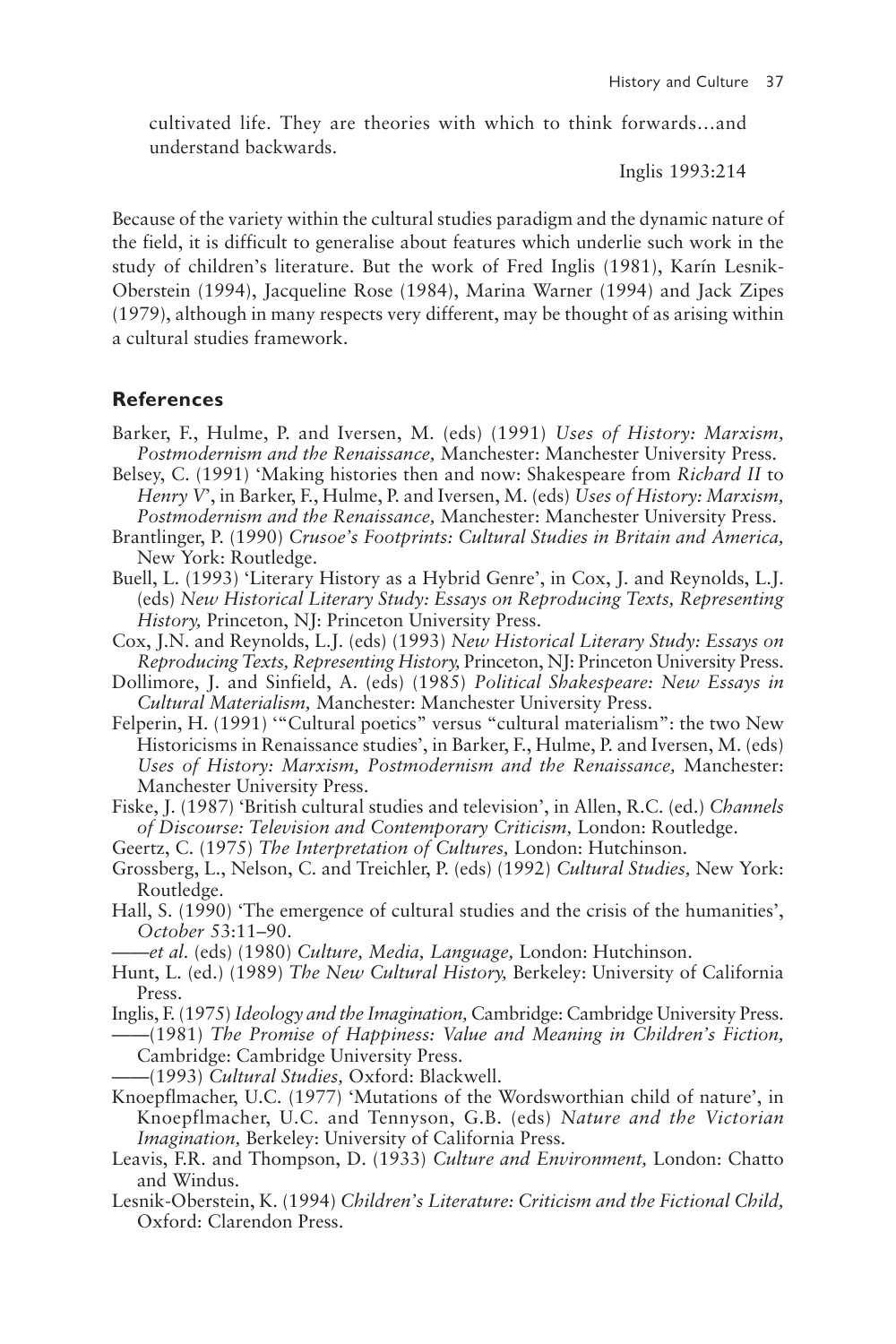> cultivated life. They are theories with which to think forwards…and understand backwards.
>
> Inglis 1993:214

Because of the variety within the cultural studies paradigm and the dynamic nature of the field, it is difficult to generalise about features which underlie such work in the study of children's literature. But the work of Fred Inglis (1981), Karín Lesnik-Oberstein (1994), Jacqueline Rose (1984), Marina Warner (1994) and Jack Zipes (1979), although in many respects very different, may be thought of as arising within a cultural studies framework.

## References

Barker, F., Hulme, P. and Iversen, M. (eds) (1991) *Uses of History: Marxism, Postmodernism and the Renaissance,* Manchester: Manchester University Press.

Belsey, C. (1991) 'Making histories then and now: Shakespeare from *Richard II* to *Henry V*', in Barker, F., Hulme, P. and Iversen, M. (eds) *Uses of History: Marxism, Postmodernism and the Renaissance,* Manchester: Manchester University Press.

Brantlinger, P. (1990) *Crusoe's Footprints: Cultural Studies in Britain and America,* New York: Routledge.

Buell, L. (1993) 'Literary History as a Hybrid Genre', in Cox, J. and Reynolds, L.J. (eds) *New Historical Literary Study: Essays on Reproducing Texts, Representing History,* Princeton, NJ: Princeton University Press.

Cox, J.N. and Reynolds, L.J. (eds) (1993) *New Historical Literary Study: Essays on Reproducing Texts, Representing History,* Princeton, NJ: Princeton University Press.

Dollimore, J. and Sinfield, A. (eds) (1985) *Political Shakespeare: New Essays in Cultural Materialism,* Manchester: Manchester University Press.

Felperin, H. (1991) '"Cultural poetics" versus "cultural materialism": the two New Historicisms in Renaissance studies', in Barker, F., Hulme, P. and Iversen, M. (eds) *Uses of History: Marxism, Postmodernism and the Renaissance,* Manchester: Manchester University Press.

Fiske, J. (1987) 'British cultural studies and television', in Allen, R.C. (ed.) *Channels of Discourse: Television and Contemporary Criticism,* London: Routledge.

Geertz, C. (1975) *The Interpretation of Cultures,* London: Hutchinson.

Grossberg, L., Nelson, C. and Treichler, P. (eds) (1992) *Cultural Studies,* New York: Routledge.

Hall, S. (1990) 'The emergence of cultural studies and the crisis of the humanities', *October* 53:11–90.

——*et al.* (eds) (1980) *Culture, Media, Language,* London: Hutchinson.

Hunt, L. (ed.) (1989) *The New Cultural History,* Berkeley: University of California Press.

Inglis, F. (1975) *Ideology and the Imagination,* Cambridge: Cambridge University Press.

——(1981) *The Promise of Happiness: Value and Meaning in Children's Fiction,* Cambridge: Cambridge University Press.

——(1993) *Cultural Studies,* Oxford: Blackwell.

Knoepflmacher, U.C. (1977) 'Mutations of the Wordsworthian child of nature', in Knoepflmacher, U.C. and Tennyson, G.B. (eds) *Nature and the Victorian Imagination,* Berkeley: University of California Press.

Leavis, F.R. and Thompson, D. (1933) *Culture and Environment,* London: Chatto and Windus.

Lesnik-Oberstein, K. (1994) *Children's Literature: Criticism and the Fictional Child,* Oxford: Clarendon Press.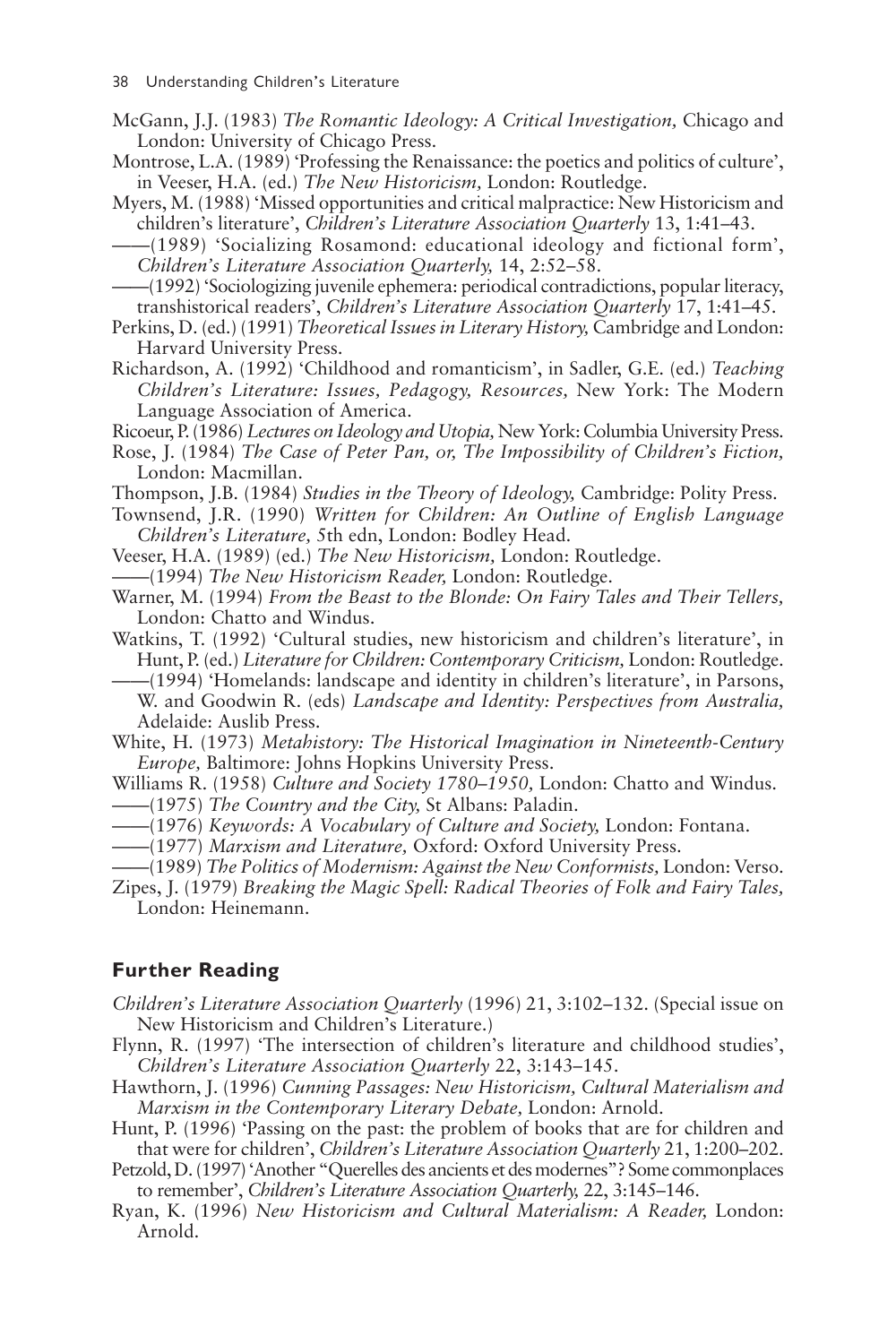McGann, J.J. (1983) *The Romantic Ideology: A Critical Investigation,* Chicago and London: University of Chicago Press.

Montrose, L.A. (1989) 'Professing the Renaissance: the poetics and politics of culture', in Veeser, H.A. (ed.) *The New Historicism,* London: Routledge.

Myers, M. (1988) 'Missed opportunities and critical malpractice: New Historicism and children's literature', *Children's Literature Association Quarterly* 13, 1:41–43.

——(1989) 'Socializing Rosamond: educational ideology and fictional form', *Children's Literature Association Quarterly,* 14, 2:52–58.

——(1992) 'Sociologizing juvenile ephemera: periodical contradictions, popular literacy, transhistorical readers', *Children's Literature Association Quarterly* 17, 1:41–45.

Perkins, D. (ed.) (1991) *Theoretical Issues in Literary History,* Cambridge and London: Harvard University Press.

Richardson, A. (1992) 'Childhood and romanticism', in Sadler, G.E. (ed.) *Teaching Children's Literature: Issues, Pedagogy, Resources,* New York: The Modern Language Association of America.

Ricoeur, P. (1986) *Lectures on Ideology and Utopia,* New York: Columbia University Press.

Rose, J. (1984) *The Case of Peter Pan, or, The Impossibility of Children's Fiction,* London: Macmillan.

Thompson, J.B. (1984) *Studies in the Theory of Ideology,* Cambridge: Polity Press.

Townsend, J.R. (1990) *Written for Children: An Outline of English Language Children's Literature,* 5th edn, London: Bodley Head.

Veeser, H.A. (1989) (ed.) *The New Historicism,* London: Routledge.

——(1994) *The New Historicism Reader,* London: Routledge.

Warner, M. (1994) *From the Beast to the Blonde: On Fairy Tales and Their Tellers,* London: Chatto and Windus.

Watkins, T. (1992) 'Cultural studies, new historicism and children's literature', in Hunt, P. (ed.) *Literature for Children: Contemporary Criticism,* London: Routledge.

——(1994) 'Homelands: landscape and identity in children's literature', in Parsons, W. and Goodwin R. (eds) *Landscape and Identity: Perspectives from Australia,* Adelaide: Auslib Press.

White, H. (1973) *Metahistory: The Historical Imagination in Nineteenth-Century Europe,* Baltimore: Johns Hopkins University Press.

Williams R. (1958) *Culture and Society 1780–1950,* London: Chatto and Windus.

——(1975) *The Country and the City,* St Albans: Paladin.

——(1976) *Keywords: A Vocabulary of Culture and Society,* London: Fontana.

——(1977) *Marxism and Literature,* Oxford: Oxford University Press.

——(1989) *The Politics of Modernism: Against the New Conformists,* London: Verso.

Zipes, J. (1979) *Breaking the Magic Spell: Radical Theories of Folk and Fairy Tales,* London: Heinemann.

## Further Reading

*Children's Literature Association Quarterly* (1996) 21, 3:102–132. (Special issue on New Historicism and Children's Literature.)

Flynn, R. (1997) 'The intersection of children's literature and childhood studies', *Children's Literature Association Quarterly* 22, 3:143–145.

Hawthorn, J. (1996) *Cunning Passages: New Historicism, Cultural Materialism and Marxism in the Contemporary Literary Debate,* London: Arnold.

Hunt, P. (1996) 'Passing on the past: the problem of books that are for children and that were for children', *Children's Literature Association Quarterly* 21, 1:200–202.

Petzold, D. (1997) 'Another "Querelles des ancients et des modernes"? Some commonplaces to remember', *Children's Literature Association Quarterly,* 22, 3:145–146.

Ryan, K. (1996) *New Historicism and Cultural Materialism: A Reader,* London: Arnold.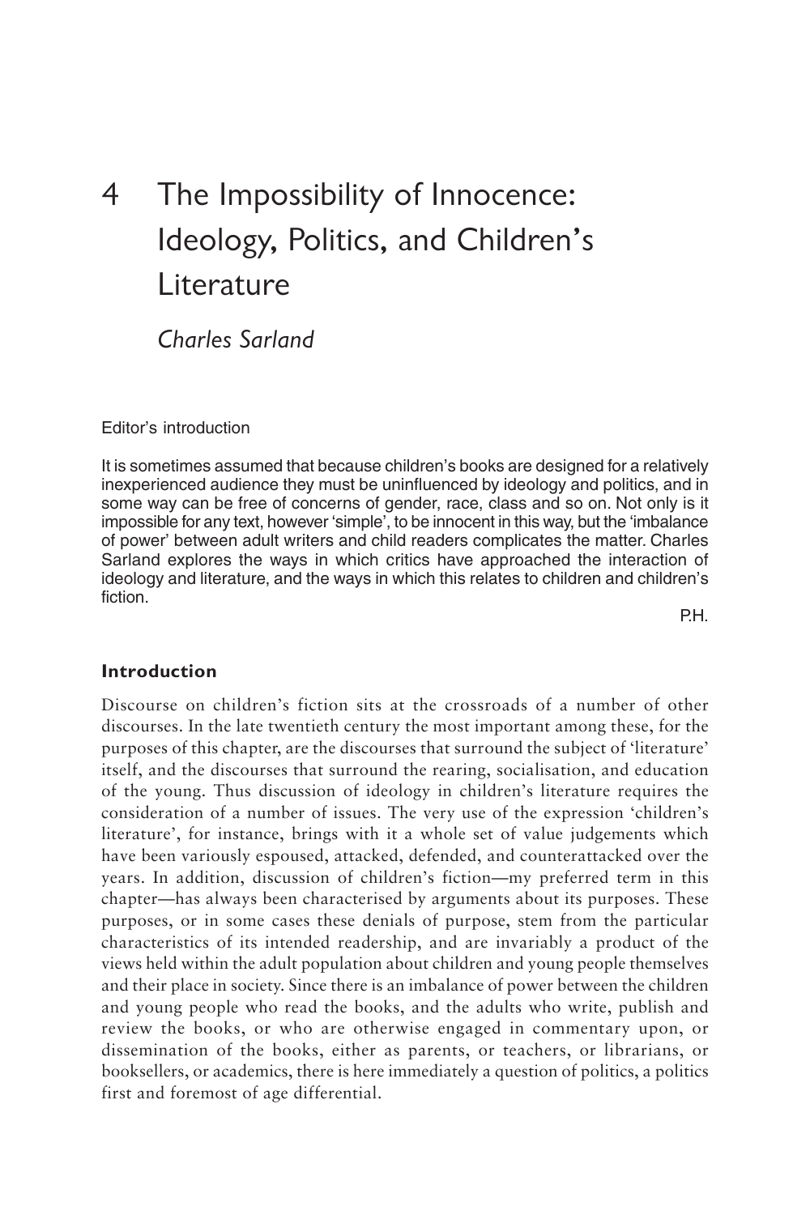# 4 The Impossibility of Innocence: Ideology, Politics, and Children's Literature

*Charles Sarland*

Editor's introduction

It is sometimes assumed that because children's books are designed for a relatively inexperienced audience they must be uninfluenced by ideology and politics, and in some way can be free of concerns of gender, race, class and so on. Not only is it impossible for any text, however 'simple', to be innocent in this way, but the 'imbalance of power' between adult writers and child readers complicates the matter. Charles Sarland explores the ways in which critics have approached the interaction of ideology and literature, and the ways in which this relates to children and children's fiction.

P.H.

## Introduction

Discourse on children's fiction sits at the crossroads of a number of other discourses. In the late twentieth century the most important among these, for the purposes of this chapter, are the discourses that surround the subject of 'literature' itself, and the discourses that surround the rearing, socialisation, and education of the young. Thus discussion of ideology in children's literature requires the consideration of a number of issues. The very use of the expression 'children's literature', for instance, brings with it a whole set of value judgements which have been variously espoused, attacked, defended, and counterattacked over the years. In addition, discussion of children's fiction—my preferred term in this chapter—has always been characterised by arguments about its purposes. These purposes, or in some cases these denials of purpose, stem from the particular characteristics of its intended readership, and are invariably a product of the views held within the adult population about children and young people themselves and their place in society. Since there is an imbalance of power between the children and young people who read the books, and the adults who write, publish and review the books, or who are otherwise engaged in commentary upon, or dissemination of the books, either as parents, or teachers, or librarians, or booksellers, or academics, there is here immediately a question of politics, a politics first and foremost of age differential.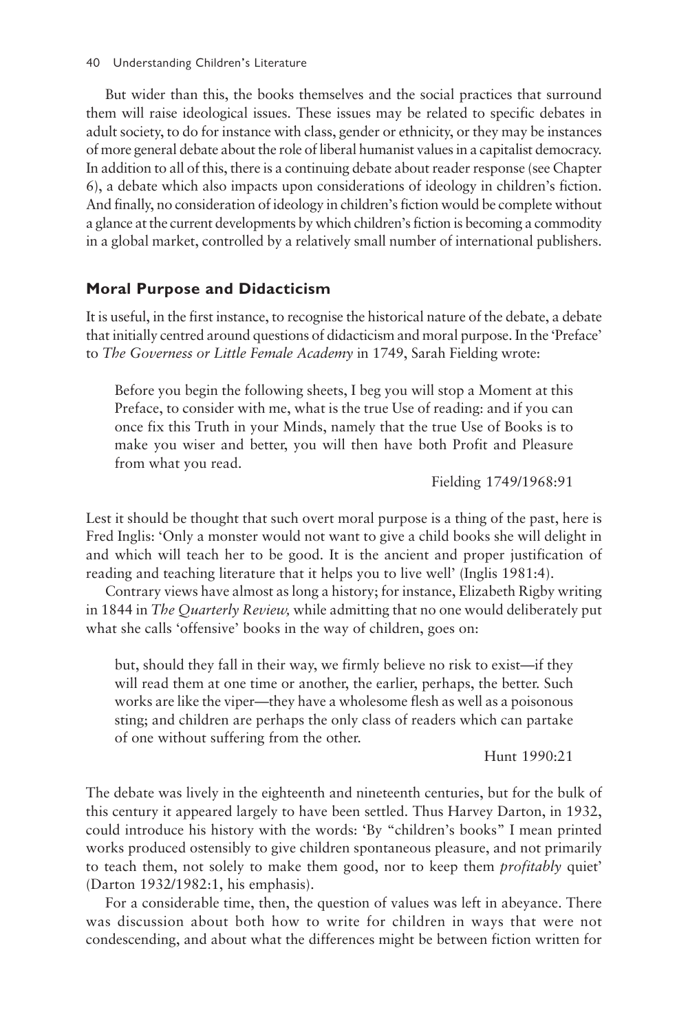But wider than this, the books themselves and the social practices that surround them will raise ideological issues. These issues may be related to specific debates in adult society, to do for instance with class, gender or ethnicity, or they may be instances of more general debate about the role of liberal humanist values in a capitalist democracy. In addition to all of this, there is a continuing debate about reader response (see Chapter 6), a debate which also impacts upon considerations of ideology in children's fiction. And finally, no consideration of ideology in children's fiction would be complete without a glance at the current developments by which children's fiction is becoming a commodity in a global market, controlled by a relatively small number of international publishers.

## Moral Purpose and Didacticism

It is useful, in the first instance, to recognise the historical nature of the debate, a debate that initially centred around questions of didacticism and moral purpose. In the 'Preface' to *The Governess or Little Female Academy* in 1749, Sarah Fielding wrote:

> Before you begin the following sheets, I beg you will stop a Moment at this Preface, to consider with me, what is the true Use of reading: and if you can once fix this Truth in your Minds, namely that the true Use of Books is to make you wiser and better, you will then have both Profit and Pleasure from what you read.
>
> Fielding 1749/1968:91

Lest it should be thought that such overt moral purpose is a thing of the past, here is Fred Inglis: 'Only a monster would not want to give a child books she will delight in and which will teach her to be good. It is the ancient and proper justification of reading and teaching literature that it helps you to live well' (Inglis 1981:4).

Contrary views have almost as long a history; for instance, Elizabeth Rigby writing in 1844 in *The Quarterly Review,* while admitting that no one would deliberately put what she calls 'offensive' books in the way of children, goes on:

> but, should they fall in their way, we firmly believe no risk to exist—if they will read them at one time or another, the earlier, perhaps, the better. Such works are like the viper—they have a wholesome flesh as well as a poisonous sting; and children are perhaps the only class of readers which can partake of one without suffering from the other.
>
> Hunt 1990:21

The debate was lively in the eighteenth and nineteenth centuries, but for the bulk of this century it appeared largely to have been settled. Thus Harvey Darton, in 1932, could introduce his history with the words: 'By "children's books" I mean printed works produced ostensibly to give children spontaneous pleasure, and not primarily to teach them, not solely to make them good, nor to keep them *profitably* quiet' (Darton 1932/1982:1, his emphasis).

For a considerable time, then, the question of values was left in abeyance. There was discussion about both how to write for children in ways that were not condescending, and about what the differences might be between fiction written for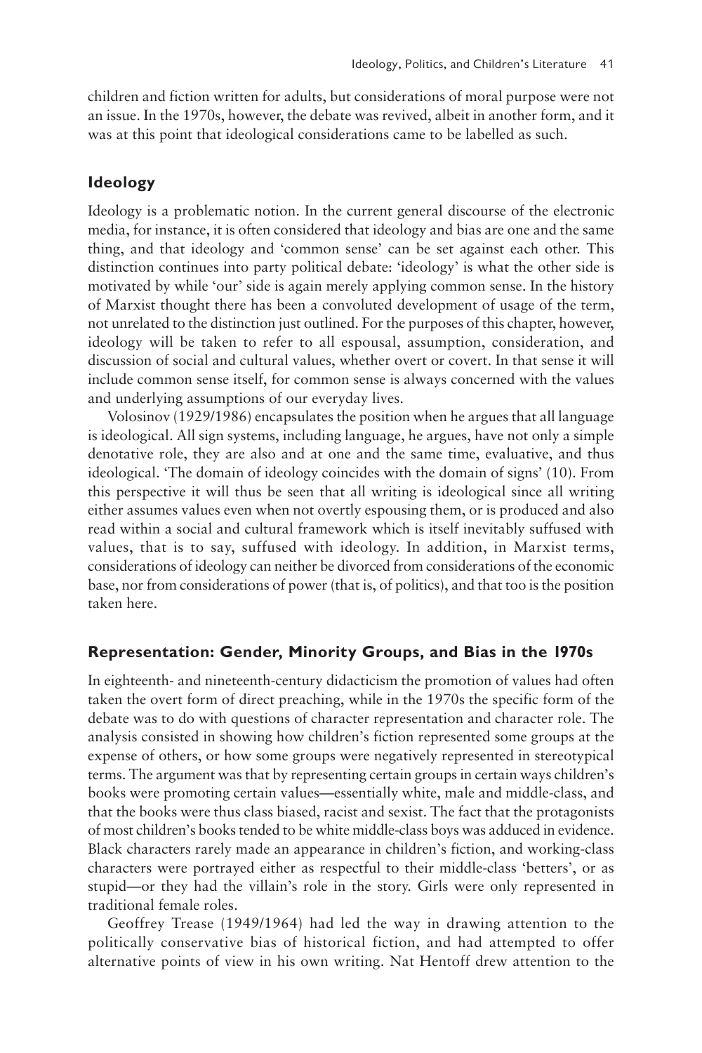children and fiction written for adults, but considerations of moral purpose were not an issue. In the 1970s, however, the debate was revived, albeit in another form, and it was at this point that ideological considerations came to be labelled as such.

## Ideology

Ideology is a problematic notion. In the current general discourse of the electronic media, for instance, it is often considered that ideology and bias are one and the same thing, and that ideology and 'common sense' can be set against each other. This distinction continues into party political debate: 'ideology' is what the other side is motivated by while 'our' side is again merely applying common sense. In the history of Marxist thought there has been a convoluted development of usage of the term, not unrelated to the distinction just outlined. For the purposes of this chapter, however, ideology will be taken to refer to all espousal, assumption, consideration, and discussion of social and cultural values, whether overt or covert. In that sense it will include common sense itself, for common sense is always concerned with the values and underlying assumptions of our everyday lives.

Volosinov (1929/1986) encapsulates the position when he argues that all language is ideological. All sign systems, including language, he argues, have not only a simple denotative role, they are also and at one and the same time, evaluative, and thus ideological. 'The domain of ideology coincides with the domain of signs' (10). From this perspective it will thus be seen that all writing is ideological since all writing either assumes values even when not overtly espousing them, or is produced and also read within a social and cultural framework which is itself inevitably suffused with values, that is to say, suffused with ideology. In addition, in Marxist terms, considerations of ideology can neither be divorced from considerations of the economic base, nor from considerations of power (that is, of politics), and that too is the position taken here.

## Representation: Gender, Minority Groups, and Bias in the 1970s

In eighteenth- and nineteenth-century didacticism the promotion of values had often taken the overt form of direct preaching, while in the 1970s the specific form of the debate was to do with questions of character representation and character role. The analysis consisted in showing how children's fiction represented some groups at the expense of others, or how some groups were negatively represented in stereotypical terms. The argument was that by representing certain groups in certain ways children's books were promoting certain values—essentially white, male and middle-class, and that the books were thus class biased, racist and sexist. The fact that the protagonists of most children's books tended to be white middle-class boys was adduced in evidence. Black characters rarely made an appearance in children's fiction, and working-class characters were portrayed either as respectful to their middle-class 'betters', or as stupid—or they had the villain's role in the story. Girls were only represented in traditional female roles.

Geoffrey Trease (1949/1964) had led the way in drawing attention to the politically conservative bias of historical fiction, and had attempted to offer alternative points of view in his own writing. Nat Hentoff drew attention to the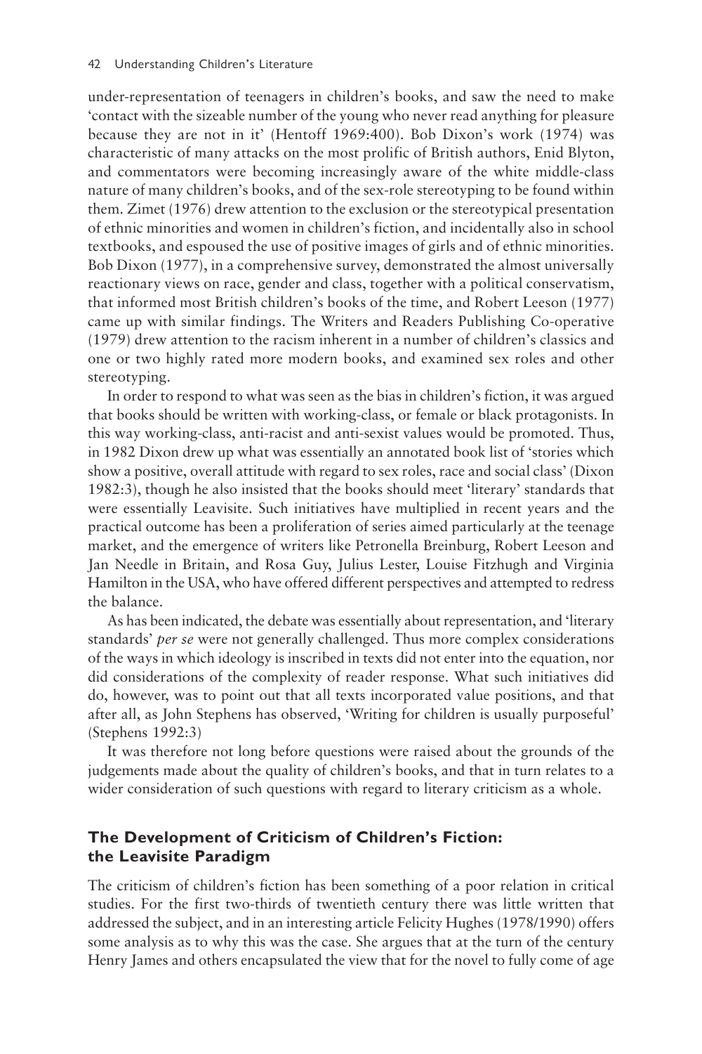under-representation of teenagers in children's books, and saw the need to make 'contact with the sizeable number of the young who never read anything for pleasure because they are not in it' (Hentoff 1969:400). Bob Dixon's work (1974) was characteristic of many attacks on the most prolific of British authors, Enid Blyton, and commentators were becoming increasingly aware of the white middle-class nature of many children's books, and of the sex-role stereotyping to be found within them. Zimet (1976) drew attention to the exclusion or the stereotypical presentation of ethnic minorities and women in children's fiction, and incidentally also in school textbooks, and espoused the use of positive images of girls and of ethnic minorities. Bob Dixon (1977), in a comprehensive survey, demonstrated the almost universally reactionary views on race, gender and class, together with a political conservatism, that informed most British children's books of the time, and Robert Leeson (1977) came up with similar findings. The Writers and Readers Publishing Co-operative (1979) drew attention to the racism inherent in a number of children's classics and one or two highly rated more modern books, and examined sex roles and other stereotyping.

In order to respond to what was seen as the bias in children's fiction, it was argued that books should be written with working-class, or female or black protagonists. In this way working-class, anti-racist and anti-sexist values would be promoted. Thus, in 1982 Dixon drew up what was essentially an annotated book list of 'stories which show a positive, overall attitude with regard to sex roles, race and social class' (Dixon 1982:3), though he also insisted that the books should meet 'literary' standards that were essentially Leavisite. Such initiatives have multiplied in recent years and the practical outcome has been a proliferation of series aimed particularly at the teenage market, and the emergence of writers like Petronella Breinburg, Robert Leeson and Jan Needle in Britain, and Rosa Guy, Julius Lester, Louise Fitzhugh and Virginia Hamilton in the USA, who have offered different perspectives and attempted to redress the balance.

As has been indicated, the debate was essentially about representation, and 'literary standards' *per se* were not generally challenged. Thus more complex considerations of the ways in which ideology is inscribed in texts did not enter into the equation, nor did considerations of the complexity of reader response. What such initiatives did do, however, was to point out that all texts incorporated value positions, and that after all, as John Stephens has observed, 'Writing for children is usually purposeful' (Stephens 1992:3)

It was therefore not long before questions were raised about the grounds of the judgements made about the quality of children's books, and that in turn relates to a wider consideration of such questions with regard to literary criticism as a whole.

## The Development of Criticism of Children's Fiction: the Leavisite Paradigm

The criticism of children's fiction has been something of a poor relation in critical studies. For the first two-thirds of twentieth century there was little written that addressed the subject, and in an interesting article Felicity Hughes (1978/1990) offers some analysis as to why this was the case. She argues that at the turn of the century Henry James and others encapsulated the view that for the novel to fully come of age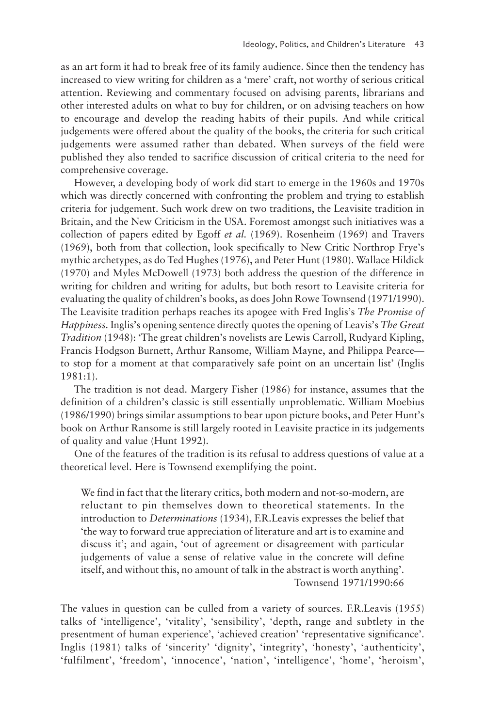as an art form it had to break free of its family audience. Since then the tendency has increased to view writing for children as a 'mere' craft, not worthy of serious critical attention. Reviewing and commentary focused on advising parents, librarians and other interested adults on what to buy for children, or on advising teachers on how to encourage and develop the reading habits of their pupils. And while critical judgements were offered about the quality of the books, the criteria for such critical judgements were assumed rather than debated. When surveys of the field were published they also tended to sacrifice discussion of critical criteria to the need for comprehensive coverage.

However, a developing body of work did start to emerge in the 1960s and 1970s which was directly concerned with confronting the problem and trying to establish criteria for judgement. Such work drew on two traditions, the Leavisite tradition in Britain, and the New Criticism in the USA. Foremost amongst such initiatives was a collection of papers edited by Egoff *et al.* (1969). Rosenheim (1969) and Travers (1969), both from that collection, look specifically to New Critic Northrop Frye's mythic archetypes, as do Ted Hughes (1976), and Peter Hunt (1980). Wallace Hildick (1970) and Myles McDowell (1973) both address the question of the difference in writing for children and writing for adults, but both resort to Leavisite criteria for evaluating the quality of children's books, as does John Rowe Townsend (1971/1990). The Leavisite tradition perhaps reaches its apogee with Fred Inglis's *The Promise of Happiness*. Inglis's opening sentence directly quotes the opening of Leavis's *The Great Tradition* (1948): 'The great children's novelists are Lewis Carroll, Rudyard Kipling, Francis Hodgson Burnett, Arthur Ransome, William Mayne, and Philippa Pearce—to stop for a moment at that comparatively safe point on an uncertain list' (Inglis 1981:1).

The tradition is not dead. Margery Fisher (1986) for instance, assumes that the definition of a children's classic is still essentially unproblematic. William Moebius (1986/1990) brings similar assumptions to bear upon picture books, and Peter Hunt's book on Arthur Ransome is still largely rooted in Leavisite practice in its judgements of quality and value (Hunt 1992).

One of the features of the tradition is its refusal to address questions of value at a theoretical level. Here is Townsend exemplifying the point.

> We find in fact that the literary critics, both modern and not-so-modern, are reluctant to pin themselves down to theoretical statements. In the introduction to *Determinations* (1934), F.R.Leavis expresses the belief that 'the way to forward true appreciation of literature and art is to examine and discuss it'; and again, 'out of agreement or disagreement with particular judgements of value a sense of relative value in the concrete will define itself, and without this, no amount of talk in the abstract is worth anything'.
>
> Townsend 1971/1990:66

The values in question can be culled from a variety of sources. F.R.Leavis (1955) talks of 'intelligence', 'vitality', 'sensibility', 'depth, range and subtlety in the presentment of human experience', 'achieved creation' 'representative significance'. Inglis (1981) talks of 'sincerity' 'dignity', 'integrity', 'honesty', 'authenticity', 'fulfilment', 'freedom', 'innocence', 'nation', 'intelligence', 'home', 'heroism',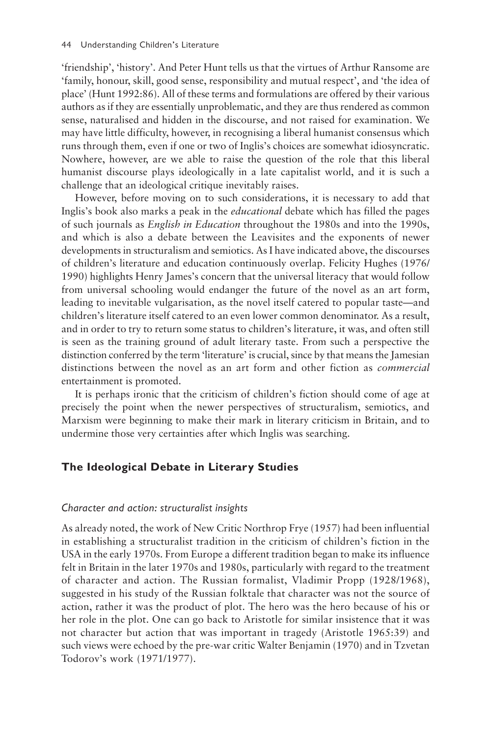'friendship', 'history'. And Peter Hunt tells us that the virtues of Arthur Ransome are 'family, honour, skill, good sense, responsibility and mutual respect', and 'the idea of place' (Hunt 1992:86). All of these terms and formulations are offered by their various authors as if they are essentially unproblematic, and they are thus rendered as common sense, naturalised and hidden in the discourse, and not raised for examination. We may have little difficulty, however, in recognising a liberal humanist consensus which runs through them, even if one or two of Inglis's choices are somewhat idiosyncratic. Nowhere, however, are we able to raise the question of the role that this liberal humanist discourse plays ideologically in a late capitalist world, and it is such a challenge that an ideological critique inevitably raises.

However, before moving on to such considerations, it is necessary to add that Inglis's book also marks a peak in the *educational* debate which has filled the pages of such journals as *English in Education* throughout the 1980s and into the 1990s, and which is also a debate between the Leavisites and the exponents of newer developments in structuralism and semiotics. As I have indicated above, the discourses of children's literature and education continuously overlap. Felicity Hughes (1976/1990) highlights Henry James's concern that the universal literacy that would follow from universal schooling would endanger the future of the novel as an art form, leading to inevitable vulgarisation, as the novel itself catered to popular taste—and children's literature itself catered to an even lower common denominator. As a result, and in order to try to return some status to children's literature, it was, and often still is seen as the training ground of adult literary taste. From such a perspective the distinction conferred by the term 'literature' is crucial, since by that means the Jamesian distinctions between the novel as an art form and other fiction as *commercial* entertainment is promoted.

It is perhaps ironic that the criticism of children's fiction should come of age at precisely the point when the newer perspectives of structuralism, semiotics, and Marxism were beginning to make their mark in literary criticism in Britain, and to undermine those very certainties after which Inglis was searching.

## The Ideological Debate in Literary Studies

### *Character and action: structuralist insights*

As already noted, the work of New Critic Northrop Frye (1957) had been influential in establishing a structuralist tradition in the criticism of children's fiction in the USA in the early 1970s. From Europe a different tradition began to make its influence felt in Britain in the later 1970s and 1980s, particularly with regard to the treatment of character and action. The Russian formalist, Vladimir Propp (1928/1968), suggested in his study of the Russian folktale that character was not the source of action, rather it was the product of plot. The hero was the hero because of his or her role in the plot. One can go back to Aristotle for similar insistence that it was not character but action that was important in tragedy (Aristotle 1965:39) and such views were echoed by the pre-war critic Walter Benjamin (1970) and in Tzvetan Todorov's work (1971/1977).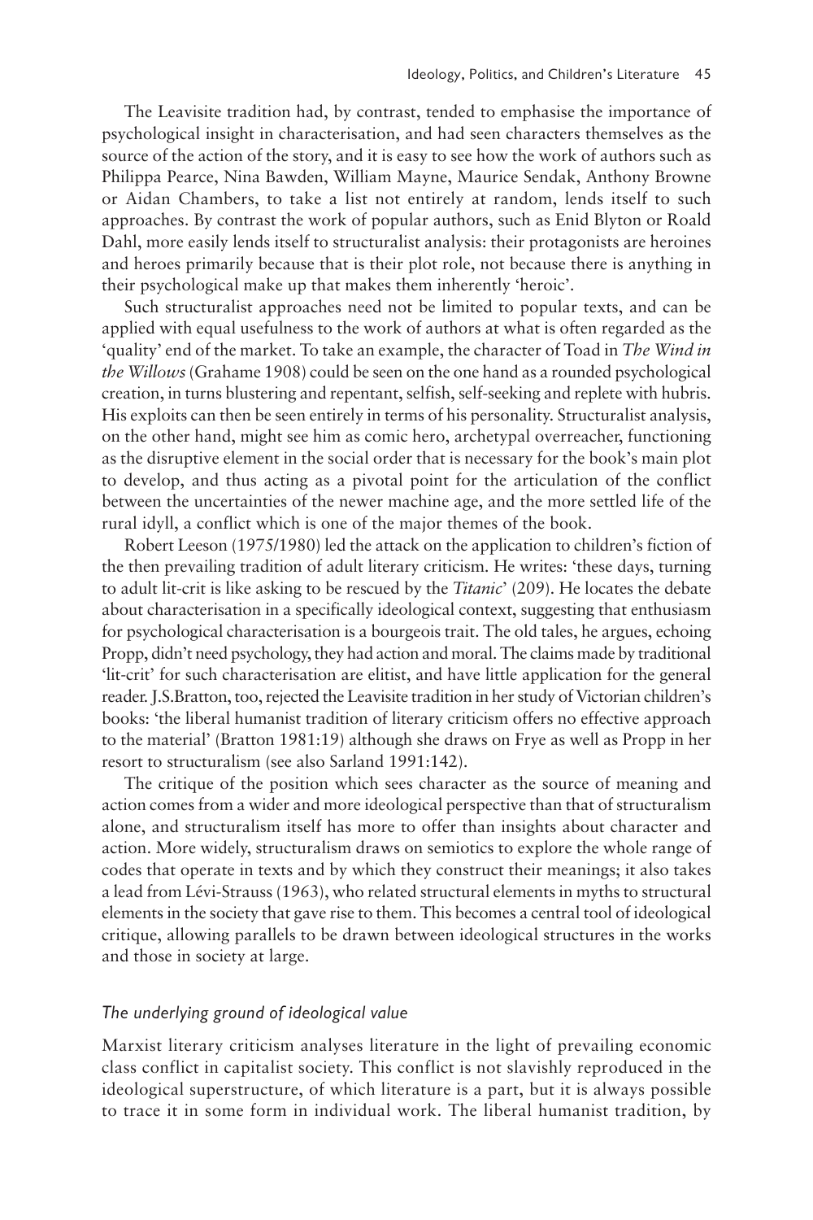The Leavisite tradition had, by contrast, tended to emphasise the importance of psychological insight in characterisation, and had seen characters themselves as the source of the action of the story, and it is easy to see how the work of authors such as Philippa Pearce, Nina Bawden, William Mayne, Maurice Sendak, Anthony Browne or Aidan Chambers, to take a list not entirely at random, lends itself to such approaches. By contrast the work of popular authors, such as Enid Blyton or Roald Dahl, more easily lends itself to structuralist analysis: their protagonists are heroines and heroes primarily because that is their plot role, not because there is anything in their psychological make up that makes them inherently 'heroic'.

Such structuralist approaches need not be limited to popular texts, and can be applied with equal usefulness to the work of authors at what is often regarded as the 'quality' end of the market. To take an example, the character of Toad in *The Wind in the Willows* (Grahame 1908) could be seen on the one hand as a rounded psychological creation, in turns blustering and repentant, selfish, self-seeking and replete with hubris. His exploits can then be seen entirely in terms of his personality. Structuralist analysis, on the other hand, might see him as comic hero, archetypal overreacher, functioning as the disruptive element in the social order that is necessary for the book's main plot to develop, and thus acting as a pivotal point for the articulation of the conflict between the uncertainties of the newer machine age, and the more settled life of the rural idyll, a conflict which is one of the major themes of the book.

Robert Leeson (1975/1980) led the attack on the application to children's fiction of the then prevailing tradition of adult literary criticism. He writes: 'these days, turning to adult lit-crit is like asking to be rescued by the *Titanic*' (209). He locates the debate about characterisation in a specifically ideological context, suggesting that enthusiasm for psychological characterisation is a bourgeois trait. The old tales, he argues, echoing Propp, didn't need psychology, they had action and moral. The claims made by traditional 'lit-crit' for such characterisation are elitist, and have little application for the general reader. J.S.Bratton, too, rejected the Leavisite tradition in her study of Victorian children's books: 'the liberal humanist tradition of literary criticism offers no effective approach to the material' (Bratton 1981:19) although she draws on Frye as well as Propp in her resort to structuralism (see also Sarland 1991:142).

The critique of the position which sees character as the source of meaning and action comes from a wider and more ideological perspective than that of structuralism alone, and structuralism itself has more to offer than insights about character and action. More widely, structuralism draws on semiotics to explore the whole range of codes that operate in texts and by which they construct their meanings; it also takes a lead from Lévi-Strauss (1963), who related structural elements in myths to structural elements in the society that gave rise to them. This becomes a central tool of ideological critique, allowing parallels to be drawn between ideological structures in the works and those in society at large.

### *The underlying ground of ideological value*

Marxist literary criticism analyses literature in the light of prevailing economic class conflict in capitalist society. This conflict is not slavishly reproduced in the ideological superstructure, of which literature is a part, but it is always possible to trace it in some form in individual work. The liberal humanist tradition, by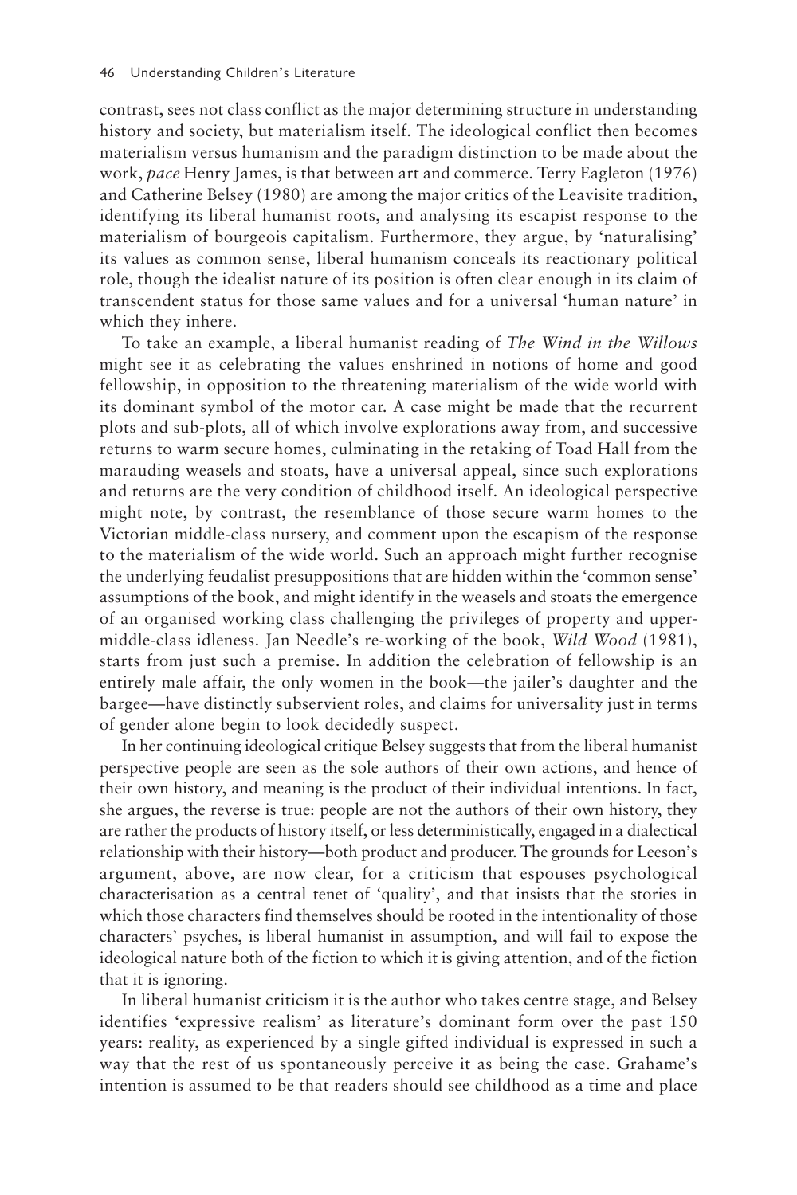contrast, sees not class conflict as the major determining structure in understanding history and society, but materialism itself. The ideological conflict then becomes materialism versus humanism and the paradigm distinction to be made about the work, *pace* Henry James, is that between art and commerce. Terry Eagleton (1976) and Catherine Belsey (1980) are among the major critics of the Leavisite tradition, identifying its liberal humanist roots, and analysing its escapist response to the materialism of bourgeois capitalism. Furthermore, they argue, by 'naturalising' its values as common sense, liberal humanism conceals its reactionary political role, though the idealist nature of its position is often clear enough in its claim of transcendent status for those same values and for a universal 'human nature' in which they inhere.

To take an example, a liberal humanist reading of *The Wind in the Willows* might see it as celebrating the values enshrined in notions of home and good fellowship, in opposition to the threatening materialism of the wide world with its dominant symbol of the motor car. A case might be made that the recurrent plots and sub-plots, all of which involve explorations away from, and successive returns to warm secure homes, culminating in the retaking of Toad Hall from the marauding weasels and stoats, have a universal appeal, since such explorations and returns are the very condition of childhood itself. An ideological perspective might note, by contrast, the resemblance of those secure warm homes to the Victorian middle-class nursery, and comment upon the escapism of the response to the materialism of the wide world. Such an approach might further recognise the underlying feudalist presuppositions that are hidden within the 'common sense' assumptions of the book, and might identify in the weasels and stoats the emergence of an organised working class challenging the privileges of property and upper-middle-class idleness. Jan Needle's re-working of the book, *Wild Wood* (1981), starts from just such a premise. In addition the celebration of fellowship is an entirely male affair, the only women in the book—the jailer's daughter and the bargee—have distinctly subservient roles, and claims for universality just in terms of gender alone begin to look decidedly suspect.

In her continuing ideological critique Belsey suggests that from the liberal humanist perspective people are seen as the sole authors of their own actions, and hence of their own history, and meaning is the product of their individual intentions. In fact, she argues, the reverse is true: people are not the authors of their own history, they are rather the products of history itself, or less deterministically, engaged in a dialectical relationship with their history—both product and producer. The grounds for Leeson's argument, above, are now clear, for a criticism that espouses psychological characterisation as a central tenet of 'quality', and that insists that the stories in which those characters find themselves should be rooted in the intentionality of those characters' psyches, is liberal humanist in assumption, and will fail to expose the ideological nature both of the fiction to which it is giving attention, and of the fiction that it is ignoring.

In liberal humanist criticism it is the author who takes centre stage, and Belsey identifies 'expressive realism' as literature's dominant form over the past 150 years: reality, as experienced by a single gifted individual is expressed in such a way that the rest of us spontaneously perceive it as being the case. Grahame's intention is assumed to be that readers should see childhood as a time and place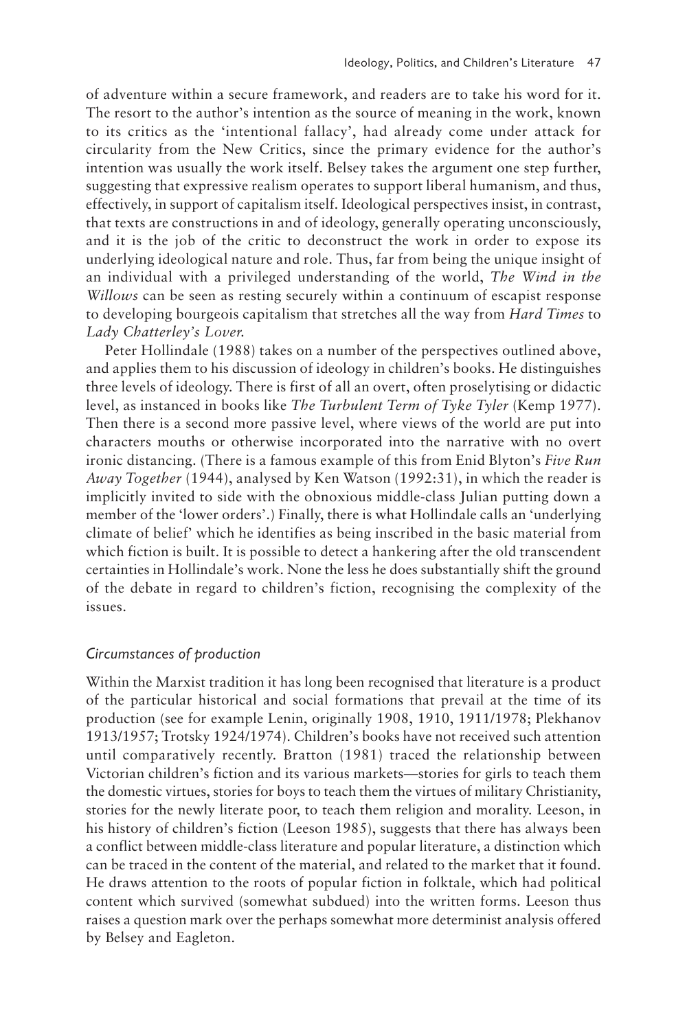of adventure within a secure framework, and readers are to take his word for it. The resort to the author's intention as the source of meaning in the work, known to its critics as the 'intentional fallacy', had already come under attack for circularity from the New Critics, since the primary evidence for the author's intention was usually the work itself. Belsey takes the argument one step further, suggesting that expressive realism operates to support liberal humanism, and thus, effectively, in support of capitalism itself. Ideological perspectives insist, in contrast, that texts are constructions in and of ideology, generally operating unconsciously, and it is the job of the critic to deconstruct the work in order to expose its underlying ideological nature and role. Thus, far from being the unique insight of an individual with a privileged understanding of the world, *The Wind in the Willows* can be seen as resting securely within a continuum of escapist response to developing bourgeois capitalism that stretches all the way from *Hard Times* to *Lady Chatterley's Lover.*

Peter Hollindale (1988) takes on a number of the perspectives outlined above, and applies them to his discussion of ideology in children's books. He distinguishes three levels of ideology. There is first of all an overt, often proselytising or didactic level, as instanced in books like *The Turbulent Term of Tyke Tyler* (Kemp 1977). Then there is a second more passive level, where views of the world are put into characters mouths or otherwise incorporated into the narrative with no overt ironic distancing. (There is a famous example of this from Enid Blyton's *Five Run Away Together* (1944), analysed by Ken Watson (1992:31), in which the reader is implicitly invited to side with the obnoxious middle-class Julian putting down a member of the 'lower orders'.) Finally, there is what Hollindale calls an 'underlying climate of belief' which he identifies as being inscribed in the basic material from which fiction is built. It is possible to detect a hankering after the old transcendent certainties in Hollindale's work. None the less he does substantially shift the ground of the debate in regard to children's fiction, recognising the complexity of the issues.

### *Circumstances of production*

Within the Marxist tradition it has long been recognised that literature is a product of the particular historical and social formations that prevail at the time of its production (see for example Lenin, originally 1908, 1910, 1911/1978; Plekhanov 1913/1957; Trotsky 1924/1974). Children's books have not received such attention until comparatively recently. Bratton (1981) traced the relationship between Victorian children's fiction and its various markets—stories for girls to teach them the domestic virtues, stories for boys to teach them the virtues of military Christianity, stories for the newly literate poor, to teach them religion and morality. Leeson, in his history of children's fiction (Leeson 1985), suggests that there has always been a conflict between middle-class literature and popular literature, a distinction which can be traced in the content of the material, and related to the market that it found. He draws attention to the roots of popular fiction in folktale, which had political content which survived (somewhat subdued) into the written forms. Leeson thus raises a question mark over the perhaps somewhat more determinist analysis offered by Belsey and Eagleton.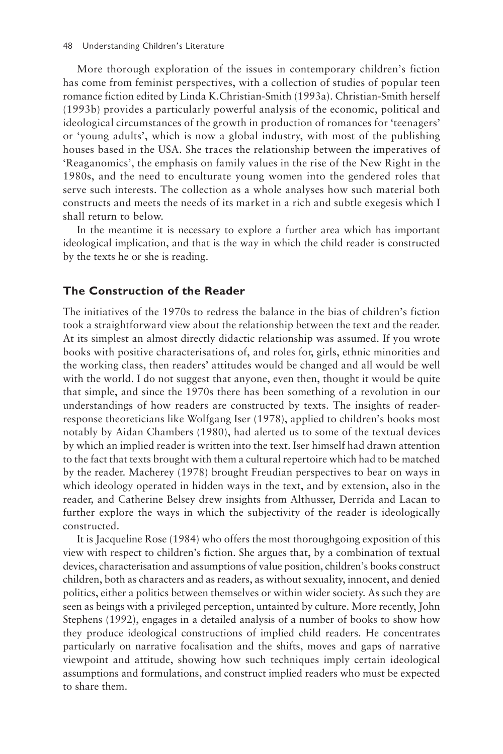More thorough exploration of the issues in contemporary children's fiction has come from feminist perspectives, with a collection of studies of popular teen romance fiction edited by Linda K.Christian-Smith (1993a). Christian-Smith herself (1993b) provides a particularly powerful analysis of the economic, political and ideological circumstances of the growth in production of romances for 'teenagers' or 'young adults', which is now a global industry, with most of the publishing houses based in the USA. She traces the relationship between the imperatives of 'Reaganomics', the emphasis on family values in the rise of the New Right in the 1980s, and the need to enculturate young women into the gendered roles that serve such interests. The collection as a whole analyses how such material both constructs and meets the needs of its market in a rich and subtle exegesis which I shall return to below.

In the meantime it is necessary to explore a further area which has important ideological implication, and that is the way in which the child reader is constructed by the texts he or she is reading.

## The Construction of the Reader

The initiatives of the 1970s to redress the balance in the bias of children's fiction took a straightforward view about the relationship between the text and the reader. At its simplest an almost directly didactic relationship was assumed. If you wrote books with positive characterisations of, and roles for, girls, ethnic minorities and the working class, then readers' attitudes would be changed and all would be well with the world. I do not suggest that anyone, even then, thought it would be quite that simple, and since the 1970s there has been something of a revolution in our understandings of how readers are constructed by texts. The insights of reader-response theoreticians like Wolfgang Iser (1978), applied to children's books most notably by Aidan Chambers (1980), had alerted us to some of the textual devices by which an implied reader is written into the text. Iser himself had drawn attention to the fact that texts brought with them a cultural repertoire which had to be matched by the reader. Macherey (1978) brought Freudian perspectives to bear on ways in which ideology operated in hidden ways in the text, and by extension, also in the reader, and Catherine Belsey drew insights from Althusser, Derrida and Lacan to further explore the ways in which the subjectivity of the reader is ideologically constructed.

It is Jacqueline Rose (1984) who offers the most thoroughgoing exposition of this view with respect to children's fiction. She argues that, by a combination of textual devices, characterisation and assumptions of value position, children's books construct children, both as characters and as readers, as without sexuality, innocent, and denied politics, either a politics between themselves or within wider society. As such they are seen as beings with a privileged perception, untainted by culture. More recently, John Stephens (1992), engages in a detailed analysis of a number of books to show how they produce ideological constructions of implied child readers. He concentrates particularly on narrative focalisation and the shifts, moves and gaps of narrative viewpoint and attitude, showing how such techniques imply certain ideological assumptions and formulations, and construct implied readers who must be expected to share them.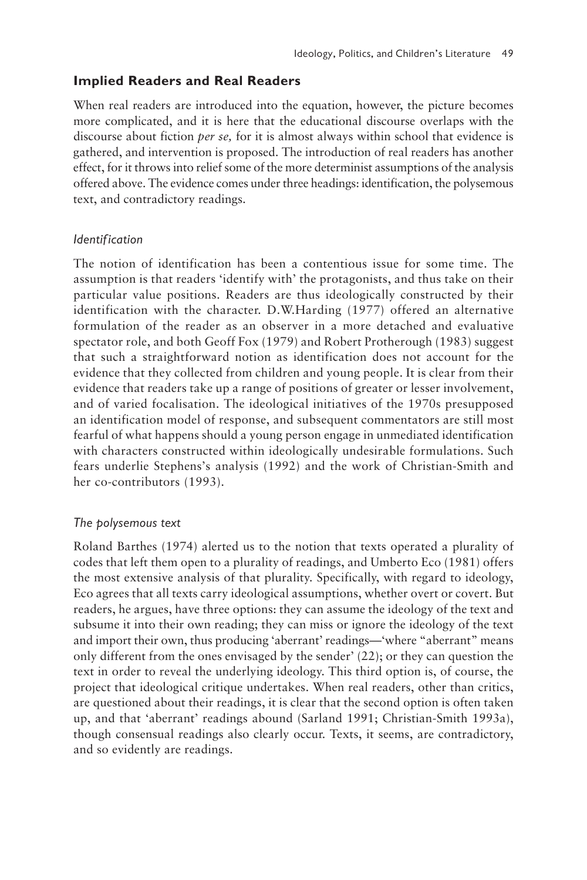## Implied Readers and Real Readers

When real readers are introduced into the equation, however, the picture becomes more complicated, and it is here that the educational discourse overlaps with the discourse about fiction *per se,* for it is almost always within school that evidence is gathered, and intervention is proposed. The introduction of real readers has another effect, for it throws into relief some of the more determinist assumptions of the analysis offered above. The evidence comes under three headings: identification, the polysemous text, and contradictory readings.

### *Identification*

The notion of identification has been a contentious issue for some time. The assumption is that readers 'identify with' the protagonists, and thus take on their particular value positions. Readers are thus ideologically constructed by their identification with the character. D.W.Harding (1977) offered an alternative formulation of the reader as an observer in a more detached and evaluative spectator role, and both Geoff Fox (1979) and Robert Protherough (1983) suggest that such a straightforward notion as identification does not account for the evidence that they collected from children and young people. It is clear from their evidence that readers take up a range of positions of greater or lesser involvement, and of varied focalisation. The ideological initiatives of the 1970s presupposed an identification model of response, and subsequent commentators are still most fearful of what happens should a young person engage in unmediated identification with characters constructed within ideologically undesirable formulations. Such fears underlie Stephens's analysis (1992) and the work of Christian-Smith and her co-contributors (1993).

### *The polysemous text*

Roland Barthes (1974) alerted us to the notion that texts operated a plurality of codes that left them open to a plurality of readings, and Umberto Eco (1981) offers the most extensive analysis of that plurality. Specifically, with regard to ideology, Eco agrees that all texts carry ideological assumptions, whether overt or covert. But readers, he argues, have three options: they can assume the ideology of the text and subsume it into their own reading; they can miss or ignore the ideology of the text and import their own, thus producing 'aberrant' readings—'where "aberrant" means only different from the ones envisaged by the sender' (22); or they can question the text in order to reveal the underlying ideology. This third option is, of course, the project that ideological critique undertakes. When real readers, other than critics, are questioned about their readings, it is clear that the second option is often taken up, and that 'aberrant' readings abound (Sarland 1991; Christian-Smith 1993a), though consensual readings also clearly occur. Texts, it seems, are contradictory, and so evidently are readings.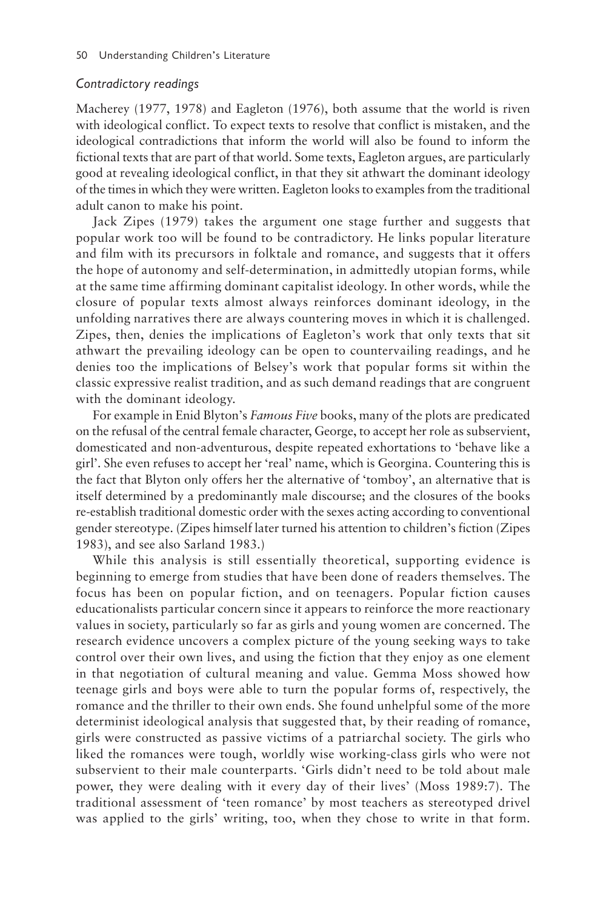### *Contradictory readings*

Macherey (1977, 1978) and Eagleton (1976), both assume that the world is riven with ideological conflict. To expect texts to resolve that conflict is mistaken, and the ideological contradictions that inform the world will also be found to inform the fictional texts that are part of that world. Some texts, Eagleton argues, are particularly good at revealing ideological conflict, in that they sit athwart the dominant ideology of the times in which they were written. Eagleton looks to examples from the traditional adult canon to make his point.

Jack Zipes (1979) takes the argument one stage further and suggests that popular work too will be found to be contradictory. He links popular literature and film with its precursors in folktale and romance, and suggests that it offers the hope of autonomy and self-determination, in admittedly utopian forms, while at the same time affirming dominant capitalist ideology. In other words, while the closure of popular texts almost always reinforces dominant ideology, in the unfolding narratives there are always countering moves in which it is challenged. Zipes, then, denies the implications of Eagleton's work that only texts that sit athwart the prevailing ideology can be open to countervailing readings, and he denies too the implications of Belsey's work that popular forms sit within the classic expressive realist tradition, and as such demand readings that are congruent with the dominant ideology.

For example in Enid Blyton's *Famous Five* books, many of the plots are predicated on the refusal of the central female character, George, to accept her role as subservient, domesticated and non-adventurous, despite repeated exhortations to 'behave like a girl'. She even refuses to accept her 'real' name, which is Georgina. Countering this is the fact that Blyton only offers her the alternative of 'tomboy', an alternative that is itself determined by a predominantly male discourse; and the closures of the books re-establish traditional domestic order with the sexes acting according to conventional gender stereotype. (Zipes himself later turned his attention to children's fiction (Zipes 1983), and see also Sarland 1983.)

While this analysis is still essentially theoretical, supporting evidence is beginning to emerge from studies that have been done of readers themselves. The focus has been on popular fiction, and on teenagers. Popular fiction causes educationalists particular concern since it appears to reinforce the more reactionary values in society, particularly so far as girls and young women are concerned. The research evidence uncovers a complex picture of the young seeking ways to take control over their own lives, and using the fiction that they enjoy as one element in that negotiation of cultural meaning and value. Gemma Moss showed how teenage girls and boys were able to turn the popular forms of, respectively, the romance and the thriller to their own ends. She found unhelpful some of the more determinist ideological analysis that suggested that, by their reading of romance, girls were constructed as passive victims of a patriarchal society. The girls who liked the romances were tough, worldly wise working-class girls who were not subservient to their male counterparts. 'Girls didn't need to be told about male power, they were dealing with it every day of their lives' (Moss 1989:7). The traditional assessment of 'teen romance' by most teachers as stereotyped drivel was applied to the girls' writing, too, when they chose to write in that form.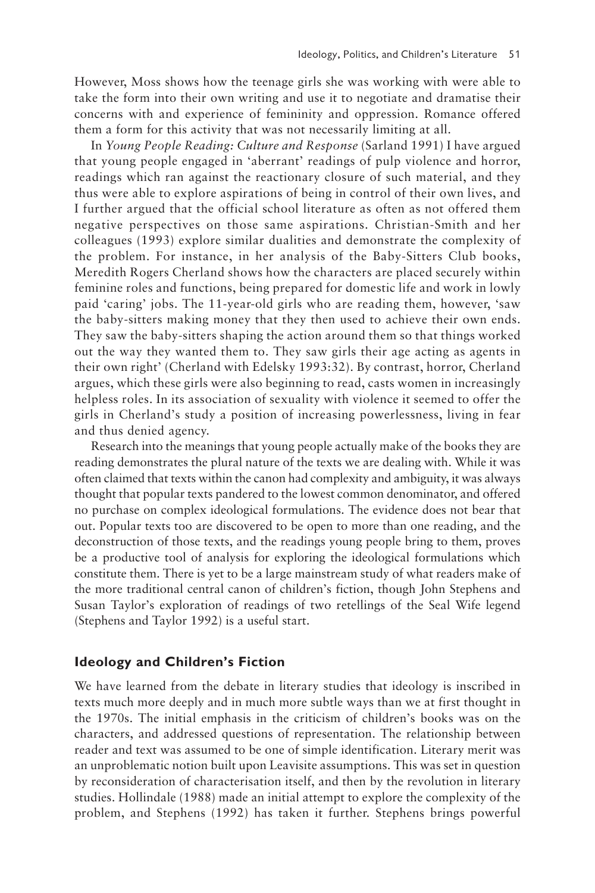However, Moss shows how the teenage girls she was working with were able to take the form into their own writing and use it to negotiate and dramatise their concerns with and experience of femininity and oppression. Romance offered them a form for this activity that was not necessarily limiting at all.

In *Young People Reading: Culture and Response* (Sarland 1991) I have argued that young people engaged in 'aberrant' readings of pulp violence and horror, readings which ran against the reactionary closure of such material, and they thus were able to explore aspirations of being in control of their own lives, and I further argued that the official school literature as often as not offered them negative perspectives on those same aspirations. Christian-Smith and her colleagues (1993) explore similar dualities and demonstrate the complexity of the problem. For instance, in her analysis of the Baby-Sitters Club books, Meredith Rogers Cherland shows how the characters are placed securely within feminine roles and functions, being prepared for domestic life and work in lowly paid 'caring' jobs. The 11-year-old girls who are reading them, however, 'saw the baby-sitters making money that they then used to achieve their own ends. They saw the baby-sitters shaping the action around them so that things worked out the way they wanted them to. They saw girls their age acting as agents in their own right' (Cherland with Edelsky 1993:32). By contrast, horror, Cherland argues, which these girls were also beginning to read, casts women in increasingly helpless roles. In its association of sexuality with violence it seemed to offer the girls in Cherland's study a position of increasing powerlessness, living in fear and thus denied agency.

Research into the meanings that young people actually make of the books they are reading demonstrates the plural nature of the texts we are dealing with. While it was often claimed that texts within the canon had complexity and ambiguity, it was always thought that popular texts pandered to the lowest common denominator, and offered no purchase on complex ideological formulations. The evidence does not bear that out. Popular texts too are discovered to be open to more than one reading, and the deconstruction of those texts, and the readings young people bring to them, proves be a productive tool of analysis for exploring the ideological formulations which constitute them. There is yet to be a large mainstream study of what readers make of the more traditional central canon of children's fiction, though John Stephens and Susan Taylor's exploration of readings of two retellings of the Seal Wife legend (Stephens and Taylor 1992) is a useful start.

## Ideology and Children's Fiction

We have learned from the debate in literary studies that ideology is inscribed in texts much more deeply and in much more subtle ways than we at first thought in the 1970s. The initial emphasis in the criticism of children's books was on the characters, and addressed questions of representation. The relationship between reader and text was assumed to be one of simple identification. Literary merit was an unproblematic notion built upon Leavisite assumptions. This was set in question by reconsideration of characterisation itself, and then by the revolution in literary studies. Hollindale (1988) made an initial attempt to explore the complexity of the problem, and Stephens (1992) has taken it further. Stephens brings powerful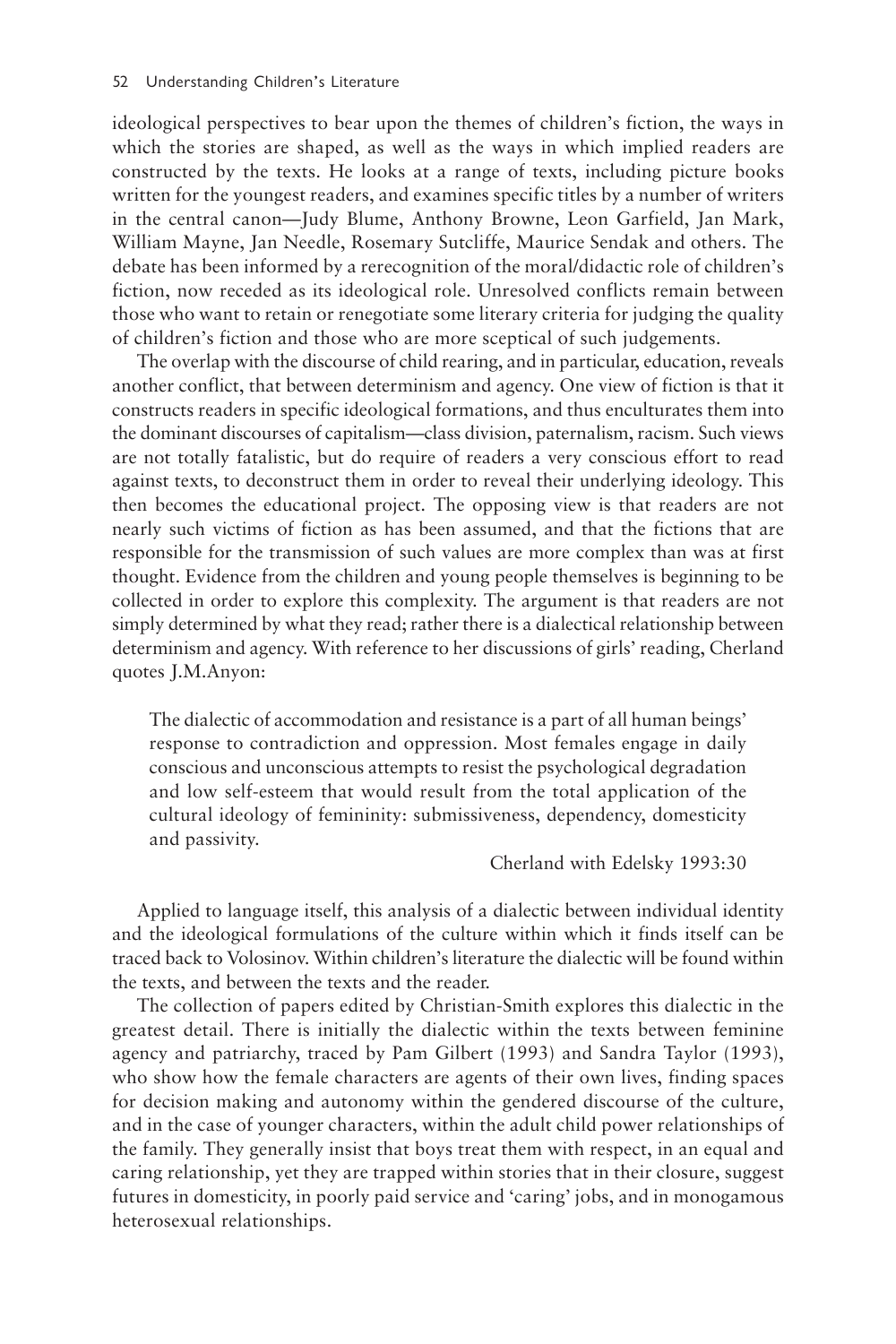ideological perspectives to bear upon the themes of children's fiction, the ways in which the stories are shaped, as well as the ways in which implied readers are constructed by the texts. He looks at a range of texts, including picture books written for the youngest readers, and examines specific titles by a number of writers in the central canon—Judy Blume, Anthony Browne, Leon Garfield, Jan Mark, William Mayne, Jan Needle, Rosemary Sutcliffe, Maurice Sendak and others. The debate has been informed by a rerecognition of the moral/didactic role of children's fiction, now receded as its ideological role. Unresolved conflicts remain between those who want to retain or renegotiate some literary criteria for judging the quality of children's fiction and those who are more sceptical of such judgements.

The overlap with the discourse of child rearing, and in particular, education, reveals another conflict, that between determinism and agency. One view of fiction is that it constructs readers in specific ideological formations, and thus enculturates them into the dominant discourses of capitalism—class division, paternalism, racism. Such views are not totally fatalistic, but do require of readers a very conscious effort to read against texts, to deconstruct them in order to reveal their underlying ideology. This then becomes the educational project. The opposing view is that readers are not nearly such victims of fiction as has been assumed, and that the fictions that are responsible for the transmission of such values are more complex than was at first thought. Evidence from the children and young people themselves is beginning to be collected in order to explore this complexity. The argument is that readers are not simply determined by what they read; rather there is a dialectical relationship between determinism and agency. With reference to her discussions of girls' reading, Cherland quotes J.M.Anyon:

> The dialectic of accommodation and resistance is a part of all human beings' response to contradiction and oppression. Most females engage in daily conscious and unconscious attempts to resist the psychological degradation and low self-esteem that would result from the total application of the cultural ideology of femininity: submissiveness, dependency, domesticity and passivity.
>
> Cherland with Edelsky 1993:30

Applied to language itself, this analysis of a dialectic between individual identity and the ideological formulations of the culture within which it finds itself can be traced back to Volosinov. Within children's literature the dialectic will be found within the texts, and between the texts and the reader.

The collection of papers edited by Christian-Smith explores this dialectic in the greatest detail. There is initially the dialectic within the texts between feminine agency and patriarchy, traced by Pam Gilbert (1993) and Sandra Taylor (1993), who show how the female characters are agents of their own lives, finding spaces for decision making and autonomy within the gendered discourse of the culture, and in the case of younger characters, within the adult child power relationships of the family. They generally insist that boys treat them with respect, in an equal and caring relationship, yet they are trapped within stories that in their closure, suggest futures in domesticity, in poorly paid service and 'caring' jobs, and in monogamous heterosexual relationships.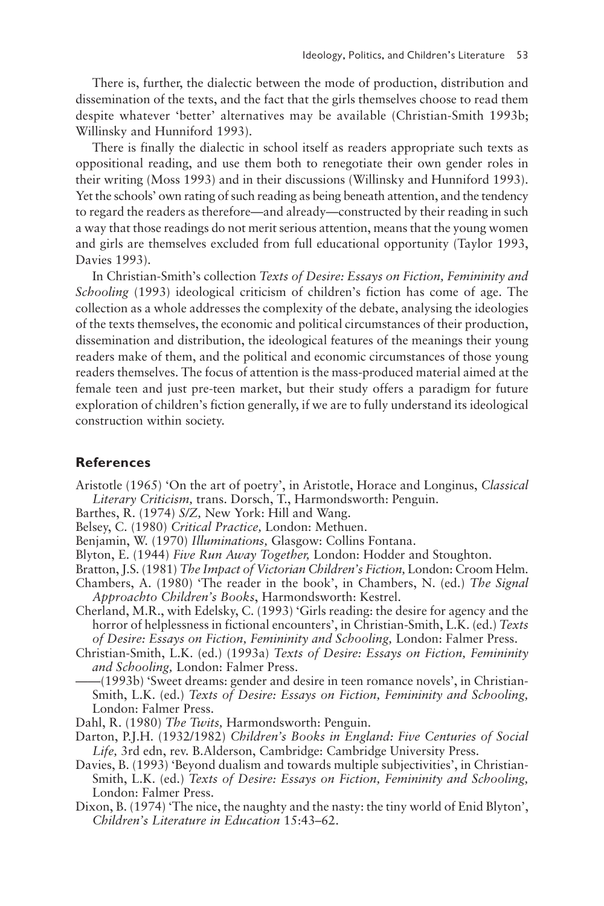There is, further, the dialectic between the mode of production, distribution and dissemination of the texts, and the fact that the girls themselves choose to read them despite whatever 'better' alternatives may be available (Christian-Smith 1993b; Willinsky and Hunniford 1993).

There is finally the dialectic in school itself as readers appropriate such texts as oppositional reading, and use them both to renegotiate their own gender roles in their writing (Moss 1993) and in their discussions (Willinsky and Hunniford 1993). Yet the schools' own rating of such reading as being beneath attention, and the tendency to regard the readers as therefore—and already—constructed by their reading in such a way that those readings do not merit serious attention, means that the young women and girls are themselves excluded from full educational opportunity (Taylor 1993, Davies 1993).

In Christian-Smith's collection *Texts of Desire: Essays on Fiction, Femininity and Schooling* (1993) ideological criticism of children's fiction has come of age. The collection as a whole addresses the complexity of the debate, analysing the ideologies of the texts themselves, the economic and political circumstances of their production, dissemination and distribution, the ideological features of the meanings their young readers make of them, and the political and economic circumstances of those young readers themselves. The focus of attention is the mass-produced material aimed at the female teen and just pre-teen market, but their study offers a paradigm for future exploration of children's fiction generally, if we are to fully understand its ideological construction within society.

## References

Aristotle (1965) 'On the art of poetry', in Aristotle, Horace and Longinus, *Classical Literary Criticism,* trans. Dorsch, T., Harmondsworth: Penguin.

Barthes, R. (1974) *S/Z,* New York: Hill and Wang.

Belsey, C. (1980) *Critical Practice,* London: Methuen.

Benjamin, W. (1970) *Illuminations,* Glasgow: Collins Fontana.

Blyton, E. (1944) *Five Run Away Together,* London: Hodder and Stoughton.

Bratton, J.S. (1981) *The Impact of Victorian Children's Fiction,* London: Croom Helm.

Chambers, A. (1980) 'The reader in the book', in Chambers, N. (ed.) *The Signal Approachto Children's Books*, Harmondsworth: Kestrel.

Cherland, M.R., with Edelsky, C. (1993) 'Girls reading: the desire for agency and the horror of helplessness in fictional encounters', in Christian-Smith, L.K. (ed.) *Texts of Desire: Essays on Fiction, Femininity and Schooling,* London: Falmer Press.

Christian-Smith, L.K. (ed.) (1993a) *Texts of Desire: Essays on Fiction, Femininity and Schooling,* London: Falmer Press.

——(1993b) 'Sweet dreams: gender and desire in teen romance novels', in Christian-Smith, L.K. (ed.) *Texts of Desire: Essays on Fiction, Femininity and Schooling,* London: Falmer Press.

Dahl, R. (1980) *The Twits,* Harmondsworth: Penguin.

Darton, P.J.H. (1932/1982) *Children's Books in England: Five Centuries of Social Life,* 3rd edn, rev. B.Alderson, Cambridge: Cambridge University Press.

Davies, B. (1993) 'Beyond dualism and towards multiple subjectivities', in Christian-Smith, L.K. (ed.) *Texts of Desire: Essays on Fiction, Femininity and Schooling,* London: Falmer Press.

Dixon, B. (1974) 'The nice, the naughty and the nasty: the tiny world of Enid Blyton', *Children's Literature in Education* 15:43–62.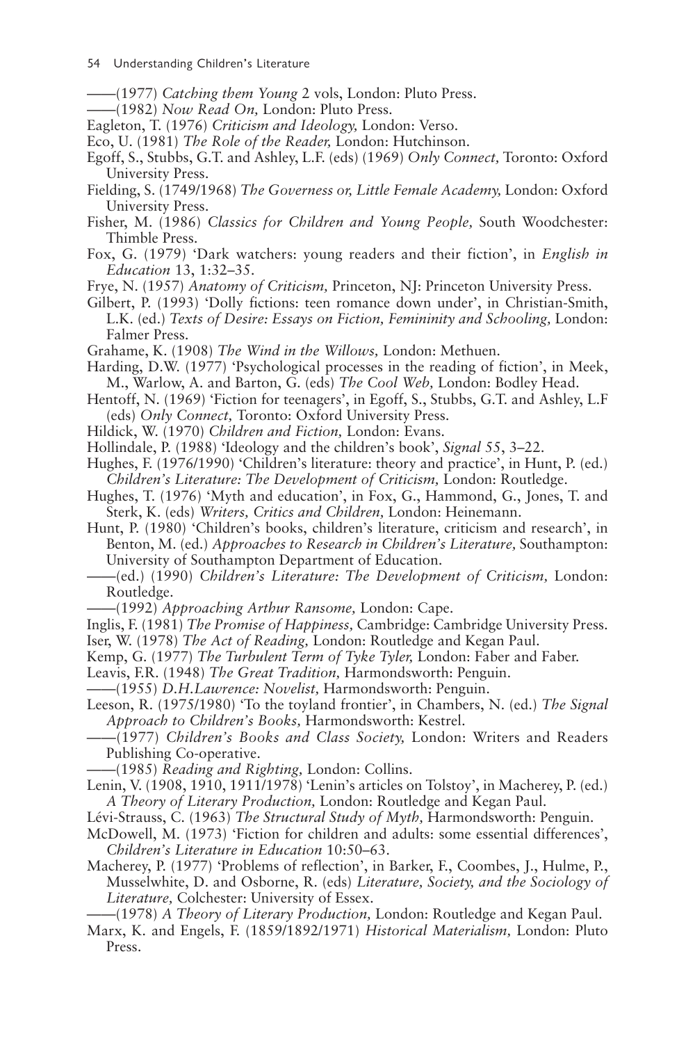——(1977) *Catching them Young* 2 vols, London: Pluto Press.

——(1982) *Now Read On,* London: Pluto Press.

Eagleton, T. (1976) *Criticism and Ideology,* London: Verso.

Eco, U. (1981) *The Role of the Reader,* London: Hutchinson.

Egoff, S., Stubbs, G.T. and Ashley, L.F. (eds) (1969) *Only Connect,* Toronto: Oxford University Press.

Fielding, S. (1749/1968) *The Governess or, Little Female Academy,* London: Oxford University Press.

Fisher, M. (1986) *Classics for Children and Young People,* South Woodchester: Thimble Press.

Fox, G. (1979) 'Dark watchers: young readers and their fiction', in *English in Education* 13, 1:32–35.

Frye, N. (1957) *Anatomy of Criticism,* Princeton, NJ: Princeton University Press.

Gilbert, P. (1993) 'Dolly fictions: teen romance down under', in Christian-Smith, L.K. (ed.) *Texts of Desire: Essays on Fiction, Femininity and Schooling,* London: Falmer Press.

Grahame, K. (1908) *The Wind in the Willows,* London: Methuen.

Harding, D.W. (1977) 'Psychological processes in the reading of fiction', in Meek, M., Warlow, A. and Barton, G. (eds) *The Cool Web,* London: Bodley Head.

Hentoff, N. (1969) 'Fiction for teenagers', in Egoff, S., Stubbs, G.T. and Ashley, L.F (eds) *Only Connect,* Toronto: Oxford University Press.

Hildick, W. (1970) *Children and Fiction,* London: Evans.

Hollindale, P. (1988) 'Ideology and the children's book', *Signal* 55, 3–22.

Hughes, F. (1976/1990) 'Children's literature: theory and practice', in Hunt, P. (ed.) *Children's Literature: The Development of Criticism,* London: Routledge.

Hughes, T. (1976) 'Myth and education', in Fox, G., Hammond, G., Jones, T. and Sterk, K. (eds) *Writers, Critics and Children,* London: Heinemann.

Hunt, P. (1980) 'Children's books, children's literature, criticism and research', in Benton, M. (ed.) *Approaches to Research in Children's Literature,* Southampton: University of Southampton Department of Education.

——(ed.) (1990) *Children's Literature: The Development of Criticism,* London: Routledge.

——(1992) *Approaching Arthur Ransome,* London: Cape.

Inglis, F. (1981) *The Promise of Happiness,* Cambridge: Cambridge University Press.

Iser, W. (1978) *The Act of Reading,* London: Routledge and Kegan Paul.

Kemp, G. (1977) *The Turbulent Term of Tyke Tyler,* London: Faber and Faber.

Leavis, F.R. (1948) *The Great Tradition,* Harmondsworth: Penguin.

——(1955) *D.H.Lawrence: Novelist,* Harmondsworth: Penguin.

Leeson, R. (1975/1980) 'To the toyland frontier', in Chambers, N. (ed.) *The Signal Approach to Children's Books,* Harmondsworth: Kestrel.

——(1977) *Children's Books and Class Society,* London: Writers and Readers Publishing Co-operative.

——(1985) *Reading and Righting,* London: Collins.

Lenin, V. (1908, 1910, 1911/1978) 'Lenin's articles on Tolstoy', in Macherey, P. (ed.) *A Theory of Literary Production,* London: Routledge and Kegan Paul.

Lévi-Strauss, C. (1963) *The Structural Study of Myth,* Harmondsworth: Penguin.

McDowell, M. (1973) 'Fiction for children and adults: some essential differences', *Children's Literature in Education* 10:50–63.

Macherey, P. (1977) 'Problems of reflection', in Barker, F., Coombes, J., Hulme, P., Musselwhite, D. and Osborne, R. (eds) *Literature, Society, and the Sociology of Literature,* Colchester: University of Essex.

——(1978) *A Theory of Literary Production,* London: Routledge and Kegan Paul.

Marx, K. and Engels, F. (1859/1892/1971) *Historical Materialism,* London: Pluto Press.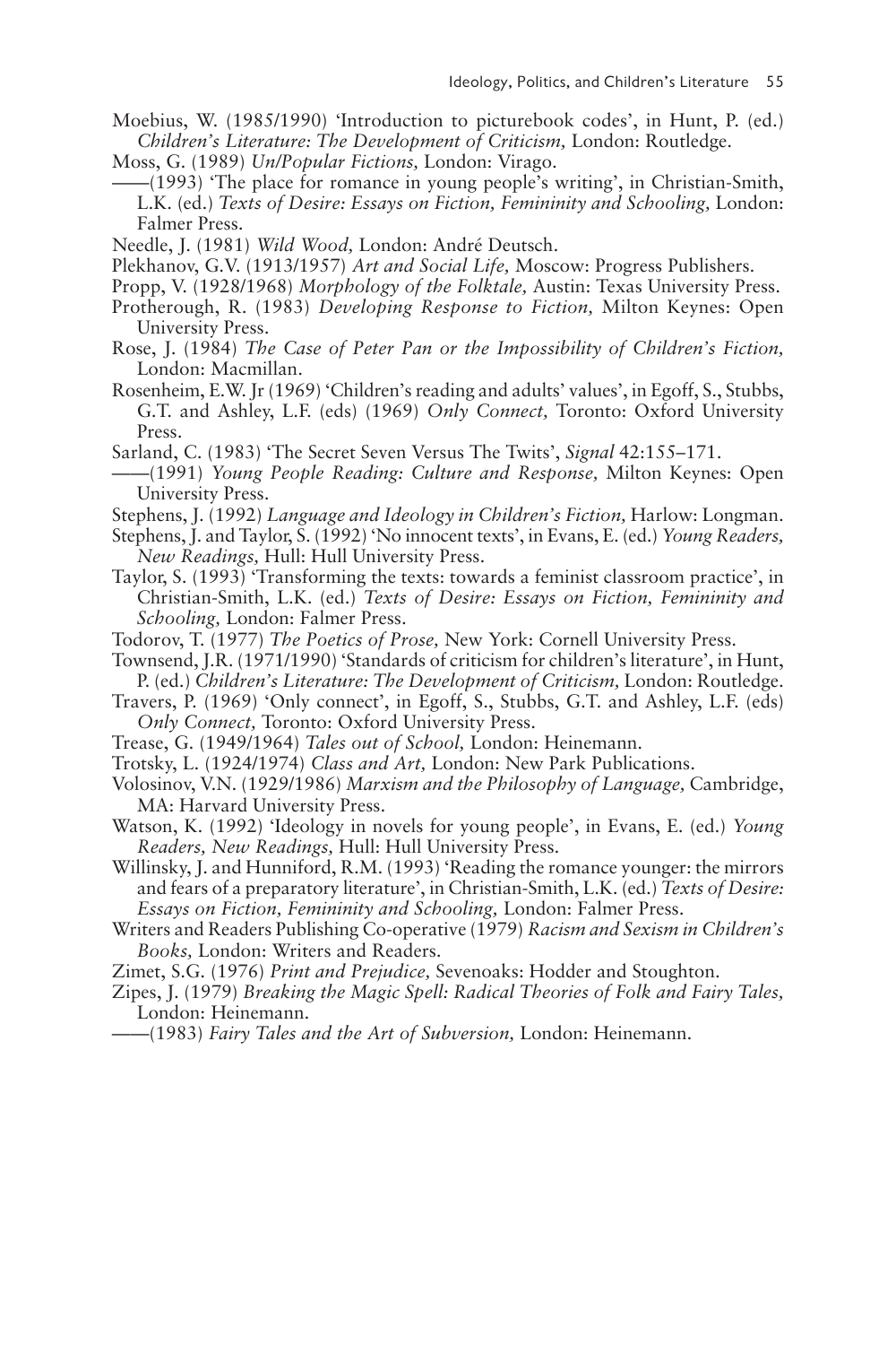Moebius, W. (1985/1990) 'Introduction to picturebook codes', in Hunt, P. (ed.) *Children's Literature: The Development of Criticism,* London: Routledge.

Moss, G. (1989) *Un/Popular Fictions,* London: Virago.

——(1993) 'The place for romance in young people's writing', in Christian-Smith, L.K. (ed.) *Texts of Desire: Essays on Fiction, Femininity and Schooling,* London: Falmer Press.

Needle, J. (1981) *Wild Wood,* London: André Deutsch.

Plekhanov, G.V. (1913/1957) *Art and Social Life,* Moscow: Progress Publishers.

Propp, V. (1928/1968) *Morphology of the Folktale,* Austin: Texas University Press.

Protherough, R. (1983) *Developing Response to Fiction,* Milton Keynes: Open University Press.

Rose, J. (1984) *The Case of Peter Pan or the Impossibility of Children's Fiction,* London: Macmillan.

Rosenheim, E.W. Jr (1969) 'Children's reading and adults' values', in Egoff, S., Stubbs, G.T. and Ashley, L.F. (eds) (1969) *Only Connect,* Toronto: Oxford University Press.

Sarland, C. (1983) 'The Secret Seven Versus The Twits', *Signal* 42:155–171.

——(1991) *Young People Reading: Culture and Response,* Milton Keynes: Open University Press.

Stephens, J. (1992) *Language and Ideology in Children's Fiction,* Harlow: Longman.

Stephens, J. and Taylor, S. (1992) 'No innocent texts', in Evans, E. (ed.) *Young Readers, New Readings,* Hull: Hull University Press.

Taylor, S. (1993) 'Transforming the texts: towards a feminist classroom practice', in Christian-Smith, L.K. (ed.) *Texts of Desire: Essays on Fiction, Femininity and Schooling,* London: Falmer Press.

Todorov, T. (1977) *The Poetics of Prose,* New York: Cornell University Press.

Townsend, J.R. (1971/1990) 'Standards of criticism for children's literature', in Hunt, P. (ed.) *Children's Literature: The Development of Criticism,* London: Routledge.

Travers, P. (1969) 'Only connect', in Egoff, S., Stubbs, G.T. and Ashley, L.F. (eds) *Only Connect,* Toronto: Oxford University Press.

Trease, G. (1949/1964) *Tales out of School,* London: Heinemann.

Trotsky, L. (1924/1974) *Class and Art,* London: New Park Publications.

Volosinov, V.N. (1929/1986) *Marxism and the Philosophy of Language,* Cambridge, MA: Harvard University Press.

Watson, K. (1992) 'Ideology in novels for young people', in Evans, E. (ed.) *Young Readers, New Readings,* Hull: Hull University Press.

Willinsky, J. and Hunniford, R.M. (1993) 'Reading the romance younger: the mirrors and fears of a preparatory literature', in Christian-Smith, L.K. (ed.) *Texts of Desire: Essays on Fiction, Femininity and Schooling,* London: Falmer Press.

Writers and Readers Publishing Co-operative (1979) *Racism and Sexism in Children's Books,* London: Writers and Readers.

Zimet, S.G. (1976) *Print and Prejudice,* Sevenoaks: Hodder and Stoughton.

Zipes, J. (1979) *Breaking the Magic Spell: Radical Theories of Folk and Fairy Tales,* London: Heinemann.

——(1983) *Fairy Tales and the Art of Subversion,* London: Heinemann.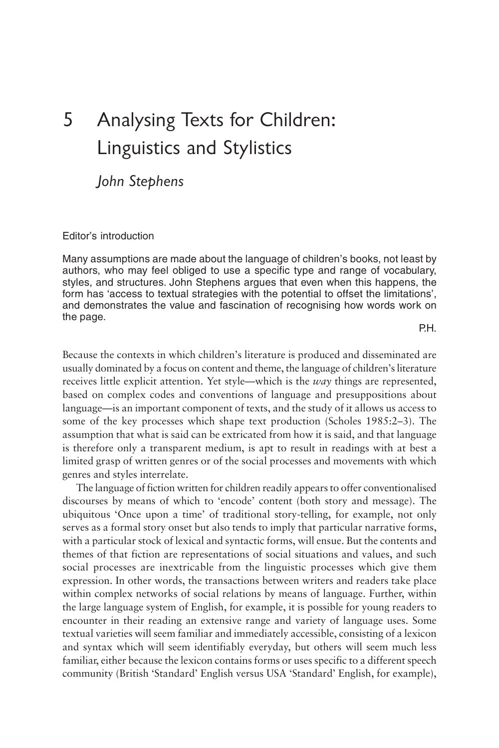# 5 Analysing Texts for Children: Linguistics and Stylistics

*John Stephens*

Editor's introduction

Many assumptions are made about the language of children's books, not least by authors, who may feel obliged to use a specific type and range of vocabulary, styles, and structures. John Stephens argues that even when this happens, the form has 'access to textual strategies with the potential to offset the limitations', and demonstrates the value and fascination of recognising how words work on the page.

P.H.

Because the contexts in which children's literature is produced and disseminated are usually dominated by a focus on content and theme, the language of children's literature receives little explicit attention. Yet style—which is the *way* things are represented, based on complex codes and conventions of language and presuppositions about language—is an important component of texts, and the study of it allows us access to some of the key processes which shape text production (Scholes 1985:2–3). The assumption that what is said can be extricated from how it is said, and that language is therefore only a transparent medium, is apt to result in readings with at best a limited grasp of written genres or of the social processes and movements with which genres and styles interrelate.

The language of fiction written for children readily appears to offer conventionalised discourses by means of which to 'encode' content (both story and message). The ubiquitous 'Once upon a time' of traditional story-telling, for example, not only serves as a formal story onset but also tends to imply that particular narrative forms, with a particular stock of lexical and syntactic forms, will ensue. But the contents and themes of that fiction are representations of social situations and values, and such social processes are inextricable from the linguistic processes which give them expression. In other words, the transactions between writers and readers take place within complex networks of social relations by means of language. Further, within the large language system of English, for example, it is possible for young readers to encounter in their reading an extensive range and variety of language uses. Some textual varieties will seem familiar and immediately accessible, consisting of a lexicon and syntax which will seem identifiably everyday, but others will seem much less familiar, either because the lexicon contains forms or uses specific to a different speech community (British 'Standard' English versus USA 'Standard' English, for example),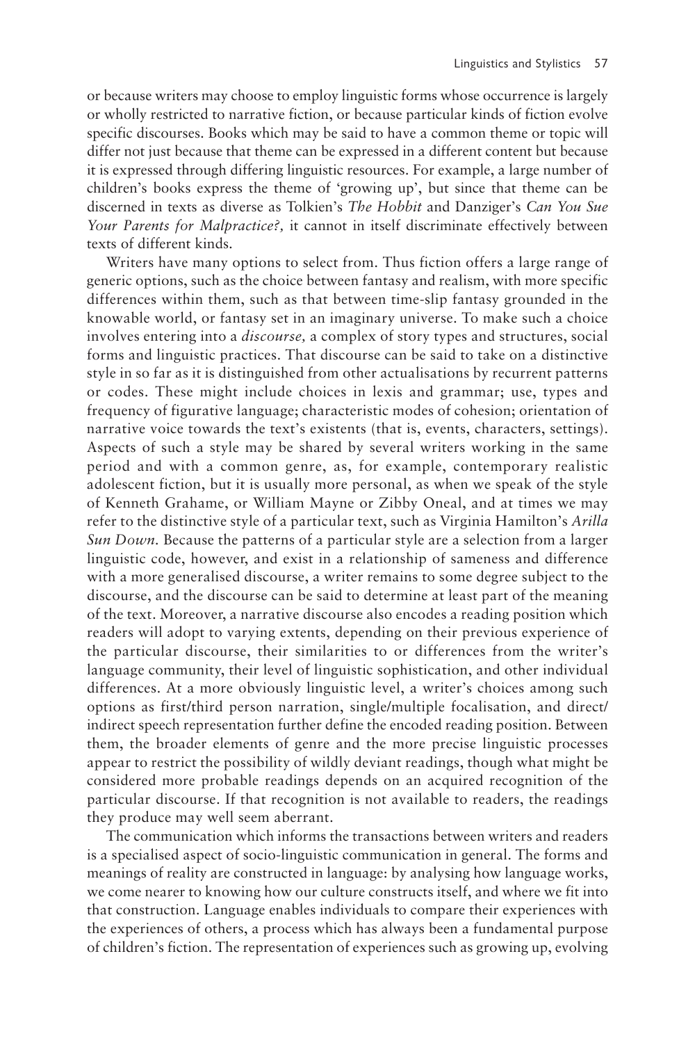or because writers may choose to employ linguistic forms whose occurrence is largely or wholly restricted to narrative fiction, or because particular kinds of fiction evolve specific discourses. Books which may be said to have a common theme or topic will differ not just because that theme can be expressed in a different content but because it is expressed through differing linguistic resources. For example, a large number of children's books express the theme of 'growing up', but since that theme can be discerned in texts as diverse as Tolkien's *The Hobbit* and Danziger's *Can You Sue Your Parents for Malpractice?,* it cannot in itself discriminate effectively between texts of different kinds.

Writers have many options to select from. Thus fiction offers a large range of generic options, such as the choice between fantasy and realism, with more specific differences within them, such as that between time-slip fantasy grounded in the knowable world, or fantasy set in an imaginary universe. To make such a choice involves entering into a *discourse,* a complex of story types and structures, social forms and linguistic practices. That discourse can be said to take on a distinctive style in so far as it is distinguished from other actualisations by recurrent patterns or codes. These might include choices in lexis and grammar; use, types and frequency of figurative language; characteristic modes of cohesion; orientation of narrative voice towards the text's existents (that is, events, characters, settings). Aspects of such a style may be shared by several writers working in the same period and with a common genre, as, for example, contemporary realistic adolescent fiction, but it is usually more personal, as when we speak of the style of Kenneth Grahame, or William Mayne or Zibby Oneal, and at times we may refer to the distinctive style of a particular text, such as Virginia Hamilton's *Arilla Sun Down.* Because the patterns of a particular style are a selection from a larger linguistic code, however, and exist in a relationship of sameness and difference with a more generalised discourse, a writer remains to some degree subject to the discourse, and the discourse can be said to determine at least part of the meaning of the text. Moreover, a narrative discourse also encodes a reading position which readers will adopt to varying extents, depending on their previous experience of the particular discourse, their similarities to or differences from the writer's language community, their level of linguistic sophistication, and other individual differences. At a more obviously linguistic level, a writer's choices among such options as first/third person narration, single/multiple focalisation, and direct/indirect speech representation further define the encoded reading position. Between them, the broader elements of genre and the more precise linguistic processes appear to restrict the possibility of wildly deviant readings, though what might be considered more probable readings depends on an acquired recognition of the particular discourse. If that recognition is not available to readers, the readings they produce may well seem aberrant.

The communication which informs the transactions between writers and readers is a specialised aspect of socio-linguistic communication in general. The forms and meanings of reality are constructed in language: by analysing how language works, we come nearer to knowing how our culture constructs itself, and where we fit into that construction. Language enables individuals to compare their experiences with the experiences of others, a process which has always been a fundamental purpose of children's fiction. The representation of experiences such as growing up, evolving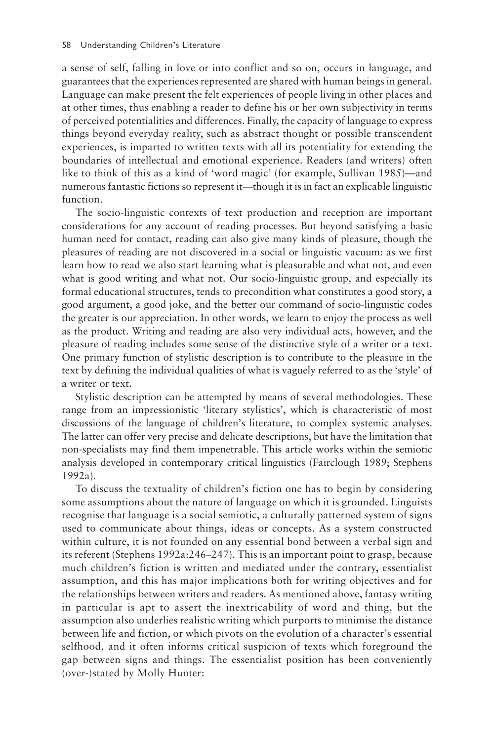a sense of self, falling in love or into conflict and so on, occurs in language, and guarantees that the experiences represented are shared with human beings in general. Language can make present the felt experiences of people living in other places and at other times, thus enabling a reader to define his or her own subjectivity in terms of perceived potentialities and differences. Finally, the capacity of language to express things beyond everyday reality, such as abstract thought or possible transcendent experiences, is imparted to written texts with all its potentiality for extending the boundaries of intellectual and emotional experience. Readers (and writers) often like to think of this as a kind of 'word magic' (for example, Sullivan 1985)—and numerous fantastic fictions so represent it—though it is in fact an explicable linguistic function.

The socio-linguistic contexts of text production and reception are important considerations for any account of reading processes. But beyond satisfying a basic human need for contact, reading can also give many kinds of pleasure, though the pleasures of reading are not discovered in a social or linguistic vacuum: as we first learn how to read we also start learning what is pleasurable and what not, and even what is good writing and what not. Our socio-linguistic group, and especially its formal educational structures, tends to precondition what constitutes a good story, a good argument, a good joke, and the better our command of socio-linguistic codes the greater is our appreciation. In other words, we learn to enjoy the process as well as the product. Writing and reading are also very individual acts, however, and the pleasure of reading includes some sense of the distinctive style of a writer or a text. One primary function of stylistic description is to contribute to the pleasure in the text by defining the individual qualities of what is vaguely referred to as the 'style' of a writer or text.

Stylistic description can be attempted by means of several methodologies. These range from an impressionistic 'literary stylistics', which is characteristic of most discussions of the language of children's literature, to complex systemic analyses. The latter can offer very precise and delicate descriptions, but have the limitation that non-specialists may find them impenetrable. This article works within the semiotic analysis developed in contemporary critical linguistics (Fairclough 1989; Stephens 1992a).

To discuss the textuality of children's fiction one has to begin by considering some assumptions about the nature of language on which it is grounded. Linguists recognise that language is a social semiotic, a culturally patterned system of signs used to communicate about things, ideas or concepts. As a system constructed within culture, it is not founded on any essential bond between a verbal sign and its referent (Stephens 1992a:246–247). This is an important point to grasp, because much children's fiction is written and mediated under the contrary, essentialist assumption, and this has major implications both for writing objectives and for the relationships between writers and readers. As mentioned above, fantasy writing in particular is apt to assert the inextricability of word and thing, but the assumption also underlies realistic writing which purports to minimise the distance between life and fiction, or which pivots on the evolution of a character's essential selfhood, and it often informs critical suspicion of texts which foreground the gap between signs and things. The essentialist position has been conveniently (over-)stated by Molly Hunter: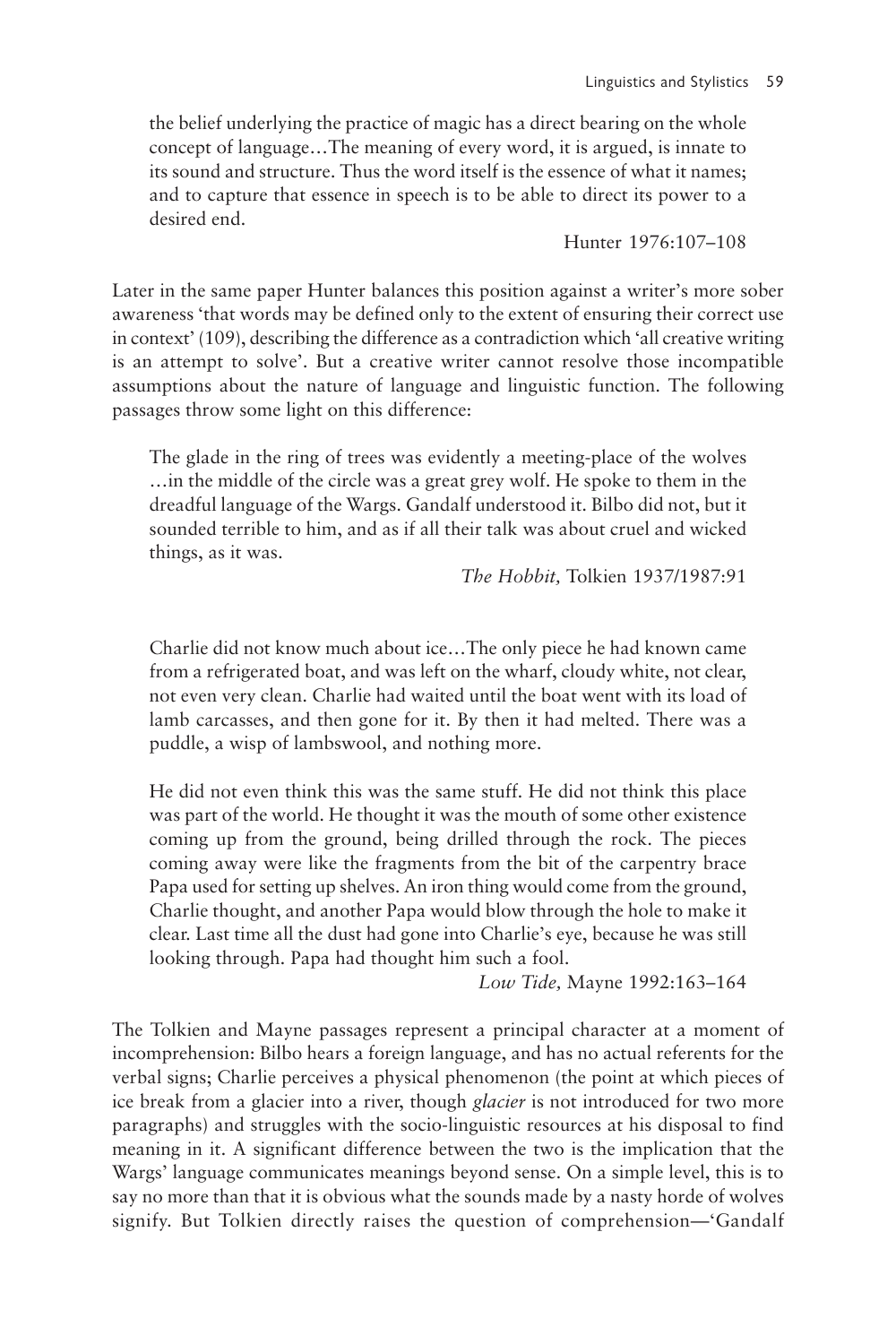> the belief underlying the practice of magic has a direct bearing on the whole concept of language…The meaning of every word, it is argued, is innate to its sound and structure. Thus the word itself is the essence of what it names; and to capture that essence in speech is to be able to direct its power to a desired end.
>
> Hunter 1976:107–108

Later in the same paper Hunter balances this position against a writer's more sober awareness 'that words may be defined only to the extent of ensuring their correct use in context' (109), describing the difference as a contradiction which 'all creative writing is an attempt to solve'. But a creative writer cannot resolve those incompatible assumptions about the nature of language and linguistic function. The following passages throw some light on this difference:

> The glade in the ring of trees was evidently a meeting-place of the wolves …in the middle of the circle was a great grey wolf. He spoke to them in the dreadful language of the Wargs. Gandalf understood it. Bilbo did not, but it sounded terrible to him, and as if all their talk was about cruel and wicked things, as it was.
>
> *The Hobbit,* Tolkien 1937/1987:91

> Charlie did not know much about ice…The only piece he had known came from a refrigerated boat, and was left on the wharf, cloudy white, not clear, not even very clean. Charlie had waited until the boat went with its load of lamb carcasses, and then gone for it. By then it had melted. There was a puddle, a wisp of lambswool, and nothing more.
>
> He did not even think this was the same stuff. He did not think this place was part of the world. He thought it was the mouth of some other existence coming up from the ground, being drilled through the rock. The pieces coming away were like the fragments from the bit of the carpentry brace Papa used for setting up shelves. An iron thing would come from the ground, Charlie thought, and another Papa would blow through the hole to make it clear. Last time all the dust had gone into Charlie's eye, because he was still looking through. Papa had thought him such a fool.
>
> *Low Tide,* Mayne 1992:163–164

The Tolkien and Mayne passages represent a principal character at a moment of incomprehension: Bilbo hears a foreign language, and has no actual referents for the verbal signs; Charlie perceives a physical phenomenon (the point at which pieces of ice break from a glacier into a river, though *glacier* is not introduced for two more paragraphs) and struggles with the socio-linguistic resources at his disposal to find meaning in it. A significant difference between the two is the implication that the Wargs' language communicates meanings beyond sense. On a simple level, this is to say no more than that it is obvious what the sounds made by a nasty horde of wolves signify. But Tolkien directly raises the question of comprehension—'Gandalf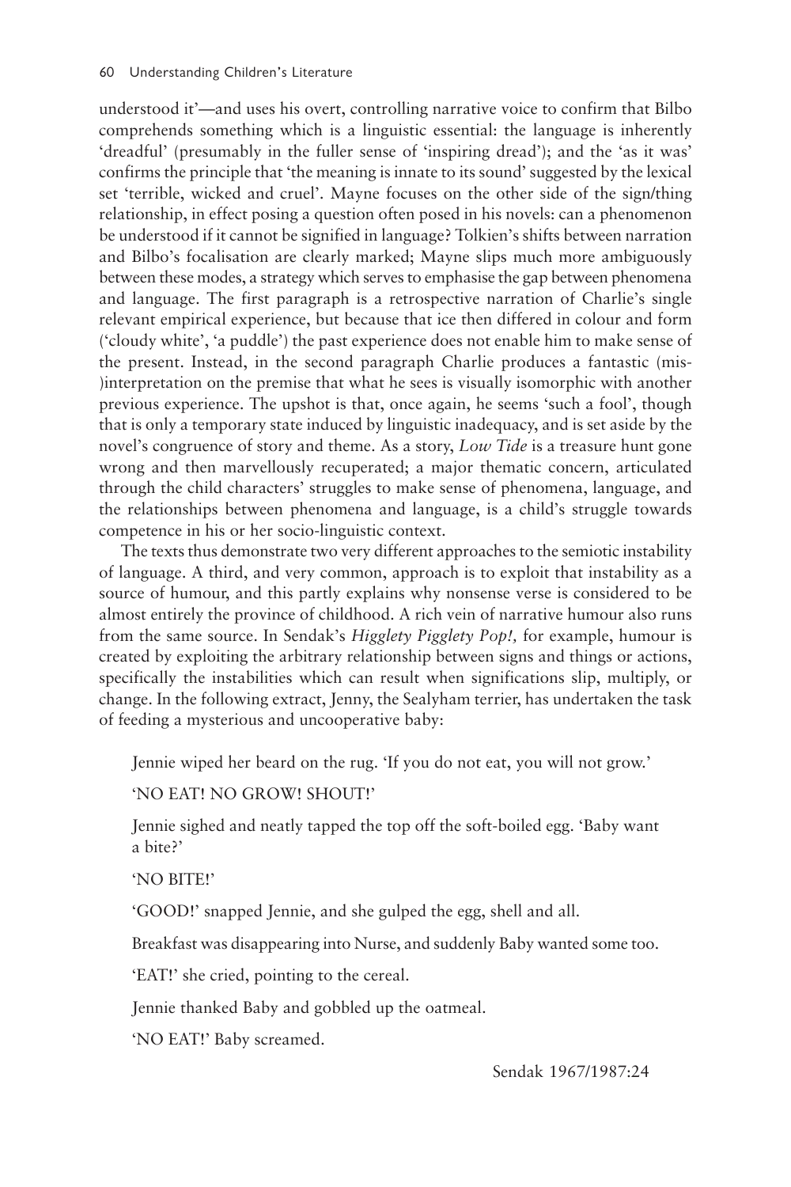understood it'—and uses his overt, controlling narrative voice to confirm that Bilbo comprehends something which is a linguistic essential: the language is inherently 'dreadful' (presumably in the fuller sense of 'inspiring dread'); and the 'as it was' confirms the principle that 'the meaning is innate to its sound' suggested by the lexical set 'terrible, wicked and cruel'. Mayne focuses on the other side of the sign/thing relationship, in effect posing a question often posed in his novels: can a phenomenon be understood if it cannot be signified in language? Tolkien's shifts between narration and Bilbo's focalisation are clearly marked; Mayne slips much more ambiguously between these modes, a strategy which serves to emphasise the gap between phenomena and language. The first paragraph is a retrospective narration of Charlie's single relevant empirical experience, but because that ice then differed in colour and form ('cloudy white', 'a puddle') the past experience does not enable him to make sense of the present. Instead, in the second paragraph Charlie produces a fantastic (mis-)interpretation on the premise that what he sees is visually isomorphic with another previous experience. The upshot is that, once again, he seems 'such a fool', though that is only a temporary state induced by linguistic inadequacy, and is set aside by the novel's congruence of story and theme. As a story, *Low Tide* is a treasure hunt gone wrong and then marvellously recuperated; a major thematic concern, articulated through the child characters' struggles to make sense of phenomena, language, and the relationships between phenomena and language, is a child's struggle towards competence in his or her socio-linguistic context.

The texts thus demonstrate two very different approaches to the semiotic instability of language. A third, and very common, approach is to exploit that instability as a source of humour, and this partly explains why nonsense verse is considered to be almost entirely the province of childhood. A rich vein of narrative humour also runs from the same source. In Sendak's *Higglety Pigglety Pop!,* for example, humour is created by exploiting the arbitrary relationship between signs and things or actions, specifically the instabilities which can result when significations slip, multiply, or change. In the following extract, Jenny, the Sealyham terrier, has undertaken the task of feeding a mysterious and uncooperative baby:

> Jennie wiped her beard on the rug. 'If you do not eat, you will not grow.'
>
> 'NO EAT! NO GROW! SHOUT!'
>
> Jennie sighed and neatly tapped the top off the soft-boiled egg. 'Baby want a bite?'
>
> 'NO BITE!'
>
> 'GOOD!' snapped Jennie, and she gulped the egg, shell and all.
>
> Breakfast was disappearing into Nurse, and suddenly Baby wanted some too.
>
> 'EAT!' she cried, pointing to the cereal.
>
> Jennie thanked Baby and gobbled up the oatmeal.
>
> 'NO EAT!' Baby screamed.
>
> Sendak 1967/1987:24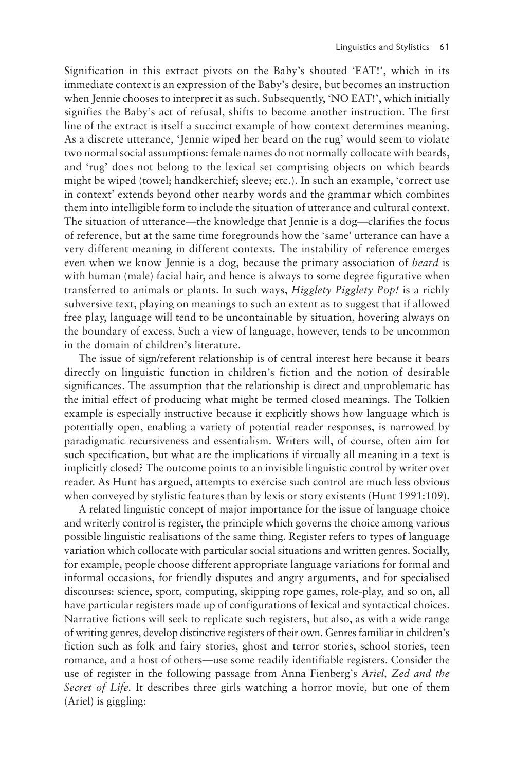Signification in this extract pivots on the Baby's shouted 'EAT!', which in its immediate context is an expression of the Baby's desire, but becomes an instruction when Jennie chooses to interpret it as such. Subsequently, 'NO EAT!', which initially signifies the Baby's act of refusal, shifts to become another instruction. The first line of the extract is itself a succinct example of how context determines meaning. As a discrete utterance, 'Jennie wiped her beard on the rug' would seem to violate two normal social assumptions: female names do not normally collocate with beards, and 'rug' does not belong to the lexical set comprising objects on which beards might be wiped (towel; handkerchief; sleeve; etc.). In such an example, 'correct use in context' extends beyond other nearby words and the grammar which combines them into intelligible form to include the situation of utterance and cultural context. The situation of utterance—the knowledge that Jennie is a dog—clarifies the focus of reference, but at the same time foregrounds how the 'same' utterance can have a very different meaning in different contexts. The instability of reference emerges even when we know Jennie is a dog, because the primary association of *beard* is with human (male) facial hair, and hence is always to some degree figurative when transferred to animals or plants. In such ways, *Higglety Pigglety Pop!* is a richly subversive text, playing on meanings to such an extent as to suggest that if allowed free play, language will tend to be uncontainable by situation, hovering always on the boundary of excess. Such a view of language, however, tends to be uncommon in the domain of children's literature.

The issue of sign/referent relationship is of central interest here because it bears directly on linguistic function in children's fiction and the notion of desirable significances. The assumption that the relationship is direct and unproblematic has the initial effect of producing what might be termed closed meanings. The Tolkien example is especially instructive because it explicitly shows how language which is potentially open, enabling a variety of potential reader responses, is narrowed by paradigmatic recursiveness and essentialism. Writers will, of course, often aim for such specification, but what are the implications if virtually all meaning in a text is implicitly closed? The outcome points to an invisible linguistic control by writer over reader. As Hunt has argued, attempts to exercise such control are much less obvious when conveyed by stylistic features than by lexis or story existents (Hunt 1991:109).

A related linguistic concept of major importance for the issue of language choice and writerly control is register, the principle which governs the choice among various possible linguistic realisations of the same thing. Register refers to types of language variation which collocate with particular social situations and written genres. Socially, for example, people choose different appropriate language variations for formal and informal occasions, for friendly disputes and angry arguments, and for specialised discourses: science, sport, computing, skipping rope games, role-play, and so on, all have particular registers made up of configurations of lexical and syntactical choices. Narrative fictions will seek to replicate such registers, but also, as with a wide range of writing genres, develop distinctive registers of their own. Genres familiar in children's fiction such as folk and fairy stories, ghost and terror stories, school stories, teen romance, and a host of others—use some readily identifiable registers. Consider the use of register in the following passage from Anna Fienberg's *Ariel, Zed and the Secret of Life*. It describes three girls watching a horror movie, but one of them (Ariel) is giggling: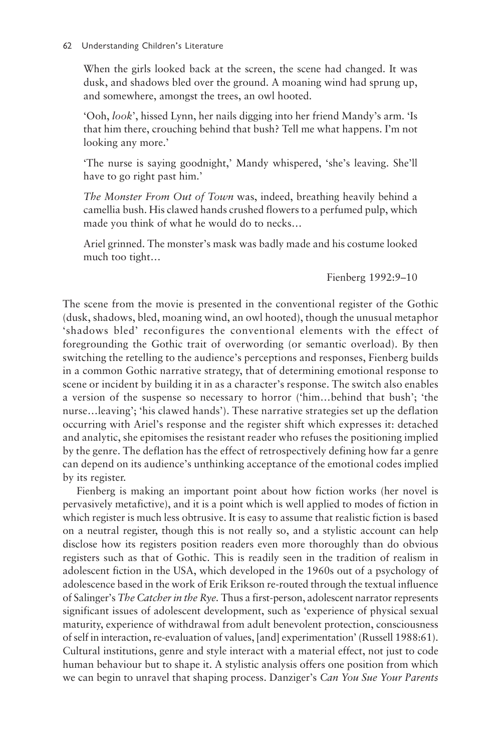When the girls looked back at the screen, the scene had changed. It was dusk, and shadows bled over the ground. A moaning wind had sprung up, and somewhere, amongst the trees, an owl hooted.

'Ooh, *look*', hissed Lynn, her nails digging into her friend Mandy's arm. 'Is that him there, crouching behind that bush? Tell me what happens. I'm not looking any more.'

'The nurse is saying goodnight,' Mandy whispered, 'she's leaving. She'll have to go right past him.'

*The Monster From Out of Town* was, indeed, breathing heavily behind a camellia bush. His clawed hands crushed flowers to a perfumed pulp, which made you think of what he would do to necks…

Ariel grinned. The monster's mask was badly made and his costume looked much too tight…

Fienberg 1992:9–10

The scene from the movie is presented in the conventional register of the Gothic (dusk, shadows, bled, moaning wind, an owl hooted), though the unusual metaphor 'shadows bled' reconfigures the conventional elements with the effect of foregrounding the Gothic trait of overwording (or semantic overload). By then switching the retelling to the audience's perceptions and responses, Fienberg builds in a common Gothic narrative strategy, that of determining emotional response to scene or incident by building it in as a character's response. The switch also enables a version of the suspense so necessary to horror ('him…behind that bush'; 'the nurse…leaving'; 'his clawed hands'). These narrative strategies set up the deflation occurring with Ariel's response and the register shift which expresses it: detached and analytic, she epitomises the resistant reader who refuses the positioning implied by the genre. The deflation has the effect of retrospectively defining how far a genre can depend on its audience's unthinking acceptance of the emotional codes implied by its register.

Fienberg is making an important point about how fiction works (her novel is pervasively metafictive), and it is a point which is well applied to modes of fiction in which register is much less obtrusive. It is easy to assume that realistic fiction is based on a neutral register, though this is not really so, and a stylistic account can help disclose how its registers position readers even more thoroughly than do obvious registers such as that of Gothic. This is readily seen in the tradition of realism in adolescent fiction in the USA, which developed in the 1960s out of a psychology of adolescence based in the work of Erik Erikson re-routed through the textual influence of Salinger's *The Catcher in the Rye*. Thus a first-person, adolescent narrator represents significant issues of adolescent development, such as 'experience of physical sexual maturity, experience of withdrawal from adult benevolent protection, consciousness of self in interaction, re-evaluation of values, [and] experimentation' (Russell 1988:61). Cultural institutions, genre and style interact with a material effect, not just to code human behaviour but to shape it. A stylistic analysis offers one position from which we can begin to unravel that shaping process. Danziger's *Can You Sue Your Parents*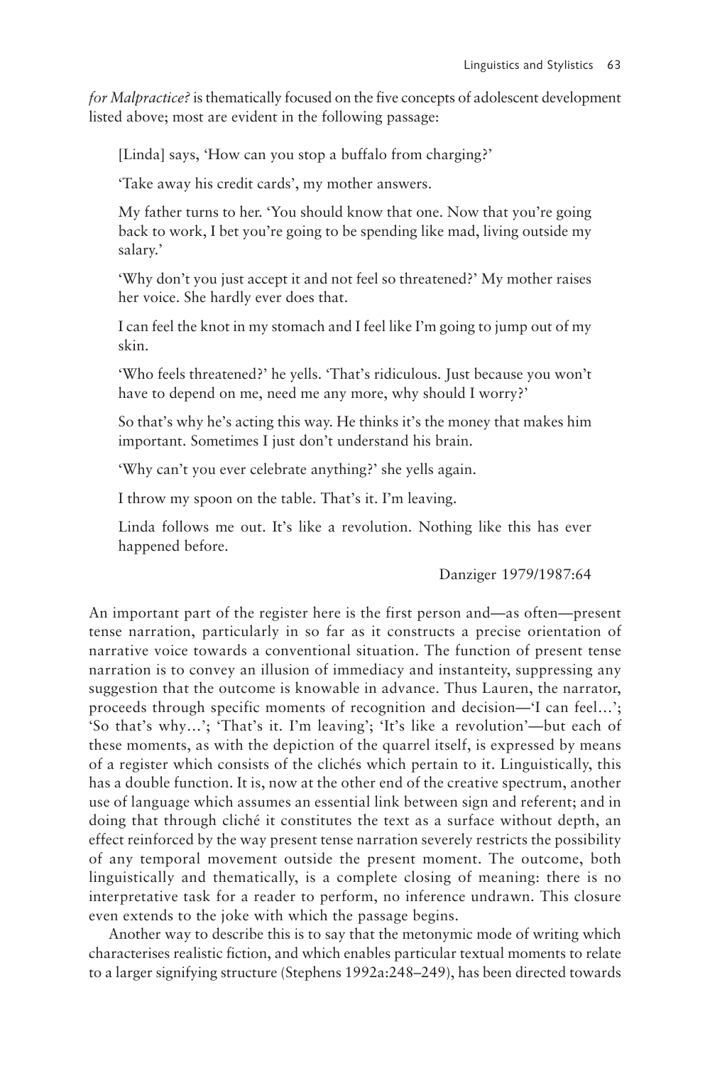*for Malpractice?* is thematically focused on the five concepts of adolescent development listed above; most are evident in the following passage:

> [Linda] says, 'How can you stop a buffalo from charging?'
>
> 'Take away his credit cards', my mother answers.
>
> My father turns to her. 'You should know that one. Now that you're going back to work, I bet you're going to be spending like mad, living outside my salary.'
>
> 'Why don't you just accept it and not feel so threatened?' My mother raises her voice. She hardly ever does that.
>
> I can feel the knot in my stomach and I feel like I'm going to jump out of my skin.
>
> 'Who feels threatened?' he yells. 'That's ridiculous. Just because you won't have to depend on me, need me any more, why should I worry?'
>
> So that's why he's acting this way. He thinks it's the money that makes him important. Sometimes I just don't understand his brain.
>
> 'Why can't you ever celebrate anything?' she yells again.
>
> I throw my spoon on the table. That's it. I'm leaving.
>
> Linda follows me out. It's like a revolution. Nothing like this has ever happened before.
>
> Danziger 1979/1987:64

An important part of the register here is the first person and—as often—present tense narration, particularly in so far as it constructs a precise orientation of narrative voice towards a conventional situation. The function of present tense narration is to convey an illusion of immediacy and instanteity, suppressing any suggestion that the outcome is knowable in advance. Thus Lauren, the narrator, proceeds through specific moments of recognition and decision—'I can feel…'; 'So that's why…'; 'That's it. I'm leaving'; 'It's like a revolution'—but each of these moments, as with the depiction of the quarrel itself, is expressed by means of a register which consists of the clichés which pertain to it. Linguistically, this has a double function. It is, now at the other end of the creative spectrum, another use of language which assumes an essential link between sign and referent; and in doing that through cliché it constitutes the text as a surface without depth, an effect reinforced by the way present tense narration severely restricts the possibility of any temporal movement outside the present moment. The outcome, both linguistically and thematically, is a complete closing of meaning: there is no interpretative task for a reader to perform, no inference undrawn. This closure even extends to the joke with which the passage begins.

Another way to describe this is to say that the metonymic mode of writing which characterises realistic fiction, and which enables particular textual moments to relate to a larger signifying structure (Stephens 1992a:248–249), has been directed towards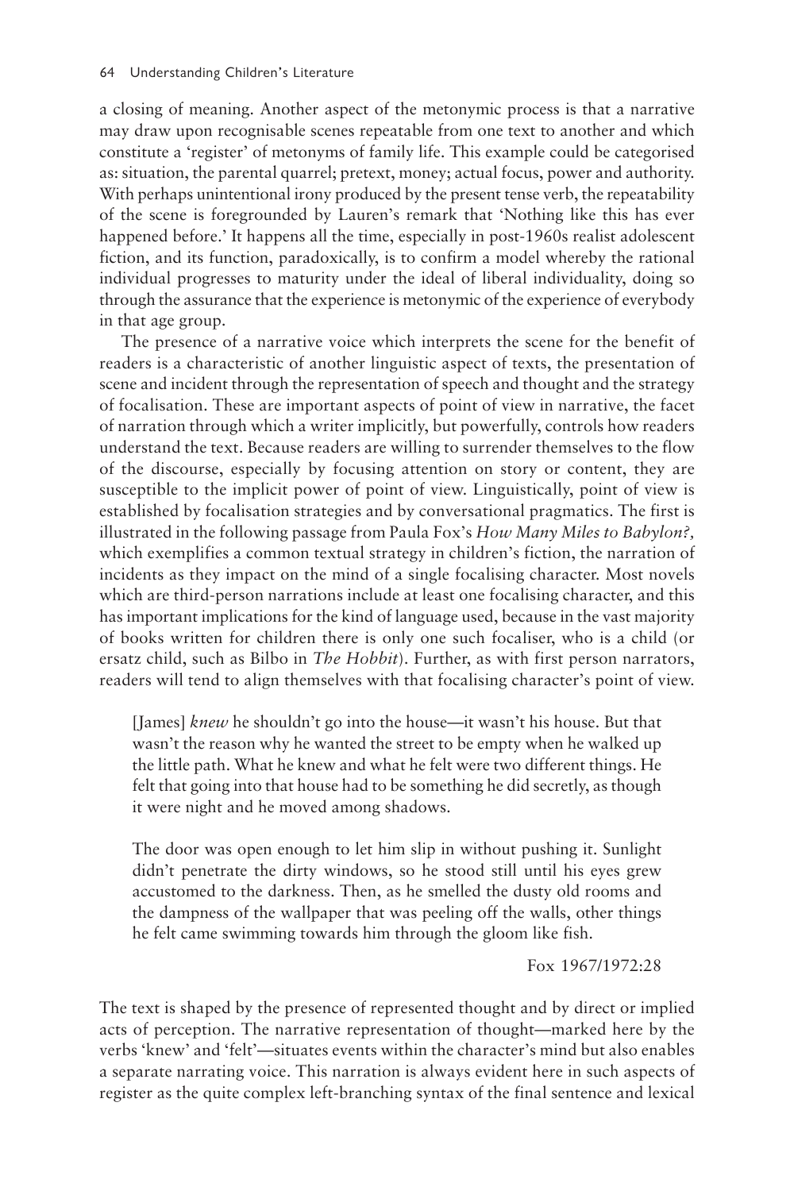a closing of meaning. Another aspect of the metonymic process is that a narrative may draw upon recognisable scenes repeatable from one text to another and which constitute a 'register' of metonyms of family life. This example could be categorised as: situation, the parental quarrel; pretext, money; actual focus, power and authority. With perhaps unintentional irony produced by the present tense verb, the repeatability of the scene is foregrounded by Lauren's remark that 'Nothing like this has ever happened before.' It happens all the time, especially in post-1960s realist adolescent fiction, and its function, paradoxically, is to confirm a model whereby the rational individual progresses to maturity under the ideal of liberal individuality, doing so through the assurance that the experience is metonymic of the experience of everybody in that age group.

The presence of a narrative voice which interprets the scene for the benefit of readers is a characteristic of another linguistic aspect of texts, the presentation of scene and incident through the representation of speech and thought and the strategy of focalisation. These are important aspects of point of view in narrative, the facet of narration through which a writer implicitly, but powerfully, controls how readers understand the text. Because readers are willing to surrender themselves to the flow of the discourse, especially by focusing attention on story or content, they are susceptible to the implicit power of point of view. Linguistically, point of view is established by focalisation strategies and by conversational pragmatics. The first is illustrated in the following passage from Paula Fox's *How Many Miles to Babylon?,* which exemplifies a common textual strategy in children's fiction, the narration of incidents as they impact on the mind of a single focalising character. Most novels which are third-person narrations include at least one focalising character, and this has important implications for the kind of language used, because in the vast majority of books written for children there is only one such focaliser, who is a child (or ersatz child, such as Bilbo in *The Hobbit*). Further, as with first person narrators, readers will tend to align themselves with that focalising character's point of view.

> [James] *knew* he shouldn't go into the house—it wasn't his house. But that wasn't the reason why he wanted the street to be empty when he walked up the little path. What he knew and what he felt were two different things. He felt that going into that house had to be something he did secretly, as though it were night and he moved among shadows.
>
> The door was open enough to let him slip in without pushing it. Sunlight didn't penetrate the dirty windows, so he stood still until his eyes grew accustomed to the darkness. Then, as he smelled the dusty old rooms and the dampness of the wallpaper that was peeling off the walls, other things he felt came swimming towards him through the gloom like fish.
>
> Fox 1967/1972:28

The text is shaped by the presence of represented thought and by direct or implied acts of perception. The narrative representation of thought—marked here by the verbs 'knew' and 'felt'—situates events within the character's mind but also enables a separate narrating voice. This narration is always evident here in such aspects of register as the quite complex left-branching syntax of the final sentence and lexical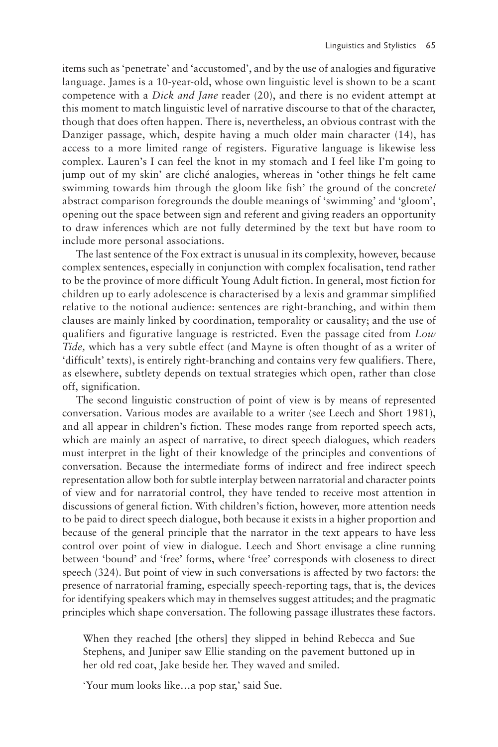items such as 'penetrate' and 'accustomed', and by the use of analogies and figurative language. James is a 10-year-old, whose own linguistic level is shown to be a scant competence with a *Dick and Jane* reader (20), and there is no evident attempt at this moment to match linguistic level of narrative discourse to that of the character, though that does often happen. There is, nevertheless, an obvious contrast with the Danziger passage, which, despite having a much older main character (14), has access to a more limited range of registers. Figurative language is likewise less complex. Lauren's I can feel the knot in my stomach and I feel like I'm going to jump out of my skin' are cliché analogies, whereas in 'other things he felt came swimming towards him through the gloom like fish' the ground of the concrete/abstract comparison foregrounds the double meanings of 'swimming' and 'gloom', opening out the space between sign and referent and giving readers an opportunity to draw inferences which are not fully determined by the text but have room to include more personal associations.

The last sentence of the Fox extract is unusual in its complexity, however, because complex sentences, especially in conjunction with complex focalisation, tend rather to be the province of more difficult Young Adult fiction. In general, most fiction for children up to early adolescence is characterised by a lexis and grammar simplified relative to the notional audience: sentences are right-branching, and within them clauses are mainly linked by coordination, temporality or causality; and the use of qualifiers and figurative language is restricted. Even the passage cited from *Low Tide,* which has a very subtle effect (and Mayne is often thought of as a writer of 'difficult' texts), is entirely right-branching and contains very few qualifiers. There, as elsewhere, subtlety depends on textual strategies which open, rather than close off, signification.

The second linguistic construction of point of view is by means of represented conversation. Various modes are available to a writer (see Leech and Short 1981), and all appear in children's fiction. These modes range from reported speech acts, which are mainly an aspect of narrative, to direct speech dialogues, which readers must interpret in the light of their knowledge of the principles and conventions of conversation. Because the intermediate forms of indirect and free indirect speech representation allow both for subtle interplay between narratorial and character points of view and for narratorial control, they have tended to receive most attention in discussions of general fiction. With children's fiction, however, more attention needs to be paid to direct speech dialogue, both because it exists in a higher proportion and because of the general principle that the narrator in the text appears to have less control over point of view in dialogue. Leech and Short envisage a cline running between 'bound' and 'free' forms, where 'free' corresponds with closeness to direct speech (324). But point of view in such conversations is affected by two factors: the presence of narratorial framing, especially speech-reporting tags, that is, the devices for identifying speakers which may in themselves suggest attitudes; and the pragmatic principles which shape conversation. The following passage illustrates these factors.

> When they reached [the others] they slipped in behind Rebecca and Sue Stephens, and Juniper saw Ellie standing on the pavement buttoned up in her old red coat, Jake beside her. They waved and smiled.
>
> 'Your mum looks like…a pop star,' said Sue.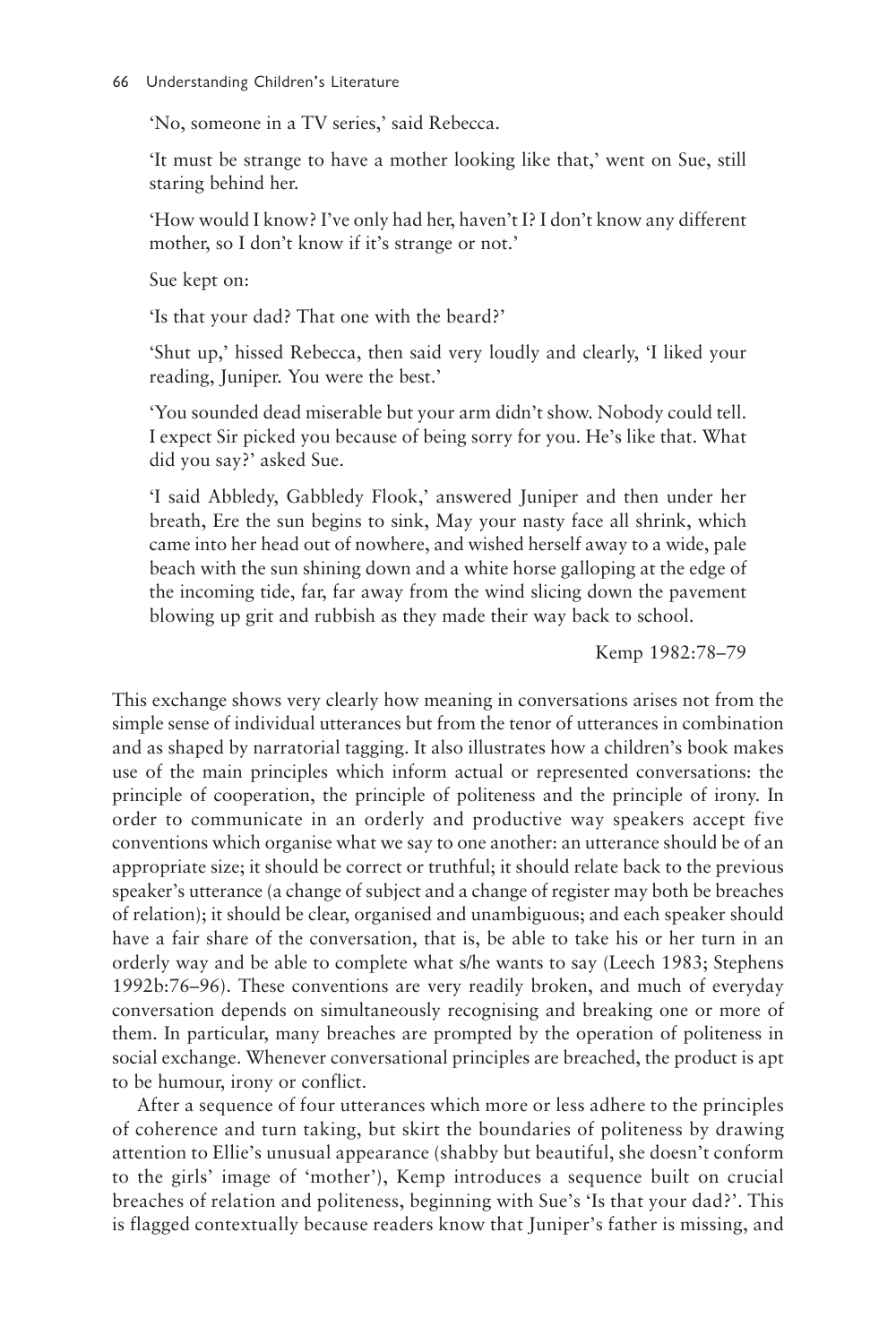> 'No, someone in a TV series,' said Rebecca.
>
> 'It must be strange to have a mother looking like that,' went on Sue, still staring behind her.
>
> 'How would I know? I've only had her, haven't I? I don't know any different mother, so I don't know if it's strange or not.'
>
> Sue kept on:
>
> 'Is that your dad? That one with the beard?'
>
> 'Shut up,' hissed Rebecca, then said very loudly and clearly, 'I liked your reading, Juniper. You were the best.'
>
> 'You sounded dead miserable but your arm didn't show. Nobody could tell. I expect Sir picked you because of being sorry for you. He's like that. What did you say?' asked Sue.
>
> 'I said Abbledy, Gabbledy Flook,' answered Juniper and then under her breath, Ere the sun begins to sink, May your nasty face all shrink, which came into her head out of nowhere, and wished herself away to a wide, pale beach with the sun shining down and a white horse galloping at the edge of the incoming tide, far, far away from the wind slicing down the pavement blowing up grit and rubbish as they made their way back to school.
>
> Kemp 1982:78–79

This exchange shows very clearly how meaning in conversations arises not from the simple sense of individual utterances but from the tenor of utterances in combination and as shaped by narratorial tagging. It also illustrates how a children's book makes use of the main principles which inform actual or represented conversations: the principle of cooperation, the principle of politeness and the principle of irony. In order to communicate in an orderly and productive way speakers accept five conventions which organise what we say to one another: an utterance should be of an appropriate size; it should be correct or truthful; it should relate back to the previous speaker's utterance (a change of subject and a change of register may both be breaches of relation); it should be clear, organised and unambiguous; and each speaker should have a fair share of the conversation, that is, be able to take his or her turn in an orderly way and be able to complete what s/he wants to say (Leech 1983; Stephens 1992b:76–96). These conventions are very readily broken, and much of everyday conversation depends on simultaneously recognising and breaking one or more of them. In particular, many breaches are prompted by the operation of politeness in social exchange. Whenever conversational principles are breached, the product is apt to be humour, irony or conflict.

After a sequence of four utterances which more or less adhere to the principles of coherence and turn taking, but skirt the boundaries of politeness by drawing attention to Ellie's unusual appearance (shabby but beautiful, she doesn't conform to the girls' image of 'mother'), Kemp introduces a sequence built on crucial breaches of relation and politeness, beginning with Sue's 'Is that your dad?'. This is flagged contextually because readers know that Juniper's father is missing, and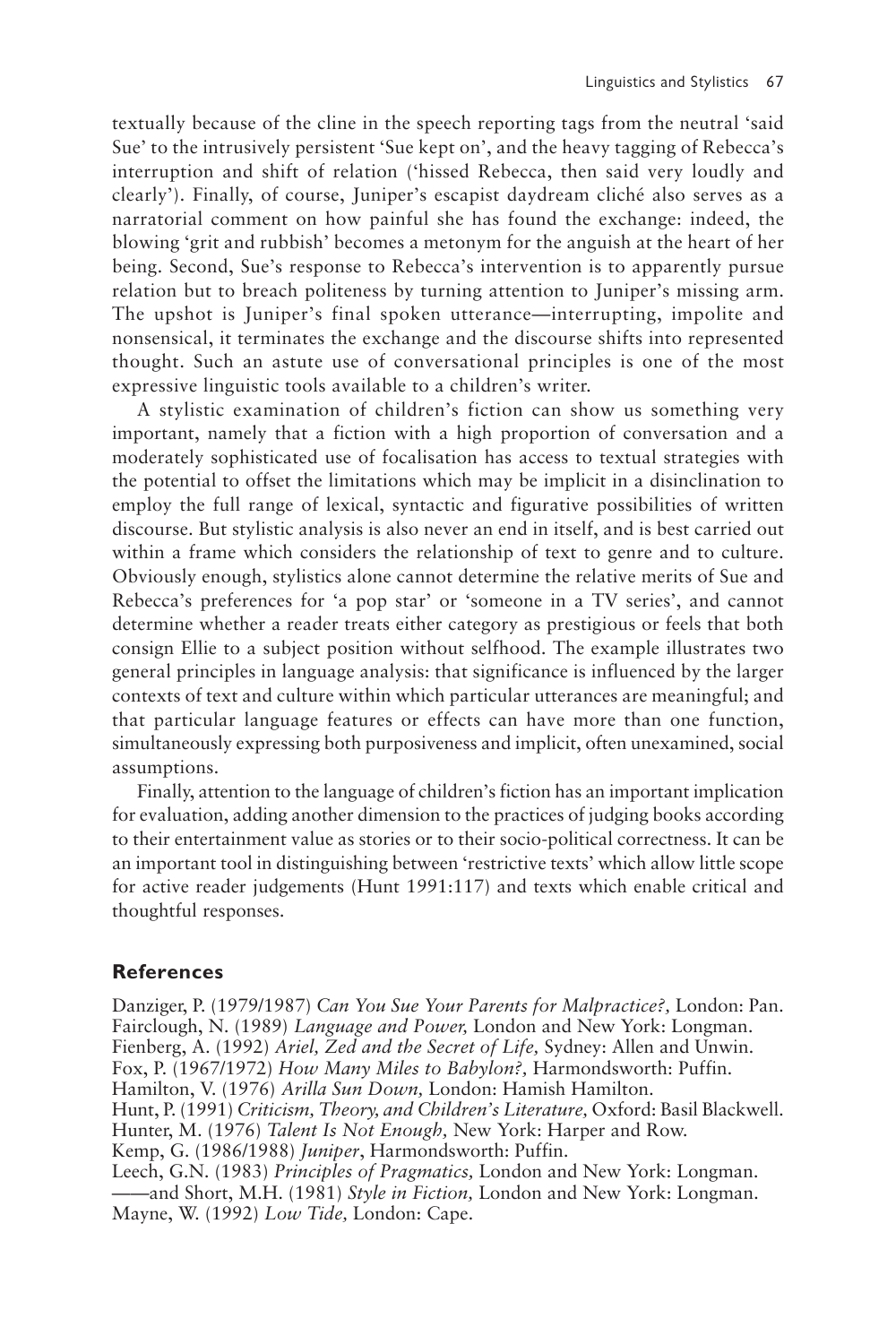textually because of the cline in the speech reporting tags from the neutral 'said Sue' to the intrusively persistent 'Sue kept on', and the heavy tagging of Rebecca's interruption and shift of relation ('hissed Rebecca, then said very loudly and clearly'). Finally, of course, Juniper's escapist daydream cliché also serves as a narratorial comment on how painful she has found the exchange: indeed, the blowing 'grit and rubbish' becomes a metonym for the anguish at the heart of her being. Second, Sue's response to Rebecca's intervention is to apparently pursue relation but to breach politeness by turning attention to Juniper's missing arm. The upshot is Juniper's final spoken utterance—interrupting, impolite and nonsensical, it terminates the exchange and the discourse shifts into represented thought. Such an astute use of conversational principles is one of the most expressive linguistic tools available to a children's writer.

A stylistic examination of children's fiction can show us something very important, namely that a fiction with a high proportion of conversation and a moderately sophisticated use of focalisation has access to textual strategies with the potential to offset the limitations which may be implicit in a disinclination to employ the full range of lexical, syntactic and figurative possibilities of written discourse. But stylistic analysis is also never an end in itself, and is best carried out within a frame which considers the relationship of text to genre and to culture. Obviously enough, stylistics alone cannot determine the relative merits of Sue and Rebecca's preferences for 'a pop star' or 'someone in a TV series', and cannot determine whether a reader treats either category as prestigious or feels that both consign Ellie to a subject position without selfhood. The example illustrates two general principles in language analysis: that significance is influenced by the larger contexts of text and culture within which particular utterances are meaningful; and that particular language features or effects can have more than one function, simultaneously expressing both purposiveness and implicit, often unexamined, social assumptions.

Finally, attention to the language of children's fiction has an important implication for evaluation, adding another dimension to the practices of judging books according to their entertainment value as stories or to their socio-political correctness. It can be an important tool in distinguishing between 'restrictive texts' which allow little scope for active reader judgements (Hunt 1991:117) and texts which enable critical and thoughtful responses.

## References

Danziger, P. (1979/1987) *Can You Sue Your Parents for Malpractice?,* London: Pan.
Fairclough, N. (1989) *Language and Power,* London and New York: Longman.
Fienberg, A. (1992) *Ariel, Zed and the Secret of Life,* Sydney: Allen and Unwin.
Fox, P. (1967/1972) *How Many Miles to Babylon?,* Harmondsworth: Puffin.
Hamilton, V. (1976) *Arilla Sun Down,* London: Hamish Hamilton.
Hunt, P. (1991) *Criticism, Theory, and Children's Literature,* Oxford: Basil Blackwell.
Hunter, M. (1976) *Talent Is Not Enough,* New York: Harper and Row.
Kemp, G. (1986/1988) *Juniper*, Harmondsworth: Puffin.
Leech, G.N. (1983) *Principles of Pragmatics,* London and New York: Longman.
——and Short, M.H. (1981) *Style in Fiction,* London and New York: Longman.
Mayne, W. (1992) *Low Tide,* London: Cape.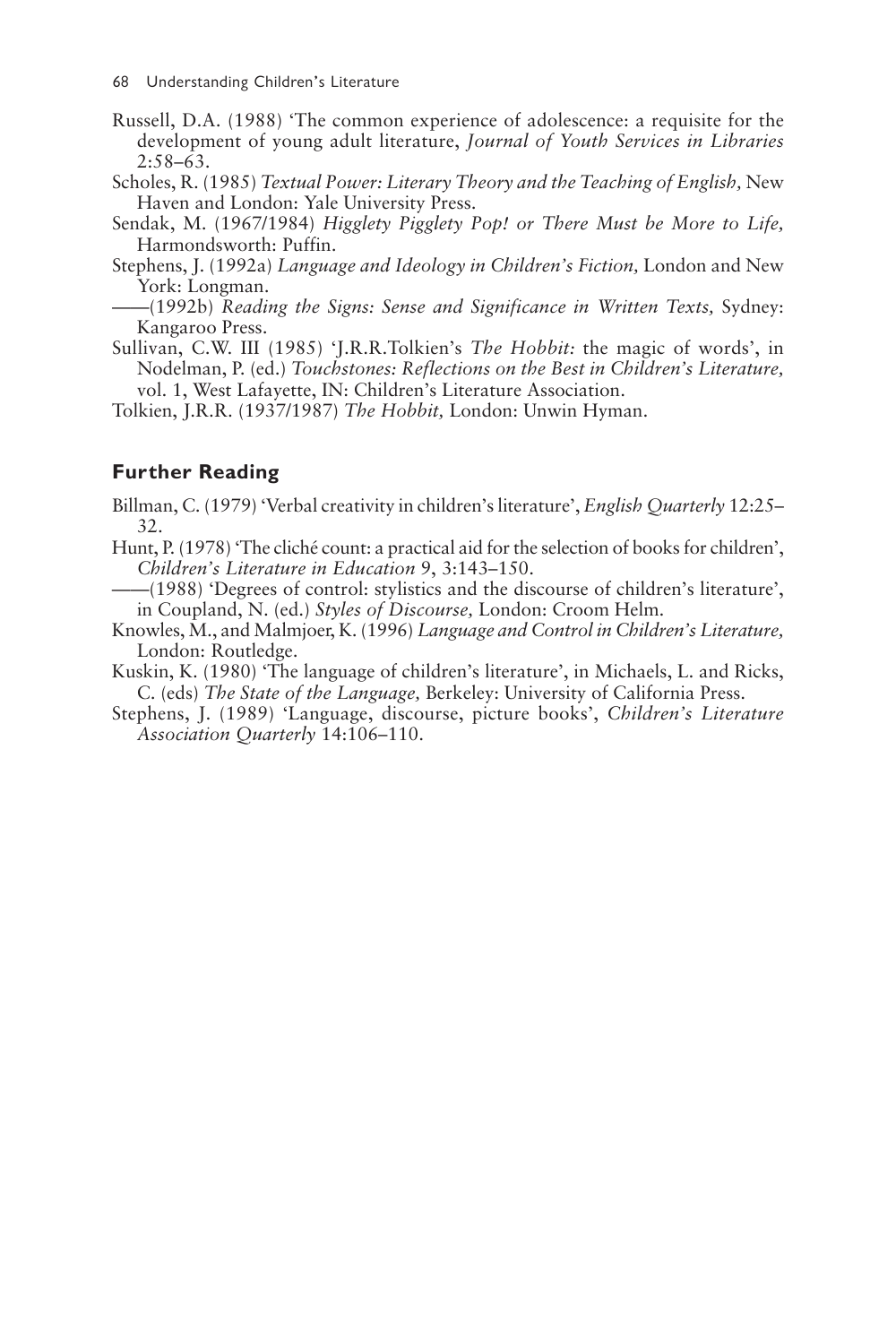Russell, D.A. (1988) 'The common experience of adolescence: a requisite for the development of young adult literature, *Journal of Youth Services in Libraries* 2:58–63.

Scholes, R. (1985) *Textual Power: Literary Theory and the Teaching of English,* New Haven and London: Yale University Press.

Sendak, M. (1967/1984) *Higglety Pigglety Pop! or There Must be More to Life,* Harmondsworth: Puffin.

Stephens, J. (1992a) *Language and Ideology in Children's Fiction,* London and New York: Longman.

——(1992b) *Reading the Signs: Sense and Significance in Written Texts,* Sydney: Kangaroo Press.

Sullivan, C.W. III (1985) 'J.R.R.Tolkien's *The Hobbit:* the magic of words', in Nodelman, P. (ed.) *Touchstones: Reflections on the Best in Children's Literature,* vol. 1, West Lafayette, IN: Children's Literature Association.

Tolkien, J.R.R. (1937/1987) *The Hobbit,* London: Unwin Hyman.

## Further Reading

Billman, C. (1979) 'Verbal creativity in children's literature', *English Quarterly* 12:25–32.

Hunt, P. (1978) 'The cliché count: a practical aid for the selection of books for children', *Children's Literature in Education* 9, 3:143–150.

——(1988) 'Degrees of control: stylistics and the discourse of children's literature', in Coupland, N. (ed.) *Styles of Discourse,* London: Croom Helm.

Knowles, M., and Malmjoer, K. (1996) *Language and Control in Children's Literature,* London: Routledge.

Kuskin, K. (1980) 'The language of children's literature', in Michaels, L. and Ricks, C. (eds) *The State of the Language,* Berkeley: University of California Press.

Stephens, J. (1989) 'Language, discourse, picture books', *Children's Literature Association Quarterly* 14:106–110.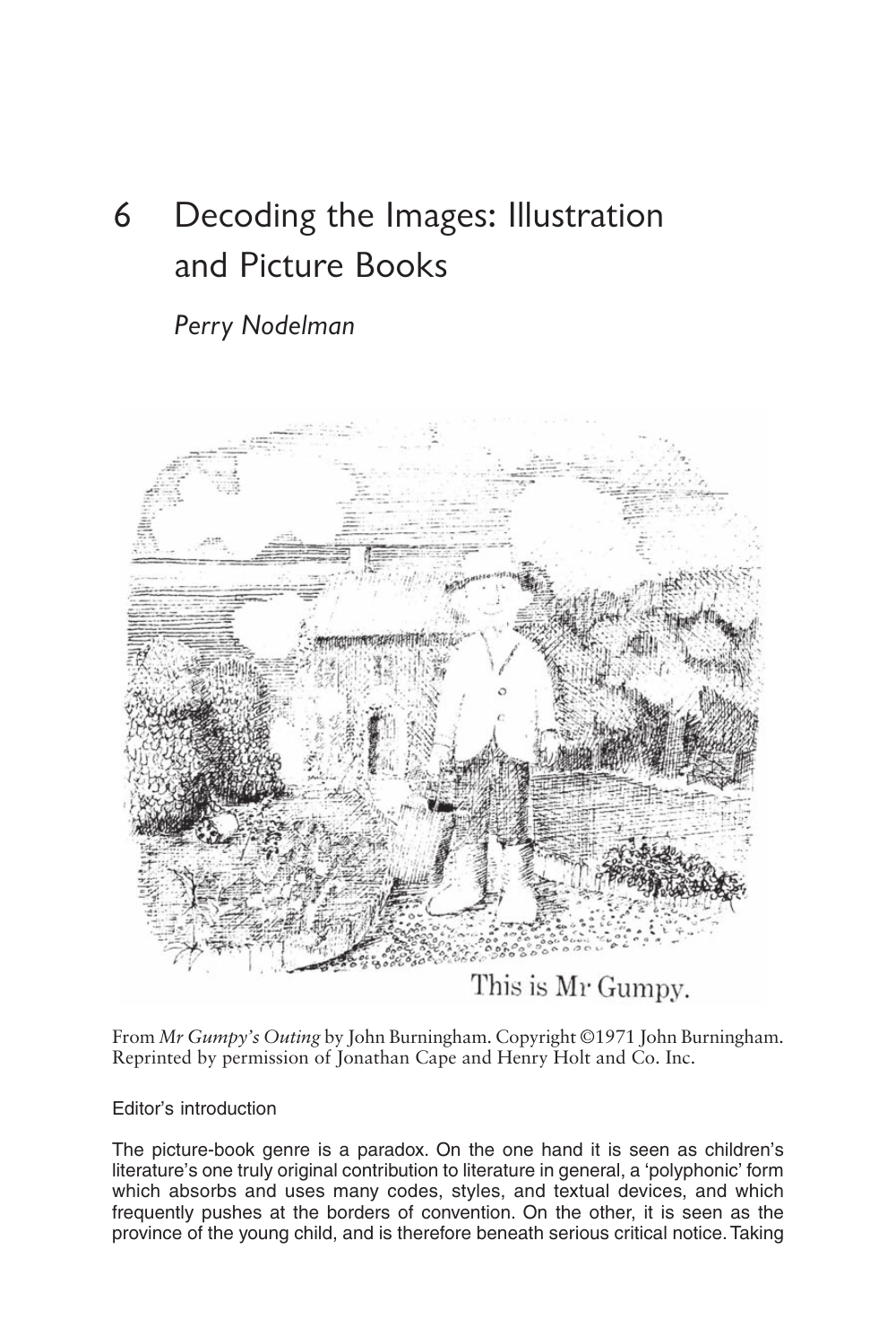# 6 Decoding the Images: Illustration and Picture Books

*Perry Nodelman*

This is Mr Gumpy.

From *Mr Gumpy's Outing* by John Burningham. Copyright ©1971 John Burningham. Reprinted by permission of Jonathan Cape and Henry Holt and Co. Inc.

Editor's introduction

The picture-book genre is a paradox. On the one hand it is seen as children's literature's one truly original contribution to literature in general, a 'polyphonic' form which absorbs and uses many codes, styles, and textual devices, and which frequently pushes at the borders of convention. On the other, it is seen as the province of the young child, and is therefore beneath serious critical notice. Taking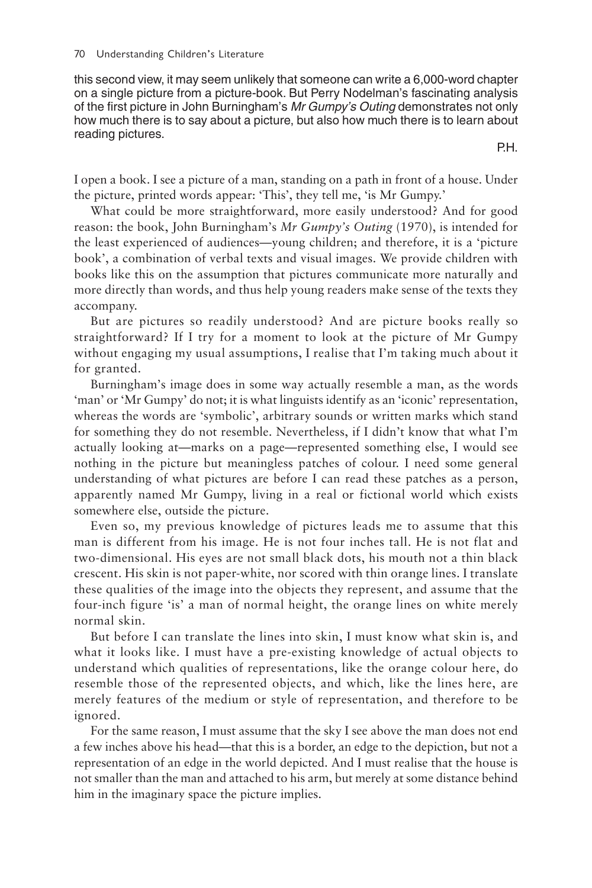this second view, it may seem unlikely that someone can write a 6,000-word chapter on a single picture from a picture-book. But Perry Nodelman's fascinating analysis of the first picture in John Burningham's *Mr Gumpy's Outing* demonstrates not only how much there is to say about a picture, but also how much there is to learn about reading pictures.

P.H.

I open a book. I see a picture of a man, standing on a path in front of a house. Under the picture, printed words appear: 'This', they tell me, 'is Mr Gumpy.'

What could be more straightforward, more easily understood? And for good reason: the book, John Burningham's *Mr Gumpy's Outing* (1970), is intended for the least experienced of audiences—young children; and therefore, it is a 'picture book', a combination of verbal texts and visual images. We provide children with books like this on the assumption that pictures communicate more naturally and more directly than words, and thus help young readers make sense of the texts they accompany.

But are pictures so readily understood? And are picture books really so straightforward? If I try for a moment to look at the picture of Mr Gumpy without engaging my usual assumptions, I realise that I'm taking much about it for granted.

Burningham's image does in some way actually resemble a man, as the words 'man' or 'Mr Gumpy' do not; it is what linguists identify as an 'iconic' representation, whereas the words are 'symbolic', arbitrary sounds or written marks which stand for something they do not resemble. Nevertheless, if I didn't know that what I'm actually looking at—marks on a page—represented something else, I would see nothing in the picture but meaningless patches of colour. I need some general understanding of what pictures are before I can read these patches as a person, apparently named Mr Gumpy, living in a real or fictional world which exists somewhere else, outside the picture.

Even so, my previous knowledge of pictures leads me to assume that this man is different from his image. He is not four inches tall. He is not flat and two-dimensional. His eyes are not small black dots, his mouth not a thin black crescent. His skin is not paper-white, nor scored with thin orange lines. I translate these qualities of the image into the objects they represent, and assume that the four-inch figure 'is' a man of normal height, the orange lines on white merely normal skin.

But before I can translate the lines into skin, I must know what skin is, and what it looks like. I must have a pre-existing knowledge of actual objects to understand which qualities of representations, like the orange colour here, do resemble those of the represented objects, and which, like the lines here, are merely features of the medium or style of representation, and therefore to be ignored.

For the same reason, I must assume that the sky I see above the man does not end a few inches above his head—that this is a border, an edge to the depiction, but not a representation of an edge in the world depicted. And I must realise that the house is not smaller than the man and attached to his arm, but merely at some distance behind him in the imaginary space the picture implies.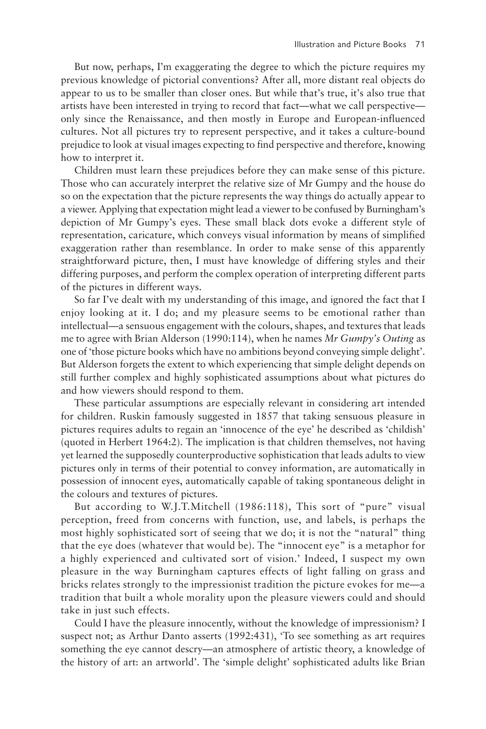But now, perhaps, I'm exaggerating the degree to which the picture requires my previous knowledge of pictorial conventions? After all, more distant real objects do appear to us to be smaller than closer ones. But while that's true, it's also true that artists have been interested in trying to record that fact—what we call perspective—only since the Renaissance, and then mostly in Europe and European-influenced cultures. Not all pictures try to represent perspective, and it takes a culture-bound prejudice to look at visual images expecting to find perspective and therefore, knowing how to interpret it.

Children must learn these prejudices before they can make sense of this picture. Those who can accurately interpret the relative size of Mr Gumpy and the house do so on the expectation that the picture represents the way things do actually appear to a viewer. Applying that expectation might lead a viewer to be confused by Burningham's depiction of Mr Gumpy's eyes. These small black dots evoke a different style of representation, caricature, which conveys visual information by means of simplified exaggeration rather than resemblance. In order to make sense of this apparently straightforward picture, then, I must have knowledge of differing styles and their differing purposes, and perform the complex operation of interpreting different parts of the pictures in different ways.

So far I've dealt with my understanding of this image, and ignored the fact that I enjoy looking at it. I do; and my pleasure seems to be emotional rather than intellectual—a sensuous engagement with the colours, shapes, and textures that leads me to agree with Brian Alderson (1990:114), when he names *Mr Gumpy's Outing* as one of 'those picture books which have no ambitions beyond conveying simple delight'. But Alderson forgets the extent to which experiencing that simple delight depends on still further complex and highly sophisticated assumptions about what pictures do and how viewers should respond to them.

These particular assumptions are especially relevant in considering art intended for children. Ruskin famously suggested in 1857 that taking sensuous pleasure in pictures requires adults to regain an 'innocence of the eye' he described as 'childish' (quoted in Herbert 1964:2). The implication is that children themselves, not having yet learned the supposedly counterproductive sophistication that leads adults to view pictures only in terms of their potential to convey information, are automatically in possession of innocent eyes, automatically capable of taking spontaneous delight in the colours and textures of pictures.

But according to W.J.T.Mitchell (1986:118), This sort of "pure" visual perception, freed from concerns with function, use, and labels, is perhaps the most highly sophisticated sort of seeing that we do; it is not the "natural" thing that the eye does (whatever that would be). The "innocent eye" is a metaphor for a highly experienced and cultivated sort of vision.' Indeed, I suspect my own pleasure in the way Burningham captures effects of light falling on grass and bricks relates strongly to the impressionist tradition the picture evokes for me—a tradition that built a whole morality upon the pleasure viewers could and should take in just such effects.

Could I have the pleasure innocently, without the knowledge of impressionism? I suspect not; as Arthur Danto asserts (1992:431), 'To see something as art requires something the eye cannot descry—an atmosphere of artistic theory, a knowledge of the history of art: an artworld'. The 'simple delight' sophisticated adults like Brian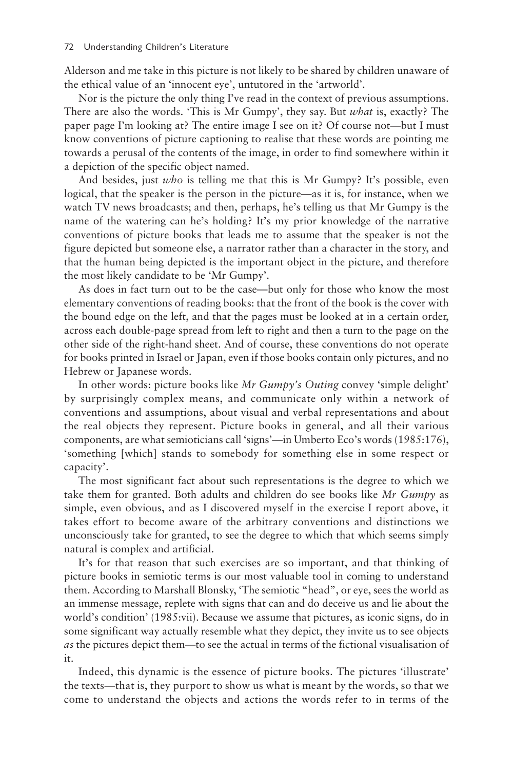Alderson and me take in this picture is not likely to be shared by children unaware of the ethical value of an 'innocent eye', untutored in the 'artworld'.

Nor is the picture the only thing I've read in the context of previous assumptions. There are also the words. 'This is Mr Gumpy', they say. But *what* is, exactly? The paper page I'm looking at? The entire image I see on it? Of course not—but I must know conventions of picture captioning to realise that these words are pointing me towards a perusal of the contents of the image, in order to find somewhere within it a depiction of the specific object named.

And besides, just *who* is telling me that this is Mr Gumpy? It's possible, even logical, that the speaker is the person in the picture—as it is, for instance, when we watch TV news broadcasts; and then, perhaps, he's telling us that Mr Gumpy is the name of the watering can he's holding? It's my prior knowledge of the narrative conventions of picture books that leads me to assume that the speaker is not the figure depicted but someone else, a narrator rather than a character in the story, and that the human being depicted is the important object in the picture, and therefore the most likely candidate to be 'Mr Gumpy'.

As does in fact turn out to be the case—but only for those who know the most elementary conventions of reading books: that the front of the book is the cover with the bound edge on the left, and that the pages must be looked at in a certain order, across each double-page spread from left to right and then a turn to the page on the other side of the right-hand sheet. And of course, these conventions do not operate for books printed in Israel or Japan, even if those books contain only pictures, and no Hebrew or Japanese words.

In other words: picture books like *Mr Gumpy's Outing* convey 'simple delight' by surprisingly complex means, and communicate only within a network of conventions and assumptions, about visual and verbal representations and about the real objects they represent. Picture books in general, and all their various components, are what semioticians call 'signs'—in Umberto Eco's words (1985:176), 'something [which] stands to somebody for something else in some respect or capacity'.

The most significant fact about such representations is the degree to which we take them for granted. Both adults and children do see books like *Mr Gumpy* as simple, even obvious, and as I discovered myself in the exercise I report above, it takes effort to become aware of the arbitrary conventions and distinctions we unconsciously take for granted, to see the degree to which that which seems simply natural is complex and artificial.

It's for that reason that such exercises are so important, and that thinking of picture books in semiotic terms is our most valuable tool in coming to understand them. According to Marshall Blonsky, 'The semiotic "head", or eye, sees the world as an immense message, replete with signs that can and do deceive us and lie about the world's condition' (1985:vii). Because we assume that pictures, as iconic signs, do in some significant way actually resemble what they depict, they invite us to see objects *as* the pictures depict them—to see the actual in terms of the fictional visualisation of it.

Indeed, this dynamic is the essence of picture books. The pictures 'illustrate' the texts—that is, they purport to show us what is meant by the words, so that we come to understand the objects and actions the words refer to in terms of the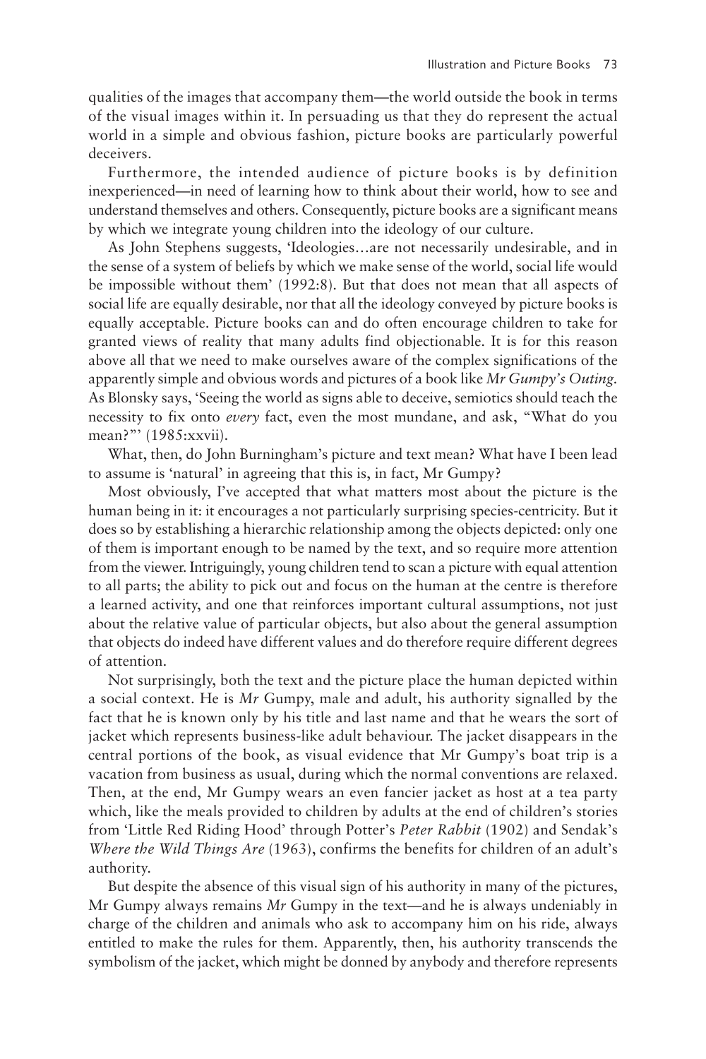qualities of the images that accompany them—the world outside the book in terms of the visual images within it. In persuading us that they do represent the actual world in a simple and obvious fashion, picture books are particularly powerful deceivers.

Furthermore, the intended audience of picture books is by definition inexperienced—in need of learning how to think about their world, how to see and understand themselves and others. Consequently, picture books are a significant means by which we integrate young children into the ideology of our culture.

As John Stephens suggests, 'Ideologies…are not necessarily undesirable, and in the sense of a system of beliefs by which we make sense of the world, social life would be impossible without them' (1992:8). But that does not mean that all aspects of social life are equally desirable, nor that all the ideology conveyed by picture books is equally acceptable. Picture books can and do often encourage children to take for granted views of reality that many adults find objectionable. It is for this reason above all that we need to make ourselves aware of the complex significations of the apparently simple and obvious words and pictures of a book like *Mr Gumpy's Outing*. As Blonsky says, 'Seeing the world as signs able to deceive, semiotics should teach the necessity to fix onto *every* fact, even the most mundane, and ask, "What do you mean?"' (1985:xxvii).

What, then, do John Burningham's picture and text mean? What have I been lead to assume is 'natural' in agreeing that this is, in fact, Mr Gumpy?

Most obviously, I've accepted that what matters most about the picture is the human being in it: it encourages a not particularly surprising species-centricity. But it does so by establishing a hierarchic relationship among the objects depicted: only one of them is important enough to be named by the text, and so require more attention from the viewer. Intriguingly, young children tend to scan a picture with equal attention to all parts; the ability to pick out and focus on the human at the centre is therefore a learned activity, and one that reinforces important cultural assumptions, not just about the relative value of particular objects, but also about the general assumption that objects do indeed have different values and do therefore require different degrees of attention.

Not surprisingly, both the text and the picture place the human depicted within a social context. He is *Mr* Gumpy, male and adult, his authority signalled by the fact that he is known only by his title and last name and that he wears the sort of jacket which represents business-like adult behaviour. The jacket disappears in the central portions of the book, as visual evidence that Mr Gumpy's boat trip is a vacation from business as usual, during which the normal conventions are relaxed. Then, at the end, Mr Gumpy wears an even fancier jacket as host at a tea party which, like the meals provided to children by adults at the end of children's stories from 'Little Red Riding Hood' through Potter's *Peter Rabbit* (1902) and Sendak's *Where the Wild Things Are* (1963), confirms the benefits for children of an adult's authority.

But despite the absence of this visual sign of his authority in many of the pictures, Mr Gumpy always remains *Mr* Gumpy in the text—and he is always undeniably in charge of the children and animals who ask to accompany him on his ride, always entitled to make the rules for them. Apparently, then, his authority transcends the symbolism of the jacket, which might be donned by anybody and therefore represents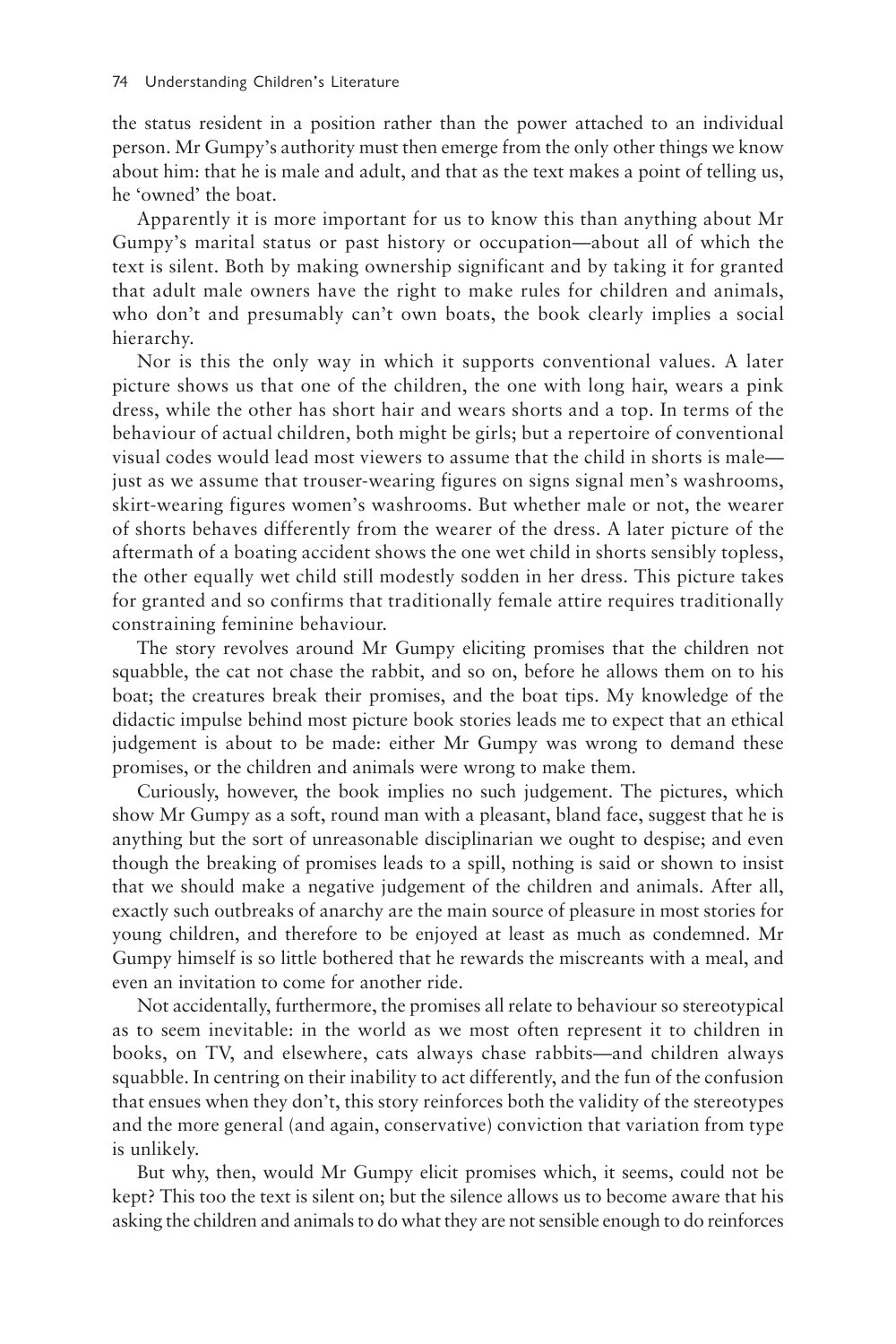the status resident in a position rather than the power attached to an individual person. Mr Gumpy's authority must then emerge from the only other things we know about him: that he is male and adult, and that as the text makes a point of telling us, he 'owned' the boat.

Apparently it is more important for us to know this than anything about Mr Gumpy's marital status or past history or occupation—about all of which the text is silent. Both by making ownership significant and by taking it for granted that adult male owners have the right to make rules for children and animals, who don't and presumably can't own boats, the book clearly implies a social hierarchy.

Nor is this the only way in which it supports conventional values. A later picture shows us that one of the children, the one with long hair, wears a pink dress, while the other has short hair and wears shorts and a top. In terms of the behaviour of actual children, both might be girls; but a repertoire of conventional visual codes would lead most viewers to assume that the child in shorts is male—just as we assume that trouser-wearing figures on signs signal men's washrooms, skirt-wearing figures women's washrooms. But whether male or not, the wearer of shorts behaves differently from the wearer of the dress. A later picture of the aftermath of a boating accident shows the one wet child in shorts sensibly topless, the other equally wet child still modestly sodden in her dress. This picture takes for granted and so confirms that traditionally female attire requires traditionally constraining feminine behaviour.

The story revolves around Mr Gumpy eliciting promises that the children not squabble, the cat not chase the rabbit, and so on, before he allows them on to his boat; the creatures break their promises, and the boat tips. My knowledge of the didactic impulse behind most picture book stories leads me to expect that an ethical judgement is about to be made: either Mr Gumpy was wrong to demand these promises, or the children and animals were wrong to make them.

Curiously, however, the book implies no such judgement. The pictures, which show Mr Gumpy as a soft, round man with a pleasant, bland face, suggest that he is anything but the sort of unreasonable disciplinarian we ought to despise; and even though the breaking of promises leads to a spill, nothing is said or shown to insist that we should make a negative judgement of the children and animals. After all, exactly such outbreaks of anarchy are the main source of pleasure in most stories for young children, and therefore to be enjoyed at least as much as condemned. Mr Gumpy himself is so little bothered that he rewards the miscreants with a meal, and even an invitation to come for another ride.

Not accidentally, furthermore, the promises all relate to behaviour so stereotypical as to seem inevitable: in the world as we most often represent it to children in books, on TV, and elsewhere, cats always chase rabbits—and children always squabble. In centring on their inability to act differently, and the fun of the confusion that ensues when they don't, this story reinforces both the validity of the stereotypes and the more general (and again, conservative) conviction that variation from type is unlikely.

But why, then, would Mr Gumpy elicit promises which, it seems, could not be kept? This too the text is silent on; but the silence allows us to become aware that his asking the children and animals to do what they are not sensible enough to do reinforces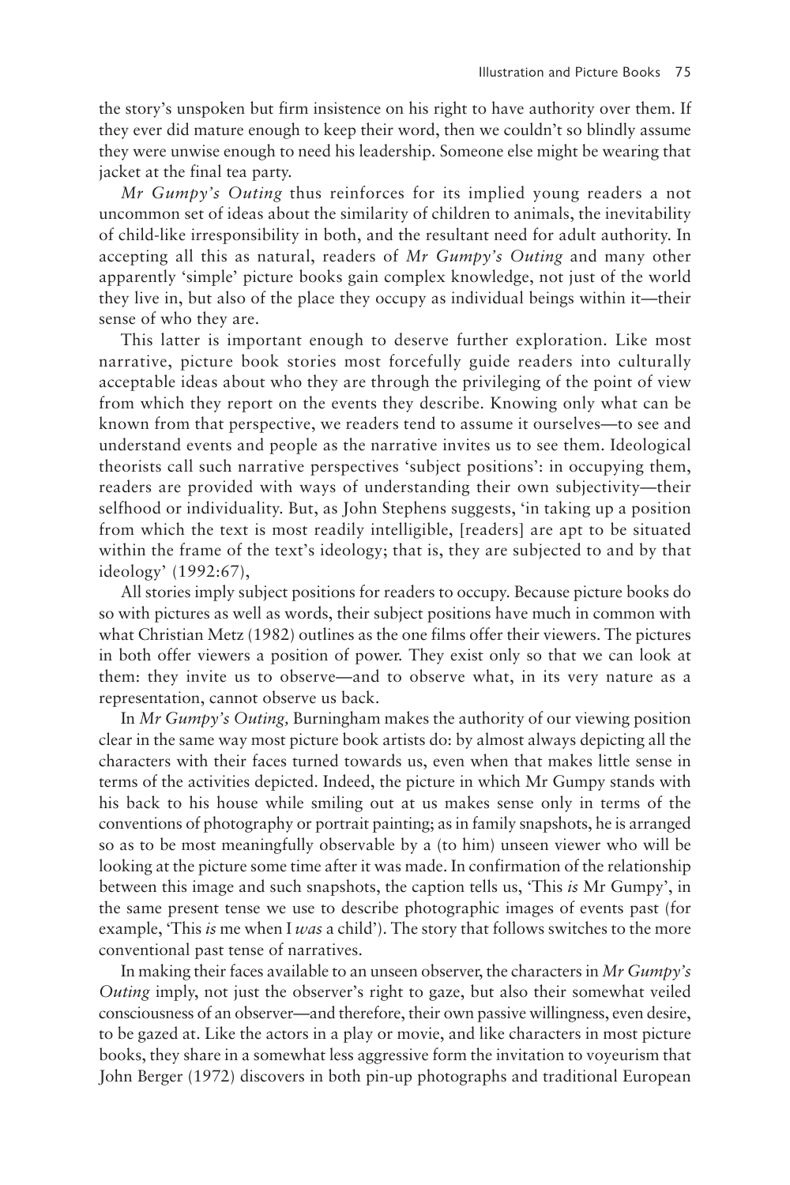the story's unspoken but firm insistence on his right to have authority over them. If they ever did mature enough to keep their word, then we couldn't so blindly assume they were unwise enough to need his leadership. Someone else might be wearing that jacket at the final tea party.

*Mr Gumpy's Outing* thus reinforces for its implied young readers a not uncommon set of ideas about the similarity of children to animals, the inevitability of child-like irresponsibility in both, and the resultant need for adult authority. In accepting all this as natural, readers of *Mr Gumpy's Outing* and many other apparently 'simple' picture books gain complex knowledge, not just of the world they live in, but also of the place they occupy as individual beings within it—their sense of who they are.

This latter is important enough to deserve further exploration. Like most narrative, picture book stories most forcefully guide readers into culturally acceptable ideas about who they are through the privileging of the point of view from which they report on the events they describe. Knowing only what can be known from that perspective, we readers tend to assume it ourselves—to see and understand events and people as the narrative invites us to see them. Ideological theorists call such narrative perspectives 'subject positions': in occupying them, readers are provided with ways of understanding their own subjectivity—their selfhood or individuality. But, as John Stephens suggests, 'in taking up a position from which the text is most readily intelligible, [readers] are apt to be situated within the frame of the text's ideology; that is, they are subjected to and by that ideology' (1992:67),

All stories imply subject positions for readers to occupy. Because picture books do so with pictures as well as words, their subject positions have much in common with what Christian Metz (1982) outlines as the one films offer their viewers. The pictures in both offer viewers a position of power. They exist only so that we can look at them: they invite us to observe—and to observe what, in its very nature as a representation, cannot observe us back.

In *Mr Gumpy's Outing,* Burningham makes the authority of our viewing position clear in the same way most picture book artists do: by almost always depicting all the characters with their faces turned towards us, even when that makes little sense in terms of the activities depicted. Indeed, the picture in which Mr Gumpy stands with his back to his house while smiling out at us makes sense only in terms of the conventions of photography or portrait painting; as in family snapshots, he is arranged so as to be most meaningfully observable by a (to him) unseen viewer who will be looking at the picture some time after it was made. In confirmation of the relationship between this image and such snapshots, the caption tells us, 'This *is* Mr Gumpy', in the same present tense we use to describe photographic images of events past (for example, 'This *is* me when I *was* a child'). The story that follows switches to the more conventional past tense of narratives.

In making their faces available to an unseen observer, the characters in *Mr Gumpy's Outing* imply, not just the observer's right to gaze, but also their somewhat veiled consciousness of an observer—and therefore, their own passive willingness, even desire, to be gazed at. Like the actors in a play or movie, and like characters in most picture books, they share in a somewhat less aggressive form the invitation to voyeurism that John Berger (1972) discovers in both pin-up photographs and traditional European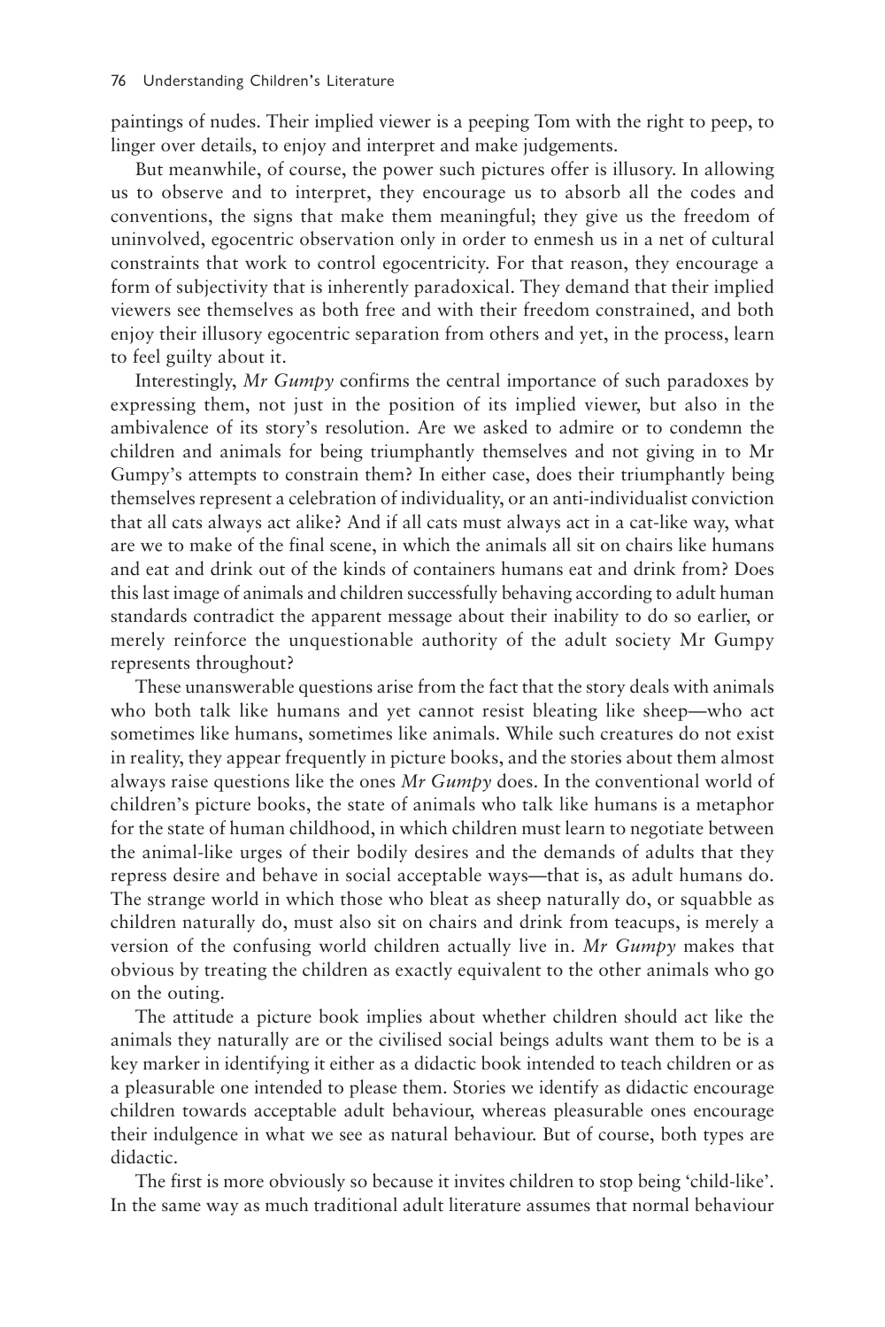paintings of nudes. Their implied viewer is a peeping Tom with the right to peep, to linger over details, to enjoy and interpret and make judgements.

But meanwhile, of course, the power such pictures offer is illusory. In allowing us to observe and to interpret, they encourage us to absorb all the codes and conventions, the signs that make them meaningful; they give us the freedom of uninvolved, egocentric observation only in order to enmesh us in a net of cultural constraints that work to control egocentricity. For that reason, they encourage a form of subjectivity that is inherently paradoxical. They demand that their implied viewers see themselves as both free and with their freedom constrained, and both enjoy their illusory egocentric separation from others and yet, in the process, learn to feel guilty about it.

Interestingly, *Mr Gumpy* confirms the central importance of such paradoxes by expressing them, not just in the position of its implied viewer, but also in the ambivalence of its story's resolution. Are we asked to admire or to condemn the children and animals for being triumphantly themselves and not giving in to Mr Gumpy's attempts to constrain them? In either case, does their triumphantly being themselves represent a celebration of individuality, or an anti-individualist conviction that all cats always act alike? And if all cats must always act in a cat-like way, what are we to make of the final scene, in which the animals all sit on chairs like humans and eat and drink out of the kinds of containers humans eat and drink from? Does this last image of animals and children successfully behaving according to adult human standards contradict the apparent message about their inability to do so earlier, or merely reinforce the unquestionable authority of the adult society Mr Gumpy represents throughout?

These unanswerable questions arise from the fact that the story deals with animals who both talk like humans and yet cannot resist bleating like sheep—who act sometimes like humans, sometimes like animals. While such creatures do not exist in reality, they appear frequently in picture books, and the stories about them almost always raise questions like the ones *Mr Gumpy* does. In the conventional world of children's picture books, the state of animals who talk like humans is a metaphor for the state of human childhood, in which children must learn to negotiate between the animal-like urges of their bodily desires and the demands of adults that they repress desire and behave in social acceptable ways—that is, as adult humans do. The strange world in which those who bleat as sheep naturally do, or squabble as children naturally do, must also sit on chairs and drink from teacups, is merely a version of the confusing world children actually live in. *Mr Gumpy* makes that obvious by treating the children as exactly equivalent to the other animals who go on the outing.

The attitude a picture book implies about whether children should act like the animals they naturally are or the civilised social beings adults want them to be is a key marker in identifying it either as a didactic book intended to teach children or as a pleasurable one intended to please them. Stories we identify as didactic encourage children towards acceptable adult behaviour, whereas pleasurable ones encourage their indulgence in what we see as natural behaviour. But of course, both types are didactic.

The first is more obviously so because it invites children to stop being 'child-like'. In the same way as much traditional adult literature assumes that normal behaviour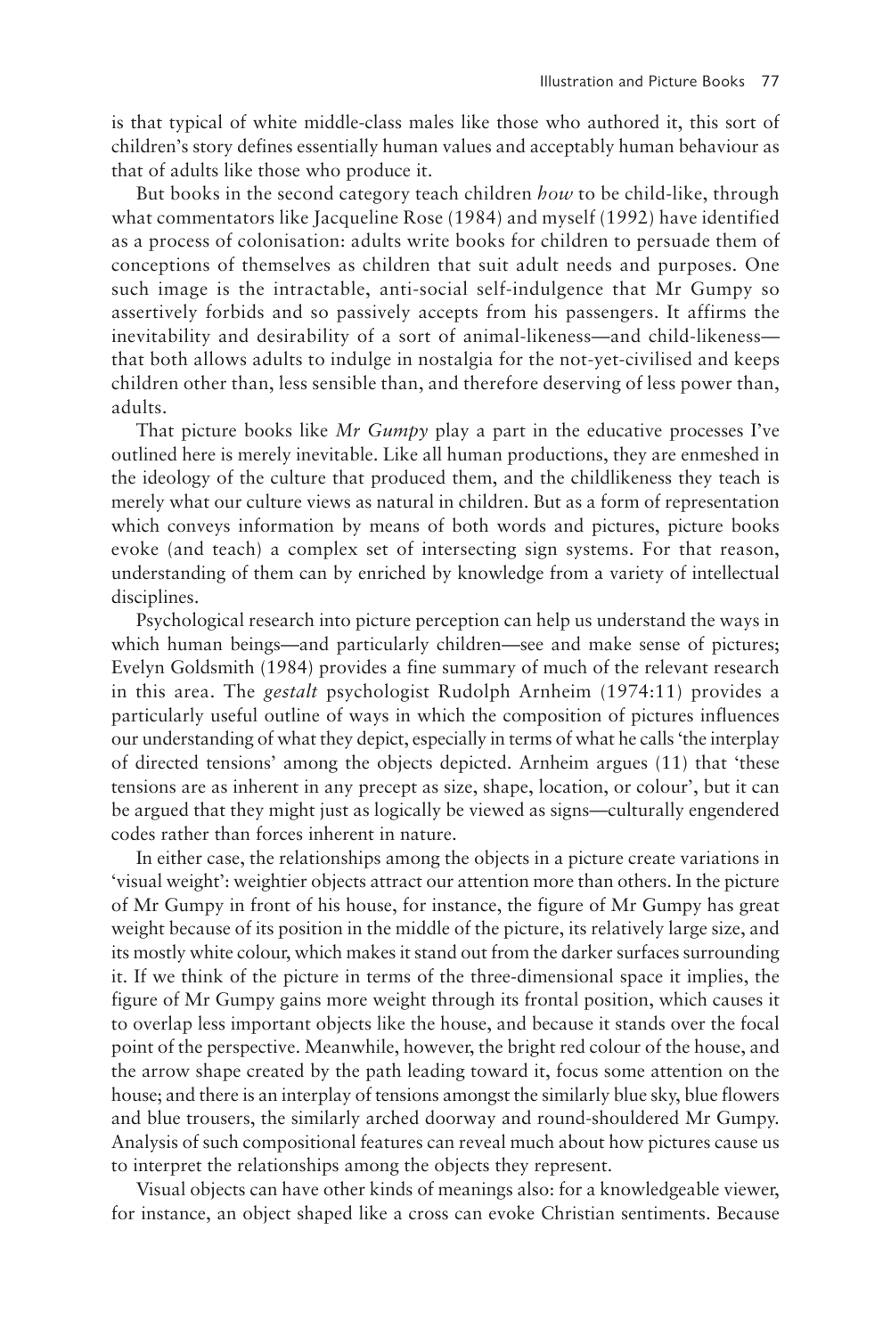is that typical of white middle-class males like those who authored it, this sort of children's story defines essentially human values and acceptably human behaviour as that of adults like those who produce it.

But books in the second category teach children *how* to be child-like, through what commentators like Jacqueline Rose (1984) and myself (1992) have identified as a process of colonisation: adults write books for children to persuade them of conceptions of themselves as children that suit adult needs and purposes. One such image is the intractable, anti-social self-indulgence that Mr Gumpy so assertively forbids and so passively accepts from his passengers. It affirms the inevitability and desirability of a sort of animal-likeness—and child-likeness—that both allows adults to indulge in nostalgia for the not-yet-civilised and keeps children other than, less sensible than, and therefore deserving of less power than, adults.

That picture books like *Mr Gumpy* play a part in the educative processes I've outlined here is merely inevitable. Like all human productions, they are enmeshed in the ideology of the culture that produced them, and the childlikeness they teach is merely what our culture views as natural in children. But as a form of representation which conveys information by means of both words and pictures, picture books evoke (and teach) a complex set of intersecting sign systems. For that reason, understanding of them can by enriched by knowledge from a variety of intellectual disciplines.

Psychological research into picture perception can help us understand the ways in which human beings—and particularly children—see and make sense of pictures; Evelyn Goldsmith (1984) provides a fine summary of much of the relevant research in this area. The *gestalt* psychologist Rudolph Arnheim (1974:11) provides a particularly useful outline of ways in which the composition of pictures influences our understanding of what they depict, especially in terms of what he calls 'the interplay of directed tensions' among the objects depicted. Arnheim argues (11) that 'these tensions are as inherent in any precept as size, shape, location, or colour', but it can be argued that they might just as logically be viewed as signs—culturally engendered codes rather than forces inherent in nature.

In either case, the relationships among the objects in a picture create variations in 'visual weight': weightier objects attract our attention more than others. In the picture of Mr Gumpy in front of his house, for instance, the figure of Mr Gumpy has great weight because of its position in the middle of the picture, its relatively large size, and its mostly white colour, which makes it stand out from the darker surfaces surrounding it. If we think of the picture in terms of the three-dimensional space it implies, the figure of Mr Gumpy gains more weight through its frontal position, which causes it to overlap less important objects like the house, and because it stands over the focal point of the perspective. Meanwhile, however, the bright red colour of the house, and the arrow shape created by the path leading toward it, focus some attention on the house; and there is an interplay of tensions amongst the similarly blue sky, blue flowers and blue trousers, the similarly arched doorway and round-shouldered Mr Gumpy. Analysis of such compositional features can reveal much about how pictures cause us to interpret the relationships among the objects they represent.

Visual objects can have other kinds of meanings also: for a knowledgeable viewer, for instance, an object shaped like a cross can evoke Christian sentiments. Because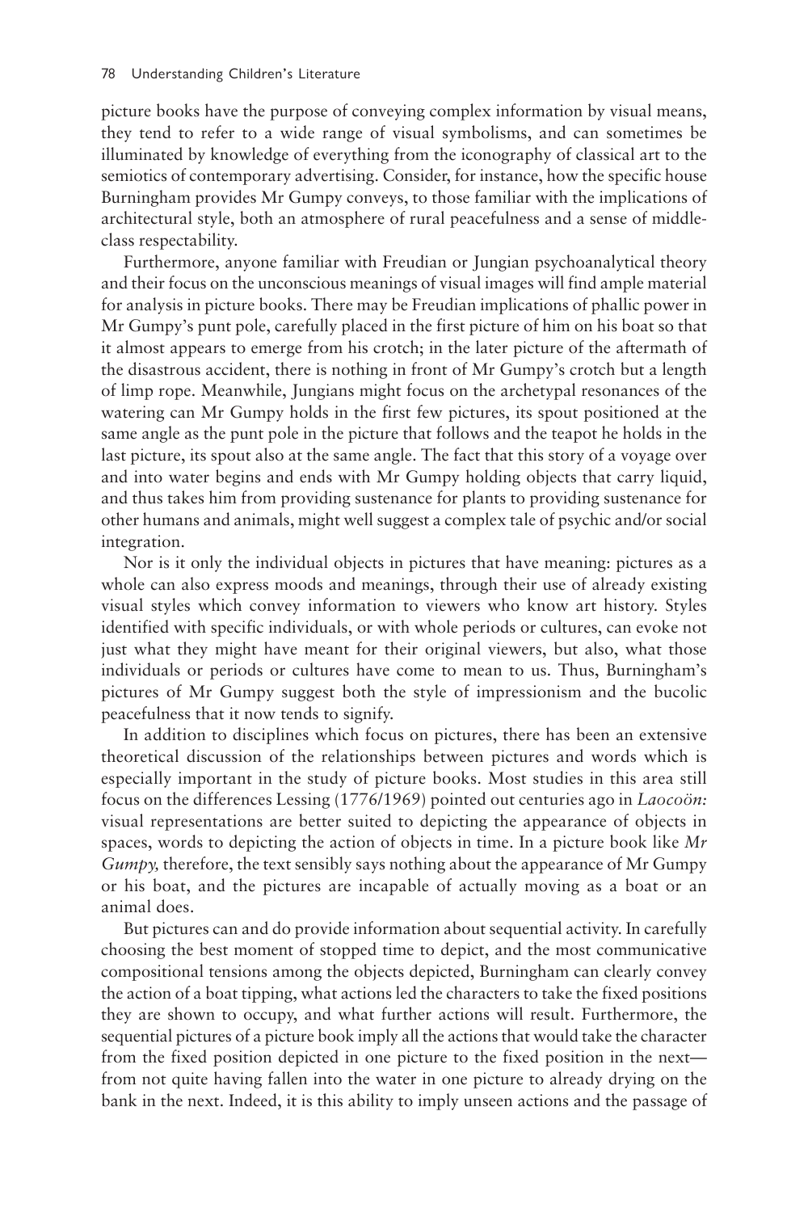picture books have the purpose of conveying complex information by visual means, they tend to refer to a wide range of visual symbolisms, and can sometimes be illuminated by knowledge of everything from the iconography of classical art to the semiotics of contemporary advertising. Consider, for instance, how the specific house Burningham provides Mr Gumpy conveys, to those familiar with the implications of architectural style, both an atmosphere of rural peacefulness and a sense of middle-class respectability.

Furthermore, anyone familiar with Freudian or Jungian psychoanalytical theory and their focus on the unconscious meanings of visual images will find ample material for analysis in picture books. There may be Freudian implications of phallic power in Mr Gumpy's punt pole, carefully placed in the first picture of him on his boat so that it almost appears to emerge from his crotch; in the later picture of the aftermath of the disastrous accident, there is nothing in front of Mr Gumpy's crotch but a length of limp rope. Meanwhile, Jungians might focus on the archetypal resonances of the watering can Mr Gumpy holds in the first few pictures, its spout positioned at the same angle as the punt pole in the picture that follows and the teapot he holds in the last picture, its spout also at the same angle. The fact that this story of a voyage over and into water begins and ends with Mr Gumpy holding objects that carry liquid, and thus takes him from providing sustenance for plants to providing sustenance for other humans and animals, might well suggest a complex tale of psychic and/or social integration.

Nor is it only the individual objects in pictures that have meaning: pictures as a whole can also express moods and meanings, through their use of already existing visual styles which convey information to viewers who know art history. Styles identified with specific individuals, or with whole periods or cultures, can evoke not just what they might have meant for their original viewers, but also, what those individuals or periods or cultures have come to mean to us. Thus, Burningham's pictures of Mr Gumpy suggest both the style of impressionism and the bucolic peacefulness that it now tends to signify.

In addition to disciplines which focus on pictures, there has been an extensive theoretical discussion of the relationships between pictures and words which is especially important in the study of picture books. Most studies in this area still focus on the differences Lessing (1776/1969) pointed out centuries ago in *Laocoön:* visual representations are better suited to depicting the appearance of objects in spaces, words to depicting the action of objects in time. In a picture book like *Mr Gumpy,* therefore, the text sensibly says nothing about the appearance of Mr Gumpy or his boat, and the pictures are incapable of actually moving as a boat or an animal does.

But pictures can and do provide information about sequential activity. In carefully choosing the best moment of stopped time to depict, and the most communicative compositional tensions among the objects depicted, Burningham can clearly convey the action of a boat tipping, what actions led the characters to take the fixed positions they are shown to occupy, and what further actions will result. Furthermore, the sequential pictures of a picture book imply all the actions that would take the character from the fixed position depicted in one picture to the fixed position in the next—from not quite having fallen into the water in one picture to already drying on the bank in the next. Indeed, it is this ability to imply unseen actions and the passage of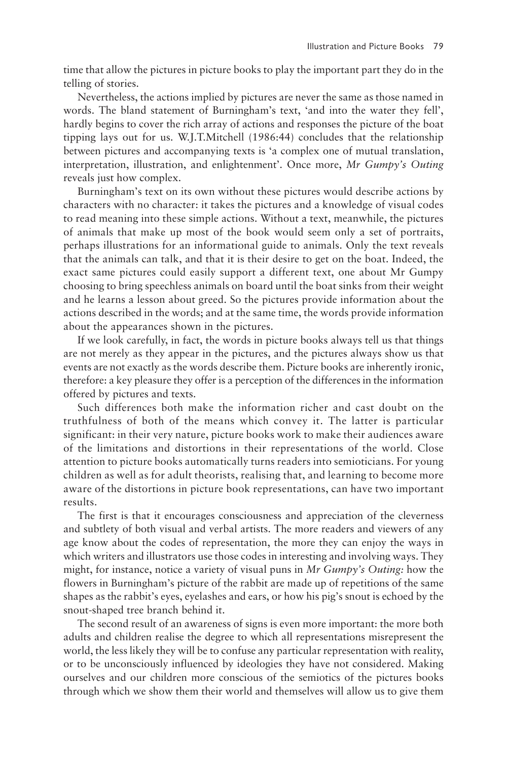time that allow the pictures in picture books to play the important part they do in the telling of stories.

Nevertheless, the actions implied by pictures are never the same as those named in words. The bland statement of Burningham's text, 'and into the water they fell', hardly begins to cover the rich array of actions and responses the picture of the boat tipping lays out for us. W.J.T.Mitchell (1986:44) concludes that the relationship between pictures and accompanying texts is 'a complex one of mutual translation, interpretation, illustration, and enlightenment'. Once more, *Mr Gumpy's Outing* reveals just how complex.

Burningham's text on its own without these pictures would describe actions by characters with no character: it takes the pictures and a knowledge of visual codes to read meaning into these simple actions. Without a text, meanwhile, the pictures of animals that make up most of the book would seem only a set of portraits, perhaps illustrations for an informational guide to animals. Only the text reveals that the animals can talk, and that it is their desire to get on the boat. Indeed, the exact same pictures could easily support a different text, one about Mr Gumpy choosing to bring speechless animals on board until the boat sinks from their weight and he learns a lesson about greed. So the pictures provide information about the actions described in the words; and at the same time, the words provide information about the appearances shown in the pictures.

If we look carefully, in fact, the words in picture books always tell us that things are not merely as they appear in the pictures, and the pictures always show us that events are not exactly as the words describe them. Picture books are inherently ironic, therefore: a key pleasure they offer is a perception of the differences in the information offered by pictures and texts.

Such differences both make the information richer and cast doubt on the truthfulness of both of the means which convey it. The latter is particular significant: in their very nature, picture books work to make their audiences aware of the limitations and distortions in their representations of the world. Close attention to picture books automatically turns readers into semioticians. For young children as well as for adult theorists, realising that, and learning to become more aware of the distortions in picture book representations, can have two important results.

The first is that it encourages consciousness and appreciation of the cleverness and subtlety of both visual and verbal artists. The more readers and viewers of any age know about the codes of representation, the more they can enjoy the ways in which writers and illustrators use those codes in interesting and involving ways. They might, for instance, notice a variety of visual puns in *Mr Gumpy's Outing:* how the flowers in Burningham's picture of the rabbit are made up of repetitions of the same shapes as the rabbit's eyes, eyelashes and ears, or how his pig's snout is echoed by the snout-shaped tree branch behind it.

The second result of an awareness of signs is even more important: the more both adults and children realise the degree to which all representations misrepresent the world, the less likely they will be to confuse any particular representation with reality, or to be unconsciously influenced by ideologies they have not considered. Making ourselves and our children more conscious of the semiotics of the pictures books through which we show them their world and themselves will allow us to give them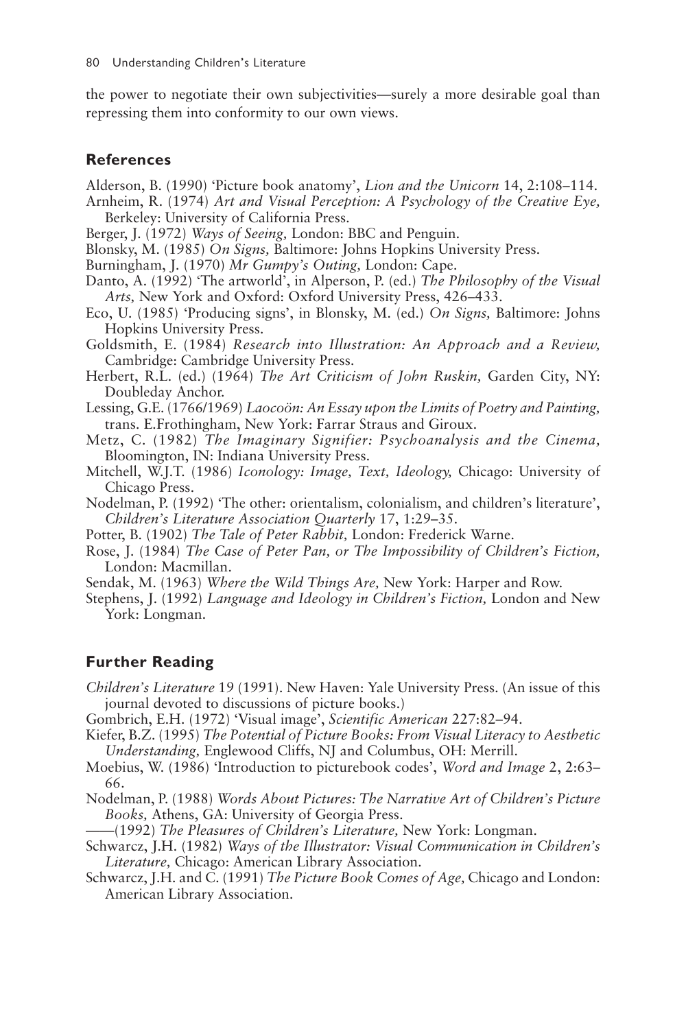the power to negotiate their own subjectivities—surely a more desirable goal than repressing them into conformity to our own views.

## References

Alderson, B. (1990) 'Picture book anatomy', *Lion and the Unicorn* 14, 2:108–114.

Arnheim, R. (1974) *Art and Visual Perception: A Psychology of the Creative Eye,* Berkeley: University of California Press.

Berger, J. (1972) *Ways of Seeing,* London: BBC and Penguin.

Blonsky, M. (1985) *On Signs,* Baltimore: Johns Hopkins University Press.

Burningham, J. (1970) *Mr Gumpy's Outing,* London: Cape.

Danto, A. (1992) 'The artworld', in Alperson, P. (ed.) *The Philosophy of the Visual Arts,* New York and Oxford: Oxford University Press, 426–433.

Eco, U. (1985) 'Producing signs', in Blonsky, M. (ed.) *On Signs,* Baltimore: Johns Hopkins University Press.

Goldsmith, E. (1984) *Research into Illustration: An Approach and a Review,* Cambridge: Cambridge University Press.

Herbert, R.L. (ed.) (1964) *The Art Criticism of John Ruskin,* Garden City, NY: Doubleday Anchor.

Lessing, G.E. (1766/1969) *Laocoön: An Essay upon the Limits of Poetry and Painting,* trans. E.Frothingham, New York: Farrar Straus and Giroux.

Metz, C. (1982) *The Imaginary Signifier: Psychoanalysis and the Cinema,* Bloomington, IN: Indiana University Press.

Mitchell, W.J.T. (1986) *Iconology: Image, Text, Ideology,* Chicago: University of Chicago Press.

Nodelman, P. (1992) 'The other: orientalism, colonialism, and children's literature', *Children's Literature Association Quarterly* 17, 1:29–35.

Potter, B. (1902) *The Tale of Peter Rabbit,* London: Frederick Warne.

Rose, J. (1984) *The Case of Peter Pan, or The Impossibility of Children's Fiction,* London: Macmillan.

Sendak, M. (1963) *Where the Wild Things Are,* New York: Harper and Row.

Stephens, J. (1992) *Language and Ideology in Children's Fiction,* London and New York: Longman.

## Further Reading

*Children's Literature* 19 (1991). New Haven: Yale University Press. (An issue of this journal devoted to discussions of picture books.)

Gombrich, E.H. (1972) 'Visual image', *Scientific American* 227:82–94.

Kiefer, B.Z. (1995) *The Potential of Picture Books: From Visual Literacy to Aesthetic Understanding,* Englewood Cliffs, NJ and Columbus, OH: Merrill.

Moebius, W. (1986) 'Introduction to picturebook codes', *Word and Image* 2, 2:63–66.

Nodelman, P. (1988) *Words About Pictures: The Narrative Art of Children's Picture Books,* Athens, GA: University of Georgia Press.

——(1992) *The Pleasures of Children's Literature,* New York: Longman.

Schwarcz, J.H. (1982) *Ways of the Illustrator: Visual Communication in Children's Literature,* Chicago: American Library Association.

Schwarcz, J.H. and C. (1991) *The Picture Book Comes of Age,* Chicago and London: American Library Association.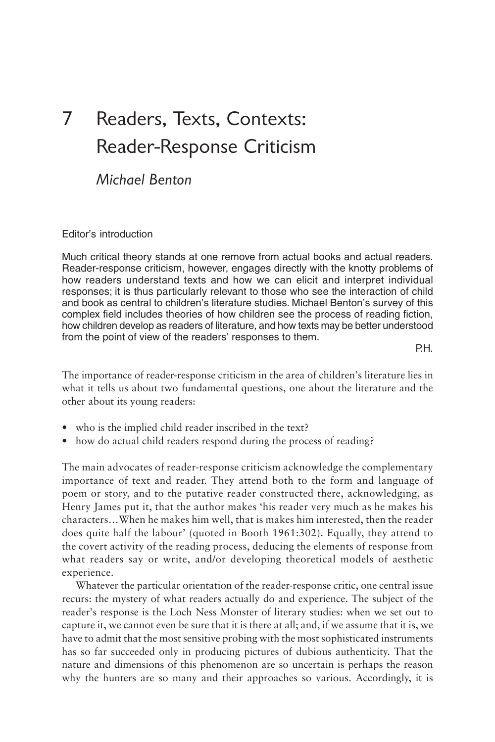# 7 Readers, Texts, Contexts: Reader-Response Criticism

*Michael Benton*

Editor's introduction

Much critical theory stands at one remove from actual books and actual readers. Reader-response criticism, however, engages directly with the knotty problems of how readers understand texts and how we can elicit and interpret individual responses; it is thus particularly relevant to those who see the interaction of child and book as central to children's literature studies. Michael Benton's survey of this complex field includes theories of how children see the process of reading fiction, how children develop as readers of literature, and how texts may be better understood from the point of view of the readers' responses to them.

P.H.

The importance of reader-response criticism in the area of children's literature lies in what it tells us about two fundamental questions, one about the literature and the other about its young readers:

- who is the implied child reader inscribed in the text?
- how do actual child readers respond during the process of reading?

The main advocates of reader-response criticism acknowledge the complementary importance of text and reader. They attend both to the form and language of poem or story, and to the putative reader constructed there, acknowledging, as Henry James put it, that the author makes 'his reader very much as he makes his characters…When he makes him well, that is makes him interested, then the reader does quite half the labour' (quoted in Booth 1961:302). Equally, they attend to the covert activity of the reading process, deducing the elements of response from what readers say or write, and/or developing theoretical models of aesthetic experience.

Whatever the particular orientation of the reader-response critic, one central issue recurs: the mystery of what readers actually do and experience. The subject of the reader's response is the Loch Ness Monster of literary studies: when we set out to capture it, we cannot even be sure that it is there at all; and, if we assume that it is, we have to admit that the most sensitive probing with the most sophisticated instruments has so far succeeded only in producing pictures of dubious authenticity. That the nature and dimensions of this phenomenon are so uncertain is perhaps the reason why the hunters are so many and their approaches so various. Accordingly, it is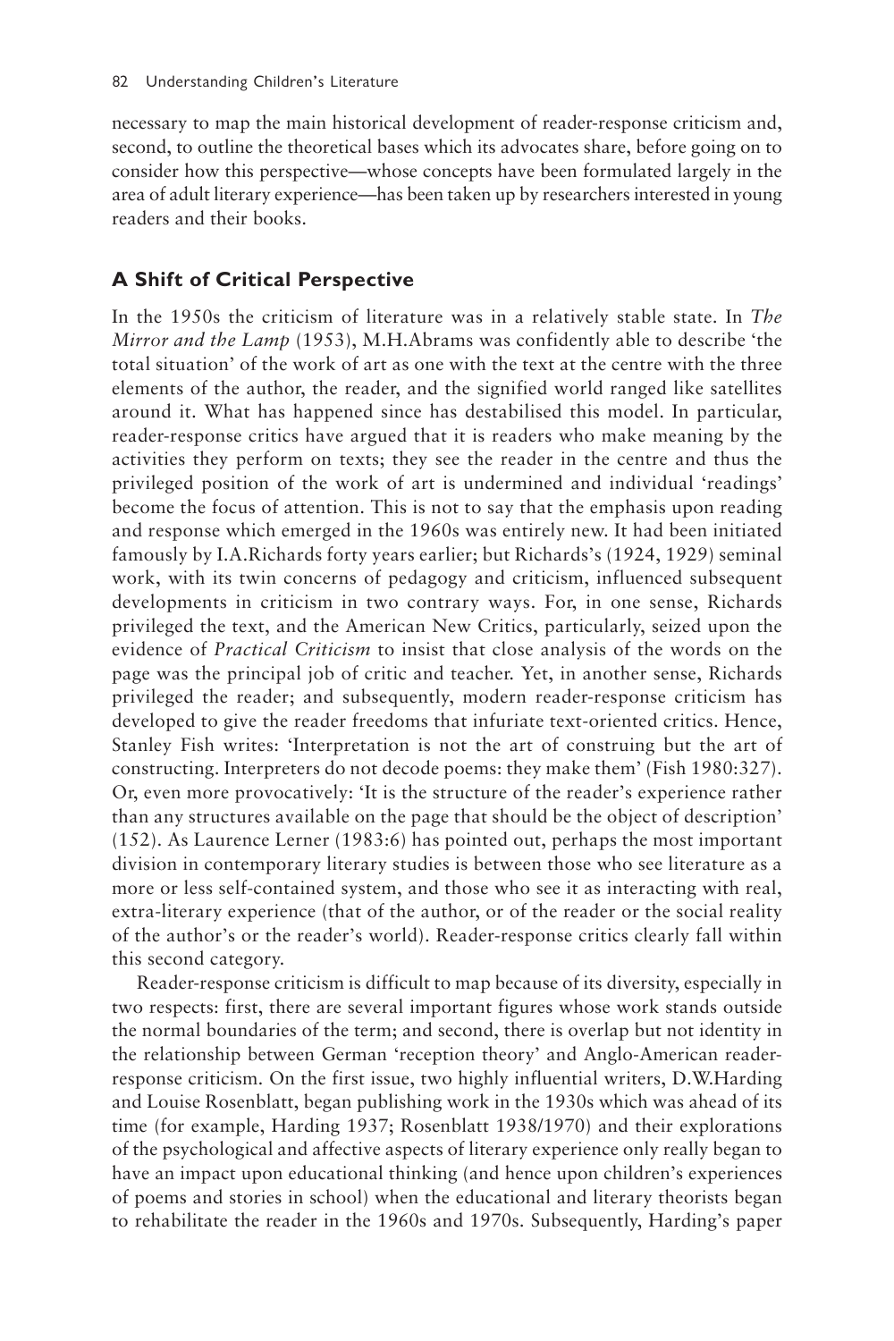necessary to map the main historical development of reader-response criticism and, second, to outline the theoretical bases which its advocates share, before going on to consider how this perspective—whose concepts have been formulated largely in the area of adult literary experience—has been taken up by researchers interested in young readers and their books.

## A Shift of Critical Perspective

In the 1950s the criticism of literature was in a relatively stable state. In *The Mirror and the Lamp* (1953), M.H.Abrams was confidently able to describe 'the total situation' of the work of art as one with the text at the centre with the three elements of the author, the reader, and the signified world ranged like satellites around it. What has happened since has destabilised this model. In particular, reader-response critics have argued that it is readers who make meaning by the activities they perform on texts; they see the reader in the centre and thus the privileged position of the work of art is undermined and individual 'readings' become the focus of attention. This is not to say that the emphasis upon reading and response which emerged in the 1960s was entirely new. It had been initiated famously by I.A.Richards forty years earlier; but Richards's (1924, 1929) seminal work, with its twin concerns of pedagogy and criticism, influenced subsequent developments in criticism in two contrary ways. For, in one sense, Richards privileged the text, and the American New Critics, particularly, seized upon the evidence of *Practical Criticism* to insist that close analysis of the words on the page was the principal job of critic and teacher. Yet, in another sense, Richards privileged the reader; and subsequently, modern reader-response criticism has developed to give the reader freedoms that infuriate text-oriented critics. Hence, Stanley Fish writes: 'Interpretation is not the art of construing but the art of constructing. Interpreters do not decode poems: they make them' (Fish 1980:327). Or, even more provocatively: 'It is the structure of the reader's experience rather than any structures available on the page that should be the object of description' (152). As Laurence Lerner (1983:6) has pointed out, perhaps the most important division in contemporary literary studies is between those who see literature as a more or less self-contained system, and those who see it as interacting with real, extra-literary experience (that of the author, or of the reader or the social reality of the author's or the reader's world). Reader-response critics clearly fall within this second category.

Reader-response criticism is difficult to map because of its diversity, especially in two respects: first, there are several important figures whose work stands outside the normal boundaries of the term; and second, there is overlap but not identity in the relationship between German 'reception theory' and Anglo-American reader-response criticism. On the first issue, two highly influential writers, D.W.Harding and Louise Rosenblatt, began publishing work in the 1930s which was ahead of its time (for example, Harding 1937; Rosenblatt 1938/1970) and their explorations of the psychological and affective aspects of literary experience only really began to have an impact upon educational thinking (and hence upon children's experiences of poems and stories in school) when the educational and literary theorists began to rehabilitate the reader in the 1960s and 1970s. Subsequently, Harding's paper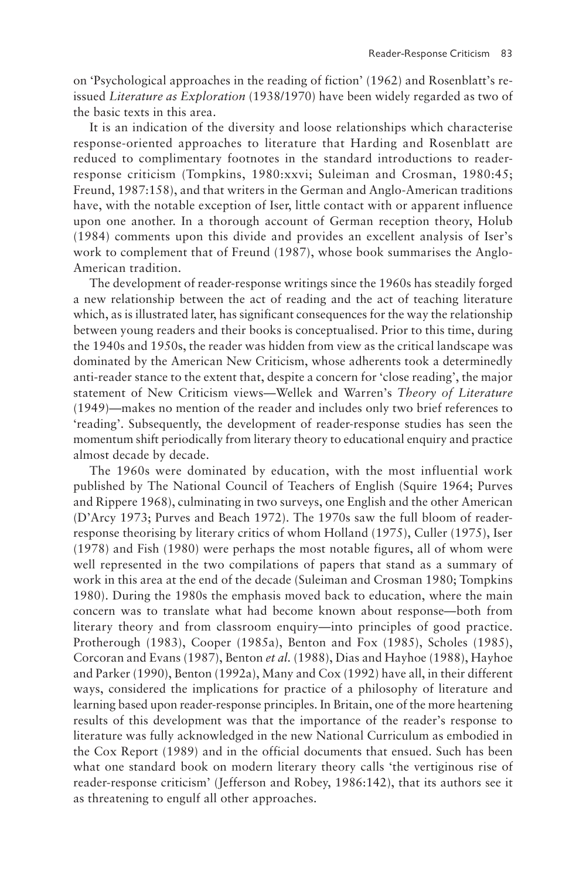on 'Psychological approaches in the reading of fiction' (1962) and Rosenblatt's reissued *Literature as Exploration* (1938/1970) have been widely regarded as two of the basic texts in this area.

It is an indication of the diversity and loose relationships which characterise response-oriented approaches to literature that Harding and Rosenblatt are reduced to complimentary footnotes in the standard introductions to reader-response criticism (Tompkins, 1980:xxvi; Suleiman and Crosman, 1980:45; Freund, 1987:158), and that writers in the German and Anglo-American traditions have, with the notable exception of Iser, little contact with or apparent influence upon one another. In a thorough account of German reception theory, Holub (1984) comments upon this divide and provides an excellent analysis of Iser's work to complement that of Freund (1987), whose book summarises the Anglo-American tradition.

The development of reader-response writings since the 1960s has steadily forged a new relationship between the act of reading and the act of teaching literature which, as is illustrated later, has significant consequences for the way the relationship between young readers and their books is conceptualised. Prior to this time, during the 1940s and 1950s, the reader was hidden from view as the critical landscape was dominated by the American New Criticism, whose adherents took a determinedly anti-reader stance to the extent that, despite a concern for 'close reading', the major statement of New Criticism views—Wellek and Warren's *Theory of Literature* (1949)—makes no mention of the reader and includes only two brief references to 'reading'. Subsequently, the development of reader-response studies has seen the momentum shift periodically from literary theory to educational enquiry and practice almost decade by decade.

The 1960s were dominated by education, with the most influential work published by The National Council of Teachers of English (Squire 1964; Purves and Rippere 1968), culminating in two surveys, one English and the other American (D'Arcy 1973; Purves and Beach 1972). The 1970s saw the full bloom of reader-response theorising by literary critics of whom Holland (1975), Culler (1975), Iser (1978) and Fish (1980) were perhaps the most notable figures, all of whom were well represented in the two compilations of papers that stand as a summary of work in this area at the end of the decade (Suleiman and Crosman 1980; Tompkins 1980). During the 1980s the emphasis moved back to education, where the main concern was to translate what had become known about response—both from literary theory and from classroom enquiry—into principles of good practice. Protherough (1983), Cooper (1985a), Benton and Fox (1985), Scholes (1985), Corcoran and Evans (1987), Benton *et al.* (1988), Dias and Hayhoe (1988), Hayhoe and Parker (1990), Benton (1992a), Many and Cox (1992) have all, in their different ways, considered the implications for practice of a philosophy of literature and learning based upon reader-response principles. In Britain, one of the more heartening results of this development was that the importance of the reader's response to literature was fully acknowledged in the new National Curriculum as embodied in the Cox Report (1989) and in the official documents that ensued. Such has been what one standard book on modern literary theory calls 'the vertiginous rise of reader-response criticism' (Jefferson and Robey, 1986:142), that its authors see it as threatening to engulf all other approaches.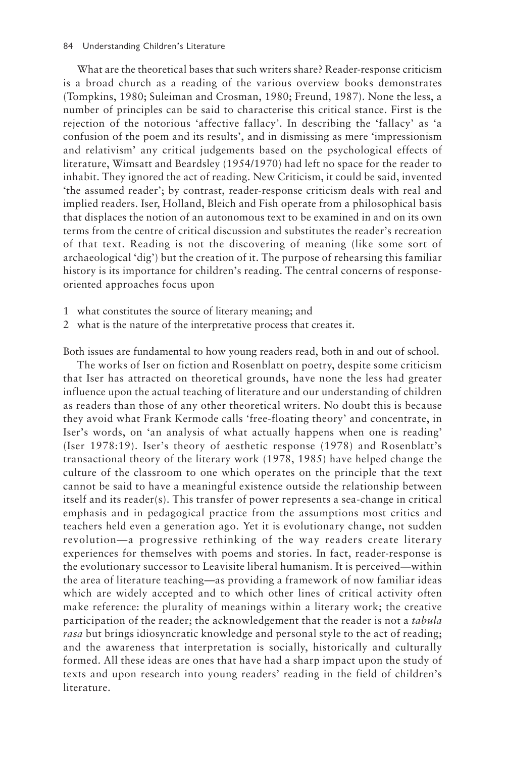What are the theoretical bases that such writers share? Reader-response criticism is a broad church as a reading of the various overview books demonstrates (Tompkins, 1980; Suleiman and Crosman, 1980; Freund, 1987). None the less, a number of principles can be said to characterise this critical stance. First is the rejection of the notorious 'affective fallacy'. In describing the 'fallacy' as 'a confusion of the poem and its results', and in dismissing as mere 'impressionism and relativism' any critical judgements based on the psychological effects of literature, Wimsatt and Beardsley (1954/1970) had left no space for the reader to inhabit. They ignored the act of reading. New Criticism, it could be said, invented 'the assumed reader'; by contrast, reader-response criticism deals with real and implied readers. Iser, Holland, Bleich and Fish operate from a philosophical basis that displaces the notion of an autonomous text to be examined in and on its own terms from the centre of critical discussion and substitutes the reader's recreation of that text. Reading is not the discovering of meaning (like some sort of archaeological 'dig') but the creation of it. The purpose of rehearsing this familiar history is its importance for children's reading. The central concerns of response-oriented approaches focus upon

1 what constitutes the source of literary meaning; and
2 what is the nature of the interpretative process that creates it.

Both issues are fundamental to how young readers read, both in and out of school.

The works of Iser on fiction and Rosenblatt on poetry, despite some criticism that Iser has attracted on theoretical grounds, have none the less had greater influence upon the actual teaching of literature and our understanding of children as readers than those of any other theoretical writers. No doubt this is because they avoid what Frank Kermode calls 'free-floating theory' and concentrate, in Iser's words, on 'an analysis of what actually happens when one is reading' (Iser 1978:19). Iser's theory of aesthetic response (1978) and Rosenblatt's transactional theory of the literary work (1978, 1985) have helped change the culture of the classroom to one which operates on the principle that the text cannot be said to have a meaningful existence outside the relationship between itself and its reader(s). This transfer of power represents a sea-change in critical emphasis and in pedagogical practice from the assumptions most critics and teachers held even a generation ago. Yet it is evolutionary change, not sudden revolution—a progressive rethinking of the way readers create literary experiences for themselves with poems and stories. In fact, reader-response is the evolutionary successor to Leavisite liberal humanism. It is perceived—within the area of literature teaching—as providing a framework of now familiar ideas which are widely accepted and to which other lines of critical activity often make reference: the plurality of meanings within a literary work; the creative participation of the reader; the acknowledgement that the reader is not a *tabula rasa* but brings idiosyncratic knowledge and personal style to the act of reading; and the awareness that interpretation is socially, historically and culturally formed. All these ideas are ones that have had a sharp impact upon the study of texts and upon research into young readers' reading in the field of children's literature.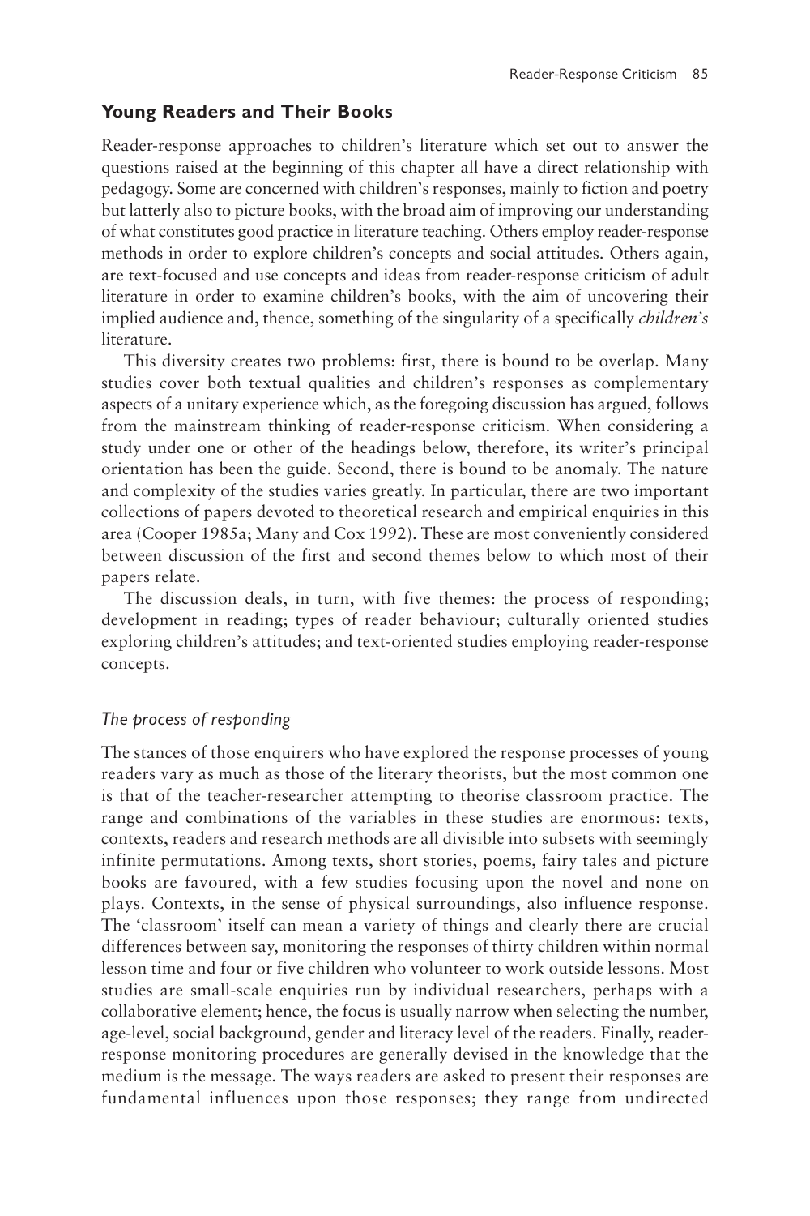## Young Readers and Their Books

Reader-response approaches to children's literature which set out to answer the questions raised at the beginning of this chapter all have a direct relationship with pedagogy. Some are concerned with children's responses, mainly to fiction and poetry but latterly also to picture books, with the broad aim of improving our understanding of what constitutes good practice in literature teaching. Others employ reader-response methods in order to explore children's concepts and social attitudes. Others again, are text-focused and use concepts and ideas from reader-response criticism of adult literature in order to examine children's books, with the aim of uncovering their implied audience and, thence, something of the singularity of a specifically *children's* literature.

This diversity creates two problems: first, there is bound to be overlap. Many studies cover both textual qualities and children's responses as complementary aspects of a unitary experience which, as the foregoing discussion has argued, follows from the mainstream thinking of reader-response criticism. When considering a study under one or other of the headings below, therefore, its writer's principal orientation has been the guide. Second, there is bound to be anomaly. The nature and complexity of the studies varies greatly. In particular, there are two important collections of papers devoted to theoretical research and empirical enquiries in this area (Cooper 1985a; Many and Cox 1992). These are most conveniently considered between discussion of the first and second themes below to which most of their papers relate.

The discussion deals, in turn, with five themes: the process of responding; development in reading; types of reader behaviour; culturally oriented studies exploring children's attitudes; and text-oriented studies employing reader-response concepts.

### *The process of responding*

The stances of those enquirers who have explored the response processes of young readers vary as much as those of the literary theorists, but the most common one is that of the teacher-researcher attempting to theorise classroom practice. The range and combinations of the variables in these studies are enormous: texts, contexts, readers and research methods are all divisible into subsets with seemingly infinite permutations. Among texts, short stories, poems, fairy tales and picture books are favoured, with a few studies focusing upon the novel and none on plays. Contexts, in the sense of physical surroundings, also influence response. The 'classroom' itself can mean a variety of things and clearly there are crucial differences between say, monitoring the responses of thirty children within normal lesson time and four or five children who volunteer to work outside lessons. Most studies are small-scale enquiries run by individual researchers, perhaps with a collaborative element; hence, the focus is usually narrow when selecting the number, age-level, social background, gender and literacy level of the readers. Finally, reader-response monitoring procedures are generally devised in the knowledge that the medium is the message. The ways readers are asked to present their responses are fundamental influences upon those responses; they range from undirected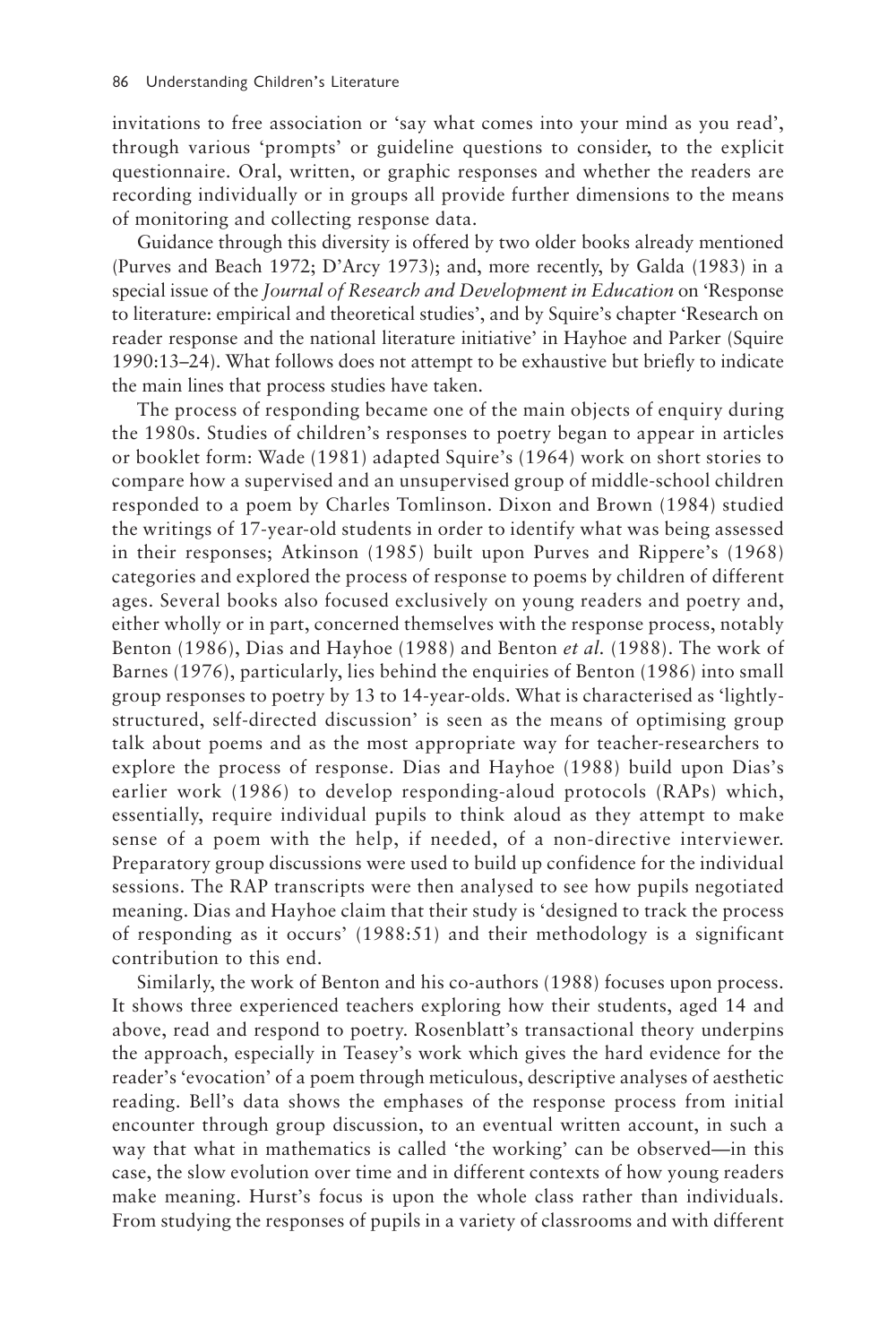invitations to free association or 'say what comes into your mind as you read', through various 'prompts' or guideline questions to consider, to the explicit questionnaire. Oral, written, or graphic responses and whether the readers are recording individually or in groups all provide further dimensions to the means of monitoring and collecting response data.

Guidance through this diversity is offered by two older books already mentioned (Purves and Beach 1972; D'Arcy 1973); and, more recently, by Galda (1983) in a special issue of the *Journal of Research and Development in Education* on 'Response to literature: empirical and theoretical studies', and by Squire's chapter 'Research on reader response and the national literature initiative' in Hayhoe and Parker (Squire 1990:13–24). What follows does not attempt to be exhaustive but briefly to indicate the main lines that process studies have taken.

The process of responding became one of the main objects of enquiry during the 1980s. Studies of children's responses to poetry began to appear in articles or booklet form: Wade (1981) adapted Squire's (1964) work on short stories to compare how a supervised and an unsupervised group of middle-school children responded to a poem by Charles Tomlinson. Dixon and Brown (1984) studied the writings of 17-year-old students in order to identify what was being assessed in their responses; Atkinson (1985) built upon Purves and Rippere's (1968) categories and explored the process of response to poems by children of different ages. Several books also focused exclusively on young readers and poetry and, either wholly or in part, concerned themselves with the response process, notably Benton (1986), Dias and Hayhoe (1988) and Benton *et al.* (1988). The work of Barnes (1976), particularly, lies behind the enquiries of Benton (1986) into small group responses to poetry by 13 to 14-year-olds. What is characterised as 'lightly-structured, self-directed discussion' is seen as the means of optimising group talk about poems and as the most appropriate way for teacher-researchers to explore the process of response. Dias and Hayhoe (1988) build upon Dias's earlier work (1986) to develop responding-aloud protocols (RAPs) which, essentially, require individual pupils to think aloud as they attempt to make sense of a poem with the help, if needed, of a non-directive interviewer. Preparatory group discussions were used to build up confidence for the individual sessions. The RAP transcripts were then analysed to see how pupils negotiated meaning. Dias and Hayhoe claim that their study is 'designed to track the process of responding as it occurs' (1988:51) and their methodology is a significant contribution to this end.

Similarly, the work of Benton and his co-authors (1988) focuses upon process. It shows three experienced teachers exploring how their students, aged 14 and above, read and respond to poetry. Rosenblatt's transactional theory underpins the approach, especially in Teasey's work which gives the hard evidence for the reader's 'evocation' of a poem through meticulous, descriptive analyses of aesthetic reading. Bell's data shows the emphases of the response process from initial encounter through group discussion, to an eventual written account, in such a way that what in mathematics is called 'the working' can be observed—in this case, the slow evolution over time and in different contexts of how young readers make meaning. Hurst's focus is upon the whole class rather than individuals. From studying the responses of pupils in a variety of classrooms and with different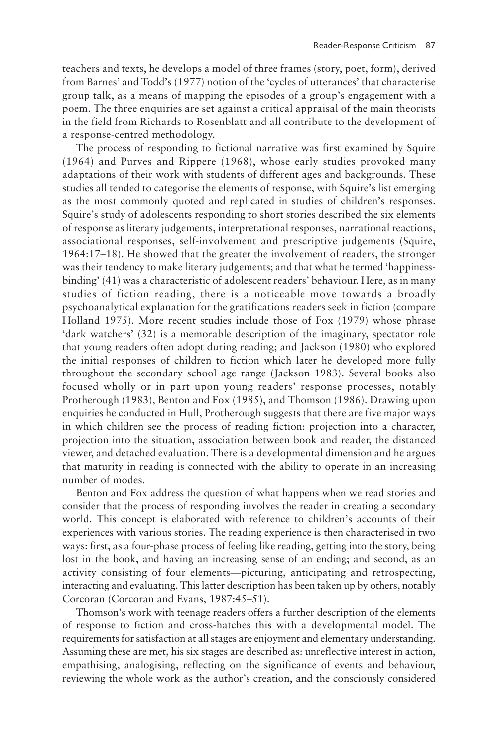teachers and texts, he develops a model of three frames (story, poet, form), derived from Barnes' and Todd's (1977) notion of the 'cycles of utterances' that characterise group talk, as a means of mapping the episodes of a group's engagement with a poem. The three enquiries are set against a critical appraisal of the main theorists in the field from Richards to Rosenblatt and all contribute to the development of a response-centred methodology.

The process of responding to fictional narrative was first examined by Squire (1964) and Purves and Rippere (1968), whose early studies provoked many adaptations of their work with students of different ages and backgrounds. These studies all tended to categorise the elements of response, with Squire's list emerging as the most commonly quoted and replicated in studies of children's responses. Squire's study of adolescents responding to short stories described the six elements of response as literary judgements, interpretational responses, narrational reactions, associational responses, self-involvement and prescriptive judgements (Squire, 1964:17–18). He showed that the greater the involvement of readers, the stronger was their tendency to make literary judgements; and that what he termed 'happiness-binding' (41) was a characteristic of adolescent readers' behaviour. Here, as in many studies of fiction reading, there is a noticeable move towards a broadly psychoanalytical explanation for the gratifications readers seek in fiction (compare Holland 1975). More recent studies include those of Fox (1979) whose phrase 'dark watchers' (32) is a memorable description of the imaginary, spectator role that young readers often adopt during reading; and Jackson (1980) who explored the initial responses of children to fiction which later he developed more fully throughout the secondary school age range (Jackson 1983). Several books also focused wholly or in part upon young readers' response processes, notably Protherough (1983), Benton and Fox (1985), and Thomson (1986). Drawing upon enquiries he conducted in Hull, Protherough suggests that there are five major ways in which children see the process of reading fiction: projection into a character, projection into the situation, association between book and reader, the distanced viewer, and detached evaluation. There is a developmental dimension and he argues that maturity in reading is connected with the ability to operate in an increasing number of modes.

Benton and Fox address the question of what happens when we read stories and consider that the process of responding involves the reader in creating a secondary world. This concept is elaborated with reference to children's accounts of their experiences with various stories. The reading experience is then characterised in two ways: first, as a four-phase process of feeling like reading, getting into the story, being lost in the book, and having an increasing sense of an ending; and second, as an activity consisting of four elements—picturing, anticipating and retrospecting, interacting and evaluating. This latter description has been taken up by others, notably Corcoran (Corcoran and Evans, 1987:45–51).

Thomson's work with teenage readers offers a further description of the elements of response to fiction and cross-hatches this with a developmental model. The requirements for satisfaction at all stages are enjoyment and elementary understanding. Assuming these are met, his six stages are described as: unreflective interest in action, empathising, analogising, reflecting on the significance of events and behaviour, reviewing the whole work as the author's creation, and the consciously considered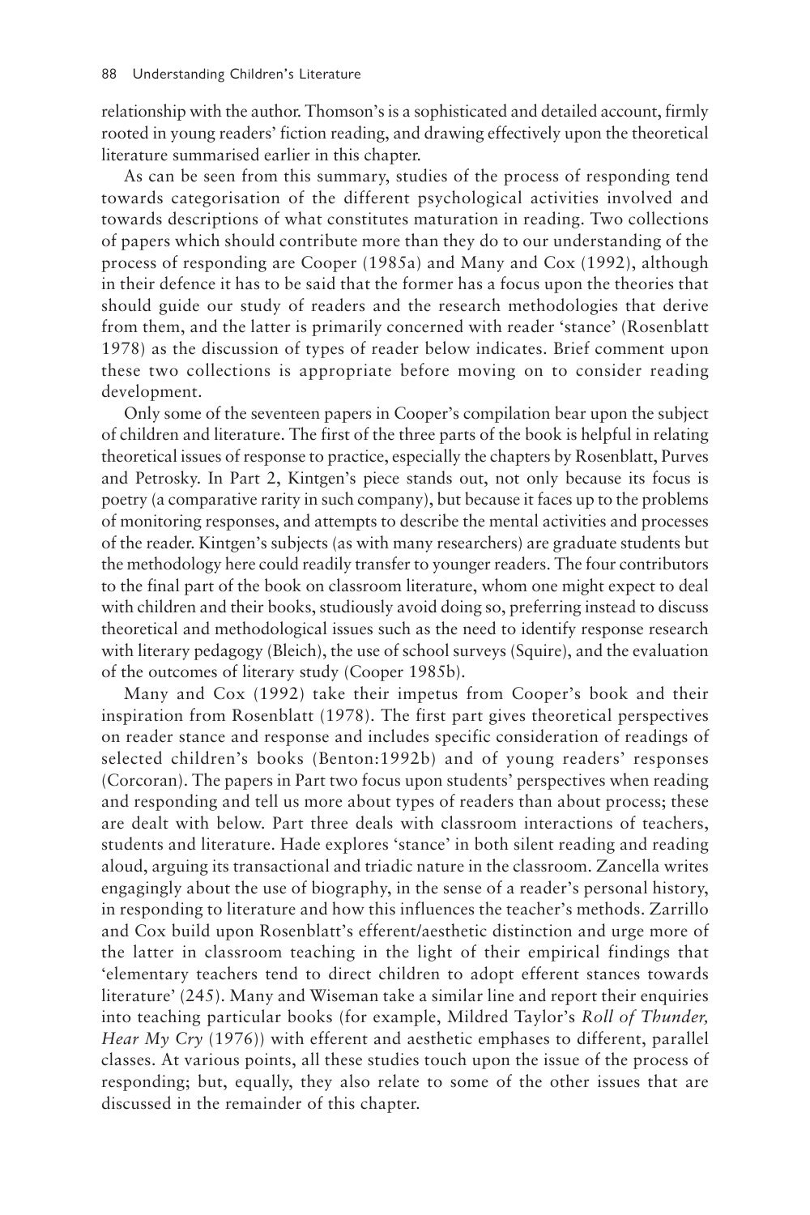relationship with the author. Thomson's is a sophisticated and detailed account, firmly rooted in young readers' fiction reading, and drawing effectively upon the theoretical literature summarised earlier in this chapter.

As can be seen from this summary, studies of the process of responding tend towards categorisation of the different psychological activities involved and towards descriptions of what constitutes maturation in reading. Two collections of papers which should contribute more than they do to our understanding of the process of responding are Cooper (1985a) and Many and Cox (1992), although in their defence it has to be said that the former has a focus upon the theories that should guide our study of readers and the research methodologies that derive from them, and the latter is primarily concerned with reader 'stance' (Rosenblatt 1978) as the discussion of types of reader below indicates. Brief comment upon these two collections is appropriate before moving on to consider reading development.

Only some of the seventeen papers in Cooper's compilation bear upon the subject of children and literature. The first of the three parts of the book is helpful in relating theoretical issues of response to practice, especially the chapters by Rosenblatt, Purves and Petrosky. In Part 2, Kintgen's piece stands out, not only because its focus is poetry (a comparative rarity in such company), but because it faces up to the problems of monitoring responses, and attempts to describe the mental activities and processes of the reader. Kintgen's subjects (as with many researchers) are graduate students but the methodology here could readily transfer to younger readers. The four contributors to the final part of the book on classroom literature, whom one might expect to deal with children and their books, studiously avoid doing so, preferring instead to discuss theoretical and methodological issues such as the need to identify response research with literary pedagogy (Bleich), the use of school surveys (Squire), and the evaluation of the outcomes of literary study (Cooper 1985b).

Many and Cox (1992) take their impetus from Cooper's book and their inspiration from Rosenblatt (1978). The first part gives theoretical perspectives on reader stance and response and includes specific consideration of readings of selected children's books (Benton:1992b) and of young readers' responses (Corcoran). The papers in Part two focus upon students' perspectives when reading and responding and tell us more about types of readers than about process; these are dealt with below. Part three deals with classroom interactions of teachers, students and literature. Hade explores 'stance' in both silent reading and reading aloud, arguing its transactional and triadic nature in the classroom. Zancella writes engagingly about the use of biography, in the sense of a reader's personal history, in responding to literature and how this influences the teacher's methods. Zarrillo and Cox build upon Rosenblatt's efferent/aesthetic distinction and urge more of the latter in classroom teaching in the light of their empirical findings that 'elementary teachers tend to direct children to adopt efferent stances towards literature' (245). Many and Wiseman take a similar line and report their enquiries into teaching particular books (for example, Mildred Taylor's *Roll of Thunder, Hear My Cry* (1976)) with efferent and aesthetic emphases to different, parallel classes. At various points, all these studies touch upon the issue of the process of responding; but, equally, they also relate to some of the other issues that are discussed in the remainder of this chapter.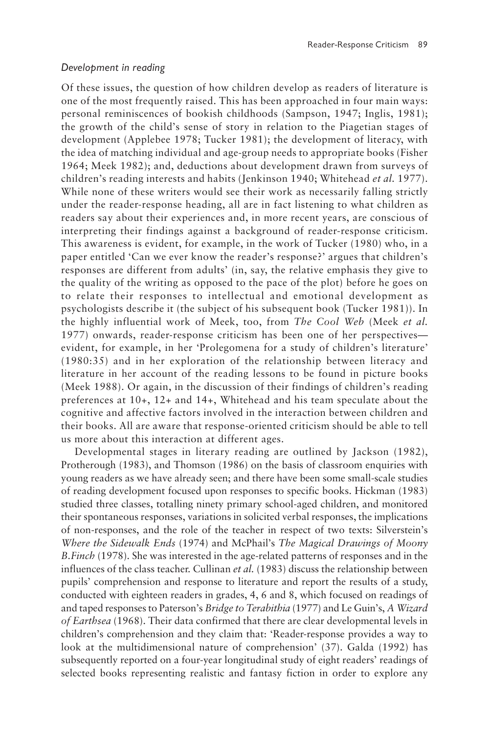*Development in reading*

Of these issues, the question of how children develop as readers of literature is one of the most frequently raised. This has been approached in four main ways: personal reminiscences of bookish childhoods (Sampson, 1947; Inglis, 1981); the growth of the child's sense of story in relation to the Piagetian stages of development (Applebee 1978; Tucker 1981); the development of literacy, with the idea of matching individual and age-group needs to appropriate books (Fisher 1964; Meek 1982); and, deductions about development drawn from surveys of children's reading interests and habits (Jenkinson 1940; Whitehead *et al.* 1977). While none of these writers would see their work as necessarily falling strictly under the reader-response heading, all are in fact listening to what children as readers say about their experiences and, in more recent years, are conscious of interpreting their findings against a background of reader-response criticism. This awareness is evident, for example, in the work of Tucker (1980) who, in a paper entitled 'Can we ever know the reader's response?' argues that children's responses are different from adults' (in, say, the relative emphasis they give to the quality of the writing as opposed to the pace of the plot) before he goes on to relate their responses to intellectual and emotional development as psychologists describe it (the subject of his subsequent book (Tucker 1981)). In the highly influential work of Meek, too, from *The Cool Web* (Meek *et al.* 1977) onwards, reader-response criticism has been one of her perspectives—evident, for example, in her 'Prolegomena for a study of children's literature' (1980:35) and in her exploration of the relationship between literacy and literature in her account of the reading lessons to be found in picture books (Meek 1988). Or again, in the discussion of their findings of children's reading preferences at 10+, 12+ and 14+, Whitehead and his team speculate about the cognitive and affective factors involved in the interaction between children and their books. All are aware that response-oriented criticism should be able to tell us more about this interaction at different ages.

Developmental stages in literary reading are outlined by Jackson (1982), Protherough (1983), and Thomson (1986) on the basis of classroom enquiries with young readers as we have already seen; and there have been some small-scale studies of reading development focused upon responses to specific books. Hickman (1983) studied three classes, totalling ninety primary school-aged children, and monitored their spontaneous responses, variations in solicited verbal responses, the implications of non-responses, and the role of the teacher in respect of two texts: Silverstein's *Where the Sidewalk Ends* (1974) and McPhail's *The Magical Drawings of Moony B.Finch* (1978). She was interested in the age-related patterns of responses and in the influences of the class teacher. Cullinan *et al.* (1983) discuss the relationship between pupils' comprehension and response to literature and report the results of a study, conducted with eighteen readers in grades, 4, 6 and 8, which focused on readings of and taped responses to Paterson's *Bridge to Terabithia* (1977) and Le Guin's, *A Wizard of Earthsea* (1968). Their data confirmed that there are clear developmental levels in children's comprehension and they claim that: 'Reader-response provides a way to look at the multidimensional nature of comprehension' (37). Galda (1992) has subsequently reported on a four-year longitudinal study of eight readers' readings of selected books representing realistic and fantasy fiction in order to explore any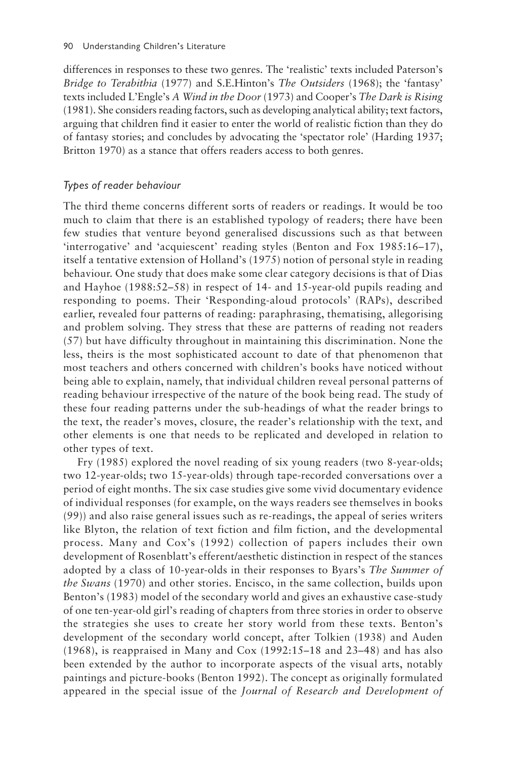differences in responses to these two genres. The 'realistic' texts included Paterson's *Bridge to Terabithia* (1977) and S.E.Hinton's *The Outsiders* (1968); the 'fantasy' texts included L'Engle's *A Wind in the Door* (1973) and Cooper's *The Dark is Rising* (1981). She considers reading factors, such as developing analytical ability; text factors, arguing that children find it easier to enter the world of realistic fiction than they do of fantasy stories; and concludes by advocating the 'spectator role' (Harding 1937; Britton 1970) as a stance that offers readers access to both genres.

### *Types of reader behaviour*

The third theme concerns different sorts of readers or readings. It would be too much to claim that there is an established typology of readers; there have been few studies that venture beyond generalised discussions such as that between 'interrogative' and 'acquiescent' reading styles (Benton and Fox 1985:16–17), itself a tentative extension of Holland's (1975) notion of personal style in reading behaviour. One study that does make some clear category decisions is that of Dias and Hayhoe (1988:52–58) in respect of 14- and 15-year-old pupils reading and responding to poems. Their 'Responding-aloud protocols' (RAPs), described earlier, revealed four patterns of reading: paraphrasing, thematising, allegorising and problem solving. They stress that these are patterns of reading not readers (57) but have difficulty throughout in maintaining this discrimination. None the less, theirs is the most sophisticated account to date of that phenomenon that most teachers and others concerned with children's books have noticed without being able to explain, namely, that individual children reveal personal patterns of reading behaviour irrespective of the nature of the book being read. The study of these four reading patterns under the sub-headings of what the reader brings to the text, the reader's moves, closure, the reader's relationship with the text, and other elements is one that needs to be replicated and developed in relation to other types of text.

Fry (1985) explored the novel reading of six young readers (two 8-year-olds; two 12-year-olds; two 15-year-olds) through tape-recorded conversations over a period of eight months. The six case studies give some vivid documentary evidence of individual responses (for example, on the ways readers see themselves in books (99)) and also raise general issues such as re-readings, the appeal of series writers like Blyton, the relation of text fiction and film fiction, and the developmental process. Many and Cox's (1992) collection of papers includes their own development of Rosenblatt's efferent/aesthetic distinction in respect of the stances adopted by a class of 10-year-olds in their responses to Byars's *The Summer of the Swans* (1970) and other stories. Encisco, in the same collection, builds upon Benton's (1983) model of the secondary world and gives an exhaustive case-study of one ten-year-old girl's reading of chapters from three stories in order to observe the strategies she uses to create her story world from these texts. Benton's development of the secondary world concept, after Tolkien (1938) and Auden (1968), is reappraised in Many and Cox (1992:15–18 and 23–48) and has also been extended by the author to incorporate aspects of the visual arts, notably paintings and picture-books (Benton 1992). The concept as originally formulated appeared in the special issue of the *Journal of Research and Development of*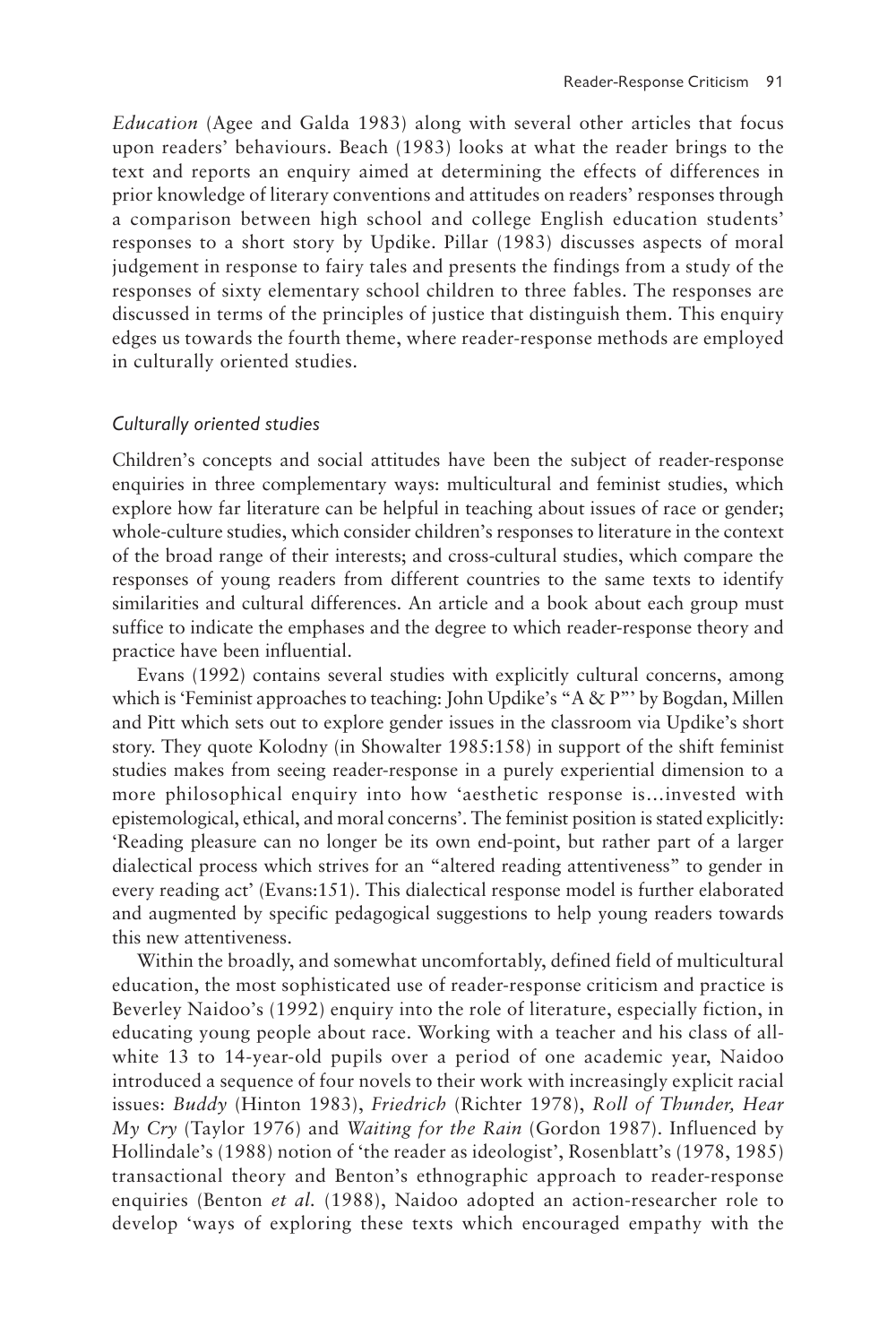*Education* (Agee and Galda 1983) along with several other articles that focus upon readers' behaviours. Beach (1983) looks at what the reader brings to the text and reports an enquiry aimed at determining the effects of differences in prior knowledge of literary conventions and attitudes on readers' responses through a comparison between high school and college English education students' responses to a short story by Updike. Pillar (1983) discusses aspects of moral judgement in response to fairy tales and presents the findings from a study of the responses of sixty elementary school children to three fables. The responses are discussed in terms of the principles of justice that distinguish them. This enquiry edges us towards the fourth theme, where reader-response methods are employed in culturally oriented studies.

### *Culturally oriented studies*

Children's concepts and social attitudes have been the subject of reader-response enquiries in three complementary ways: multicultural and feminist studies, which explore how far literature can be helpful in teaching about issues of race or gender; whole-culture studies, which consider children's responses to literature in the context of the broad range of their interests; and cross-cultural studies, which compare the responses of young readers from different countries to the same texts to identify similarities and cultural differences. An article and a book about each group must suffice to indicate the emphases and the degree to which reader-response theory and practice have been influential.

Evans (1992) contains several studies with explicitly cultural concerns, among which is 'Feminist approaches to teaching: John Updike's "A & P"' by Bogdan, Millen and Pitt which sets out to explore gender issues in the classroom via Updike's short story. They quote Kolodny (in Showalter 1985:158) in support of the shift feminist studies makes from seeing reader-response in a purely experiential dimension to a more philosophical enquiry into how 'aesthetic response is…invested with epistemological, ethical, and moral concerns'. The feminist position is stated explicitly: 'Reading pleasure can no longer be its own end-point, but rather part of a larger dialectical process which strives for an "altered reading attentiveness" to gender in every reading act' (Evans:151). This dialectical response model is further elaborated and augmented by specific pedagogical suggestions to help young readers towards this new attentiveness.

Within the broadly, and somewhat uncomfortably, defined field of multicultural education, the most sophisticated use of reader-response criticism and practice is Beverley Naidoo's (1992) enquiry into the role of literature, especially fiction, in educating young people about race. Working with a teacher and his class of all-white 13 to 14-year-old pupils over a period of one academic year, Naidoo introduced a sequence of four novels to their work with increasingly explicit racial issues: *Buddy* (Hinton 1983), *Friedrich* (Richter 1978), *Roll of Thunder, Hear My Cry* (Taylor 1976) and *Waiting for the Rain* (Gordon 1987). Influenced by Hollindale's (1988) notion of 'the reader as ideologist', Rosenblatt's (1978, 1985) transactional theory and Benton's ethnographic approach to reader-response enquiries (Benton *et al.* (1988), Naidoo adopted an action-researcher role to develop 'ways of exploring these texts which encouraged empathy with the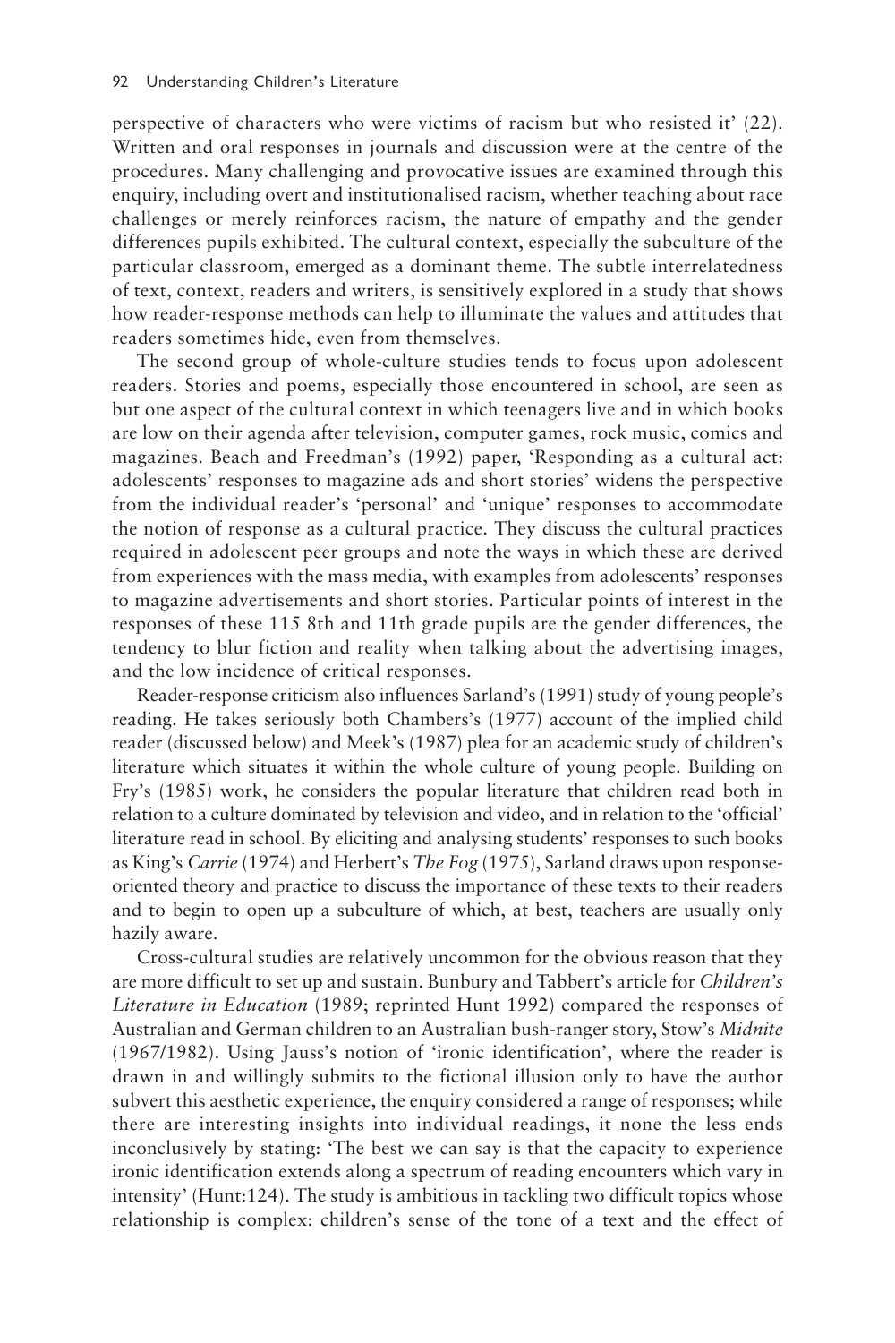perspective of characters who were victims of racism but who resisted it' (22). Written and oral responses in journals and discussion were at the centre of the procedures. Many challenging and provocative issues are examined through this enquiry, including overt and institutionalised racism, whether teaching about race challenges or merely reinforces racism, the nature of empathy and the gender differences pupils exhibited. The cultural context, especially the subculture of the particular classroom, emerged as a dominant theme. The subtle interrelatedness of text, context, readers and writers, is sensitively explored in a study that shows how reader-response methods can help to illuminate the values and attitudes that readers sometimes hide, even from themselves.

The second group of whole-culture studies tends to focus upon adolescent readers. Stories and poems, especially those encountered in school, are seen as but one aspect of the cultural context in which teenagers live and in which books are low on their agenda after television, computer games, rock music, comics and magazines. Beach and Freedman's (1992) paper, 'Responding as a cultural act: adolescents' responses to magazine ads and short stories' widens the perspective from the individual reader's 'personal' and 'unique' responses to accommodate the notion of response as a cultural practice. They discuss the cultural practices required in adolescent peer groups and note the ways in which these are derived from experiences with the mass media, with examples from adolescents' responses to magazine advertisements and short stories. Particular points of interest in the responses of these 115 8th and 11th grade pupils are the gender differences, the tendency to blur fiction and reality when talking about the advertising images, and the low incidence of critical responses.

Reader-response criticism also influences Sarland's (1991) study of young people's reading. He takes seriously both Chambers's (1977) account of the implied child reader (discussed below) and Meek's (1987) plea for an academic study of children's literature which situates it within the whole culture of young people. Building on Fry's (1985) work, he considers the popular literature that children read both in relation to a culture dominated by television and video, and in relation to the 'official' literature read in school. By eliciting and analysing students' responses to such books as King's *Carrie* (1974) and Herbert's *The Fog* (1975), Sarland draws upon response-oriented theory and practice to discuss the importance of these texts to their readers and to begin to open up a subculture of which, at best, teachers are usually only hazily aware.

Cross-cultural studies are relatively uncommon for the obvious reason that they are more difficult to set up and sustain. Bunbury and Tabbert's article for *Children's Literature in Education* (1989; reprinted Hunt 1992) compared the responses of Australian and German children to an Australian bush-ranger story, Stow's *Midnite* (1967/1982). Using Jauss's notion of 'ironic identification', where the reader is drawn in and willingly submits to the fictional illusion only to have the author subvert this aesthetic experience, the enquiry considered a range of responses; while there are interesting insights into individual readings, it none the less ends inconclusively by stating: 'The best we can say is that the capacity to experience ironic identification extends along a spectrum of reading encounters which vary in intensity' (Hunt:124). The study is ambitious in tackling two difficult topics whose relationship is complex: children's sense of the tone of a text and the effect of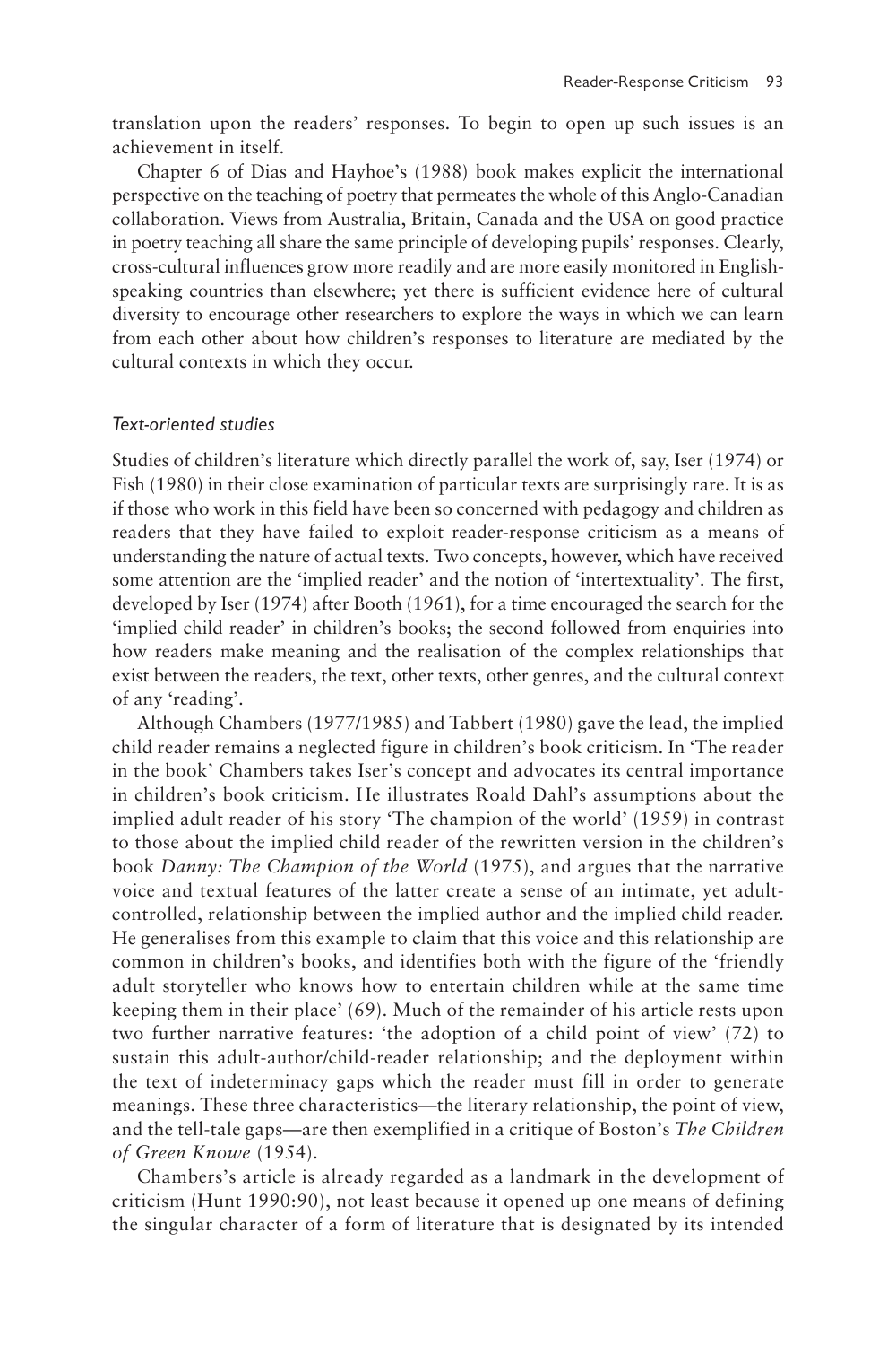translation upon the readers' responses. To begin to open up such issues is an achievement in itself.

Chapter 6 of Dias and Hayhoe's (1988) book makes explicit the international perspective on the teaching of poetry that permeates the whole of this Anglo-Canadian collaboration. Views from Australia, Britain, Canada and the USA on good practice in poetry teaching all share the same principle of developing pupils' responses. Clearly, cross-cultural influences grow more readily and are more easily monitored in English-speaking countries than elsewhere; yet there is sufficient evidence here of cultural diversity to encourage other researchers to explore the ways in which we can learn from each other about how children's responses to literature are mediated by the cultural contexts in which they occur.

### *Text-oriented studies*

Studies of children's literature which directly parallel the work of, say, Iser (1974) or Fish (1980) in their close examination of particular texts are surprisingly rare. It is as if those who work in this field have been so concerned with pedagogy and children as readers that they have failed to exploit reader-response criticism as a means of understanding the nature of actual texts. Two concepts, however, which have received some attention are the 'implied reader' and the notion of 'intertextuality'. The first, developed by Iser (1974) after Booth (1961), for a time encouraged the search for the 'implied child reader' in children's books; the second followed from enquiries into how readers make meaning and the realisation of the complex relationships that exist between the readers, the text, other texts, other genres, and the cultural context of any 'reading'.

Although Chambers (1977/1985) and Tabbert (1980) gave the lead, the implied child reader remains a neglected figure in children's book criticism. In 'The reader in the book' Chambers takes Iser's concept and advocates its central importance in children's book criticism. He illustrates Roald Dahl's assumptions about the implied adult reader of his story 'The champion of the world' (1959) in contrast to those about the implied child reader of the rewritten version in the children's book *Danny: The Champion of the World* (1975), and argues that the narrative voice and textual features of the latter create a sense of an intimate, yet adult-controlled, relationship between the implied author and the implied child reader. He generalises from this example to claim that this voice and this relationship are common in children's books, and identifies both with the figure of the 'friendly adult storyteller who knows how to entertain children while at the same time keeping them in their place' (69). Much of the remainder of his article rests upon two further narrative features: 'the adoption of a child point of view' (72) to sustain this adult-author/child-reader relationship; and the deployment within the text of indeterminacy gaps which the reader must fill in order to generate meanings. These three characteristics—the literary relationship, the point of view, and the tell-tale gaps—are then exemplified in a critique of Boston's *The Children of Green Knowe* (1954).

Chambers's article is already regarded as a landmark in the development of criticism (Hunt 1990:90), not least because it opened up one means of defining the singular character of a form of literature that is designated by its intended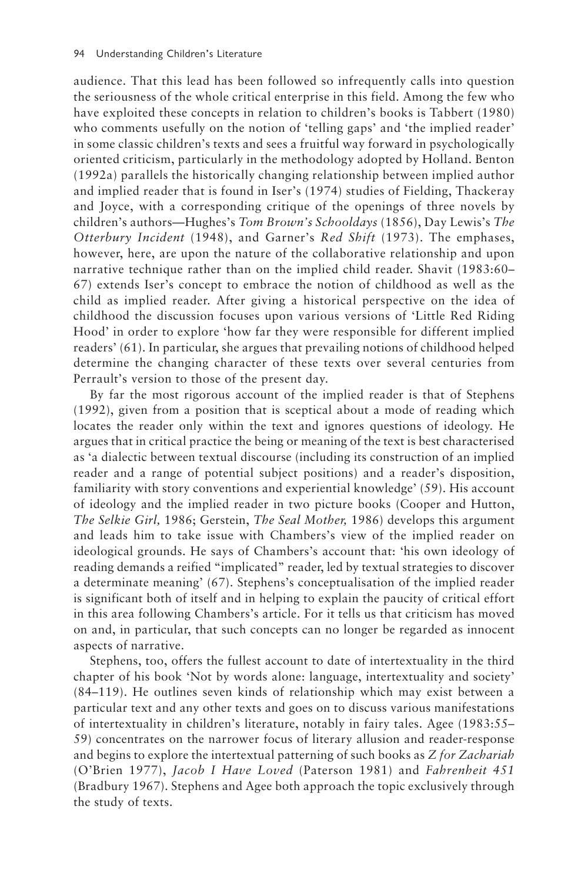audience. That this lead has been followed so infrequently calls into question the seriousness of the whole critical enterprise in this field. Among the few who have exploited these concepts in relation to children's books is Tabbert (1980) who comments usefully on the notion of 'telling gaps' and 'the implied reader' in some classic children's texts and sees a fruitful way forward in psychologically oriented criticism, particularly in the methodology adopted by Holland. Benton (1992a) parallels the historically changing relationship between implied author and implied reader that is found in Iser's (1974) studies of Fielding, Thackeray and Joyce, with a corresponding critique of the openings of three novels by children's authors—Hughes's *Tom Brown's Schooldays* (1856), Day Lewis's *The Otterbury Incident* (1948), and Garner's *Red Shift* (1973). The emphases, however, here, are upon the nature of the collaborative relationship and upon narrative technique rather than on the implied child reader. Shavit (1983:60–67) extends Iser's concept to embrace the notion of childhood as well as the child as implied reader. After giving a historical perspective on the idea of childhood the discussion focuses upon various versions of 'Little Red Riding Hood' in order to explore 'how far they were responsible for different implied readers' (61). In particular, she argues that prevailing notions of childhood helped determine the changing character of these texts over several centuries from Perrault's version to those of the present day.

By far the most rigorous account of the implied reader is that of Stephens (1992), given from a position that is sceptical about a mode of reading which locates the reader only within the text and ignores questions of ideology. He argues that in critical practice the being or meaning of the text is best characterised as 'a dialectic between textual discourse (including its construction of an implied reader and a range of potential subject positions) and a reader's disposition, familiarity with story conventions and experiential knowledge' (59). His account of ideology and the implied reader in two picture books (Cooper and Hutton, *The Selkie Girl,* 1986; Gerstein, *The Seal Mother,* 1986) develops this argument and leads him to take issue with Chambers's view of the implied reader on ideological grounds. He says of Chambers's account that: 'his own ideology of reading demands a reified "implicated" reader, led by textual strategies to discover a determinate meaning' (67). Stephens's conceptualisation of the implied reader is significant both of itself and in helping to explain the paucity of critical effort in this area following Chambers's article. For it tells us that criticism has moved on and, in particular, that such concepts can no longer be regarded as innocent aspects of narrative.

Stephens, too, offers the fullest account to date of intertextuality in the third chapter of his book 'Not by words alone: language, intertextuality and society' (84–119). He outlines seven kinds of relationship which may exist between a particular text and any other texts and goes on to discuss various manifestations of intertextuality in children's literature, notably in fairy tales. Agee (1983:55–59) concentrates on the narrower focus of literary allusion and reader-response and begins to explore the intertextual patterning of such books as *Z for Zachariah* (O'Brien 1977), *Jacob I Have Loved* (Paterson 1981) and *Fahrenheit 451* (Bradbury 1967). Stephens and Agee both approach the topic exclusively through the study of texts.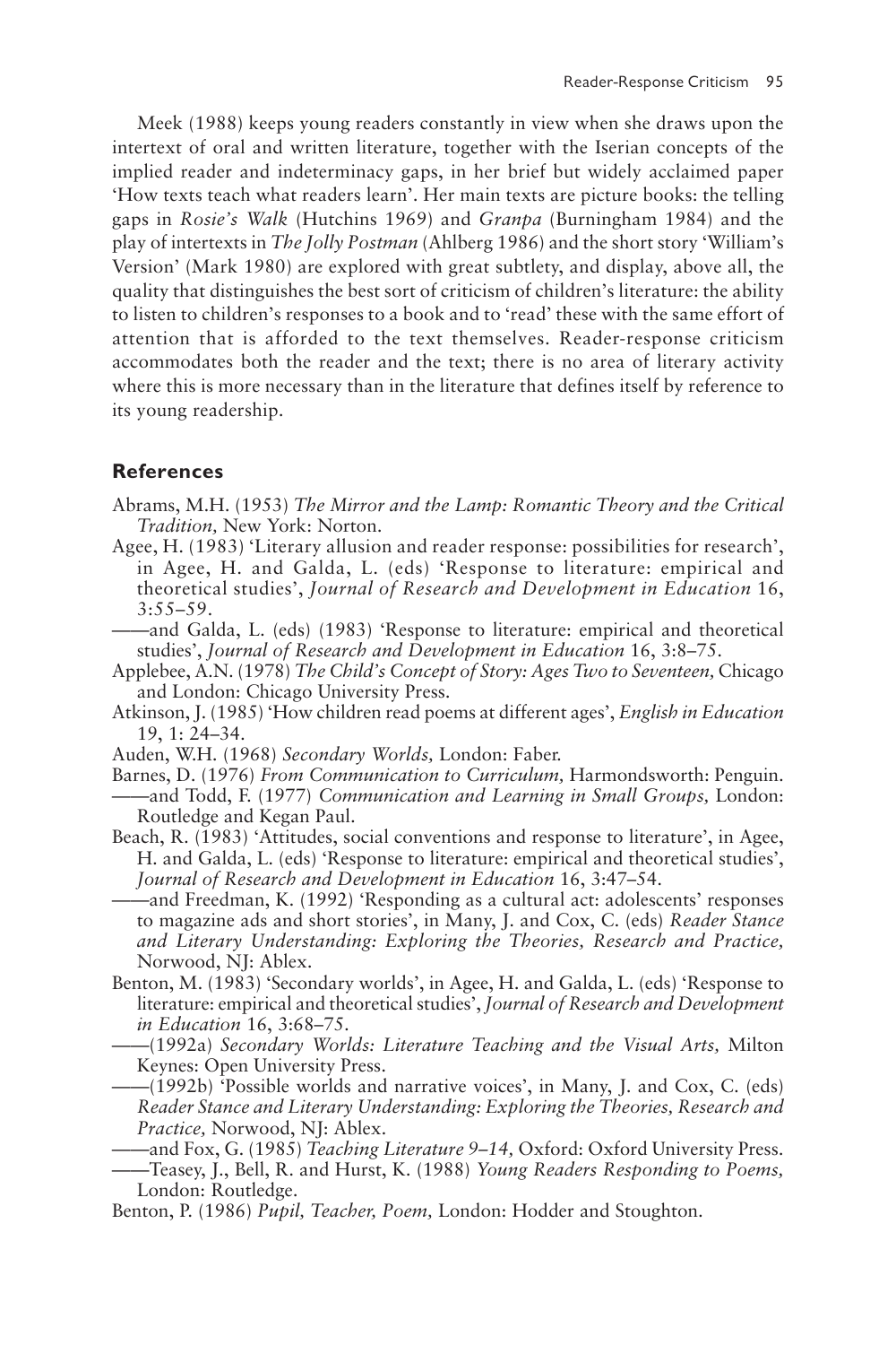Meek (1988) keeps young readers constantly in view when she draws upon the intertext of oral and written literature, together with the Iserian concepts of the implied reader and indeterminacy gaps, in her brief but widely acclaimed paper 'How texts teach what readers learn'. Her main texts are picture books: the telling gaps in *Rosie's Walk* (Hutchins 1969) and *Granpa* (Burningham 1984) and the play of intertexts in *The Jolly Postman* (Ahlberg 1986) and the short story 'William's Version' (Mark 1980) are explored with great subtlety, and display, above all, the quality that distinguishes the best sort of criticism of children's literature: the ability to listen to children's responses to a book and to 'read' these with the same effort of attention that is afforded to the text themselves. Reader-response criticism accommodates both the reader and the text; there is no area of literary activity where this is more necessary than in the literature that defines itself by reference to its young readership.

## References

Abrams, M.H. (1953) *The Mirror and the Lamp: Romantic Theory and the Critical Tradition,* New York: Norton.

Agee, H. (1983) 'Literary allusion and reader response: possibilities for research', in Agee, H. and Galda, L. (eds) 'Response to literature: empirical and theoretical studies', *Journal of Research and Development in Education* 16, 3:55–59.

——and Galda, L. (eds) (1983) 'Response to literature: empirical and theoretical studies', *Journal of Research and Development in Education* 16, 3:8–75.

Applebee, A.N. (1978) *The Child's Concept of Story: Ages Two to Seventeen,* Chicago and London: Chicago University Press.

Atkinson, J. (1985) 'How children read poems at different ages', *English in Education* 19, 1: 24–34.

Auden, W.H. (1968) *Secondary Worlds,* London: Faber.

Barnes, D. (1976) *From Communication to Curriculum,* Harmondsworth: Penguin.

——and Todd, F. (1977) *Communication and Learning in Small Groups,* London: Routledge and Kegan Paul.

Beach, R. (1983) 'Attitudes, social conventions and response to literature', in Agee, H. and Galda, L. (eds) 'Response to literature: empirical and theoretical studies', *Journal of Research and Development in Education* 16, 3:47–54.

——and Freedman, K. (1992) 'Responding as a cultural act: adolescents' responses to magazine ads and short stories', in Many, J. and Cox, C. (eds) *Reader Stance and Literary Understanding: Exploring the Theories, Research and Practice,* Norwood, NJ: Ablex.

Benton, M. (1983) 'Secondary worlds', in Agee, H. and Galda, L. (eds) 'Response to literature: empirical and theoretical studies', *Journal of Research and Development in Education* 16, 3:68–75.

——(1992a) *Secondary Worlds: Literature Teaching and the Visual Arts,* Milton Keynes: Open University Press.

——(1992b) 'Possible worlds and narrative voices', in Many, J. and Cox, C. (eds) *Reader Stance and Literary Understanding: Exploring the Theories, Research and Practice,* Norwood, NJ: Ablex.

——and Fox, G. (1985) *Teaching Literature 9–14,* Oxford: Oxford University Press.

——Teasey, J., Bell, R. and Hurst, K. (1988) *Young Readers Responding to Poems,* London: Routledge.

Benton, P. (1986) *Pupil, Teacher, Poem,* London: Hodder and Stoughton.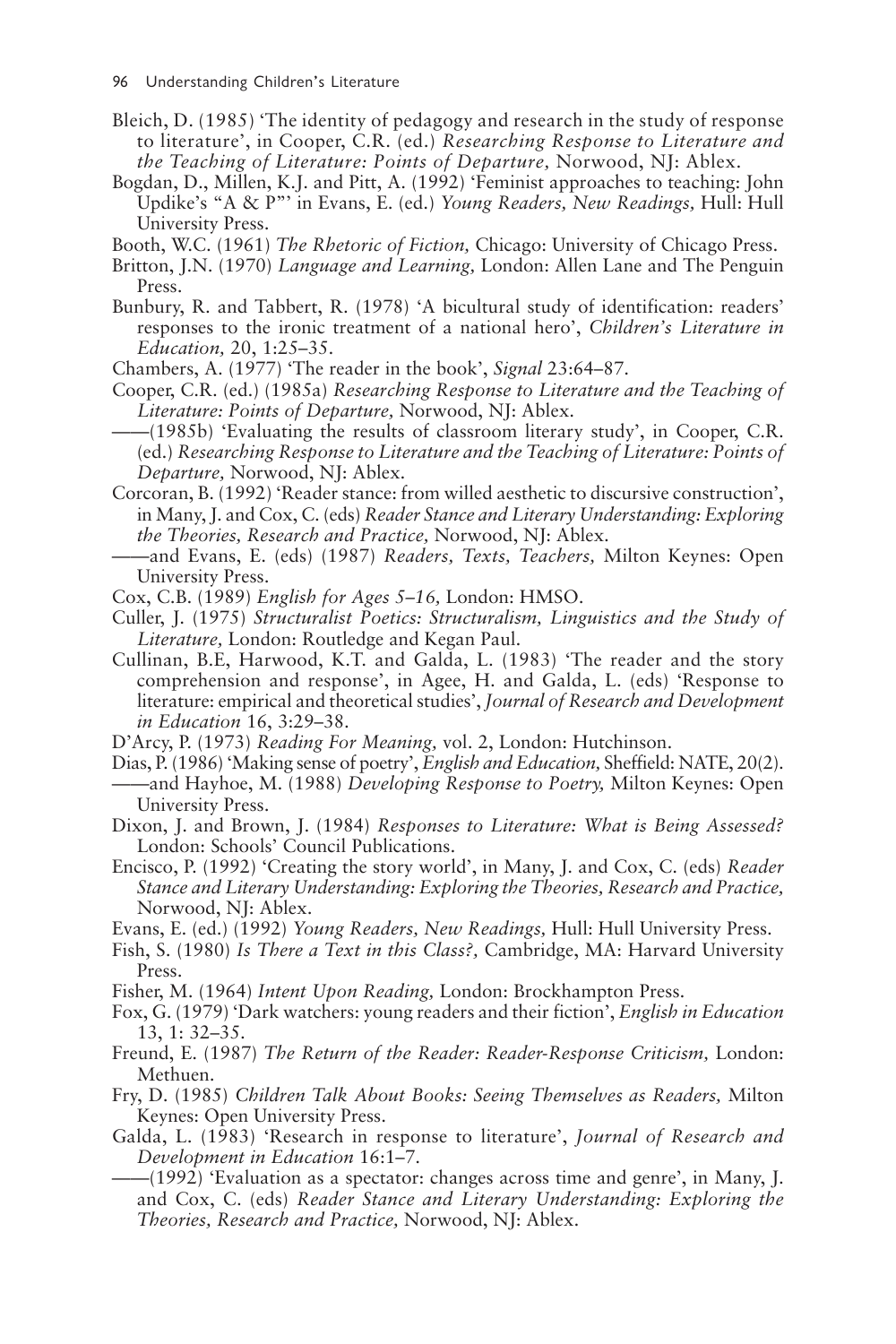Bleich, D. (1985) 'The identity of pedagogy and research in the study of response to literature', in Cooper, C.R. (ed.) *Researching Response to Literature and the Teaching of Literature: Points of Departure,* Norwood, NJ: Ablex.

Bogdan, D., Millen, K.J. and Pitt, A. (1992) 'Feminist approaches to teaching: John Updike's "A & P"' in Evans, E. (ed.) *Young Readers, New Readings,* Hull: Hull University Press.

Booth, W.C. (1961) *The Rhetoric of Fiction,* Chicago: University of Chicago Press.

Britton, J.N. (1970) *Language and Learning,* London: Allen Lane and The Penguin Press.

Bunbury, R. and Tabbert, R. (1978) 'A bicultural study of identification: readers' responses to the ironic treatment of a national hero', *Children's Literature in Education,* 20, 1:25–35.

Chambers, A. (1977) 'The reader in the book', *Signal* 23:64–87.

Cooper, C.R. (ed.) (1985a) *Researching Response to Literature and the Teaching of Literature: Points of Departure,* Norwood, NJ: Ablex.

——(1985b) 'Evaluating the results of classroom literary study', in Cooper, C.R. (ed.) *Researching Response to Literature and the Teaching of Literature: Points of Departure,* Norwood, NJ: Ablex.

Corcoran, B. (1992) 'Reader stance: from willed aesthetic to discursive construction', in Many, J. and Cox, C. (eds) *Reader Stance and Literary Understanding: Exploring the Theories, Research and Practice,* Norwood, NJ: Ablex.

——and Evans, E. (eds) (1987) *Readers, Texts, Teachers,* Milton Keynes: Open University Press.

Cox, C.B. (1989) *English for Ages 5–16*, London: HMSO.

Culler, J. (1975) *Structuralist Poetics: Structuralism, Linguistics and the Study of Literature,* London: Routledge and Kegan Paul.

Cullinan, B.E, Harwood, K.T. and Galda, L. (1983) 'The reader and the story comprehension and response', in Agee, H. and Galda, L. (eds) 'Response to literature: empirical and theoretical studies', *Journal of Research and Development in Education* 16, 3:29–38.

D'Arcy, P. (1973) *Reading For Meaning,* vol. 2, London: Hutchinson.

Dias, P. (1986) 'Making sense of poetry', *English and Education,* Sheffield: NATE, 20(2).

——and Hayhoe, M. (1988) *Developing Response to Poetry,* Milton Keynes: Open University Press.

Dixon, J. and Brown, J. (1984) *Responses to Literature: What is Being Assessed?* London: Schools' Council Publications.

Encisco, P. (1992) 'Creating the story world', in Many, J. and Cox, C. (eds) *Reader Stance and Literary Understanding: Exploring the Theories, Research and Practice,* Norwood, NJ: Ablex.

Evans, E. (ed.) (1992) *Young Readers, New Readings,* Hull: Hull University Press.

Fish, S. (1980) *Is There a Text in this Class?,* Cambridge, MA: Harvard University Press.

Fisher, M. (1964) *Intent Upon Reading,* London: Brockhampton Press.

Fox, G. (1979) 'Dark watchers: young readers and their fiction', *English in Education* 13, 1: 32–35.

Freund, E. (1987) *The Return of the Reader: Reader-Response Criticism,* London: Methuen.

Fry, D. (1985) *Children Talk About Books: Seeing Themselves as Readers,* Milton Keynes: Open University Press.

Galda, L. (1983) 'Research in response to literature', *Journal of Research and Development in Education* 16:1–7.

——(1992) 'Evaluation as a spectator: changes across time and genre', in Many, J. and Cox, C. (eds) *Reader Stance and Literary Understanding: Exploring the Theories, Research and Practice,* Norwood, NJ: Ablex.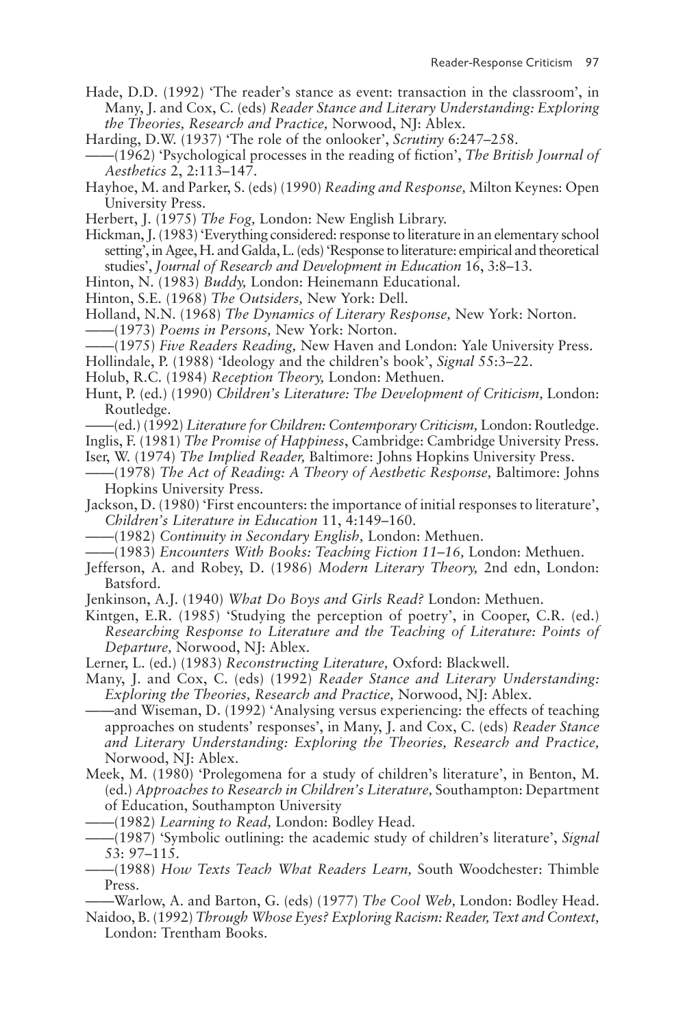Hade, D.D. (1992) 'The reader's stance as event: transaction in the classroom', in Many, J. and Cox, C. (eds) *Reader Stance and Literary Understanding: Exploring the Theories, Research and Practice,* Norwood, NJ: Ablex.

Harding, D.W. (1937) 'The role of the onlooker', *Scrutiny* 6:247–258.

——(1962) 'Psychological processes in the reading of fiction', *The British Journal of Aesthetics* 2, 2:113–147.

Hayhoe, M. and Parker, S. (eds) (1990) *Reading and Response,* Milton Keynes: Open University Press.

Herbert, J. (1975) *The Fog,* London: New English Library.

Hickman, J. (1983) 'Everything considered: response to literature in an elementary school setting', in Agee, H. and Galda, L. (eds) 'Response to literature: empirical and theoretical studies', *Journal of Research and Development in Education* 16, 3:8–13.

Hinton, N. (1983) *Buddy,* London: Heinemann Educational.

Hinton, S.E. (1968) *The Outsiders,* New York: Dell.

Holland, N.N. (1968) *The Dynamics of Literary Response,* New York: Norton.

——(1973) *Poems in Persons,* New York: Norton.

——(1975) *Five Readers Reading,* New Haven and London: Yale University Press.

Hollindale, P. (1988) 'Ideology and the children's book', *Signal* 55:3–22.

Holub, R.C. (1984) *Reception Theory,* London: Methuen.

Hunt, P. (ed.) (1990) *Children's Literature: The Development of Criticism,* London: Routledge.

——(ed.) (1992) *Literature for Children: Contemporary Criticism,* London: Routledge.

Inglis, F. (1981) *The Promise of Happiness*, Cambridge: Cambridge University Press.

Iser, W. (1974) *The Implied Reader,* Baltimore: Johns Hopkins University Press.

——(1978) *The Act of Reading: A Theory of Aesthetic Response,* Baltimore: Johns Hopkins University Press.

Jackson, D. (1980) 'First encounters: the importance of initial responses to literature', *Children's Literature in Education* 11, 4:149–160.

——(1982) *Continuity in Secondary English,* London: Methuen.

——(1983) *Encounters With Books: Teaching Fiction 11–16,* London: Methuen.

Jefferson, A. and Robey, D. (1986) *Modern Literary Theory,* 2nd edn, London: Batsford.

Jenkinson, A.J. (1940) *What Do Boys and Girls Read?* London: Methuen.

Kintgen, E.R. (1985) 'Studying the perception of poetry', in Cooper, C.R. (ed.) *Researching Response to Literature and the Teaching of Literature: Points of Departure,* Norwood, NJ: Ablex.

Lerner, L. (ed.) (1983) *Reconstructing Literature,* Oxford: Blackwell.

Many, J. and Cox, C. (eds) (1992) *Reader Stance and Literary Understanding: Exploring the Theories, Research and Practice,* Norwood, NJ: Ablex.

——and Wiseman, D. (1992) 'Analysing versus experiencing: the effects of teaching approaches on students' responses', in Many, J. and Cox, C. (eds) *Reader Stance and Literary Understanding: Exploring the Theories, Research and Practice,* Norwood, NJ: Ablex.

Meek, M. (1980) 'Prolegomena for a study of children's literature', in Benton, M. (ed.) *Approaches to Research in Children's Literature,* Southampton: Department of Education, Southampton University

——(1982) *Learning to Read,* London: Bodley Head.

——(1987) 'Symbolic outlining: the academic study of children's literature', *Signal* 53: 97–115.

——(1988) *How Texts Teach What Readers Learn,* South Woodchester: Thimble Press.

——Warlow, A. and Barton, G. (eds) (1977) *The Cool Web,* London: Bodley Head.

Naidoo, B. (1992) *Through Whose Eyes? Exploring Racism: Reader, Text and Context,* London: Trentham Books.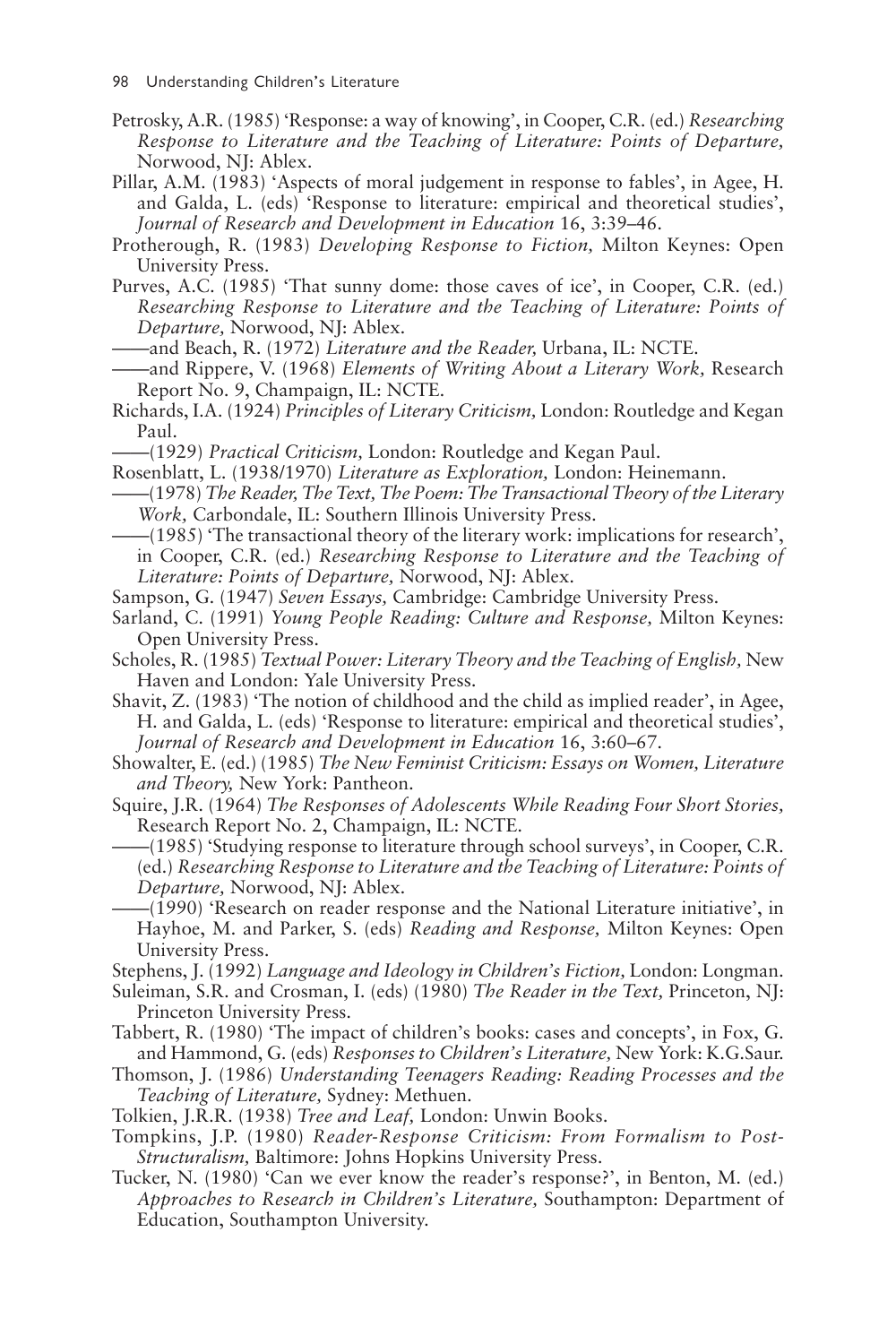Petrosky, A.R. (1985) 'Response: a way of knowing', in Cooper, C.R. (ed.) *Researching Response to Literature and the Teaching of Literature: Points of Departure,* Norwood, NJ: Ablex.

Pillar, A.M. (1983) 'Aspects of moral judgement in response to fables', in Agee, H. and Galda, L. (eds) 'Response to literature: empirical and theoretical studies', *Journal of Research and Development in Education* 16, 3:39–46.

Protherough, R. (1983) *Developing Response to Fiction,* Milton Keynes: Open University Press.

Purves, A.C. (1985) 'That sunny dome: those caves of ice', in Cooper, C.R. (ed.) *Researching Response to Literature and the Teaching of Literature: Points of Departure,* Norwood, NJ: Ablex.

——and Beach, R. (1972) *Literature and the Reader,* Urbana, IL: NCTE.

——and Rippere, V. (1968) *Elements of Writing About a Literary Work,* Research Report No. 9, Champaign, IL: NCTE.

Richards, I.A. (1924) *Principles of Literary Criticism,* London: Routledge and Kegan Paul.

——(1929) *Practical Criticism,* London: Routledge and Kegan Paul.

Rosenblatt, L. (1938/1970) *Literature as Exploration,* London: Heinemann.

——(1978) *The Reader, The Text, The Poem: The Transactional Theory of the Literary Work,* Carbondale, IL: Southern Illinois University Press.

——(1985) 'The transactional theory of the literary work: implications for research', in Cooper, C.R. (ed.) *Researching Response to Literature and the Teaching of Literature: Points of Departure,* Norwood, NJ: Ablex.

Sampson, G. (1947) *Seven Essays,* Cambridge: Cambridge University Press.

Sarland, C. (1991) *Young People Reading: Culture and Response,* Milton Keynes: Open University Press.

Scholes, R. (1985) *Textual Power: Literary Theory and the Teaching of English,* New Haven and London: Yale University Press.

Shavit, Z. (1983) 'The notion of childhood and the child as implied reader', in Agee, H. and Galda, L. (eds) 'Response to literature: empirical and theoretical studies', *Journal of Research and Development in Education* 16, 3:60–67.

Showalter, E. (ed.) (1985) *The New Feminist Criticism: Essays on Women, Literature and Theory,* New York: Pantheon.

Squire, J.R. (1964) *The Responses of Adolescents While Reading Four Short Stories,* Research Report No. 2, Champaign, IL: NCTE.

——(1985) 'Studying response to literature through school surveys', in Cooper, C.R. (ed.) *Researching Response to Literature and the Teaching of Literature: Points of Departure,* Norwood, NJ: Ablex.

——(1990) 'Research on reader response and the National Literature initiative', in Hayhoe, M. and Parker, S. (eds) *Reading and Response,* Milton Keynes: Open University Press.

Stephens, J. (1992) *Language and Ideology in Children's Fiction,* London: Longman.

Suleiman, S.R. and Crosman, I. (eds) (1980) *The Reader in the Text,* Princeton, NJ: Princeton University Press.

Tabbert, R. (1980) 'The impact of children's books: cases and concepts', in Fox, G. and Hammond, G. (eds) *Responses to Children's Literature,* New York: K.G.Saur.

Thomson, J. (1986) *Understanding Teenagers Reading: Reading Processes and the Teaching of Literature,* Sydney: Methuen.

Tolkien, J.R.R. (1938) *Tree and Leaf,* London: Unwin Books.

Tompkins, J.P. (1980) *Reader-Response Criticism: From Formalism to Post-Structuralism,* Baltimore: Johns Hopkins University Press.

Tucker, N. (1980) 'Can we ever know the reader's response?', in Benton, M. (ed.) *Approaches to Research in Children's Literature,* Southampton: Department of Education, Southampton University.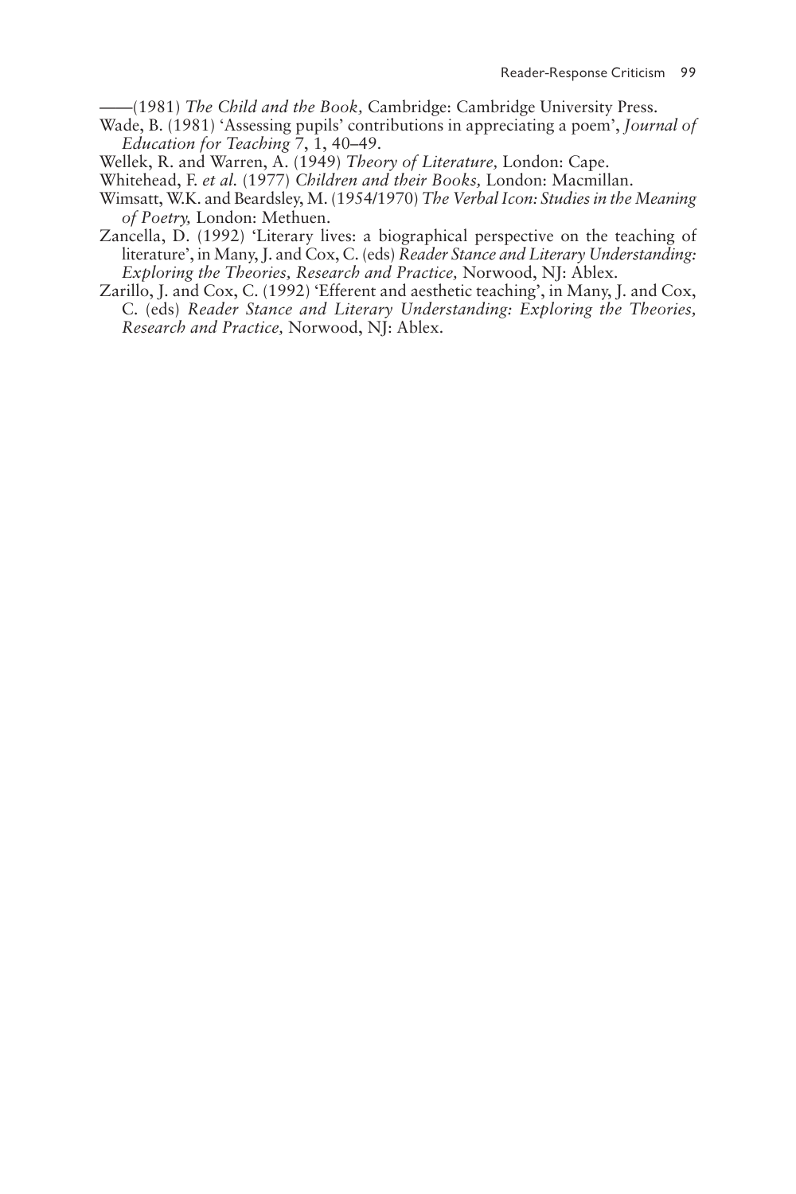——(1981) *The Child and the Book,* Cambridge: Cambridge University Press.

Wade, B. (1981) 'Assessing pupils' contributions in appreciating a poem', *Journal of Education for Teaching* 7, 1, 40–49.

Wellek, R. and Warren, A. (1949) *Theory of Literature,* London: Cape.

Whitehead, F. *et al.* (1977) *Children and their Books,* London: Macmillan.

Wimsatt, W.K. and Beardsley, M. (1954/1970) *The Verbal Icon: Studies in the Meaning of Poetry,* London: Methuen.

Zancella, D. (1992) 'Literary lives: a biographical perspective on the teaching of literature', in Many, J. and Cox, C. (eds) *Reader Stance and Literary Understanding: Exploring the Theories, Research and Practice,* Norwood, NJ: Ablex.

Zarillo, J. and Cox, C. (1992) 'Efferent and aesthetic teaching', in Many, J. and Cox, C. (eds) *Reader Stance and Literary Understanding: Exploring the Theories, Research and Practice,* Norwood, NJ: Ablex.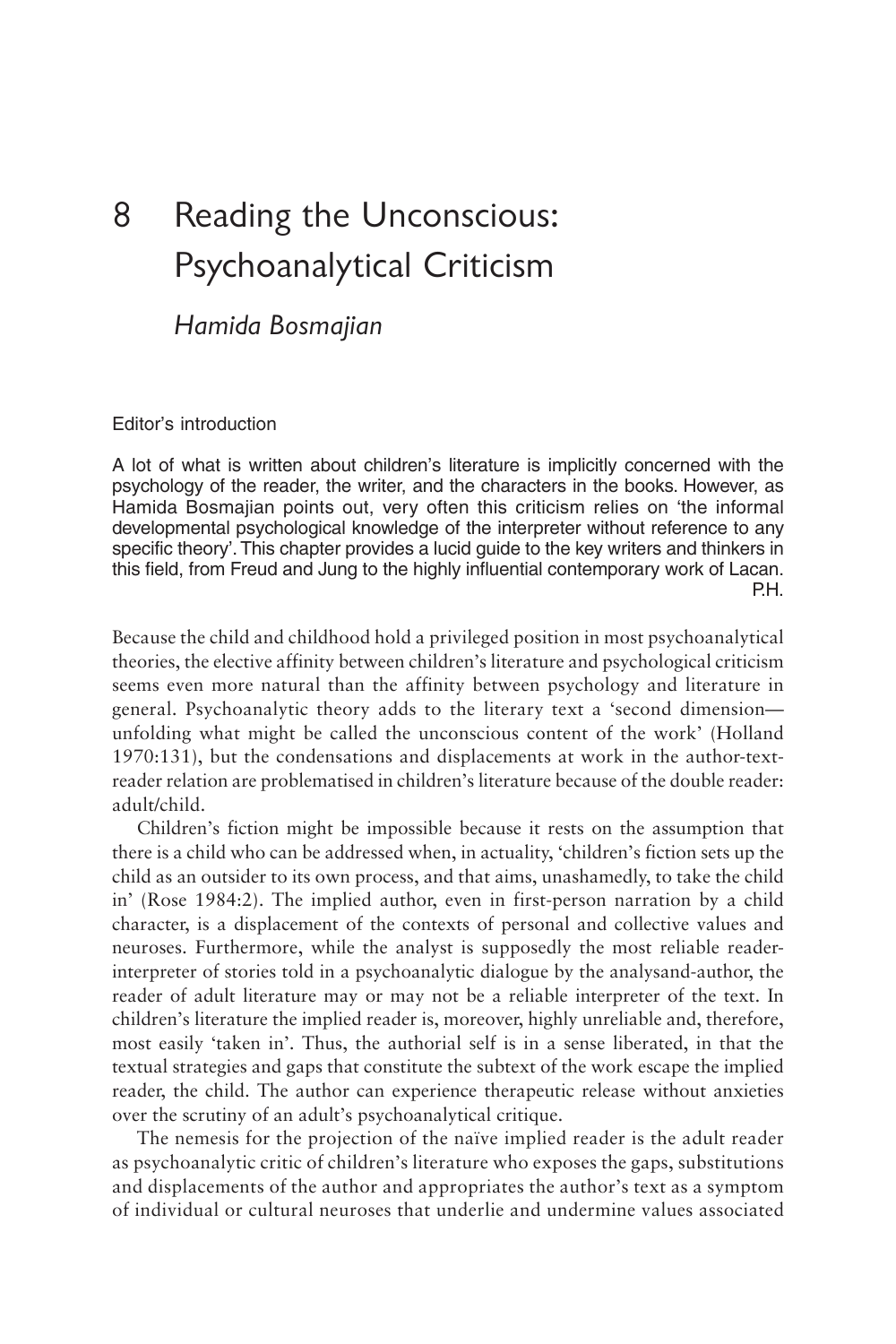# 8 Reading the Unconscious: Psychoanalytical Criticism

*Hamida Bosmajian*

Editor's introduction

A lot of what is written about children's literature is implicitly concerned with the psychology of the reader, the writer, and the characters in the books. However, as Hamida Bosmajian points out, very often this criticism relies on 'the informal developmental psychological knowledge of the interpreter without reference to any specific theory'. This chapter provides a lucid guide to the key writers and thinkers in this field, from Freud and Jung to the highly influential contemporary work of Lacan.
P.H.

Because the child and childhood hold a privileged position in most psychoanalytical theories, the elective affinity between children's literature and psychological criticism seems even more natural than the affinity between psychology and literature in general. Psychoanalytic theory adds to the literary text a 'second dimension—unfolding what might be called the unconscious content of the work' (Holland 1970:131), but the condensations and displacements at work in the author-text-reader relation are problematised in children's literature because of the double reader: adult/child.

Children's fiction might be impossible because it rests on the assumption that there is a child who can be addressed when, in actuality, 'children's fiction sets up the child as an outsider to its own process, and that aims, unashamedly, to take the child in' (Rose 1984:2). The implied author, even in first-person narration by a child character, is a displacement of the contexts of personal and collective values and neuroses. Furthermore, while the analyst is supposedly the most reliable reader-interpreter of stories told in a psychoanalytic dialogue by the analysand-author, the reader of adult literature may or may not be a reliable interpreter of the text. In children's literature the implied reader is, moreover, highly unreliable and, therefore, most easily 'taken in'. Thus, the authorial self is in a sense liberated, in that the textual strategies and gaps that constitute the subtext of the work escape the implied reader, the child. The author can experience therapeutic release without anxieties over the scrutiny of an adult's psychoanalytical critique.

The nemesis for the projection of the naïve implied reader is the adult reader as psychoanalytic critic of children's literature who exposes the gaps, substitutions and displacements of the author and appropriates the author's text as a symptom of individual or cultural neuroses that underlie and undermine values associated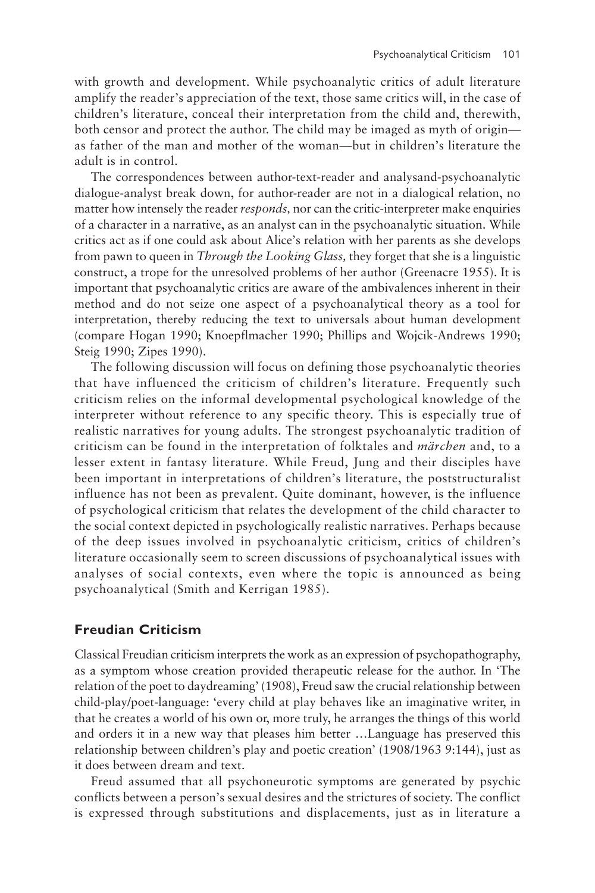with growth and development. While psychoanalytic critics of adult literature amplify the reader's appreciation of the text, those same critics will, in the case of children's literature, conceal their interpretation from the child and, therewith, both censor and protect the author. The child may be imaged as myth of origin—as father of the man and mother of the woman—but in children's literature the adult is in control.

The correspondences between author-text-reader and analysand-psychoanalytic dialogue-analyst break down, for author-reader are not in a dialogical relation, no matter how intensely the reader *responds,* nor can the critic-interpreter make enquiries of a character in a narrative, as an analyst can in the psychoanalytic situation. While critics act as if one could ask about Alice's relation with her parents as she develops from pawn to queen in *Through the Looking Glass,* they forget that she is a linguistic construct, a trope for the unresolved problems of her author (Greenacre 1955). It is important that psychoanalytic critics are aware of the ambivalences inherent in their method and do not seize one aspect of a psychoanalytical theory as a tool for interpretation, thereby reducing the text to universals about human development (compare Hogan 1990; Knoepflmacher 1990; Phillips and Wojcik-Andrews 1990; Steig 1990; Zipes 1990).

The following discussion will focus on defining those psychoanalytic theories that have influenced the criticism of children's literature. Frequently such criticism relies on the informal developmental psychological knowledge of the interpreter without reference to any specific theory. This is especially true of realistic narratives for young adults. The strongest psychoanalytic tradition of criticism can be found in the interpretation of folktales and *märchen* and, to a lesser extent in fantasy literature. While Freud, Jung and their disciples have been important in interpretations of children's literature, the poststructuralist influence has not been as prevalent. Quite dominant, however, is the influence of psychological criticism that relates the development of the child character to the social context depicted in psychologically realistic narratives. Perhaps because of the deep issues involved in psychoanalytic criticism, critics of children's literature occasionally seem to screen discussions of psychoanalytical issues with analyses of social contexts, even where the topic is announced as being psychoanalytical (Smith and Kerrigan 1985).

## Freudian Criticism

Classical Freudian criticism interprets the work as an expression of psychopathography, as a symptom whose creation provided therapeutic release for the author. In 'The relation of the poet to daydreaming' (1908), Freud saw the crucial relationship between child-play/poet-language: 'every child at play behaves like an imaginative writer, in that he creates a world of his own or, more truly, he arranges the things of this world and orders it in a new way that pleases him better …Language has preserved this relationship between children's play and poetic creation' (1908/1963 9:144), just as it does between dream and text.

Freud assumed that all psychoneurotic symptoms are generated by psychic conflicts between a person's sexual desires and the strictures of society. The conflict is expressed through substitutions and displacements, just as in literature a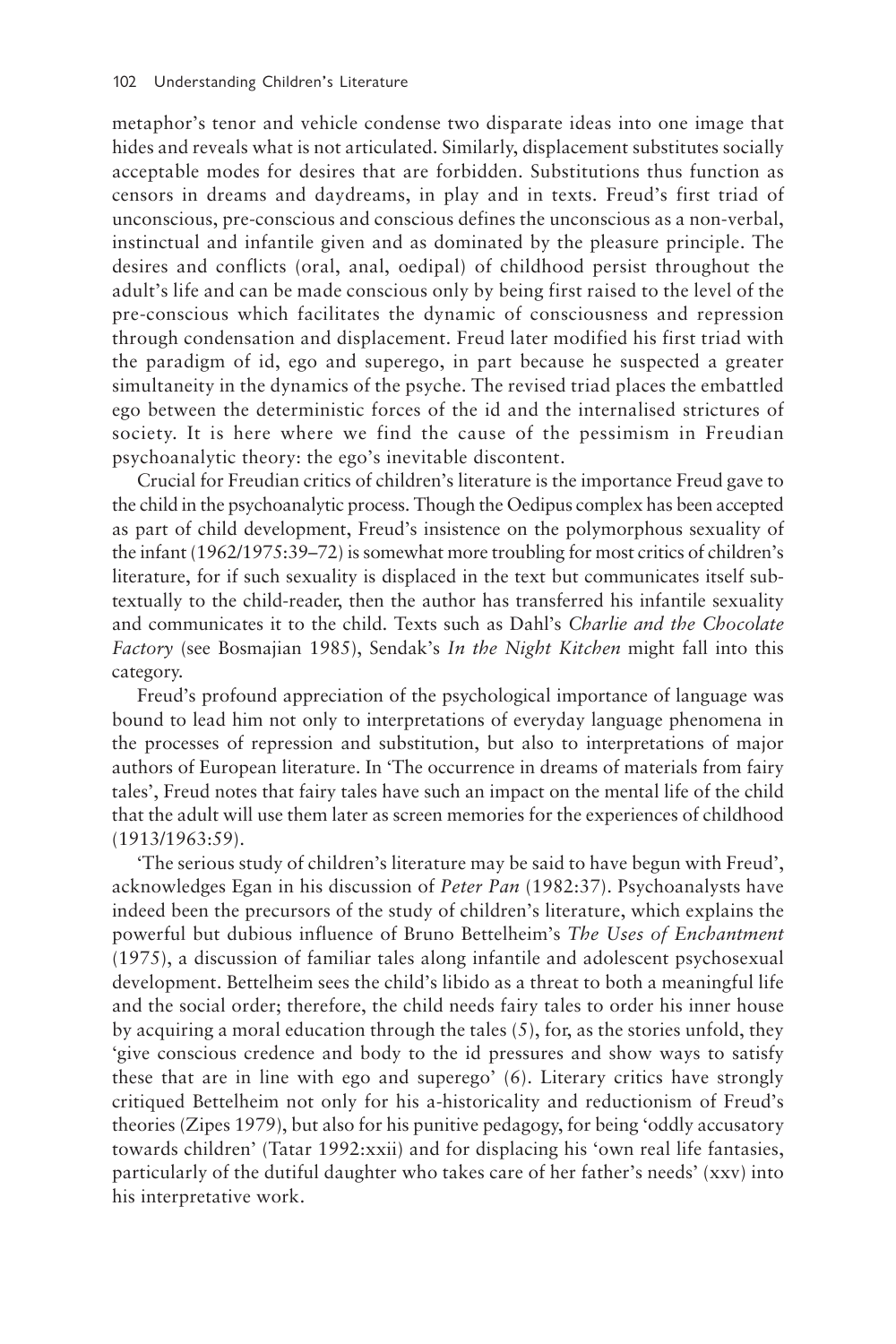metaphor's tenor and vehicle condense two disparate ideas into one image that hides and reveals what is not articulated. Similarly, displacement substitutes socially acceptable modes for desires that are forbidden. Substitutions thus function as censors in dreams and daydreams, in play and in texts. Freud's first triad of unconscious, pre-conscious and conscious defines the unconscious as a non-verbal, instinctual and infantile given and as dominated by the pleasure principle. The desires and conflicts (oral, anal, oedipal) of childhood persist throughout the adult's life and can be made conscious only by being first raised to the level of the pre-conscious which facilitates the dynamic of consciousness and repression through condensation and displacement. Freud later modified his first triad with the paradigm of id, ego and superego, in part because he suspected a greater simultaneity in the dynamics of the psyche. The revised triad places the embattled ego between the deterministic forces of the id and the internalised strictures of society. It is here where we find the cause of the pessimism in Freudian psychoanalytic theory: the ego's inevitable discontent.

Crucial for Freudian critics of children's literature is the importance Freud gave to the child in the psychoanalytic process. Though the Oedipus complex has been accepted as part of child development, Freud's insistence on the polymorphous sexuality of the infant (1962/1975:39–72) is somewhat more troubling for most critics of children's literature, for if such sexuality is displaced in the text but communicates itself sub-textually to the child-reader, then the author has transferred his infantile sexuality and communicates it to the child. Texts such as Dahl's *Charlie and the Chocolate Factory* (see Bosmajian 1985), Sendak's *In the Night Kitchen* might fall into this category.

Freud's profound appreciation of the psychological importance of language was bound to lead him not only to interpretations of everyday language phenomena in the processes of repression and substitution, but also to interpretations of major authors of European literature. In 'The occurrence in dreams of materials from fairy tales', Freud notes that fairy tales have such an impact on the mental life of the child that the adult will use them later as screen memories for the experiences of childhood (1913/1963:59).

'The serious study of children's literature may be said to have begun with Freud', acknowledges Egan in his discussion of *Peter Pan* (1982:37). Psychoanalysts have indeed been the precursors of the study of children's literature, which explains the powerful but dubious influence of Bruno Bettelheim's *The Uses of Enchantment* (1975), a discussion of familiar tales along infantile and adolescent psychosexual development. Bettelheim sees the child's libido as a threat to both a meaningful life and the social order; therefore, the child needs fairy tales to order his inner house by acquiring a moral education through the tales (5), for, as the stories unfold, they 'give conscious credence and body to the id pressures and show ways to satisfy these that are in line with ego and superego' (6). Literary critics have strongly critiqued Bettelheim not only for his a-historicality and reductionism of Freud's theories (Zipes 1979), but also for his punitive pedagogy, for being 'oddly accusatory towards children' (Tatar 1992:xxii) and for displacing his 'own real life fantasies, particularly of the dutiful daughter who takes care of her father's needs' (xxv) into his interpretative work.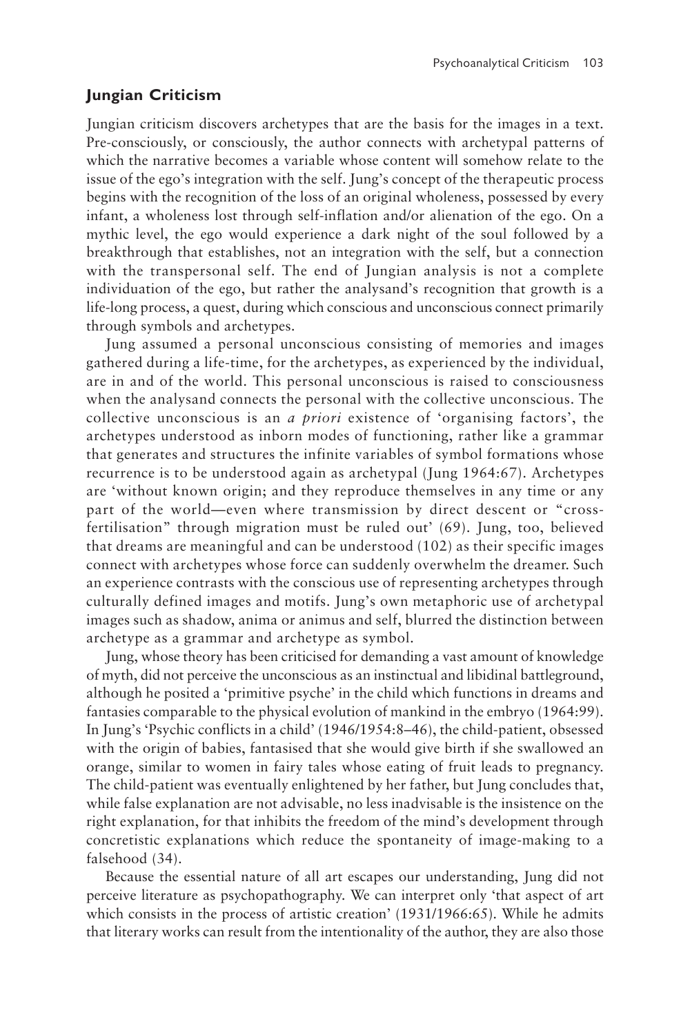## Jungian Criticism

Jungian criticism discovers archetypes that are the basis for the images in a text. Pre-consciously, or consciously, the author connects with archetypal patterns of which the narrative becomes a variable whose content will somehow relate to the issue of the ego's integration with the self. Jung's concept of the therapeutic process begins with the recognition of the loss of an original wholeness, possessed by every infant, a wholeness lost through self-inflation and/or alienation of the ego. On a mythic level, the ego would experience a dark night of the soul followed by a breakthrough that establishes, not an integration with the self, but a connection with the transpersonal self. The end of Jungian analysis is not a complete individuation of the ego, but rather the analysand's recognition that growth is a life-long process, a quest, during which conscious and unconscious connect primarily through symbols and archetypes.

Jung assumed a personal unconscious consisting of memories and images gathered during a life-time, for the archetypes, as experienced by the individual, are in and of the world. This personal unconscious is raised to consciousness when the analysand connects the personal with the collective unconscious. The collective unconscious is an *a priori* existence of 'organising factors', the archetypes understood as inborn modes of functioning, rather like a grammar that generates and structures the infinite variables of symbol formations whose recurrence is to be understood again as archetypal (Jung 1964:67). Archetypes are 'without known origin; and they reproduce themselves in any time or any part of the world—even where transmission by direct descent or "cross-fertilisation" through migration must be ruled out' (69). Jung, too, believed that dreams are meaningful and can be understood (102) as their specific images connect with archetypes whose force can suddenly overwhelm the dreamer. Such an experience contrasts with the conscious use of representing archetypes through culturally defined images and motifs. Jung's own metaphoric use of archetypal images such as shadow, anima or animus and self, blurred the distinction between archetype as a grammar and archetype as symbol.

Jung, whose theory has been criticised for demanding a vast amount of knowledge of myth, did not perceive the unconscious as an instinctual and libidinal battleground, although he posited a 'primitive psyche' in the child which functions in dreams and fantasies comparable to the physical evolution of mankind in the embryo (1964:99). In Jung's 'Psychic conflicts in a child' (1946/1954:8–46), the child-patient, obsessed with the origin of babies, fantasised that she would give birth if she swallowed an orange, similar to women in fairy tales whose eating of fruit leads to pregnancy. The child-patient was eventually enlightened by her father, but Jung concludes that, while false explanation are not advisable, no less inadvisable is the insistence on the right explanation, for that inhibits the freedom of the mind's development through concretistic explanations which reduce the spontaneity of image-making to a falsehood (34).

Because the essential nature of all art escapes our understanding, Jung did not perceive literature as psychopathography. We can interpret only 'that aspect of art which consists in the process of artistic creation' (1931/1966:65). While he admits that literary works can result from the intentionality of the author, they are also those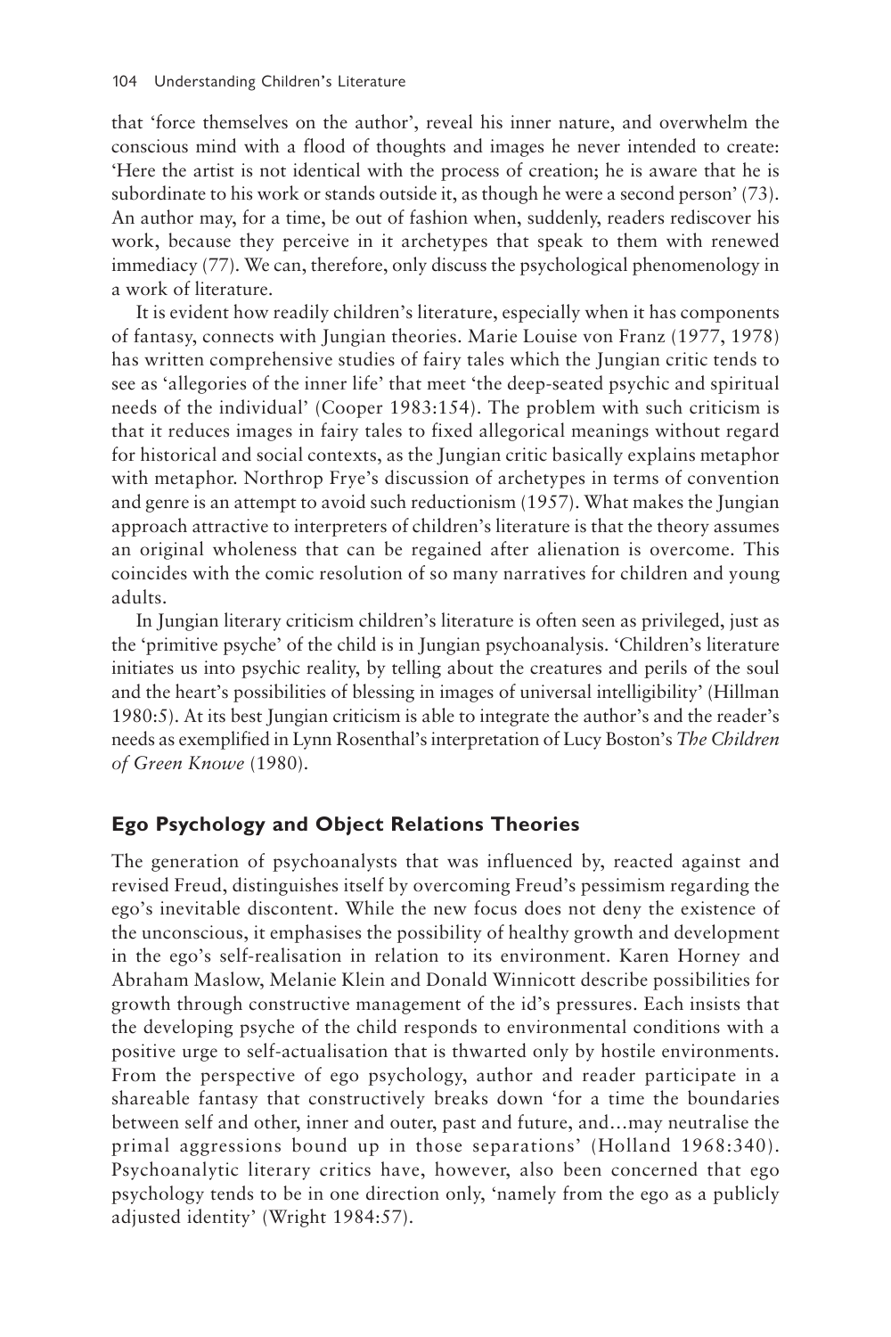that 'force themselves on the author', reveal his inner nature, and overwhelm the conscious mind with a flood of thoughts and images he never intended to create: 'Here the artist is not identical with the process of creation; he is aware that he is subordinate to his work or stands outside it, as though he were a second person' (73). An author may, for a time, be out of fashion when, suddenly, readers rediscover his work, because they perceive in it archetypes that speak to them with renewed immediacy (77). We can, therefore, only discuss the psychological phenomenology in a work of literature.

It is evident how readily children's literature, especially when it has components of fantasy, connects with Jungian theories. Marie Louise von Franz (1977, 1978) has written comprehensive studies of fairy tales which the Jungian critic tends to see as 'allegories of the inner life' that meet 'the deep-seated psychic and spiritual needs of the individual' (Cooper 1983:154). The problem with such criticism is that it reduces images in fairy tales to fixed allegorical meanings without regard for historical and social contexts, as the Jungian critic basically explains metaphor with metaphor. Northrop Frye's discussion of archetypes in terms of convention and genre is an attempt to avoid such reductionism (1957). What makes the Jungian approach attractive to interpreters of children's literature is that the theory assumes an original wholeness that can be regained after alienation is overcome. This coincides with the comic resolution of so many narratives for children and young adults.

In Jungian literary criticism children's literature is often seen as privileged, just as the 'primitive psyche' of the child is in Jungian psychoanalysis. 'Children's literature initiates us into psychic reality, by telling about the creatures and perils of the soul and the heart's possibilities of blessing in images of universal intelligibility' (Hillman 1980:5). At its best Jungian criticism is able to integrate the author's and the reader's needs as exemplified in Lynn Rosenthal's interpretation of Lucy Boston's *The Children of Green Knowe* (1980).

## Ego Psychology and Object Relations Theories

The generation of psychoanalysts that was influenced by, reacted against and revised Freud, distinguishes itself by overcoming Freud's pessimism regarding the ego's inevitable discontent. While the new focus does not deny the existence of the unconscious, it emphasises the possibility of healthy growth and development in the ego's self-realisation in relation to its environment. Karen Horney and Abraham Maslow, Melanie Klein and Donald Winnicott describe possibilities for growth through constructive management of the id's pressures. Each insists that the developing psyche of the child responds to environmental conditions with a positive urge to self-actualisation that is thwarted only by hostile environments. From the perspective of ego psychology, author and reader participate in a shareable fantasy that constructively breaks down 'for a time the boundaries between self and other, inner and outer, past and future, and…may neutralise the primal aggressions bound up in those separations' (Holland 1968:340). Psychoanalytic literary critics have, however, also been concerned that ego psychology tends to be in one direction only, 'namely from the ego as a publicly adjusted identity' (Wright 1984:57).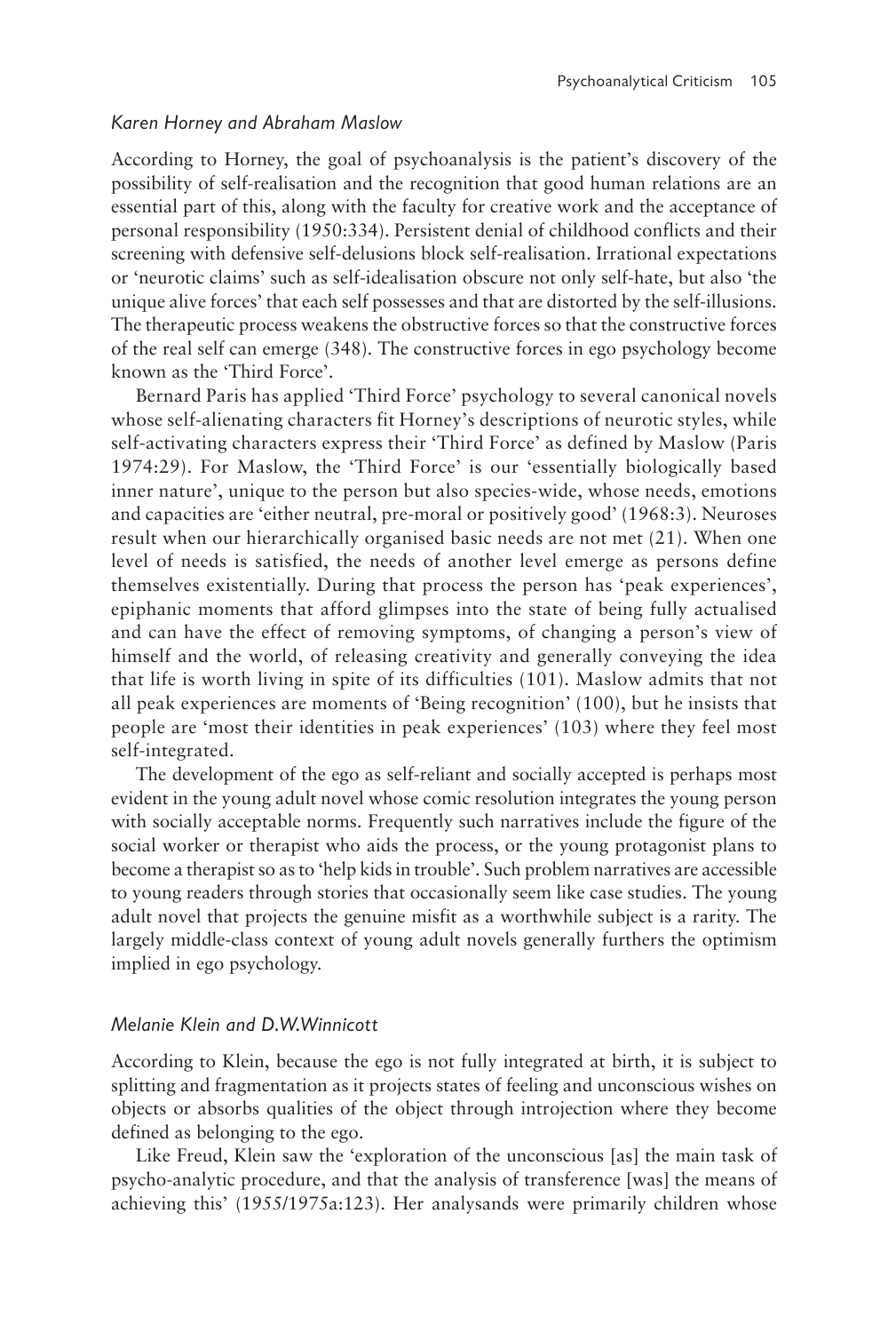### *Karen Horney and Abraham Maslow*

According to Horney, the goal of psychoanalysis is the patient's discovery of the possibility of self-realisation and the recognition that good human relations are an essential part of this, along with the faculty for creative work and the acceptance of personal responsibility (1950:334). Persistent denial of childhood conflicts and their screening with defensive self-delusions block self-realisation. Irrational expectations or 'neurotic claims' such as self-idealisation obscure not only self-hate, but also 'the unique alive forces' that each self possesses and that are distorted by the self-illusions. The therapeutic process weakens the obstructive forces so that the constructive forces of the real self can emerge (348). The constructive forces in ego psychology become known as the 'Third Force'.

Bernard Paris has applied 'Third Force' psychology to several canonical novels whose self-alienating characters fit Horney's descriptions of neurotic styles, while self-activating characters express their 'Third Force' as defined by Maslow (Paris 1974:29). For Maslow, the 'Third Force' is our 'essentially biologically based inner nature', unique to the person but also species-wide, whose needs, emotions and capacities are 'either neutral, pre-moral or positively good' (1968:3). Neuroses result when our hierarchically organised basic needs are not met (21). When one level of needs is satisfied, the needs of another level emerge as persons define themselves existentially. During that process the person has 'peak experiences', epiphanic moments that afford glimpses into the state of being fully actualised and can have the effect of removing symptoms, of changing a person's view of himself and the world, of releasing creativity and generally conveying the idea that life is worth living in spite of its difficulties (101). Maslow admits that not all peak experiences are moments of 'Being recognition' (100), but he insists that people are 'most their identities in peak experiences' (103) where they feel most self-integrated.

The development of the ego as self-reliant and socially accepted is perhaps most evident in the young adult novel whose comic resolution integrates the young person with socially acceptable norms. Frequently such narratives include the figure of the social worker or therapist who aids the process, or the young protagonist plans to become a therapist so as to 'help kids in trouble'. Such problem narratives are accessible to young readers through stories that occasionally seem like case studies. The young adult novel that projects the genuine misfit as a worthwhile subject is a rarity. The largely middle-class context of young adult novels generally furthers the optimism implied in ego psychology.

### *Melanie Klein and D.W.Winnicott*

According to Klein, because the ego is not fully integrated at birth, it is subject to splitting and fragmentation as it projects states of feeling and unconscious wishes on objects or absorbs qualities of the object through introjection where they become defined as belonging to the ego.

Like Freud, Klein saw the 'exploration of the unconscious [as] the main task of psycho-analytic procedure, and that the analysis of transference [was] the means of achieving this' (1955/1975a:123). Her analysands were primarily children whose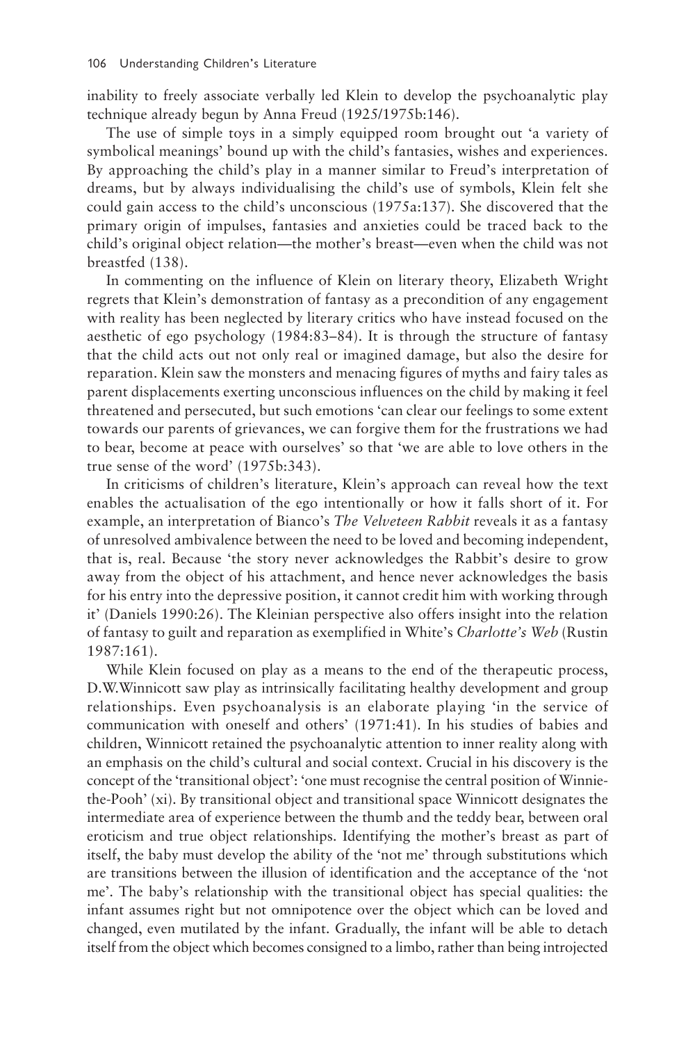inability to freely associate verbally led Klein to develop the psychoanalytic play technique already begun by Anna Freud (1925/1975b:146).

The use of simple toys in a simply equipped room brought out 'a variety of symbolical meanings' bound up with the child's fantasies, wishes and experiences. By approaching the child's play in a manner similar to Freud's interpretation of dreams, but by always individualising the child's use of symbols, Klein felt she could gain access to the child's unconscious (1975a:137). She discovered that the primary origin of impulses, fantasies and anxieties could be traced back to the child's original object relation—the mother's breast—even when the child was not breastfed (138).

In commenting on the influence of Klein on literary theory, Elizabeth Wright regrets that Klein's demonstration of fantasy as a precondition of any engagement with reality has been neglected by literary critics who have instead focused on the aesthetic of ego psychology (1984:83–84). It is through the structure of fantasy that the child acts out not only real or imagined damage, but also the desire for reparation. Klein saw the monsters and menacing figures of myths and fairy tales as parent displacements exerting unconscious influences on the child by making it feel threatened and persecuted, but such emotions 'can clear our feelings to some extent towards our parents of grievances, we can forgive them for the frustrations we had to bear, become at peace with ourselves' so that 'we are able to love others in the true sense of the word' (1975b:343).

In criticisms of children's literature, Klein's approach can reveal how the text enables the actualisation of the ego intentionally or how it falls short of it. For example, an interpretation of Bianco's *The Velveteen Rabbit* reveals it as a fantasy of unresolved ambivalence between the need to be loved and becoming independent, that is, real. Because 'the story never acknowledges the Rabbit's desire to grow away from the object of his attachment, and hence never acknowledges the basis for his entry into the depressive position, it cannot credit him with working through it' (Daniels 1990:26). The Kleinian perspective also offers insight into the relation of fantasy to guilt and reparation as exemplified in White's *Charlotte's Web* (Rustin 1987:161).

While Klein focused on play as a means to the end of the therapeutic process, D.W.Winnicott saw play as intrinsically facilitating healthy development and group relationships. Even psychoanalysis is an elaborate playing 'in the service of communication with oneself and others' (1971:41). In his studies of babies and children, Winnicott retained the psychoanalytic attention to inner reality along with an emphasis on the child's cultural and social context. Crucial in his discovery is the concept of the 'transitional object': 'one must recognise the central position of Winnie-the-Pooh' (xi). By transitional object and transitional space Winnicott designates the intermediate area of experience between the thumb and the teddy bear, between oral eroticism and true object relationships. Identifying the mother's breast as part of itself, the baby must develop the ability of the 'not me' through substitutions which are transitions between the illusion of identification and the acceptance of the 'not me'. The baby's relationship with the transitional object has special qualities: the infant assumes right but not omnipotence over the object which can be loved and changed, even mutilated by the infant. Gradually, the infant will be able to detach itself from the object which becomes consigned to a limbo, rather than being introjected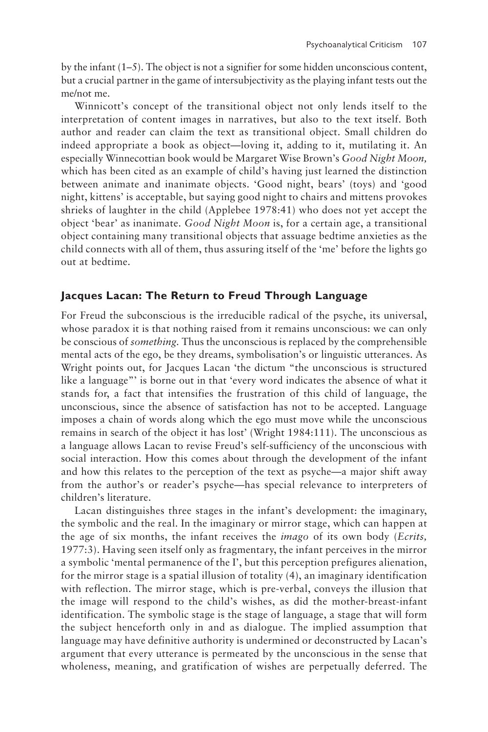by the infant (1–5). The object is not a signifier for some hidden unconscious content, but a crucial partner in the game of intersubjectivity as the playing infant tests out the me/not me.

Winnicott's concept of the transitional object not only lends itself to the interpretation of content images in narratives, but also to the text itself. Both author and reader can claim the text as transitional object. Small children do indeed appropriate a book as object—loving it, adding to it, mutilating it. An especially Winnecottian book would be Margaret Wise Brown's *Good Night Moon,* which has been cited as an example of child's having just learned the distinction between animate and inanimate objects. 'Good night, bears' (toys) and 'good night, kittens' is acceptable, but saying good night to chairs and mittens provokes shrieks of laughter in the child (Applebee 1978:41) who does not yet accept the object 'bear' as inanimate. *Good Night Moon* is, for a certain age, a transitional object containing many transitional objects that assuage bedtime anxieties as the child connects with all of them, thus assuring itself of the 'me' before the lights go out at bedtime.

## Jacques Lacan: The Return to Freud Through Language

For Freud the subconscious is the irreducible radical of the psyche, its universal, whose paradox it is that nothing raised from it remains unconscious: we can only be conscious of *something.* Thus the unconscious is replaced by the comprehensible mental acts of the ego, be they dreams, symbolisation's or linguistic utterances. As Wright points out, for Jacques Lacan 'the dictum "the unconscious is structured like a language"' is borne out in that 'every word indicates the absence of what it stands for, a fact that intensifies the frustration of this child of language, the unconscious, since the absence of satisfaction has not to be accepted. Language imposes a chain of words along which the ego must move while the unconscious remains in search of the object it has lost' (Wright 1984:111). The unconscious as a language allows Lacan to revise Freud's self-sufficiency of the unconscious with social interaction. How this comes about through the development of the infant and how this relates to the perception of the text as psyche—a major shift away from the author's or reader's psyche—has special relevance to interpreters of children's literature.

Lacan distinguishes three stages in the infant's development: the imaginary, the symbolic and the real. In the imaginary or mirror stage, which can happen at the age of six months, the infant receives the *imago* of its own body (*Ecrits,* 1977:3). Having seen itself only as fragmentary, the infant perceives in the mirror a symbolic 'mental permanence of the I', but this perception prefigures alienation, for the mirror stage is a spatial illusion of totality (4), an imaginary identification with reflection. The mirror stage, which is pre-verbal, conveys the illusion that the image will respond to the child's wishes, as did the mother-breast-infant identification. The symbolic stage is the stage of language, a stage that will form the subject henceforth only in and as dialogue. The implied assumption that language may have definitive authority is undermined or deconstructed by Lacan's argument that every utterance is permeated by the unconscious in the sense that wholeness, meaning, and gratification of wishes are perpetually deferred. The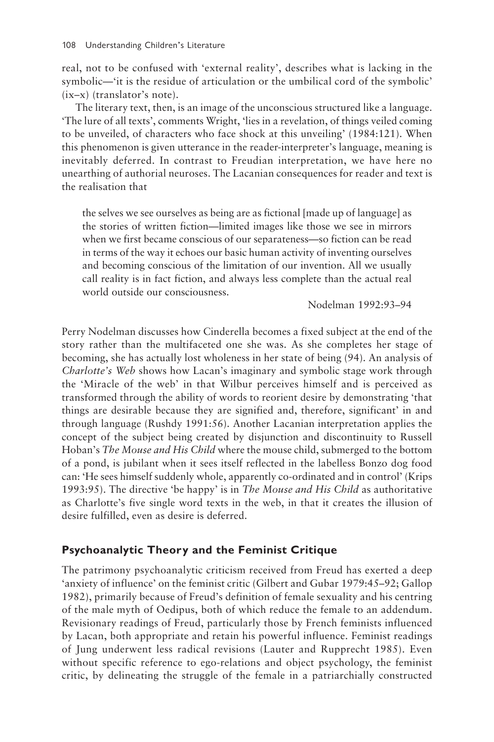real, not to be confused with 'external reality', describes what is lacking in the symbolic—'it is the residue of articulation or the umbilical cord of the symbolic' (ix–x) (translator's note).

The literary text, then, is an image of the unconscious structured like a language. 'The lure of all texts', comments Wright, 'lies in a revelation, of things veiled coming to be unveiled, of characters who face shock at this unveiling' (1984:121). When this phenomenon is given utterance in the reader-interpreter's language, meaning is inevitably deferred. In contrast to Freudian interpretation, we have here no unearthing of authorial neuroses. The Lacanian consequences for reader and text is the realisation that

> the selves we see ourselves as being are as fictional [made up of language] as the stories of written fiction—limited images like those we see in mirrors when we first became conscious of our separateness—so fiction can be read in terms of the way it echoes our basic human activity of inventing ourselves and becoming conscious of the limitation of our invention. All we usually call reality is in fact fiction, and always less complete than the actual real world outside our consciousness.
>
> Nodelman 1992:93–94

Perry Nodelman discusses how Cinderella becomes a fixed subject at the end of the story rather than the multifaceted one she was. As she completes her stage of becoming, she has actually lost wholeness in her state of being (94). An analysis of *Charlotte's Web* shows how Lacan's imaginary and symbolic stage work through the 'Miracle of the web' in that Wilbur perceives himself and is perceived as transformed through the ability of words to reorient desire by demonstrating 'that things are desirable because they are signified and, therefore, significant' in and through language (Rushdy 1991:56). Another Lacanian interpretation applies the concept of the subject being created by disjunction and discontinuity to Russell Hoban's *The Mouse and His Child* where the mouse child, submerged to the bottom of a pond, is jubilant when it sees itself reflected in the labelless Bonzo dog food can: 'He sees himself suddenly whole, apparently co-ordinated and in control' (Krips 1993:95). The directive 'be happy' is in *The Mouse and His Child* as authoritative as Charlotte's five single word texts in the web, in that it creates the illusion of desire fulfilled, even as desire is deferred.

## Psychoanalytic Theory and the Feminist Critique

The patrimony psychoanalytic criticism received from Freud has exerted a deep 'anxiety of influence' on the feminist critic (Gilbert and Gubar 1979:45–92; Gallop 1982), primarily because of Freud's definition of female sexuality and his centring of the male myth of Oedipus, both of which reduce the female to an addendum. Revisionary readings of Freud, particularly those by French feminists influenced by Lacan, both appropriate and retain his powerful influence. Feminist readings of Jung underwent less radical revisions (Lauter and Rupprecht 1985). Even without specific reference to ego-relations and object psychology, the feminist critic, by delineating the struggle of the female in a patriarchially constructed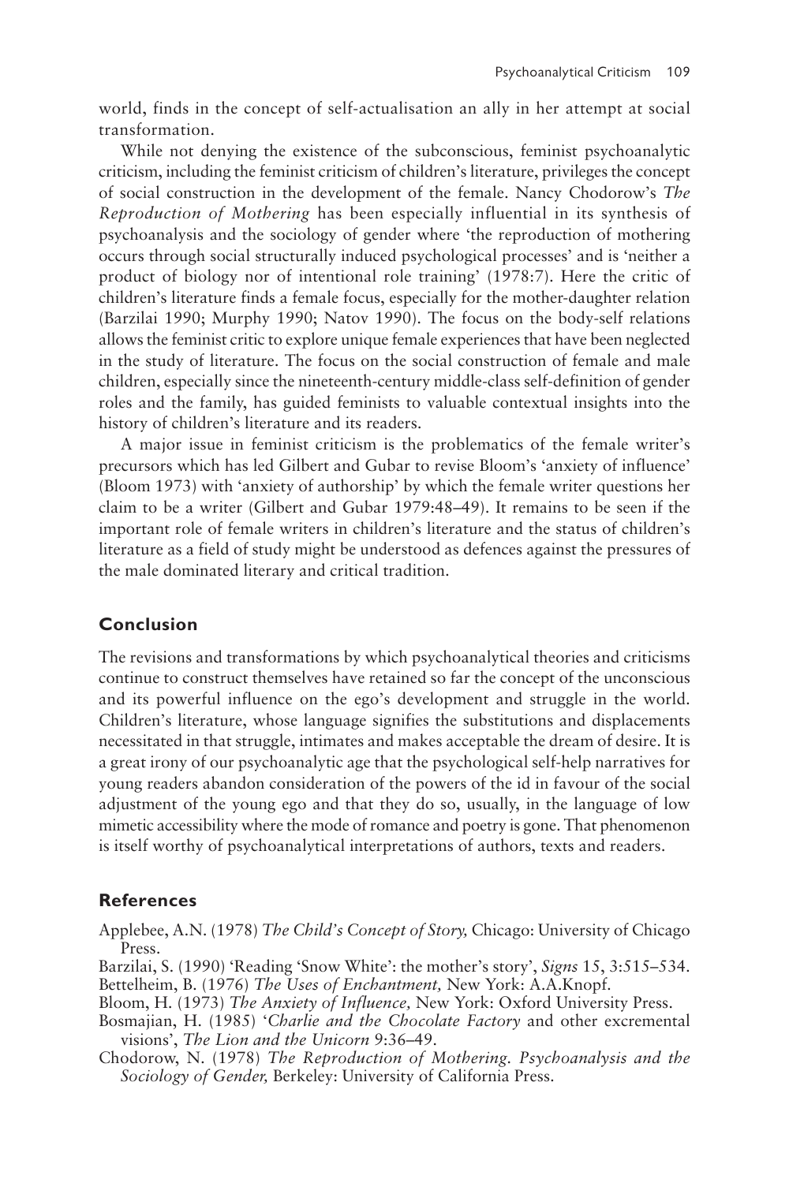world, finds in the concept of self-actualisation an ally in her attempt at social transformation.

While not denying the existence of the subconscious, feminist psychoanalytic criticism, including the feminist criticism of children's literature, privileges the concept of social construction in the development of the female. Nancy Chodorow's *The Reproduction of Mothering* has been especially influential in its synthesis of psychoanalysis and the sociology of gender where 'the reproduction of mothering occurs through social structurally induced psychological processes' and is 'neither a product of biology nor of intentional role training' (1978:7). Here the critic of children's literature finds a female focus, especially for the mother-daughter relation (Barzilai 1990; Murphy 1990; Natov 1990). The focus on the body-self relations allows the feminist critic to explore unique female experiences that have been neglected in the study of literature. The focus on the social construction of female and male children, especially since the nineteenth-century middle-class self-definition of gender roles and the family, has guided feminists to valuable contextual insights into the history of children's literature and its readers.

A major issue in feminist criticism is the problematics of the female writer's precursors which has led Gilbert and Gubar to revise Bloom's 'anxiety of influence' (Bloom 1973) with 'anxiety of authorship' by which the female writer questions her claim to be a writer (Gilbert and Gubar 1979:48–49). It remains to be seen if the important role of female writers in children's literature and the status of children's literature as a field of study might be understood as defences against the pressures of the male dominated literary and critical tradition.

## Conclusion

The revisions and transformations by which psychoanalytical theories and criticisms continue to construct themselves have retained so far the concept of the unconscious and its powerful influence on the ego's development and struggle in the world. Children's literature, whose language signifies the substitutions and displacements necessitated in that struggle, intimates and makes acceptable the dream of desire. It is a great irony of our psychoanalytic age that the psychological self-help narratives for young readers abandon consideration of the powers of the id in favour of the social adjustment of the young ego and that they do so, usually, in the language of low mimetic accessibility where the mode of romance and poetry is gone. That phenomenon is itself worthy of psychoanalytical interpretations of authors, texts and readers.

## References

Applebee, A.N. (1978) *The Child's Concept of Story,* Chicago: University of Chicago Press.

Barzilai, S. (1990) 'Reading 'Snow White': the mother's story', *Signs* 15, 3:515–534.

Bettelheim, B. (1976) *The Uses of Enchantment,* New York: A.A.Knopf.

Bloom, H. (1973) *The Anxiety of Influence,* New York: Oxford University Press.

Bosmajian, H. (1985) '*Charlie and the Chocolate Factory* and other excremental visions', *The Lion and the Unicorn* 9:36–49.

Chodorow, N. (1978) *The Reproduction of Mothering. Psychoanalysis and the Sociology of Gender,* Berkeley: University of California Press.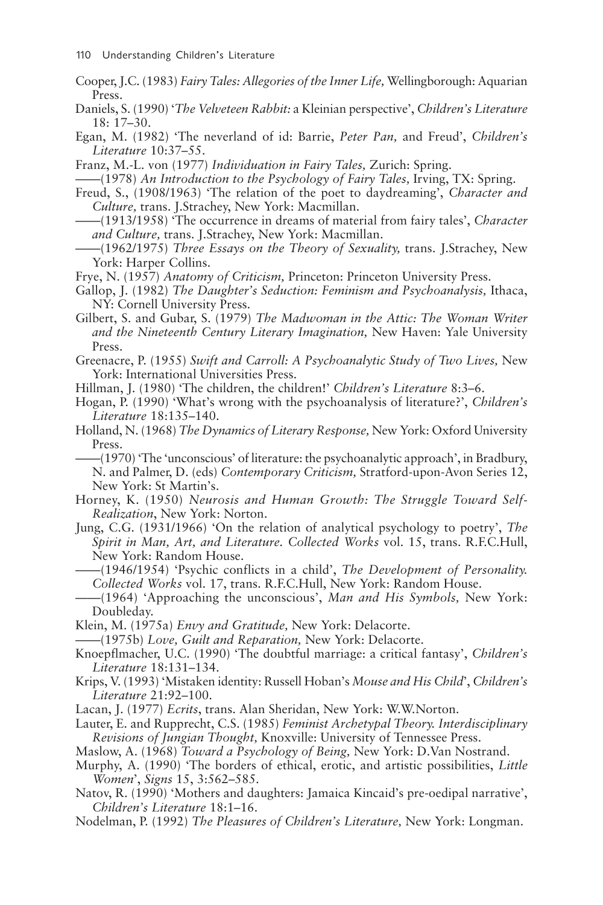Cooper, J.C. (1983) *Fairy Tales: Allegories of the Inner Life,* Wellingborough: Aquarian Press.

Daniels, S. (1990) '*The Velveteen Rabbit:* a Kleinian perspective', *Children's Literature* 18: 17–30.

Egan, M. (1982) 'The neverland of id: Barrie, *Peter Pan,* and Freud', *Children's Literature* 10:37–55.

Franz, M.-L. von (1977) *Individuation in Fairy Tales,* Zurich: Spring.

——(1978) *An Introduction to the Psychology of Fairy Tales,* Irving, TX: Spring.

Freud, S., (1908/1963) 'The relation of the poet to daydreaming', *Character and Culture,* trans. J.Strachey, New York: Macmillan.

——(1913/1958) 'The occurrence in dreams of material from fairy tales', *Character and Culture,* trans. J.Strachey, New York: Macmillan.

——(1962/1975) *Three Essays on the Theory of Sexuality,* trans. J.Strachey, New York: Harper Collins.

Frye, N. (1957) *Anatomy of Criticism,* Princeton: Princeton University Press.

Gallop, J. (1982) *The Daughter's Seduction: Feminism and Psychoanalysis,* Ithaca, NY: Cornell University Press.

Gilbert, S. and Gubar, S. (1979) *The Madwoman in the Attic: The Woman Writer and the Nineteenth Century Literary Imagination,* New Haven: Yale University Press.

Greenacre, P. (1955) *Swift and Carroll: A Psychoanalytic Study of Two Lives,* New York: International Universities Press.

Hillman, J. (1980) 'The children, the children!' *Children's Literature* 8:3–6.

Hogan, P. (1990) 'What's wrong with the psychoanalysis of literature?', *Children's Literature* 18:135–140.

Holland, N. (1968) *The Dynamics of Literary Response,* New York: Oxford University Press.

——(1970) 'The 'unconscious' of literature: the psychoanalytic approach', in Bradbury, N. and Palmer, D. (eds) *Contemporary Criticism,* Stratford-upon-Avon Series 12, New York: St Martin's.

Horney, K. (1950) *Neurosis and Human Growth: The Struggle Toward Self-Realization*, New York: Norton.

Jung, C.G. (1931/1966) 'On the relation of analytical psychology to poetry', *The Spirit in Man, Art, and Literature. Collected Works* vol. 15, trans. R.F.C.Hull, New York: Random House.

——(1946/1954) 'Psychic conflicts in a child', *The Development of Personality. Collected Works* vol. 17, trans. R.F.C.Hull, New York: Random House.

——(1964) 'Approaching the unconscious', *Man and His Symbols,* New York: Doubleday.

Klein, M. (1975a) *Envy and Gratitude,* New York: Delacorte.

——(1975b) *Love, Guilt and Reparation,* New York: Delacorte.

Knoepflmacher, U.C. (1990) 'The doubtful marriage: a critical fantasy', *Children's Literature* 18:131–134.

Krips, V. (1993) 'Mistaken identity: Russell Hoban's *Mouse and His Child*', *Children's Literature* 21:92–100.

Lacan, J. (1977) *Ecrits*, trans. Alan Sheridan, New York: W.W.Norton.

Lauter, E. and Rupprecht, C.S. (1985) *Feminist Archetypal Theory. Interdisciplinary Revisions of Jungian Thought,* Knoxville: University of Tennessee Press.

Maslow, A. (1968) *Toward a Psychology of Being,* New York: D.Van Nostrand.

Murphy, A. (1990) 'The borders of ethical, erotic, and artistic possibilities, *Little Women*', *Signs* 15, 3:562–585.

Natov, R. (1990) 'Mothers and daughters: Jamaica Kincaid's pre-oedipal narrative', *Children's Literature* 18:1–16.

Nodelman, P. (1992) *The Pleasures of Children's Literature,* New York: Longman.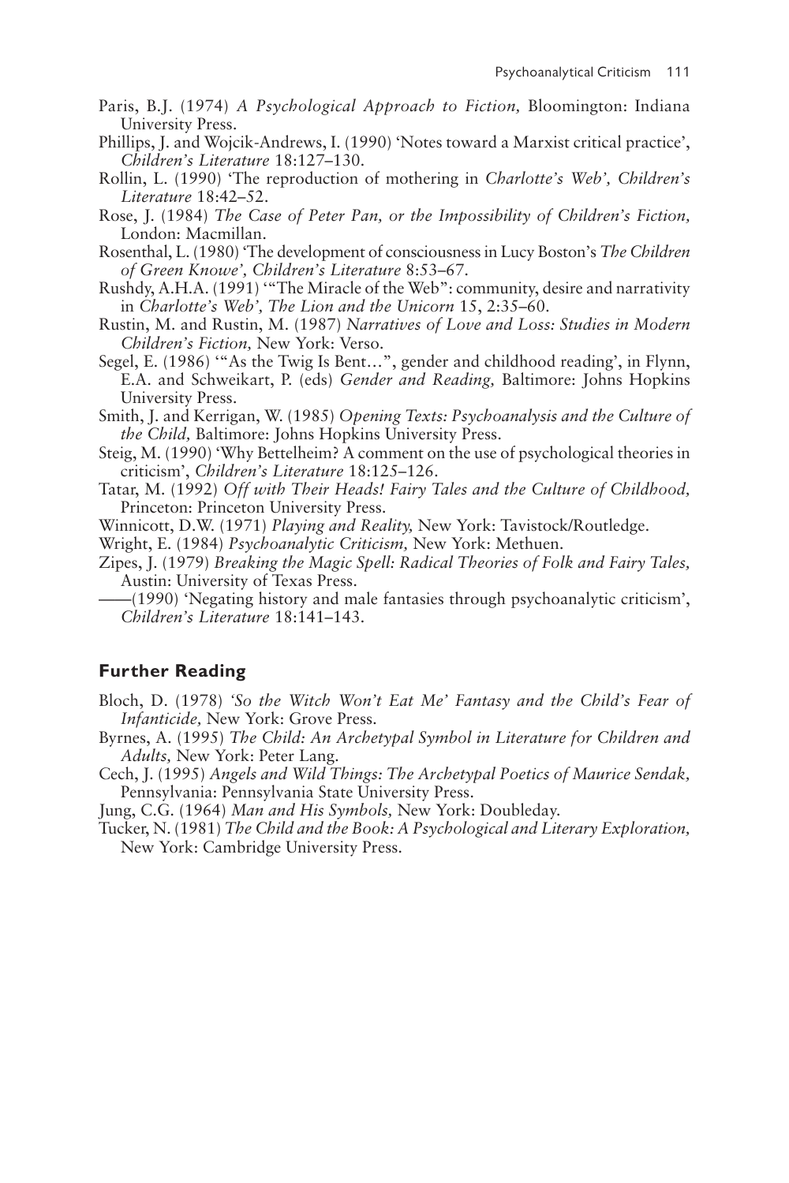Paris, B.J. (1974) *A Psychological Approach to Fiction,* Bloomington: Indiana University Press.

Phillips, J. and Wojcik-Andrews, I. (1990) 'Notes toward a Marxist critical practice', *Children's Literature* 18:127–130.

Rollin, L. (1990) 'The reproduction of mothering in *Charlotte's Web', Children's Literature* 18:42–52.

Rose, J. (1984) *The Case of Peter Pan, or the Impossibility of Children's Fiction,* London: Macmillan.

Rosenthal, L. (1980) 'The development of consciousness in Lucy Boston's *The Children of Green Knowe', Children's Literature* 8:53–67.

Rushdy, A.H.A. (1991) '"The Miracle of the Web": community, desire and narrativity in *Charlotte's Web', The Lion and the Unicorn* 15, 2:35–60.

Rustin, M. and Rustin, M. (1987) *Narratives of Love and Loss: Studies in Modern Children's Fiction,* New York: Verso.

Segel, E. (1986) '"As the Twig Is Bent…", gender and childhood reading', in Flynn, E.A. and Schweikart, P. (eds) *Gender and Reading,* Baltimore: Johns Hopkins University Press.

Smith, J. and Kerrigan, W. (1985) *Opening Texts: Psychoanalysis and the Culture of the Child,* Baltimore: Johns Hopkins University Press.

Steig, M. (1990) 'Why Bettelheim? A comment on the use of psychological theories in criticism', *Children's Literature* 18:125–126.

Tatar, M. (1992) *Off with Their Heads! Fairy Tales and the Culture of Childhood,* Princeton: Princeton University Press.

Winnicott, D.W. (1971) *Playing and Reality,* New York: Tavistock/Routledge.

Wright, E. (1984) *Psychoanalytic Criticism,* New York: Methuen.

Zipes, J. (1979) *Breaking the Magic Spell: Radical Theories of Folk and Fairy Tales,* Austin: University of Texas Press.

——(1990) 'Negating history and male fantasies through psychoanalytic criticism', *Children's Literature* 18:141–143.

## Further Reading

Bloch, D. (1978) *'So the Witch Won't Eat Me' Fantasy and the Child's Fear of Infanticide,* New York: Grove Press.

Byrnes, A. (1995) *The Child: An Archetypal Symbol in Literature for Children and Adults,* New York: Peter Lang.

Cech, J. (1995) *Angels and Wild Things: The Archetypal Poetics of Maurice Sendak,* Pennsylvania: Pennsylvania State University Press.

Jung, C.G. (1964) *Man and His Symbols,* New York: Doubleday.

Tucker, N. (1981) *The Child and the Book: A Psychological and Literary Exploration,* New York: Cambridge University Press.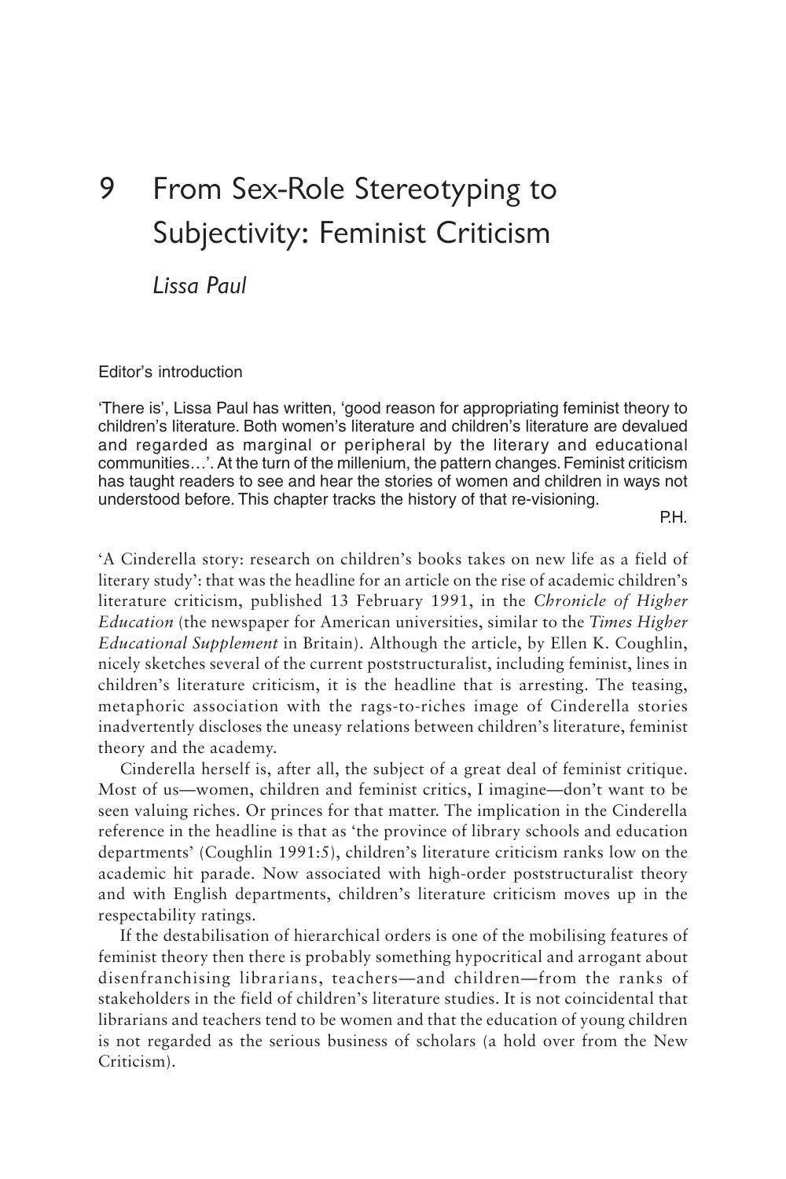# 9 From Sex-Role Stereotyping to Subjectivity: Feminist Criticism

*Lissa Paul*

Editor's introduction

'There is', Lissa Paul has written, 'good reason for appropriating feminist theory to children's literature. Both women's literature and children's literature are devalued and regarded as marginal or peripheral by the literary and educational communities…'. At the turn of the millenium, the pattern changes. Feminist criticism has taught readers to see and hear the stories of women and children in ways not understood before. This chapter tracks the history of that re-visioning.

P.H.

'A Cinderella story: research on children's books takes on new life as a field of literary study': that was the headline for an article on the rise of academic children's literature criticism, published 13 February 1991, in the *Chronicle of Higher Education* (the newspaper for American universities, similar to the *Times Higher Educational Supplement* in Britain). Although the article, by Ellen K. Coughlin, nicely sketches several of the current poststructuralist, including feminist, lines in children's literature criticism, it is the headline that is arresting. The teasing, metaphoric association with the rags-to-riches image of Cinderella stories inadvertently discloses the uneasy relations between children's literature, feminist theory and the academy.

Cinderella herself is, after all, the subject of a great deal of feminist critique. Most of us—women, children and feminist critics, I imagine—don't want to be seen valuing riches. Or princes for that matter. The implication in the Cinderella reference in the headline is that as 'the province of library schools and education departments' (Coughlin 1991:5), children's literature criticism ranks low on the academic hit parade. Now associated with high-order poststructuralist theory and with English departments, children's literature criticism moves up in the respectability ratings.

If the destabilisation of hierarchical orders is one of the mobilising features of feminist theory then there is probably something hypocritical and arrogant about disenfranchising librarians, teachers—and children—from the ranks of stakeholders in the field of children's literature studies. It is not coincidental that librarians and teachers tend to be women and that the education of young children is not regarded as the serious business of scholars (a hold over from the New Criticism).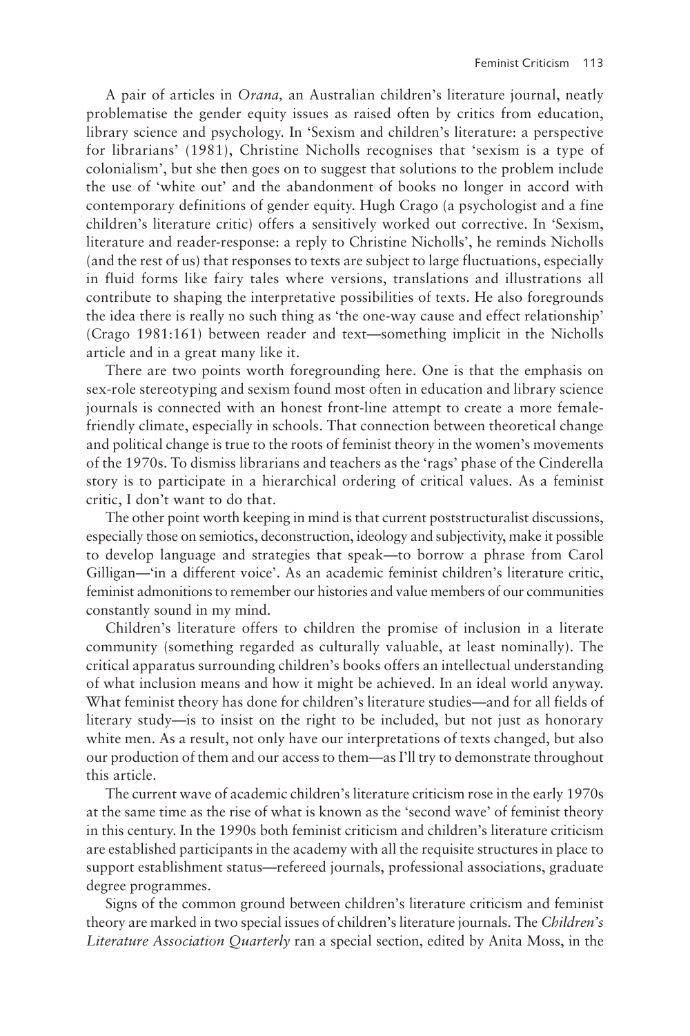A pair of articles in *Orana,* an Australian children's literature journal, neatly problematise the gender equity issues as raised often by critics from education, library science and psychology. In 'Sexism and children's literature: a perspective for librarians' (1981), Christine Nicholls recognises that 'sexism is a type of colonialism', but she then goes on to suggest that solutions to the problem include the use of 'white out' and the abandonment of books no longer in accord with contemporary definitions of gender equity. Hugh Crago (a psychologist and a fine children's literature critic) offers a sensitively worked out corrective. In 'Sexism, literature and reader-response: a reply to Christine Nicholls', he reminds Nicholls (and the rest of us) that responses to texts are subject to large fluctuations, especially in fluid forms like fairy tales where versions, translations and illustrations all contribute to shaping the interpretative possibilities of texts. He also foregrounds the idea there is really no such thing as 'the one-way cause and effect relationship' (Crago 1981:161) between reader and text—something implicit in the Nicholls article and in a great many like it.

There are two points worth foregrounding here. One is that the emphasis on sex-role stereotyping and sexism found most often in education and library science journals is connected with an honest front-line attempt to create a more female-friendly climate, especially in schools. That connection between theoretical change and political change is true to the roots of feminist theory in the women's movements of the 1970s. To dismiss librarians and teachers as the 'rags' phase of the Cinderella story is to participate in a hierarchical ordering of critical values. As a feminist critic, I don't want to do that.

The other point worth keeping in mind is that current poststructuralist discussions, especially those on semiotics, deconstruction, ideology and subjectivity, make it possible to develop language and strategies that speak—to borrow a phrase from Carol Gilligan—'in a different voice'. As an academic feminist children's literature critic, feminist admonitions to remember our histories and value members of our communities constantly sound in my mind.

Children's literature offers to children the promise of inclusion in a literate community (something regarded as culturally valuable, at least nominally). The critical apparatus surrounding children's books offers an intellectual understanding of what inclusion means and how it might be achieved. In an ideal world anyway. What feminist theory has done for children's literature studies—and for all fields of literary study—is to insist on the right to be included, but not just as honorary white men. As a result, not only have our interpretations of texts changed, but also our production of them and our access to them—as I'll try to demonstrate throughout this article.

The current wave of academic children's literature criticism rose in the early 1970s at the same time as the rise of what is known as the 'second wave' of feminist theory in this century. In the 1990s both feminist criticism and children's literature criticism are established participants in the academy with all the requisite structures in place to support establishment status—refereed journals, professional associations, graduate degree programmes.

Signs of the common ground between children's literature criticism and feminist theory are marked in two special issues of children's literature journals. The *Children's Literature Association Quarterly* ran a special section, edited by Anita Moss, in the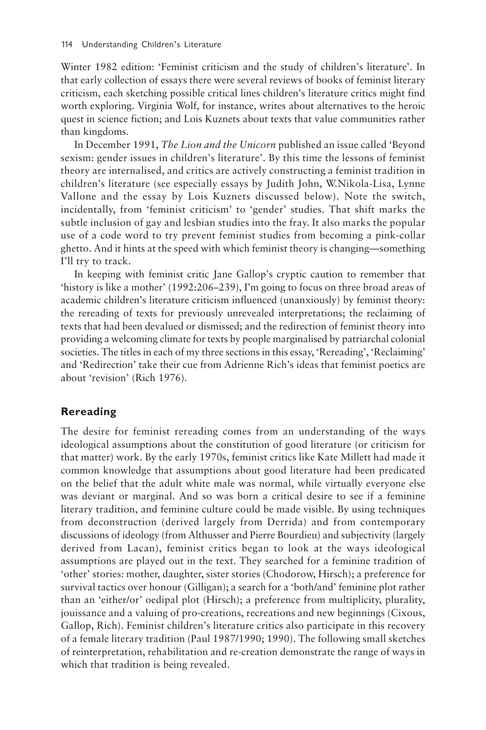Winter 1982 edition: 'Feminist criticism and the study of children's literature'. In that early collection of essays there were several reviews of books of feminist literary criticism, each sketching possible critical lines children's literature critics might find worth exploring. Virginia Wolf, for instance, writes about alternatives to the heroic quest in science fiction; and Lois Kuznets about texts that value communities rather than kingdoms.

In December 1991, *The Lion and the Unicorn* published an issue called 'Beyond sexism: gender issues in children's literature'. By this time the lessons of feminist theory are internalised, and critics are actively constructing a feminist tradition in children's literature (see especially essays by Judith John, W.Nikola-Lisa, Lynne Vallone and the essay by Lois Kuznets discussed below). Note the switch, incidentally, from 'feminist criticism' to 'gender' studies. That shift marks the subtle inclusion of gay and lesbian studies into the fray. It also marks the popular use of a code word to try prevent feminist studies from becoming a pink-collar ghetto. And it hints at the speed with which feminist theory is changing—something I'll try to track.

In keeping with feminist critic Jane Gallop's cryptic caution to remember that 'history is like a mother' (1992:206–239), I'm going to focus on three broad areas of academic children's literature criticism influenced (unanxiously) by feminist theory: the rereading of texts for previously unrevealed interpretations; the reclaiming of texts that had been devalued or dismissed; and the redirection of feminist theory into providing a welcoming climate for texts by people marginalised by patriarchal colonial societies. The titles in each of my three sections in this essay, 'Rereading', 'Reclaiming' and 'Redirection' take their cue from Adrienne Rich's ideas that feminist poetics are about 'revision' (Rich 1976).

## Rereading

The desire for feminist rereading comes from an understanding of the ways ideological assumptions about the constitution of good literature (or criticism for that matter) work. By the early 1970s, feminist critics like Kate Millett had made it common knowledge that assumptions about good literature had been predicated on the belief that the adult white male was normal, while virtually everyone else was deviant or marginal. And so was born a critical desire to see if a feminine literary tradition, and feminine culture could be made visible. By using techniques from deconstruction (derived largely from Derrida) and from contemporary discussions of ideology (from Althusser and Pierre Bourdieu) and subjectivity (largely derived from Lacan), feminist critics began to look at the ways ideological assumptions are played out in the text. They searched for a feminine tradition of 'other' stories: mother, daughter, sister stories (Chodorow, Hirsch); a preference for survival tactics over honour (Gilligan); a search for a 'both/and' feminine plot rather than an 'either/or' oedipal plot (Hirsch); a preference from multiplicity, plurality, jouissance and a valuing of pro-creations, recreations and new beginnings (Cixous, Gallop, Rich). Feminist children's literature critics also participate in this recovery of a female literary tradition (Paul 1987/1990; 1990). The following small sketches of reinterpretation, rehabilitation and re-creation demonstrate the range of ways in which that tradition is being revealed.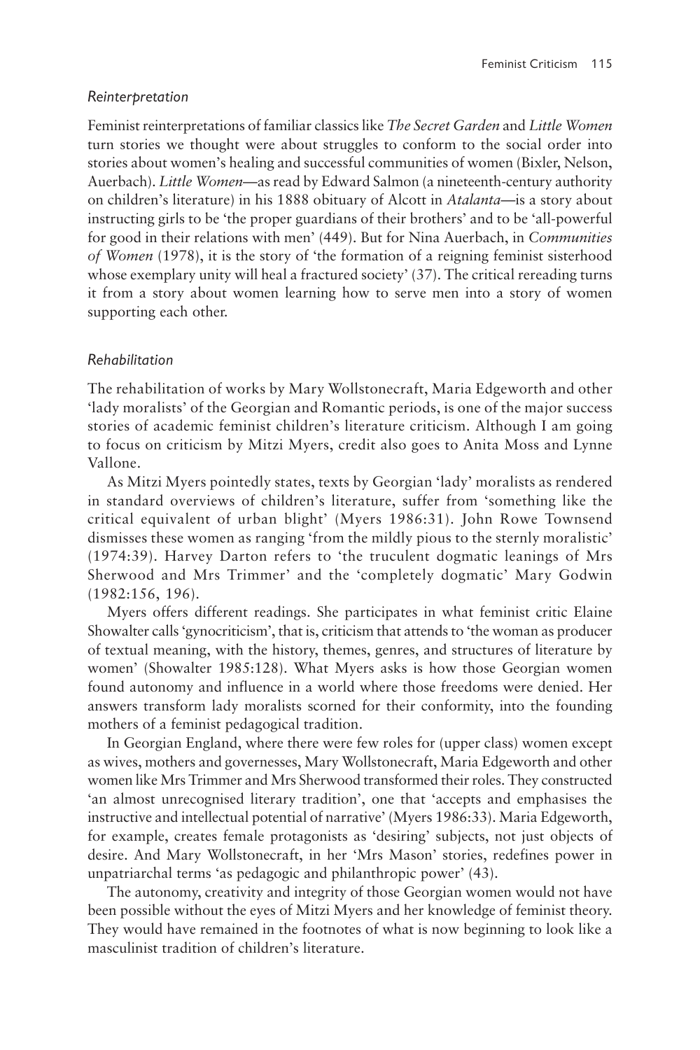*Reinterpretation*

Feminist reinterpretations of familiar classics like *The Secret Garden* and *Little Women* turn stories we thought were about struggles to conform to the social order into stories about women's healing and successful communities of women (Bixler, Nelson, Auerbach). *Little Women*—as read by Edward Salmon (a nineteenth-century authority on children's literature) in his 1888 obituary of Alcott in *Atalanta*—is a story about instructing girls to be 'the proper guardians of their brothers' and to be 'all-powerful for good in their relations with men' (449). But for Nina Auerbach, in *Communities of Women* (1978), it is the story of 'the formation of a reigning feminist sisterhood whose exemplary unity will heal a fractured society' (37). The critical rereading turns it from a story about women learning how to serve men into a story of women supporting each other.

*Rehabilitation*

The rehabilitation of works by Mary Wollstonecraft, Maria Edgeworth and other 'lady moralists' of the Georgian and Romantic periods, is one of the major success stories of academic feminist children's literature criticism. Although I am going to focus on criticism by Mitzi Myers, credit also goes to Anita Moss and Lynne Vallone.

As Mitzi Myers pointedly states, texts by Georgian 'lady' moralists as rendered in standard overviews of children's literature, suffer from 'something like the critical equivalent of urban blight' (Myers 1986:31). John Rowe Townsend dismisses these women as ranging 'from the mildly pious to the sternly moralistic' (1974:39). Harvey Darton refers to 'the truculent dogmatic leanings of Mrs Sherwood and Mrs Trimmer' and the 'completely dogmatic' Mary Godwin (1982:156, 196).

Myers offers different readings. She participates in what feminist critic Elaine Showalter calls 'gynocriticism', that is, criticism that attends to 'the woman as producer of textual meaning, with the history, themes, genres, and structures of literature by women' (Showalter 1985:128). What Myers asks is how those Georgian women found autonomy and influence in a world where those freedoms were denied. Her answers transform lady moralists scorned for their conformity, into the founding mothers of a feminist pedagogical tradition.

In Georgian England, where there were few roles for (upper class) women except as wives, mothers and governesses, Mary Wollstonecraft, Maria Edgeworth and other women like Mrs Trimmer and Mrs Sherwood transformed their roles. They constructed 'an almost unrecognised literary tradition', one that 'accepts and emphasises the instructive and intellectual potential of narrative' (Myers 1986:33). Maria Edgeworth, for example, creates female protagonists as 'desiring' subjects, not just objects of desire. And Mary Wollstonecraft, in her 'Mrs Mason' stories, redefines power in unpatriarchal terms 'as pedagogic and philanthropic power' (43).

The autonomy, creativity and integrity of those Georgian women would not have been possible without the eyes of Mitzi Myers and her knowledge of feminist theory. They would have remained in the footnotes of what is now beginning to look like a masculinist tradition of children's literature.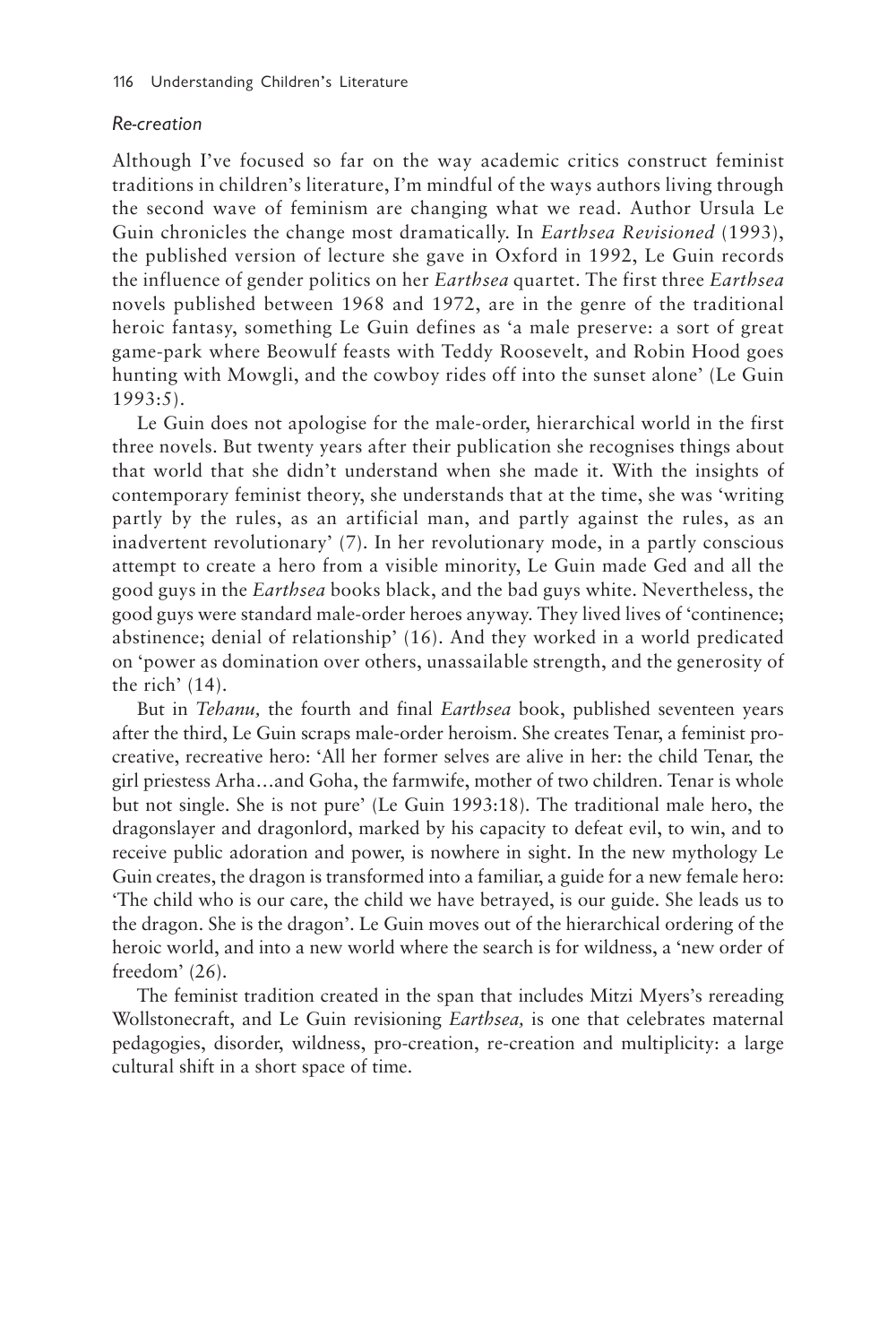### *Re-creation*

Although I've focused so far on the way academic critics construct feminist traditions in children's literature, I'm mindful of the ways authors living through the second wave of feminism are changing what we read. Author Ursula Le Guin chronicles the change most dramatically. In *Earthsea Revisioned* (1993), the published version of lecture she gave in Oxford in 1992, Le Guin records the influence of gender politics on her *Earthsea* quartet. The first three *Earthsea* novels published between 1968 and 1972, are in the genre of the traditional heroic fantasy, something Le Guin defines as 'a male preserve: a sort of great game-park where Beowulf feasts with Teddy Roosevelt, and Robin Hood goes hunting with Mowgli, and the cowboy rides off into the sunset alone' (Le Guin 1993:5).

Le Guin does not apologise for the male-order, hierarchical world in the first three novels. But twenty years after their publication she recognises things about that world that she didn't understand when she made it. With the insights of contemporary feminist theory, she understands that at the time, she was 'writing partly by the rules, as an artificial man, and partly against the rules, as an inadvertent revolutionary' (7). In her revolutionary mode, in a partly conscious attempt to create a hero from a visible minority, Le Guin made Ged and all the good guys in the *Earthsea* books black, and the bad guys white. Nevertheless, the good guys were standard male-order heroes anyway. They lived lives of 'continence; abstinence; denial of relationship' (16). And they worked in a world predicated on 'power as domination over others, unassailable strength, and the generosity of the rich' (14).

But in *Tehanu,* the fourth and final *Earthsea* book, published seventeen years after the third, Le Guin scraps male-order heroism. She creates Tenar, a feminist pro-creative, recreative hero: 'All her former selves are alive in her: the child Tenar, the girl priestess Arha…and Goha, the farmwife, mother of two children. Tenar is whole but not single. She is not pure' (Le Guin 1993:18). The traditional male hero, the dragonslayer and dragonlord, marked by his capacity to defeat evil, to win, and to receive public adoration and power, is nowhere in sight. In the new mythology Le Guin creates, the dragon is transformed into a familiar, a guide for a new female hero: 'The child who is our care, the child we have betrayed, is our guide. She leads us to the dragon. She is the dragon'. Le Guin moves out of the hierarchical ordering of the heroic world, and into a new world where the search is for wildness, a 'new order of freedom' (26).

The feminist tradition created in the span that includes Mitzi Myers's rereading Wollstonecraft, and Le Guin revisioning *Earthsea,* is one that celebrates maternal pedagogies, disorder, wildness, pro-creation, re-creation and multiplicity: a large cultural shift in a short space of time.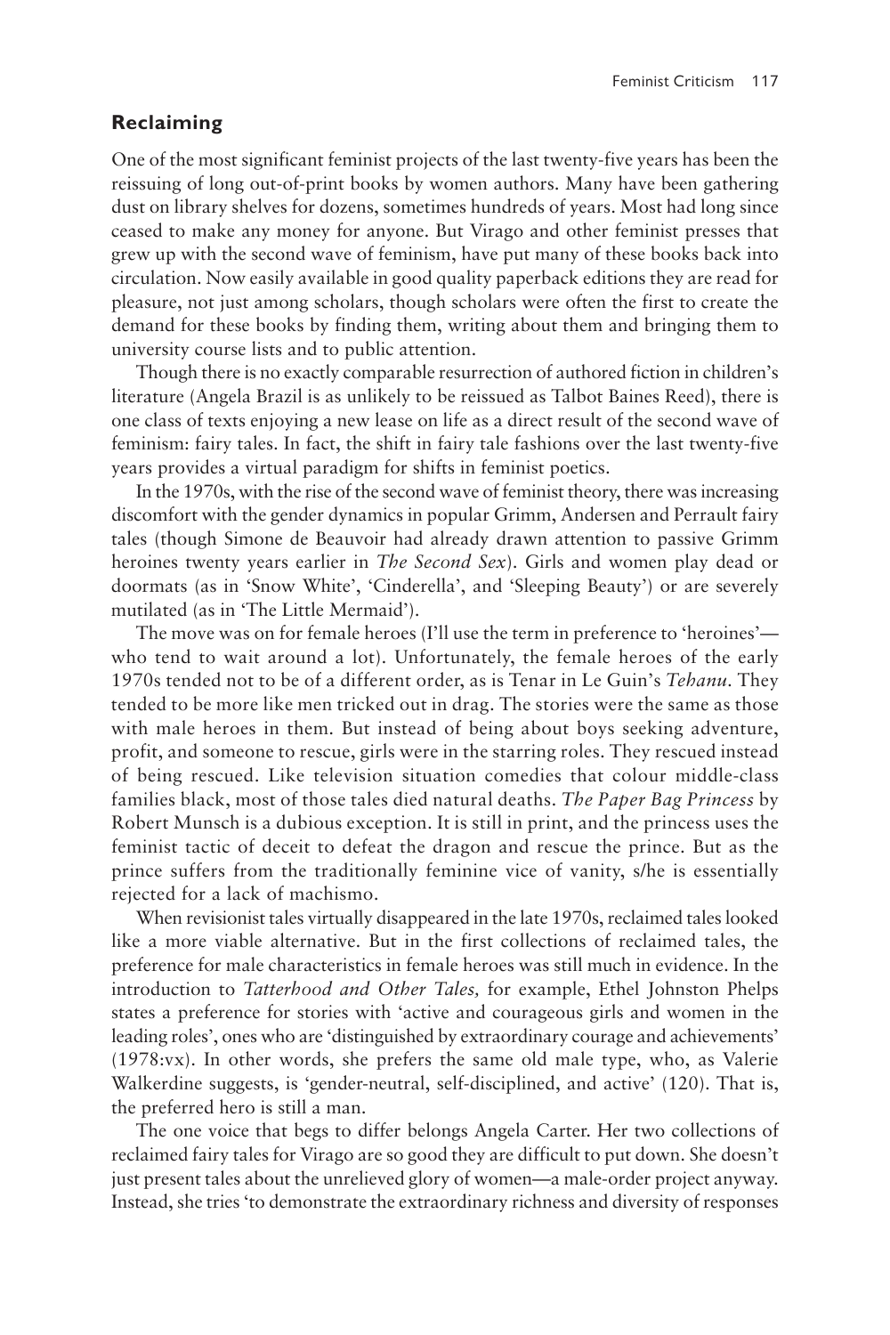## Reclaiming

One of the most significant feminist projects of the last twenty-five years has been the reissuing of long out-of-print books by women authors. Many have been gathering dust on library shelves for dozens, sometimes hundreds of years. Most had long since ceased to make any money for anyone. But Virago and other feminist presses that grew up with the second wave of feminism, have put many of these books back into circulation. Now easily available in good quality paperback editions they are read for pleasure, not just among scholars, though scholars were often the first to create the demand for these books by finding them, writing about them and bringing them to university course lists and to public attention.

Though there is no exactly comparable resurrection of authored fiction in children's literature (Angela Brazil is as unlikely to be reissued as Talbot Baines Reed), there is one class of texts enjoying a new lease on life as a direct result of the second wave of feminism: fairy tales. In fact, the shift in fairy tale fashions over the last twenty-five years provides a virtual paradigm for shifts in feminist poetics.

In the 1970s, with the rise of the second wave of feminist theory, there was increasing discomfort with the gender dynamics in popular Grimm, Andersen and Perrault fairy tales (though Simone de Beauvoir had already drawn attention to passive Grimm heroines twenty years earlier in *The Second Sex*). Girls and women play dead or doormats (as in 'Snow White', 'Cinderella', and 'Sleeping Beauty') or are severely mutilated (as in 'The Little Mermaid').

The move was on for female heroes (I'll use the term in preference to 'heroines'—who tend to wait around a lot). Unfortunately, the female heroes of the early 1970s tended not to be of a different order, as is Tenar in Le Guin's *Tehanu*. They tended to be more like men tricked out in drag. The stories were the same as those with male heroes in them. But instead of being about boys seeking adventure, profit, and someone to rescue, girls were in the starring roles. They rescued instead of being rescued. Like television situation comedies that colour middle-class families black, most of those tales died natural deaths. *The Paper Bag Princess* by Robert Munsch is a dubious exception. It is still in print, and the princess uses the feminist tactic of deceit to defeat the dragon and rescue the prince. But as the prince suffers from the traditionally feminine vice of vanity, s/he is essentially rejected for a lack of machismo.

When revisionist tales virtually disappeared in the late 1970s, reclaimed tales looked like a more viable alternative. But in the first collections of reclaimed tales, the preference for male characteristics in female heroes was still much in evidence. In the introduction to *Tatterhood and Other Tales,* for example, Ethel Johnston Phelps states a preference for stories with 'active and courageous girls and women in the leading roles', ones who are 'distinguished by extraordinary courage and achievements' (1978:vx). In other words, she prefers the same old male type, who, as Valerie Walkerdine suggests, is 'gender-neutral, self-disciplined, and active' (120). That is, the preferred hero is still a man.

The one voice that begs to differ belongs Angela Carter. Her two collections of reclaimed fairy tales for Virago are so good they are difficult to put down. She doesn't just present tales about the unrelieved glory of women—a male-order project anyway. Instead, she tries 'to demonstrate the extraordinary richness and diversity of responses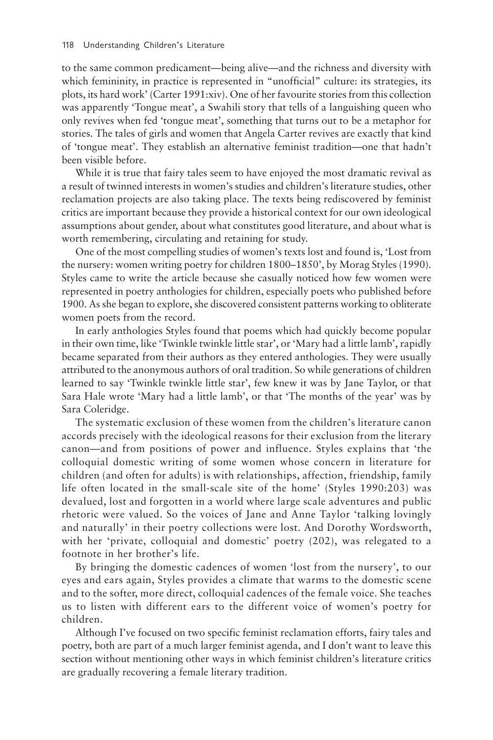to the same common predicament—being alive—and the richness and diversity with which femininity, in practice is represented in "unofficial" culture: its strategies, its plots, its hard work' (Carter 1991:xiv). One of her favourite stories from this collection was apparently 'Tongue meat', a Swahili story that tells of a languishing queen who only revives when fed 'tongue meat', something that turns out to be a metaphor for stories. The tales of girls and women that Angela Carter revives are exactly that kind of 'tongue meat'. They establish an alternative feminist tradition—one that hadn't been visible before.

While it is true that fairy tales seem to have enjoyed the most dramatic revival as a result of twinned interests in women's studies and children's literature studies, other reclamation projects are also taking place. The texts being rediscovered by feminist critics are important because they provide a historical context for our own ideological assumptions about gender, about what constitutes good literature, and about what is worth remembering, circulating and retaining for study.

One of the most compelling studies of women's texts lost and found is, 'Lost from the nursery: women writing poetry for children 1800–1850', by Morag Styles (1990). Styles came to write the article because she casually noticed how few women were represented in poetry anthologies for children, especially poets who published before 1900. As she began to explore, she discovered consistent patterns working to obliterate women poets from the record.

In early anthologies Styles found that poems which had quickly become popular in their own time, like 'Twinkle twinkle little star', or 'Mary had a little lamb', rapidly became separated from their authors as they entered anthologies. They were usually attributed to the anonymous authors of oral tradition. So while generations of children learned to say 'Twinkle twinkle little star', few knew it was by Jane Taylor, or that Sara Hale wrote 'Mary had a little lamb', or that 'The months of the year' was by Sara Coleridge.

The systematic exclusion of these women from the children's literature canon accords precisely with the ideological reasons for their exclusion from the literary canon—and from positions of power and influence. Styles explains that 'the colloquial domestic writing of some women whose concern in literature for children (and often for adults) is with relationships, affection, friendship, family life often located in the small-scale site of the home' (Styles 1990:203) was devalued, lost and forgotten in a world where large scale adventures and public rhetoric were valued. So the voices of Jane and Anne Taylor 'talking lovingly and naturally' in their poetry collections were lost. And Dorothy Wordsworth, with her 'private, colloquial and domestic' poetry (202), was relegated to a footnote in her brother's life.

By bringing the domestic cadences of women 'lost from the nursery', to our eyes and ears again, Styles provides a climate that warms to the domestic scene and to the softer, more direct, colloquial cadences of the female voice. She teaches us to listen with different ears to the different voice of women's poetry for children.

Although I've focused on two specific feminist reclamation efforts, fairy tales and poetry, both are part of a much larger feminist agenda, and I don't want to leave this section without mentioning other ways in which feminist children's literature critics are gradually recovering a female literary tradition.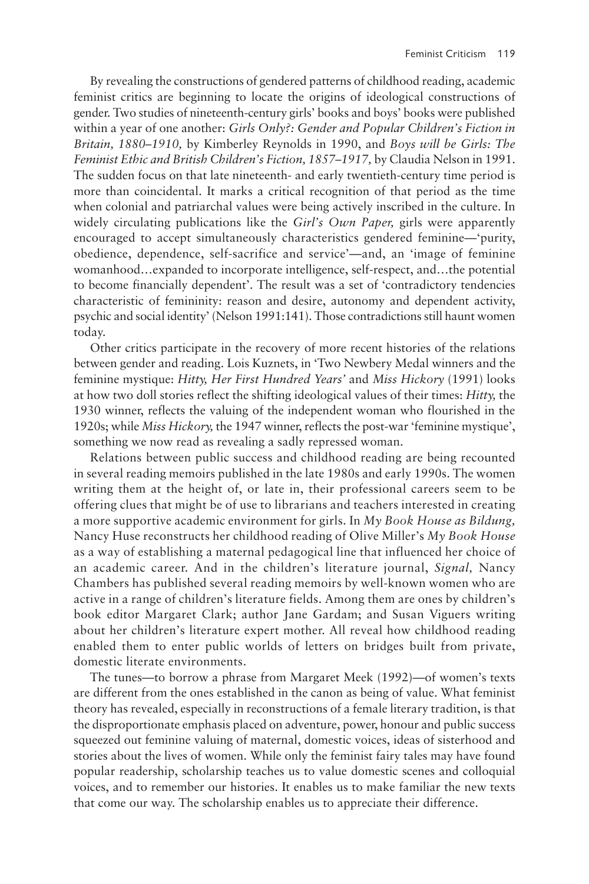By revealing the constructions of gendered patterns of childhood reading, academic feminist critics are beginning to locate the origins of ideological constructions of gender. Two studies of nineteenth-century girls' books and boys' books were published within a year of one another: *Girls Only?: Gender and Popular Children's Fiction in Britain, 1880–1910,* by Kimberley Reynolds in 1990, and *Boys will be Girls: The Feminist Ethic and British Children's Fiction, 1857–1917,* by Claudia Nelson in 1991. The sudden focus on that late nineteenth- and early twentieth-century time period is more than coincidental. It marks a critical recognition of that period as the time when colonial and patriarchal values were being actively inscribed in the culture. In widely circulating publications like the *Girl's Own Paper,* girls were apparently encouraged to accept simultaneously characteristics gendered feminine—'purity, obedience, dependence, self-sacrifice and service'—and, an 'image of feminine womanhood…expanded to incorporate intelligence, self-respect, and…the potential to become financially dependent'. The result was a set of 'contradictory tendencies characteristic of femininity: reason and desire, autonomy and dependent activity, psychic and social identity' (Nelson 1991:141). Those contradictions still haunt women today.

Other critics participate in the recovery of more recent histories of the relations between gender and reading. Lois Kuznets, in 'Two Newbery Medal winners and the feminine mystique: *Hitty, Her First Hundred Years'* and *Miss Hickory* (1991) looks at how two doll stories reflect the shifting ideological values of their times: *Hitty,* the 1930 winner, reflects the valuing of the independent woman who flourished in the 1920s; while *Miss Hickory,* the 1947 winner, reflects the post-war 'feminine mystique', something we now read as revealing a sadly repressed woman.

Relations between public success and childhood reading are being recounted in several reading memoirs published in the late 1980s and early 1990s. The women writing them at the height of, or late in, their professional careers seem to be offering clues that might be of use to librarians and teachers interested in creating a more supportive academic environment for girls. In *My Book House as Bildung,* Nancy Huse reconstructs her childhood reading of Olive Miller's *My Book House* as a way of establishing a maternal pedagogical line that influenced her choice of an academic career. And in the children's literature journal, *Signal,* Nancy Chambers has published several reading memoirs by well-known women who are active in a range of children's literature fields. Among them are ones by children's book editor Margaret Clark; author Jane Gardam; and Susan Viguers writing about her children's literature expert mother. All reveal how childhood reading enabled them to enter public worlds of letters on bridges built from private, domestic literate environments.

The tunes—to borrow a phrase from Margaret Meek (1992)—of women's texts are different from the ones established in the canon as being of value. What feminist theory has revealed, especially in reconstructions of a female literary tradition, is that the disproportionate emphasis placed on adventure, power, honour and public success squeezed out feminine valuing of maternal, domestic voices, ideas of sisterhood and stories about the lives of women. While only the feminist fairy tales may have found popular readership, scholarship teaches us to value domestic scenes and colloquial voices, and to remember our histories. It enables us to make familiar the new texts that come our way. The scholarship enables us to appreciate their difference.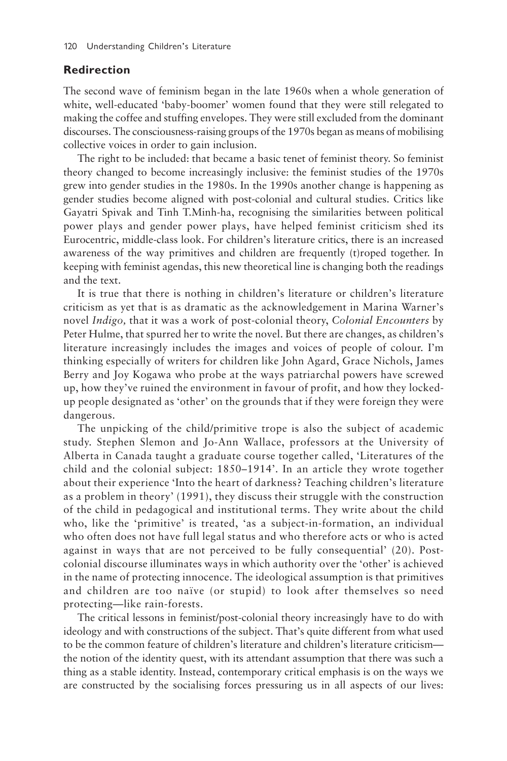## Redirection

The second wave of feminism began in the late 1960s when a whole generation of white, well-educated 'baby-boomer' women found that they were still relegated to making the coffee and stuffing envelopes. They were still excluded from the dominant discourses. The consciousness-raising groups of the 1970s began as means of mobilising collective voices in order to gain inclusion.

The right to be included: that became a basic tenet of feminist theory. So feminist theory changed to become increasingly inclusive: the feminist studies of the 1970s grew into gender studies in the 1980s. In the 1990s another change is happening as gender studies become aligned with post-colonial and cultural studies. Critics like Gayatri Spivak and Tinh T.Minh-ha, recognising the similarities between political power plays and gender power plays, have helped feminist criticism shed its Eurocentric, middle-class look. For children's literature critics, there is an increased awareness of the way primitives and children are frequently (t)roped together. In keeping with feminist agendas, this new theoretical line is changing both the readings and the text.

It is true that there is nothing in children's literature or children's literature criticism as yet that is as dramatic as the acknowledgement in Marina Warner's novel *Indigo,* that it was a work of post-colonial theory, *Colonial Encounters* by Peter Hulme, that spurred her to write the novel. But there are changes, as children's literature increasingly includes the images and voices of people of colour. I'm thinking especially of writers for children like John Agard, Grace Nichols, James Berry and Joy Kogawa who probe at the ways patriarchal powers have screwed up, how they've ruined the environment in favour of profit, and how they locked-up people designated as 'other' on the grounds that if they were foreign they were dangerous.

The unpicking of the child/primitive trope is also the subject of academic study. Stephen Slemon and Jo-Ann Wallace, professors at the University of Alberta in Canada taught a graduate course together called, 'Literatures of the child and the colonial subject: 1850–1914'. In an article they wrote together about their experience 'Into the heart of darkness? Teaching children's literature as a problem in theory' (1991), they discuss their struggle with the construction of the child in pedagogical and institutional terms. They write about the child who, like the 'primitive' is treated, 'as a subject-in-formation, an individual who often does not have full legal status and who therefore acts or who is acted against in ways that are not perceived to be fully consequential' (20). Post-colonial discourse illuminates ways in which authority over the 'other' is achieved in the name of protecting innocence. The ideological assumption is that primitives and children are too naïve (or stupid) to look after themselves so need protecting—like rain-forests.

The critical lessons in feminist/post-colonial theory increasingly have to do with ideology and with constructions of the subject. That's quite different from what used to be the common feature of children's literature and children's literature criticism—the notion of the identity quest, with its attendant assumption that there was such a thing as a stable identity. Instead, contemporary critical emphasis is on the ways we are constructed by the socialising forces pressuring us in all aspects of our lives: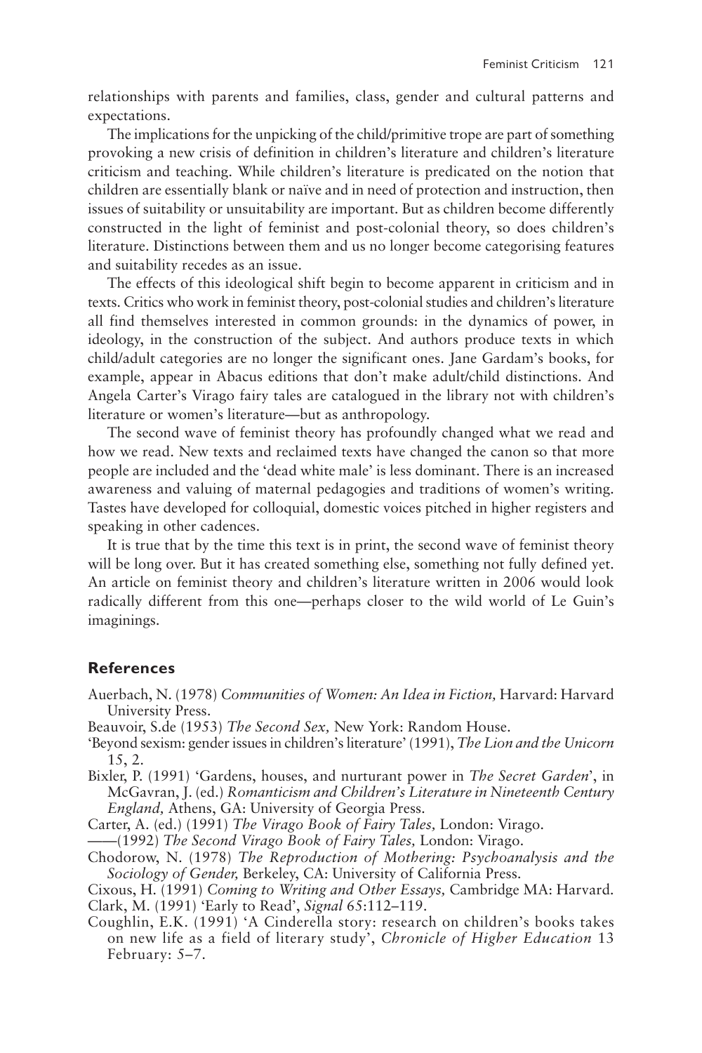relationships with parents and families, class, gender and cultural patterns and expectations.

The implications for the unpicking of the child/primitive trope are part of something provoking a new crisis of definition in children's literature and children's literature criticism and teaching. While children's literature is predicated on the notion that children are essentially blank or naïve and in need of protection and instruction, then issues of suitability or unsuitability are important. But as children become differently constructed in the light of feminist and post-colonial theory, so does children's literature. Distinctions between them and us no longer become categorising features and suitability recedes as an issue.

The effects of this ideological shift begin to become apparent in criticism and in texts. Critics who work in feminist theory, post-colonial studies and children's literature all find themselves interested in common grounds: in the dynamics of power, in ideology, in the construction of the subject. And authors produce texts in which child/adult categories are no longer the significant ones. Jane Gardam's books, for example, appear in Abacus editions that don't make adult/child distinctions. And Angela Carter's Virago fairy tales are catalogued in the library not with children's literature or women's literature—but as anthropology.

The second wave of feminist theory has profoundly changed what we read and how we read. New texts and reclaimed texts have changed the canon so that more people are included and the 'dead white male' is less dominant. There is an increased awareness and valuing of maternal pedagogies and traditions of women's writing. Tastes have developed for colloquial, domestic voices pitched in higher registers and speaking in other cadences.

It is true that by the time this text is in print, the second wave of feminist theory will be long over. But it has created something else, something not fully defined yet. An article on feminist theory and children's literature written in 2006 would look radically different from this one—perhaps closer to the wild world of Le Guin's imaginings.

## References

Auerbach, N. (1978) *Communities of Women: An Idea in Fiction,* Harvard: Harvard University Press.

Beauvoir, S.de (1953) *The Second Sex,* New York: Random House.

'Beyond sexism: gender issues in children's literature' (1991), *The Lion and the Unicorn* 15, 2.

Bixler, P. (1991) 'Gardens, houses, and nurturant power in *The Secret Garden*', in McGavran, J. (ed.) *Romanticism and Children's Literature in Nineteenth Century England,* Athens, GA: University of Georgia Press.

Carter, A. (ed.) (1991) *The Virago Book of Fairy Tales,* London: Virago.

——(1992) *The Second Virago Book of Fairy Tales,* London: Virago.

Chodorow, N. (1978) *The Reproduction of Mothering: Psychoanalysis and the Sociology of Gender,* Berkeley, CA: University of California Press.

Cixous, H. (1991) *Coming to Writing and Other Essays,* Cambridge MA: Harvard.

Clark, M. (1991) 'Early to Read', *Signal* 65:112–119.

Coughlin, E.K. (1991) 'A Cinderella story: research on children's books takes on new life as a field of literary study', *Chronicle of Higher Education* 13 February: 5–7.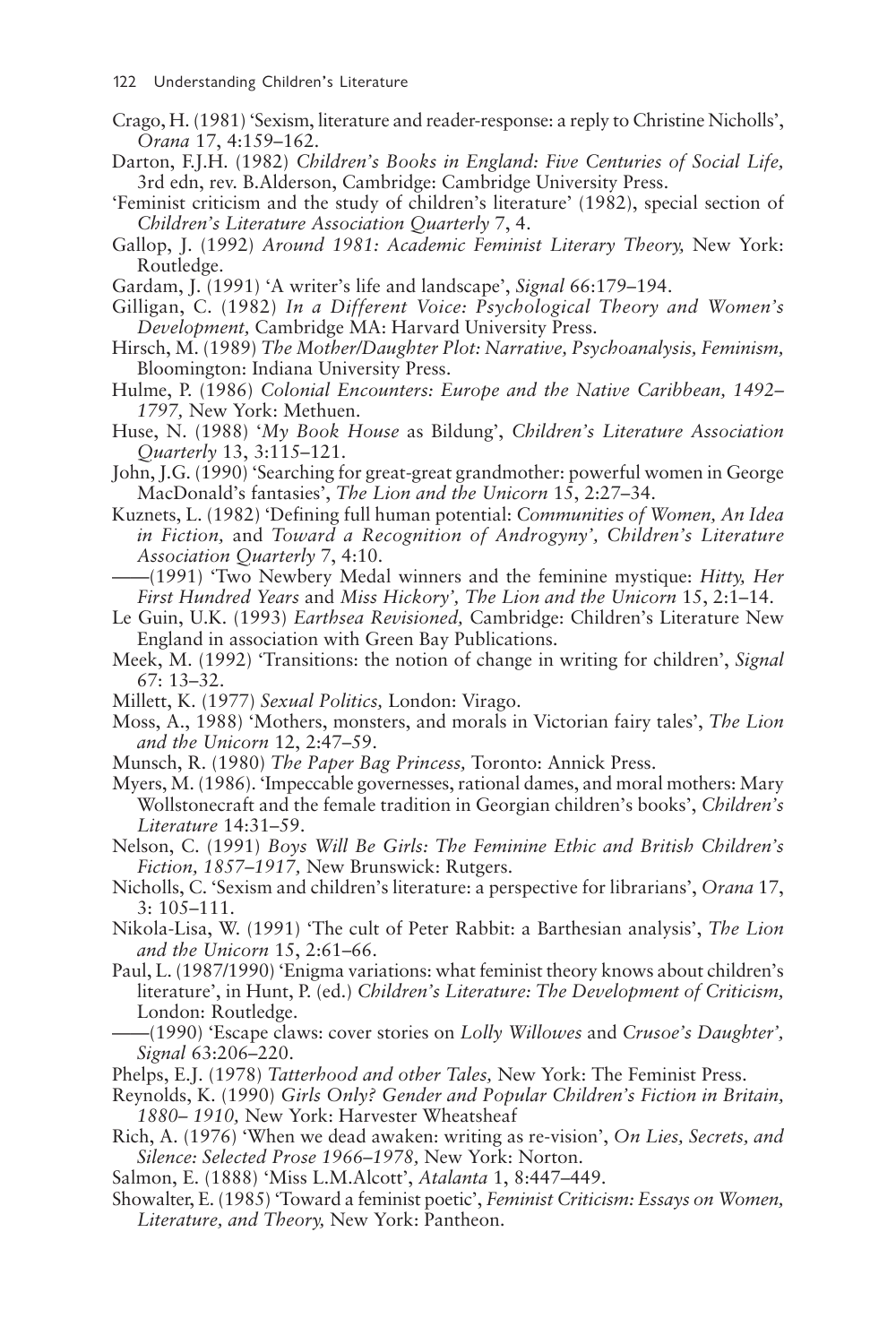Crago, H. (1981) 'Sexism, literature and reader-response: a reply to Christine Nicholls', *Orana* 17, 4:159–162.

Darton, F.J.H. (1982) *Children's Books in England: Five Centuries of Social Life,* 3rd edn, rev. B.Alderson, Cambridge: Cambridge University Press.

'Feminist criticism and the study of children's literature' (1982), special section of *Children's Literature Association Quarterly* 7, 4.

Gallop, J. (1992) *Around 1981: Academic Feminist Literary Theory,* New York: Routledge.

Gardam, J. (1991) 'A writer's life and landscape', *Signal* 66:179–194.

Gilligan, C. (1982) *In a Different Voice: Psychological Theory and Women's Development,* Cambridge MA: Harvard University Press.

Hirsch, M. (1989) *The Mother/Daughter Plot: Narrative, Psychoanalysis, Feminism,* Bloomington: Indiana University Press.

Hulme, P. (1986) *Colonial Encounters: Europe and the Native Caribbean, 1492–1797,* New York: Methuen.

Huse, N. (1988) '*My Book House* as Bildung', *Children's Literature Association Quarterly* 13, 3:115–121.

John, J.G. (1990) 'Searching for great-great grandmother: powerful women in George MacDonald's fantasies', *The Lion and the Unicorn* 15, 2:27–34.

Kuznets, L. (1982) 'Defining full human potential: *Communities of Women, An Idea in Fiction,* and *Toward a Recognition of Androgyny', Children's Literature Association Quarterly* 7, 4:10.

——(1991) 'Two Newbery Medal winners and the feminine mystique: *Hitty, Her First Hundred Years* and *Miss Hickory', The Lion and the Unicorn* 15, 2:1–14.

Le Guin, U.K. (1993) *Earthsea Revisioned,* Cambridge: Children's Literature New England in association with Green Bay Publications.

Meek, M. (1992) 'Transitions: the notion of change in writing for children', *Signal* 67: 13–32.

Millett, K. (1977) *Sexual Politics,* London: Virago.

Moss, A., 1988) 'Mothers, monsters, and morals in Victorian fairy tales', *The Lion and the Unicorn* 12, 2:47–59.

Munsch, R. (1980) *The Paper Bag Princess,* Toronto: Annick Press.

Myers, M. (1986). 'Impeccable governesses, rational dames, and moral mothers: Mary Wollstonecraft and the female tradition in Georgian children's books', *Children's Literature* 14:31–59.

Nelson, C. (1991) *Boys Will Be Girls: The Feminine Ethic and British Children's Fiction, 1857–1917,* New Brunswick: Rutgers.

Nicholls, C. 'Sexism and children's literature: a perspective for librarians', *Orana* 17, 3: 105–111.

Nikola-Lisa, W. (1991) 'The cult of Peter Rabbit: a Barthesian analysis', *The Lion and the Unicorn* 15, 2:61–66.

Paul, L. (1987/1990) 'Enigma variations: what feminist theory knows about children's literature', in Hunt, P. (ed.) *Children's Literature: The Development of Criticism,* London: Routledge.

——(1990) 'Escape claws: cover stories on *Lolly Willowes* and *Crusoe's Daughter', Signal* 63:206–220.

Phelps, E.J. (1978) *Tatterhood and other Tales,* New York: The Feminist Press.

Reynolds, K. (1990) *Girls Only? Gender and Popular Children's Fiction in Britain, 1880– 1910,* New York: Harvester Wheatsheaf

Rich, A. (1976) 'When we dead awaken: writing as re-vision', *On Lies, Secrets, and Silence: Selected Prose 1966–1978,* New York: Norton.

Salmon, E. (1888) 'Miss L.M.Alcott', *Atalanta* 1, 8:447–449.

Showalter, E. (1985) 'Toward a feminist poetic', *Feminist Criticism: Essays on Women, Literature, and Theory,* New York: Pantheon.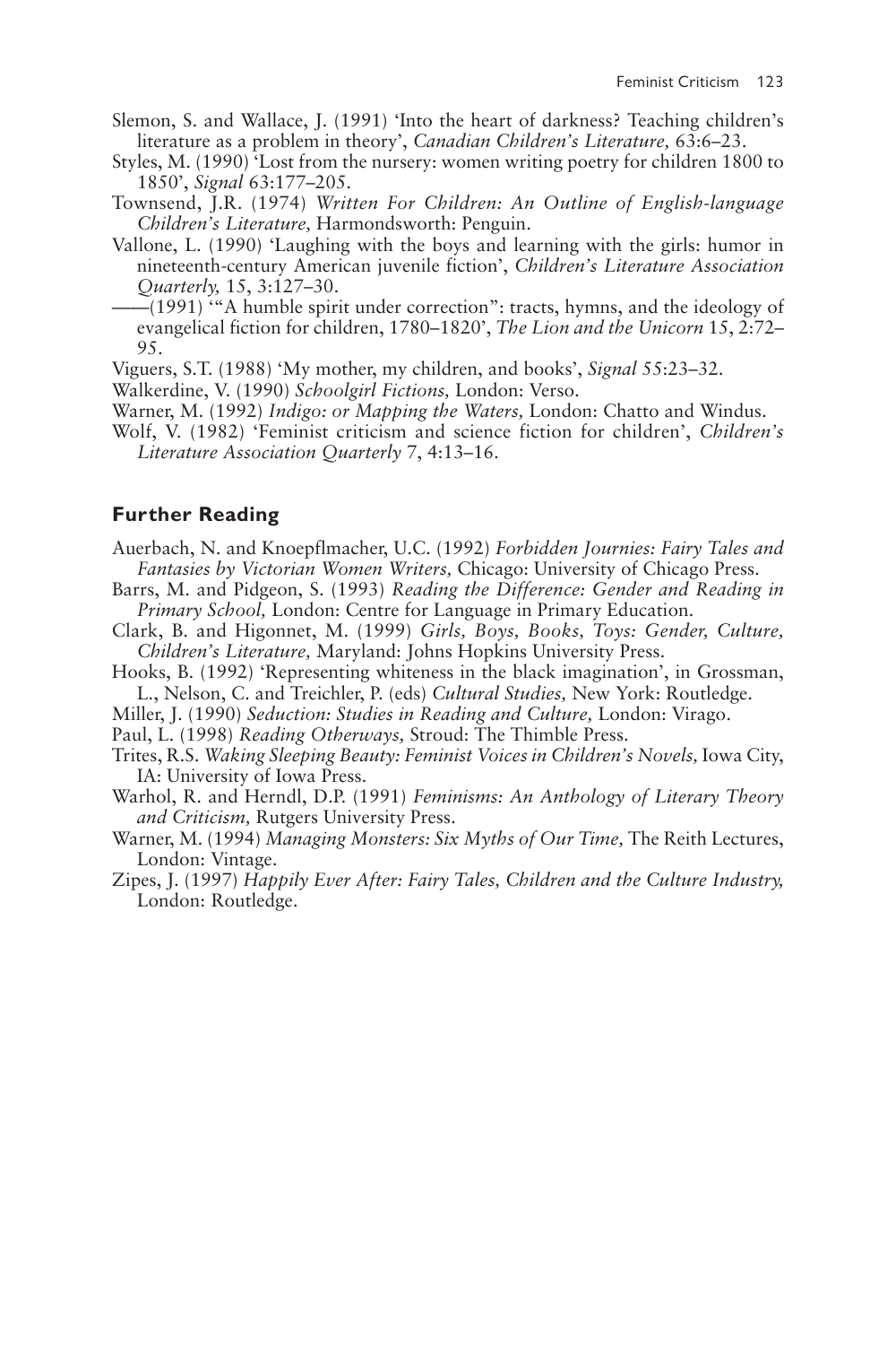Slemon, S. and Wallace, J. (1991) 'Into the heart of darkness? Teaching children's literature as a problem in theory', *Canadian Children's Literature*, 63:6–23.

Styles, M. (1990) 'Lost from the nursery: women writing poetry for children 1800 to 1850', *Signal* 63:177–205.

Townsend, J.R. (1974) *Written For Children: An Outline of English-language Children's Literature*, Harmondsworth: Penguin.

Vallone, L. (1990) 'Laughing with the boys and learning with the girls: humor in nineteenth-century American juvenile fiction', *Children's Literature Association Quarterly*, 15, 3:127–30.

——(1991) '"A humble spirit under correction": tracts, hymns, and the ideology of evangelical fiction for children, 1780–1820', *The Lion and the Unicorn* 15, 2:72–95.

Viguers, S.T. (1988) 'My mother, my children, and books', *Signal* 55:23–32.

Walkerdine, V. (1990) *Schoolgirl Fictions*, London: Verso.

Warner, M. (1992) *Indigo: or Mapping the Waters*, London: Chatto and Windus.

Wolf, V. (1982) 'Feminist criticism and science fiction for children', *Children's Literature Association Quarterly* 7, 4:13–16.

## Further Reading

Auerbach, N. and Knoepflmacher, U.C. (1992) *Forbidden Journies: Fairy Tales and Fantasies by Victorian Women Writers*, Chicago: University of Chicago Press.

Barrs, M. and Pidgeon, S. (1993) *Reading the Difference: Gender and Reading in Primary School*, London: Centre for Language in Primary Education.

Clark, B. and Higonnet, M. (1999) *Girls, Boys, Books, Toys: Gender, Culture, Children's Literature*, Maryland: Johns Hopkins University Press.

Hooks, B. (1992) 'Representing whiteness in the black imagination', in Grossman, L., Nelson, C. and Treichler, P. (eds) *Cultural Studies*, New York: Routledge.

Miller, J. (1990) *Seduction: Studies in Reading and Culture*, London: Virago.

Paul, L. (1998) *Reading Otherways*, Stroud: The Thimble Press.

Trites, R.S. *Waking Sleeping Beauty: Feminist Voices in Children's Novels*, Iowa City, IA: University of Iowa Press.

Warhol, R. and Herndl, D.P. (1991) *Feminisms: An Anthology of Literary Theory and Criticism*, Rutgers University Press.

Warner, M. (1994) *Managing Monsters: Six Myths of Our Time*, The Reith Lectures, London: Vintage.

Zipes, J. (1997) *Happily Ever After: Fairy Tales, Children and the Culture Industry*, London: Routledge.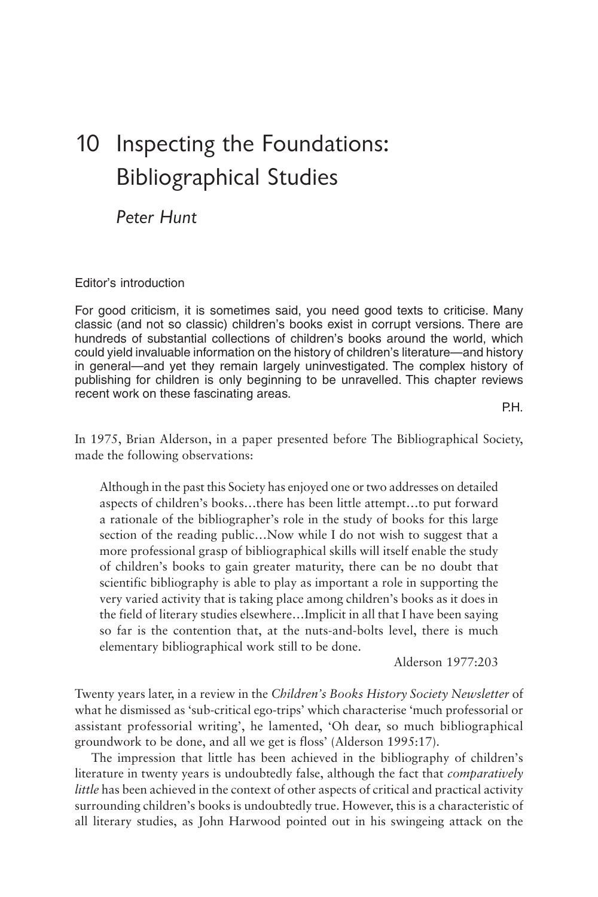# 10 Inspecting the Foundations: Bibliographical Studies

*Peter Hunt*

Editor's introduction

For good criticism, it is sometimes said, you need good texts to criticise. Many classic (and not so classic) children's books exist in corrupt versions. There are hundreds of substantial collections of children's books around the world, which could yield invaluable information on the history of children's literature—and history in general—and yet they remain largely uninvestigated. The complex history of publishing for children is only beginning to be unravelled. This chapter reviews recent work on these fascinating areas.

P.H.

In 1975, Brian Alderson, in a paper presented before The Bibliographical Society, made the following observations:

> Although in the past this Society has enjoyed one or two addresses on detailed aspects of children's books…there has been little attempt…to put forward a rationale of the bibliographer's role in the study of books for this large section of the reading public…Now while I do not wish to suggest that a more professional grasp of bibliographical skills will itself enable the study of children's books to gain greater maturity, there can be no doubt that scientific bibliography is able to play as important a role in supporting the very varied activity that is taking place among children's books as it does in the field of literary studies elsewhere…Implicit in all that I have been saying so far is the contention that, at the nuts-and-bolts level, there is much elementary bibliographical work still to be done.
>
> Alderson 1977:203

Twenty years later, in a review in the *Children's Books History Society Newsletter* of what he dismissed as 'sub-critical ego-trips' which characterise 'much professorial or assistant professorial writing', he lamented, 'Oh dear, so much bibliographical groundwork to be done, and all we get is floss' (Alderson 1995:17).

The impression that little has been achieved in the bibliography of children's literature in twenty years is undoubtedly false, although the fact that *comparatively little* has been achieved in the context of other aspects of critical and practical activity surrounding children's books is undoubtedly true. However, this is a characteristic of all literary studies, as John Harwood pointed out in his swingeing attack on the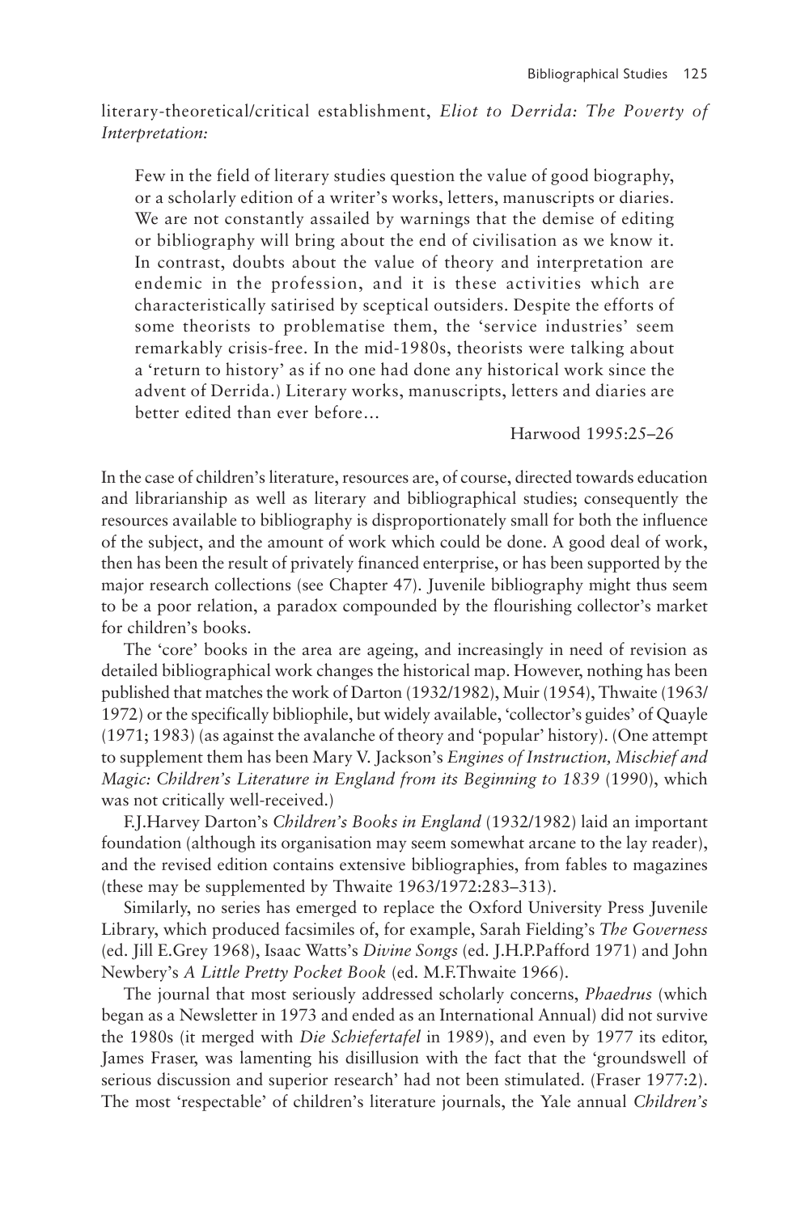literary-theoretical/critical establishment, *Eliot to Derrida: The Poverty of Interpretation:*

> Few in the field of literary studies question the value of good biography, or a scholarly edition of a writer's works, letters, manuscripts or diaries. We are not constantly assailed by warnings that the demise of editing or bibliography will bring about the end of civilisation as we know it. In contrast, doubts about the value of theory and interpretation are endemic in the profession, and it is these activities which are characteristically satirised by sceptical outsiders. Despite the efforts of some theorists to problematise them, the 'service industries' seem remarkably crisis-free. In the mid-1980s, theorists were talking about a 'return to history' as if no one had done any historical work since the advent of Derrida.) Literary works, manuscripts, letters and diaries are better edited than ever before…
>
> Harwood 1995:25–26

In the case of children's literature, resources are, of course, directed towards education and librarianship as well as literary and bibliographical studies; consequently the resources available to bibliography is disproportionately small for both the influence of the subject, and the amount of work which could be done. A good deal of work, then has been the result of privately financed enterprise, or has been supported by the major research collections (see Chapter 47). Juvenile bibliography might thus seem to be a poor relation, a paradox compounded by the flourishing collector's market for children's books.

The 'core' books in the area are ageing, and increasingly in need of revision as detailed bibliographical work changes the historical map. However, nothing has been published that matches the work of Darton (1932/1982), Muir (1954), Thwaite (1963/1972) or the specifically bibliophile, but widely available, 'collector's guides' of Quayle (1971; 1983) (as against the avalanche of theory and 'popular' history). (One attempt to supplement them has been Mary V. Jackson's *Engines of Instruction, Mischief and Magic: Children's Literature in England from its Beginning to 1839* (1990), which was not critically well-received.)

F.J.Harvey Darton's *Children's Books in England* (1932/1982) laid an important foundation (although its organisation may seem somewhat arcane to the lay reader), and the revised edition contains extensive bibliographies, from fables to magazines (these may be supplemented by Thwaite 1963/1972:283–313).

Similarly, no series has emerged to replace the Oxford University Press Juvenile Library, which produced facsimiles of, for example, Sarah Fielding's *The Governess* (ed. Jill E.Grey 1968), Isaac Watts's *Divine Songs* (ed. J.H.P.Pafford 1971) and John Newbery's *A Little Pretty Pocket Book* (ed. M.F.Thwaite 1966).

The journal that most seriously addressed scholarly concerns, *Phaedrus* (which began as a Newsletter in 1973 and ended as an International Annual) did not survive the 1980s (it merged with *Die Schiefertafel* in 1989), and even by 1977 its editor, James Fraser, was lamenting his disillusion with the fact that the 'groundswell of serious discussion and superior research' had not been stimulated. (Fraser 1977:2). The most 'respectable' of children's literature journals, the Yale annual *Children's*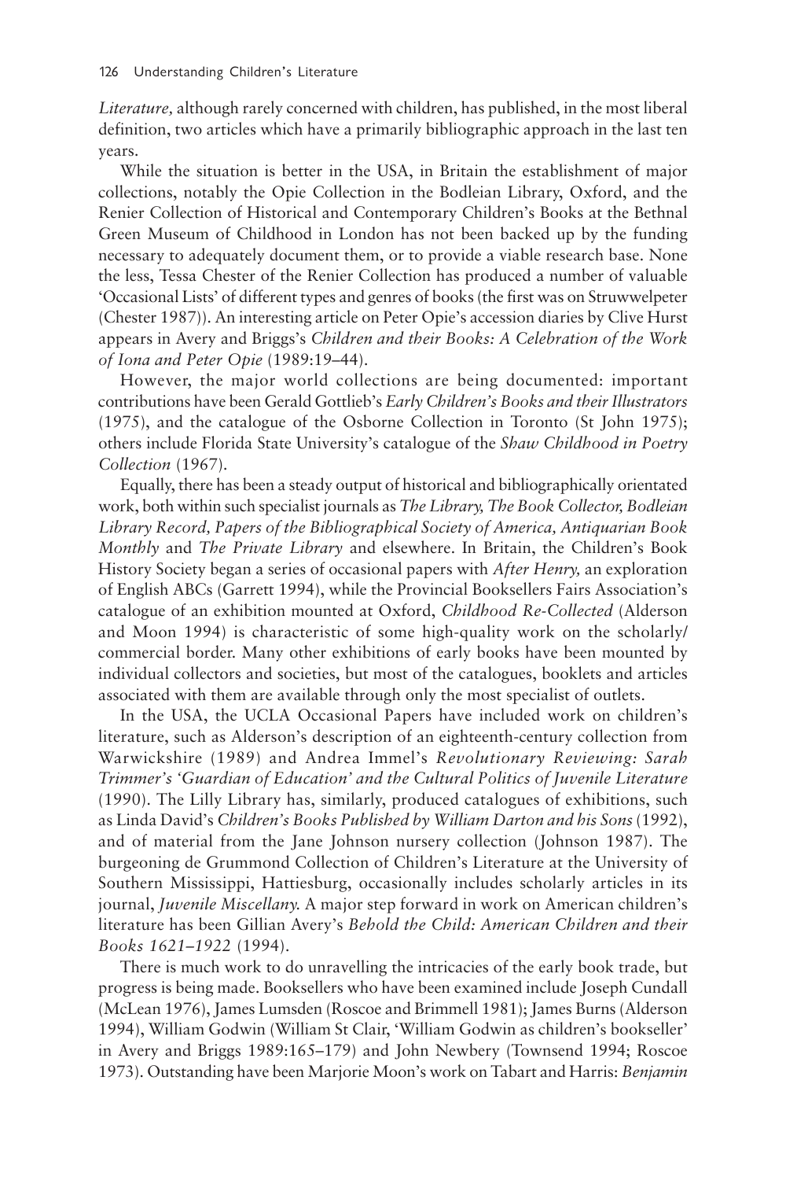*Literature,* although rarely concerned with children, has published, in the most liberal definition, two articles which have a primarily bibliographic approach in the last ten years.

While the situation is better in the USA, in Britain the establishment of major collections, notably the Opie Collection in the Bodleian Library, Oxford, and the Renier Collection of Historical and Contemporary Children's Books at the Bethnal Green Museum of Childhood in London has not been backed up by the funding necessary to adequately document them, or to provide a viable research base. None the less, Tessa Chester of the Renier Collection has produced a number of valuable 'Occasional Lists' of different types and genres of books (the first was on Struwwelpeter (Chester 1987)). An interesting article on Peter Opie's accession diaries by Clive Hurst appears in Avery and Briggs's *Children and their Books: A Celebration of the Work of Iona and Peter Opie* (1989:19–44).

However, the major world collections are being documented: important contributions have been Gerald Gottlieb's *Early Children's Books and their Illustrators* (1975), and the catalogue of the Osborne Collection in Toronto (St John 1975); others include Florida State University's catalogue of the *Shaw Childhood in Poetry Collection* (1967).

Equally, there has been a steady output of historical and bibliographically orientated work, both within such specialist journals as *The Library, The Book Collector, Bodleian Library Record, Papers of the Bibliographical Society of America, Antiquarian Book Monthly* and *The Private Library* and elsewhere. In Britain, the Children's Book History Society began a series of occasional papers with *After Henry,* an exploration of English ABCs (Garrett 1994), while the Provincial Booksellers Fairs Association's catalogue of an exhibition mounted at Oxford, *Childhood Re-Collected* (Alderson and Moon 1994) is characteristic of some high-quality work on the scholarly/commercial border. Many other exhibitions of early books have been mounted by individual collectors and societies, but most of the catalogues, booklets and articles associated with them are available through only the most specialist of outlets.

In the USA, the UCLA Occasional Papers have included work on children's literature, such as Alderson's description of an eighteenth-century collection from Warwickshire (1989) and Andrea Immel's *Revolutionary Reviewing: Sarah Trimmer's 'Guardian of Education' and the Cultural Politics of Juvenile Literature* (1990). The Lilly Library has, similarly, produced catalogues of exhibitions, such as Linda David's *Children's Books Published by William Darton and his Sons* (1992), and of material from the Jane Johnson nursery collection (Johnson 1987). The burgeoning de Grummond Collection of Children's Literature at the University of Southern Mississippi, Hattiesburg, occasionally includes scholarly articles in its journal, *Juvenile Miscellany.* A major step forward in work on American children's literature has been Gillian Avery's *Behold the Child: American Children and their Books 1621–1922* (1994).

There is much work to do unravelling the intricacies of the early book trade, but progress is being made. Booksellers who have been examined include Joseph Cundall (McLean 1976), James Lumsden (Roscoe and Brimmell 1981); James Burns (Alderson 1994), William Godwin (William St Clair, 'William Godwin as children's bookseller' in Avery and Briggs 1989:165–179) and John Newbery (Townsend 1994; Roscoe 1973). Outstanding have been Marjorie Moon's work on Tabart and Harris: *Benjamin*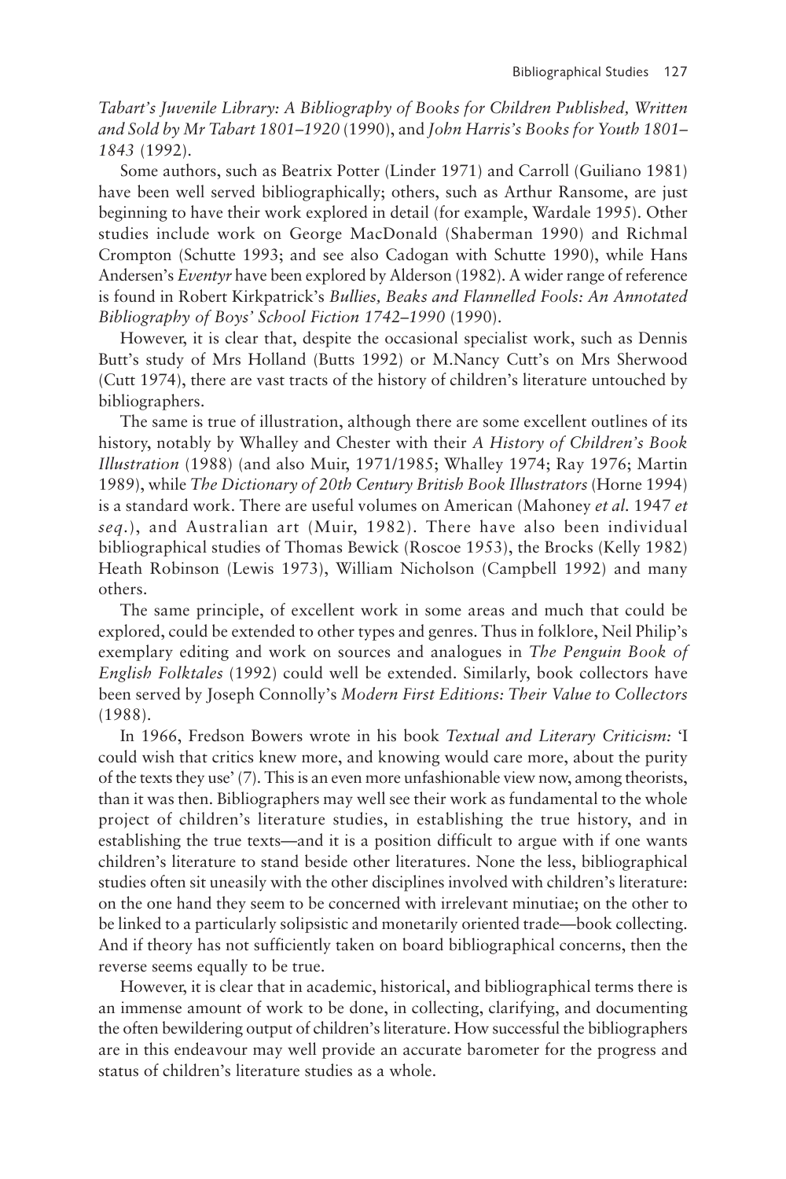*Tabart's Juvenile Library: A Bibliography of Books for Children Published, Written and Sold by Mr Tabart 1801–1920* (1990), and *John Harris's Books for Youth 1801–1843* (1992).

Some authors, such as Beatrix Potter (Linder 1971) and Carroll (Guiliano 1981) have been well served bibliographically; others, such as Arthur Ransome, are just beginning to have their work explored in detail (for example, Wardale 1995). Other studies include work on George MacDonald (Shaberman 1990) and Richmal Crompton (Schutte 1993; and see also Cadogan with Schutte 1990), while Hans Andersen's *Eventyr* have been explored by Alderson (1982). A wider range of reference is found in Robert Kirkpatrick's *Bullies, Beaks and Flannelled Fools: An Annotated Bibliography of Boys' School Fiction 1742–1990* (1990).

However, it is clear that, despite the occasional specialist work, such as Dennis Butt's study of Mrs Holland (Butts 1992) or M.Nancy Cutt's on Mrs Sherwood (Cutt 1974), there are vast tracts of the history of children's literature untouched by bibliographers.

The same is true of illustration, although there are some excellent outlines of its history, notably by Whalley and Chester with their *A History of Children's Book Illustration* (1988) (and also Muir, 1971/1985; Whalley 1974; Ray 1976; Martin 1989), while *The Dictionary of 20th Century British Book Illustrators* (Horne 1994) is a standard work. There are useful volumes on American (Mahoney *et al.* 1947 *et seq.*), and Australian art (Muir, 1982). There have also been individual bibliographical studies of Thomas Bewick (Roscoe 1953), the Brocks (Kelly 1982) Heath Robinson (Lewis 1973), William Nicholson (Campbell 1992) and many others.

The same principle, of excellent work in some areas and much that could be explored, could be extended to other types and genres. Thus in folklore, Neil Philip's exemplary editing and work on sources and analogues in *The Penguin Book of English Folktales* (1992) could well be extended. Similarly, book collectors have been served by Joseph Connolly's *Modern First Editions: Their Value to Collectors* (1988).

In 1966, Fredson Bowers wrote in his book *Textual and Literary Criticism:* 'I could wish that critics knew more, and knowing would care more, about the purity of the texts they use' (7). This is an even more unfashionable view now, among theorists, than it was then. Bibliographers may well see their work as fundamental to the whole project of children's literature studies, in establishing the true history, and in establishing the true texts—and it is a position difficult to argue with if one wants children's literature to stand beside other literatures. None the less, bibliographical studies often sit uneasily with the other disciplines involved with children's literature: on the one hand they seem to be concerned with irrelevant minutiae; on the other to be linked to a particularly solipsistic and monetarily oriented trade—book collecting. And if theory has not sufficiently taken on board bibliographical concerns, then the reverse seems equally to be true.

However, it is clear that in academic, historical, and bibliographical terms there is an immense amount of work to be done, in collecting, clarifying, and documenting the often bewildering output of children's literature. How successful the bibliographers are in this endeavour may well provide an accurate barometer for the progress and status of children's literature studies as a whole.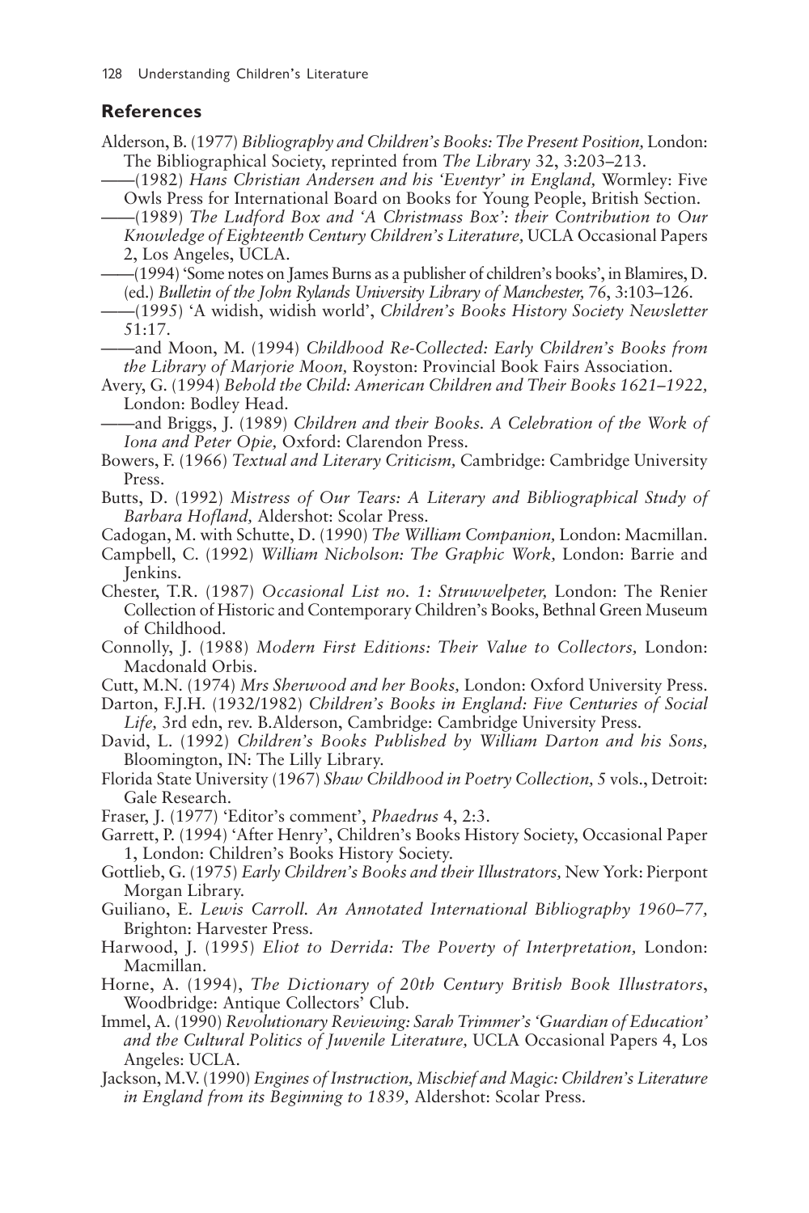## References

Alderson, B. (1977) *Bibliography and Children's Books: The Present Position,* London: The Bibliographical Society, reprinted from *The Library* 32, 3:203–213.

——(1982) *Hans Christian Andersen and his 'Eventyr' in England,* Wormley: Five Owls Press for International Board on Books for Young People, British Section.

——(1989) *The Ludford Box and 'A Christmass Box': their Contribution to Our Knowledge of Eighteenth Century Children's Literature,* UCLA Occasional Papers 2, Los Angeles, UCLA.

——(1994) 'Some notes on James Burns as a publisher of children's books', in Blamires, D. (ed.) *Bulletin of the John Rylands University Library of Manchester,* 76, 3:103–126.

——(1995) 'A widish, widish world', *Children's Books History Society Newsletter* 51:17.

——and Moon, M. (1994) *Childhood Re-Collected: Early Children's Books from the Library of Marjorie Moon,* Royston: Provincial Book Fairs Association.

Avery, G. (1994) *Behold the Child: American Children and Their Books 1621–1922,* London: Bodley Head.

——and Briggs, J. (1989) *Children and their Books. A Celebration of the Work of Iona and Peter Opie,* Oxford: Clarendon Press.

Bowers, F. (1966) *Textual and Literary Criticism,* Cambridge: Cambridge University Press.

Butts, D. (1992) *Mistress of Our Tears: A Literary and Bibliographical Study of Barbara Hofland,* Aldershot: Scolar Press.

Cadogan, M. with Schutte, D. (1990) *The William Companion,* London: Macmillan.

Campbell, C. (1992) *William Nicholson: The Graphic Work,* London: Barrie and Jenkins.

Chester, T.R. (1987) *Occasional List no. 1: Struwwelpeter,* London: The Renier Collection of Historic and Contemporary Children's Books, Bethnal Green Museum of Childhood.

Connolly, J. (1988) *Modern First Editions: Their Value to Collectors,* London: Macdonald Orbis.

Cutt, M.N. (1974) *Mrs Sherwood and her Books,* London: Oxford University Press.

Darton, F.J.H. (1932/1982) *Children's Books in England: Five Centuries of Social Life,* 3rd edn, rev. B.Alderson, Cambridge: Cambridge University Press.

David, L. (1992) *Children's Books Published by William Darton and his Sons,* Bloomington, IN: The Lilly Library.

Florida State University (1967) *Shaw Childhood in Poetry Collection,* 5 vols., Detroit: Gale Research.

Fraser, J. (1977) 'Editor's comment', *Phaedrus* 4, 2:3.

Garrett, P. (1994) 'After Henry', Children's Books History Society, Occasional Paper 1, London: Children's Books History Society.

Gottlieb, G. (1975) *Early Children's Books and their Illustrators,* New York: Pierpont Morgan Library.

Guiliano, E. *Lewis Carroll. An Annotated International Bibliography 1960–77,* Brighton: Harvester Press.

Harwood, J. (1995) *Eliot to Derrida: The Poverty of Interpretation,* London: Macmillan.

Horne, A. (1994), *The Dictionary of 20th Century British Book Illustrators*, Woodbridge: Antique Collectors' Club.

Immel, A. (1990) *Revolutionary Reviewing: Sarah Trimmer's 'Guardian of Education' and the Cultural Politics of Juvenile Literature,* UCLA Occasional Papers 4, Los Angeles: UCLA.

Jackson, M.V. (1990) *Engines of Instruction, Mischief and Magic: Children's Literature in England from its Beginning to 1839,* Aldershot: Scolar Press.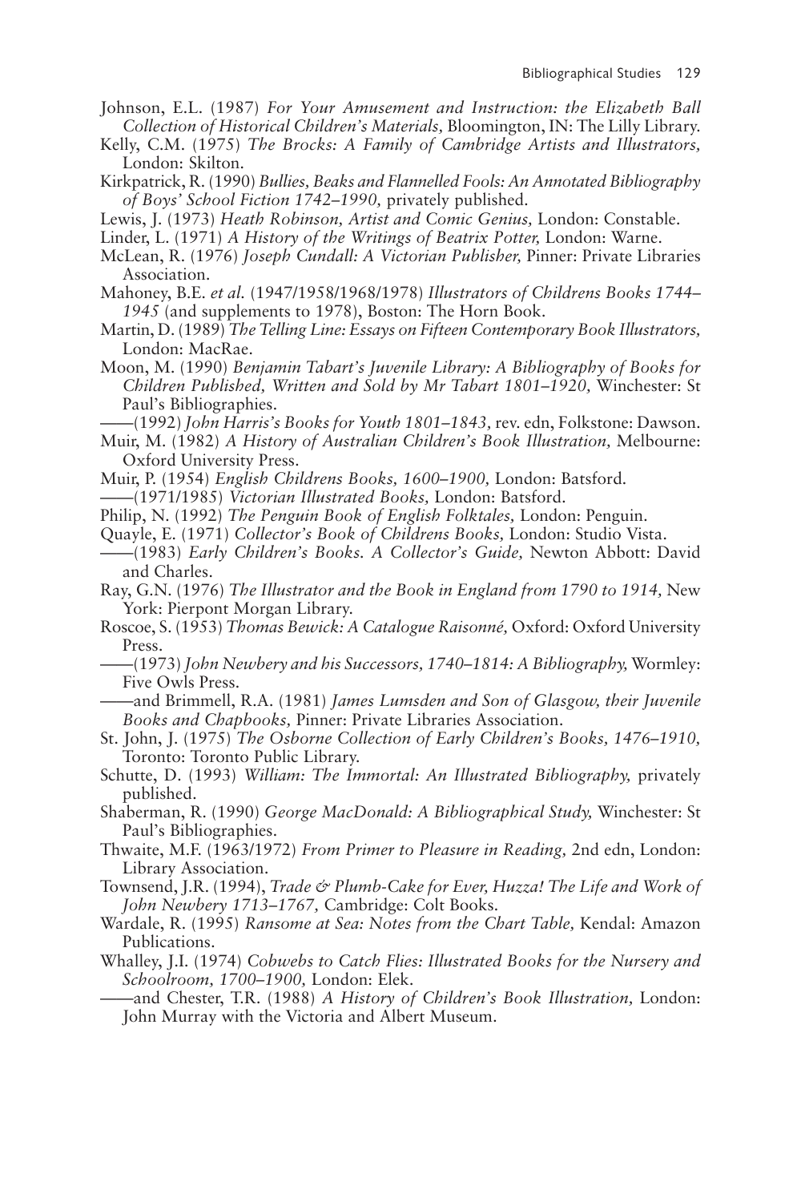Johnson, E.L. (1987) *For Your Amusement and Instruction: the Elizabeth Ball Collection of Historical Children's Materials,* Bloomington, IN: The Lilly Library.

Kelly, C.M. (1975) *The Brocks: A Family of Cambridge Artists and Illustrators,* London: Skilton.

Kirkpatrick, R. (1990) *Bullies, Beaks and Flannelled Fools: An Annotated Bibliography of Boys' School Fiction 1742–1990,* privately published.

Lewis, J. (1973) *Heath Robinson, Artist and Comic Genius,* London: Constable.

Linder, L. (1971) *A History of the Writings of Beatrix Potter,* London: Warne.

McLean, R. (1976) *Joseph Cundall: A Victorian Publisher,* Pinner: Private Libraries Association.

Mahoney, B.E. *et al.* (1947/1958/1968/1978) *Illustrators of Childrens Books 1744–1945* (and supplements to 1978), Boston: The Horn Book.

Martin, D. (1989) *The Telling Line: Essays on Fifteen Contemporary Book Illustrators,* London: MacRae.

Moon, M. (1990) *Benjamin Tabart's Juvenile Library: A Bibliography of Books for Children Published, Written and Sold by Mr Tabart 1801–1920,* Winchester: St Paul's Bibliographies.

——(1992) *John Harris's Books for Youth 1801–1843,* rev. edn, Folkstone: Dawson.

Muir, M. (1982) *A History of Australian Children's Book Illustration,* Melbourne: Oxford University Press.

Muir, P. (1954) *English Childrens Books, 1600–1900,* London: Batsford.

——(1971/1985) *Victorian Illustrated Books,* London: Batsford.

Philip, N. (1992) *The Penguin Book of English Folktales,* London: Penguin.

Quayle, E. (1971) *Collector's Book of Childrens Books,* London: Studio Vista.

——(1983) *Early Children's Books. A Collector's Guide,* Newton Abbott: David and Charles.

Ray, G.N. (1976) *The Illustrator and the Book in England from 1790 to 1914,* New York: Pierpont Morgan Library.

Roscoe, S. (1953) *Thomas Bewick: A Catalogue Raisonné,* Oxford: Oxford University Press.

——(1973) *John Newbery and his Successors, 1740–1814: A Bibliography,* Wormley: Five Owls Press.

——and Brimmell, R.A. (1981) *James Lumsden and Son of Glasgow, their Juvenile Books and Chapbooks,* Pinner: Private Libraries Association.

St. John, J. (1975) *The Osborne Collection of Early Children's Books, 1476–1910,* Toronto: Toronto Public Library.

Schutte, D. (1993) *William: The Immortal: An Illustrated Bibliography,* privately published.

Shaberman, R. (1990) *George MacDonald: A Bibliographical Study,* Winchester: St Paul's Bibliographies.

Thwaite, M.F. (1963/1972) *From Primer to Pleasure in Reading,* 2nd edn, London: Library Association.

Townsend, J.R. (1994), *Trade & Plumb-Cake for Ever, Huzza! The Life and Work of John Newbery 1713–1767,* Cambridge: Colt Books.

Wardale, R. (1995) *Ransome at Sea: Notes from the Chart Table,* Kendal: Amazon Publications.

Whalley, J.I. (1974) *Cobwebs to Catch Flies: Illustrated Books for the Nursery and Schoolroom, 1700–1900,* London: Elek.

——and Chester, T.R. (1988) *A History of Children's Book Illustration,* London: John Murray with the Victoria and Albert Museum.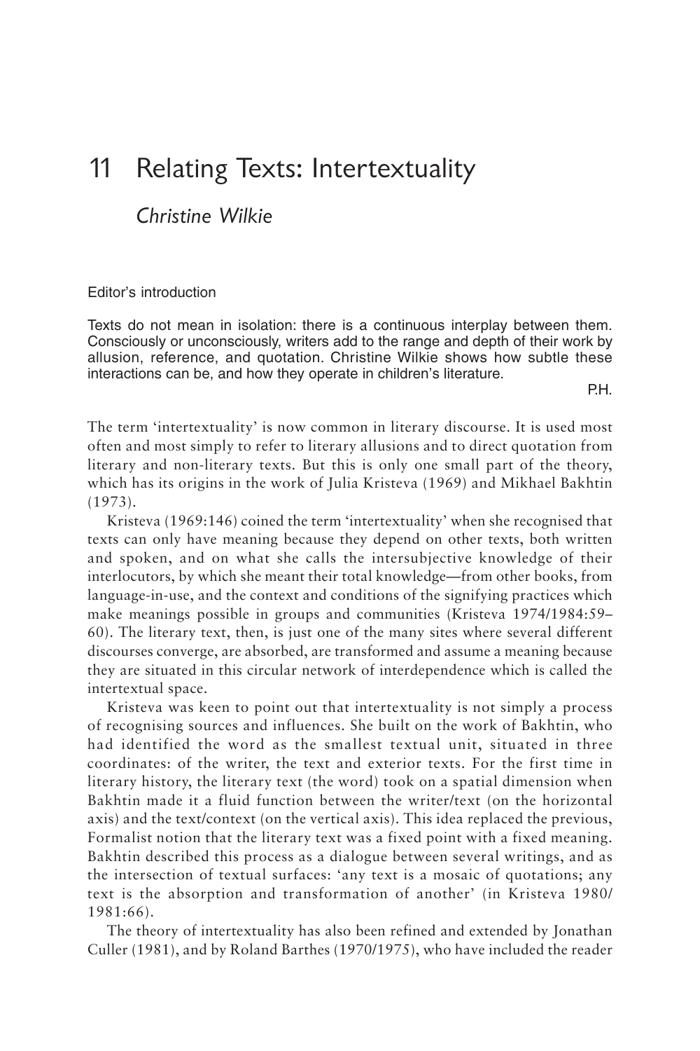# 11 Relating Texts: Intertextuality

*Christine Wilkie*

Editor's introduction

Texts do not mean in isolation: there is a continuous interplay between them. Consciously or unconsciously, writers add to the range and depth of their work by allusion, reference, and quotation. Christine Wilkie shows how subtle these interactions can be, and how they operate in children's literature.

P.H.

The term 'intertextuality' is now common in literary discourse. It is used most often and most simply to refer to literary allusions and to direct quotation from literary and non-literary texts. But this is only one small part of the theory, which has its origins in the work of Julia Kristeva (1969) and Mikhael Bakhtin (1973).

Kristeva (1969:146) coined the term 'intertextuality' when she recognised that texts can only have meaning because they depend on other texts, both written and spoken, and on what she calls the intersubjective knowledge of their interlocutors, by which she meant their total knowledge—from other books, from language-in-use, and the context and conditions of the signifying practices which make meanings possible in groups and communities (Kristeva 1974/1984:59–60). The literary text, then, is just one of the many sites where several different discourses converge, are absorbed, are transformed and assume a meaning because they are situated in this circular network of interdependence which is called the intertextual space.

Kristeva was keen to point out that intertextuality is not simply a process of recognising sources and influences. She built on the work of Bakhtin, who had identified the word as the smallest textual unit, situated in three coordinates: of the writer, the text and exterior texts. For the first time in literary history, the literary text (the word) took on a spatial dimension when Bakhtin made it a fluid function between the writer/text (on the horizontal axis) and the text/context (on the vertical axis). This idea replaced the previous, Formalist notion that the literary text was a fixed point with a fixed meaning. Bakhtin described this process as a dialogue between several writings, and as the intersection of textual surfaces: 'any text is a mosaic of quotations; any text is the absorption and transformation of another' (in Kristeva 1980/1981:66).

The theory of intertextuality has also been refined and extended by Jonathan Culler (1981), and by Roland Barthes (1970/1975), who have included the reader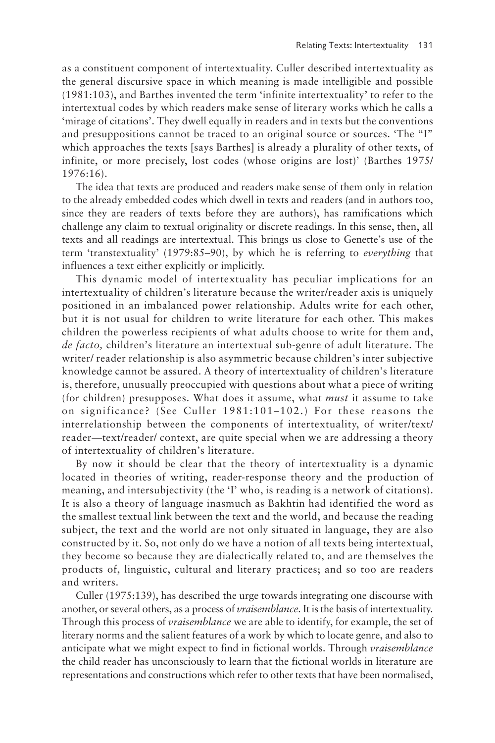as a constituent component of intertextuality. Culler described intertextuality as the general discursive space in which meaning is made intelligible and possible (1981:103), and Barthes invented the term 'infinite intertextuality' to refer to the intertextual codes by which readers make sense of literary works which he calls a 'mirage of citations'. They dwell equally in readers and in texts but the conventions and presuppositions cannot be traced to an original source or sources. 'The "I" which approaches the texts [says Barthes] is already a plurality of other texts, of infinite, or more precisely, lost codes (whose origins are lost)' (Barthes 1975/ 1976:16).

The idea that texts are produced and readers make sense of them only in relation to the already embedded codes which dwell in texts and readers (and in authors too, since they are readers of texts before they are authors), has ramifications which challenge any claim to textual originality or discrete readings. In this sense, then, all texts and all readings are intertextual. This brings us close to Genette's use of the term 'transtextuality' (1979:85–90), by which he is referring to *everything* that influences a text either explicitly or implicitly.

This dynamic model of intertextuality has peculiar implications for an intertextuality of children's literature because the writer/reader axis is uniquely positioned in an imbalanced power relationship. Adults write for each other, but it is not usual for children to write literature for each other. This makes children the powerless recipients of what adults choose to write for them and, *de facto,* children's literature an intertextual sub-genre of adult literature. The writer/ reader relationship is also asymmetric because children's inter subjective knowledge cannot be assured. A theory of intertextuality of children's literature is, therefore, unusually preoccupied with questions about what a piece of writing (for children) presupposes. What does it assume, what *must* it assume to take on significance? (See Culler 1981:101–102.) For these reasons the interrelationship between the components of intertextuality, of writer/text/ reader—text/reader/ context, are quite special when we are addressing a theory of intertextuality of children's literature.

By now it should be clear that the theory of intertextuality is a dynamic located in theories of writing, reader-response theory and the production of meaning, and intersubjectivity (the 'I' who, is reading is a network of citations). It is also a theory of language inasmuch as Bakhtin had identified the word as the smallest textual link between the text and the world, and because the reading subject, the text and the world are not only situated in language, they are also constructed by it. So, not only do we have a notion of all texts being intertextual, they become so because they are dialectically related to, and are themselves the products of, linguistic, cultural and literary practices; and so too are readers and writers.

Culler (1975:139), has described the urge towards integrating one discourse with another, or several others, as a process of *vraisemblance*. It is the basis of intertextuality. Through this process of *vraisemblance* we are able to identify, for example, the set of literary norms and the salient features of a work by which to locate genre, and also to anticipate what we might expect to find in fictional worlds. Through *vraisemblance* the child reader has unconsciously to learn that the fictional worlds in literature are representations and constructions which refer to other texts that have been normalised,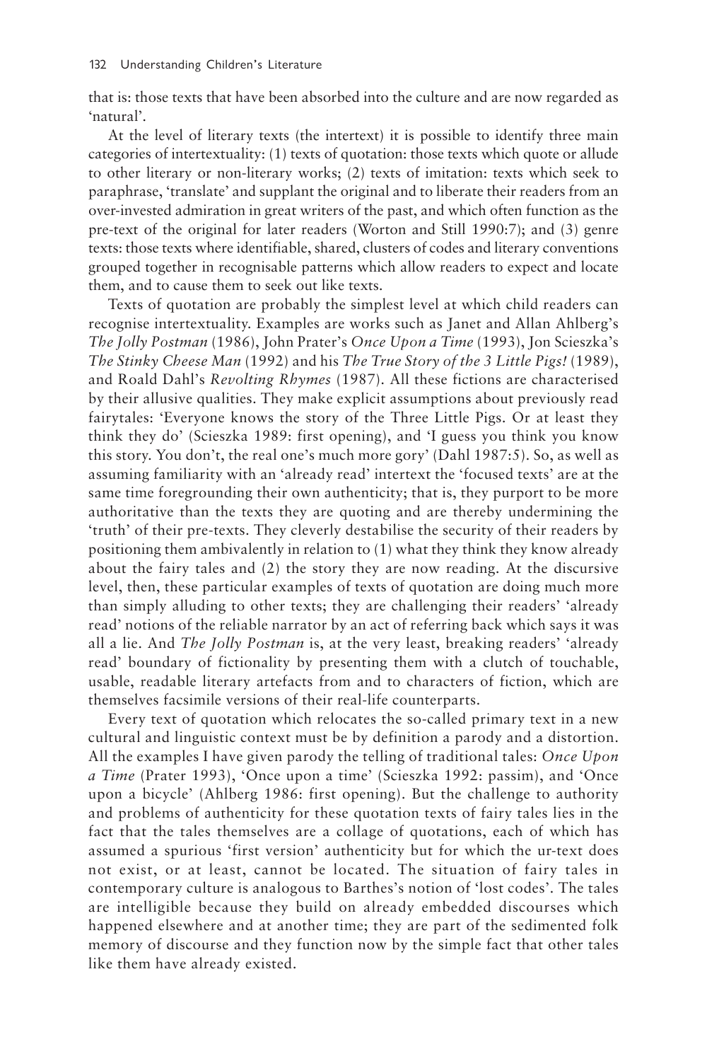that is: those texts that have been absorbed into the culture and are now regarded as 'natural'.

At the level of literary texts (the intertext) it is possible to identify three main categories of intertextuality: (1) texts of quotation: those texts which quote or allude to other literary or non-literary works; (2) texts of imitation: texts which seek to paraphrase, 'translate' and supplant the original and to liberate their readers from an over-invested admiration in great writers of the past, and which often function as the pre-text of the original for later readers (Worton and Still 1990:7); and (3) genre texts: those texts where identifiable, shared, clusters of codes and literary conventions grouped together in recognisable patterns which allow readers to expect and locate them, and to cause them to seek out like texts.

Texts of quotation are probably the simplest level at which child readers can recognise intertextuality. Examples are works such as Janet and Allan Ahlberg's *The Jolly Postman* (1986), John Prater's *Once Upon a Time* (1993), Jon Scieszka's *The Stinky Cheese Man* (1992) and his *The True Story of the 3 Little Pigs!* (1989), and Roald Dahl's *Revolting Rhymes* (1987). All these fictions are characterised by their allusive qualities. They make explicit assumptions about previously read fairytales: 'Everyone knows the story of the Three Little Pigs. Or at least they think they do' (Scieszka 1989: first opening), and 'I guess you think you know this story. You don't, the real one's much more gory' (Dahl 1987:5). So, as well as assuming familiarity with an 'already read' intertext the 'focused texts' are at the same time foregrounding their own authenticity; that is, they purport to be more authoritative than the texts they are quoting and are thereby undermining the 'truth' of their pre-texts. They cleverly destabilise the security of their readers by positioning them ambivalently in relation to (1) what they think they know already about the fairy tales and (2) the story they are now reading. At the discursive level, then, these particular examples of texts of quotation are doing much more than simply alluding to other texts; they are challenging their readers' 'already read' notions of the reliable narrator by an act of referring back which says it was all a lie. And *The Jolly Postman* is, at the very least, breaking readers' 'already read' boundary of fictionality by presenting them with a clutch of touchable, usable, readable literary artefacts from and to characters of fiction, which are themselves facsimile versions of their real-life counterparts.

Every text of quotation which relocates the so-called primary text in a new cultural and linguistic context must be by definition a parody and a distortion. All the examples I have given parody the telling of traditional tales: *Once Upon a Time* (Prater 1993), 'Once upon a time' (Scieszka 1992: passim), and 'Once upon a bicycle' (Ahlberg 1986: first opening). But the challenge to authority and problems of authenticity for these quotation texts of fairy tales lies in the fact that the tales themselves are a collage of quotations, each of which has assumed a spurious 'first version' authenticity but for which the ur-text does not exist, or at least, cannot be located. The situation of fairy tales in contemporary culture is analogous to Barthes's notion of 'lost codes'. The tales are intelligible because they build on already embedded discourses which happened elsewhere and at another time; they are part of the sedimented folk memory of discourse and they function now by the simple fact that other tales like them have already existed.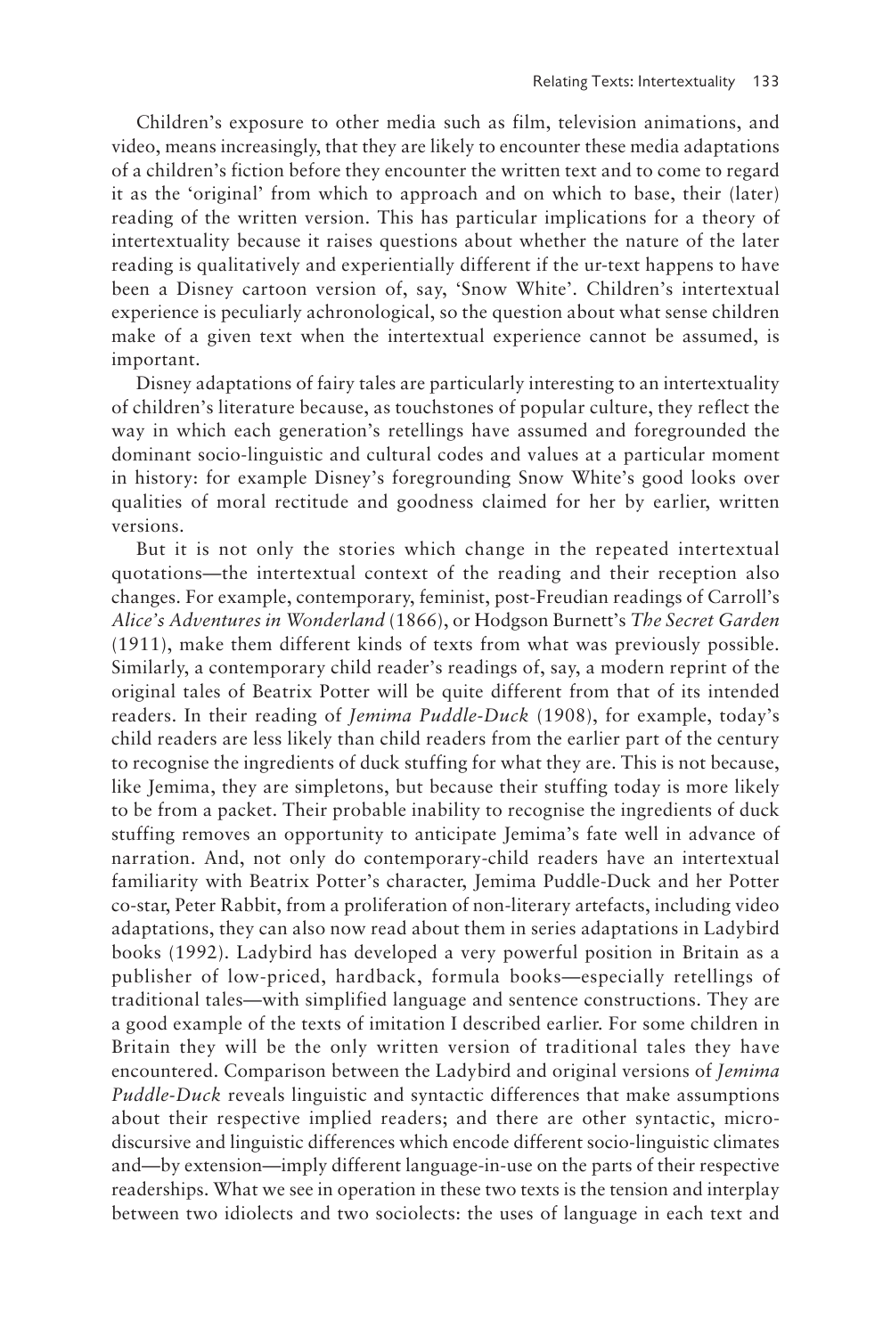Children's exposure to other media such as film, television animations, and video, means increasingly, that they are likely to encounter these media adaptations of a children's fiction before they encounter the written text and to come to regard it as the 'original' from which to approach and on which to base, their (later) reading of the written version. This has particular implications for a theory of intertextuality because it raises questions about whether the nature of the later reading is qualitatively and experientially different if the ur-text happens to have been a Disney cartoon version of, say, 'Snow White'. Children's intertextual experience is peculiarly achronological, so the question about what sense children make of a given text when the intertextual experience cannot be assumed, is important.

Disney adaptations of fairy tales are particularly interesting to an intertextuality of children's literature because, as touchstones of popular culture, they reflect the way in which each generation's retellings have assumed and foregrounded the dominant socio-linguistic and cultural codes and values at a particular moment in history: for example Disney's foregrounding Snow White's good looks over qualities of moral rectitude and goodness claimed for her by earlier, written versions.

But it is not only the stories which change in the repeated intertextual quotations—the intertextual context of the reading and their reception also changes. For example, contemporary, feminist, post-Freudian readings of Carroll's *Alice's Adventures in Wonderland* (1866), or Hodgson Burnett's *The Secret Garden* (1911), make them different kinds of texts from what was previously possible. Similarly, a contemporary child reader's readings of, say, a modern reprint of the original tales of Beatrix Potter will be quite different from that of its intended readers. In their reading of *Jemima Puddle-Duck* (1908), for example, today's child readers are less likely than child readers from the earlier part of the century to recognise the ingredients of duck stuffing for what they are. This is not because, like Jemima, they are simpletons, but because their stuffing today is more likely to be from a packet. Their probable inability to recognise the ingredients of duck stuffing removes an opportunity to anticipate Jemima's fate well in advance of narration. And, not only do contemporary-child readers have an intertextual familiarity with Beatrix Potter's character, Jemima Puddle-Duck and her Potter co-star, Peter Rabbit, from a proliferation of non-literary artefacts, including video adaptations, they can also now read about them in series adaptations in Ladybird books (1992). Ladybird has developed a very powerful position in Britain as a publisher of low-priced, hardback, formula books—especially retellings of traditional tales—with simplified language and sentence constructions. They are a good example of the texts of imitation I described earlier. For some children in Britain they will be the only written version of traditional tales they have encountered. Comparison between the Ladybird and original versions of *Jemima Puddle-Duck* reveals linguistic and syntactic differences that make assumptions about their respective implied readers; and there are other syntactic, micro-discursive and linguistic differences which encode different socio-linguistic climates and—by extension—imply different language-in-use on the parts of their respective readerships. What we see in operation in these two texts is the tension and interplay between two idiolects and two sociolects: the uses of language in each text and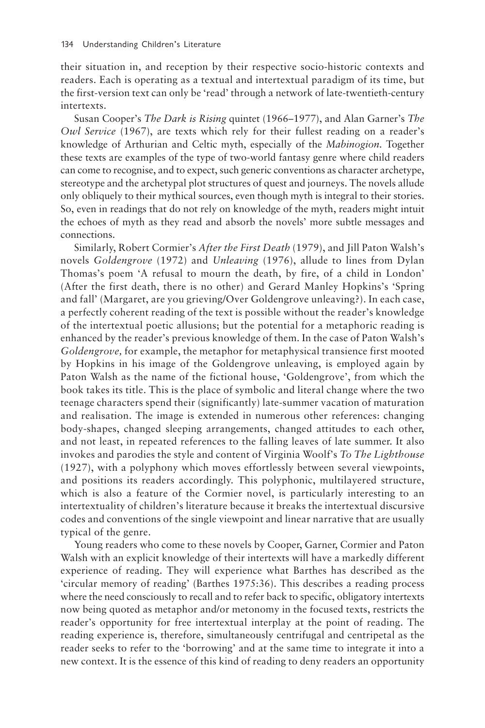their situation in, and reception by their respective socio-historic contexts and readers. Each is operating as a textual and intertextual paradigm of its time, but the first-version text can only be 'read' through a network of late-twentieth-century intertexts.

Susan Cooper's *The Dark is Rising* quintet (1966–1977), and Alan Garner's *The Owl Service* (1967), are texts which rely for their fullest reading on a reader's knowledge of Arthurian and Celtic myth, especially of the *Mabinogion.* Together these texts are examples of the type of two-world fantasy genre where child readers can come to recognise, and to expect, such generic conventions as character archetype, stereotype and the archetypal plot structures of quest and journeys. The novels allude only obliquely to their mythical sources, even though myth is integral to their stories. So, even in readings that do not rely on knowledge of the myth, readers might intuit the echoes of myth as they read and absorb the novels' more subtle messages and connections.

Similarly, Robert Cormier's *After the First Death* (1979), and Jill Paton Walsh's novels *Goldengrove* (1972) and *Unleaving* (1976), allude to lines from Dylan Thomas's poem 'A refusal to mourn the death, by fire, of a child in London' (After the first death, there is no other) and Gerard Manley Hopkins's 'Spring and fall' (Margaret, are you grieving/Over Goldengrove unleaving?). In each case, a perfectly coherent reading of the text is possible without the reader's knowledge of the intertextual poetic allusions; but the potential for a metaphoric reading is enhanced by the reader's previous knowledge of them. In the case of Paton Walsh's *Goldengrove,* for example, the metaphor for metaphysical transience first mooted by Hopkins in his image of the Goldengrove unleaving, is employed again by Paton Walsh as the name of the fictional house, 'Goldengrove', from which the book takes its title. This is the place of symbolic and literal change where the two teenage characters spend their (significantly) late-summer vacation of maturation and realisation. The image is extended in numerous other references: changing body-shapes, changed sleeping arrangements, changed attitudes to each other, and not least, in repeated references to the falling leaves of late summer. It also invokes and parodies the style and content of Virginia Woolf's *To The Lighthouse* (1927), with a polyphony which moves effortlessly between several viewpoints, and positions its readers accordingly. This polyphonic, multilayered structure, which is also a feature of the Cormier novel, is particularly interesting to an intertextuality of children's literature because it breaks the intertextual discursive codes and conventions of the single viewpoint and linear narrative that are usually typical of the genre.

Young readers who come to these novels by Cooper, Garner, Cormier and Paton Walsh with an explicit knowledge of their intertexts will have a markedly different experience of reading. They will experience what Barthes has described as the 'circular memory of reading' (Barthes 1975:36). This describes a reading process where the need consciously to recall and to refer back to specific, obligatory intertexts now being quoted as metaphor and/or metonymy in the focused texts, restricts the reader's opportunity for free intertextual interplay at the point of reading. The reading experience is, therefore, simultaneously centrifugal and centripetal as the reader seeks to refer to the 'borrowing' and at the same time to integrate it into a new context. It is the essence of this kind of reading to deny readers an opportunity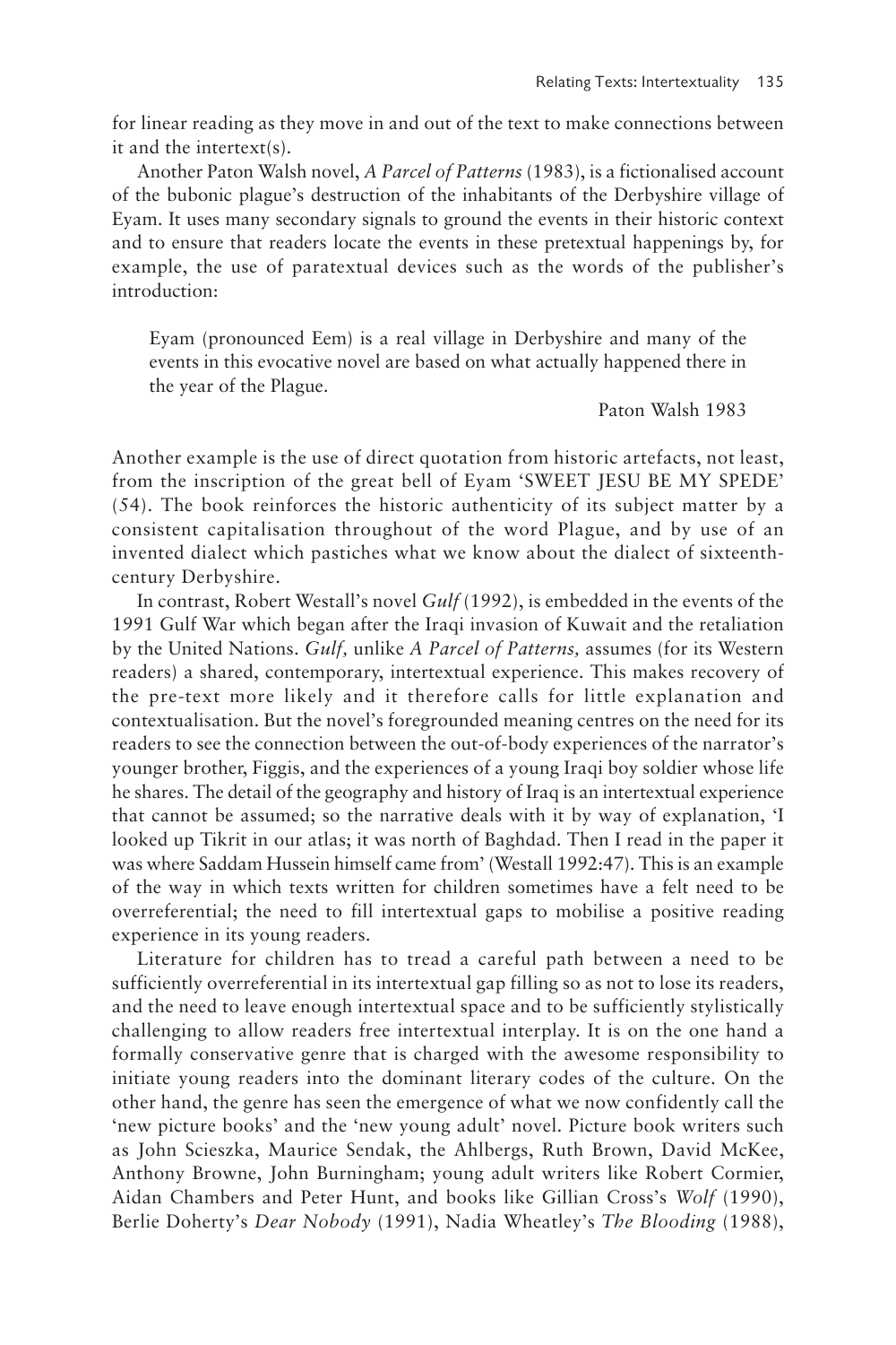for linear reading as they move in and out of the text to make connections between it and the intertext(s).

Another Paton Walsh novel, *A Parcel of Patterns* (1983), is a fictionalised account of the bubonic plague's destruction of the inhabitants of the Derbyshire village of Eyam. It uses many secondary signals to ground the events in their historic context and to ensure that readers locate the events in these pretextual happenings by, for example, the use of paratextual devices such as the words of the publisher's introduction:

> Eyam (pronounced Eem) is a real village in Derbyshire and many of the events in this evocative novel are based on what actually happened there in the year of the Plague.
>
> Paton Walsh 1983

Another example is the use of direct quotation from historic artefacts, not least, from the inscription of the great bell of Eyam 'SWEET JESU BE MY SPEDE' (54). The book reinforces the historic authenticity of its subject matter by a consistent capitalisation throughout of the word Plague, and by use of an invented dialect which pastiches what we know about the dialect of sixteenth-century Derbyshire.

In contrast, Robert Westall's novel *Gulf* (1992), is embedded in the events of the 1991 Gulf War which began after the Iraqi invasion of Kuwait and the retaliation by the United Nations. *Gulf,* unlike *A Parcel of Patterns,* assumes (for its Western readers) a shared, contemporary, intertextual experience. This makes recovery of the pre-text more likely and it therefore calls for little explanation and contextualisation. But the novel's foregrounded meaning centres on the need for its readers to see the connection between the out-of-body experiences of the narrator's younger brother, Figgis, and the experiences of a young Iraqi boy soldier whose life he shares. The detail of the geography and history of Iraq is an intertextual experience that cannot be assumed; so the narrative deals with it by way of explanation, 'I looked up Tikrit in our atlas; it was north of Baghdad. Then I read in the paper it was where Saddam Hussein himself came from' (Westall 1992:47). This is an example of the way in which texts written for children sometimes have a felt need to be overreferential; the need to fill intertextual gaps to mobilise a positive reading experience in its young readers.

Literature for children has to tread a careful path between a need to be sufficiently overreferential in its intertextual gap filling so as not to lose its readers, and the need to leave enough intertextual space and to be sufficiently stylistically challenging to allow readers free intertextual interplay. It is on the one hand a formally conservative genre that is charged with the awesome responsibility to initiate young readers into the dominant literary codes of the culture. On the other hand, the genre has seen the emergence of what we now confidently call the 'new picture books' and the 'new young adult' novel. Picture book writers such as John Scieszka, Maurice Sendak, the Ahlbergs, Ruth Brown, David McKee, Anthony Browne, John Burningham; young adult writers like Robert Cormier, Aidan Chambers and Peter Hunt, and books like Gillian Cross's *Wolf* (1990), Berlie Doherty's *Dear Nobody* (1991), Nadia Wheatley's *The Blooding* (1988),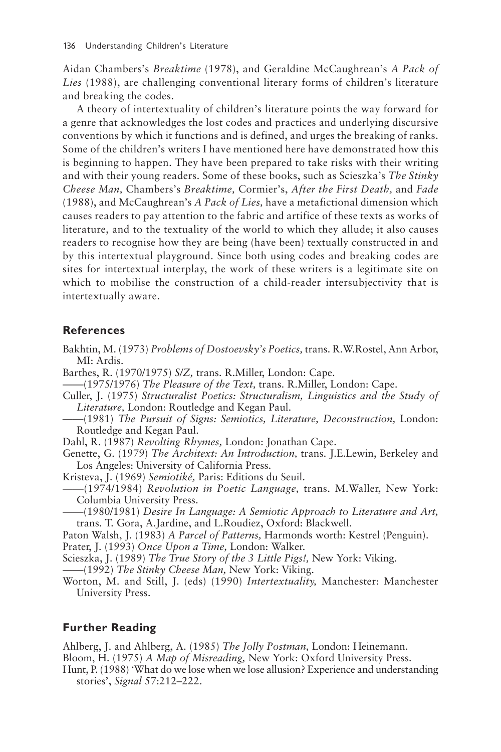Aidan Chambers's *Breaktime* (1978), and Geraldine McCaughrean's *A Pack of Lies* (1988), are challenging conventional literary forms of children's literature and breaking the codes.

A theory of intertextuality of children's literature points the way forward for a genre that acknowledges the lost codes and practices and underlying discursive conventions by which it functions and is defined, and urges the breaking of ranks. Some of the children's writers I have mentioned here have demonstrated how this is beginning to happen. They have been prepared to take risks with their writing and with their young readers. Some of these books, such as Scieszka's *The Stinky Cheese Man,* Chambers's *Breaktime,* Cormier's, *After the First Death,* and *Fade* (1988), and McCaughrean's *A Pack of Lies,* have a metafictional dimension which causes readers to pay attention to the fabric and artifice of these texts as works of literature, and to the textuality of the world to which they allude; it also causes readers to recognise how they are being (have been) textually constructed in and by this intertextual playground. Since both using codes and breaking codes are sites for intertextual interplay, the work of these writers is a legitimate site on which to mobilise the construction of a child-reader intersubjectivity that is intertextually aware.

## References

Bakhtin, M. (1973) *Problems of Dostoevsky's Poetics,* trans. R.W.Rostel, Ann Arbor, MI: Ardis.

Barthes, R. (1970/1975) *S/Z,* trans. R.Miller, London: Cape.

——(1975/1976) *The Pleasure of the Text,* trans. R.Miller, London: Cape.

Culler, J. (1975) *Structuralist Poetics: Structuralism, Linguistics and the Study of Literature,* London: Routledge and Kegan Paul.

——(1981) *The Pursuit of Signs: Semiotics, Literature, Deconstruction,* London: Routledge and Kegan Paul.

Dahl, R. (1987) *Revolting Rhymes,* London: Jonathan Cape.

Genette, G. (1979) *The Architext: An Introduction,* trans. J.E.Lewin, Berkeley and Los Angeles: University of California Press.

Kristeva, J. (1969) *Semiotiké,* Paris: Editions du Seuil.

——(1974/1984) *Revolution in Poetic Language,* trans. M.Waller, New York: Columbia University Press.

——(1980/1981) *Desire In Language: A Semiotic Approach to Literature and Art,* trans. T. Gora, A.Jardine, and L.Roudiez, Oxford: Blackwell.

Paton Walsh, J. (1983) *A Parcel of Patterns,* Harmonds worth: Kestrel (Penguin).

Prater, J. (1993) *Once Upon a Time,* London: Walker.

Scieszka, J. (1989) *The True Story of the 3 Little Pigs!,* New York: Viking.

——(1992) *The Stinky Cheese Man,* New York: Viking.

Worton, M. and Still, J. (eds) (1990) *Intertextuality,* Manchester: Manchester University Press.

## Further Reading

Ahlberg, J. and Ahlberg, A. (1985) *The Jolly Postman,* London: Heinemann.

Bloom, H. (1975) *A Map of Misreading,* New York: Oxford University Press.

Hunt, P. (1988) 'What do we lose when we lose allusion? Experience and understanding stories', *Signal* 57:212–222.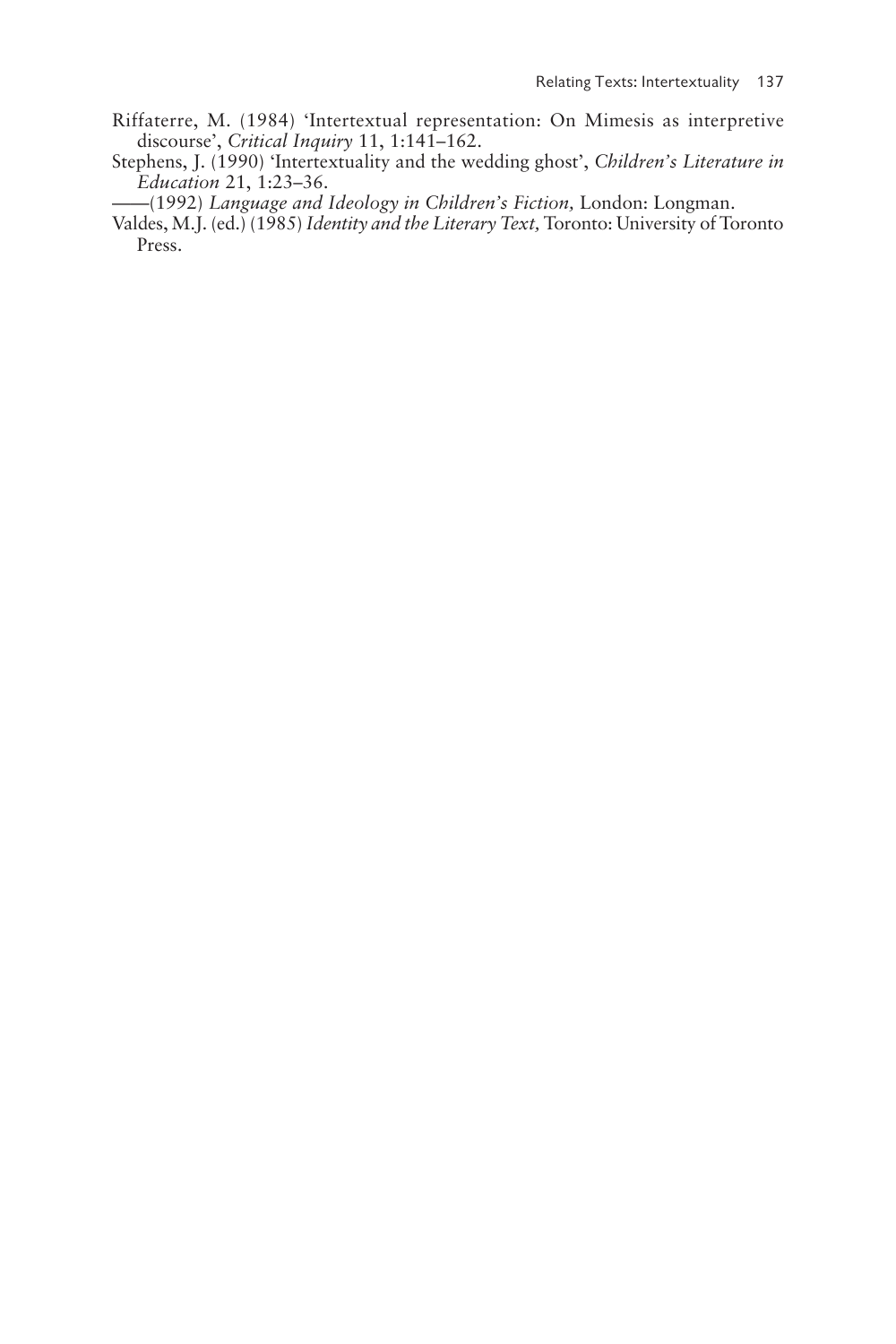Riffaterre, M. (1984) 'Intertextual representation: On Mimesis as interpretive discourse', *Critical Inquiry* 11, 1:141–162.

Stephens, J. (1990) 'Intertextuality and the wedding ghost', *Children's Literature in Education* 21, 1:23–36.

——(1992) *Language and Ideology in Children's Fiction,* London: Longman.

Valdes, M.J. (ed.) (1985) *Identity and the Literary Text,* Toronto: University of Toronto Press.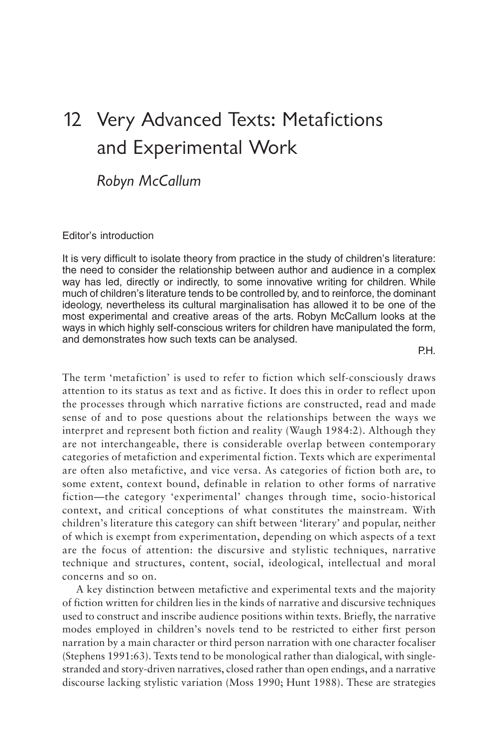# 12 Very Advanced Texts: Metafictions and Experimental Work

*Robyn McCallum*

Editor's introduction

It is very difficult to isolate theory from practice in the study of children's literature: the need to consider the relationship between author and audience in a complex way has led, directly or indirectly, to some innovative writing for children. While much of children's literature tends to be controlled by, and to reinforce, the dominant ideology, nevertheless its cultural marginalisation has allowed it to be one of the most experimental and creative areas of the arts. Robyn McCallum looks at the ways in which highly self-conscious writers for children have manipulated the form, and demonstrates how such texts can be analysed.

P.H.

The term 'metafiction' is used to refer to fiction which self-consciously draws attention to its status as text and as fictive. It does this in order to reflect upon the processes through which narrative fictions are constructed, read and made sense of and to pose questions about the relationships between the ways we interpret and represent both fiction and reality (Waugh 1984:2). Although they are not interchangeable, there is considerable overlap between contemporary categories of metafiction and experimental fiction. Texts which are experimental are often also metafictive, and vice versa. As categories of fiction both are, to some extent, context bound, definable in relation to other forms of narrative fiction—the category 'experimental' changes through time, socio-historical context, and critical conceptions of what constitutes the mainstream. With children's literature this category can shift between 'literary' and popular, neither of which is exempt from experimentation, depending on which aspects of a text are the focus of attention: the discursive and stylistic techniques, narrative technique and structures, content, social, ideological, intellectual and moral concerns and so on.

A key distinction between metafictive and experimental texts and the majority of fiction written for children lies in the kinds of narrative and discursive techniques used to construct and inscribe audience positions within texts. Briefly, the narrative modes employed in children's novels tend to be restricted to either first person narration by a main character or third person narration with one character focaliser (Stephens 1991:63). Texts tend to be monological rather than dialogical, with single-stranded and story-driven narratives, closed rather than open endings, and a narrative discourse lacking stylistic variation (Moss 1990; Hunt 1988). These are strategies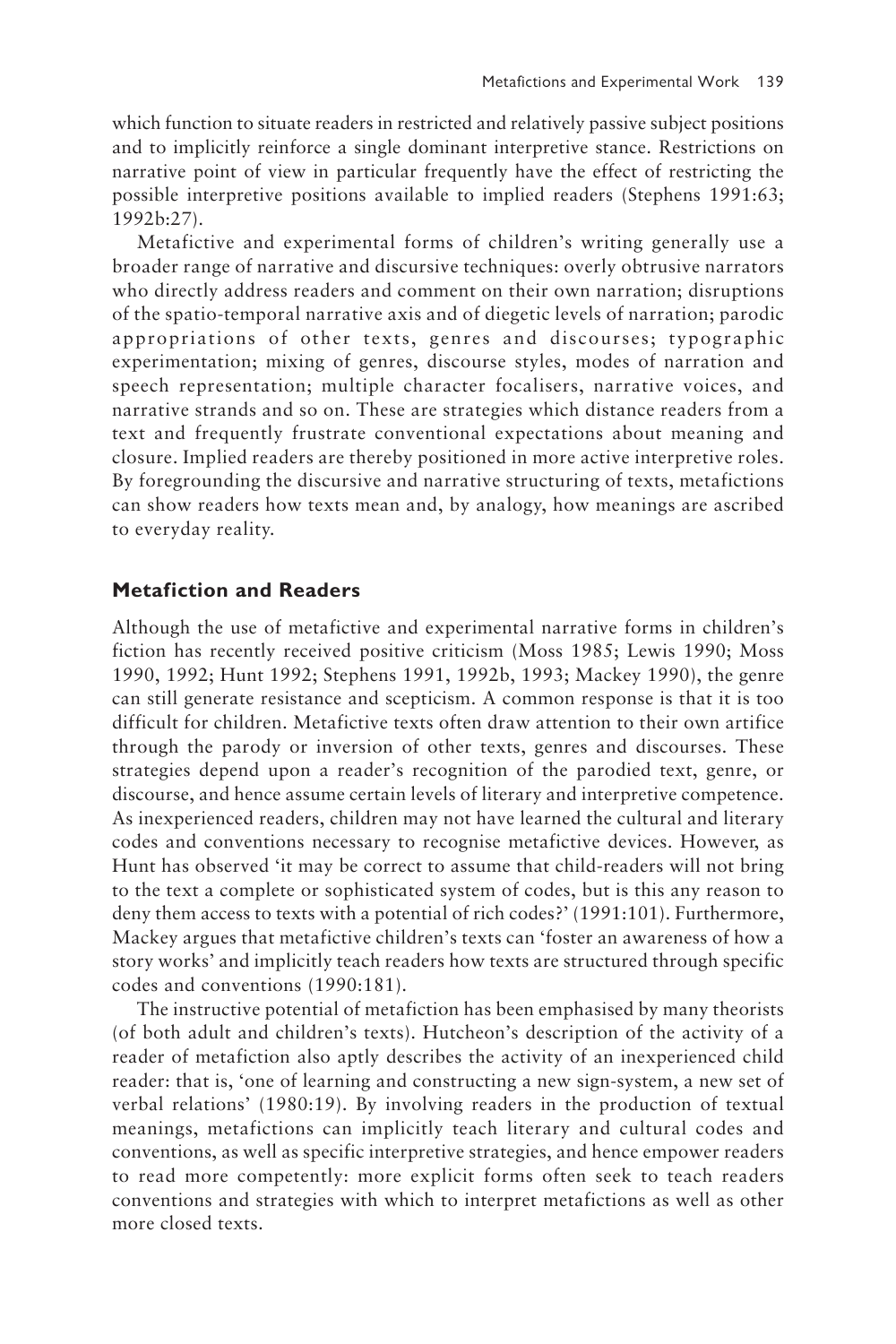which function to situate readers in restricted and relatively passive subject positions and to implicitly reinforce a single dominant interpretive stance. Restrictions on narrative point of view in particular frequently have the effect of restricting the possible interpretive positions available to implied readers (Stephens 1991:63; 1992b:27).

Metafictive and experimental forms of children's writing generally use a broader range of narrative and discursive techniques: overly obtrusive narrators who directly address readers and comment on their own narration; disruptions of the spatio-temporal narrative axis and of diegetic levels of narration; parodic appropriations of other texts, genres and discourses; typographic experimentation; mixing of genres, discourse styles, modes of narration and speech representation; multiple character focalisers, narrative voices, and narrative strands and so on. These are strategies which distance readers from a text and frequently frustrate conventional expectations about meaning and closure. Implied readers are thereby positioned in more active interpretive roles. By foregrounding the discursive and narrative structuring of texts, metafictions can show readers how texts mean and, by analogy, how meanings are ascribed to everyday reality.

## Metafiction and Readers

Although the use of metafictive and experimental narrative forms in children's fiction has recently received positive criticism (Moss 1985; Lewis 1990; Moss 1990, 1992; Hunt 1992; Stephens 1991, 1992b, 1993; Mackey 1990), the genre can still generate resistance and scepticism. A common response is that it is too difficult for children. Metafictive texts often draw attention to their own artifice through the parody or inversion of other texts, genres and discourses. These strategies depend upon a reader's recognition of the parodied text, genre, or discourse, and hence assume certain levels of literary and interpretive competence. As inexperienced readers, children may not have learned the cultural and literary codes and conventions necessary to recognise metafictive devices. However, as Hunt has observed 'it may be correct to assume that child-readers will not bring to the text a complete or sophisticated system of codes, but is this any reason to deny them access to texts with a potential of rich codes?' (1991:101). Furthermore, Mackey argues that metafictive children's texts can 'foster an awareness of how a story works' and implicitly teach readers how texts are structured through specific codes and conventions (1990:181).

The instructive potential of metafiction has been emphasised by many theorists (of both adult and children's texts). Hutcheon's description of the activity of a reader of metafiction also aptly describes the activity of an inexperienced child reader: that is, 'one of learning and constructing a new sign-system, a new set of verbal relations' (1980:19). By involving readers in the production of textual meanings, metafictions can implicitly teach literary and cultural codes and conventions, as well as specific interpretive strategies, and hence empower readers to read more competently: more explicit forms often seek to teach readers conventions and strategies with which to interpret metafictions as well as other more closed texts.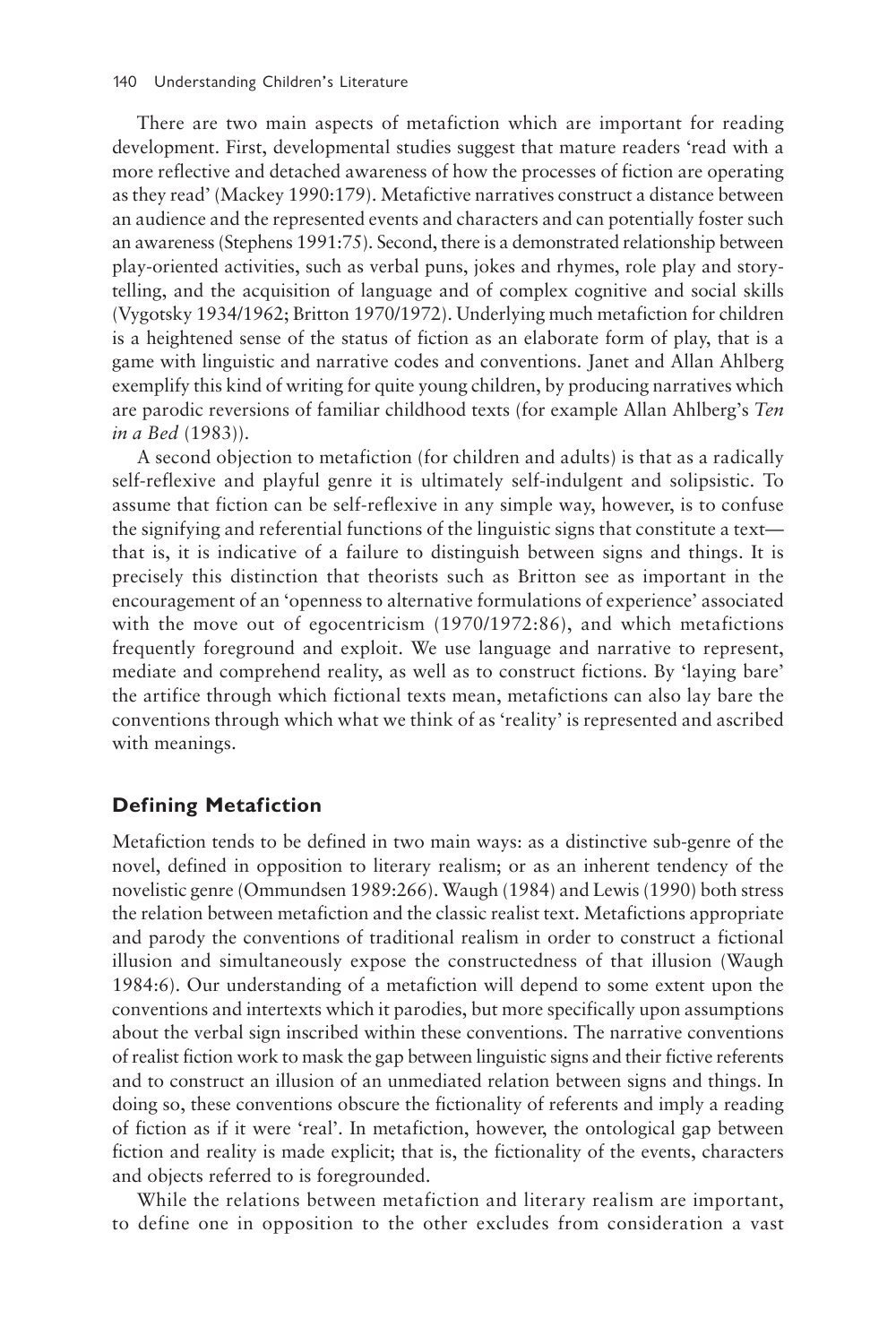There are two main aspects of metafiction which are important for reading development. First, developmental studies suggest that mature readers 'read with a more reflective and detached awareness of how the processes of fiction are operating as they read' (Mackey 1990:179). Metafictive narratives construct a distance between an audience and the represented events and characters and can potentially foster such an awareness (Stephens 1991:75). Second, there is a demonstrated relationship between play-oriented activities, such as verbal puns, jokes and rhymes, role play and story-telling, and the acquisition of language and of complex cognitive and social skills (Vygotsky 1934/1962; Britton 1970/1972). Underlying much metafiction for children is a heightened sense of the status of fiction as an elaborate form of play, that is a game with linguistic and narrative codes and conventions. Janet and Allan Ahlberg exemplify this kind of writing for quite young children, by producing narratives which are parodic reversions of familiar childhood texts (for example Allan Ahlberg's *Ten in a Bed* (1983)).

A second objection to metafiction (for children and adults) is that as a radically self-reflexive and playful genre it is ultimately self-indulgent and solipsistic. To assume that fiction can be self-reflexive in any simple way, however, is to confuse the signifying and referential functions of the linguistic signs that constitute a text—that is, it is indicative of a failure to distinguish between signs and things. It is precisely this distinction that theorists such as Britton see as important in the encouragement of an 'openness to alternative formulations of experience' associated with the move out of egocentricism (1970/1972:86), and which metafictions frequently foreground and exploit. We use language and narrative to represent, mediate and comprehend reality, as well as to construct fictions. By 'laying bare' the artifice through which fictional texts mean, metafictions can also lay bare the conventions through which what we think of as 'reality' is represented and ascribed with meanings.

## Defining Metafiction

Metafiction tends to be defined in two main ways: as a distinctive sub-genre of the novel, defined in opposition to literary realism; or as an inherent tendency of the novelistic genre (Ommundsen 1989:266). Waugh (1984) and Lewis (1990) both stress the relation between metafiction and the classic realist text. Metafictions appropriate and parody the conventions of traditional realism in order to construct a fictional illusion and simultaneously expose the constructedness of that illusion (Waugh 1984:6). Our understanding of a metafiction will depend to some extent upon the conventions and intertexts which it parodies, but more specifically upon assumptions about the verbal sign inscribed within these conventions. The narrative conventions of realist fiction work to mask the gap between linguistic signs and their fictive referents and to construct an illusion of an unmediated relation between signs and things. In doing so, these conventions obscure the fictionality of referents and imply a reading of fiction as if it were 'real'. In metafiction, however, the ontological gap between fiction and reality is made explicit; that is, the fictionality of the events, characters and objects referred to is foregrounded.

While the relations between metafiction and literary realism are important, to define one in opposition to the other excludes from consideration a vast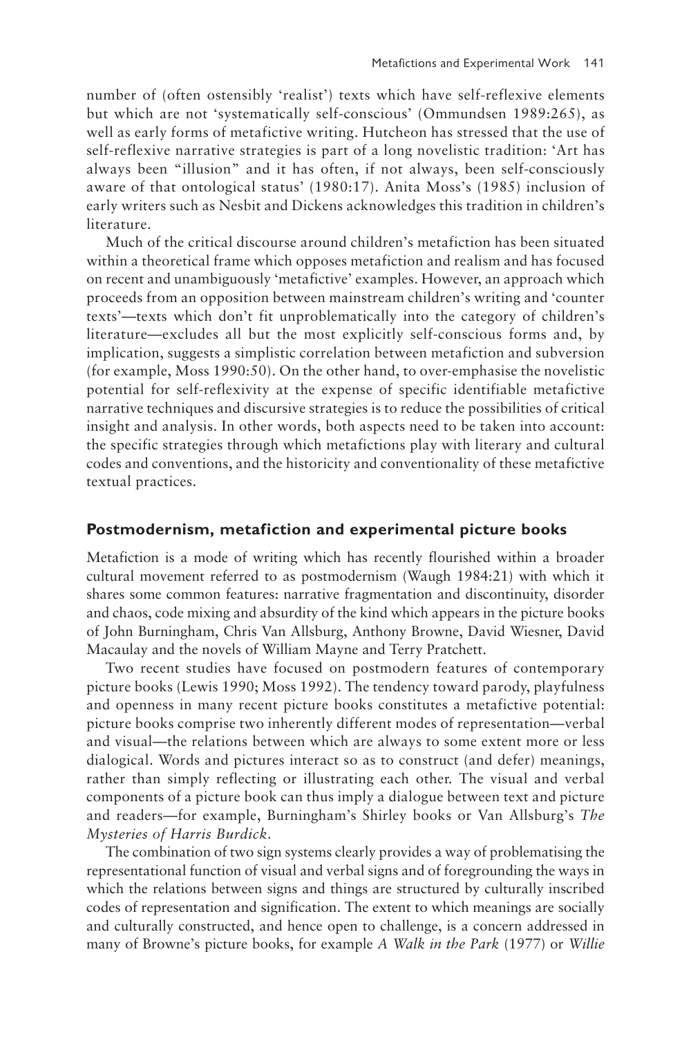number of (often ostensibly 'realist') texts which have self-reflexive elements but which are not 'systematically self-conscious' (Ommundsen 1989:265), as well as early forms of metafictive writing. Hutcheon has stressed that the use of self-reflexive narrative strategies is part of a long novelistic tradition: 'Art has always been "illusion" and it has often, if not always, been self-consciously aware of that ontological status' (1980:17). Anita Moss's (1985) inclusion of early writers such as Nesbit and Dickens acknowledges this tradition in children's literature.

Much of the critical discourse around children's metafiction has been situated within a theoretical frame which opposes metafiction and realism and has focused on recent and unambiguously 'metafictive' examples. However, an approach which proceeds from an opposition between mainstream children's writing and 'counter texts'—texts which don't fit unproblematically into the category of children's literature—excludes all but the most explicitly self-conscious forms and, by implication, suggests a simplistic correlation between metafiction and subversion (for example, Moss 1990:50). On the other hand, to over-emphasise the novelistic potential for self-reflexivity at the expense of specific identifiable metafictive narrative techniques and discursive strategies is to reduce the possibilities of critical insight and analysis. In other words, both aspects need to be taken into account: the specific strategies through which metafictions play with literary and cultural codes and conventions, and the historicity and conventionality of these metafictive textual practices.

### Postmodernism, metafiction and experimental picture books

Metafiction is a mode of writing which has recently flourished within a broader cultural movement referred to as postmodernism (Waugh 1984:21) with which it shares some common features: narrative fragmentation and discontinuity, disorder and chaos, code mixing and absurdity of the kind which appears in the picture books of John Burningham, Chris Van Allsburg, Anthony Browne, David Wiesner, David Macaulay and the novels of William Mayne and Terry Pratchett.

Two recent studies have focused on postmodern features of contemporary picture books (Lewis 1990; Moss 1992). The tendency toward parody, playfulness and openness in many recent picture books constitutes a metafictive potential: picture books comprise two inherently different modes of representation—verbal and visual—the relations between which are always to some extent more or less dialogical. Words and pictures interact so as to construct (and defer) meanings, rather than simply reflecting or illustrating each other. The visual and verbal components of a picture book can thus imply a dialogue between text and picture and readers—for example, Burningham's Shirley books or Van Allsburg's *The Mysteries of Harris Burdick*.

The combination of two sign systems clearly provides a way of problematising the representational function of visual and verbal signs and of foregrounding the ways in which the relations between signs and things are structured by culturally inscribed codes of representation and signification. The extent to which meanings are socially and culturally constructed, and hence open to challenge, is a concern addressed in many of Browne's picture books, for example *A Walk in the Park* (1977) or *Willie*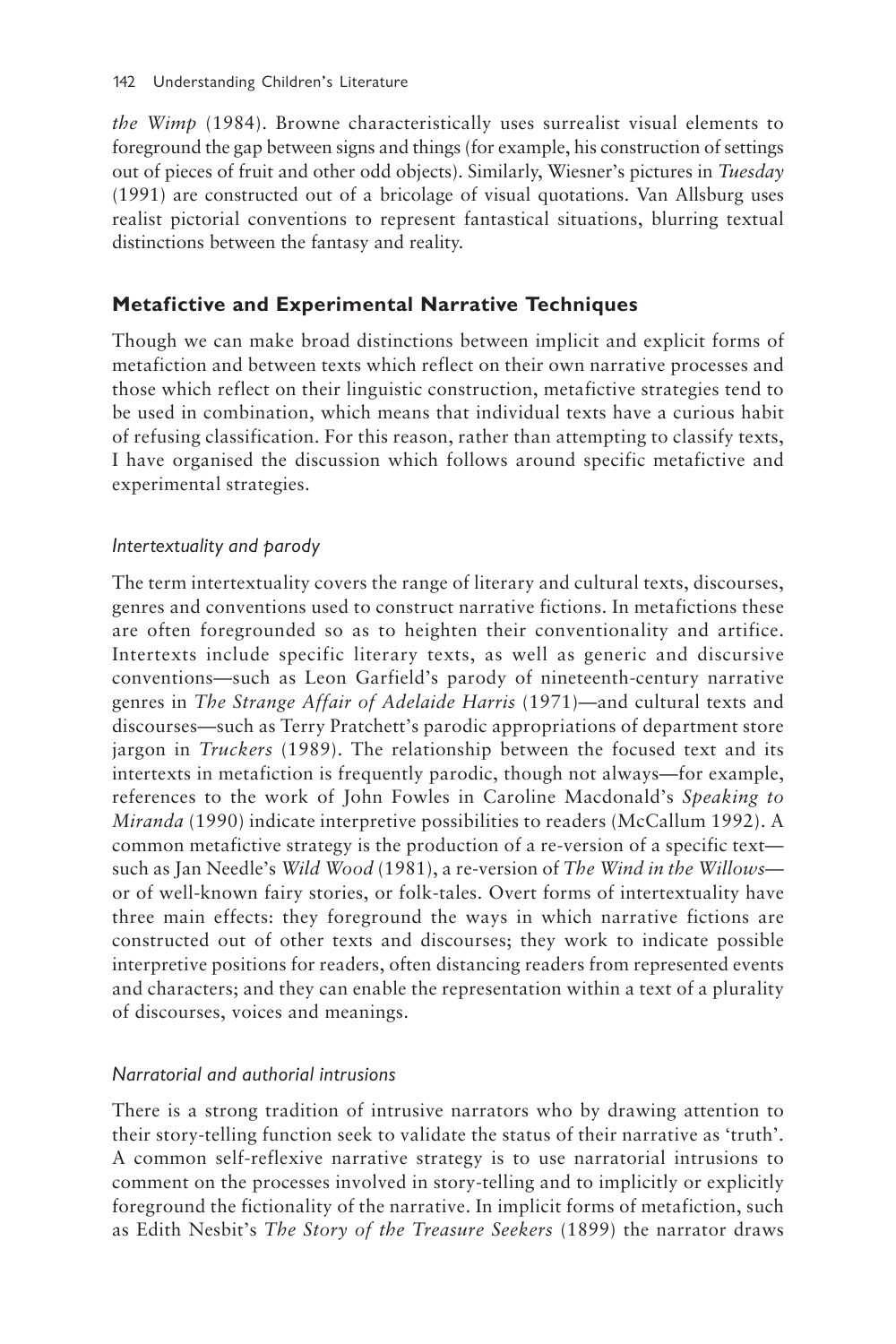*the Wimp* (1984). Browne characteristically uses surrealist visual elements to foreground the gap between signs and things (for example, his construction of settings out of pieces of fruit and other odd objects). Similarly, Wiesner's pictures in *Tuesday* (1991) are constructed out of a bricolage of visual quotations. Van Allsburg uses realist pictorial conventions to represent fantastical situations, blurring textual distinctions between the fantasy and reality.

## Metafictive and Experimental Narrative Techniques

Though we can make broad distinctions between implicit and explicit forms of metafiction and between texts which reflect on their own narrative processes and those which reflect on their linguistic construction, metafictive strategies tend to be used in combination, which means that individual texts have a curious habit of refusing classification. For this reason, rather than attempting to classify texts, I have organised the discussion which follows around specific metafictive and experimental strategies.

### *Intertextuality and parody*

The term intertextuality covers the range of literary and cultural texts, discourses, genres and conventions used to construct narrative fictions. In metafictions these are often foregrounded so as to heighten their conventionality and artifice. Intertexts include specific literary texts, as well as generic and discursive conventions—such as Leon Garfield's parody of nineteenth-century narrative genres in *The Strange Affair of Adelaide Harris* (1971)—and cultural texts and discourses—such as Terry Pratchett's parodic appropriations of department store jargon in *Truckers* (1989). The relationship between the focused text and its intertexts in metafiction is frequently parodic, though not always—for example, references to the work of John Fowles in Caroline Macdonald's *Speaking to Miranda* (1990) indicate interpretive possibilities to readers (McCallum 1992). A common metafictive strategy is the production of a re-version of a specific text—such as Jan Needle's *Wild Wood* (1981), a re-version of *The Wind in the Willows*—or of well-known fairy stories, or folk-tales. Overt forms of intertextuality have three main effects: they foreground the ways in which narrative fictions are constructed out of other texts and discourses; they work to indicate possible interpretive positions for readers, often distancing readers from represented events and characters; and they can enable the representation within a text of a plurality of discourses, voices and meanings.

### *Narratorial and authorial intrusions*

There is a strong tradition of intrusive narrators who by drawing attention to their story-telling function seek to validate the status of their narrative as 'truth'. A common self-reflexive narrative strategy is to use narratorial intrusions to comment on the processes involved in story-telling and to implicitly or explicitly foreground the fictionality of the narrative. In implicit forms of metafiction, such as Edith Nesbit's *The Story of the Treasure Seekers* (1899) the narrator draws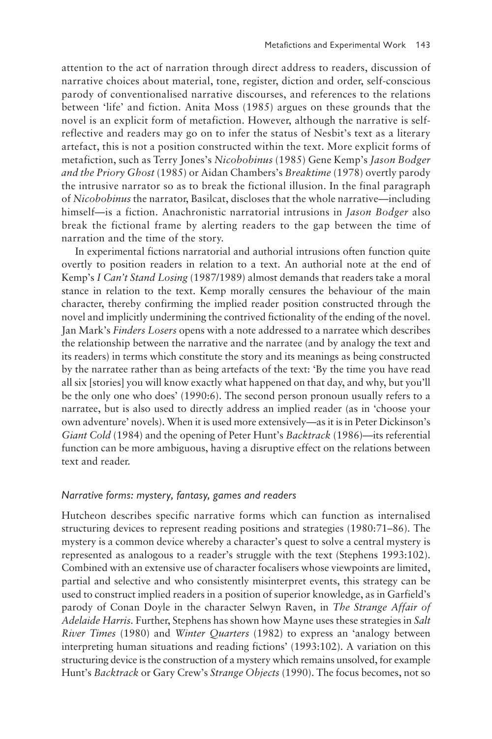attention to the act of narration through direct address to readers, discussion of narrative choices about material, tone, register, diction and order, self-conscious parody of conventionalised narrative discourses, and references to the relations between 'life' and fiction. Anita Moss (1985) argues on these grounds that the novel is an explicit form of metafiction. However, although the narrative is self-reflective and readers may go on to infer the status of Nesbit's text as a literary artefact, this is not a position constructed within the text. More explicit forms of metafiction, such as Terry Jones's *Nicobobinus* (1985) Gene Kemp's *Jason Bodger and the Priory Ghost* (1985) or Aidan Chambers's *Breaktime* (1978) overtly parody the intrusive narrator so as to break the fictional illusion. In the final paragraph of *Nicobobinus* the narrator, Basilcat, discloses that the whole narrative—including himself—is a fiction. Anachronistic narratorial intrusions in *Jason Bodger* also break the fictional frame by alerting readers to the gap between the time of narration and the time of the story.

In experimental fictions narratorial and authorial intrusions often function quite overtly to position readers in relation to a text. An authorial note at the end of Kemp's *I Can't Stand Losing* (1987/1989) almost demands that readers take a moral stance in relation to the text. Kemp morally censures the behaviour of the main character, thereby confirming the implied reader position constructed through the novel and implicitly undermining the contrived fictionality of the ending of the novel. Jan Mark's *Finders Losers* opens with a note addressed to a narratee which describes the relationship between the narrative and the narratee (and by analogy the text and its readers) in terms which constitute the story and its meanings as being constructed by the narratee rather than as being artefacts of the text: 'By the time you have read all six [stories] you will know exactly what happened on that day, and why, but you'll be the only one who does' (1990:6). The second person pronoun usually refers to a narratee, but is also used to directly address an implied reader (as in 'choose your own adventure' novels). When it is used more extensively—as it is in Peter Dickinson's *Giant Cold* (1984) and the opening of Peter Hunt's *Backtrack* (1986)—its referential function can be more ambiguous, having a disruptive effect on the relations between text and reader.

### *Narrative forms: mystery, fantasy, games and readers*

Hutcheon describes specific narrative forms which can function as internalised structuring devices to represent reading positions and strategies (1980:71–86). The mystery is a common device whereby a character's quest to solve a central mystery is represented as analogous to a reader's struggle with the text (Stephens 1993:102). Combined with an extensive use of character focalisers whose viewpoints are limited, partial and selective and who consistently misinterpret events, this strategy can be used to construct implied readers in a position of superior knowledge, as in Garfield's parody of Conan Doyle in the character Selwyn Raven, in *The Strange Affair of Adelaide Harris*. Further, Stephens has shown how Mayne uses these strategies in *Salt River Times* (1980) and *Winter Quarters* (1982) to express an 'analogy between interpreting human situations and reading fictions' (1993:102). A variation on this structuring device is the construction of a mystery which remains unsolved, for example Hunt's *Backtrack* or Gary Crew's *Strange Objects* (1990). The focus becomes, not so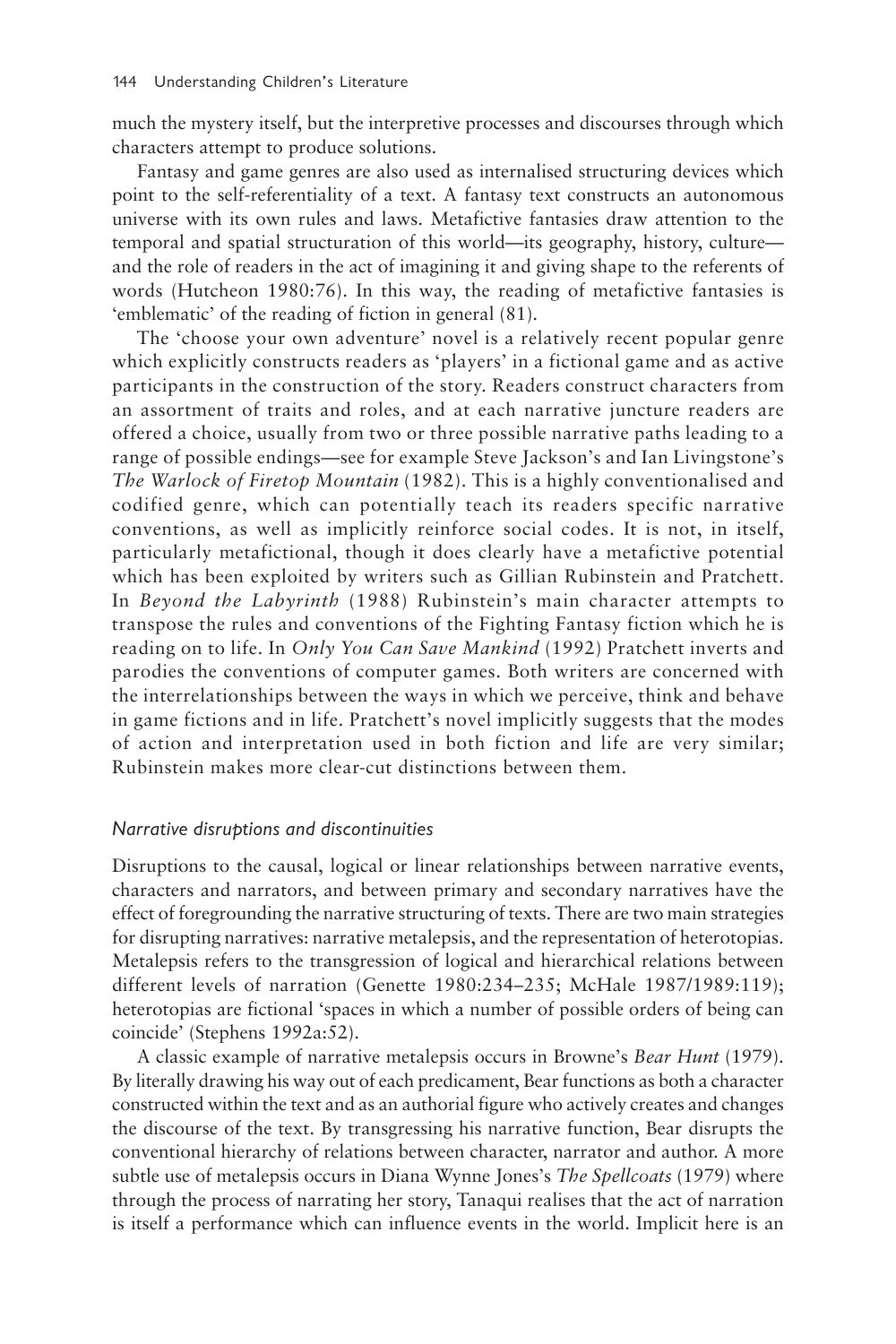much the mystery itself, but the interpretive processes and discourses through which characters attempt to produce solutions.

Fantasy and game genres are also used as internalised structuring devices which point to the self-referentiality of a text. A fantasy text constructs an autonomous universe with its own rules and laws. Metafictive fantasies draw attention to the temporal and spatial structuration of this world—its geography, history, culture—and the role of readers in the act of imagining it and giving shape to the referents of words (Hutcheon 1980:76). In this way, the reading of metafictive fantasies is 'emblematic' of the reading of fiction in general (81).

The 'choose your own adventure' novel is a relatively recent popular genre which explicitly constructs readers as 'players' in a fictional game and as active participants in the construction of the story. Readers construct characters from an assortment of traits and roles, and at each narrative juncture readers are offered a choice, usually from two or three possible narrative paths leading to a range of possible endings—see for example Steve Jackson's and Ian Livingstone's *The Warlock of Firetop Mountain* (1982). This is a highly conventionalised and codified genre, which can potentially teach its readers specific narrative conventions, as well as implicitly reinforce social codes. It is not, in itself, particularly metafictional, though it does clearly have a metafictive potential which has been exploited by writers such as Gillian Rubinstein and Pratchett. In *Beyond the Labyrinth* (1988) Rubinstein's main character attempts to transpose the rules and conventions of the Fighting Fantasy fiction which he is reading on to life. In *Only You Can Save Mankind* (1992) Pratchett inverts and parodies the conventions of computer games. Both writers are concerned with the interrelationships between the ways in which we perceive, think and behave in game fictions and in life. Pratchett's novel implicitly suggests that the modes of action and interpretation used in both fiction and life are very similar; Rubinstein makes more clear-cut distinctions between them.

### *Narrative disruptions and discontinuities*

Disruptions to the causal, logical or linear relationships between narrative events, characters and narrators, and between primary and secondary narratives have the effect of foregrounding the narrative structuring of texts. There are two main strategies for disrupting narratives: narrative metalepsis, and the representation of heterotopias. Metalepsis refers to the transgression of logical and hierarchical relations between different levels of narration (Genette 1980:234–235; McHale 1987/1989:119); heterotopias are fictional 'spaces in which a number of possible orders of being can coincide' (Stephens 1992a:52).

A classic example of narrative metalepsis occurs in Browne's *Bear Hunt* (1979). By literally drawing his way out of each predicament, Bear functions as both a character constructed within the text and as an authorial figure who actively creates and changes the discourse of the text. By transgressing his narrative function, Bear disrupts the conventional hierarchy of relations between character, narrator and author. A more subtle use of metalepsis occurs in Diana Wynne Jones's *The Spellcoats* (1979) where through the process of narrating her story, Tanaqui realises that the act of narration is itself a performance which can influence events in the world. Implicit here is an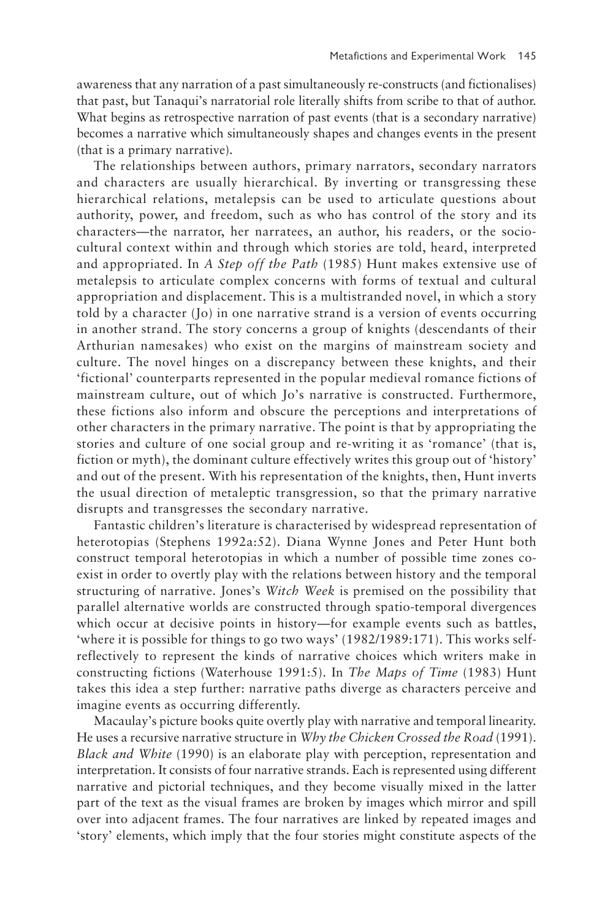awareness that any narration of a past simultaneously re-constructs (and fictionalises) that past, but Tanaqui's narratorial role literally shifts from scribe to that of author. What begins as retrospective narration of past events (that is a secondary narrative) becomes a narrative which simultaneously shapes and changes events in the present (that is a primary narrative).

The relationships between authors, primary narrators, secondary narrators and characters are usually hierarchical. By inverting or transgressing these hierarchical relations, metalepsis can be used to articulate questions about authority, power, and freedom, such as who has control of the story and its characters—the narrator, her narratees, an author, his readers, or the socio-cultural context within and through which stories are told, heard, interpreted and appropriated. In *A Step off the Path* (1985) Hunt makes extensive use of metalepsis to articulate complex concerns with forms of textual and cultural appropriation and displacement. This is a multistranded novel, in which a story told by a character (Jo) in one narrative strand is a version of events occurring in another strand. The story concerns a group of knights (descendants of their Arthurian namesakes) who exist on the margins of mainstream society and culture. The novel hinges on a discrepancy between these knights, and their 'fictional' counterparts represented in the popular medieval romance fictions of mainstream culture, out of which Jo's narrative is constructed. Furthermore, these fictions also inform and obscure the perceptions and interpretations of other characters in the primary narrative. The point is that by appropriating the stories and culture of one social group and re-writing it as 'romance' (that is, fiction or myth), the dominant culture effectively writes this group out of 'history' and out of the present. With his representation of the knights, then, Hunt inverts the usual direction of metaleptic transgression, so that the primary narrative disrupts and transgresses the secondary narrative.

Fantastic children's literature is characterised by widespread representation of heterotopias (Stephens 1992a:52). Diana Wynne Jones and Peter Hunt both construct temporal heterotopias in which a number of possible time zones co-exist in order to overtly play with the relations between history and the temporal structuring of narrative. Jones's *Witch Week* is premised on the possibility that parallel alternative worlds are constructed through spatio-temporal divergences which occur at decisive points in history—for example events such as battles, 'where it is possible for things to go two ways' (1982/1989:171). This works self-reflectively to represent the kinds of narrative choices which writers make in constructing fictions (Waterhouse 1991:5). In *The Maps of Time* (1983) Hunt takes this idea a step further: narrative paths diverge as characters perceive and imagine events as occurring differently.

Macaulay's picture books quite overtly play with narrative and temporal linearity. He uses a recursive narrative structure in *Why the Chicken Crossed the Road* (1991). *Black and White* (1990) is an elaborate play with perception, representation and interpretation. It consists of four narrative strands. Each is represented using different narrative and pictorial techniques, and they become visually mixed in the latter part of the text as the visual frames are broken by images which mirror and spill over into adjacent frames. The four narratives are linked by repeated images and 'story' elements, which imply that the four stories might constitute aspects of the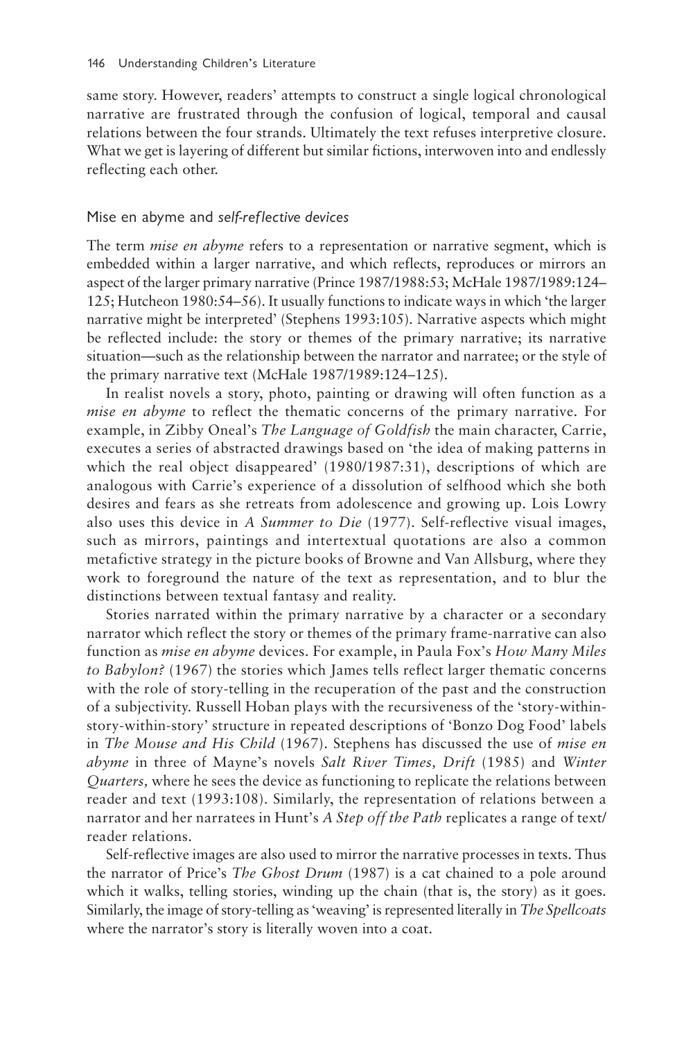same story. However, readers' attempts to construct a single logical chronological narrative are frustrated through the confusion of logical, temporal and causal relations between the four strands. Ultimately the text refuses interpretive closure. What we get is layering of different but similar fictions, interwoven into and endlessly reflecting each other.

## Mise en abyme and *self-reflective devices*

The term *mise en abyme* refers to a representation or narrative segment, which is embedded within a larger narrative, and which reflects, reproduces or mirrors an aspect of the larger primary narrative (Prince 1987/1988:53; McHale 1987/1989:124–125; Hutcheon 1980:54–56). It usually functions to indicate ways in which 'the larger narrative might be interpreted' (Stephens 1993:105). Narrative aspects which might be reflected include: the story or themes of the primary narrative; its narrative situation—such as the relationship between the narrator and narratee; or the style of the primary narrative text (McHale 1987/1989:124–125).

In realist novels a story, photo, painting or drawing will often function as a *mise en abyme* to reflect the thematic concerns of the primary narrative. For example, in Zibby Oneal's *The Language of Goldfish* the main character, Carrie, executes a series of abstracted drawings based on 'the idea of making patterns in which the real object disappeared' (1980/1987:31), descriptions of which are analogous with Carrie's experience of a dissolution of selfhood which she both desires and fears as she retreats from adolescence and growing up. Lois Lowry also uses this device in *A Summer to Die* (1977). Self-reflective visual images, such as mirrors, paintings and intertextual quotations are also a common metafictive strategy in the picture books of Browne and Van Allsburg, where they work to foreground the nature of the text as representation, and to blur the distinctions between textual fantasy and reality.

Stories narrated within the primary narrative by a character or a secondary narrator which reflect the story or themes of the primary frame-narrative can also function as *mise en abyme* devices. For example, in Paula Fox's *How Many Miles to Babylon?* (1967) the stories which James tells reflect larger thematic concerns with the role of story-telling in the recuperation of the past and the construction of a subjectivity. Russell Hoban plays with the recursiveness of the 'story-within-story-within-story' structure in repeated descriptions of 'Bonzo Dog Food' labels in *The Mouse and His Child* (1967). Stephens has discussed the use of *mise en abyme* in three of Mayne's novels *Salt River Times, Drift* (1985) and *Winter Quarters,* where he sees the device as functioning to replicate the relations between reader and text (1993:108). Similarly, the representation of relations between a narrator and her narratees in Hunt's *A Step off the Path* replicates a range of text/reader relations.

Self-reflective images are also used to mirror the narrative processes in texts. Thus the narrator of Price's *The Ghost Drum* (1987) is a cat chained to a pole around which it walks, telling stories, winding up the chain (that is, the story) as it goes. Similarly, the image of story-telling as 'weaving' is represented literally in *The Spellcoats* where the narrator's story is literally woven into a coat.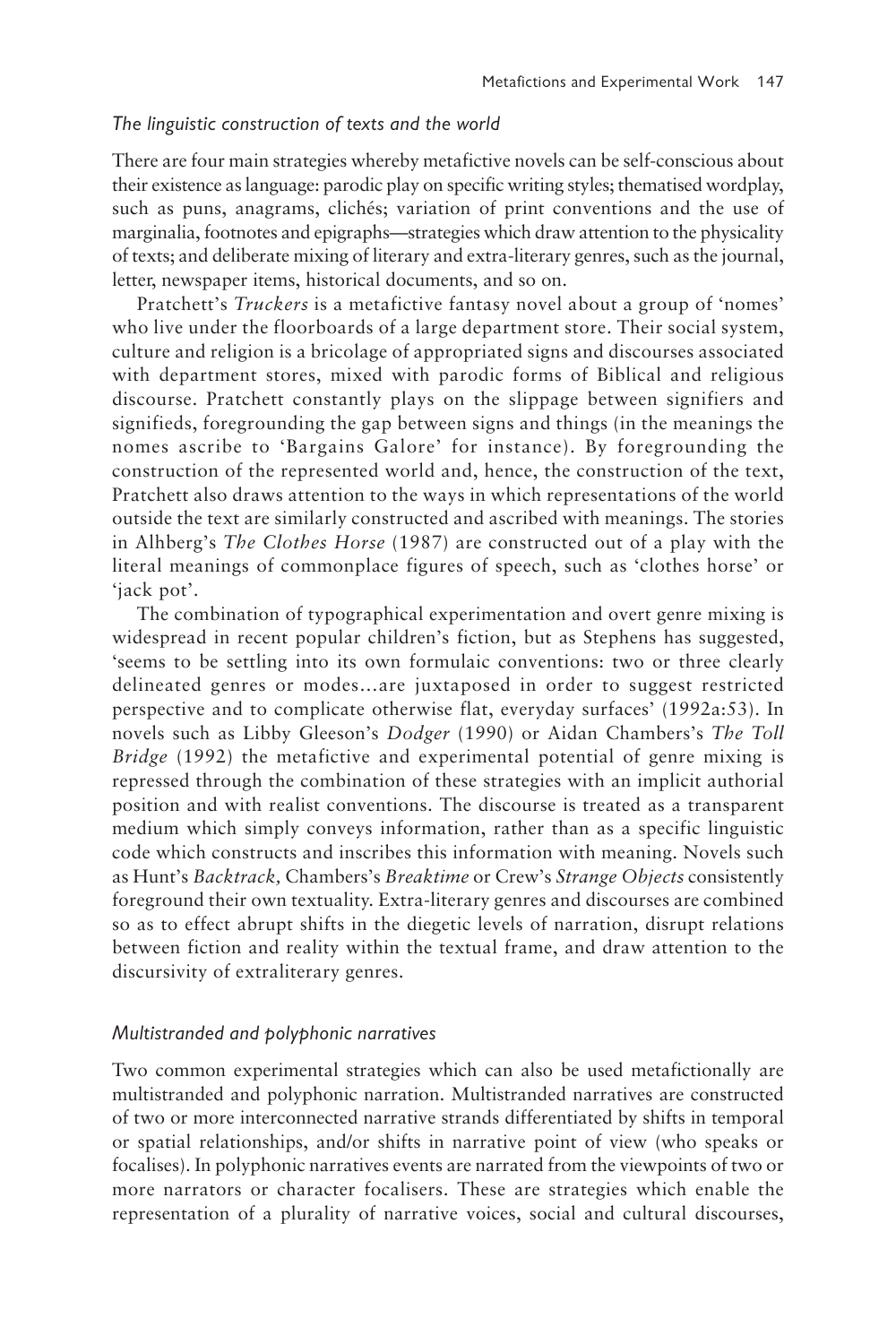### *The linguistic construction of texts and the world*

There are four main strategies whereby metafictive novels can be self-conscious about their existence as language: parodic play on specific writing styles; thematised wordplay, such as puns, anagrams, clichés; variation of print conventions and the use of marginalia, footnotes and epigraphs—strategies which draw attention to the physicality of texts; and deliberate mixing of literary and extra-literary genres, such as the journal, letter, newspaper items, historical documents, and so on.

Pratchett's *Truckers* is a metafictive fantasy novel about a group of 'nomes' who live under the floorboards of a large department store. Their social system, culture and religion is a bricolage of appropriated signs and discourses associated with department stores, mixed with parodic forms of Biblical and religious discourse. Pratchett constantly plays on the slippage between signifiers and signifieds, foregrounding the gap between signs and things (in the meanings the nomes ascribe to 'Bargains Galore' for instance). By foregrounding the construction of the represented world and, hence, the construction of the text, Pratchett also draws attention to the ways in which representations of the world outside the text are similarly constructed and ascribed with meanings. The stories in Alhberg's *The Clothes Horse* (1987) are constructed out of a play with the literal meanings of commonplace figures of speech, such as 'clothes horse' or 'jack pot'.

The combination of typographical experimentation and overt genre mixing is widespread in recent popular children's fiction, but as Stephens has suggested, 'seems to be settling into its own formulaic conventions: two or three clearly delineated genres or modes…are juxtaposed in order to suggest restricted perspective and to complicate otherwise flat, everyday surfaces' (1992a:53). In novels such as Libby Gleeson's *Dodger* (1990) or Aidan Chambers's *The Toll Bridge* (1992) the metafictive and experimental potential of genre mixing is repressed through the combination of these strategies with an implicit authorial position and with realist conventions. The discourse is treated as a transparent medium which simply conveys information, rather than as a specific linguistic code which constructs and inscribes this information with meaning. Novels such as Hunt's *Backtrack,* Chambers's *Breaktime* or Crew's *Strange Objects* consistently foreground their own textuality. Extra-literary genres and discourses are combined so as to effect abrupt shifts in the diegetic levels of narration, disrupt relations between fiction and reality within the textual frame, and draw attention to the discursivity of extraliterary genres.

### *Multistranded and polyphonic narratives*

Two common experimental strategies which can also be used metafictionally are multistranded and polyphonic narration. Multistranded narratives are constructed of two or more interconnected narrative strands differentiated by shifts in temporal or spatial relationships, and/or shifts in narrative point of view (who speaks or focalises). In polyphonic narratives events are narrated from the viewpoints of two or more narrators or character focalisers. These are strategies which enable the representation of a plurality of narrative voices, social and cultural discourses,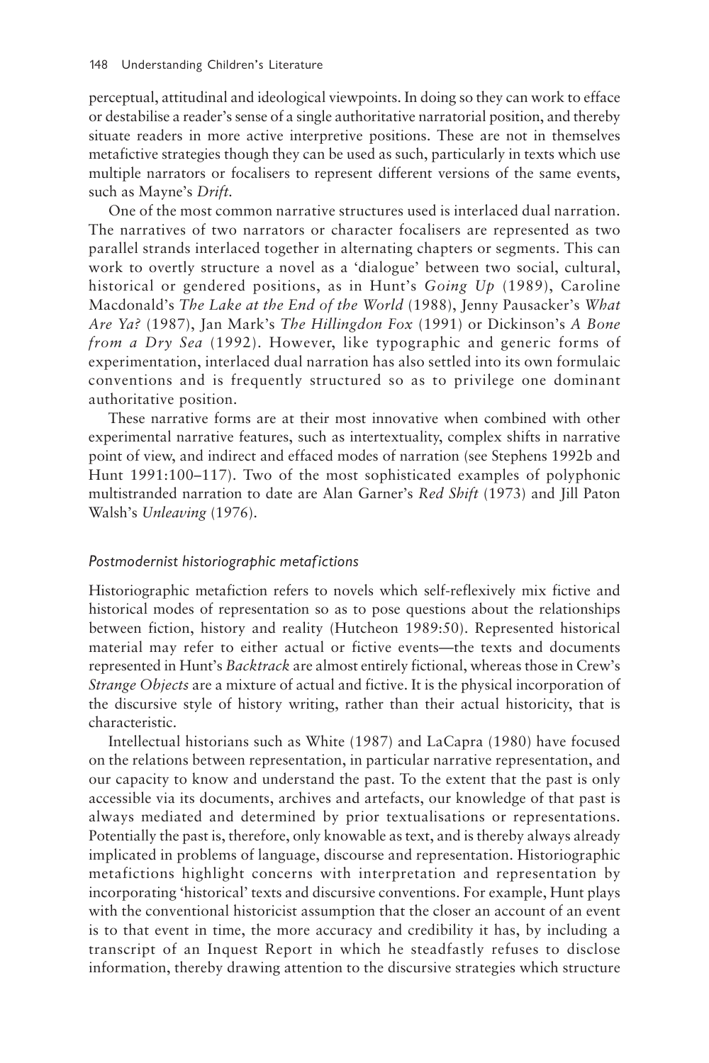perceptual, attitudinal and ideological viewpoints. In doing so they can work to efface or destabilise a reader's sense of a single authoritative narratorial position, and thereby situate readers in more active interpretive positions. These are not in themselves metafictive strategies though they can be used as such, particularly in texts which use multiple narrators or focalisers to represent different versions of the same events, such as Mayne's *Drift*.

One of the most common narrative structures used is interlaced dual narration. The narratives of two narrators or character focalisers are represented as two parallel strands interlaced together in alternating chapters or segments. This can work to overtly structure a novel as a 'dialogue' between two social, cultural, historical or gendered positions, as in Hunt's *Going Up* (1989), Caroline Macdonald's *The Lake at the End of the World* (1988), Jenny Pausacker's *What Are Ya?* (1987), Jan Mark's *The Hillingdon Fox* (1991) or Dickinson's *A Bone from a Dry Sea* (1992). However, like typographic and generic forms of experimentation, interlaced dual narration has also settled into its own formulaic conventions and is frequently structured so as to privilege one dominant authoritative position.

These narrative forms are at their most innovative when combined with other experimental narrative features, such as intertextuality, complex shifts in narrative point of view, and indirect and effaced modes of narration (see Stephens 1992b and Hunt 1991:100–117). Two of the most sophisticated examples of polyphonic multistranded narration to date are Alan Garner's *Red Shift* (1973) and Jill Paton Walsh's *Unleaving* (1976).

### *Postmodernist historiographic metafictions*

Historiographic metafiction refers to novels which self-reflexively mix fictive and historical modes of representation so as to pose questions about the relationships between fiction, history and reality (Hutcheon 1989:50). Represented historical material may refer to either actual or fictive events—the texts and documents represented in Hunt's *Backtrack* are almost entirely fictional, whereas those in Crew's *Strange Objects* are a mixture of actual and fictive. It is the physical incorporation of the discursive style of history writing, rather than their actual historicity, that is characteristic.

Intellectual historians such as White (1987) and LaCapra (1980) have focused on the relations between representation, in particular narrative representation, and our capacity to know and understand the past. To the extent that the past is only accessible via its documents, archives and artefacts, our knowledge of that past is always mediated and determined by prior textualisations or representations. Potentially the past is, therefore, only knowable as text, and is thereby always already implicated in problems of language, discourse and representation. Historiographic metafictions highlight concerns with interpretation and representation by incorporating 'historical' texts and discursive conventions. For example, Hunt plays with the conventional historicist assumption that the closer an account of an event is to that event in time, the more accuracy and credibility it has, by including a transcript of an Inquest Report in which he steadfastly refuses to disclose information, thereby drawing attention to the discursive strategies which structure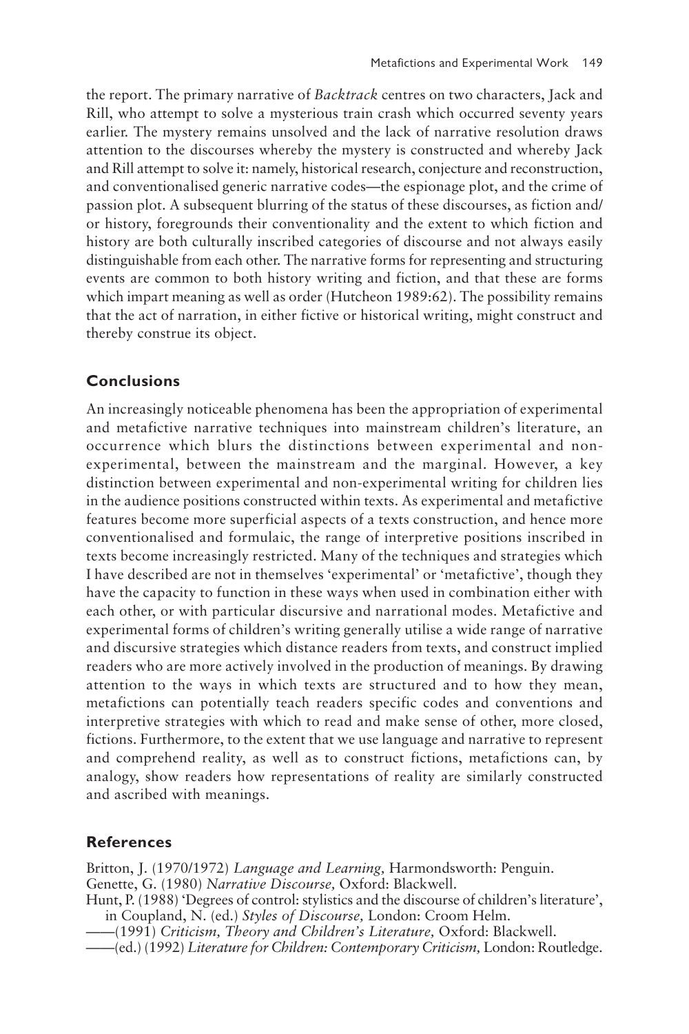the report. The primary narrative of *Backtrack* centres on two characters, Jack and Rill, who attempt to solve a mysterious train crash which occurred seventy years earlier. The mystery remains unsolved and the lack of narrative resolution draws attention to the discourses whereby the mystery is constructed and whereby Jack and Rill attempt to solve it: namely, historical research, conjecture and reconstruction, and conventionalised generic narrative codes—the espionage plot, and the crime of passion plot. A subsequent blurring of the status of these discourses, as fiction and/or history, foregrounds their conventionality and the extent to which fiction and history are both culturally inscribed categories of discourse and not always easily distinguishable from each other. The narrative forms for representing and structuring events are common to both history writing and fiction, and that these are forms which impart meaning as well as order (Hutcheon 1989:62). The possibility remains that the act of narration, in either fictive or historical writing, might construct and thereby construe its object.

## Conclusions

An increasingly noticeable phenomena has been the appropriation of experimental and metafictive narrative techniques into mainstream children's literature, an occurrence which blurs the distinctions between experimental and non-experimental, between the mainstream and the marginal. However, a key distinction between experimental and non-experimental writing for children lies in the audience positions constructed within texts. As experimental and metafictive features become more superficial aspects of a texts construction, and hence more conventionalised and formulaic, the range of interpretive positions inscribed in texts become increasingly restricted. Many of the techniques and strategies which I have described are not in themselves 'experimental' or 'metafictive', though they have the capacity to function in these ways when used in combination either with each other, or with particular discursive and narrational modes. Metafictive and experimental forms of children's writing generally utilise a wide range of narrative and discursive strategies which distance readers from texts, and construct implied readers who are more actively involved in the production of meanings. By drawing attention to the ways in which texts are structured and to how they mean, metafictions can potentially teach readers specific codes and conventions and interpretive strategies with which to read and make sense of other, more closed, fictions. Furthermore, to the extent that we use language and narrative to represent and comprehend reality, as well as to construct fictions, metafictions can, by analogy, show readers how representations of reality are similarly constructed and ascribed with meanings.

## References

Britton, J. (1970/1972) *Language and Learning,* Harmondsworth: Penguin.

Genette, G. (1980) *Narrative Discourse,* Oxford: Blackwell.

Hunt, P. (1988) 'Degrees of control: stylistics and the discourse of children's literature', in Coupland, N. (ed.) *Styles of Discourse,* London: Croom Helm.

——(1991) *Criticism, Theory and Children's Literature,* Oxford: Blackwell.

——(ed.) (1992) *Literature for Children: Contemporary Criticism,* London: Routledge.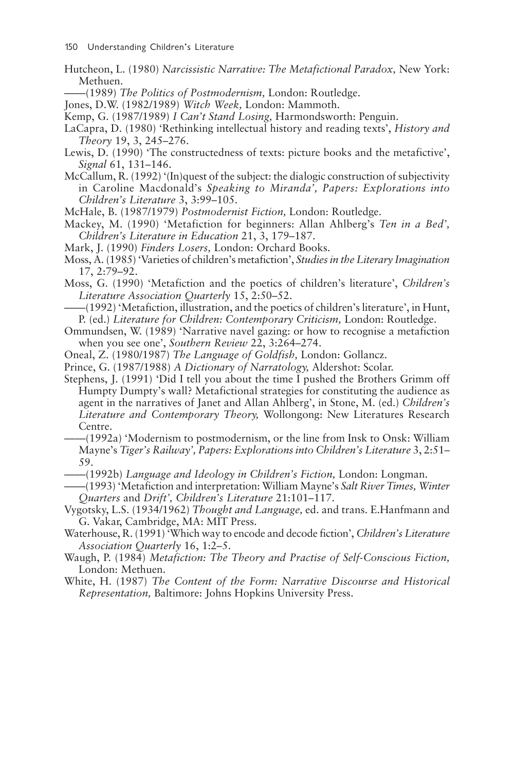Hutcheon, L. (1980) *Narcissistic Narrative: The Metafictional Paradox,* New York: Methuen.

——(1989) *The Politics of Postmodernism,* London: Routledge.

Jones, D.W. (1982/1989) *Witch Week,* London: Mammoth.

Kemp, G. (1987/1989) *I Can't Stand Losing,* Harmondsworth: Penguin.

LaCapra, D. (1980) 'Rethinking intellectual history and reading texts', *History and Theory* 19, 3, 245–276.

Lewis, D. (1990) 'The constructedness of texts: picture books and the metafictive', *Signal* 61, 131–146.

McCallum, R. (1992) '(In)quest of the subject: the dialogic construction of subjectivity in Caroline Macdonald's *Speaking to Miranda', Papers: Explorations into Children's Literature* 3, 3:99–105.

McHale, B. (1987/1979) *Postmodernist Fiction,* London: Routledge.

Mackey, M. (1990) 'Metafiction for beginners: Allan Ahlberg's *Ten in a Bed', Children's Literature in Education* 21, 3, 179–187.

Mark, J. (1990) *Finders Losers,* London: Orchard Books.

Moss, A. (1985) 'Varieties of children's metafiction', *Studies in the Literary Imagination* 17, 2:79–92.

Moss, G. (1990) 'Metafiction and the poetics of children's literature', *Children's Literature Association Quarterly* 15, 2:50–52.

——(1992) 'Metafiction, illustration, and the poetics of children's literature', in Hunt, P. (ed.) *Literature for Children: Contemporary Criticism,* London: Routledge.

Ommundsen, W. (1989) 'Narrative navel gazing: or how to recognise a metafiction when you see one', *Southern Review* 22, 3:264–274.

Oneal, Z. (1980/1987) *The Language of Goldfish,* London: Gollancz.

Prince, G. (1987/1988) *A Dictionary of Narratology,* Aldershot: Scolar.

Stephens, J. (1991) 'Did I tell you about the time I pushed the Brothers Grimm off Humpty Dumpty's wall? Metafictional strategies for constituting the audience as agent in the narratives of Janet and Allan Ahlberg', in Stone, M. (ed.) *Children's Literature and Contemporary Theory,* Wollongong: New Literatures Research Centre.

——(1992a) 'Modernism to postmodernism, or the line from Insk to Onsk: William Mayne's *Tiger's Railway', Papers: Explorations into Children's Literature* 3, 2:51–59.

——(1992b) *Language and Ideology in Children's Fiction,* London: Longman.

——(1993) 'Metafiction and interpretation: William Mayne's *Salt River Times, Winter Quarters* and *Drift', Children's Literature* 21:101–117.

Vygotsky, L.S. (1934/1962) *Thought and Language,* ed. and trans. E.Hanfmann and G. Vakar, Cambridge, MA: MIT Press.

Waterhouse, R. (1991) 'Which way to encode and decode fiction', *Children's Literature Association Quarterly* 16, 1:2–5.

Waugh, P. (1984) *Metafiction: The Theory and Practise of Self-Conscious Fiction,* London: Methuen.

White, H. (1987) *The Content of the Form: Narrative Discourse and Historical Representation,* Baltimore: Johns Hopkins University Press.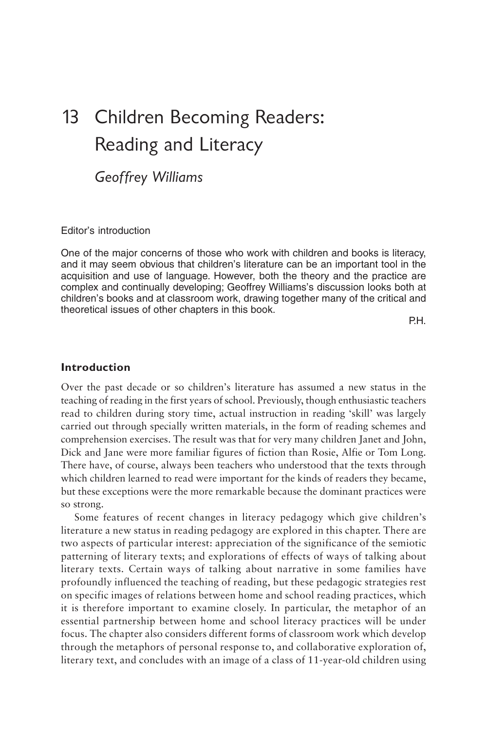# 13 Children Becoming Readers: Reading and Literacy

*Geoffrey Williams*

Editor's introduction

One of the major concerns of those who work with children and books is literacy, and it may seem obvious that children's literature can be an important tool in the acquisition and use of language. However, both the theory and the practice are complex and continually developing; Geoffrey Williams's discussion looks both at children's books and at classroom work, drawing together many of the critical and theoretical issues of other chapters in this book.

P.H.

## Introduction

Over the past decade or so children's literature has assumed a new status in the teaching of reading in the first years of school. Previously, though enthusiastic teachers read to children during story time, actual instruction in reading 'skill' was largely carried out through specially written materials, in the form of reading schemes and comprehension exercises. The result was that for very many children Janet and John, Dick and Jane were more familiar figures of fiction than Rosie, Alfie or Tom Long. There have, of course, always been teachers who understood that the texts through which children learned to read were important for the kinds of readers they became, but these exceptions were the more remarkable because the dominant practices were so strong.

Some features of recent changes in literacy pedagogy which give children's literature a new status in reading pedagogy are explored in this chapter. There are two aspects of particular interest: appreciation of the significance of the semiotic patterning of literary texts; and explorations of effects of ways of talking about literary texts. Certain ways of talking about narrative in some families have profoundly influenced the teaching of reading, but these pedagogic strategies rest on specific images of relations between home and school reading practices, which it is therefore important to examine closely. In particular, the metaphor of an essential partnership between home and school literacy practices will be under focus. The chapter also considers different forms of classroom work which develop through the metaphors of personal response to, and collaborative exploration of, literary text, and concludes with an image of a class of 11-year-old children using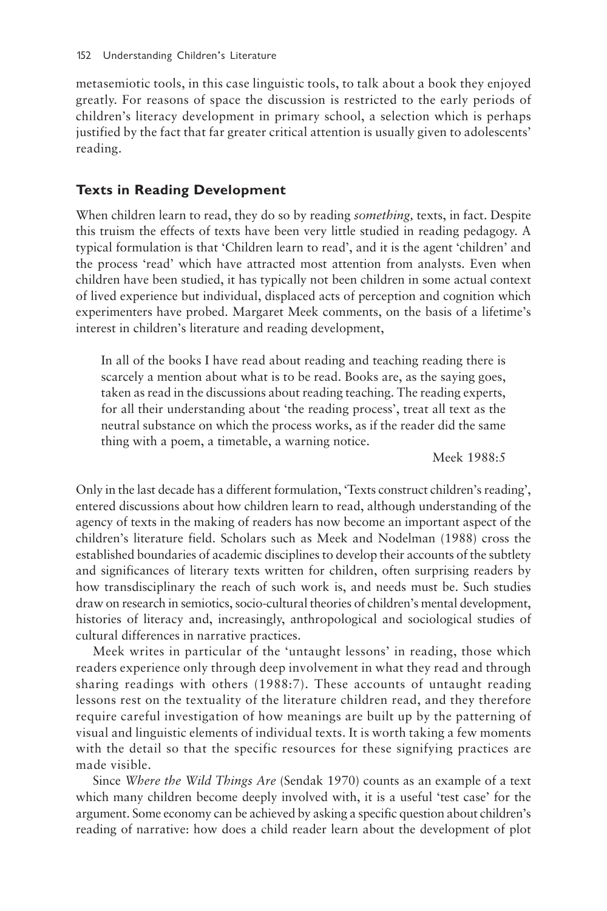metasemiotic tools, in this case linguistic tools, to talk about a book they enjoyed greatly. For reasons of space the discussion is restricted to the early periods of children's literacy development in primary school, a selection which is perhaps justified by the fact that far greater critical attention is usually given to adolescents' reading.

## Texts in Reading Development

When children learn to read, they do so by reading *something*, texts, in fact. Despite this truism the effects of texts have been very little studied in reading pedagogy. A typical formulation is that 'Children learn to read', and it is the agent 'children' and the process 'read' which have attracted most attention from analysts. Even when children have been studied, it has typically not been children in some actual context of lived experience but individual, displaced acts of perception and cognition which experimenters have probed. Margaret Meek comments, on the basis of a lifetime's interest in children's literature and reading development,

> In all of the books I have read about reading and teaching reading there is scarcely a mention about what is to be read. Books are, as the saying goes, taken as read in the discussions about reading teaching. The reading experts, for all their understanding about 'the reading process', treat all text as the neutral substance on which the process works, as if the reader did the same thing with a poem, a timetable, a warning notice.
>
> Meek 1988:5

Only in the last decade has a different formulation, 'Texts construct children's reading', entered discussions about how children learn to read, although understanding of the agency of texts in the making of readers has now become an important aspect of the children's literature field. Scholars such as Meek and Nodelman (1988) cross the established boundaries of academic disciplines to develop their accounts of the subtlety and significances of literary texts written for children, often surprising readers by how transdisciplinary the reach of such work is, and needs must be. Such studies draw on research in semiotics, socio-cultural theories of children's mental development, histories of literacy and, increasingly, anthropological and sociological studies of cultural differences in narrative practices.

Meek writes in particular of the 'untaught lessons' in reading, those which readers experience only through deep involvement in what they read and through sharing readings with others (1988:7). These accounts of untaught reading lessons rest on the textuality of the literature children read, and they therefore require careful investigation of how meanings are built up by the patterning of visual and linguistic elements of individual texts. It is worth taking a few moments with the detail so that the specific resources for these signifying practices are made visible.

Since *Where the Wild Things Are* (Sendak 1970) counts as an example of a text which many children become deeply involved with, it is a useful 'test case' for the argument. Some economy can be achieved by asking a specific question about children's reading of narrative: how does a child reader learn about the development of plot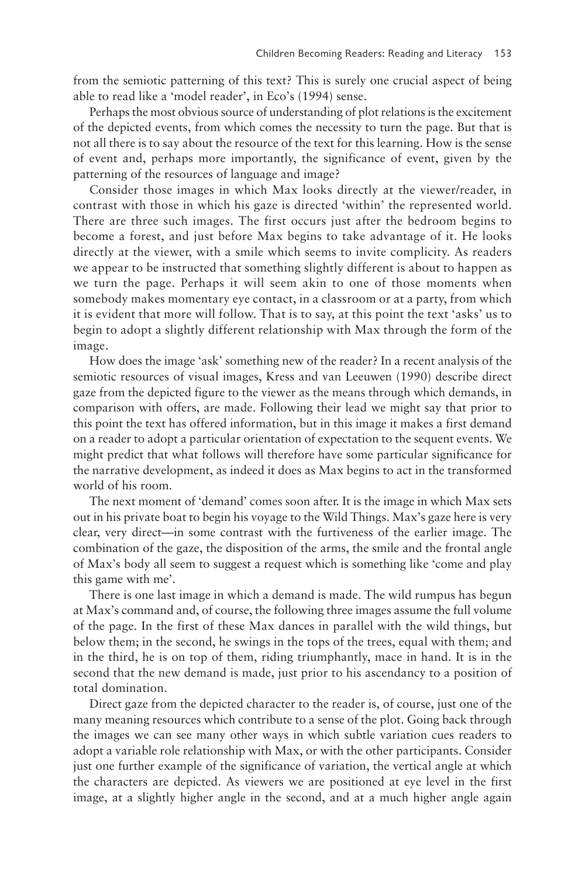from the semiotic patterning of this text? This is surely one crucial aspect of being able to read like a 'model reader', in Eco's (1994) sense.

Perhaps the most obvious source of understanding of plot relations is the excitement of the depicted events, from which comes the necessity to turn the page. But that is not all there is to say about the resource of the text for this learning. How is the sense of event and, perhaps more importantly, the significance of event, given by the patterning of the resources of language and image?

Consider those images in which Max looks directly at the viewer/reader, in contrast with those in which his gaze is directed 'within' the represented world. There are three such images. The first occurs just after the bedroom begins to become a forest, and just before Max begins to take advantage of it. He looks directly at the viewer, with a smile which seems to invite complicity. As readers we appear to be instructed that something slightly different is about to happen as we turn the page. Perhaps it will seem akin to one of those moments when somebody makes momentary eye contact, in a classroom or at a party, from which it is evident that more will follow. That is to say, at this point the text 'asks' us to begin to adopt a slightly different relationship with Max through the form of the image.

How does the image 'ask' something new of the reader? In a recent analysis of the semiotic resources of visual images, Kress and van Leeuwen (1990) describe direct gaze from the depicted figure to the viewer as the means through which demands, in comparison with offers, are made. Following their lead we might say that prior to this point the text has offered information, but in this image it makes a first demand on a reader to adopt a particular orientation of expectation to the sequent events. We might predict that what follows will therefore have some particular significance for the narrative development, as indeed it does as Max begins to act in the transformed world of his room.

The next moment of 'demand' comes soon after. It is the image in which Max sets out in his private boat to begin his voyage to the Wild Things. Max's gaze here is very clear, very direct—in some contrast with the furtiveness of the earlier image. The combination of the gaze, the disposition of the arms, the smile and the frontal angle of Max's body all seem to suggest a request which is something like 'come and play this game with me'.

There is one last image in which a demand is made. The wild rumpus has begun at Max's command and, of course, the following three images assume the full volume of the page. In the first of these Max dances in parallel with the wild things, but below them; in the second, he swings in the tops of the trees, equal with them; and in the third, he is on top of them, riding triumphantly, mace in hand. It is in the second that the new demand is made, just prior to his ascendancy to a position of total domination.

Direct gaze from the depicted character to the reader is, of course, just one of the many meaning resources which contribute to a sense of the plot. Going back through the images we can see many other ways in which subtle variation cues readers to adopt a variable role relationship with Max, or with the other participants. Consider just one further example of the significance of variation, the vertical angle at which the characters are depicted. As viewers we are positioned at eye level in the first image, at a slightly higher angle in the second, and at a much higher angle again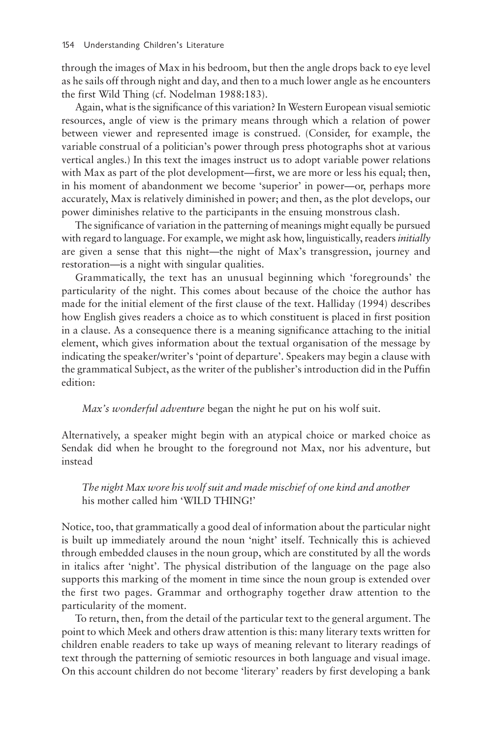through the images of Max in his bedroom, but then the angle drops back to eye level as he sails off through night and day, and then to a much lower angle as he encounters the first Wild Thing (cf. Nodelman 1988:183).

Again, what is the significance of this variation? In Western European visual semiotic resources, angle of view is the primary means through which a relation of power between viewer and represented image is construed. (Consider, for example, the variable construal of a politician's power through press photographs shot at various vertical angles.) In this text the images instruct us to adopt variable power relations with Max as part of the plot development—first, we are more or less his equal; then, in his moment of abandonment we become 'superior' in power—or, perhaps more accurately, Max is relatively diminished in power; and then, as the plot develops, our power diminishes relative to the participants in the ensuing monstrous clash.

The significance of variation in the patterning of meanings might equally be pursued with regard to language. For example, we might ask how, linguistically, readers *initially* are given a sense that this night—the night of Max's transgression, journey and restoration—is a night with singular qualities.

Grammatically, the text has an unusual beginning which 'foregrounds' the particularity of the night. This comes about because of the choice the author has made for the initial element of the first clause of the text. Halliday (1994) describes how English gives readers a choice as to which constituent is placed in first position in a clause. As a consequence there is a meaning significance attaching to the initial element, which gives information about the textual organisation of the message by indicating the speaker/writer's 'point of departure'. Speakers may begin a clause with the grammatical Subject, as the writer of the publisher's introduction did in the Puffin edition:

> *Max's wonderful adventure* began the night he put on his wolf suit.

Alternatively, a speaker might begin with an atypical choice or marked choice as Sendak did when he brought to the foreground not Max, nor his adventure, but instead

> *The night Max wore his wolf suit and made mischief of one kind and another*
> his mother called him 'WILD THING!'

Notice, too, that grammatically a good deal of information about the particular night is built up immediately around the noun 'night' itself. Technically this is achieved through embedded clauses in the noun group, which are constituted by all the words in italics after 'night'. The physical distribution of the language on the page also supports this marking of the moment in time since the noun group is extended over the first two pages. Grammar and orthography together draw attention to the particularity of the moment.

To return, then, from the detail of the particular text to the general argument. The point to which Meek and others draw attention is this: many literary texts written for children enable readers to take up ways of meaning relevant to literary readings of text through the patterning of semiotic resources in both language and visual image. On this account children do not become 'literary' readers by first developing a bank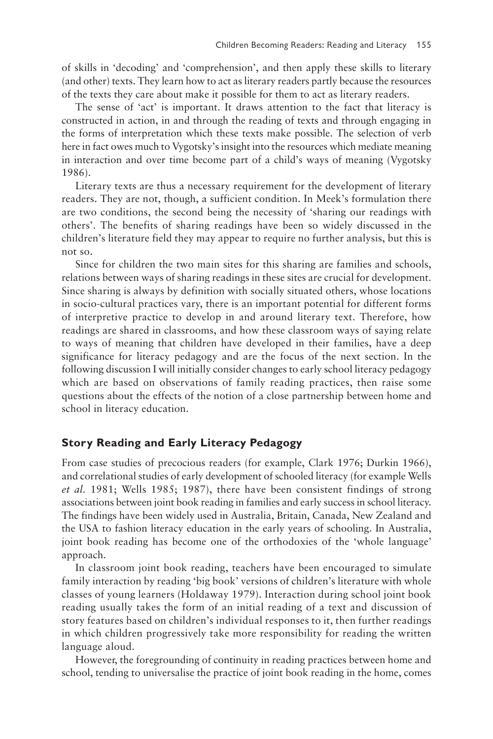of skills in 'decoding' and 'comprehension', and then apply these skills to literary (and other) texts. They learn how to act as literary readers partly because the resources of the texts they care about make it possible for them to act as literary readers.

The sense of 'act' is important. It draws attention to the fact that literacy is constructed in action, in and through the reading of texts and through engaging in the forms of interpretation which these texts make possible. The selection of verb here in fact owes much to Vygotsky's insight into the resources which mediate meaning in interaction and over time become part of a child's ways of meaning (Vygotsky 1986).

Literary texts are thus a necessary requirement for the development of literary readers. They are not, though, a sufficient condition. In Meek's formulation there are two conditions, the second being the necessity of 'sharing our readings with others'. The benefits of sharing readings have been so widely discussed in the children's literature field they may appear to require no further analysis, but this is not so.

Since for children the two main sites for this sharing are families and schools, relations between ways of sharing readings in these sites are crucial for development. Since sharing is always by definition with socially situated others, whose locations in socio-cultural practices vary, there is an important potential for different forms of interpretive practice to develop in and around literary text. Therefore, how readings are shared in classrooms, and how these classroom ways of saying relate to ways of meaning that children have developed in their families, have a deep significance for literacy pedagogy and are the focus of the next section. In the following discussion I will initially consider changes to early school literacy pedagogy which are based on observations of family reading practices, then raise some questions about the effects of the notion of a close partnership between home and school in literacy education.

## Story Reading and Early Literacy Pedagogy

From case studies of precocious readers (for example, Clark 1976; Durkin 1966), and correlational studies of early development of schooled literacy (for example Wells *et al.* 1981; Wells 1985; 1987), there have been consistent findings of strong associations between joint book reading in families and early success in school literacy. The findings have been widely used in Australia, Britain, Canada, New Zealand and the USA to fashion literacy education in the early years of schooling. In Australia, joint book reading has become one of the orthodoxies of the 'whole language' approach.

In classroom joint book reading, teachers have been encouraged to simulate family interaction by reading 'big book' versions of children's literature with whole classes of young learners (Holdaway 1979). Interaction during school joint book reading usually takes the form of an initial reading of a text and discussion of story features based on children's individual responses to it, then further readings in which children progressively take more responsibility for reading the written language aloud.

However, the foregrounding of continuity in reading practices between home and school, tending to universalise the practice of joint book reading in the home, comes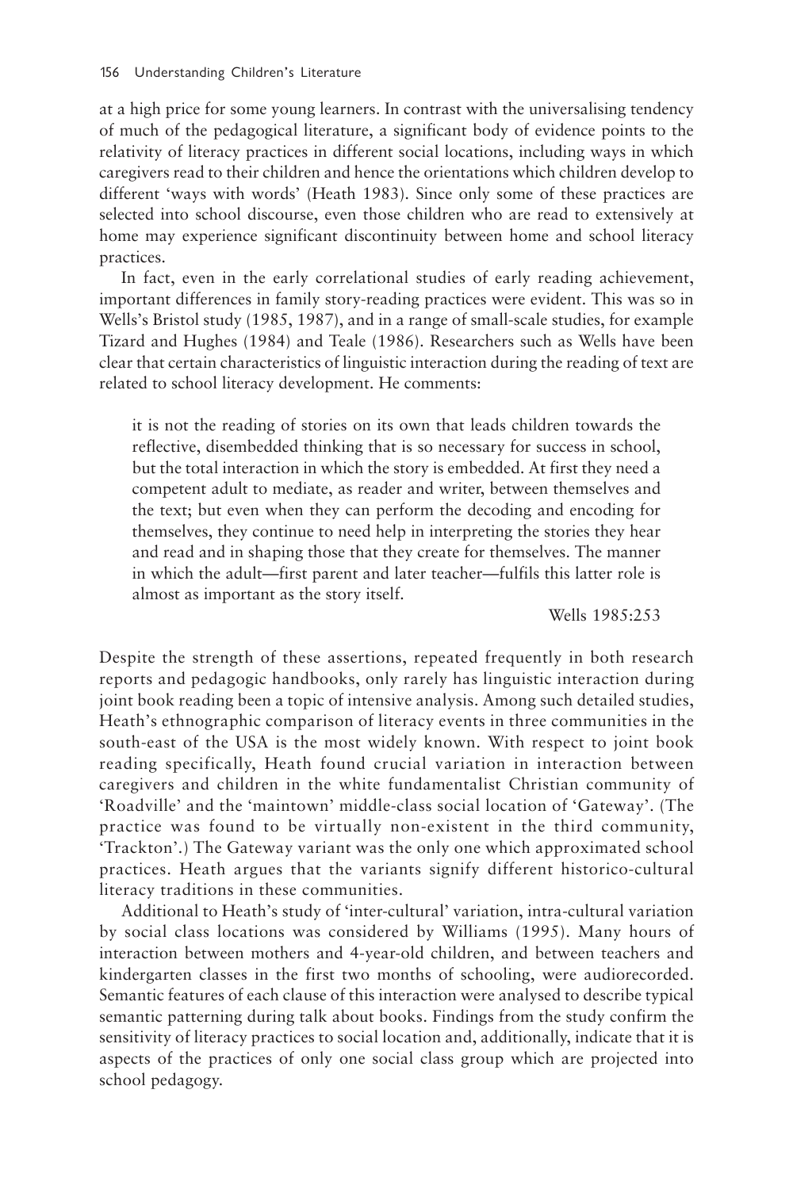at a high price for some young learners. In contrast with the universalising tendency of much of the pedagogical literature, a significant body of evidence points to the relativity of literacy practices in different social locations, including ways in which caregivers read to their children and hence the orientations which children develop to different 'ways with words' (Heath 1983). Since only some of these practices are selected into school discourse, even those children who are read to extensively at home may experience significant discontinuity between home and school literacy practices.

In fact, even in the early correlational studies of early reading achievement, important differences in family story-reading practices were evident. This was so in Wells's Bristol study (1985, 1987), and in a range of small-scale studies, for example Tizard and Hughes (1984) and Teale (1986). Researchers such as Wells have been clear that certain characteristics of linguistic interaction during the reading of text are related to school literacy development. He comments:

> it is not the reading of stories on its own that leads children towards the reflective, disembedded thinking that is so necessary for success in school, but the total interaction in which the story is embedded. At first they need a competent adult to mediate, as reader and writer, between themselves and the text; but even when they can perform the decoding and encoding for themselves, they continue to need help in interpreting the stories they hear and read and in shaping those that they create for themselves. The manner in which the adult—first parent and later teacher—fulfils this latter role is almost as important as the story itself.
>
> Wells 1985:253

Despite the strength of these assertions, repeated frequently in both research reports and pedagogic handbooks, only rarely has linguistic interaction during joint book reading been a topic of intensive analysis. Among such detailed studies, Heath's ethnographic comparison of literacy events in three communities in the south-east of the USA is the most widely known. With respect to joint book reading specifically, Heath found crucial variation in interaction between caregivers and children in the white fundamentalist Christian community of 'Roadville' and the 'maintown' middle-class social location of 'Gateway'. (The practice was found to be virtually non-existent in the third community, 'Trackton'.) The Gateway variant was the only one which approximated school practices. Heath argues that the variants signify different historico-cultural literacy traditions in these communities.

Additional to Heath's study of 'inter-cultural' variation, intra-cultural variation by social class locations was considered by Williams (1995). Many hours of interaction between mothers and 4-year-old children, and between teachers and kindergarten classes in the first two months of schooling, were audiorecorded. Semantic features of each clause of this interaction were analysed to describe typical semantic patterning during talk about books. Findings from the study confirm the sensitivity of literacy practices to social location and, additionally, indicate that it is aspects of the practices of only one social class group which are projected into school pedagogy.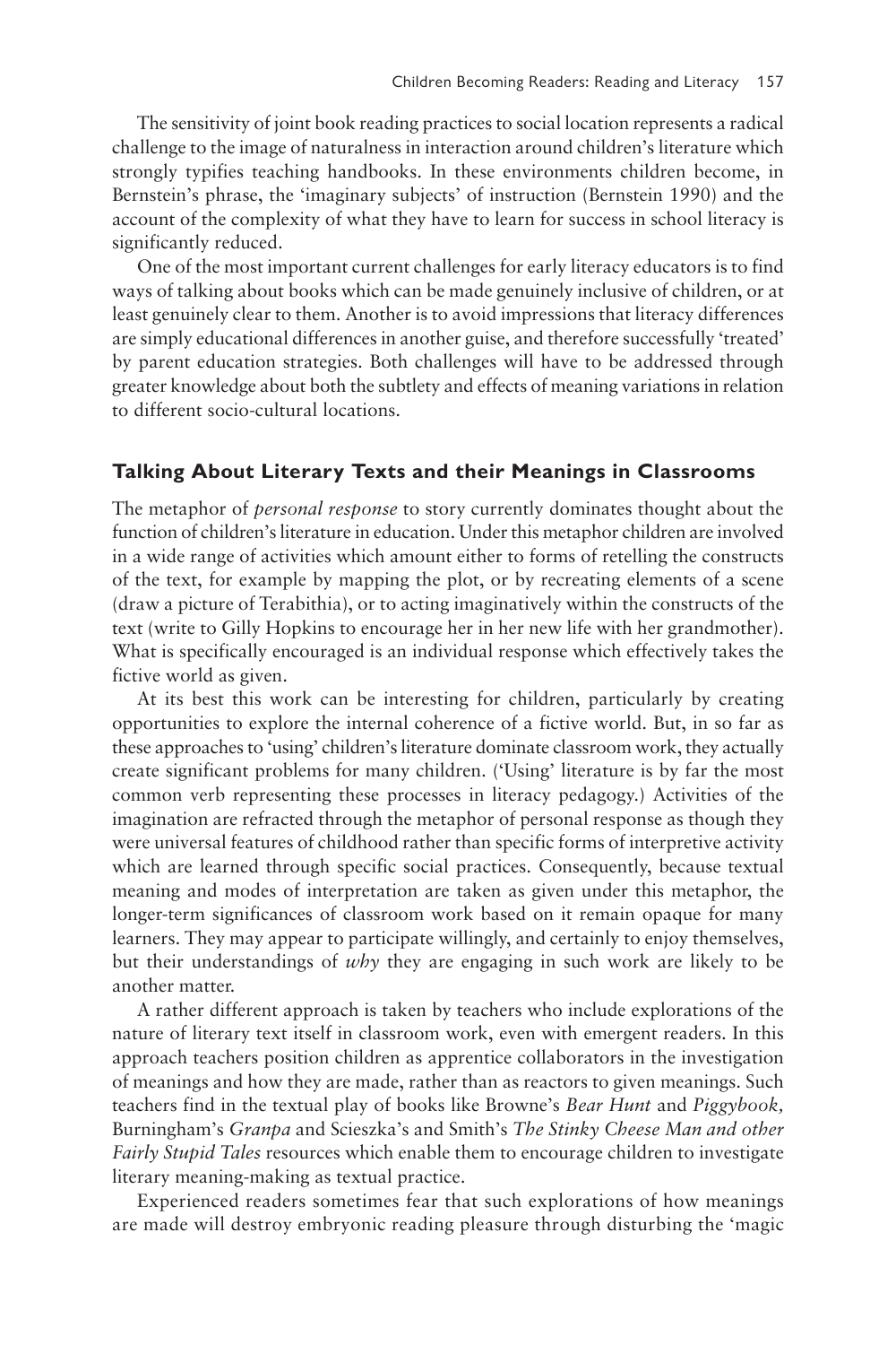The sensitivity of joint book reading practices to social location represents a radical challenge to the image of naturalness in interaction around children's literature which strongly typifies teaching handbooks. In these environments children become, in Bernstein's phrase, the 'imaginary subjects' of instruction (Bernstein 1990) and the account of the complexity of what they have to learn for success in school literacy is significantly reduced.

One of the most important current challenges for early literacy educators is to find ways of talking about books which can be made genuinely inclusive of children, or at least genuinely clear to them. Another is to avoid impressions that literacy differences are simply educational differences in another guise, and therefore successfully 'treated' by parent education strategies. Both challenges will have to be addressed through greater knowledge about both the subtlety and effects of meaning variations in relation to different socio-cultural locations.

## Talking About Literary Texts and their Meanings in Classrooms

The metaphor of *personal response* to story currently dominates thought about the function of children's literature in education. Under this metaphor children are involved in a wide range of activities which amount either to forms of retelling the constructs of the text, for example by mapping the plot, or by recreating elements of a scene (draw a picture of Terabithia), or to acting imaginatively within the constructs of the text (write to Gilly Hopkins to encourage her in her new life with her grandmother). What is specifically encouraged is an individual response which effectively takes the fictive world as given.

At its best this work can be interesting for children, particularly by creating opportunities to explore the internal coherence of a fictive world. But, in so far as these approaches to 'using' children's literature dominate classroom work, they actually create significant problems for many children. ('Using' literature is by far the most common verb representing these processes in literacy pedagogy.) Activities of the imagination are refracted through the metaphor of personal response as though they were universal features of childhood rather than specific forms of interpretive activity which are learned through specific social practices. Consequently, because textual meaning and modes of interpretation are taken as given under this metaphor, the longer-term significances of classroom work based on it remain opaque for many learners. They may appear to participate willingly, and certainly to enjoy themselves, but their understandings of *why* they are engaging in such work are likely to be another matter.

A rather different approach is taken by teachers who include explorations of the nature of literary text itself in classroom work, even with emergent readers. In this approach teachers position children as apprentice collaborators in the investigation of meanings and how they are made, rather than as reactors to given meanings. Such teachers find in the textual play of books like Browne's *Bear Hunt* and *Piggybook,* Burningham's *Granpa* and Scieszka's and Smith's *The Stinky Cheese Man and other Fairly Stupid Tales* resources which enable them to encourage children to investigate literary meaning-making as textual practice.

Experienced readers sometimes fear that such explorations of how meanings are made will destroy embryonic reading pleasure through disturbing the 'magic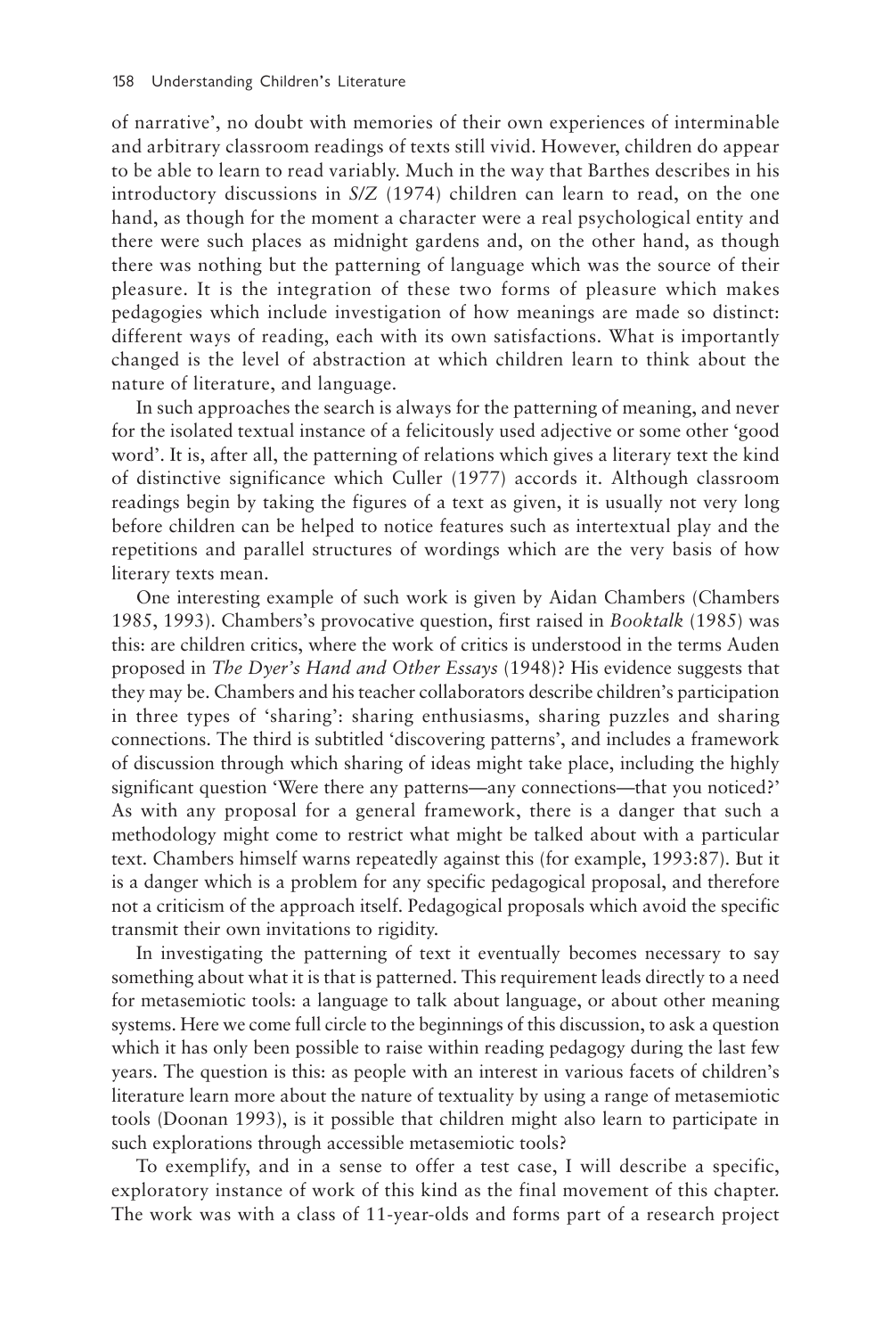of narrative', no doubt with memories of their own experiences of interminable and arbitrary classroom readings of texts still vivid. However, children do appear to be able to learn to read variably. Much in the way that Barthes describes in his introductory discussions in *S/Z* (1974) children can learn to read, on the one hand, as though for the moment a character were a real psychological entity and there were such places as midnight gardens and, on the other hand, as though there was nothing but the patterning of language which was the source of their pleasure. It is the integration of these two forms of pleasure which makes pedagogies which include investigation of how meanings are made so distinct: different ways of reading, each with its own satisfactions. What is importantly changed is the level of abstraction at which children learn to think about the nature of literature, and language.

In such approaches the search is always for the patterning of meaning, and never for the isolated textual instance of a felicitously used adjective or some other 'good word'. It is, after all, the patterning of relations which gives a literary text the kind of distinctive significance which Culler (1977) accords it. Although classroom readings begin by taking the figures of a text as given, it is usually not very long before children can be helped to notice features such as intertextual play and the repetitions and parallel structures of wordings which are the very basis of how literary texts mean.

One interesting example of such work is given by Aidan Chambers (Chambers 1985, 1993). Chambers's provocative question, first raised in *Booktalk* (1985) was this: are children critics, where the work of critics is understood in the terms Auden proposed in *The Dyer's Hand and Other Essays* (1948)? His evidence suggests that they may be. Chambers and his teacher collaborators describe children's participation in three types of 'sharing': sharing enthusiasms, sharing puzzles and sharing connections. The third is subtitled 'discovering patterns', and includes a framework of discussion through which sharing of ideas might take place, including the highly significant question 'Were there any patterns—any connections—that you noticed?' As with any proposal for a general framework, there is a danger that such a methodology might come to restrict what might be talked about with a particular text. Chambers himself warns repeatedly against this (for example, 1993:87). But it is a danger which is a problem for any specific pedagogical proposal, and therefore not a criticism of the approach itself. Pedagogical proposals which avoid the specific transmit their own invitations to rigidity.

In investigating the patterning of text it eventually becomes necessary to say something about what it is that is patterned. This requirement leads directly to a need for metasemiotic tools: a language to talk about language, or about other meaning systems. Here we come full circle to the beginnings of this discussion, to ask a question which it has only been possible to raise within reading pedagogy during the last few years. The question is this: as people with an interest in various facets of children's literature learn more about the nature of textuality by using a range of metasemiotic tools (Doonan 1993), is it possible that children might also learn to participate in such explorations through accessible metasemiotic tools?

To exemplify, and in a sense to offer a test case, I will describe a specific, exploratory instance of work of this kind as the final movement of this chapter. The work was with a class of 11-year-olds and forms part of a research project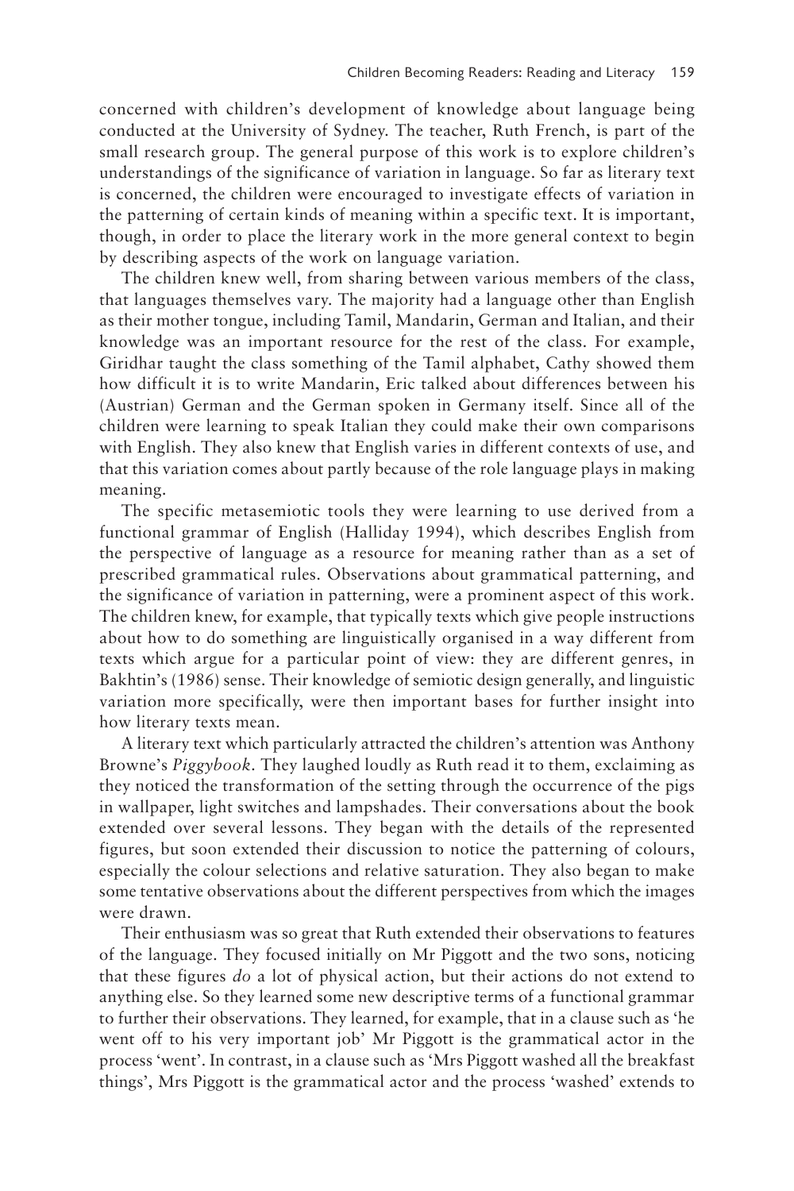concerned with children's development of knowledge about language being conducted at the University of Sydney. The teacher, Ruth French, is part of the small research group. The general purpose of this work is to explore children's understandings of the significance of variation in language. So far as literary text is concerned, the children were encouraged to investigate effects of variation in the patterning of certain kinds of meaning within a specific text. It is important, though, in order to place the literary work in the more general context to begin by describing aspects of the work on language variation.

The children knew well, from sharing between various members of the class, that languages themselves vary. The majority had a language other than English as their mother tongue, including Tamil, Mandarin, German and Italian, and their knowledge was an important resource for the rest of the class. For example, Giridhar taught the class something of the Tamil alphabet, Cathy showed them how difficult it is to write Mandarin, Eric talked about differences between his (Austrian) German and the German spoken in Germany itself. Since all of the children were learning to speak Italian they could make their own comparisons with English. They also knew that English varies in different contexts of use, and that this variation comes about partly because of the role language plays in making meaning.

The specific metasemiotic tools they were learning to use derived from a functional grammar of English (Halliday 1994), which describes English from the perspective of language as a resource for meaning rather than as a set of prescribed grammatical rules. Observations about grammatical patterning, and the significance of variation in patterning, were a prominent aspect of this work. The children knew, for example, that typically texts which give people instructions about how to do something are linguistically organised in a way different from texts which argue for a particular point of view: they are different genres, in Bakhtin's (1986) sense. Their knowledge of semiotic design generally, and linguistic variation more specifically, were then important bases for further insight into how literary texts mean.

A literary text which particularly attracted the children's attention was Anthony Browne's *Piggybook*. They laughed loudly as Ruth read it to them, exclaiming as they noticed the transformation of the setting through the occurrence of the pigs in wallpaper, light switches and lampshades. Their conversations about the book extended over several lessons. They began with the details of the represented figures, but soon extended their discussion to notice the patterning of colours, especially the colour selections and relative saturation. They also began to make some tentative observations about the different perspectives from which the images were drawn.

Their enthusiasm was so great that Ruth extended their observations to features of the language. They focused initially on Mr Piggott and the two sons, noticing that these figures *do* a lot of physical action, but their actions do not extend to anything else. So they learned some new descriptive terms of a functional grammar to further their observations. They learned, for example, that in a clause such as 'he went off to his very important job' Mr Piggott is the grammatical actor in the process 'went'. In contrast, in a clause such as 'Mrs Piggott washed all the breakfast things', Mrs Piggott is the grammatical actor and the process 'washed' extends to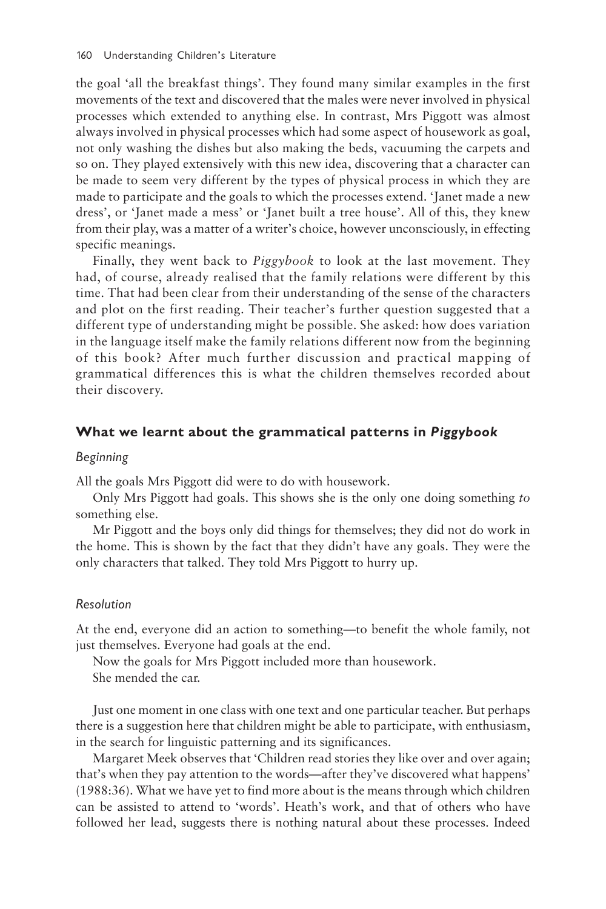the goal 'all the breakfast things'. They found many similar examples in the first movements of the text and discovered that the males were never involved in physical processes which extended to anything else. In contrast, Mrs Piggott was almost always involved in physical processes which had some aspect of housework as goal, not only washing the dishes but also making the beds, vacuuming the carpets and so on. They played extensively with this new idea, discovering that a character can be made to seem very different by the types of physical process in which they are made to participate and the goals to which the processes extend. 'Janet made a new dress', or 'Janet made a mess' or 'Janet built a tree house'. All of this, they knew from their play, was a matter of a writer's choice, however unconsciously, in effecting specific meanings.

Finally, they went back to *Piggybook* to look at the last movement. They had, of course, already realised that the family relations were different by this time. That had been clear from their understanding of the sense of the characters and plot on the first reading. Their teacher's further question suggested that a different type of understanding might be possible. She asked: how does variation in the language itself make the family relations different now from the beginning of this book? After much further discussion and practical mapping of grammatical differences this is what the children themselves recorded about their discovery.

### What we learnt about the grammatical patterns in *Piggybook*

*Beginning*

All the goals Mrs Piggott did were to do with housework.

Only Mrs Piggott had goals. This shows she is the only one doing something *to* something else.

Mr Piggott and the boys only did things for themselves; they did not do work in the home. This is shown by the fact that they didn't have any goals. They were the only characters that talked. They told Mrs Piggott to hurry up.

*Resolution*

At the end, everyone did an action to something—to benefit the whole family, not just themselves. Everyone had goals at the end.

Now the goals for Mrs Piggott included more than housework.

She mended the car.

Just one moment in one class with one text and one particular teacher. But perhaps there is a suggestion here that children might be able to participate, with enthusiasm, in the search for linguistic patterning and its significances.

Margaret Meek observes that 'Children read stories they like over and over again; that's when they pay attention to the words—after they've discovered what happens' (1988:36). What we have yet to find more about is the means through which children can be assisted to attend to 'words'. Heath's work, and that of others who have followed her lead, suggests there is nothing natural about these processes. Indeed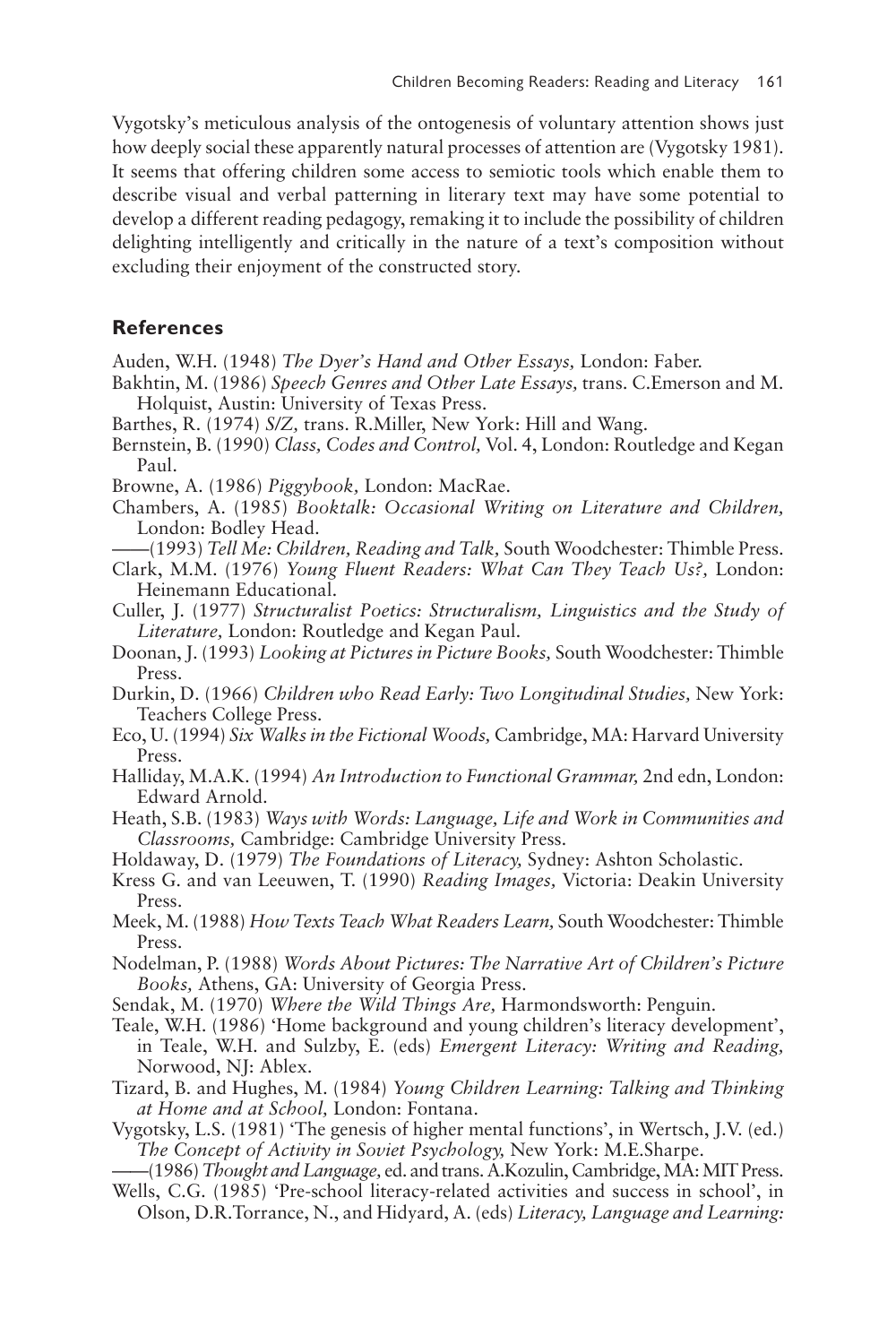Vygotsky's meticulous analysis of the ontogenesis of voluntary attention shows just how deeply social these apparently natural processes of attention are (Vygotsky 1981). It seems that offering children some access to semiotic tools which enable them to describe visual and verbal patterning in literary text may have some potential to develop a different reading pedagogy, remaking it to include the possibility of children delighting intelligently and critically in the nature of a text's composition without excluding their enjoyment of the constructed story.

## References

Auden, W.H. (1948) *The Dyer's Hand and Other Essays,* London: Faber.

Bakhtin, M. (1986) *Speech Genres and Other Late Essays,* trans. C.Emerson and M. Holquist, Austin: University of Texas Press.

Barthes, R. (1974) *S/Z,* trans. R.Miller, New York: Hill and Wang.

Bernstein, B. (1990) *Class, Codes and Control,* Vol. 4, London: Routledge and Kegan Paul.

Browne, A. (1986) *Piggybook,* London: MacRae.

Chambers, A. (1985) *Booktalk: Occasional Writing on Literature and Children,* London: Bodley Head.

——(1993) *Tell Me: Children, Reading and Talk,* South Woodchester: Thimble Press.

Clark, M.M. (1976) *Young Fluent Readers: What Can They Teach Us?,* London: Heinemann Educational.

Culler, J. (1977) *Structuralist Poetics: Structuralism, Linguistics and the Study of Literature,* London: Routledge and Kegan Paul.

Doonan, J. (1993) *Looking at Pictures in Picture Books,* South Woodchester: Thimble Press.

Durkin, D. (1966) *Children who Read Early: Two Longitudinal Studies,* New York: Teachers College Press.

Eco, U. (1994) *Six Walks in the Fictional Woods,* Cambridge, MA: Harvard University Press.

Halliday, M.A.K. (1994) *An Introduction to Functional Grammar,* 2nd edn, London: Edward Arnold.

Heath, S.B. (1983) *Ways with Words: Language, Life and Work in Communities and Classrooms,* Cambridge: Cambridge University Press.

Holdaway, D. (1979) *The Foundations of Literacy,* Sydney: Ashton Scholastic.

Kress G. and van Leeuwen, T. (1990) *Reading Images,* Victoria: Deakin University Press.

Meek, M. (1988) *How Texts Teach What Readers Learn,* South Woodchester: Thimble Press.

Nodelman, P. (1988) *Words About Pictures: The Narrative Art of Children's Picture Books,* Athens, GA: University of Georgia Press.

Sendak, M. (1970) *Where the Wild Things Are,* Harmondsworth: Penguin.

Teale, W.H. (1986) 'Home background and young children's literacy development', in Teale, W.H. and Sulzby, E. (eds) *Emergent Literacy: Writing and Reading,* Norwood, NJ: Ablex.

Tizard, B. and Hughes, M. (1984) *Young Children Learning: Talking and Thinking at Home and at School,* London: Fontana.

Vygotsky, L.S. (1981) 'The genesis of higher mental functions', in Wertsch, J.V. (ed.) *The Concept of Activity in Soviet Psychology,* New York: M.E.Sharpe.

——(1986) *Thought and Language,* ed. and trans. A.Kozulin, Cambridge, MA: MIT Press.

Wells, C.G. (1985) 'Pre-school literacy-related activities and success in school', in Olson, D.R.Torrance, N., and Hidyard, A. (eds) *Literacy, Language and Learning:*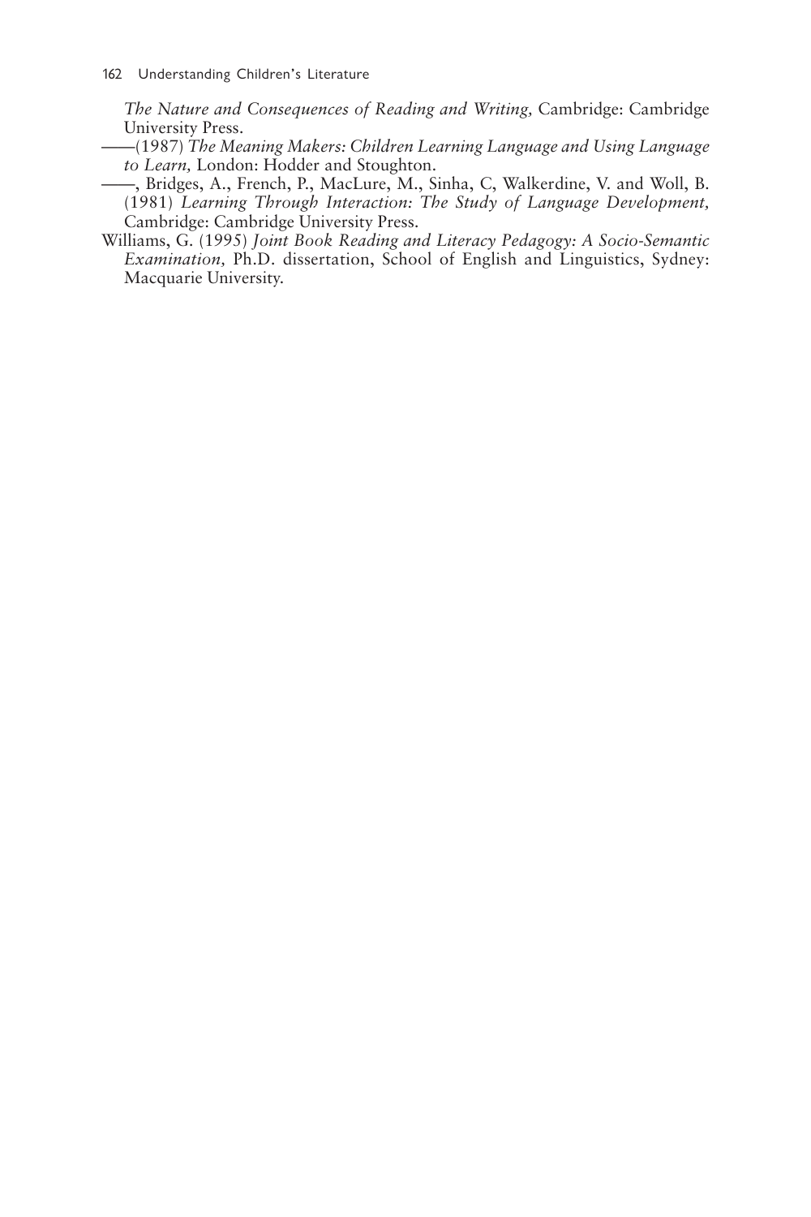*The Nature and Consequences of Reading and Writing,* Cambridge: Cambridge University Press.

——(1987) *The Meaning Makers: Children Learning Language and Using Language to Learn,* London: Hodder and Stoughton.

——, Bridges, A., French, P., MacLure, M., Sinha, C, Walkerdine, V. and Woll, B. (1981) *Learning Through Interaction: The Study of Language Development,* Cambridge: Cambridge University Press.

Williams, G. (1995) *Joint Book Reading and Literacy Pedagogy: A Socio-Semantic Examination,* Ph.D. dissertation, School of English and Linguistics, Sydney: Macquarie University.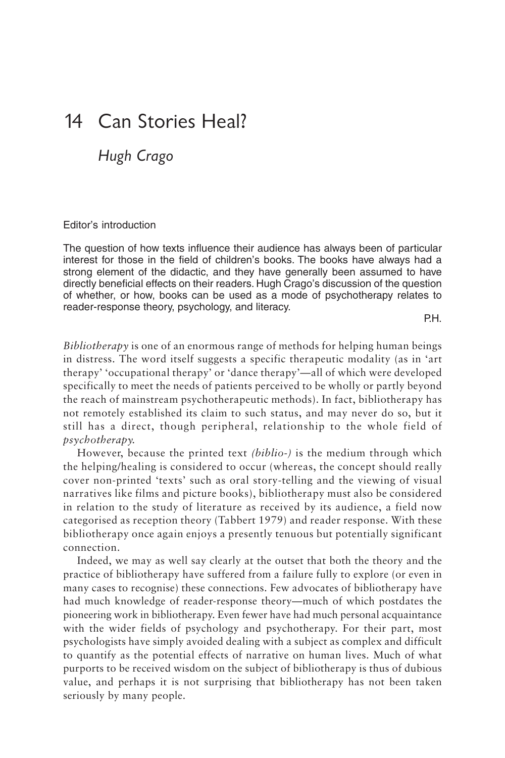# 14 Can Stories Heal?

*Hugh Crago*

Editor's introduction

The question of how texts influence their audience has always been of particular interest for those in the field of children's books. The books have always had a strong element of the didactic, and they have generally been assumed to have directly beneficial effects on their readers. Hugh Crago's discussion of the question of whether, or how, books can be used as a mode of psychotherapy relates to reader-response theory, psychology, and literacy.

P.H.

*Bibliotherapy* is one of an enormous range of methods for helping human beings in distress. The word itself suggests a specific therapeutic modality (as in 'art therapy' 'occupational therapy' or 'dance therapy'—all of which were developed specifically to meet the needs of patients perceived to be wholly or partly beyond the reach of mainstream psychotherapeutic methods). In fact, bibliotherapy has not remotely established its claim to such status, and may never do so, but it still has a direct, though peripheral, relationship to the whole field of *psychotherapy.*

However, because the printed text *(biblio-)* is the medium through which the helping/healing is considered to occur (whereas, the concept should really cover non-printed 'texts' such as oral story-telling and the viewing of visual narratives like films and picture books), bibliotherapy must also be considered in relation to the study of literature as received by its audience, a field now categorised as reception theory (Tabbert 1979) and reader response. With these bibliotherapy once again enjoys a presently tenuous but potentially significant connection.

Indeed, we may as well say clearly at the outset that both the theory and the practice of bibliotherapy have suffered from a failure fully to explore (or even in many cases to recognise) these connections. Few advocates of bibliotherapy have had much knowledge of reader-response theory—much of which postdates the pioneering work in bibliotherapy. Even fewer have had much personal acquaintance with the wider fields of psychology and psychotherapy. For their part, most psychologists have simply avoided dealing with a subject as complex and difficult to quantify as the potential effects of narrative on human lives. Much of what purports to be received wisdom on the subject of bibliotherapy is thus of dubious value, and perhaps it is not surprising that bibliotherapy has not been taken seriously by many people.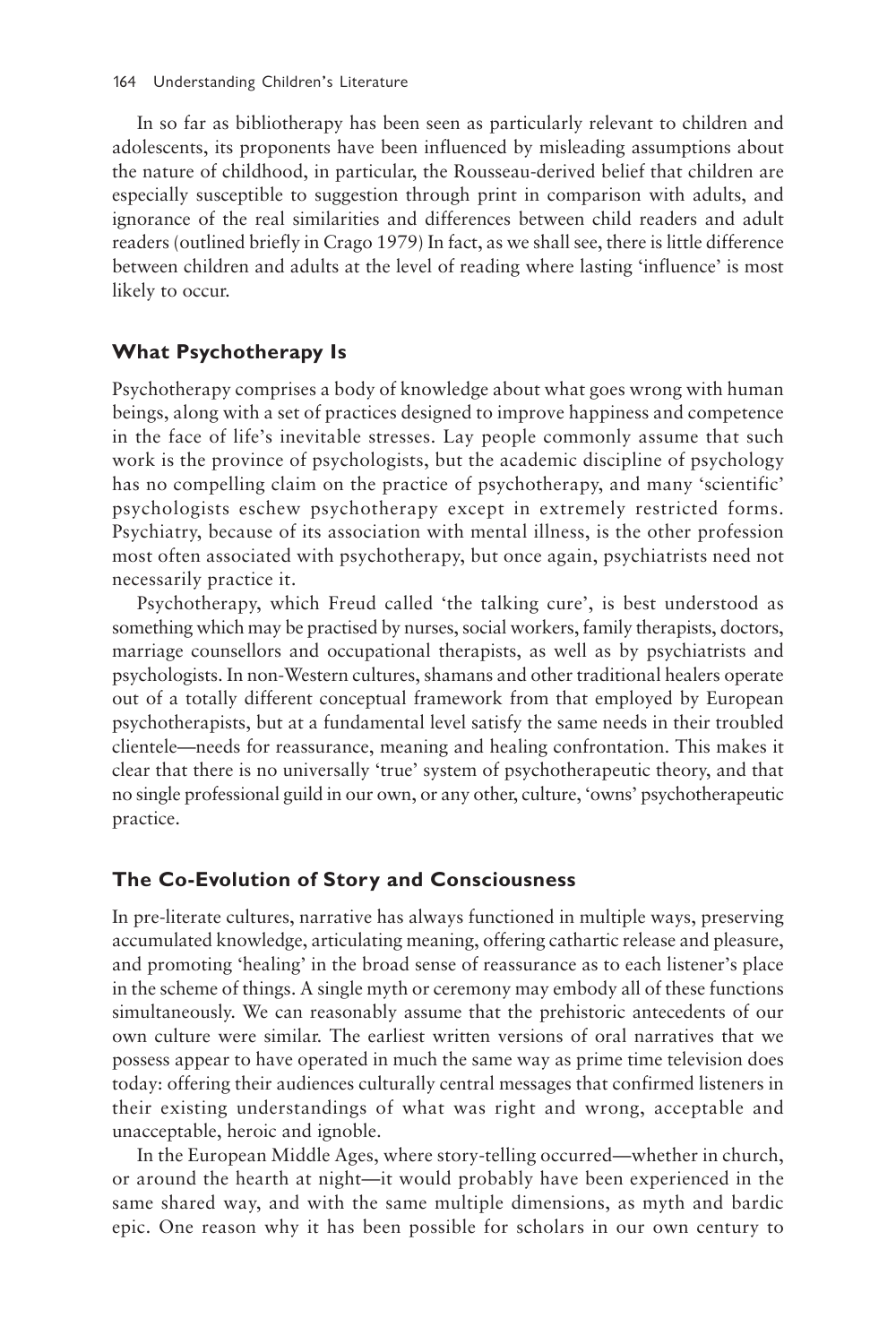In so far as bibliotherapy has been seen as particularly relevant to children and adolescents, its proponents have been influenced by misleading assumptions about the nature of childhood, in particular, the Rousseau-derived belief that children are especially susceptible to suggestion through print in comparison with adults, and ignorance of the real similarities and differences between child readers and adult readers (outlined briefly in Crago 1979) In fact, as we shall see, there is little difference between children and adults at the level of reading where lasting 'influence' is most likely to occur.

## What Psychotherapy Is

Psychotherapy comprises a body of knowledge about what goes wrong with human beings, along with a set of practices designed to improve happiness and competence in the face of life's inevitable stresses. Lay people commonly assume that such work is the province of psychologists, but the academic discipline of psychology has no compelling claim on the practice of psychotherapy, and many 'scientific' psychologists eschew psychotherapy except in extremely restricted forms. Psychiatry, because of its association with mental illness, is the other profession most often associated with psychotherapy, but once again, psychiatrists need not necessarily practice it.

Psychotherapy, which Freud called 'the talking cure', is best understood as something which may be practised by nurses, social workers, family therapists, doctors, marriage counsellors and occupational therapists, as well as by psychiatrists and psychologists. In non-Western cultures, shamans and other traditional healers operate out of a totally different conceptual framework from that employed by European psychotherapists, but at a fundamental level satisfy the same needs in their troubled clientele—needs for reassurance, meaning and healing confrontation. This makes it clear that there is no universally 'true' system of psychotherapeutic theory, and that no single professional guild in our own, or any other, culture, 'owns' psychotherapeutic practice.

## The Co-Evolution of Story and Consciousness

In pre-literate cultures, narrative has always functioned in multiple ways, preserving accumulated knowledge, articulating meaning, offering cathartic release and pleasure, and promoting 'healing' in the broad sense of reassurance as to each listener's place in the scheme of things. A single myth or ceremony may embody all of these functions simultaneously. We can reasonably assume that the prehistoric antecedents of our own culture were similar. The earliest written versions of oral narratives that we possess appear to have operated in much the same way as prime time television does today: offering their audiences culturally central messages that confirmed listeners in their existing understandings of what was right and wrong, acceptable and unacceptable, heroic and ignoble.

In the European Middle Ages, where story-telling occurred—whether in church, or around the hearth at night—it would probably have been experienced in the same shared way, and with the same multiple dimensions, as myth and bardic epic. One reason why it has been possible for scholars in our own century to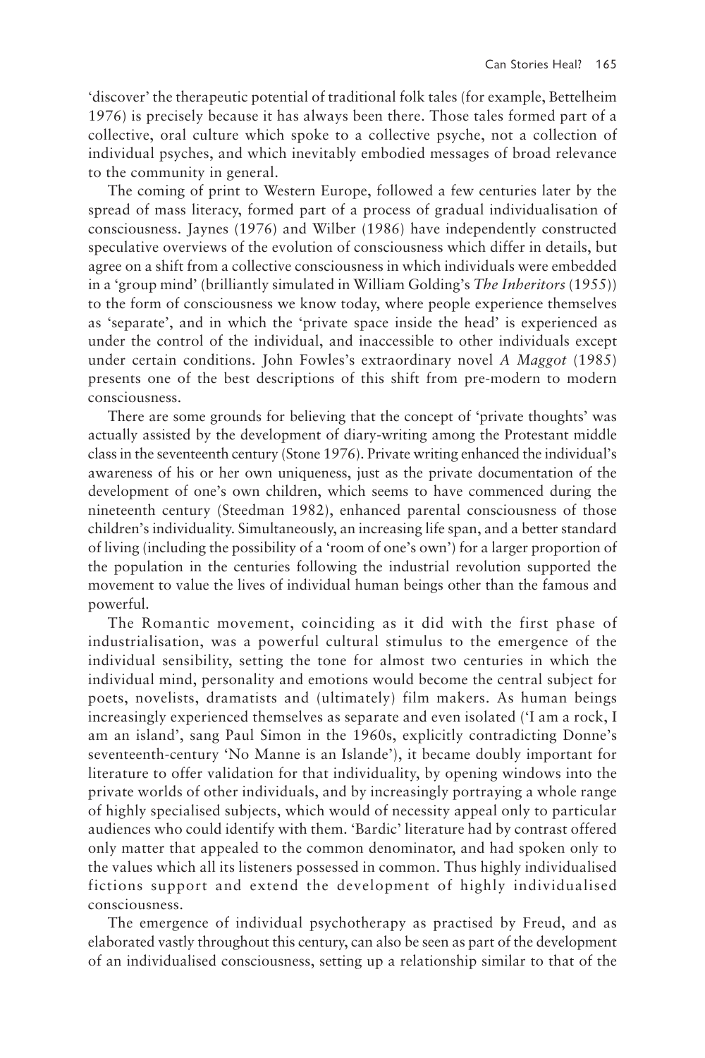'discover' the therapeutic potential of traditional folk tales (for example, Bettelheim 1976) is precisely because it has always been there. Those tales formed part of a collective, oral culture which spoke to a collective psyche, not a collection of individual psyches, and which inevitably embodied messages of broad relevance to the community in general.

The coming of print to Western Europe, followed a few centuries later by the spread of mass literacy, formed part of a process of gradual individualisation of consciousness. Jaynes (1976) and Wilber (1986) have independently constructed speculative overviews of the evolution of consciousness which differ in details, but agree on a shift from a collective consciousness in which individuals were embedded in a 'group mind' (brilliantly simulated in William Golding's *The Inheritors* (1955)) to the form of consciousness we know today, where people experience themselves as 'separate', and in which the 'private space inside the head' is experienced as under the control of the individual, and inaccessible to other individuals except under certain conditions. John Fowles's extraordinary novel *A Maggot* (1985) presents one of the best descriptions of this shift from pre-modern to modern consciousness.

There are some grounds for believing that the concept of 'private thoughts' was actually assisted by the development of diary-writing among the Protestant middle class in the seventeenth century (Stone 1976). Private writing enhanced the individual's awareness of his or her own uniqueness, just as the private documentation of the development of one's own children, which seems to have commenced during the nineteenth century (Steedman 1982), enhanced parental consciousness of those children's individuality. Simultaneously, an increasing life span, and a better standard of living (including the possibility of a 'room of one's own') for a larger proportion of the population in the centuries following the industrial revolution supported the movement to value the lives of individual human beings other than the famous and powerful.

The Romantic movement, coinciding as it did with the first phase of industrialisation, was a powerful cultural stimulus to the emergence of the individual sensibility, setting the tone for almost two centuries in which the individual mind, personality and emotions would become the central subject for poets, novelists, dramatists and (ultimately) film makers. As human beings increasingly experienced themselves as separate and even isolated ('I am a rock, I am an island', sang Paul Simon in the 1960s, explicitly contradicting Donne's seventeenth-century 'No Manne is an Islande'), it became doubly important for literature to offer validation for that individuality, by opening windows into the private worlds of other individuals, and by increasingly portraying a whole range of highly specialised subjects, which would of necessity appeal only to particular audiences who could identify with them. 'Bardic' literature had by contrast offered only matter that appealed to the common denominator, and had spoken only to the values which all its listeners possessed in common. Thus highly individualised fictions support and extend the development of highly individualised consciousness.

The emergence of individual psychotherapy as practised by Freud, and as elaborated vastly throughout this century, can also be seen as part of the development of an individualised consciousness, setting up a relationship similar to that of the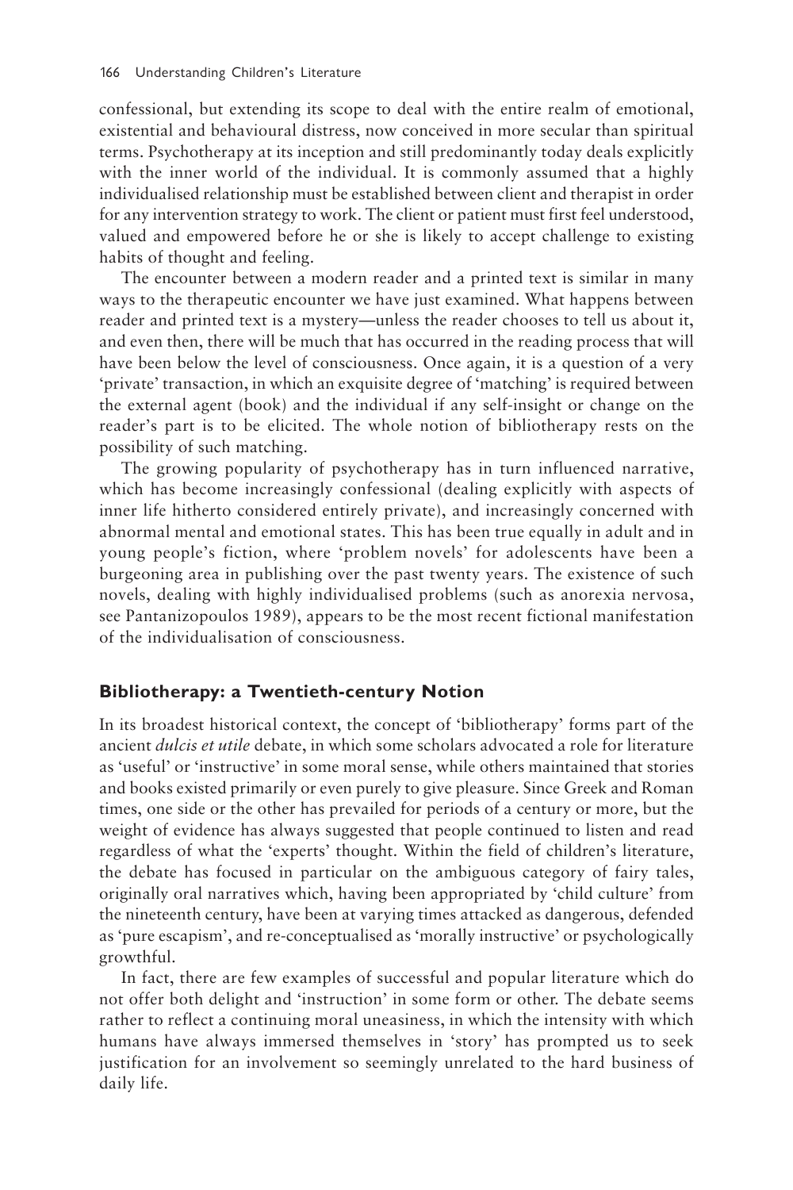confessional, but extending its scope to deal with the entire realm of emotional, existential and behavioural distress, now conceived in more secular than spiritual terms. Psychotherapy at its inception and still predominantly today deals explicitly with the inner world of the individual. It is commonly assumed that a highly individualised relationship must be established between client and therapist in order for any intervention strategy to work. The client or patient must first feel understood, valued and empowered before he or she is likely to accept challenge to existing habits of thought and feeling.

The encounter between a modern reader and a printed text is similar in many ways to the therapeutic encounter we have just examined. What happens between reader and printed text is a mystery—unless the reader chooses to tell us about it, and even then, there will be much that has occurred in the reading process that will have been below the level of consciousness. Once again, it is a question of a very 'private' transaction, in which an exquisite degree of 'matching' is required between the external agent (book) and the individual if any self-insight or change on the reader's part is to be elicited. The whole notion of bibliotherapy rests on the possibility of such matching.

The growing popularity of psychotherapy has in turn influenced narrative, which has become increasingly confessional (dealing explicitly with aspects of inner life hitherto considered entirely private), and increasingly concerned with abnormal mental and emotional states. This has been true equally in adult and in young people's fiction, where 'problem novels' for adolescents have been a burgeoning area in publishing over the past twenty years. The existence of such novels, dealing with highly individualised problems (such as anorexia nervosa, see Pantanizopoulos 1989), appears to be the most recent fictional manifestation of the individualisation of consciousness.

## Bibliotherapy: a Twentieth-century Notion

In its broadest historical context, the concept of 'bibliotherapy' forms part of the ancient *dulcis et utile* debate, in which some scholars advocated a role for literature as 'useful' or 'instructive' in some moral sense, while others maintained that stories and books existed primarily or even purely to give pleasure. Since Greek and Roman times, one side or the other has prevailed for periods of a century or more, but the weight of evidence has always suggested that people continued to listen and read regardless of what the 'experts' thought. Within the field of children's literature, the debate has focused in particular on the ambiguous category of fairy tales, originally oral narratives which, having been appropriated by 'child culture' from the nineteenth century, have been at varying times attacked as dangerous, defended as 'pure escapism', and re-conceptualised as 'morally instructive' or psychologically growthful.

In fact, there are few examples of successful and popular literature which do not offer both delight and 'instruction' in some form or other. The debate seems rather to reflect a continuing moral uneasiness, in which the intensity with which humans have always immersed themselves in 'story' has prompted us to seek justification for an involvement so seemingly unrelated to the hard business of daily life.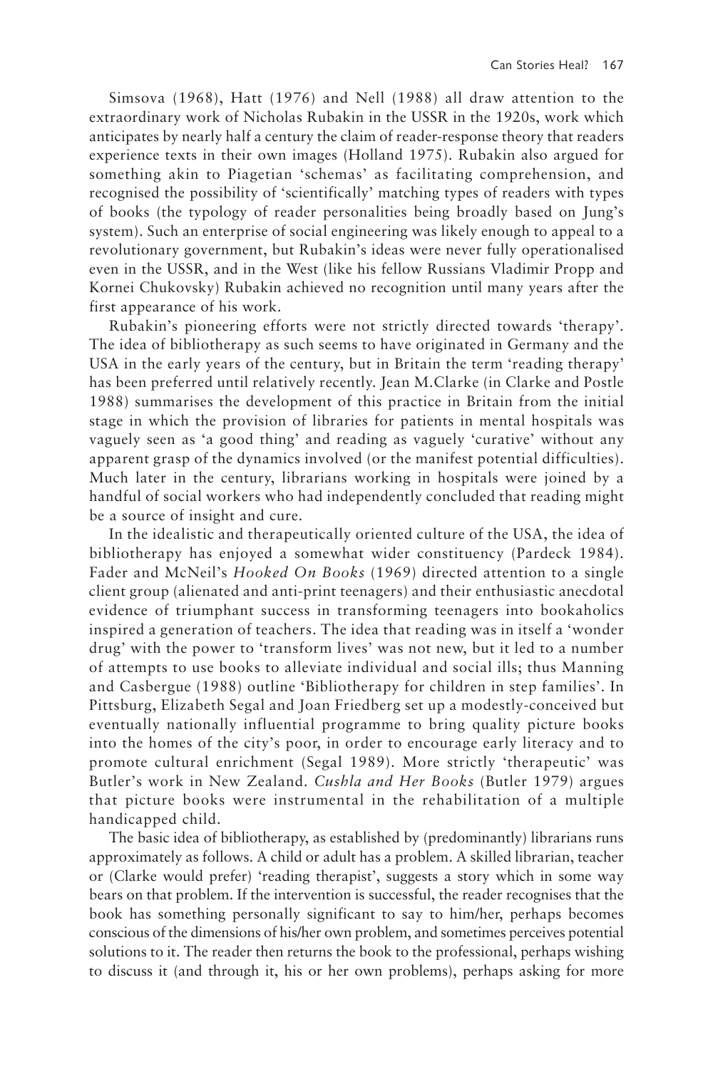Simsova (1968), Hatt (1976) and Nell (1988) all draw attention to the extraordinary work of Nicholas Rubakin in the USSR in the 1920s, work which anticipates by nearly half a century the claim of reader-response theory that readers experience texts in their own images (Holland 1975). Rubakin also argued for something akin to Piagetian 'schemas' as facilitating comprehension, and recognised the possibility of 'scientifically' matching types of readers with types of books (the typology of reader personalities being broadly based on Jung's system). Such an enterprise of social engineering was likely enough to appeal to a revolutionary government, but Rubakin's ideas were never fully operationalised even in the USSR, and in the West (like his fellow Russians Vladimir Propp and Kornei Chukovsky) Rubakin achieved no recognition until many years after the first appearance of his work.

Rubakin's pioneering efforts were not strictly directed towards 'therapy'. The idea of bibliotherapy as such seems to have originated in Germany and the USA in the early years of the century, but in Britain the term 'reading therapy' has been preferred until relatively recently. Jean M.Clarke (in Clarke and Postle 1988) summarises the development of this practice in Britain from the initial stage in which the provision of libraries for patients in mental hospitals was vaguely seen as 'a good thing' and reading as vaguely 'curative' without any apparent grasp of the dynamics involved (or the manifest potential difficulties). Much later in the century, librarians working in hospitals were joined by a handful of social workers who had independently concluded that reading might be a source of insight and cure.

In the idealistic and therapeutically oriented culture of the USA, the idea of bibliotherapy has enjoyed a somewhat wider constituency (Pardeck 1984). Fader and McNeil's *Hooked On Books* (1969) directed attention to a single client group (alienated and anti-print teenagers) and their enthusiastic anecdotal evidence of triumphant success in transforming teenagers into bookaholics inspired a generation of teachers. The idea that reading was in itself a 'wonder drug' with the power to 'transform lives' was not new, but it led to a number of attempts to use books to alleviate individual and social ills; thus Manning and Casbergue (1988) outline 'Bibliotherapy for children in step families'. In Pittsburg, Elizabeth Segal and Joan Friedberg set up a modestly-conceived but eventually nationally influential programme to bring quality picture books into the homes of the city's poor, in order to encourage early literacy and to promote cultural enrichment (Segal 1989). More strictly 'therapeutic' was Butler's work in New Zealand. *Cushla and Her Books* (Butler 1979) argues that picture books were instrumental in the rehabilitation of a multiple handicapped child.

The basic idea of bibliotherapy, as established by (predominantly) librarians runs approximately as follows. A child or adult has a problem. A skilled librarian, teacher or (Clarke would prefer) 'reading therapist', suggests a story which in some way bears on that problem. If the intervention is successful, the reader recognises that the book has something personally significant to say to him/her, perhaps becomes conscious of the dimensions of his/her own problem, and sometimes perceives potential solutions to it. The reader then returns the book to the professional, perhaps wishing to discuss it (and through it, his or her own problems), perhaps asking for more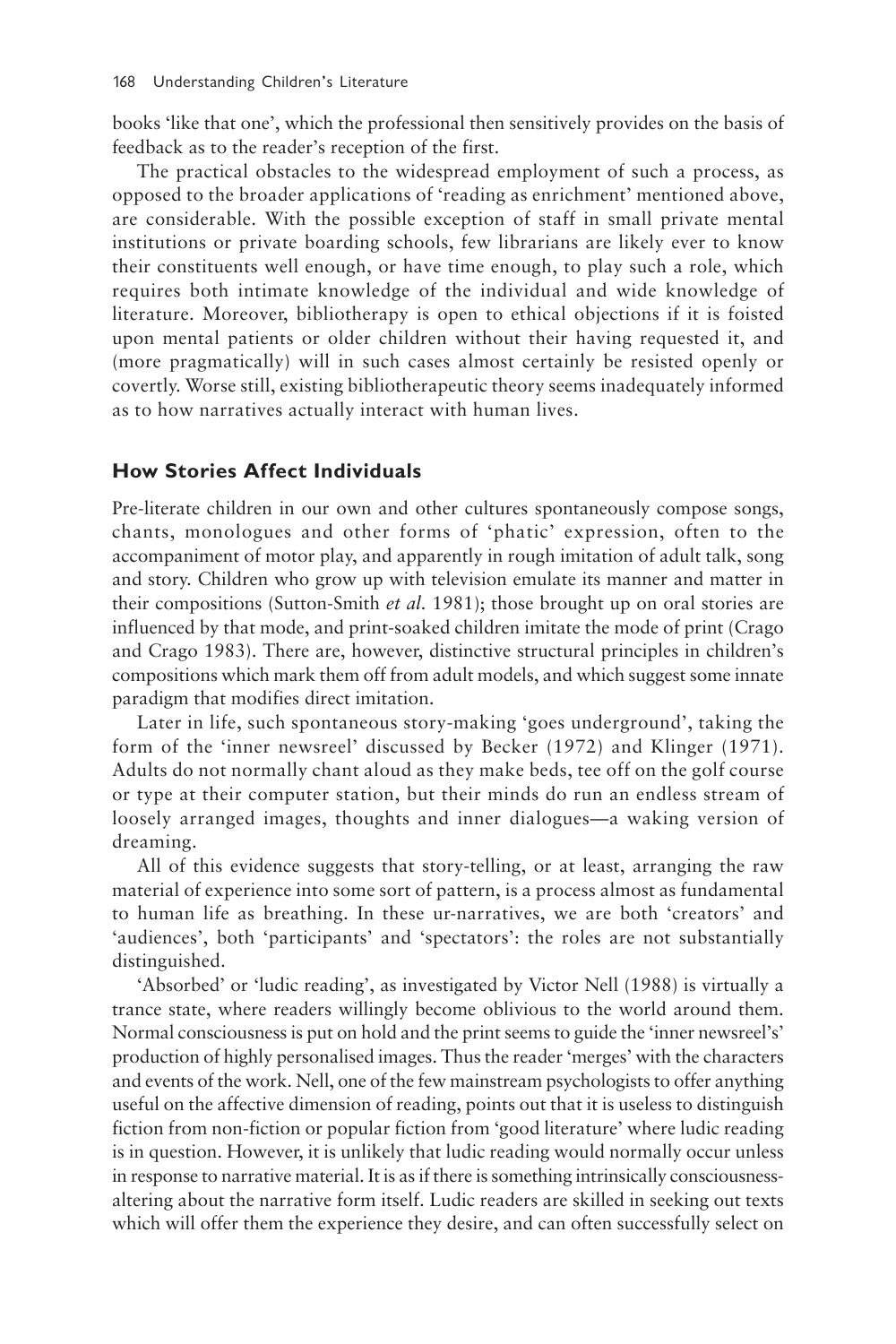books 'like that one', which the professional then sensitively provides on the basis of feedback as to the reader's reception of the first.

The practical obstacles to the widespread employment of such a process, as opposed to the broader applications of 'reading as enrichment' mentioned above, are considerable. With the possible exception of staff in small private mental institutions or private boarding schools, few librarians are likely ever to know their constituents well enough, or have time enough, to play such a role, which requires both intimate knowledge of the individual and wide knowledge of literature. Moreover, bibliotherapy is open to ethical objections if it is foisted upon mental patients or older children without their having requested it, and (more pragmatically) will in such cases almost certainly be resisted openly or covertly. Worse still, existing bibliotherapeutic theory seems inadequately informed as to how narratives actually interact with human lives.

## How Stories Affect Individuals

Pre-literate children in our own and other cultures spontaneously compose songs, chants, monologues and other forms of 'phatic' expression, often to the accompaniment of motor play, and apparently in rough imitation of adult talk, song and story. Children who grow up with television emulate its manner and matter in their compositions (Sutton-Smith *et al.* 1981); those brought up on oral stories are influenced by that mode, and print-soaked children imitate the mode of print (Crago and Crago 1983). There are, however, distinctive structural principles in children's compositions which mark them off from adult models, and which suggest some innate paradigm that modifies direct imitation.

Later in life, such spontaneous story-making 'goes underground', taking the form of the 'inner newsreel' discussed by Becker (1972) and Klinger (1971). Adults do not normally chant aloud as they make beds, tee off on the golf course or type at their computer station, but their minds do run an endless stream of loosely arranged images, thoughts and inner dialogues—a waking version of dreaming.

All of this evidence suggests that story-telling, or at least, arranging the raw material of experience into some sort of pattern, is a process almost as fundamental to human life as breathing. In these ur-narratives, we are both 'creators' and 'audiences', both 'participants' and 'spectators': the roles are not substantially distinguished.

'Absorbed' or 'ludic reading', as investigated by Victor Nell (1988) is virtually a trance state, where readers willingly become oblivious to the world around them. Normal consciousness is put on hold and the print seems to guide the 'inner newsreel's' production of highly personalised images. Thus the reader 'merges' with the characters and events of the work. Nell, one of the few mainstream psychologists to offer anything useful on the affective dimension of reading, points out that it is useless to distinguish fiction from non-fiction or popular fiction from 'good literature' where ludic reading is in question. However, it is unlikely that ludic reading would normally occur unless in response to narrative material. It is as if there is something intrinsically consciousness-altering about the narrative form itself. Ludic readers are skilled in seeking out texts which will offer them the experience they desire, and can often successfully select on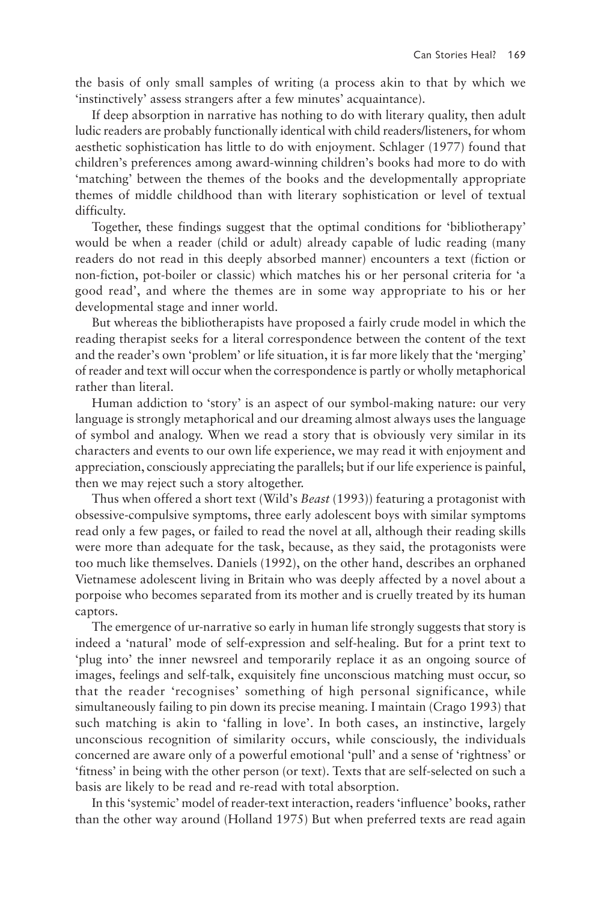the basis of only small samples of writing (a process akin to that by which we 'instinctively' assess strangers after a few minutes' acquaintance).

If deep absorption in narrative has nothing to do with literary quality, then adult ludic readers are probably functionally identical with child readers/listeners, for whom aesthetic sophistication has little to do with enjoyment. Schlager (1977) found that children's preferences among award-winning children's books had more to do with 'matching' between the themes of the books and the developmentally appropriate themes of middle childhood than with literary sophistication or level of textual difficulty.

Together, these findings suggest that the optimal conditions for 'bibliotherapy' would be when a reader (child or adult) already capable of ludic reading (many readers do not read in this deeply absorbed manner) encounters a text (fiction or non-fiction, pot-boiler or classic) which matches his or her personal criteria for 'a good read', and where the themes are in some way appropriate to his or her developmental stage and inner world.

But whereas the bibliotherapists have proposed a fairly crude model in which the reading therapist seeks for a literal correspondence between the content of the text and the reader's own 'problem' or life situation, it is far more likely that the 'merging' of reader and text will occur when the correspondence is partly or wholly metaphorical rather than literal.

Human addiction to 'story' is an aspect of our symbol-making nature: our very language is strongly metaphorical and our dreaming almost always uses the language of symbol and analogy. When we read a story that is obviously very similar in its characters and events to our own life experience, we may read it with enjoyment and appreciation, consciously appreciating the parallels; but if our life experience is painful, then we may reject such a story altogether.

Thus when offered a short text (Wild's *Beast* (1993)) featuring a protagonist with obsessive-compulsive symptoms, three early adolescent boys with similar symptoms read only a few pages, or failed to read the novel at all, although their reading skills were more than adequate for the task, because, as they said, the protagonists were too much like themselves. Daniels (1992), on the other hand, describes an orphaned Vietnamese adolescent living in Britain who was deeply affected by a novel about a porpoise who becomes separated from its mother and is cruelly treated by its human captors.

The emergence of ur-narrative so early in human life strongly suggests that story is indeed a 'natural' mode of self-expression and self-healing. But for a print text to 'plug into' the inner newsreel and temporarily replace it as an ongoing source of images, feelings and self-talk, exquisitely fine unconscious matching must occur, so that the reader 'recognises' something of high personal significance, while simultaneously failing to pin down its precise meaning. I maintain (Crago 1993) that such matching is akin to 'falling in love'. In both cases, an instinctive, largely unconscious recognition of similarity occurs, while consciously, the individuals concerned are aware only of a powerful emotional 'pull' and a sense of 'rightness' or 'fitness' in being with the other person (or text). Texts that are self-selected on such a basis are likely to be read and re-read with total absorption.

In this 'systemic' model of reader-text interaction, readers 'influence' books, rather than the other way around (Holland 1975) But when preferred texts are read again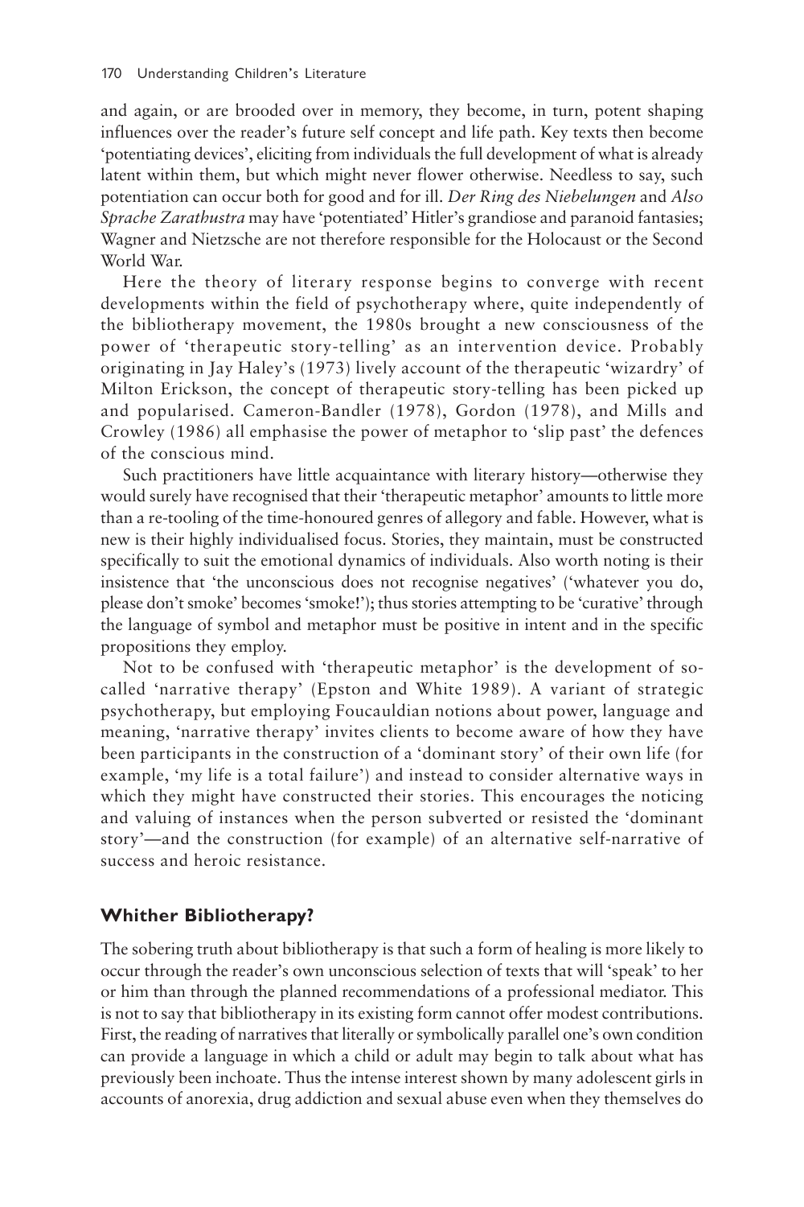and again, or are brooded over in memory, they become, in turn, potent shaping influences over the reader's future self concept and life path. Key texts then become 'potentiating devices', eliciting from individuals the full development of what is already latent within them, but which might never flower otherwise. Needless to say, such potentiation can occur both for good and for ill. *Der Ring des Niebelungen* and *Also Sprache Zarathustra* may have 'potentiated' Hitler's grandiose and paranoid fantasies; Wagner and Nietzsche are not therefore responsible for the Holocaust or the Second World War.

Here the theory of literary response begins to converge with recent developments within the field of psychotherapy where, quite independently of the bibliotherapy movement, the 1980s brought a new consciousness of the power of 'therapeutic story-telling' as an intervention device. Probably originating in Jay Haley's (1973) lively account of the therapeutic 'wizardry' of Milton Erickson, the concept of therapeutic story-telling has been picked up and popularised. Cameron-Bandler (1978), Gordon (1978), and Mills and Crowley (1986) all emphasise the power of metaphor to 'slip past' the defences of the conscious mind.

Such practitioners have little acquaintance with literary history—otherwise they would surely have recognised that their 'therapeutic metaphor' amounts to little more than a re-tooling of the time-honoured genres of allegory and fable. However, what is new is their highly individualised focus. Stories, they maintain, must be constructed specifically to suit the emotional dynamics of individuals. Also worth noting is their insistence that 'the unconscious does not recognise negatives' ('whatever you do, please don't smoke' becomes 'smoke!'); thus stories attempting to be 'curative' through the language of symbol and metaphor must be positive in intent and in the specific propositions they employ.

Not to be confused with 'therapeutic metaphor' is the development of so-called 'narrative therapy' (Epston and White 1989). A variant of strategic psychotherapy, but employing Foucauldian notions about power, language and meaning, 'narrative therapy' invites clients to become aware of how they have been participants in the construction of a 'dominant story' of their own life (for example, 'my life is a total failure') and instead to consider alternative ways in which they might have constructed their stories. This encourages the noticing and valuing of instances when the person subverted or resisted the 'dominant story'—and the construction (for example) of an alternative self-narrative of success and heroic resistance.

## Whither Bibliotherapy?

The sobering truth about bibliotherapy is that such a form of healing is more likely to occur through the reader's own unconscious selection of texts that will 'speak' to her or him than through the planned recommendations of a professional mediator. This is not to say that bibliotherapy in its existing form cannot offer modest contributions. First, the reading of narratives that literally or symbolically parallel one's own condition can provide a language in which a child or adult may begin to talk about what has previously been inchoate. Thus the intense interest shown by many adolescent girls in accounts of anorexia, drug addiction and sexual abuse even when they themselves do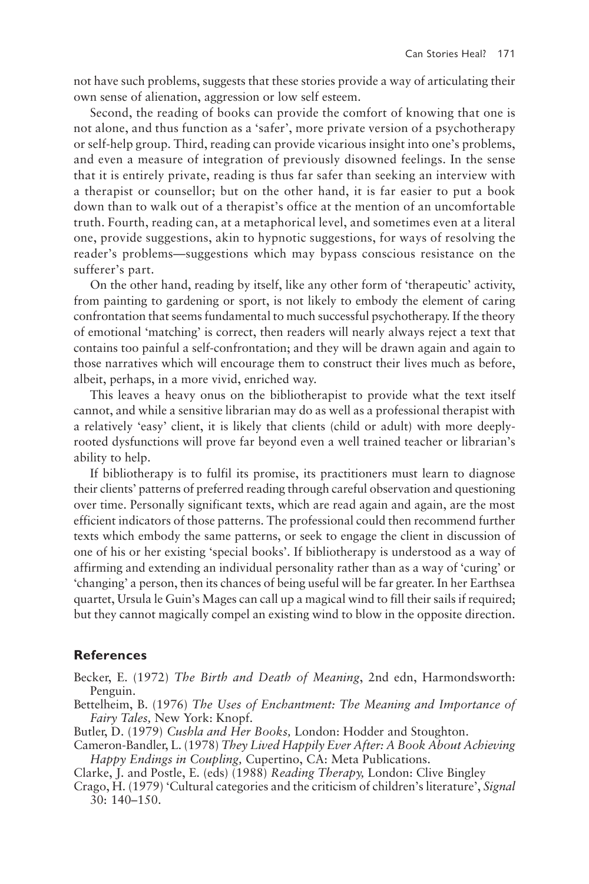not have such problems, suggests that these stories provide a way of articulating their own sense of alienation, aggression or low self esteem.

Second, the reading of books can provide the comfort of knowing that one is not alone, and thus function as a 'safer', more private version of a psychotherapy or self-help group. Third, reading can provide vicarious insight into one's problems, and even a measure of integration of previously disowned feelings. In the sense that it is entirely private, reading is thus far safer than seeking an interview with a therapist or counsellor; but on the other hand, it is far easier to put a book down than to walk out of a therapist's office at the mention of an uncomfortable truth. Fourth, reading can, at a metaphorical level, and sometimes even at a literal one, provide suggestions, akin to hypnotic suggestions, for ways of resolving the reader's problems—suggestions which may bypass conscious resistance on the sufferer's part.

On the other hand, reading by itself, like any other form of 'therapeutic' activity, from painting to gardening or sport, is not likely to embody the element of caring confrontation that seems fundamental to much successful psychotherapy. If the theory of emotional 'matching' is correct, then readers will nearly always reject a text that contains too painful a self-confrontation; and they will be drawn again and again to those narratives which will encourage them to construct their lives much as before, albeit, perhaps, in a more vivid, enriched way.

This leaves a heavy onus on the bibliotherapist to provide what the text itself cannot, and while a sensitive librarian may do as well as a professional therapist with a relatively 'easy' client, it is likely that clients (child or adult) with more deeply-rooted dysfunctions will prove far beyond even a well trained teacher or librarian's ability to help.

If bibliotherapy is to fulfil its promise, its practitioners must learn to diagnose their clients' patterns of preferred reading through careful observation and questioning over time. Personally significant texts, which are read again and again, are the most efficient indicators of those patterns. The professional could then recommend further texts which embody the same patterns, or seek to engage the client in discussion of one of his or her existing 'special books'. If bibliotherapy is understood as a way of affirming and extending an individual personality rather than as a way of 'curing' or 'changing' a person, then its chances of being useful will be far greater. In her Earthsea quartet, Ursula le Guin's Mages can call up a magical wind to fill their sails if required; but they cannot magically compel an existing wind to blow in the opposite direction.

## References

Becker, E. (1972) *The Birth and Death of Meaning*, 2nd edn, Harmondsworth: Penguin.

Bettelheim, B. (1976) *The Uses of Enchantment: The Meaning and Importance of Fairy Tales,* New York: Knopf.

Butler, D. (1979) *Cushla and Her Books,* London: Hodder and Stoughton.

Cameron-Bandler, L. (1978) *They Lived Happily Ever After: A Book About Achieving Happy Endings in Coupling,* Cupertino, CA: Meta Publications.

Clarke, J. and Postle, E. (eds) (1988) *Reading Therapy,* London: Clive Bingley

Crago, H. (1979) 'Cultural categories and the criticism of children's literature', *Signal* 30: 140–150.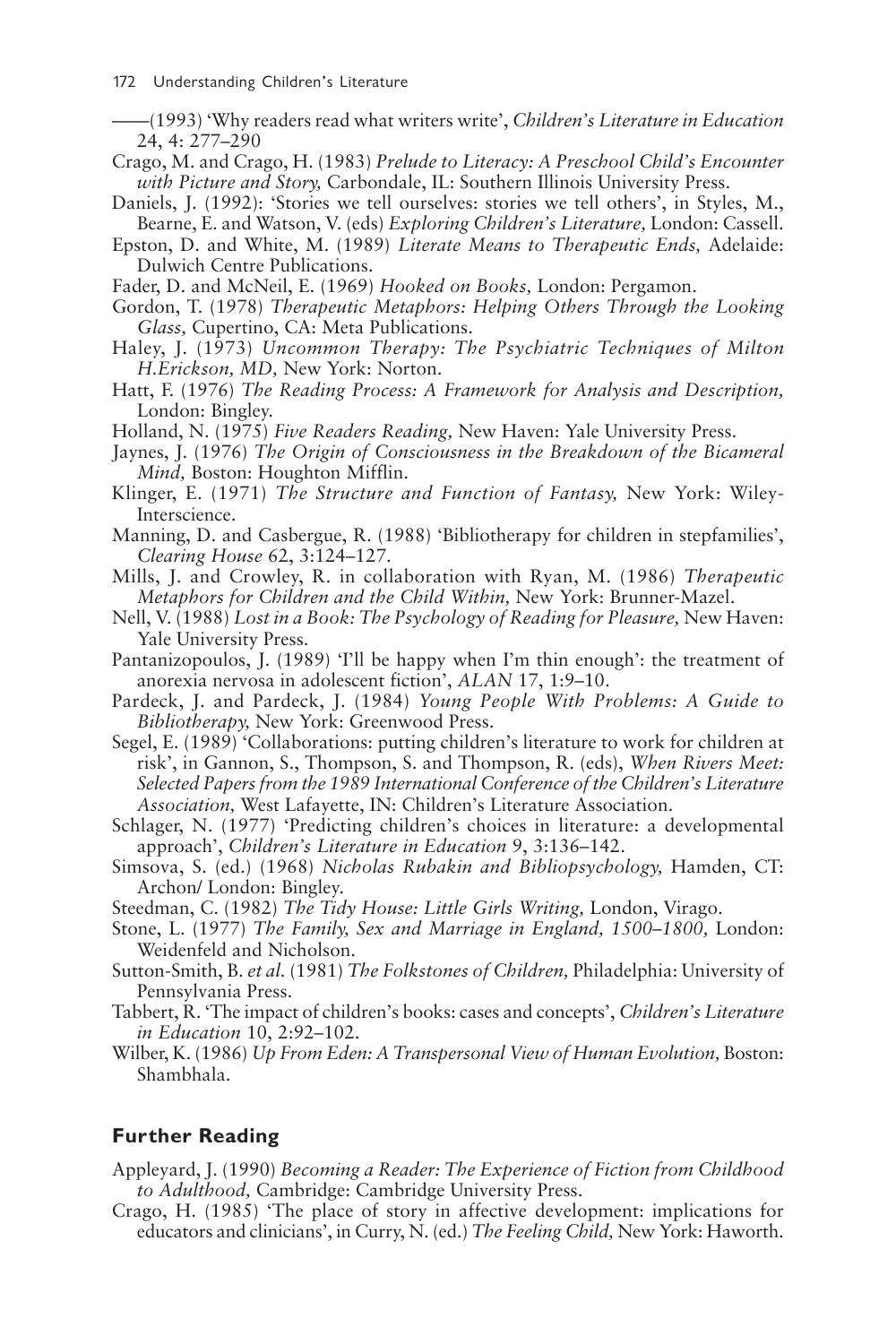——(1993) 'Why readers read what writers write', *Children's Literature in Education* 24, 4: 277–290

Crago, M. and Crago, H. (1983) *Prelude to Literacy: A Preschool Child's Encounter with Picture and Story,* Carbondale, IL: Southern Illinois University Press.

Daniels, J. (1992): 'Stories we tell ourselves: stories we tell others', in Styles, M., Bearne, E. and Watson, V. (eds) *Exploring Children's Literature,* London: Cassell.

Epston, D. and White, M. (1989) *Literate Means to Therapeutic Ends,* Adelaide: Dulwich Centre Publications.

Fader, D. and McNeil, E. (1969) *Hooked on Books,* London: Pergamon.

Gordon, T. (1978) *Therapeutic Metaphors: Helping Others Through the Looking Glass,* Cupertino, CA: Meta Publications.

Haley, J. (1973) *Uncommon Therapy: The Psychiatric Techniques of Milton H.Erickson, MD,* New York: Norton.

Hatt, F. (1976) *The Reading Process: A Framework for Analysis and Description,* London: Bingley.

Holland, N. (1975) *Five Readers Reading,* New Haven: Yale University Press.

Jaynes, J. (1976) *The Origin of Consciousness in the Breakdown of the Bicameral Mind,* Boston: Houghton Mifflin.

Klinger, E. (1971) *The Structure and Function of Fantasy,* New York: Wiley-Interscience.

Manning, D. and Casbergue, R. (1988) 'Bibliotherapy for children in stepfamilies', *Clearing House* 62, 3:124–127.

Mills, J. and Crowley, R. in collaboration with Ryan, M. (1986) *Therapeutic Metaphors for Children and the Child Within,* New York: Brunner-Mazel.

Nell, V. (1988) *Lost in a Book: The Psychology of Reading for Pleasure,* New Haven: Yale University Press.

Pantanizopoulos, J. (1989) 'I'll be happy when I'm thin enough': the treatment of anorexia nervosa in adolescent fiction', *ALAN* 17, 1:9–10.

Pardeck, J. and Pardeck, J. (1984) *Young People With Problems: A Guide to Bibliotherapy,* New York: Greenwood Press.

Segel, E. (1989) 'Collaborations: putting children's literature to work for children at risk', in Gannon, S., Thompson, S. and Thompson, R. (eds), *When Rivers Meet: Selected Papers from the 1989 International Conference of the Children's Literature Association,* West Lafayette, IN: Children's Literature Association.

Schlager, N. (1977) 'Predicting children's choices in literature: a developmental approach', *Children's Literature in Education* 9, 3:136–142.

Simsova, S. (ed.) (1968) *Nicholas Rubakin and Bibliopsychology,* Hamden, CT: Archon/ London: Bingley.

Steedman, C. (1982) *The Tidy House: Little Girls Writing,* London, Virago.

Stone, L. (1977) *The Family, Sex and Marriage in England, 1500–1800,* London: Weidenfeld and Nicholson.

Sutton-Smith, B. *et al.* (1981) *The Folkstones of Children,* Philadelphia: University of Pennsylvania Press.

Tabbert, R. 'The impact of children's books: cases and concepts', *Children's Literature in Education* 10, 2:92–102.

Wilber, K. (1986) *Up From Eden: A Transpersonal View of Human Evolution,* Boston: Shambhala.

## Further Reading

Appleyard, J. (1990) *Becoming a Reader: The Experience of Fiction from Childhood to Adulthood,* Cambridge: Cambridge University Press.

Crago, H. (1985) 'The place of story in affective development: implications for educators and clinicians', in Curry, N. (ed.) *The Feeling Child,* New York: Haworth.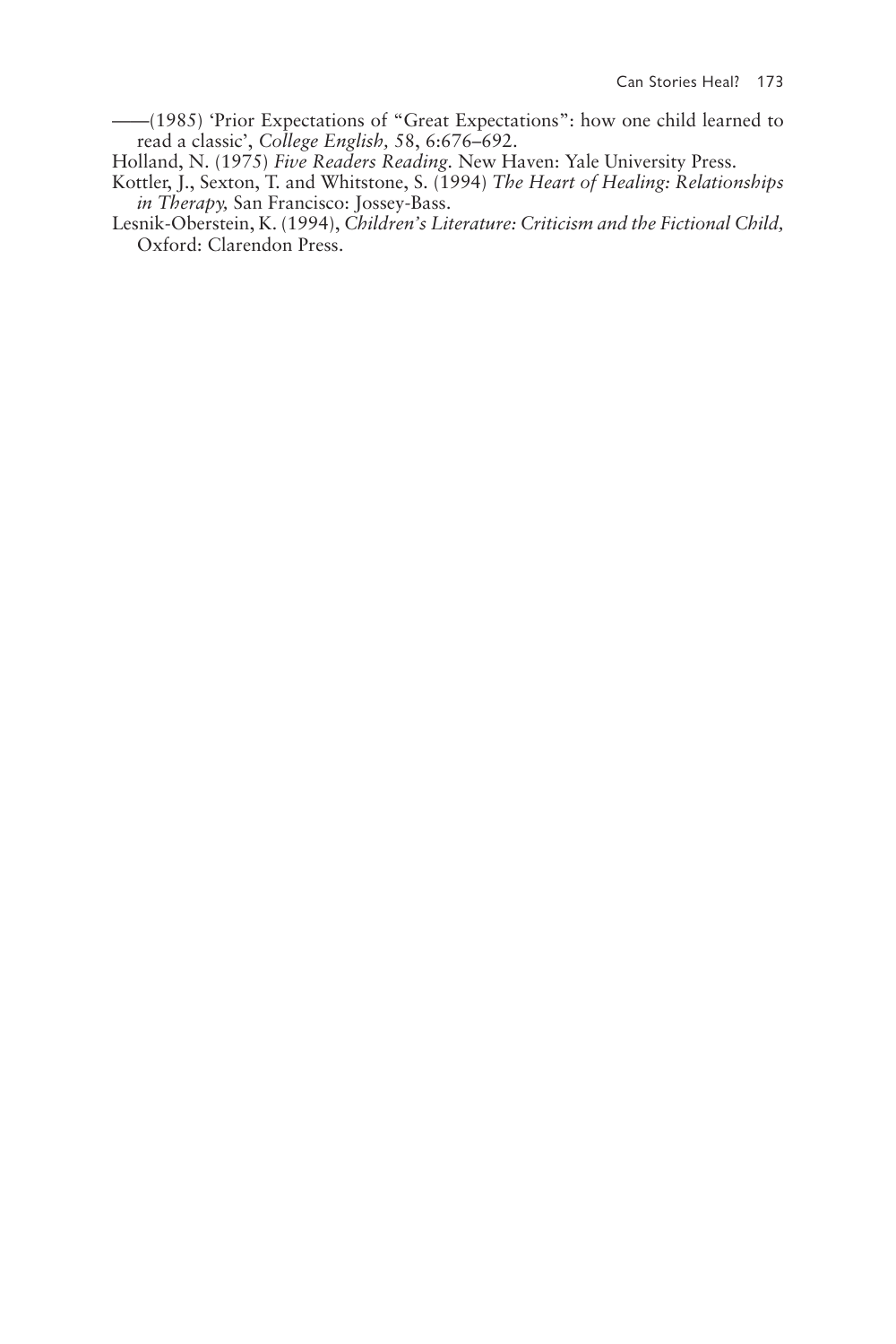——(1985) 'Prior Expectations of "Great Expectations": how one child learned to read a classic', *College English,* 58, 6:676–692.

Holland, N. (1975) *Five Readers Reading.* New Haven: Yale University Press.

Kottler, J., Sexton, T. and Whitstone, S. (1994) *The Heart of Healing: Relationships in Therapy,* San Francisco: Jossey-Bass.

Lesnik-Oberstein, K. (1994), *Children's Literature: Criticism and the Fictional Child,* Oxford: Clarendon Press.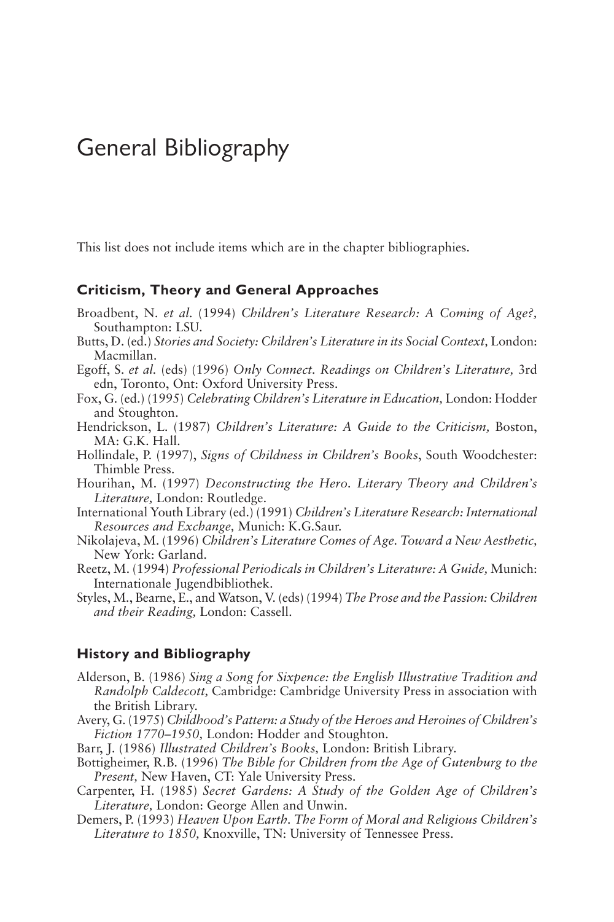# General Bibliography

This list does not include items which are in the chapter bibliographies.

## Criticism, Theory and General Approaches

Broadbent, N. *et al.* (1994) *Children's Literature Research: A Coming of Age?,* Southampton: LSU.

Butts, D. (ed.) *Stories and Society: Children's Literature in its Social Context,* London: Macmillan.

Egoff, S. *et al.* (eds) (1996) *Only Connect. Readings on Children's Literature,* 3rd edn, Toronto, Ont: Oxford University Press.

Fox, G. (ed.) (1995) *Celebrating Children's Literature in Education,* London: Hodder and Stoughton.

Hendrickson, L. (1987) *Children's Literature: A Guide to the Criticism,* Boston, MA: G.K. Hall.

Hollindale, P. (1997), *Signs of Childness in Children's Books*, South Woodchester: Thimble Press.

Hourihan, M. (1997) *Deconstructing the Hero. Literary Theory and Children's Literature,* London: Routledge.

International Youth Library (ed.) (1991) *Children's Literature Research: International Resources and Exchange,* Munich: K.G.Saur.

Nikolajeva, M. (1996) *Children's Literature Comes of Age. Toward a New Aesthetic,* New York: Garland.

Reetz, M. (1994) *Professional Periodicals in Children's Literature: A Guide,* Munich: Internationale Jugendbibliothek.

Styles, M., Bearne, E., and Watson, V. (eds) (1994) *The Prose and the Passion: Children and their Reading,* London: Cassell.

## History and Bibliography

Alderson, B. (1986) *Sing a Song for Sixpence: the English Illustrative Tradition and Randolph Caldecott,* Cambridge: Cambridge University Press in association with the British Library.

Avery, G. (1975) *Childhood's Pattern: a Study of the Heroes and Heroines of Children's Fiction 1770–1950,* London: Hodder and Stoughton.

Barr, J. (1986) *Illustrated Children's Books,* London: British Library.

Bottigheimer, R.B. (1996) *The Bible for Children from the Age of Gutenburg to the Present,* New Haven, CT: Yale University Press.

Carpenter, H. (1985) *Secret Gardens: A Study of the Golden Age of Children's Literature,* London: George Allen and Unwin.

Demers, P. (1993) *Heaven Upon Earth. The Form of Moral and Religious Children's Literature to 1850,* Knoxville, TN: University of Tennessee Press.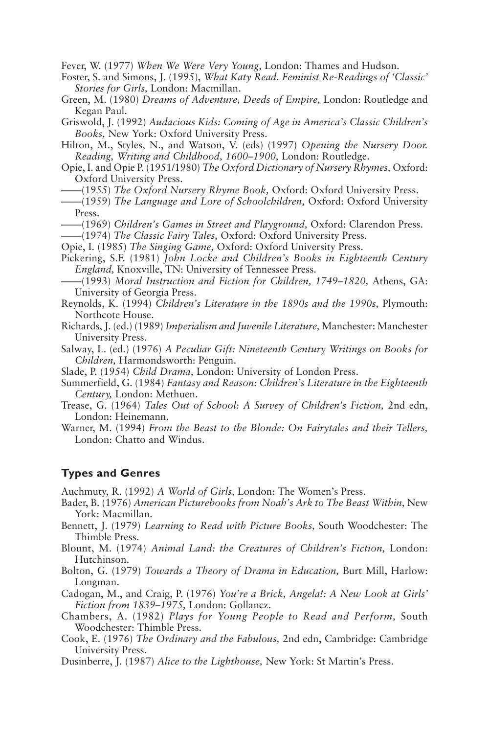Fever, W. (1977) *When We Were Very Young,* London: Thames and Hudson.

Foster, S. and Simons, J. (1995), *What Katy Read. Feminist Re-Readings of 'Classic' Stories for Girls,* London: Macmillan.

Green, M. (1980) *Dreams of Adventure, Deeds of Empire,* London: Routledge and Kegan Paul.

Griswold, J. (1992) *Audacious Kids: Coming of Age in America's Classic Children's Books,* New York: Oxford University Press.

Hilton, M., Styles, N., and Watson, V. (eds) (1997) *Opening the Nursery Door. Reading, Writing and Childhood, 1600–1900,* London: Routledge.

Opie, I. and Opie P. (1951/1980) *The Oxford Dictionary of Nursery Rhymes,* Oxford: Oxford University Press.

——(1955) *The Oxford Nursery Rhyme Book,* Oxford: Oxford University Press.

——(1959) *The Language and Lore of Schoolchildren,* Oxford: Oxford University Press.

——(1969) *Children's Games in Street and Playground,* Oxford: Clarendon Press.

——(1974) *The Classic Fairy Tales,* Oxford: Oxford University Press.

Opie, I. (1985) *The Singing Game,* Oxford: Oxford University Press.

Pickering, S.F. (1981) *John Locke and Children's Books in Eighteenth Century England,* Knoxville, TN: University of Tennessee Press.

——(1993) *Moral Instruction and Fiction for Children, 1749–1820,* Athens, GA: University of Georgia Press.

Reynolds, K. (1994) *Children's Literature in the 1890s and the 1990s,* Plymouth: Northcote House.

Richards, J. (ed.) (1989) *Imperialism and Juvenile Literature,* Manchester: Manchester University Press.

Salway, L. (ed.) (1976) *A Peculiar Gift: Nineteenth Century Writings on Books for Children,* Harmondsworth: Penguin.

Slade, P. (1954) *Child Drama,* London: University of London Press.

Summerfield, G. (1984) *Fantasy and Reason: Children's Literature in the Eighteenth Century,* London: Methuen.

Trease, G. (1964) *Tales Out of School: A Survey of Children's Fiction,* 2nd edn, London: Heinemann.

Warner, M. (1994) *From the Beast to the Blonde: On Fairytales and their Tellers,* London: Chatto and Windus.

### Types and Genres

Auchmuty, R. (1992) *A World of Girls,* London: The Women's Press.

Bader, B. (1976) *American Picturebooks from Noah's Ark to The Beast Within,* New York: Macmillan.

Bennett, J. (1979) *Learning to Read with Picture Books,* South Woodchester: The Thimble Press.

Blount, M. (1974) *Animal Land: the Creatures of Children's Fiction,* London: Hutchinson.

Bolton, G. (1979) *Towards a Theory of Drama in Education,* Burt Mill, Harlow: Longman.

Cadogan, M., and Craig, P. (1976) *You're a Brick, Angela!: A New Look at Girls' Fiction from 1839–1975,* London: Gollancz.

Chambers, A. (1982) *Plays for Young People to Read and Perform,* South Woodchester: Thimble Press.

Cook, E. (1976) *The Ordinary and the Fabulous,* 2nd edn, Cambridge: Cambridge University Press.

Dusinberre, J. (1987) *Alice to the Lighthouse,* New York: St Martin's Press.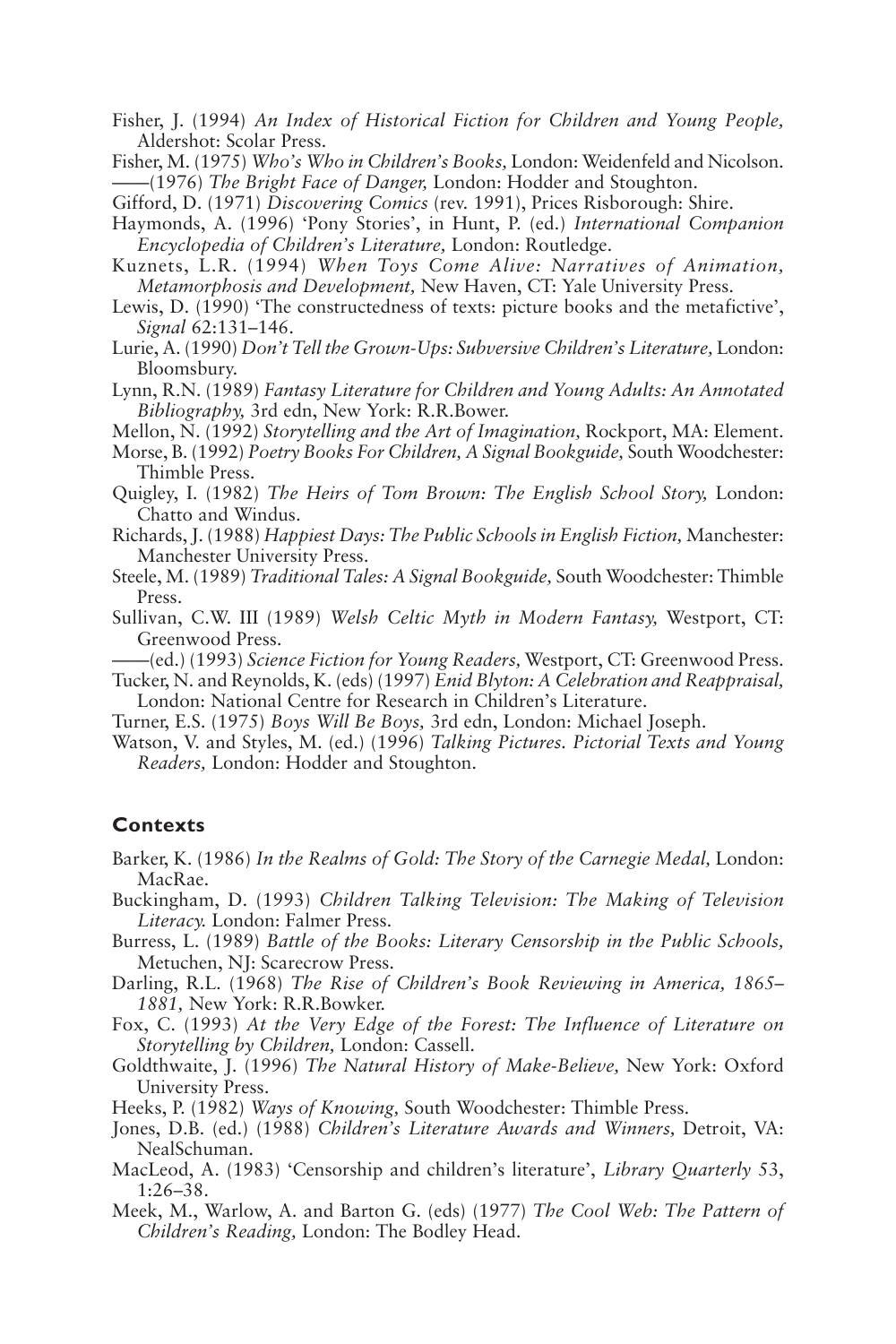Fisher, J. (1994) *An Index of Historical Fiction for Children and Young People,* Aldershot: Scolar Press.

Fisher, M. (1975) *Who's Who in Children's Books,* London: Weidenfeld and Nicolson.
——(1976) *The Bright Face of Danger,* London: Hodder and Stoughton.

Gifford, D. (1971) *Discovering Comics* (rev. 1991), Prices Risborough: Shire.

Haymonds, A. (1996) 'Pony Stories', in Hunt, P. (ed.) *International Companion Encyclopedia of Children's Literature,* London: Routledge.

Kuznets, L.R. (1994) *When Toys Come Alive: Narratives of Animation, Metamorphosis and Development,* New Haven, CT: Yale University Press.

Lewis, D. (1990) 'The constructedness of texts: picture books and the metafictive', *Signal* 62:131–146.

Lurie, A. (1990) *Don't Tell the Grown-Ups: Subversive Children's Literature,* London: Bloomsbury.

Lynn, R.N. (1989) *Fantasy Literature for Children and Young Adults: An Annotated Bibliography,* 3rd edn, New York: R.R.Bower.

Mellon, N. (1992) *Storytelling and the Art of Imagination,* Rockport, MA: Element.

Morse, B. (1992) *Poetry Books For Children, A Signal Bookguide,* South Woodchester: Thimble Press.

Quigley, I. (1982) *The Heirs of Tom Brown: The English School Story,* London: Chatto and Windus.

Richards, J. (1988) *Happiest Days: The Public Schools in English Fiction,* Manchester: Manchester University Press.

Steele, M. (1989) *Traditional Tales: A Signal Bookguide,* South Woodchester: Thimble Press.

Sullivan, C.W. III (1989) *Welsh Celtic Myth in Modern Fantasy,* Westport, CT: Greenwood Press.
——(ed.) (1993) *Science Fiction for Young Readers,* Westport, CT: Greenwood Press.

Tucker, N. and Reynolds, K. (eds) (1997) *Enid Blyton: A Celebration and Reappraisal,* London: National Centre for Research in Children's Literature.

Turner, E.S. (1975) *Boys Will Be Boys,* 3rd edn, London: Michael Joseph.

Watson, V. and Styles, M. (ed.) (1996) *Talking Pictures. Pictorial Texts and Young Readers,* London: Hodder and Stoughton.

## Contexts

Barker, K. (1986) *In the Realms of Gold: The Story of the Carnegie Medal,* London: MacRae.

Buckingham, D. (1993) *Children Talking Television: The Making of Television Literacy.* London: Falmer Press.

Burress, L. (1989) *Battle of the Books: Literary Censorship in the Public Schools,* Metuchen, NJ: Scarecrow Press.

Darling, R.L. (1968) *The Rise of Children's Book Reviewing in America, 1865–1881,* New York: R.R.Bowker.

Fox, C. (1993) *At the Very Edge of the Forest: The Influence of Literature on Storytelling by Children,* London: Cassell.

Goldthwaite, J. (1996) *The Natural History of Make-Believe,* New York: Oxford University Press.

Heeks, P. (1982) *Ways of Knowing,* South Woodchester: Thimble Press.

Jones, D.B. (ed.) (1988) *Children's Literature Awards and Winners,* Detroit, VA: NealSchuman.

MacLeod, A. (1983) 'Censorship and children's literature', *Library Quarterly* 53, 1:26–38.

Meek, M., Warlow, A. and Barton G. (eds) (1977) *The Cool Web: The Pattern of Children's Reading,* London: The Bodley Head.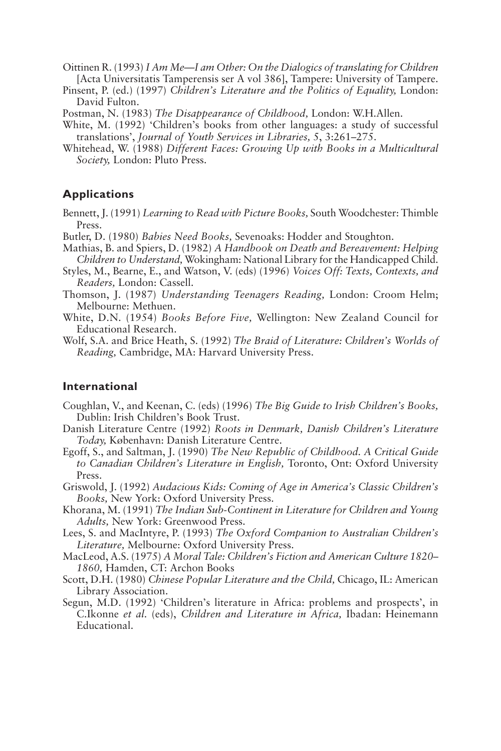Oittinen R. (1993) *I Am Me—I am Other: On the Dialogics of translating for Children* [Acta Universitatis Tamperensis ser A vol 386], Tampere: University of Tampere.

Pinsent, P. (ed.) (1997) *Children's Literature and the Politics of Equality,* London: David Fulton.

Postman, N. (1983) *The Disappearance of Childhood,* London: W.H.Allen.

White, M. (1992) 'Children's books from other languages: a study of successful translations', *Journal of Youth Services in Libraries, 5*, 3:261–275.

Whitehead, W. (1988) *Different Faces: Growing Up with Books in a Multicultural Society,* London: Pluto Press.

## Applications

Bennett, J. (1991) *Learning to Read with Picture Books,* South Woodchester: Thimble Press.

Butler, D. (1980) *Babies Need Books,* Sevenoaks: Hodder and Stoughton.

Mathias, B. and Spiers, D. (1982) *A Handbook on Death and Bereavement: Helping Children to Understand,* Wokingham: National Library for the Handicapped Child.

Styles, M., Bearne, E., and Watson, V. (eds) (1996) *Voices Off: Texts, Contexts, and Readers,* London: Cassell.

Thomson, J. (1987) *Understanding Teenagers Reading,* London: Croom Helm; Melbourne: Methuen.

White, D.N. (1954) *Books Before Five,* Wellington: New Zealand Council for Educational Research.

Wolf, S.A. and Brice Heath, S. (1992) *The Braid of Literature: Children's Worlds of Reading,* Cambridge, MA: Harvard University Press.

## International

Coughlan, V., and Keenan, C. (eds) (1996) *The Big Guide to Irish Children's Books,* Dublin: Irish Children's Book Trust.

Danish Literature Centre (1992) *Roots in Denmark, Danish Children's Literature Today,* København: Danish Literature Centre.

Egoff, S., and Saltman, J. (1990) *The New Republic of Childhood. A Critical Guide to Canadian Children's Literature in English,* Toronto, Ont: Oxford University Press.

Griswold, J. (1992) *Audacious Kids: Coming of Age in America's Classic Children's Books,* New York: Oxford University Press.

Khorana, M. (1991) *The Indian Sub-Continent in Literature for Children and Young Adults,* New York: Greenwood Press.

Lees, S. and MacIntyre, P. (1993) *The Oxford Companion to Australian Children's Literature,* Melbourne: Oxford University Press.

MacLeod, A.S. (1975) *A Moral Tale: Children's Fiction and American Culture 1820–1860,* Hamden, CT: Archon Books

Scott, D.H. (1980) *Chinese Popular Literature and the Child,* Chicago, IL: American Library Association.

Segun, M.D. (1992) 'Children's literature in Africa: problems and prospects', in C.Ikonne *et al.* (eds), *Children and Literature in Africa,* Ibadan: Heinemann Educational.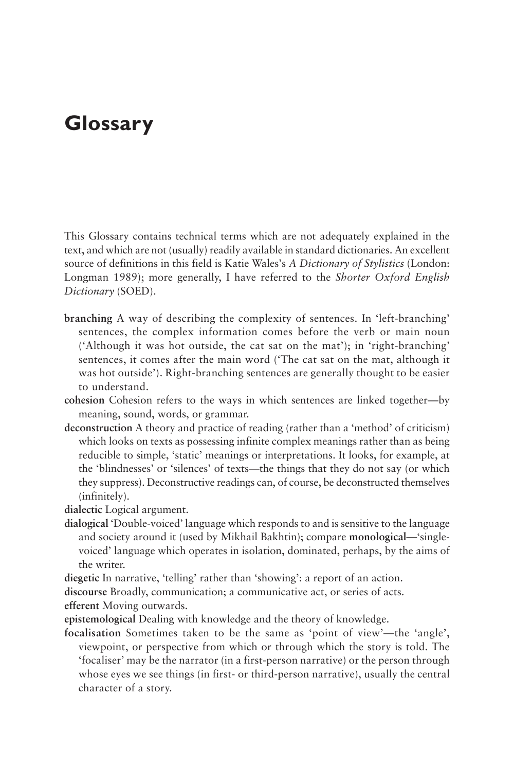# Glossary

This Glossary contains technical terms which are not adequately explained in the text, and which are not (usually) readily available in standard dictionaries. An excellent source of definitions in this field is Katie Wales's *A Dictionary of Stylistics* (London: Longman 1989); more generally, I have referred to the *Shorter Oxford English Dictionary* (SOED).

**branching** A way of describing the complexity of sentences. In 'left-branching' sentences, the complex information comes before the verb or main noun ('Although it was hot outside, the cat sat on the mat'); in 'right-branching' sentences, it comes after the main word ('The cat sat on the mat, although it was hot outside'). Right-branching sentences are generally thought to be easier to understand.

**cohesion** Cohesion refers to the ways in which sentences are linked together—by meaning, sound, words, or grammar.

**deconstruction** A theory and practice of reading (rather than a 'method' of criticism) which looks on texts as possessing infinite complex meanings rather than as being reducible to simple, 'static' meanings or interpretations. It looks, for example, at the 'blindnesses' or 'silences' of texts—the things that they do not say (or which they suppress). Deconstructive readings can, of course, be deconstructed themselves (infinitely).

**dialectic** Logical argument.

**dialogical** 'Double-voiced' language which responds to and is sensitive to the language and society around it (used by Mikhail Bakhtin); compare **monological—**'single-voiced' language which operates in isolation, dominated, perhaps, by the aims of the writer.

**diegetic** In narrative, 'telling' rather than 'showing': a report of an action.

**discourse** Broadly, communication; a communicative act, or series of acts.

**efferent** Moving outwards.

**epistemological** Dealing with knowledge and the theory of knowledge.

**focalisation** Sometimes taken to be the same as 'point of view'—the 'angle', viewpoint, or perspective from which or through which the story is told. The 'focaliser' may be the narrator (in a first-person narrative) or the person through whose eyes we see things (in first- or third-person narrative), usually the central character of a story.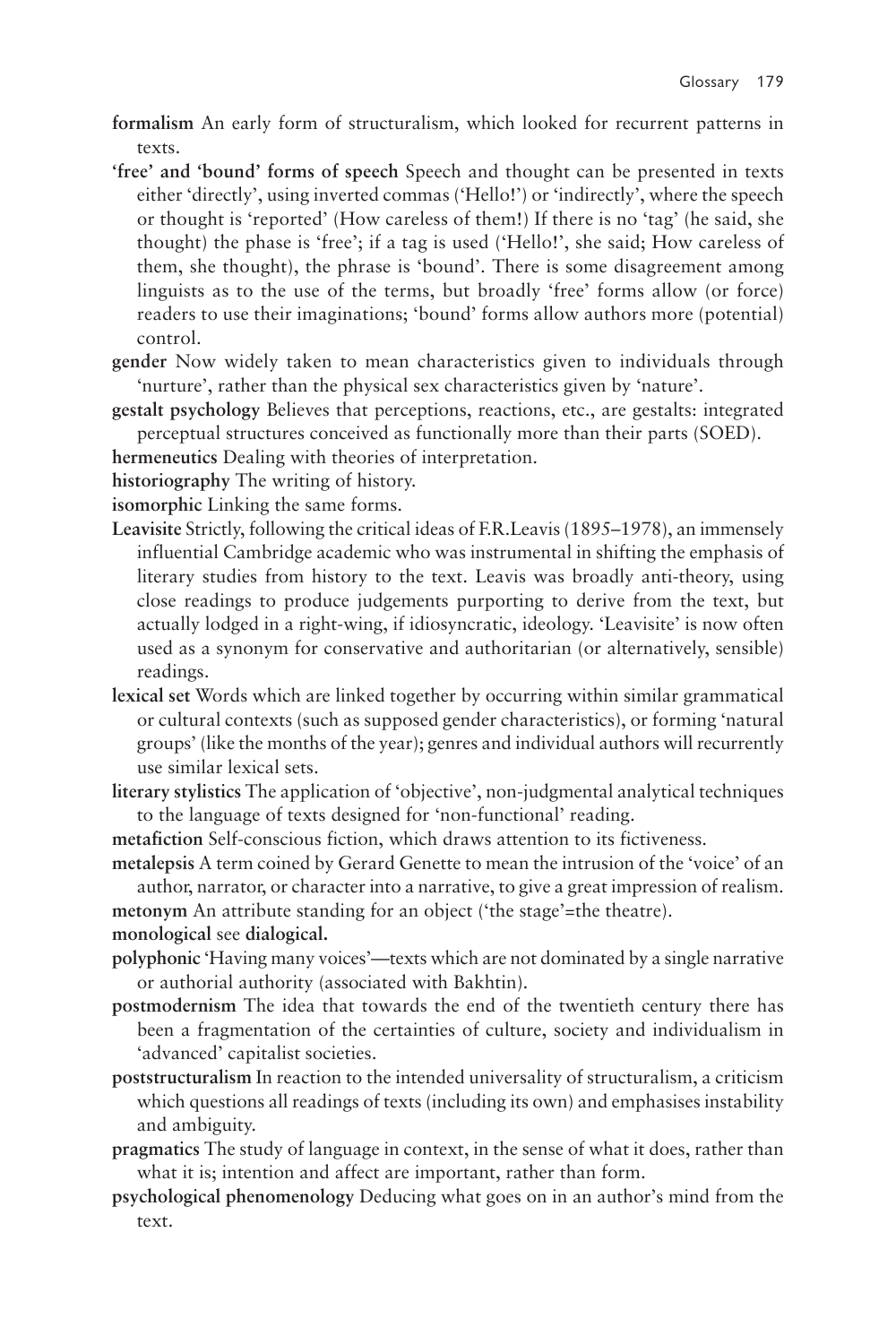**formalism** An early form of structuralism, which looked for recurrent patterns in texts.

**'free' and 'bound' forms of speech** Speech and thought can be presented in texts either 'directly', using inverted commas ('Hello!') or 'indirectly', where the speech or thought is 'reported' (How careless of them!) If there is no 'tag' (he said, she thought) the phase is 'free'; if a tag is used ('Hello!', she said; How careless of them, she thought), the phrase is 'bound'. There is some disagreement among linguists as to the use of the terms, but broadly 'free' forms allow (or force) readers to use their imaginations; 'bound' forms allow authors more (potential) control.

**gender** Now widely taken to mean characteristics given to individuals through 'nurture', rather than the physical sex characteristics given by 'nature'.

**gestalt psychology** Believes that perceptions, reactions, etc., are gestalts: integrated perceptual structures conceived as functionally more than their parts (SOED).

**hermeneutics** Dealing with theories of interpretation.

**historiography** The writing of history.

**isomorphic** Linking the same forms.

**Leavisite** Strictly, following the critical ideas of F.R.Leavis (1895–1978), an immensely influential Cambridge academic who was instrumental in shifting the emphasis of literary studies from history to the text. Leavis was broadly anti-theory, using close readings to produce judgements purporting to derive from the text, but actually lodged in a right-wing, if idiosyncratic, ideology. 'Leavisite' is now often used as a synonym for conservative and authoritarian (or alternatively, sensible) readings.

**lexical set** Words which are linked together by occurring within similar grammatical or cultural contexts (such as supposed gender characteristics), or forming 'natural groups' (like the months of the year); genres and individual authors will recurrently use similar lexical sets.

**literary stylistics** The application of 'objective', non-judgmental analytical techniques to the language of texts designed for 'non-functional' reading.

**metafiction** Self-conscious fiction, which draws attention to its fictiveness.

**metalepsis** A term coined by Gerard Genette to mean the intrusion of the 'voice' of an author, narrator, or character into a narrative, to give a great impression of realism.

**monoym** An attribute standing for an object ('the stage'=the theatre).

**monological** see **dialogical.**

**polyphonic** 'Having many voices'—texts which are not dominated by a single narrative or authorial authority (associated with Bakhtin).

**postmodernism** The idea that towards the end of the twentieth century there has been a fragmentation of the certainties of culture, society and individualism in 'advanced' capitalist societies.

**poststructuralism** In reaction to the intended universality of structuralism, a criticism which questions all readings of texts (including its own) and emphasises instability and ambiguity.

**pragmatics** The study of language in context, in the sense of what it does, rather than what it is; intention and affect are important, rather than form.

**psychological phenomenology** Deducing what goes on in an author's mind from the text.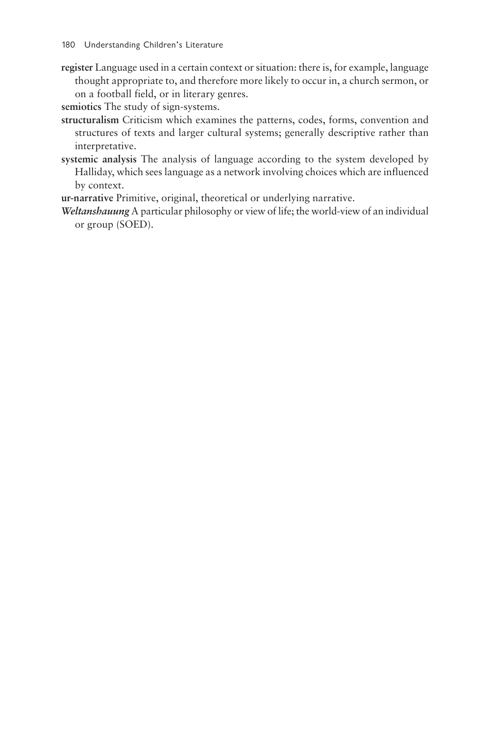**register** Language used in a certain context or situation: there is, for example, language thought appropriate to, and therefore more likely to occur in, a church sermon, or on a football field, or in literary genres.

**semiotics** The study of sign-systems.

**structuralism** Criticism which examines the patterns, codes, forms, convention and structures of texts and larger cultural systems; generally descriptive rather than interpretative.

**systemic analysis** The analysis of language according to the system developed by Halliday, which sees language as a network involving choices which are influenced by context.

**ur-narrative** Primitive, original, theoretical or underlying narrative.

***Weltanshauung*** A particular philosophy or view of life; the world-view of an individual or group (SOED).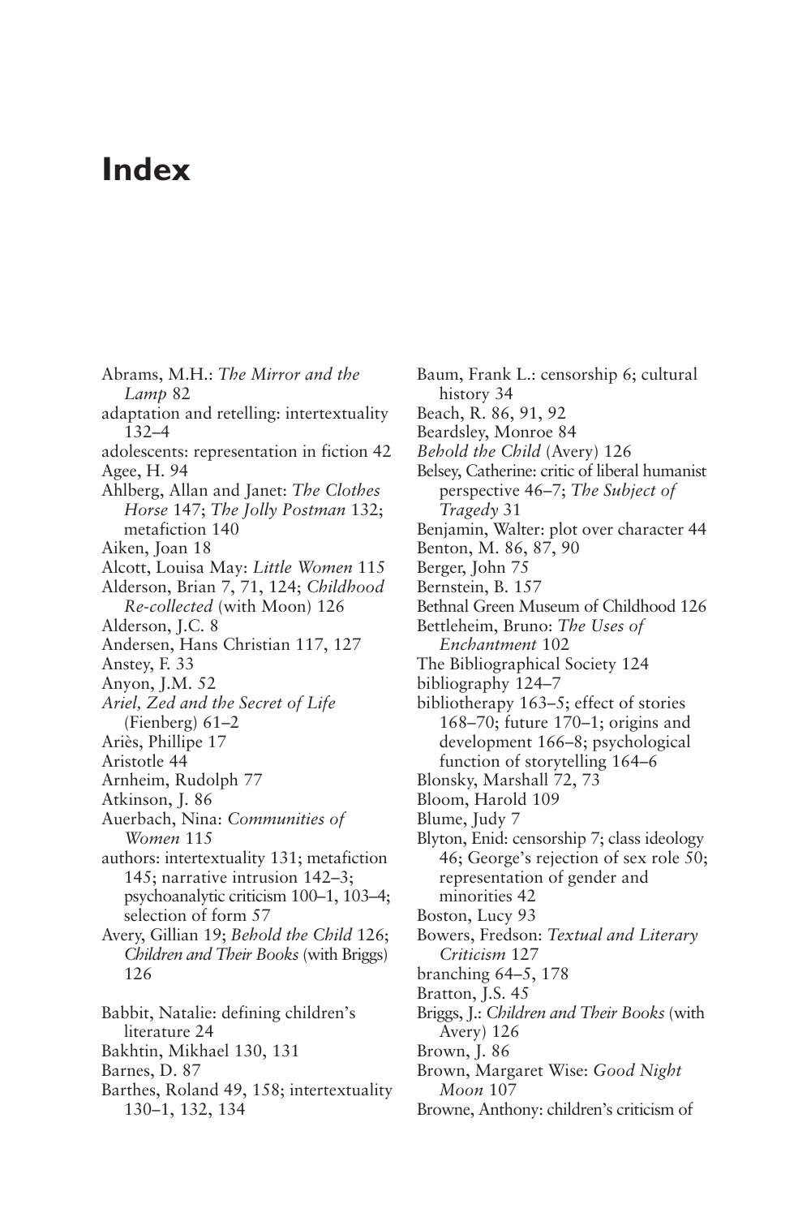# Index

Abrams, M.H.: *The Mirror and the Lamp* 82
adaptation and retelling: intertextuality 132–4
adolescents: representation in fiction 42
Agee, H. 94
Ahlberg, Allan and Janet: *The Clothes Horse* 147; *The Jolly Postman* 132; metafiction 140
Aiken, Joan 18
Alcott, Louisa May: *Little Women* 115
Alderson, Brian 7, 71, 124; *Childhood Re-collected* (with Moon) 126
Alderson, J.C. 8
Andersen, Hans Christian 117, 127
Anstey, F. 33
Anyon, J.M. 52
*Ariel, Zed and the Secret of Life* (Fienberg) 61–2
Ariès, Phillipe 17
Aristotle 44
Arnheim, Rudolph 77
Atkinson, J. 86
Auerbach, Nina: *Communities of Women* 115
authors: intertextuality 131; metafiction 145; narrative intrusion 142–3; psychoanalytic criticism 100–1, 103–4; selection of form 57
Avery, Gillian 19; *Behold the Child* 126; *Children and Their Books* (with Briggs) 126

Babbit, Natalie: defining children's literature 24
Bakhtin, Mikhael 130, 131
Barnes, D. 87
Barthes, Roland 49, 158; intertextuality 130–1, 132, 134
Baum, Frank L.: censorship 6; cultural history 34
Beach, R. 86, 91, 92
Beardsley, Monroe 84
*Behold the Child* (Avery) 126
Belsey, Catherine: critic of liberal humanist perspective 46–7; *The Subject of Tragedy* 31
Benjamin, Walter: plot over character 44
Benton, M. 86, 87, 90
Berger, John 75
Bernstein, B. 157
Bethnal Green Museum of Childhood 126
Bettleheim, Bruno: *The Uses of Enchantment* 102
The Bibliographical Society 124
bibliography 124–7
bibliotherapy 163–5; effect of stories 168–70; future 170–1; origins and development 166–8; psychological function of storytelling 164–6
Blonsky, Marshall 72, 73
Bloom, Harold 109
Blume, Judy 7
Blyton, Enid: censorship 7; class ideology 46; George's rejection of sex role 50; representation of gender and minorities 42
Boston, Lucy 93
Bowers, Fredson: *Textual and Literary Criticism* 127
branching 64–5, 178
Bratton, J.S. 45
Briggs, J.: *Children and Their Books* (with Avery) 126
Brown, J. 86
Brown, Margaret Wise: *Good Night Moon* 107
Browne, Anthony: children's criticism of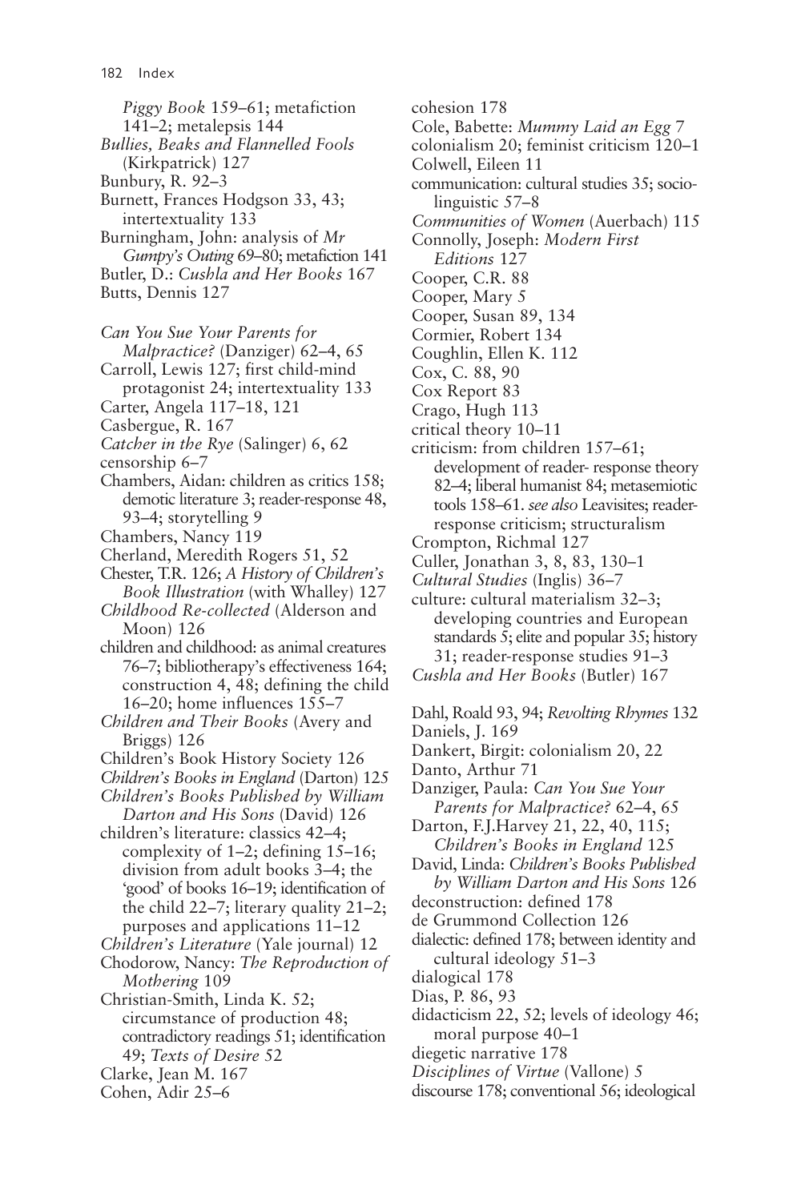*Piggy Book* 159–61; metafiction 141–2; metalepsis 144
*Bullies, Beaks and Flannelled Fools* (Kirkpatrick) 127
Bunbury, R. 92–3
Burnett, Frances Hodgson 33, 43; intertextuality 133
Burningham, John: analysis of *Mr Gumpy's Outing* 69–80; metafiction 141
Butler, D.: *Cushla and Her Books* 167
Butts, Dennis 127

*Can You Sue Your Parents for Malpractice?* (Danziger) 62–4, 65
Carroll, Lewis 127; first child-mind protagonist 24; intertextuality 133
Carter, Angela 117–18, 121
Casbergue, R. 167
*Catcher in the Rye* (Salinger) 6, 62
censorship 6–7
Chambers, Aidan: children as critics 158; demotic literature 3; reader-response 48, 93–4; storytelling 9
Chambers, Nancy 119
Cherland, Meredith Rogers 51, 52
Chester, T.R. 126; *A History of Children's Book Illustration* (with Whalley) 127
*Childhood Re-collected* (Alderson and Moon) 126
children and childhood: as animal creatures 76–7; bibliotherapy's effectiveness 164; construction 4, 48; defining the child 16–20; home influences 155–7
*Children and Their Books* (Avery and Briggs) 126
Children's Book History Society 126
*Children's Books in England* (Darton) 125
*Children's Books Published by William Darton and His Sons* (David) 126
children's literature: classics 42–4; complexity of 1–2; defining 15–16; division from adult books 3–4; the 'good' of books 16–19; identification of the child 22–7; literary quality 21–2; purposes and applications 11–12
*Children's Literature* (Yale journal) 12
Chodorow, Nancy: *The Reproduction of Mothering* 109
Christian-Smith, Linda K. 52; circumstance of production 48; contradictory readings 51; identification 49; *Texts of Desire* 52
Clarke, Jean M. 167
Cohen, Adir 25–6
cohesion 178
Cole, Babette: *Mummy Laid an Egg* 7
colonialism 20; feminist criticism 120–1
Colwell, Eileen 11
communication: cultural studies 35; socio-linguistic 57–8
*Communities of Women* (Auerbach) 115
Connolly, Joseph: *Modern First Editions* 127
Cooper, C.R. 88
Cooper, Mary 5
Cooper, Susan 89, 134
Cormier, Robert 134
Coughlin, Ellen K. 112
Cox, C. 88, 90
Cox Report 83
Crago, Hugh 113
critical theory 10–11
criticism: from children 157–61; development of reader- response theory 82–4; liberal humanist 84; metasemiotic tools 158–61. *see also* Leavisites; reader-response criticism; structuralism
Crompton, Richmal 127
Culler, Jonathan 3, 8, 83, 130–1
*Cultural Studies* (Inglis) 36–7
culture: cultural materialism 32–3; developing countries and European standards 5; elite and popular 35; history 31; reader-response studies 91–3
*Cushla and Her Books* (Butler) 167

Dahl, Roald 93, 94; *Revolting Rhymes* 132
Daniels, J. 169
Dankert, Birgit: colonialism 20, 22
Danto, Arthur 71
Danziger, Paula: *Can You Sue Your Parents for Malpractice?* 62–4, 65
Darton, F.J.Harvey 21, 22, 40, 115; *Children's Books in England* 125
David, Linda: *Children's Books Published by William Darton and His Sons* 126
deconstruction: defined 178
de Grummond Collection 126
dialectic: defined 178; between identity and cultural ideology 51–3
dialogical 178
Dias, P. 86, 93
didacticism 22, 52; levels of ideology 46; moral purpose 40–1
diegetic narrative 178
*Disciplines of Virtue* (Vallone) 5
discourse 178; conventional 56; ideological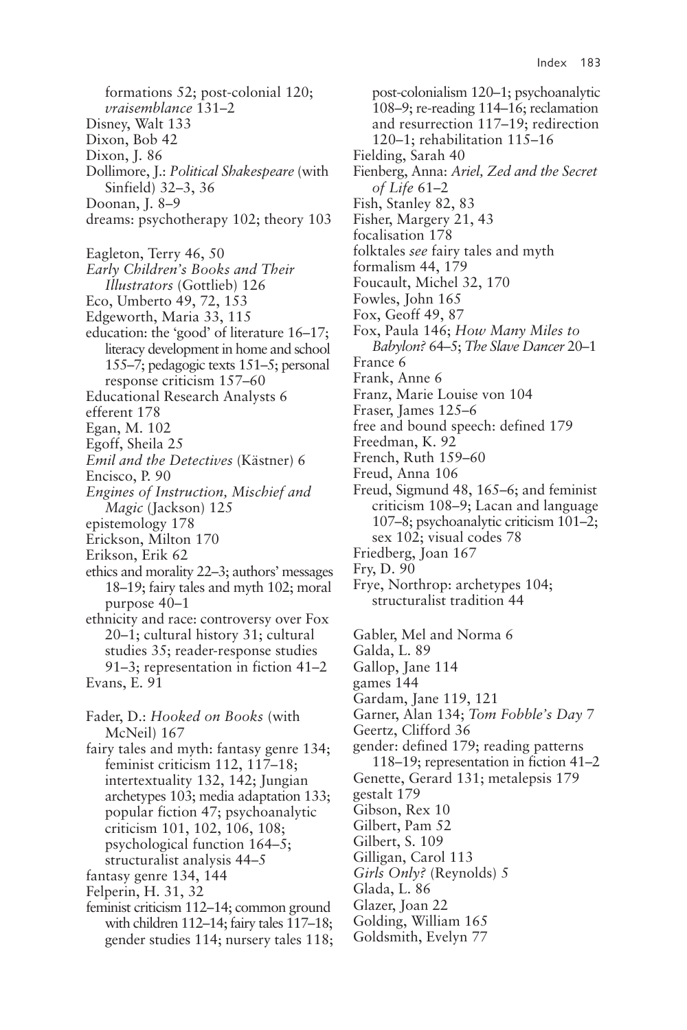formations 52; post-colonial 120; *vraisemblance* 131–2
Disney, Walt 133
Dixon, Bob 42
Dixon, J. 86
Dollimore, J.: *Political Shakespeare* (with Sinfield) 32–3, 36
Doonan, J. 8–9
dreams: psychotherapy 102; theory 103

Eagleton, Terry 46, 50
*Early Children's Books and Their Illustrators* (Gottlieb) 126
Eco, Umberto 49, 72, 153
Edgeworth, Maria 33, 115
education: the 'good' of literature 16–17; literacy development in home and school 155–7; pedagogic texts 151–5; personal response criticism 157–60
Educational Research Analysts 6
efferent 178
Egan, M. 102
Egoff, Sheila 25
*Emil and the Detectives* (Kästner) 6
Encisco, P. 90
*Engines of Instruction, Mischief and Magic* (Jackson) 125
epistemology 178
Erickson, Milton 170
Erikson, Erik 62
ethics and morality 22–3; authors' messages 18–19; fairy tales and myth 102; moral purpose 40–1
ethnicity and race: controversy over Fox 20–1; cultural history 31; cultural studies 35; reader-response studies 91–3; representation in fiction 41–2
Evans, E. 91

Fader, D.: *Hooked on Books* (with McNeil) 167
fairy tales and myth: fantasy genre 134; feminist criticism 112, 117–18; intertextuality 132, 142; Jungian archetypes 103; media adaptation 133; popular fiction 47; psychoanalytic criticism 101, 102, 106, 108; psychological function 164–5; structuralist analysis 44–5
fantasy genre 134, 144
Felperin, H. 31, 32
feminist criticism 112–14; common ground with children 112–14; fairy tales 117–18; gender studies 114; nursery tales 118; post-colonialism 120–1; psychoanalytic 108–9; re-reading 114–16; reclamation and resurrection 117–19; redirection 120–1; rehabilitation 115–16
Fielding, Sarah 40
Fienberg, Anna: *Ariel, Zed and the Secret of Life* 61–2
Fish, Stanley 82, 83
Fisher, Margery 21, 43
focalisation 178
folktales *see* fairy tales and myth
formalism 44, 179
Foucault, Michel 32, 170
Fowles, John 165
Fox, Geoff 49, 87
Fox, Paula 146; *How Many Miles to Babylon?* 64–5; *The Slave Dancer* 20–1
France 6
Frank, Anne 6
Franz, Marie Louise von 104
Fraser, James 125–6
free and bound speech: defined 179
Freedman, K. 92
French, Ruth 159–60
Freud, Anna 106
Freud, Sigmund 48, 165–6; and feminist criticism 108–9; Lacan and language 107–8; psychoanalytic criticism 101–2; sex 102; visual codes 78
Friedberg, Joan 167
Fry, D. 90
Frye, Northrop: archetypes 104; structuralist tradition 44

Gabler, Mel and Norma 6
Galda, L. 89
Gallop, Jane 114
games 144
Gardam, Jane 119, 121
Garner, Alan 134; *Tom Fobble's Day* 7
Geertz, Clifford 36
gender: defined 179; reading patterns 118–19; representation in fiction 41–2
Genette, Gerard 131; metalepsis 179
gestalt 179
Gibson, Rex 10
Gilbert, Pam 52
Gilbert, S. 109
Gilligan, Carol 113
*Girls Only?* (Reynolds) 5
Glada, L. 86
Glazer, Joan 22
Golding, William 165
Goldsmith, Evelyn 77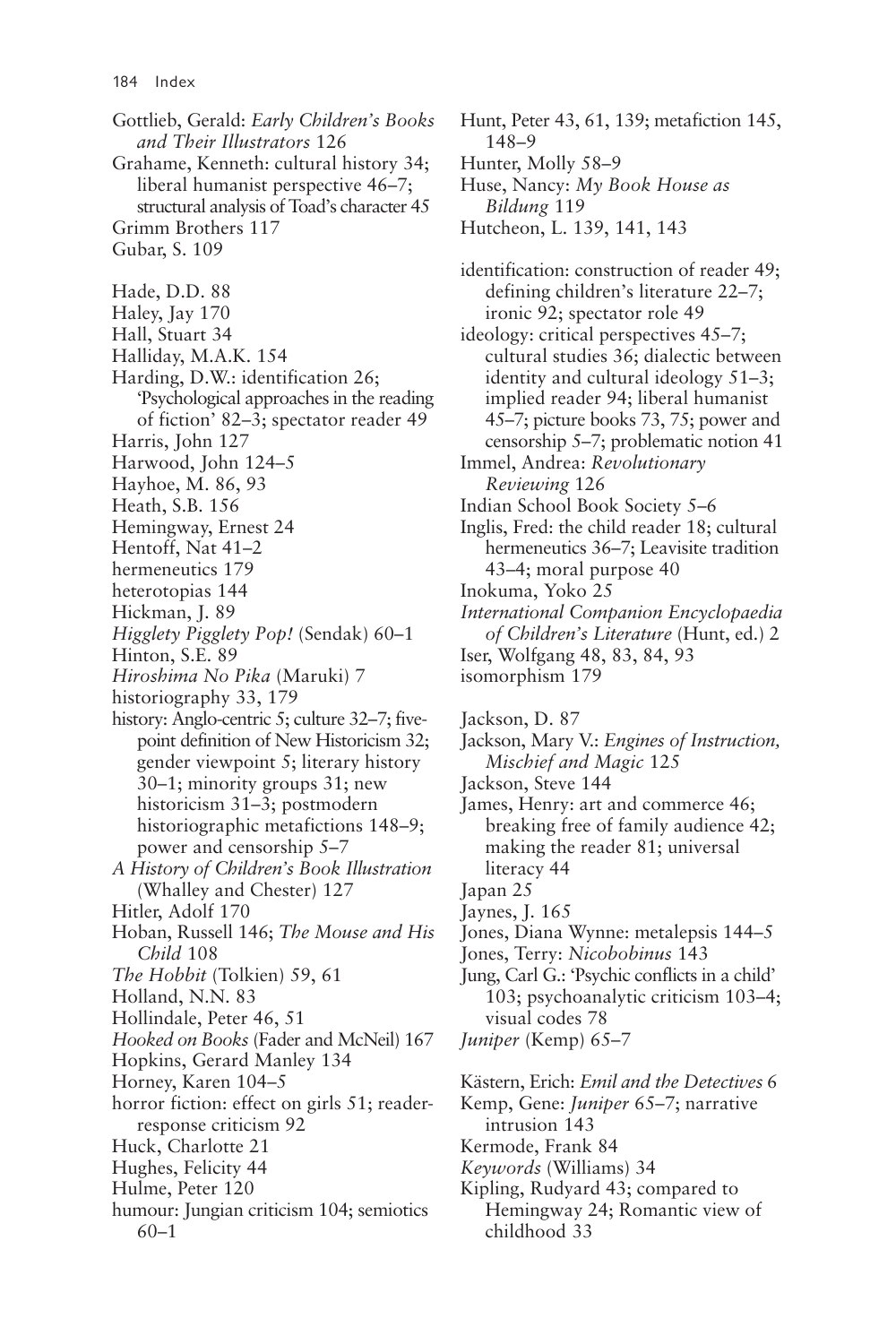Gottlieb, Gerald: *Early Children's Books and Their Illustrators* 126
Grahame, Kenneth: cultural history 34; liberal humanist perspective 46–7; structural analysis of Toad's character 45
Grimm Brothers 117
Gubar, S. 109

Hade, D.D. 88
Haley, Jay 170
Hall, Stuart 34
Halliday, M.A.K. 154
Harding, D.W.: identification 26; 'Psychological approaches in the reading of fiction' 82–3; spectator reader 49
Harris, John 127
Harwood, John 124–5
Hayhoe, M. 86, 93
Heath, S.B. 156
Hemingway, Ernest 24
Hentoff, Nat 41–2
hermeneutics 179
heterotopias 144
Hickman, J. 89
*Higglety Pigglety Pop!* (Sendak) 60–1
Hinton, S.E. 89
*Hiroshima No Pika* (Maruki) 7
historiography 33, 179
history: Anglo-centric 5; culture 32–7; five-point definition of New Historicism 32; gender viewpoint 5; literary history 30–1; minority groups 31; new historicism 31–3; postmodern historiographic metafictions 148–9; power and censorship 5–7
*A History of Children's Book Illustration* (Whalley and Chester) 127
Hitler, Adolf 170
Hoban, Russell 146; *The Mouse and His Child* 108
*The Hobbit* (Tolkien) 59, 61
Holland, N.N. 83
Hollindale, Peter 46, 51
*Hooked on Books* (Fader and McNeil) 167
Hopkins, Gerard Manley 134
Horney, Karen 104–5
horror fiction: effect on girls 51; reader-response criticism 92
Huck, Charlotte 21
Hughes, Felicity 44
Hulme, Peter 120
humour: Jungian criticism 104; semiotics 60–1
Hunt, Peter 43, 61, 139; metafiction 145, 148–9
Hunter, Molly 58–9
Huse, Nancy: *My Book House as Bildung* 119
Hutcheon, L. 139, 141, 143

identification: construction of reader 49; defining children's literature 22–7; ironic 92; spectator role 49
ideology: critical perspectives 45–7; cultural studies 36; dialectic between identity and cultural ideology 51–3; implied reader 94; liberal humanist 45–7; picture books 73, 75; power and censorship 5–7; problematic notion 41
Immel, Andrea: *Revolutionary Reviewing* 126
Indian School Book Society 5–6
Inglis, Fred: the child reader 18; cultural hermeneutics 36–7; Leavisite tradition 43–4; moral purpose 40
Inokuma, Yoko 25
*International Companion Encyclopaedia of Children's Literature* (Hunt, ed.) 2
Iser, Wolfgang 48, 83, 84, 93
isomorphism 179

Jackson, D. 87
Jackson, Mary V.: *Engines of Instruction, Mischief and Magic* 125
Jackson, Steve 144
James, Henry: art and commerce 46; breaking free of family audience 42; making the reader 81; universal literacy 44
Japan 25
Jaynes, J. 165
Jones, Diana Wynne: metalepsis 144–5
Jones, Terry: *Nicobobinus* 143
Jung, Carl G.: 'Psychic conflicts in a child' 103; psychoanalytic criticism 103–4; visual codes 78
*Juniper* (Kemp) 65–7

Kästern, Erich: *Emil and the Detectives* 6
Kemp, Gene: *Juniper* 65–7; narrative intrusion 143
Kermode, Frank 84
*Keywords* (Williams) 34
Kipling, Rudyard 43; compared to Hemingway 24; Romantic view of childhood 33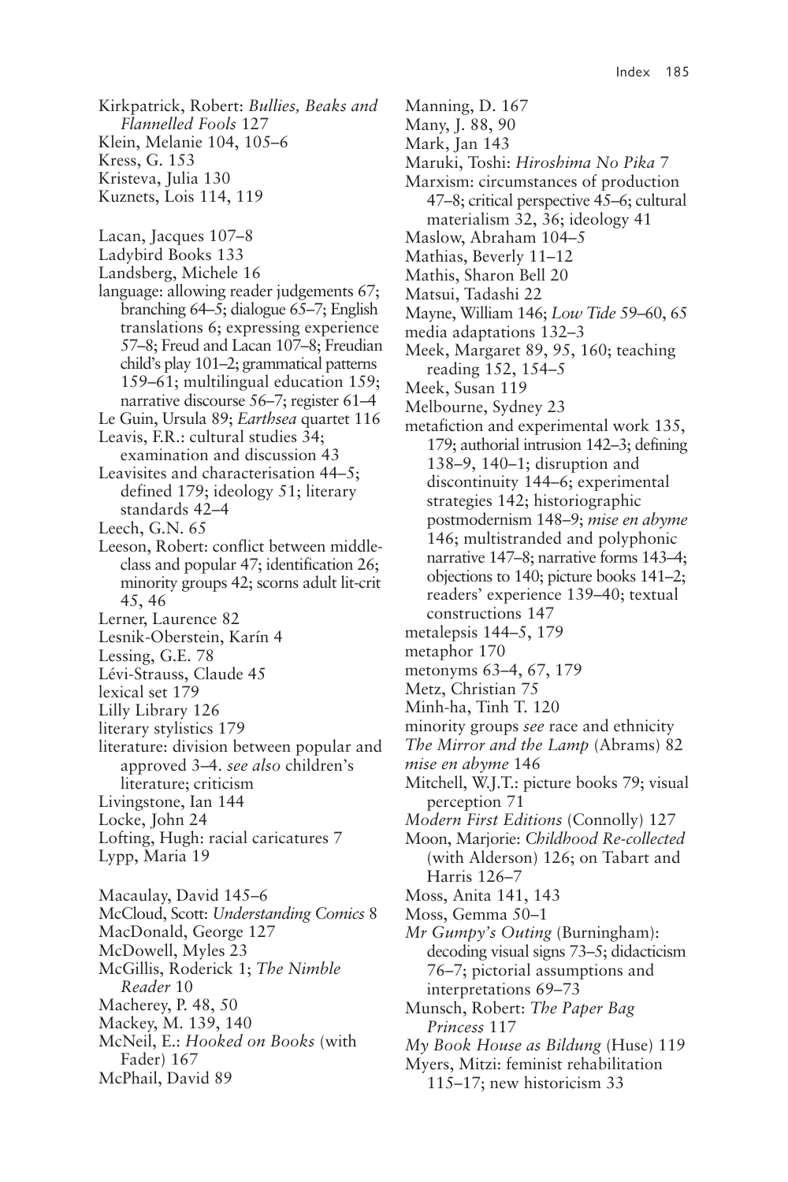Kirkpatrick, Robert: *Bullies, Beaks and Flannelled Fools* 127
Klein, Melanie 104, 105–6
Kress, G. 153
Kristeva, Julia 130
Kuznets, Lois 114, 119

Lacan, Jacques 107–8
Ladybird Books 133
Landsberg, Michele 16
language: allowing reader judgements 67; branching 64–5; dialogue 65–7; English translations 6; expressing experience 57–8; Freud and Lacan 107–8; Freudian child's play 101–2; grammatical patterns 159–61; multilingual education 159; narrative discourse 56–7; register 61–4
Le Guin, Ursula 89; *Earthsea* quartet 116
Leavis, F.R.: cultural studies 34; examination and discussion 43
Leavisites and characterisation 44–5; defined 179; ideology 51; literary standards 42–4
Leech, G.N. 65
Leeson, Robert: conflict between middle-class and popular 47; identification 26; minority groups 42; scorns adult lit-crit 45, 46
Lerner, Laurence 82
Lesnik-Oberstein, Karín 4
Lessing, G.E. 78
Lévi-Strauss, Claude 45
lexical set 179
Lilly Library 126
literary stylistics 179
literature: division between popular and approved 3–4. *see also* children's literature; criticism
Livingstone, Ian 144
Locke, John 24
Lofting, Hugh: racial caricatures 7
Lypp, Maria 19

Macaulay, David 145–6
McCloud, Scott: *Understanding Comics* 8
MacDonald, George 127
McDowell, Myles 23
McGillis, Roderick 1; *The Nimble Reader* 10
Macherey, P. 48, 50
Mackey, M. 139, 140
McNeil, E.: *Hooked on Books* (with Fader) 167
McPhail, David 89
Manning, D. 167
Many, J. 88, 90
Mark, Jan 143
Maruki, Toshi: *Hiroshima No Pika* 7
Marxism: circumstances of production 47–8; critical perspective 45–6; cultural materialism 32, 36; ideology 41
Maslow, Abraham 104–5
Mathias, Beverly 11–12
Mathis, Sharon Bell 20
Matsui, Tadashi 22
Mayne, William 146; *Low Tide* 59–60, 65
media adaptations 132–3
Meek, Margaret 89, 95, 160; teaching reading 152, 154–5
Meek, Susan 119
Melbourne, Sydney 23
metafiction and experimental work 135, 179; authorial intrusion 142–3; defining 138–9, 140–1; disruption and discontinuity 144–6; experimental strategies 142; historiographic postmodernism 148–9; *mise en abyme* 146; multistranded and polyphonic narrative 147–8; narrative forms 143–4; objections to 140; picture books 141–2; readers' experience 139–40; textual constructions 147
metalepsis 144–5, 179
metaphor 170
metonyms 63–4, 67, 179
Metz, Christian 75
Minh-ha, Tinh T. 120
minority groups *see* race and ethnicity
*The Mirror and the Lamp* (Abrams) 82
*mise en abyme* 146
Mitchell, W.J.T.: picture books 79; visual perception 71
*Modern First Editions* (Connolly) 127
Moon, Marjorie: *Childhood Re-collected* (with Alderson) 126; on Tabart and Harris 126–7
Moss, Anita 141, 143
Moss, Gemma 50–1
*Mr Gumpy's Outing* (Burningham): decoding visual signs 73–5; didacticism 76–7; pictorial assumptions and interpretations 69–73
Munsch, Robert: *The Paper Bag Princess* 117
*My Book House as Bildung* (Huse) 119
Myers, Mitzi: feminist rehabilitation 115–17; new historicism 33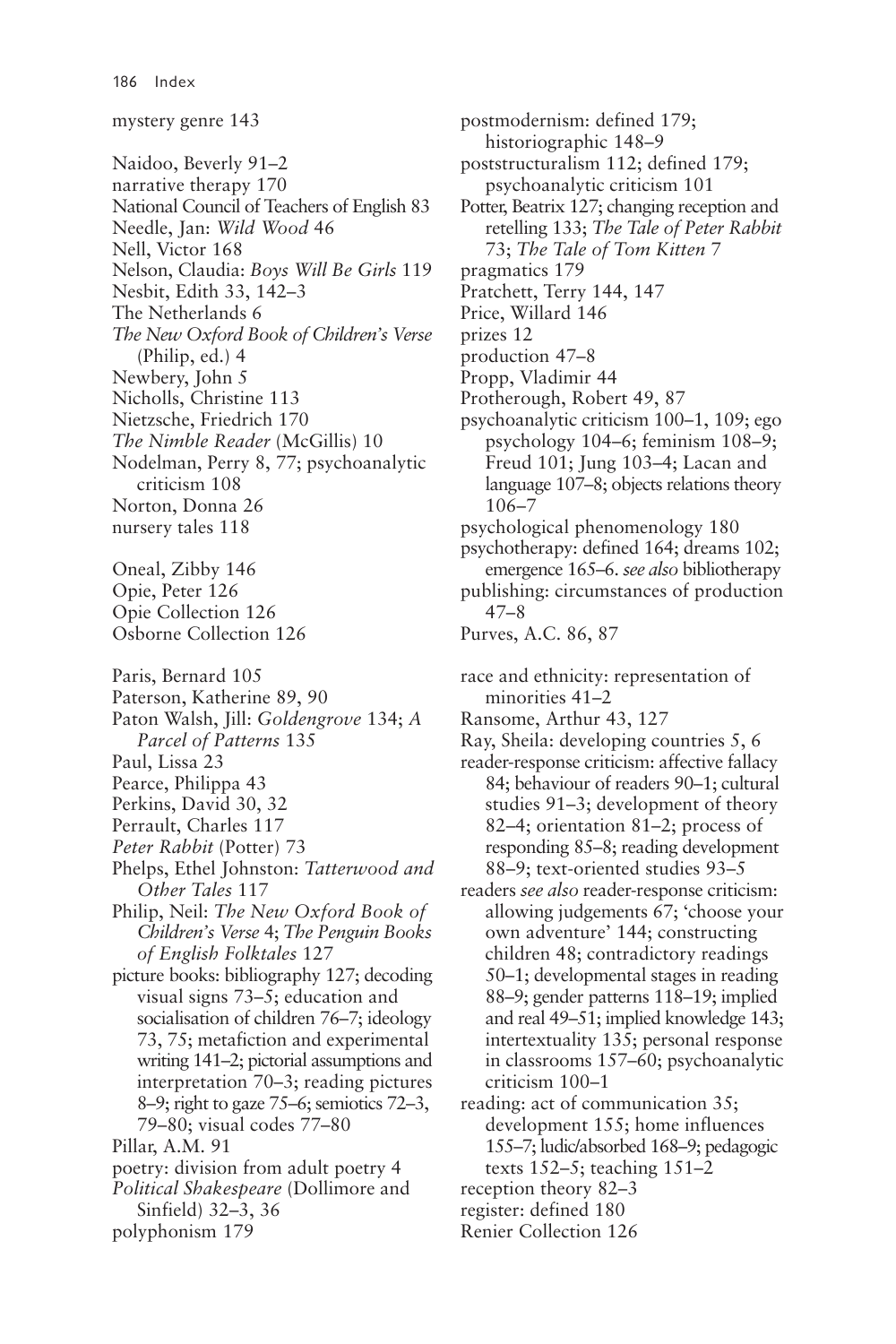mystery genre 143

Naidoo, Beverly 91–2
narrative therapy 170
National Council of Teachers of English 83
Needle, Jan: *Wild Wood* 46
Nell, Victor 168
Nelson, Claudia: *Boys Will Be Girls* 119
Nesbit, Edith 33, 142–3
The Netherlands 6
*The New Oxford Book of Children's Verse* (Philip, ed.) 4
Newbery, John 5
Nicholls, Christine 113
Nietzsche, Friedrich 170
*The Nimble Reader* (McGillis) 10
Nodelman, Perry 8, 77; psychoanalytic criticism 108
Norton, Donna 26
nursery tales 118

Oneal, Zibby 146
Opie, Peter 126
Opie Collection 126
Osborne Collection 126

Paris, Bernard 105
Paterson, Katherine 89, 90
Paton Walsh, Jill: *Goldengrove* 134; *A Parcel of Patterns* 135
Paul, Lissa 23
Pearce, Philippa 43
Perkins, David 30, 32
Perrault, Charles 117
*Peter Rabbit* (Potter) 73
Phelps, Ethel Johnston: *Tatterwood and Other Tales* 117
Philip, Neil: *The New Oxford Book of Children's Verse* 4; *The Penguin Books of English Folktales* 127
picture books: bibliography 127; decoding visual signs 73–5; education and socialisation of children 76–7; ideology 73, 75; metafiction and experimental writing 141–2; pictorial assumptions and interpretation 70–3; reading pictures 8–9; right to gaze 75–6; semiotics 72–3, 79–80; visual codes 77–80
Pillar, A.M. 91
poetry: division from adult poetry 4
*Political Shakespeare* (Dollimore and Sinfield) 32–3, 36
polyphonism 179
postmodernism: defined 179; historiographic 148–9
poststructuralism 112; defined 179; psychoanalytic criticism 101
Potter, Beatrix 127; changing reception and retelling 133; *The Tale of Peter Rabbit* 73; *The Tale of Tom Kitten* 7
pragmatics 179
Pratchett, Terry 144, 147
Price, Willard 146
prizes 12
production 47–8
Propp, Vladimir 44
Protherough, Robert 49, 87
psychoanalytic criticism 100–1, 109; ego psychology 104–6; feminism 108–9; Freud 101; Jung 103–4; Lacan and language 107–8; objects relations theory 106–7
psychological phenomenology 180
psychotherapy: defined 164; dreams 102; emergence 165–6. *see also* bibliotherapy
publishing: circumstances of production 47–8
Purves, A.C. 86, 87

race and ethnicity: representation of minorities 41–2
Ransome, Arthur 43, 127
Ray, Sheila: developing countries 5, 6
reader-response criticism: affective fallacy 84; behaviour of readers 90–1; cultural studies 91–3; development of theory 82–4; orientation 81–2; process of responding 85–8; reading development 88–9; text-oriented studies 93–5
readers *see also* reader-response criticism: allowing judgements 67; 'choose your own adventure' 144; constructing children 48; contradictory readings 50–1; developmental stages in reading 88–9; gender patterns 118–19; implied and real 49–51; implied knowledge 143; intertextuality 135; personal response in classrooms 157–60; psychoanalytic criticism 100–1
reading: act of communication 35; development 155; home influences 155–7; ludic/absorbed 168–9; pedagogic texts 152–5; teaching 151–2
reception theory 82–3
register: defined 180
Renier Collection 126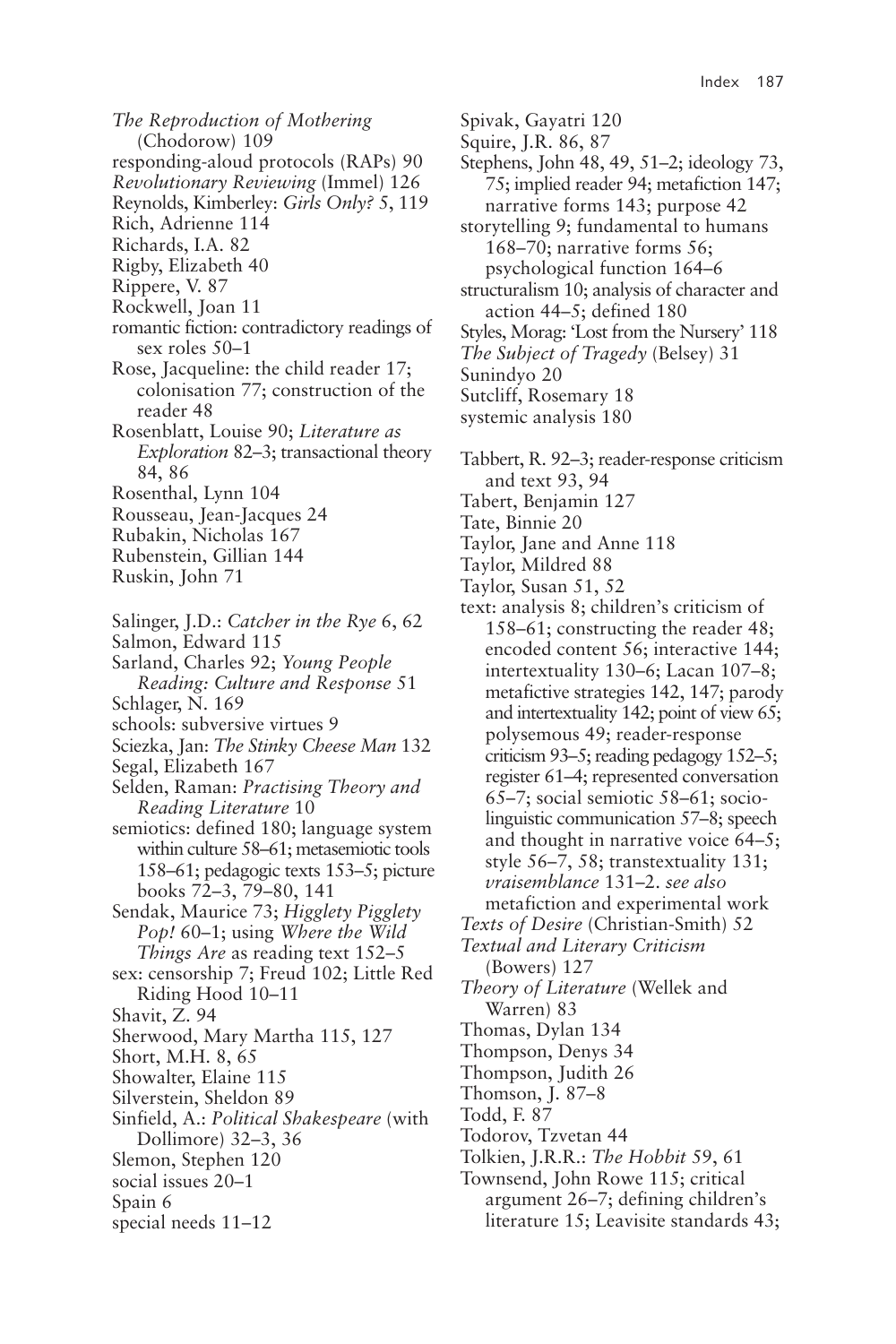*The Reproduction of Mothering* (Chodorow) 109
responding-aloud protocols (RAPs) 90
*Revolutionary Reviewing* (Immel) 126
Reynolds, Kimberley: *Girls Only?* 5, 119
Rich, Adrienne 114
Richards, I.A. 82
Rigby, Elizabeth 40
Rippere, V. 87
Rockwell, Joan 11
romantic fiction: contradictory readings of sex roles 50–1
Rose, Jacqueline: the child reader 17; colonisation 77; construction of the reader 48
Rosenblatt, Louise 90; *Literature as Exploration* 82–3; transactional theory 84, 86
Rosenthal, Lynn 104
Rousseau, Jean-Jacques 24
Rubakin, Nicholas 167
Rubenstein, Gillian 144
Ruskin, John 71

Salinger, J.D.: *Catcher in the Rye* 6, 62
Salmon, Edward 115
Sarland, Charles 92; *Young People Reading: Culture and Response* 51
Schlager, N. 169
schools: subversive virtues 9
Sciezka, Jan: *The Stinky Cheese Man* 132
Segal, Elizabeth 167
Selden, Raman: *Practising Theory and Reading Literature* 10
semiotics: defined 180; language system within culture 58–61; metasemiotic tools 158–61; pedagogic texts 153–5; picture books 72–3, 79–80, 141
Sendak, Maurice 73; *Higglety Pigglety Pop!* 60–1; using *Where the Wild Things Are* as reading text 152–5
sex: censorship 7; Freud 102; Little Red Riding Hood 10–11
Shavit, Z. 94
Sherwood, Mary Martha 115, 127
Short, M.H. 8, 65
Showalter, Elaine 115
Silverstein, Sheldon 89
Sinfield, A.: *Political Shakespeare* (with Dollimore) 32–3, 36
Slemon, Stephen 120
social issues 20–1
Spain 6
special needs 11–12
Spivak, Gayatri 120
Squire, J.R. 86, 87
Stephens, John 48, 49, 51–2; ideology 73, 75; implied reader 94; metafiction 147; narrative forms 143; purpose 42
storytelling 9; fundamental to humans 168–70; narrative forms 56; psychological function 164–6
structuralism 10; analysis of character and action 44–5; defined 180
Styles, Morag: 'Lost from the Nursery' 118
*The Subject of Tragedy* (Belsey) 31
Sunindyo 20
Sutcliff, Rosemary 18
systemic analysis 180

Tabbert, R. 92–3; reader-response criticism and text 93, 94
Tabert, Benjamin 127
Tate, Binnie 20
Taylor, Jane and Anne 118
Taylor, Mildred 88
Taylor, Susan 51, 52
text: analysis 8; children's criticism of 158–61; constructing the reader 48; encoded content 56; interactive 144; intertextuality 130–6; Lacan 107–8; metafictive strategies 142, 147; parody and intertextuality 142; point of view 65; polysemous 49; reader-response criticism 93–5; reading pedagogy 152–5; register 61–4; represented conversation 65–7; social semiotic 58–61; socio-linguistic communication 57–8; speech and thought in narrative voice 64–5; style 56–7, 58; transtextuality 131; *vraisemblance* 131–2. *see also* metafiction and experimental work
*Texts of Desire* (Christian-Smith) 52
*Textual and Literary Criticism* (Bowers) 127
*Theory of Literature* (Wellek and Warren) 83
Thomas, Dylan 134
Thompson, Denys 34
Thompson, Judith 26
Thomson, J. 87–8
Todd, F. 87
Todorov, Tzvetan 44
Tolkien, J.R.R.: *The Hobbit* 59, 61
Townsend, John Rowe 115; critical argument 26–7; defining children's literature 15; Leavisite standards 43;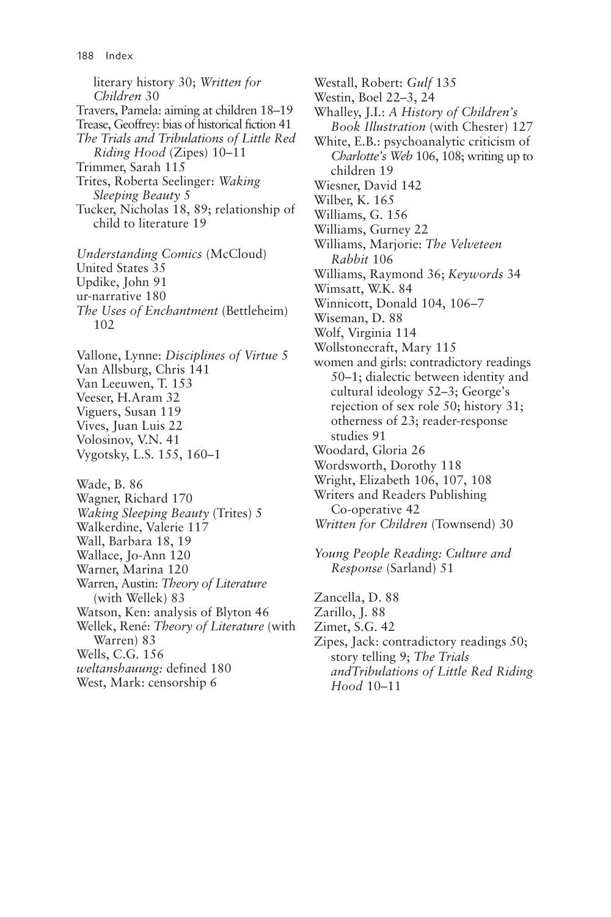literary history 30; *Written for Children* 30
Travers, Pamela: aiming at children 18–19
Trease, Geoffrey: bias of historical fiction 41
*The Trials and Tribulations of Little Red Riding Hood* (Zipes) 10–11
Trimmer, Sarah 115
Trites, Roberta Seelinger: *Waking Sleeping Beauty* 5
Tucker, Nicholas 18, 89; relationship of child to literature 19

*Understanding Comics* (McCloud)
United States 35
Updike, John 91
ur-narrative 180
*The Uses of Enchantment* (Bettleheim) 102

Vallone, Lynne: *Disciplines of Virtue* 5
Van Allsburg, Chris 141
Van Leeuwen, T. 153
Veeser, H.Aram 32
Viguers, Susan 119
Vives, Juan Luis 22
Volosinov, V.N. 41
Vygotsky, L.S. 155, 160–1

Wade, B. 86
Wagner, Richard 170
*Waking Sleeping Beauty* (Trites) 5
Walkerdine, Valerie 117
Wall, Barbara 18, 19
Wallace, Jo-Ann 120
Warner, Marina 120
Warren, Austin: *Theory of Literature* (with Wellek) 83
Watson, Ken: analysis of Blyton 46
Wellek, René: *Theory of Literature* (with Warren) 83
Wells, C.G. 156
*weltanshauung:* defined 180
West, Mark: censorship 6
Westall, Robert: *Gulf* 135
Westin, Boel 22–3, 24
Whalley, J.I.: *A History of Children's Book Illustration* (with Chester) 127
White, E.B.: psychoanalytic criticism of *Charlotte's Web* 106, 108; writing up to children 19
Wiesner, David 142
Wilber, K. 165
Williams, G. 156
Williams, Gurney 22
Williams, Marjorie: *The Velveteen Rabbit* 106
Williams, Raymond 36; *Keywords* 34
Wimsatt, W.K. 84
Winnicott, Donald 104, 106–7
Wiseman, D. 88
Wolf, Virginia 114
Wollstonecraft, Mary 115
women and girls: contradictory readings 50–1; dialectic between identity and cultural ideology 52–3; George's rejection of sex role 50; history 31; otherness of 23; reader-response studies 91
Woodard, Gloria 26
Wordsworth, Dorothy 118
Wright, Elizabeth 106, 107, 108
Writers and Readers Publishing Co-operative 42
*Written for Children* (Townsend) 30

*Young People Reading: Culture and Response* (Sarland) 51

Zancella, D. 88
Zarillo, J. 88
Zimet, S.G. 42
Zipes, Jack: contradictory readings 50; story telling 9; *The Trials andTribulations of Little Red Riding Hood* 10–11